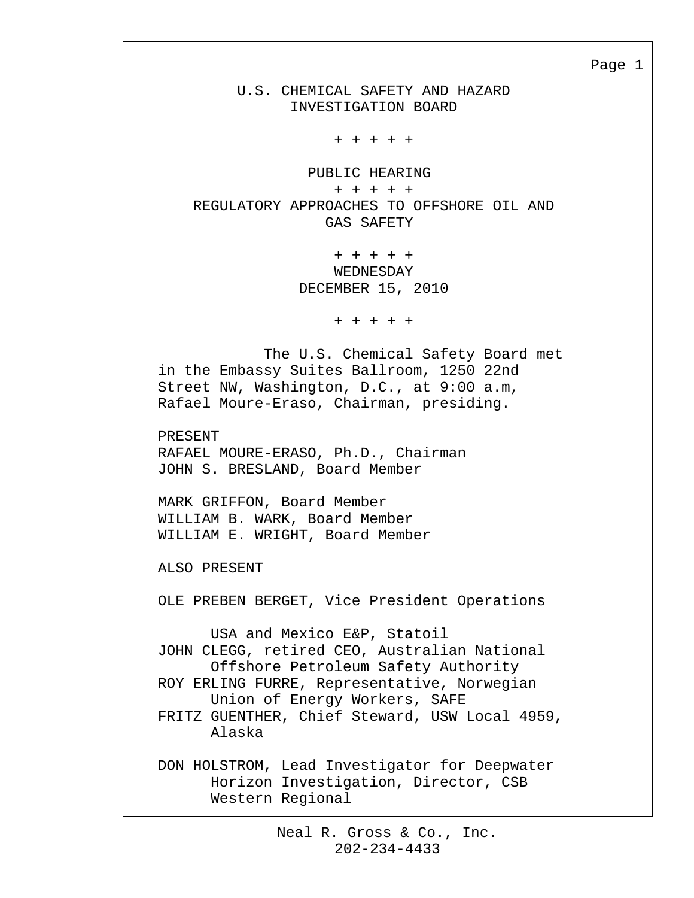# U.S. CHEMICAL SAFETY AND HAZARD INVESTIGATION BOARD

+ + + + +

## PUBLIC HEARING

+ + + + +

## REGULATORY APPROACHES TO OFFSHORE OIL AND GAS SAFETY

+ + + + +

WEDNESDAY
DECEMBER 15, 2010

+ + + + +

The U.S. Chemical Safety Board met in the Embassy Suites Ballroom, 1250 22nd Street NW, Washington, D.C., at 9:00 a.m, Rafael Moure-Eraso, Chairman, presiding.

PRESENT

RAFAEL MOURE-ERASO, Ph.D., Chairman
JOHN S. BRESLAND, Board Member

MARK GRIFFON, Board Member
WILLIAM B. WARK, Board Member
WILLIAM E. WRIGHT, Board Member

ALSO PRESENT

OLE PREBEN BERGET, Vice President Operations USA and Mexico E&P, Statoil
JOHN CLEGG, retired CEO, Australian National Offshore Petroleum Safety Authority
ROY ERLING FURRE, Representative, Norwegian Union of Energy Workers, SAFE
FRITZ GUENTHER, Chief Steward, USW Local 4959, Alaska

DON HOLSTROM, Lead Investigator for Deepwater Horizon Investigation, Director, CSB Western Regional

Neal R. Gross & Co., Inc.
202-234-4433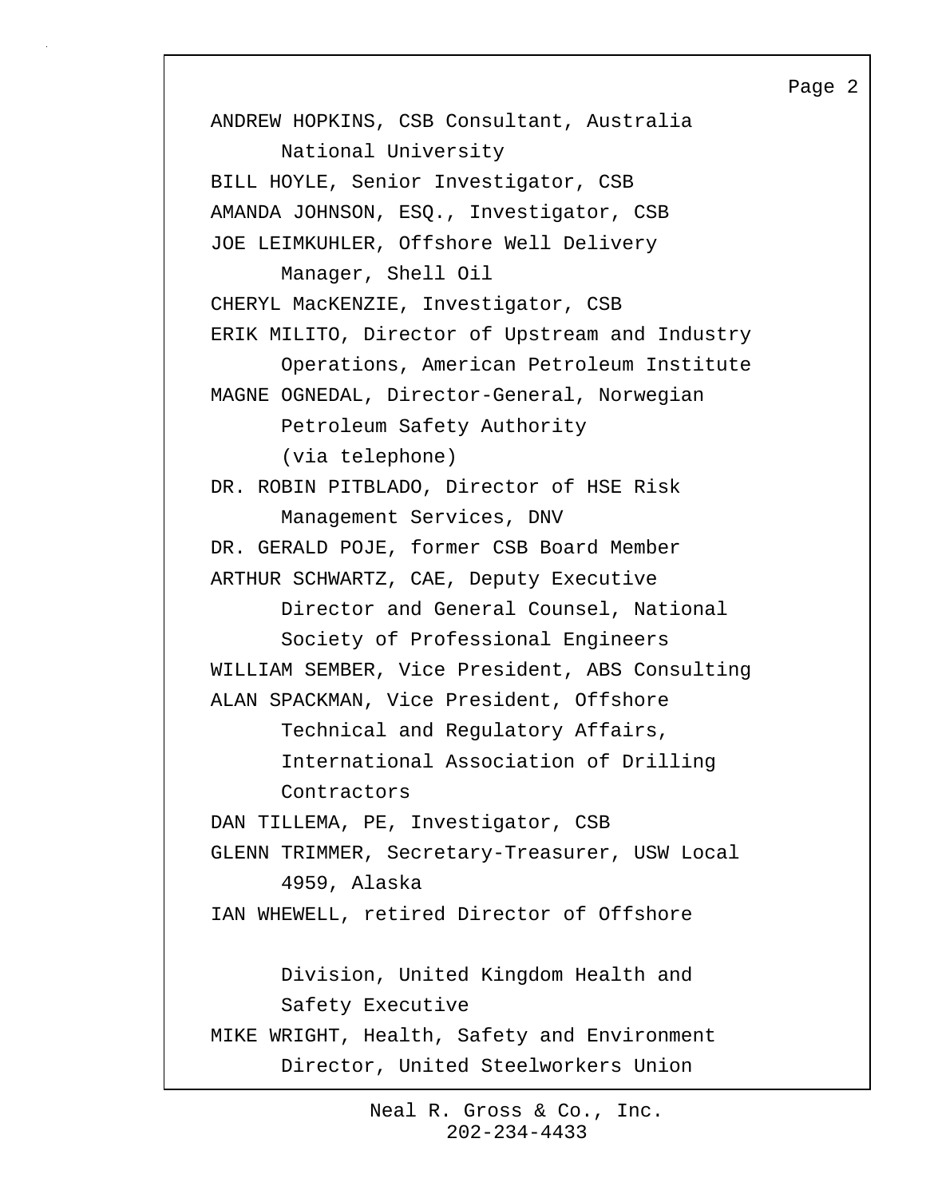ANDREW HOPKINS, CSB Consultant, Australia National University

BILL HOYLE, Senior Investigator, CSB

AMANDA JOHNSON, ESQ., Investigator, CSB

JOE LEIMKUHLER, Offshore Well Delivery Manager, Shell Oil

CHERYL MacKENZIE, Investigator, CSB

ERIK MILITO, Director of Upstream and Industry Operations, American Petroleum Institute

MAGNE OGNEDAL, Director-General, Norwegian Petroleum Safety Authority (via telephone)

DR. ROBIN PITBLADO, Director of HSE Risk Management Services, DNV

DR. GERALD POJE, former CSB Board Member

ARTHUR SCHWARTZ, CAE, Deputy Executive Director and General Counsel, National Society of Professional Engineers

WILLIAM SEMBER, Vice President, ABS Consulting

ALAN SPACKMAN, Vice President, Offshore Technical and Regulatory Affairs, International Association of Drilling Contractors

DAN TILLEMA, PE, Investigator, CSB

GLENN TRIMMER, Secretary-Treasurer, USW Local 4959, Alaska

IAN WHEWELL, retired Director of Offshore Division, United Kingdom Health and Safety Executive

MIKE WRIGHT, Health, Safety and Environment Director, United Steelworkers Union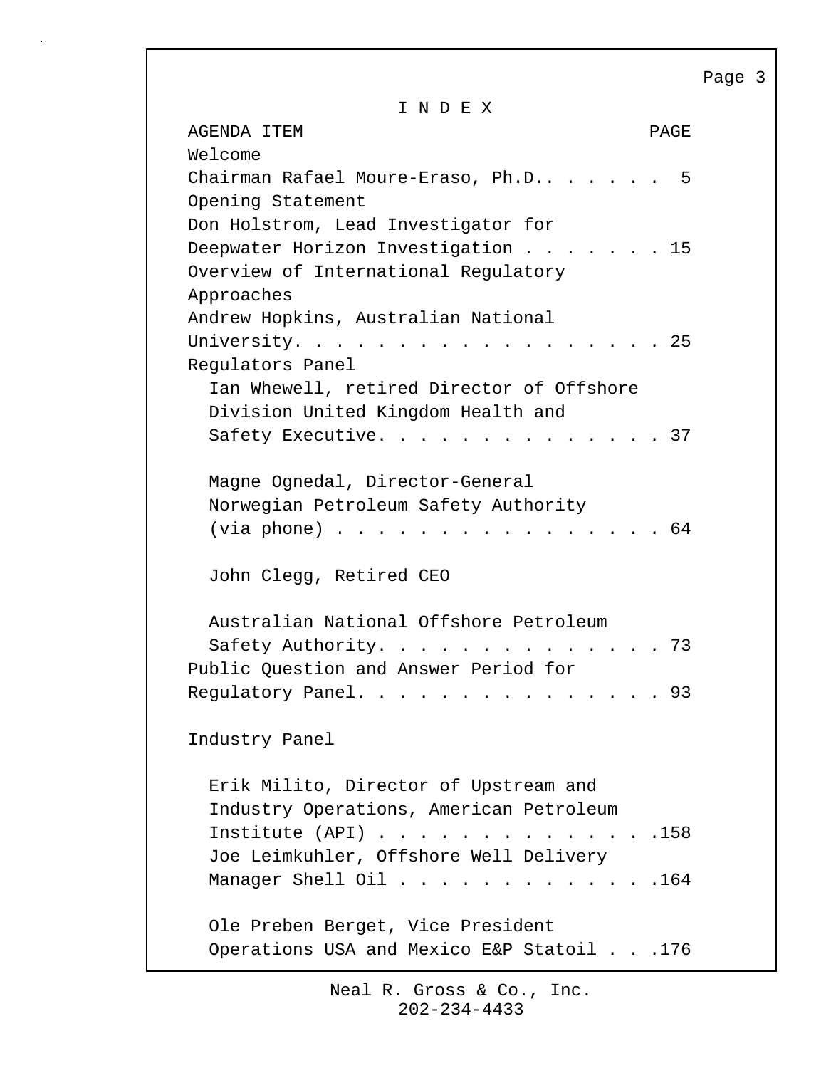# I N D E X

| AGENDA ITEM | PAGE |
| --- | --- |
| Welcome<br>Chairman Rafael Moure-Eraso, Ph.D. | 5 |
| Opening Statement<br>Don Holstrom, Lead Investigator for Deepwater Horizon Investigation | 15 |
| Overview of International Regulatory Approaches<br>Andrew Hopkins, Australian National University | 25 |
| Regulators Panel | |
| Ian Whewell, retired Director of Offshore Division United Kingdom Health and Safety Executive | 37 |
| Magne Ognedal, Director-General Norwegian Petroleum Safety Authority (via phone) | 64 |
| John Clegg, Retired CEO<br>Australian National Offshore Petroleum Safety Authority | 73 |
| Public Question and Answer Period for Regulatory Panel | 93 |
| Industry Panel | |
| Erik Milito, Director of Upstream and Industry Operations, American Petroleum Institute (API) | 158 |
| Joe Leimkuhler, Offshore Well Delivery Manager Shell Oil | 164 |
| Ole Preben Berget, Vice President Operations USA and Mexico E&P Statoil | 176 |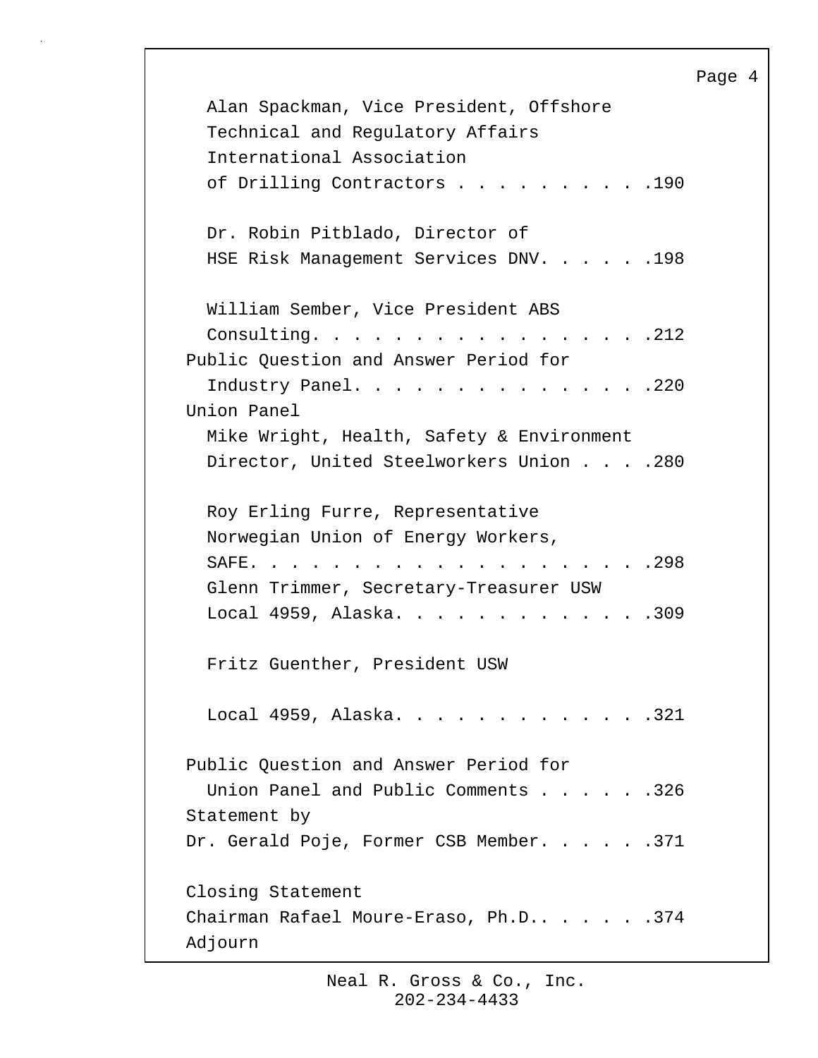Alan Spackman, Vice President, Offshore
Technical and Regulatory Affairs
International Association
of Drilling Contractors . . . . . . . . . .190

Dr. Robin Pitblado, Director of
HSE Risk Management Services DNV. . . . . .198

William Sember, Vice President ABS
Consulting. . . . . . . . . . . . . . . . .212

Public Question and Answer Period for
Industry Panel. . . . . . . . . . . . . . .220

Union Panel

Mike Wright, Health, Safety & Environment
Director, United Steelworkers Union . . . .280

Roy Erling Furre, Representative
Norwegian Union of Energy Workers,
SAFE. . . . . . . . . . . . . . . . . . . .298

Glenn Trimmer, Secretary-Treasurer USW
Local 4959, Alaska. . . . . . . . . . . . .309

Fritz Guenther, President USW

Local 4959, Alaska. . . . . . . . . . . . .321

Public Question and Answer Period for
Union Panel and Public Comments . . . . . .326

Statement by
Dr. Gerald Poje, Former CSB Member. . . . . .371

Closing Statement
Chairman Rafael Moure-Eraso, Ph.D.. . . . . .374

Adjourn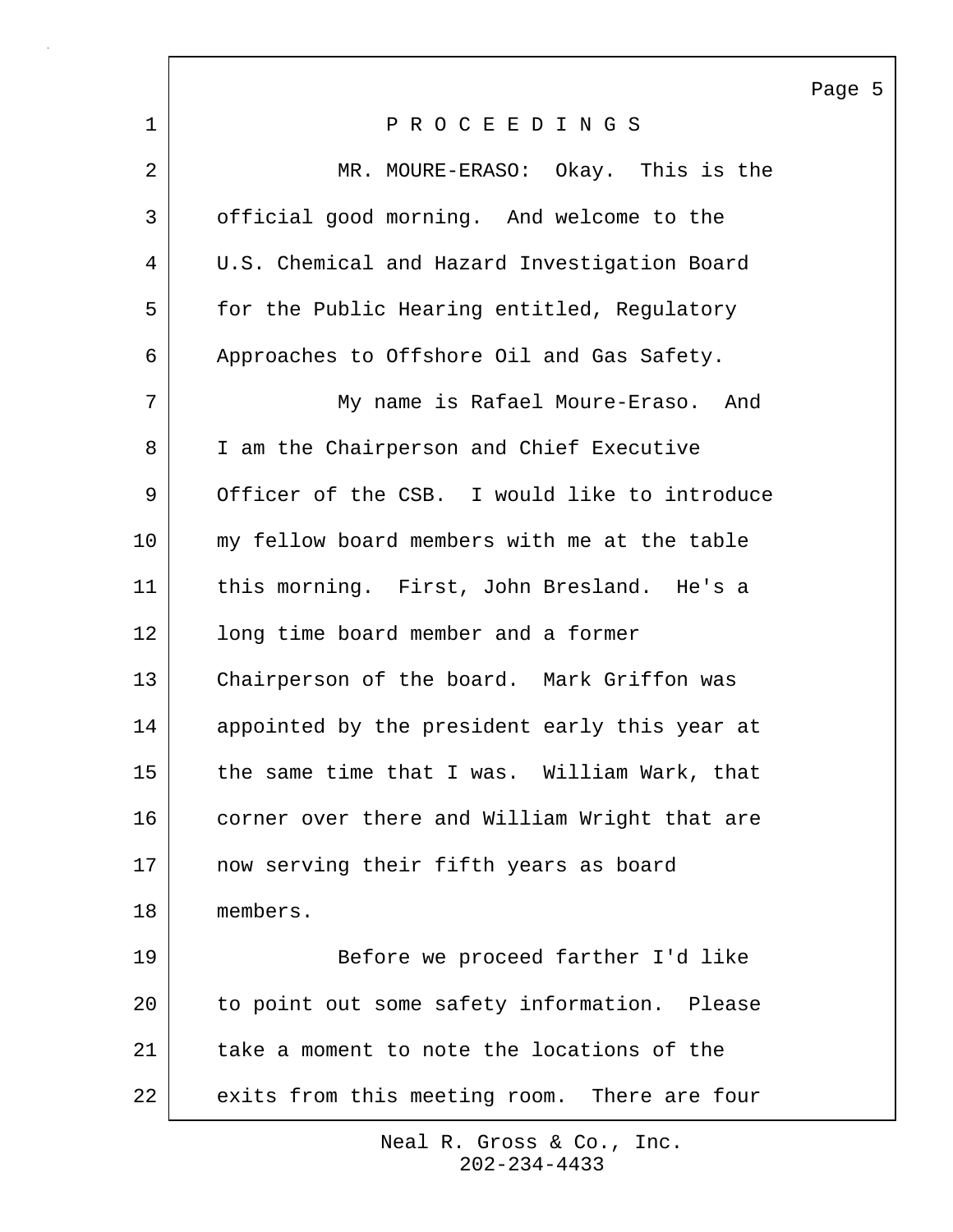P R O C E E D I N G S

MR. MOURE-ERASO: Okay. This is the official good morning. And welcome to the U.S. Chemical and Hazard Investigation Board for the Public Hearing entitled, Regulatory Approaches to Offshore Oil and Gas Safety.

My name is Rafael Moure-Eraso. And I am the Chairperson and Chief Executive Officer of the CSB. I would like to introduce my fellow board members with me at the table this morning. First, John Bresland. He's a long time board member and a former Chairperson of the board. Mark Griffon was appointed by the president early this year at the same time that I was. William Wark, that corner over there and William Wright that are now serving their fifth years as board members.

Before we proceed farther I'd like to point out some safety information. Please take a moment to note the locations of the exits from this meeting room. There are four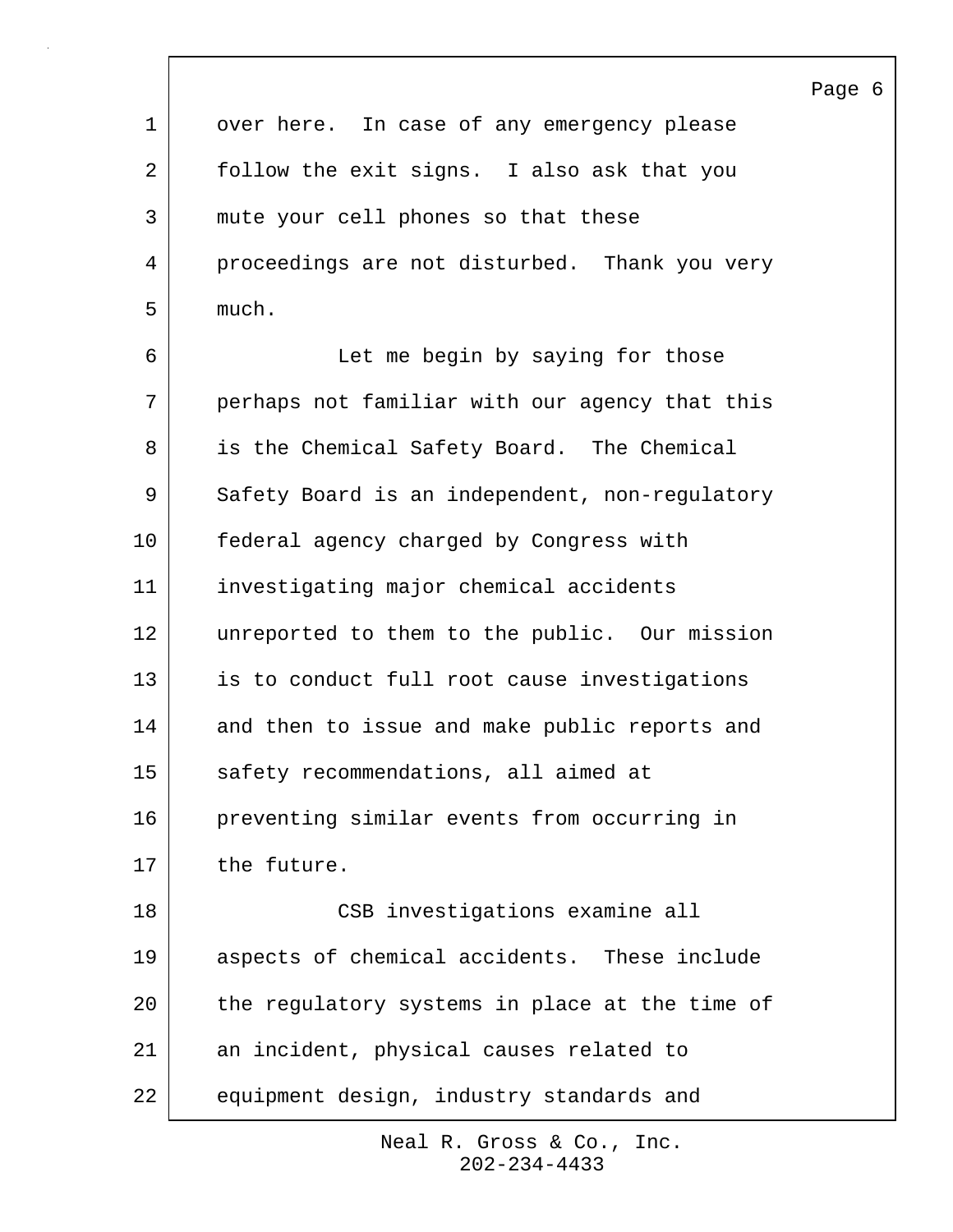over here. In case of any emergency please follow the exit signs. I also ask that you mute your cell phones so that these proceedings are not disturbed. Thank you very much.

Let me begin by saying for those perhaps not familiar with our agency that this is the Chemical Safety Board. The Chemical Safety Board is an independent, non-regulatory federal agency charged by Congress with investigating major chemical accidents unreported to them to the public. Our mission is to conduct full root cause investigations and then to issue and make public reports and safety recommendations, all aimed at preventing similar events from occurring in the future.

CSB investigations examine all aspects of chemical accidents. These include the regulatory systems in place at the time of an incident, physical causes related to equipment design, industry standards and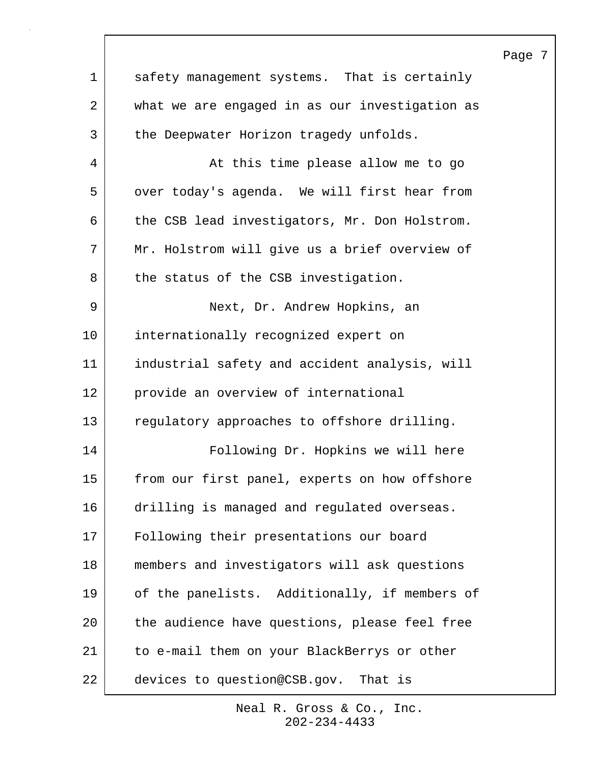safety management systems. That is certainly what we are engaged in as our investigation as the Deepwater Horizon tragedy unfolds.

At this time please allow me to go over today's agenda. We will first hear from the CSB lead investigators, Mr. Don Holstrom. Mr. Holstrom will give us a brief overview of the status of the CSB investigation.

Next, Dr. Andrew Hopkins, an internationally recognized expert on industrial safety and accident analysis, will provide an overview of international regulatory approaches to offshore drilling.

Following Dr. Hopkins we will here from our first panel, experts on how offshore drilling is managed and regulated overseas. Following their presentations our board members and investigators will ask questions of the panelists. Additionally, if members of the audience have questions, please feel free to e-mail them on your BlackBerrys or other devices to question@CSB.gov. That is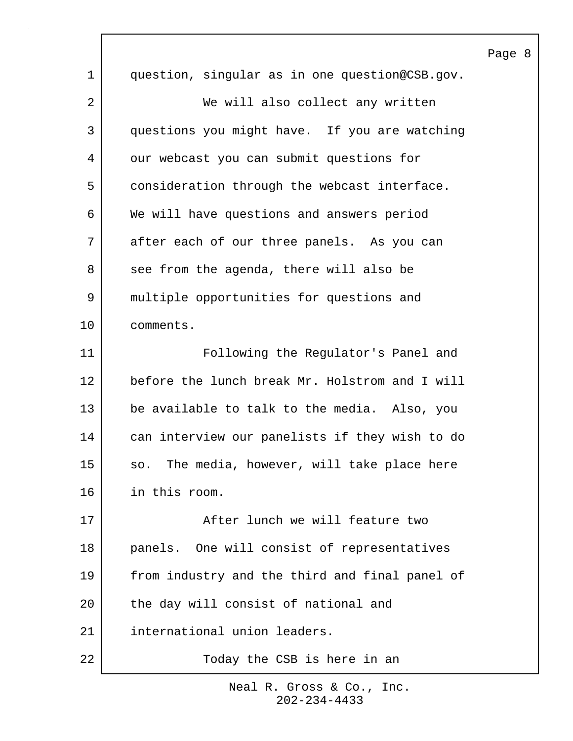question, singular as in one question@CSB.gov.

We will also collect any written questions you might have. If you are watching our webcast you can submit questions for consideration through the webcast interface. We will have questions and answers period after each of our three panels. As you can see from the agenda, there will also be multiple opportunities for questions and comments.

Following the Regulator's Panel and before the lunch break Mr. Holstrom and I will be available to talk to the media. Also, you can interview our panelists if they wish to do so. The media, however, will take place here in this room.

After lunch we will feature two panels. One will consist of representatives from industry and the third and final panel of the day will consist of national and international union leaders.

Today the CSB is here in an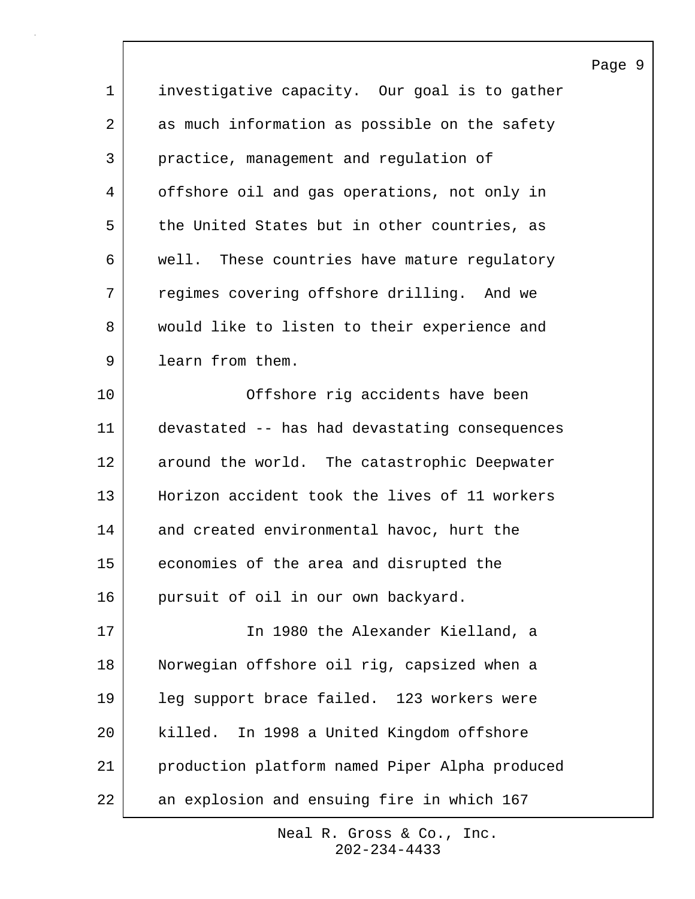investigative capacity. Our goal is to gather as much information as possible on the safety practice, management and regulation of offshore oil and gas operations, not only in the United States but in other countries, as well. These countries have mature regulatory regimes covering offshore drilling. And we would like to listen to their experience and learn from them.

Offshore rig accidents have been devastated -- has had devastating consequences around the world. The catastrophic Deepwater Horizon accident took the lives of 11 workers and created environmental havoc, hurt the economies of the area and disrupted the pursuit of oil in our own backyard.

In 1980 the Alexander Kielland, a Norwegian offshore oil rig, capsized when a leg support brace failed. 123 workers were killed. In 1998 a United Kingdom offshore production platform named Piper Alpha produced an explosion and ensuing fire in which 167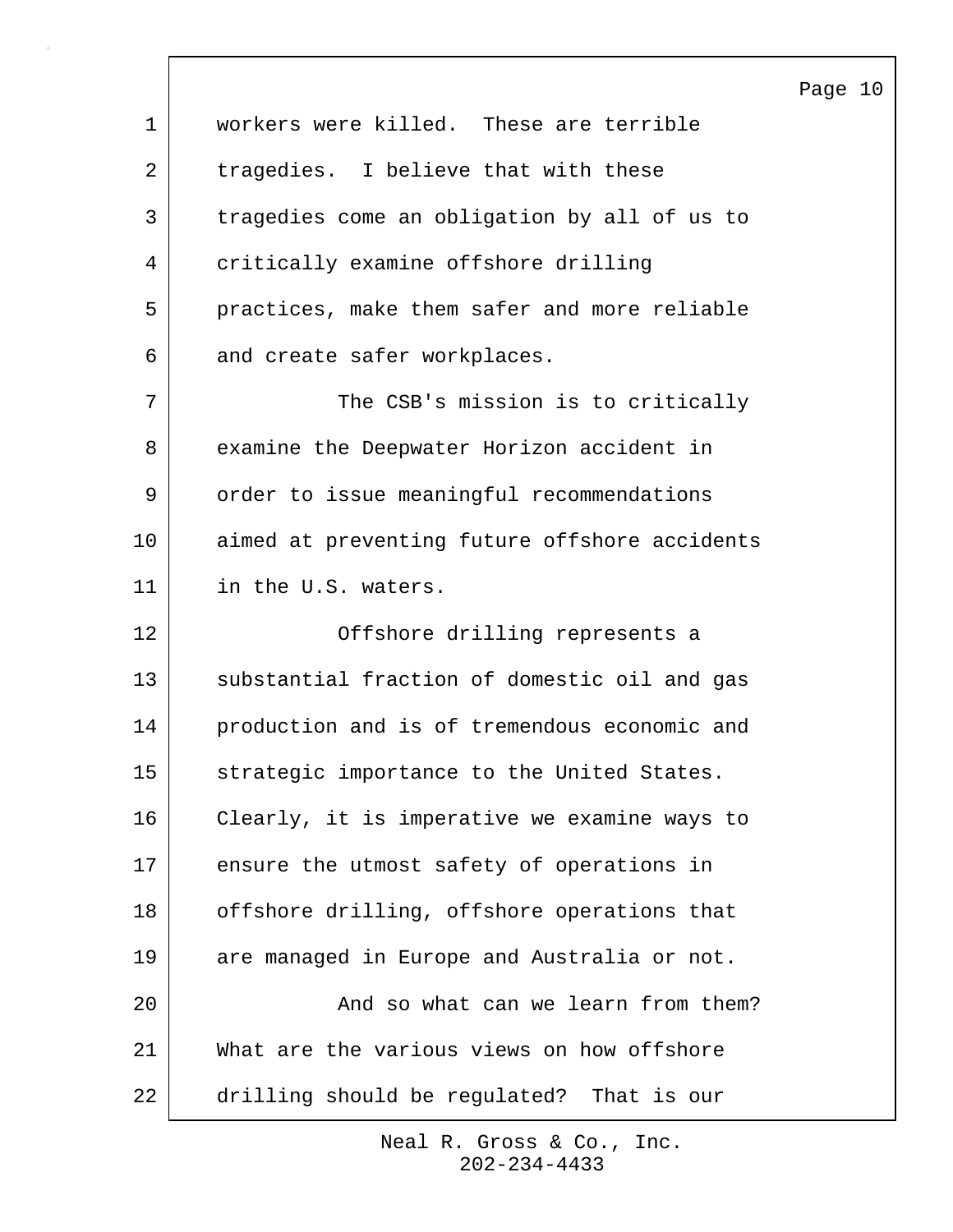workers were killed. These are terrible tragedies. I believe that with these tragedies come an obligation by all of us to critically examine offshore drilling practices, make them safer and more reliable and create safer workplaces.

The CSB's mission is to critically examine the Deepwater Horizon accident in order to issue meaningful recommendations aimed at preventing future offshore accidents in the U.S. waters.

Offshore drilling represents a substantial fraction of domestic oil and gas production and is of tremendous economic and strategic importance to the United States. Clearly, it is imperative we examine ways to ensure the utmost safety of operations in offshore drilling, offshore operations that are managed in Europe and Australia or not.

And so what can we learn from them? What are the various views on how offshore drilling should be regulated? That is our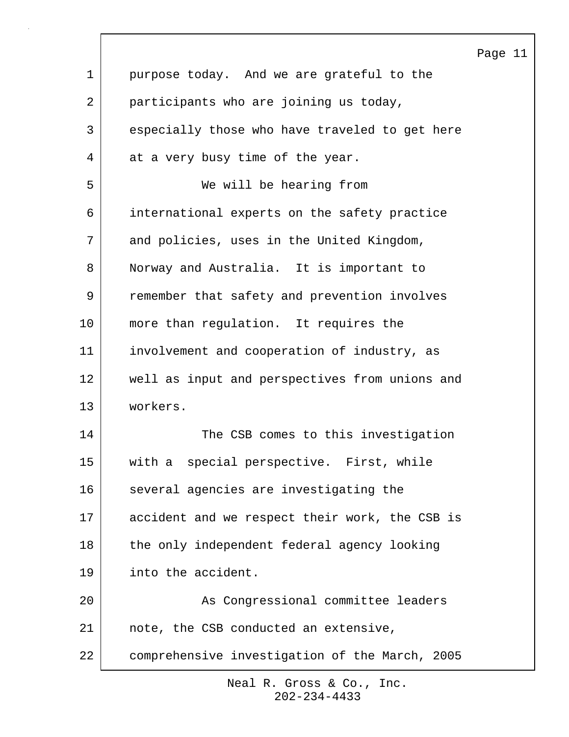purpose today. And we are grateful to the participants who are joining us today, especially those who have traveled to get here at a very busy time of the year.

We will be hearing from international experts on the safety practice and policies, uses in the United Kingdom, Norway and Australia. It is important to remember that safety and prevention involves more than regulation. It requires the involvement and cooperation of industry, as well as input and perspectives from unions and workers.

The CSB comes to this investigation with a special perspective. First, while several agencies are investigating the accident and we respect their work, the CSB is the only independent federal agency looking into the accident.

As Congressional committee leaders note, the CSB conducted an extensive, comprehensive investigation of the March, 2005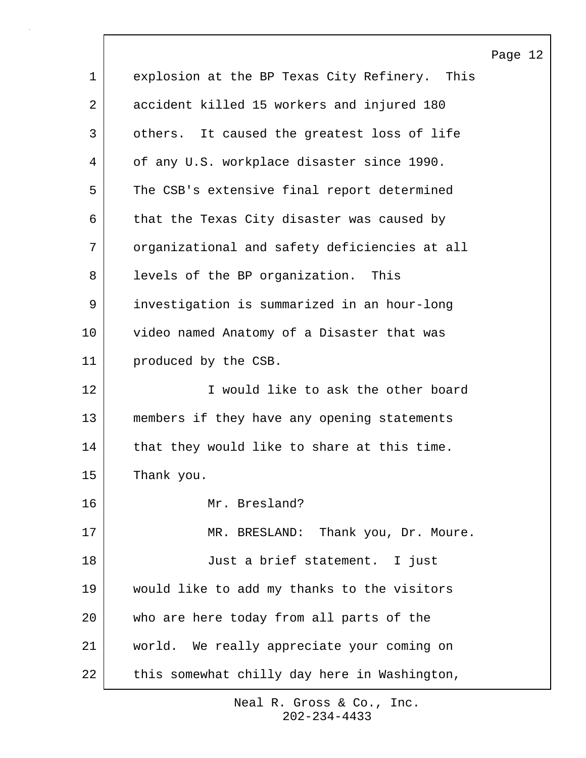explosion at the BP Texas City Refinery. This accident killed 15 workers and injured 180 others. It caused the greatest loss of life of any U.S. workplace disaster since 1990. The CSB's extensive final report determined that the Texas City disaster was caused by organizational and safety deficiencies at all levels of the BP organization. This investigation is summarized in an hour-long video named Anatomy of a Disaster that was produced by the CSB.

I would like to ask the other board members if they have any opening statements that they would like to share at this time. Thank you.

Mr. Bresland?

MR. BRESLAND: Thank you, Dr. Moure.

Just a brief statement. I just would like to add my thanks to the visitors who are here today from all parts of the world. We really appreciate your coming on this somewhat chilly day here in Washington,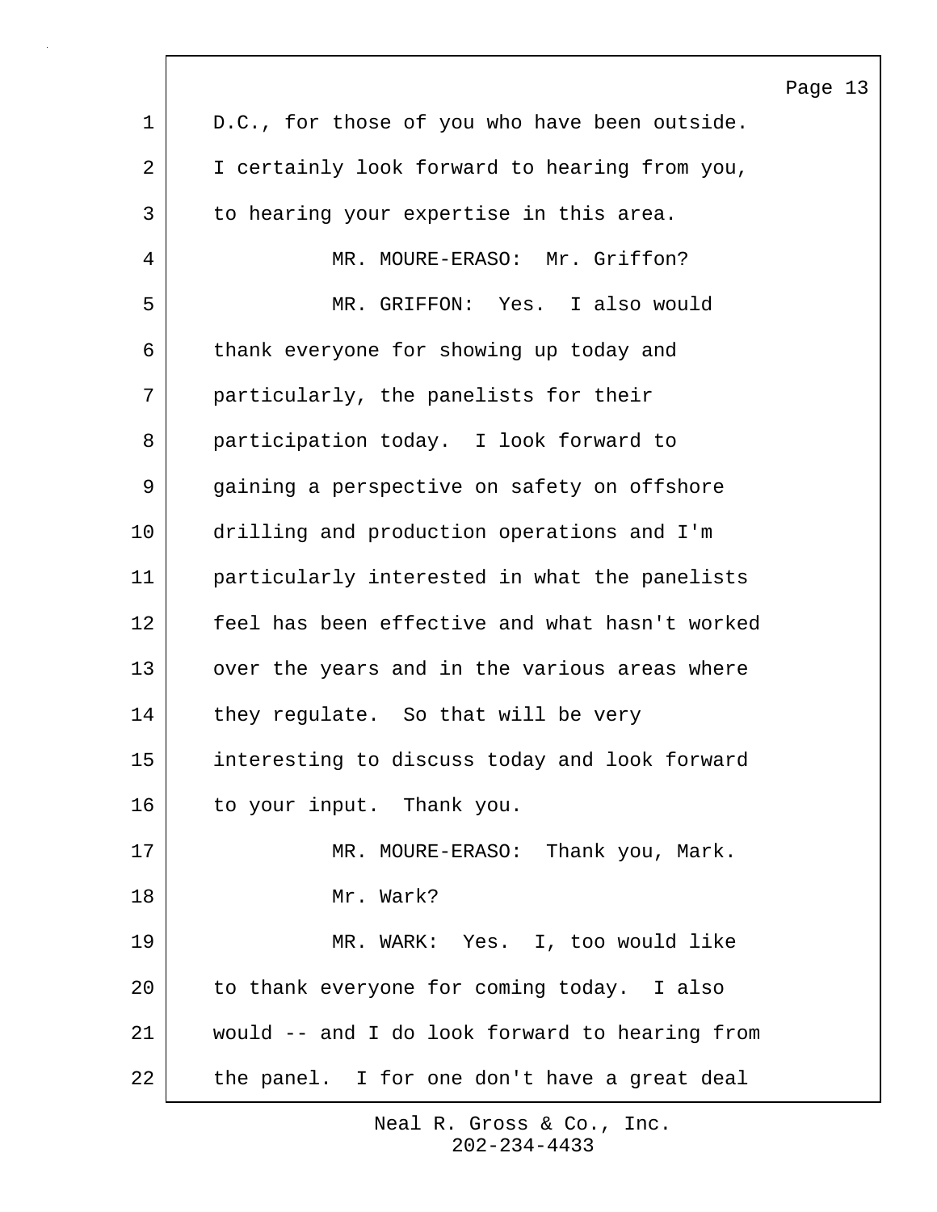D.C., for those of you who have been outside. I certainly look forward to hearing from you, to hearing your expertise in this area.

MR. MOURE-ERASO: Mr. Griffon?

MR. GRIFFON: Yes. I also would thank everyone for showing up today and particularly, the panelists for their participation today. I look forward to gaining a perspective on safety on offshore drilling and production operations and I'm particularly interested in what the panelists feel has been effective and what hasn't worked over the years and in the various areas where they regulate. So that will be very interesting to discuss today and look forward to your input. Thank you.

MR. MOURE-ERASO: Thank you, Mark.

Mr. Wark?

MR. WARK: Yes. I, too would like to thank everyone for coming today. I also would -- and I do look forward to hearing from the panel. I for one don't have a great deal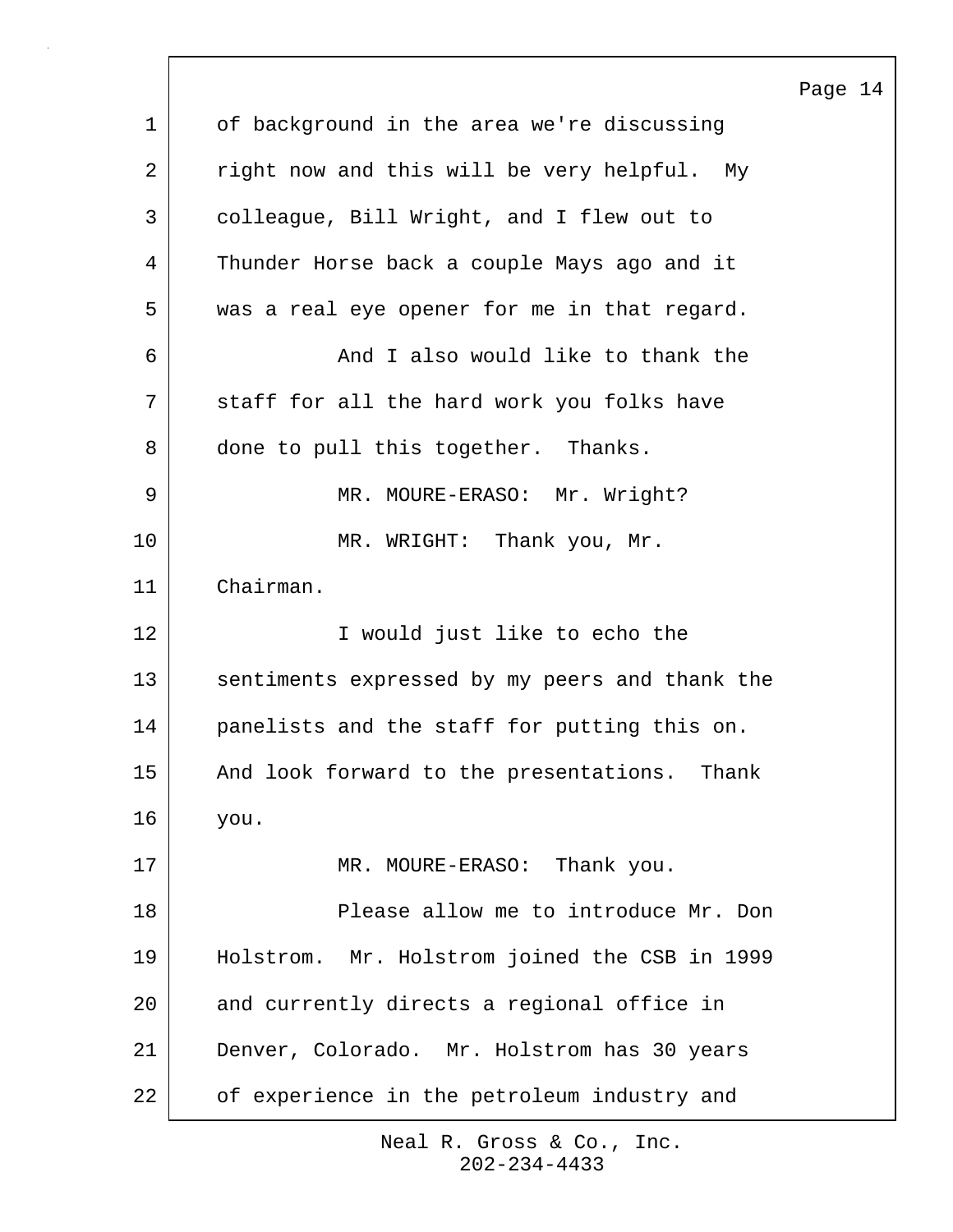of background in the area we're discussing right now and this will be very helpful. My colleague, Bill Wright, and I flew out to Thunder Horse back a couple Mays ago and it was a real eye opener for me in that regard.

And I also would like to thank the staff for all the hard work you folks have done to pull this together. Thanks.

MR. MOURE-ERASO: Mr. Wright?

MR. WRIGHT: Thank you, Mr. Chairman.

I would just like to echo the sentiments expressed by my peers and thank the panelists and the staff for putting this on. And look forward to the presentations. Thank you.

MR. MOURE-ERASO: Thank you.

Please allow me to introduce Mr. Don Holstrom. Mr. Holstrom joined the CSB in 1999 and currently directs a regional office in Denver, Colorado. Mr. Holstrom has 30 years of experience in the petroleum industry and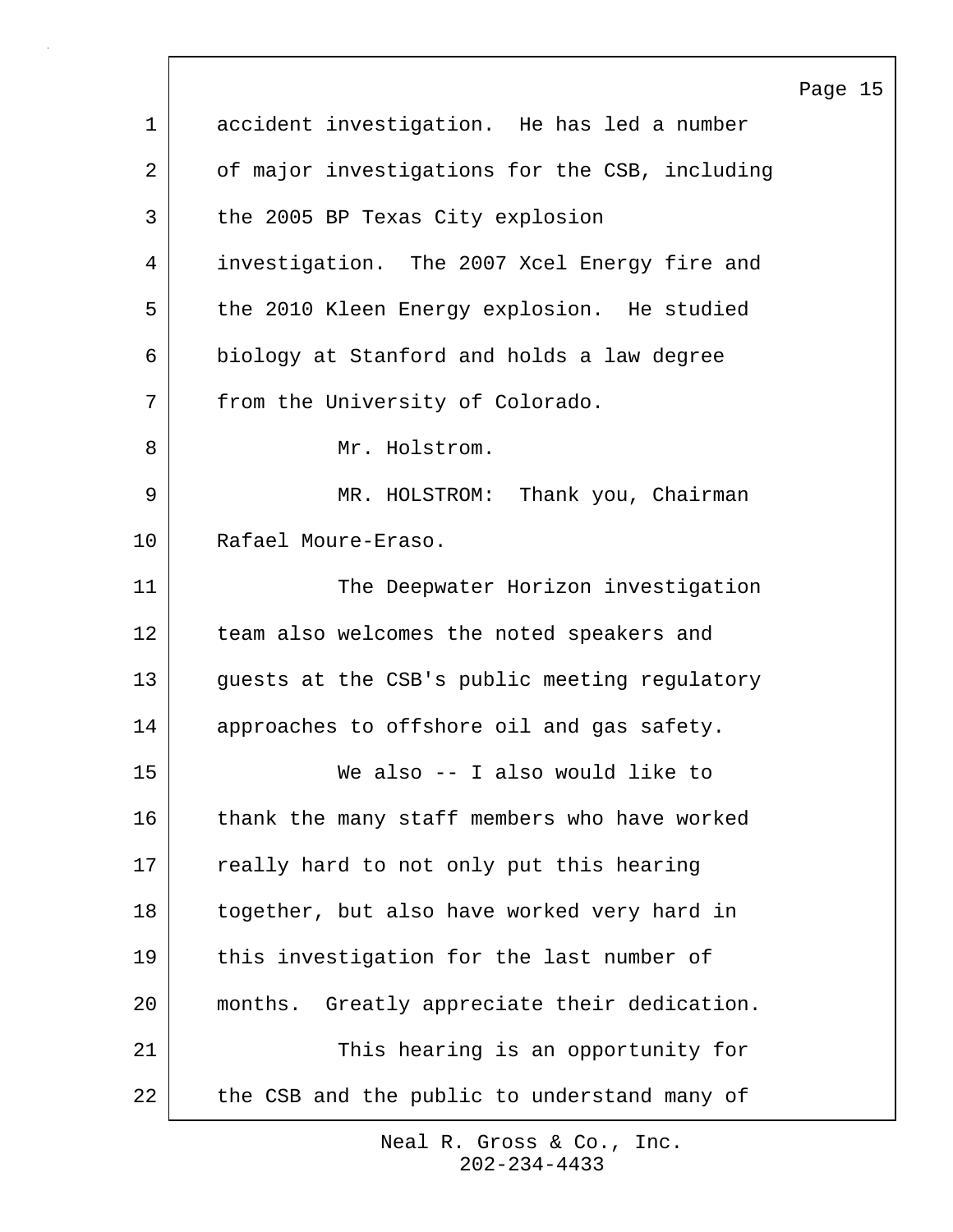accident investigation. He has led a number of major investigations for the CSB, including the 2005 BP Texas City explosion investigation. The 2007 Xcel Energy fire and the 2010 Kleen Energy explosion. He studied biology at Stanford and holds a law degree from the University of Colorado.

Mr. Holstrom.

MR. HOLSTROM: Thank you, Chairman Rafael Moure-Eraso.

The Deepwater Horizon investigation team also welcomes the noted speakers and guests at the CSB's public meeting regulatory approaches to offshore oil and gas safety.

We also -- I also would like to thank the many staff members who have worked really hard to not only put this hearing together, but also have worked very hard in this investigation for the last number of months. Greatly appreciate their dedication.

This hearing is an opportunity for the CSB and the public to understand many of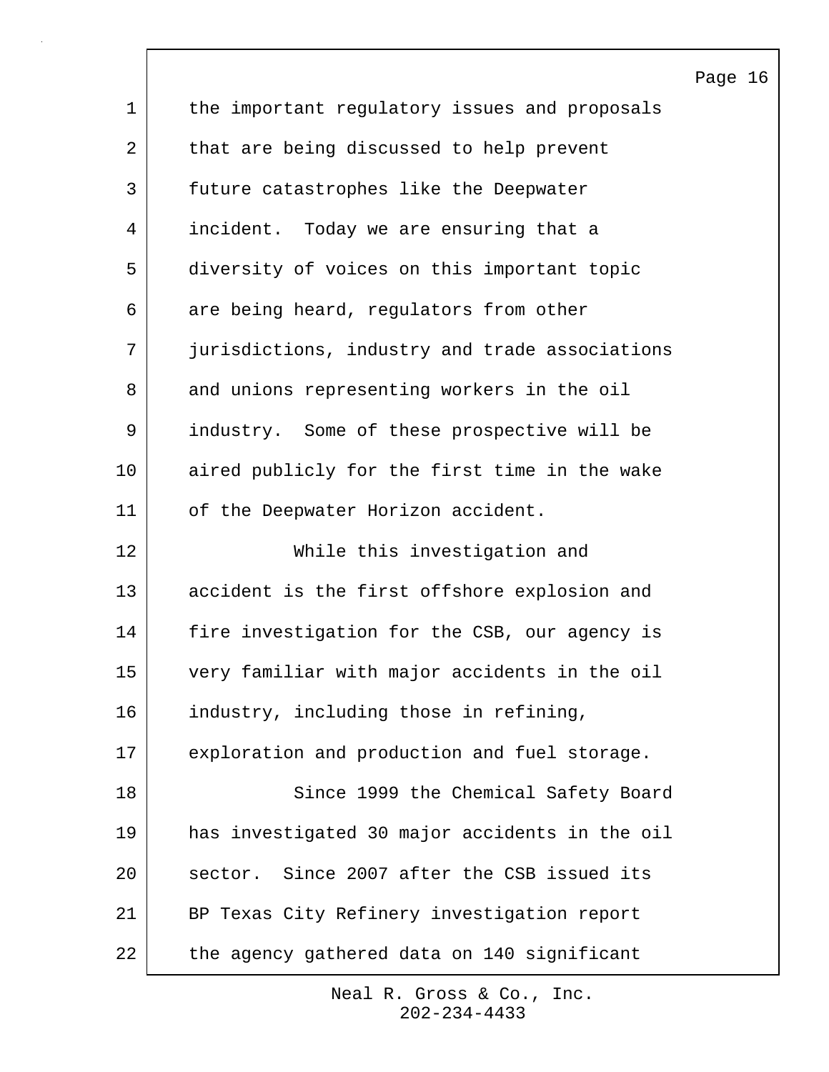the important regulatory issues and proposals that are being discussed to help prevent future catastrophes like the Deepwater incident. Today we are ensuring that a diversity of voices on this important topic are being heard, regulators from other jurisdictions, industry and trade associations and unions representing workers in the oil industry. Some of these prospective will be aired publicly for the first time in the wake of the Deepwater Horizon accident.

While this investigation and accident is the first offshore explosion and fire investigation for the CSB, our agency is very familiar with major accidents in the oil industry, including those in refining, exploration and production and fuel storage.

Since 1999 the Chemical Safety Board has investigated 30 major accidents in the oil sector. Since 2007 after the CSB issued its BP Texas City Refinery investigation report the agency gathered data on 140 significant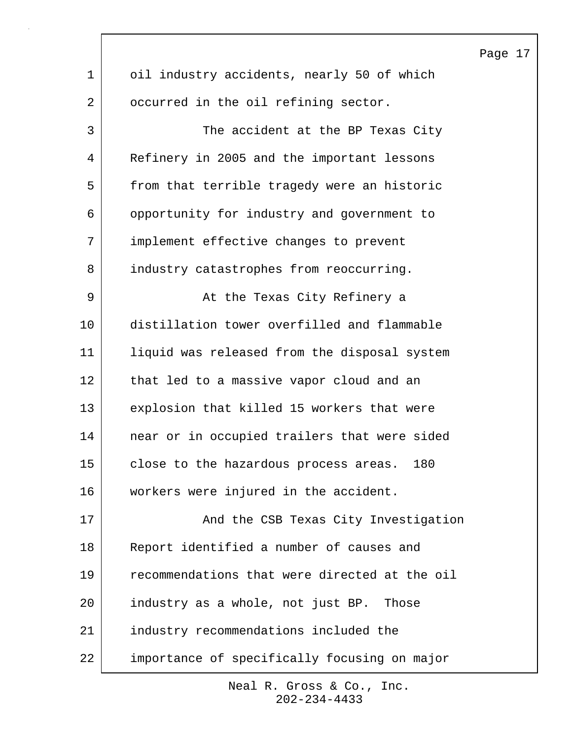oil industry accidents, nearly 50 of which occurred in the oil refining sector.

The accident at the BP Texas City Refinery in 2005 and the important lessons from that terrible tragedy were an historic opportunity for industry and government to implement effective changes to prevent industry catastrophes from reoccurring.

At the Texas City Refinery a distillation tower overfilled and flammable liquid was released from the disposal system that led to a massive vapor cloud and an explosion that killed 15 workers that were near or in occupied trailers that were sided close to the hazardous process areas. 180 workers were injured in the accident.

And the CSB Texas City Investigation Report identified a number of causes and recommendations that were directed at the oil industry as a whole, not just BP. Those industry recommendations included the importance of specifically focusing on major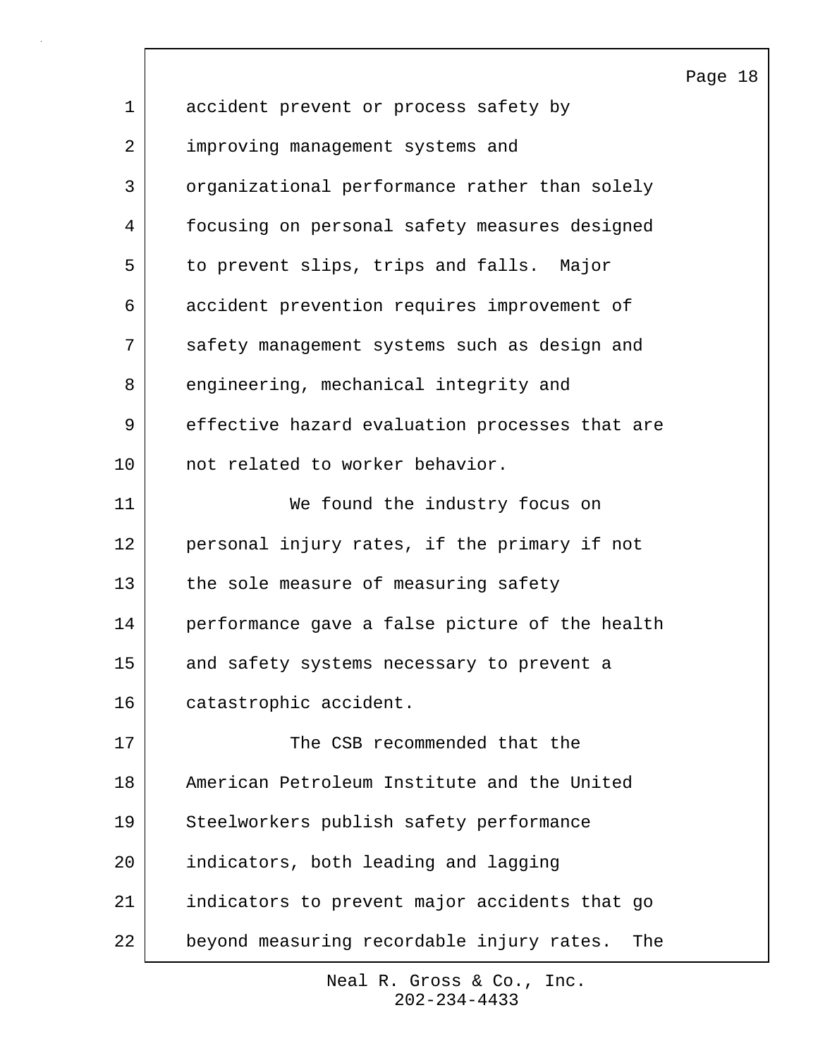accident prevent or process safety by improving management systems and organizational performance rather than solely focusing on personal safety measures designed to prevent slips, trips and falls. Major accident prevention requires improvement of safety management systems such as design and engineering, mechanical integrity and effective hazard evaluation processes that are not related to worker behavior.

We found the industry focus on personal injury rates, if the primary if not the sole measure of measuring safety performance gave a false picture of the health and safety systems necessary to prevent a catastrophic accident.

The CSB recommended that the American Petroleum Institute and the United Steelworkers publish safety performance indicators, both leading and lagging indicators to prevent major accidents that go beyond measuring recordable injury rates. The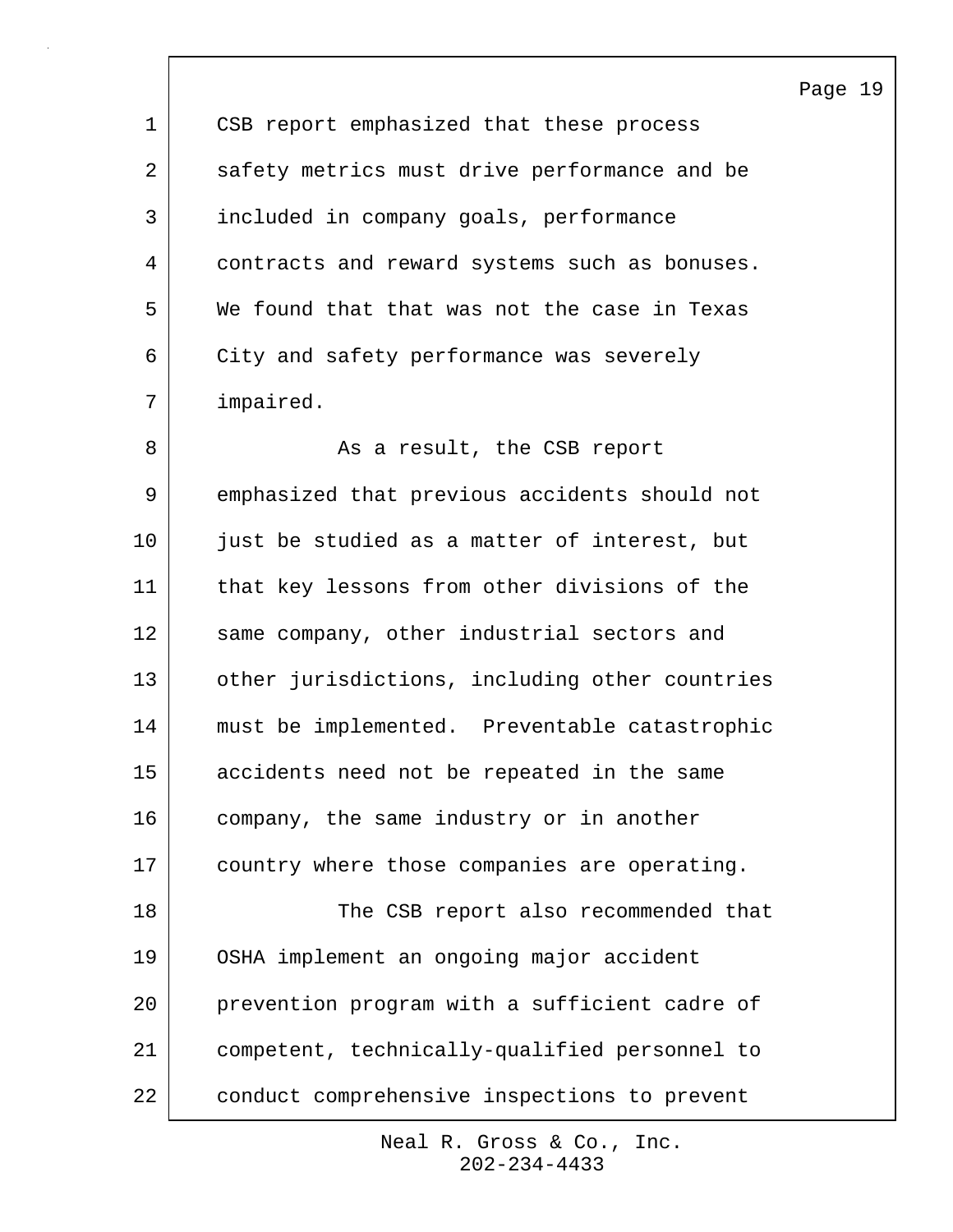CSB report emphasized that these process safety metrics must drive performance and be included in company goals, performance contracts and reward systems such as bonuses. We found that that was not the case in Texas City and safety performance was severely impaired.

As a result, the CSB report emphasized that previous accidents should not just be studied as a matter of interest, but that key lessons from other divisions of the same company, other industrial sectors and other jurisdictions, including other countries must be implemented.  Preventable catastrophic accidents need not be repeated in the same company, the same industry or in another country where those companies are operating.

The CSB report also recommended that OSHA implement an ongoing major accident prevention program with a sufficient cadre of competent, technically-qualified personnel to conduct comprehensive inspections to prevent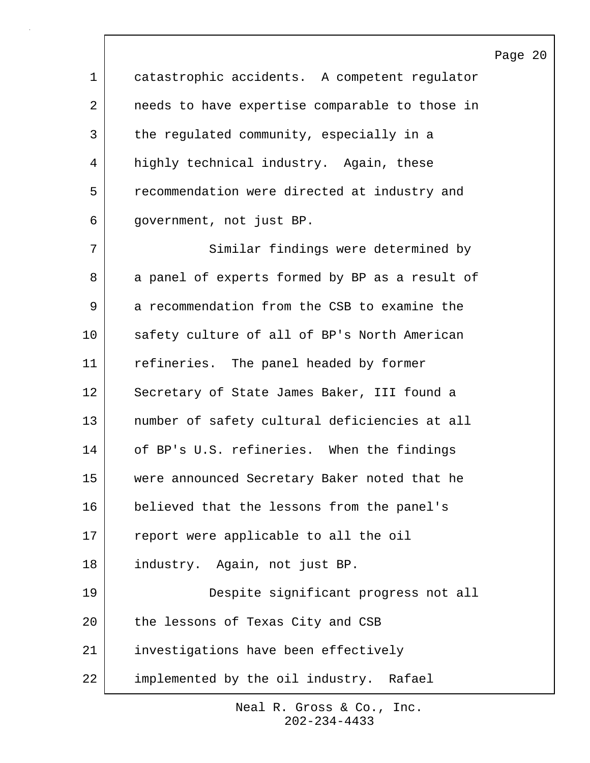catastrophic accidents. A competent regulator needs to have expertise comparable to those in the regulated community, especially in a highly technical industry. Again, these recommendation were directed at industry and government, not just BP.

Similar findings were determined by a panel of experts formed by BP as a result of a recommendation from the CSB to examine the safety culture of all of BP's North American refineries. The panel headed by former Secretary of State James Baker, III found a number of safety cultural deficiencies at all of BP's U.S. refineries. When the findings were announced Secretary Baker noted that he believed that the lessons from the panel's report were applicable to all the oil industry. Again, not just BP.

Despite significant progress not all the lessons of Texas City and CSB investigations have been effectively implemented by the oil industry. Rafael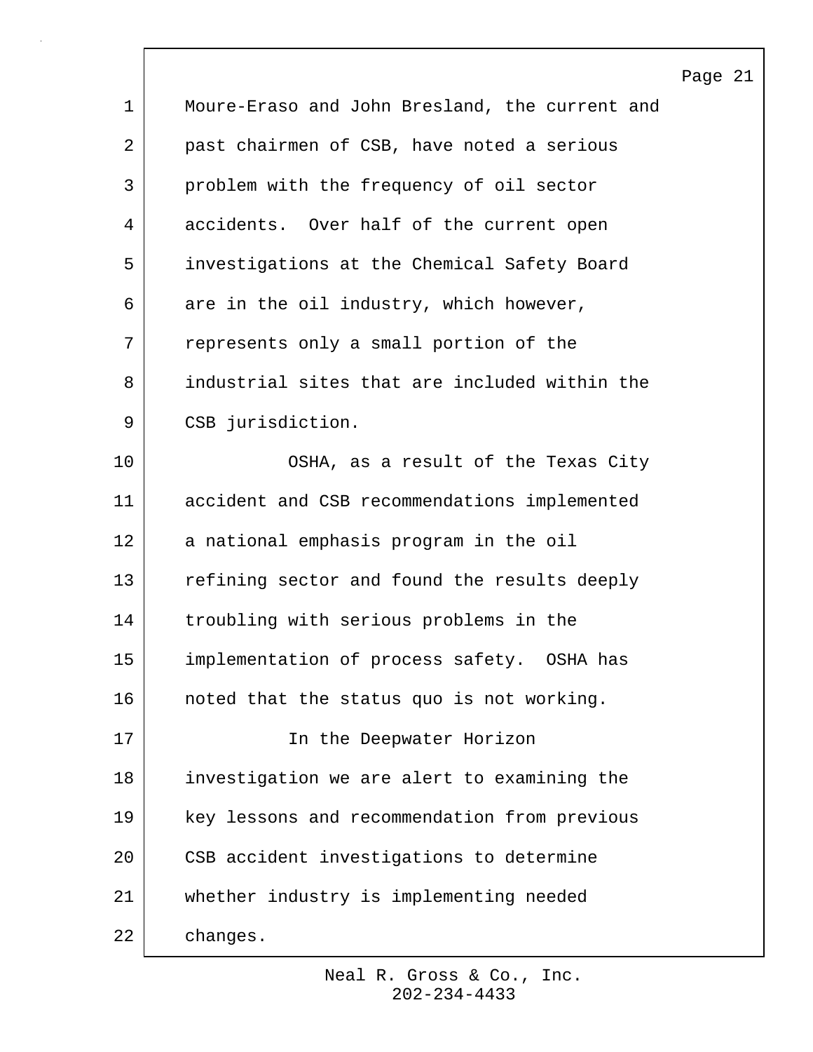Moure-Eraso and John Bresland, the current and past chairmen of CSB, have noted a serious problem with the frequency of oil sector accidents. Over half of the current open investigations at the Chemical Safety Board are in the oil industry, which however, represents only a small portion of the industrial sites that are included within the CSB jurisdiction.

OSHA, as a result of the Texas City accident and CSB recommendations implemented a national emphasis program in the oil refining sector and found the results deeply troubling with serious problems in the implementation of process safety. OSHA has noted that the status quo is not working.

In the Deepwater Horizon investigation we are alert to examining the key lessons and recommendation from previous CSB accident investigations to determine whether industry is implementing needed changes.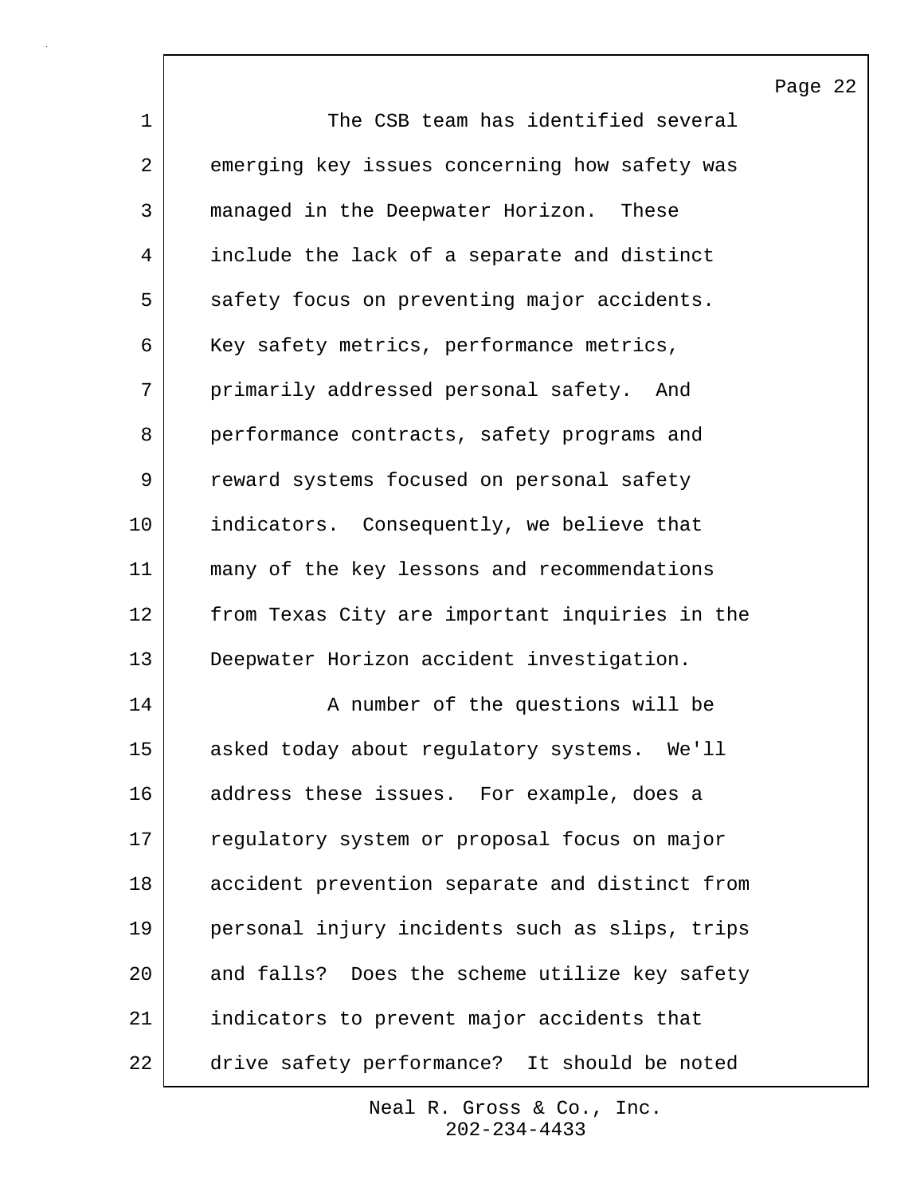The CSB team has identified several emerging key issues concerning how safety was managed in the Deepwater Horizon. These include the lack of a separate and distinct safety focus on preventing major accidents. Key safety metrics, performance metrics, primarily addressed personal safety. And performance contracts, safety programs and reward systems focused on personal safety indicators. Consequently, we believe that many of the key lessons and recommendations from Texas City are important inquiries in the Deepwater Horizon accident investigation.

A number of the questions will be asked today about regulatory systems. We'll address these issues. For example, does a regulatory system or proposal focus on major accident prevention separate and distinct from personal injury incidents such as slips, trips and falls? Does the scheme utilize key safety indicators to prevent major accidents that drive safety performance? It should be noted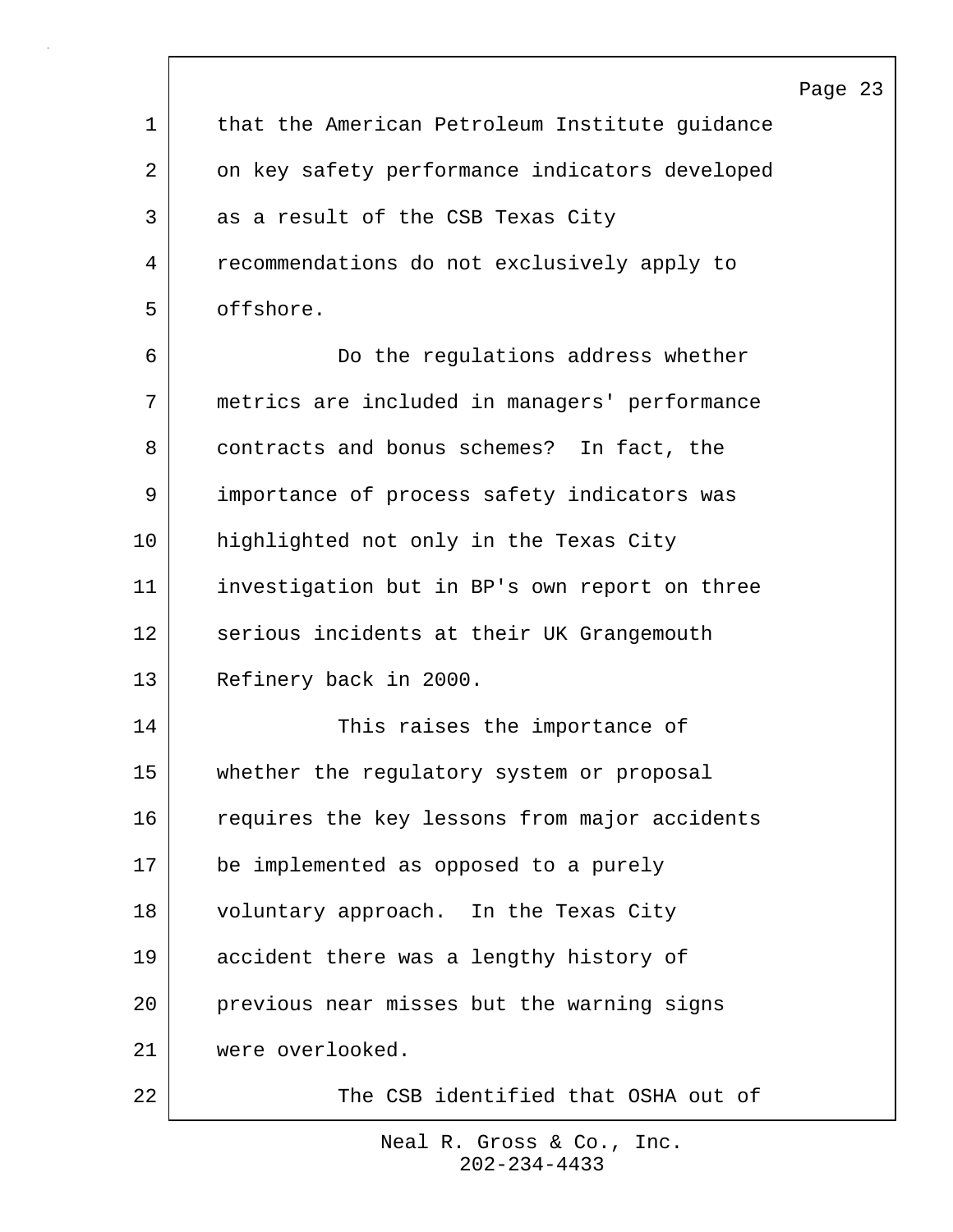that the American Petroleum Institute guidance on key safety performance indicators developed as a result of the CSB Texas City recommendations do not exclusively apply to offshore.

Do the regulations address whether metrics are included in managers' performance contracts and bonus schemes? In fact, the importance of process safety indicators was highlighted not only in the Texas City investigation but in BP's own report on three serious incidents at their UK Grangemouth Refinery back in 2000.

This raises the importance of whether the regulatory system or proposal requires the key lessons from major accidents be implemented as opposed to a purely voluntary approach. In the Texas City accident there was a lengthy history of previous near misses but the warning signs were overlooked.

The CSB identified that OSHA out of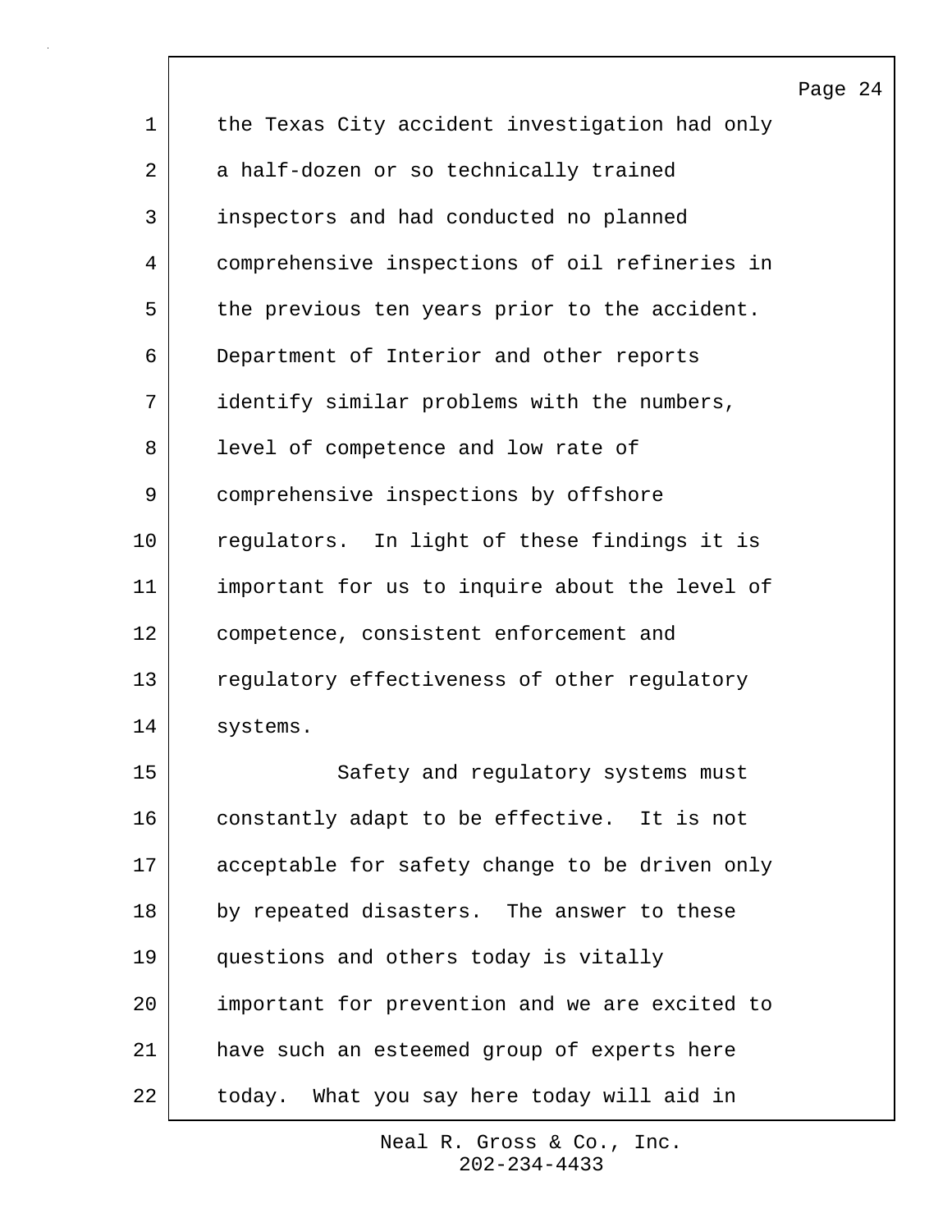the Texas City accident investigation had only a half-dozen or so technically trained inspectors and had conducted no planned comprehensive inspections of oil refineries in the previous ten years prior to the accident. Department of Interior and other reports identify similar problems with the numbers, level of competence and low rate of comprehensive inspections by offshore regulators. In light of these findings it is important for us to inquire about the level of competence, consistent enforcement and regulatory effectiveness of other regulatory systems.

Safety and regulatory systems must constantly adapt to be effective. It is not acceptable for safety change to be driven only by repeated disasters. The answer to these questions and others today is vitally important for prevention and we are excited to have such an esteemed group of experts here today. What you say here today will aid in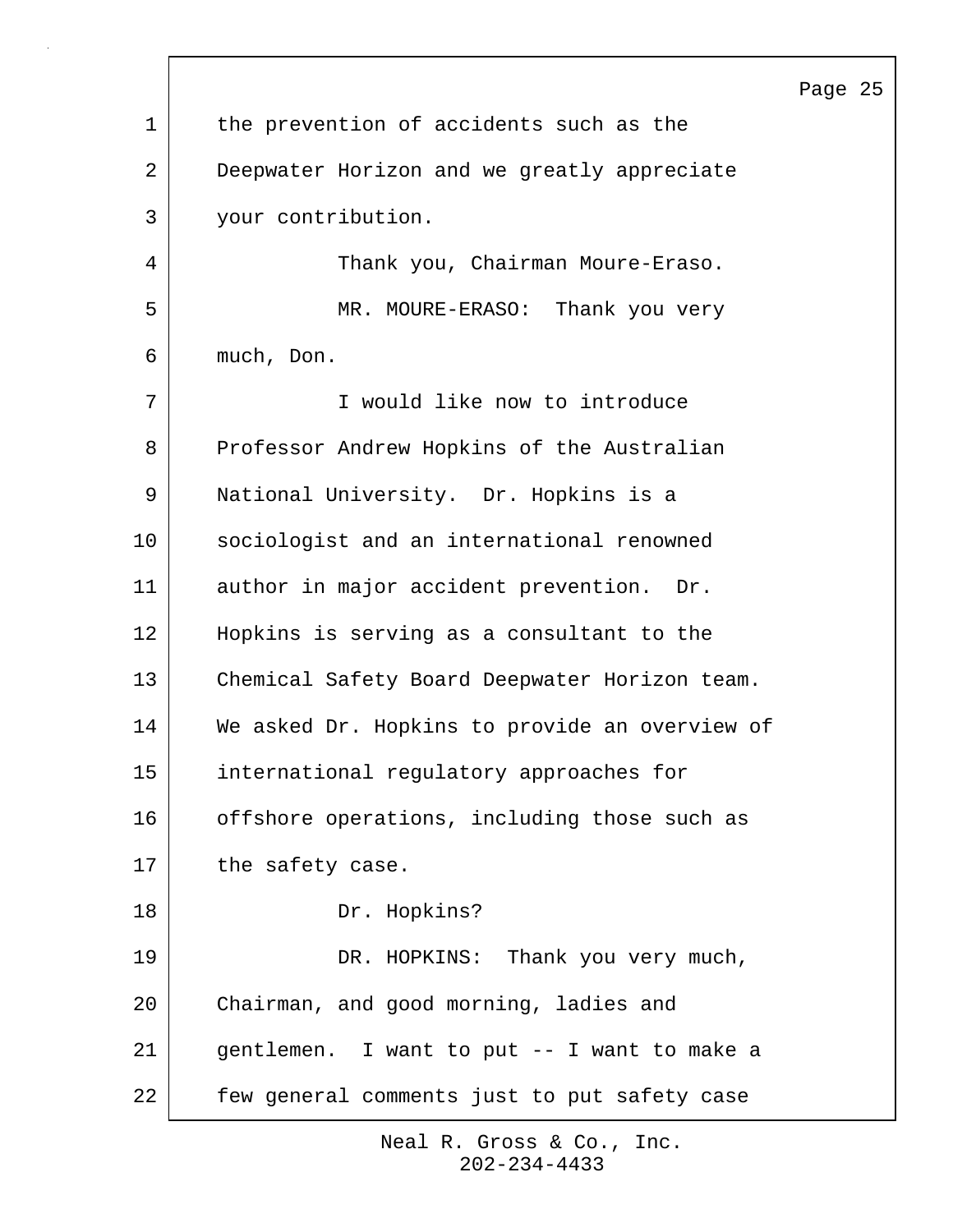the prevention of accidents such as the Deepwater Horizon and we greatly appreciate your contribution.

Thank you, Chairman Moure-Eraso.

MR. MOURE-ERASO: Thank you very much, Don.

I would like now to introduce Professor Andrew Hopkins of the Australian National University. Dr. Hopkins is a sociologist and an international renowned author in major accident prevention. Dr. Hopkins is serving as a consultant to the Chemical Safety Board Deepwater Horizon team. We asked Dr. Hopkins to provide an overview of international regulatory approaches for offshore operations, including those such as the safety case.

Dr. Hopkins?

DR. HOPKINS: Thank you very much, Chairman, and good morning, ladies and gentlemen. I want to put -- I want to make a few general comments just to put safety case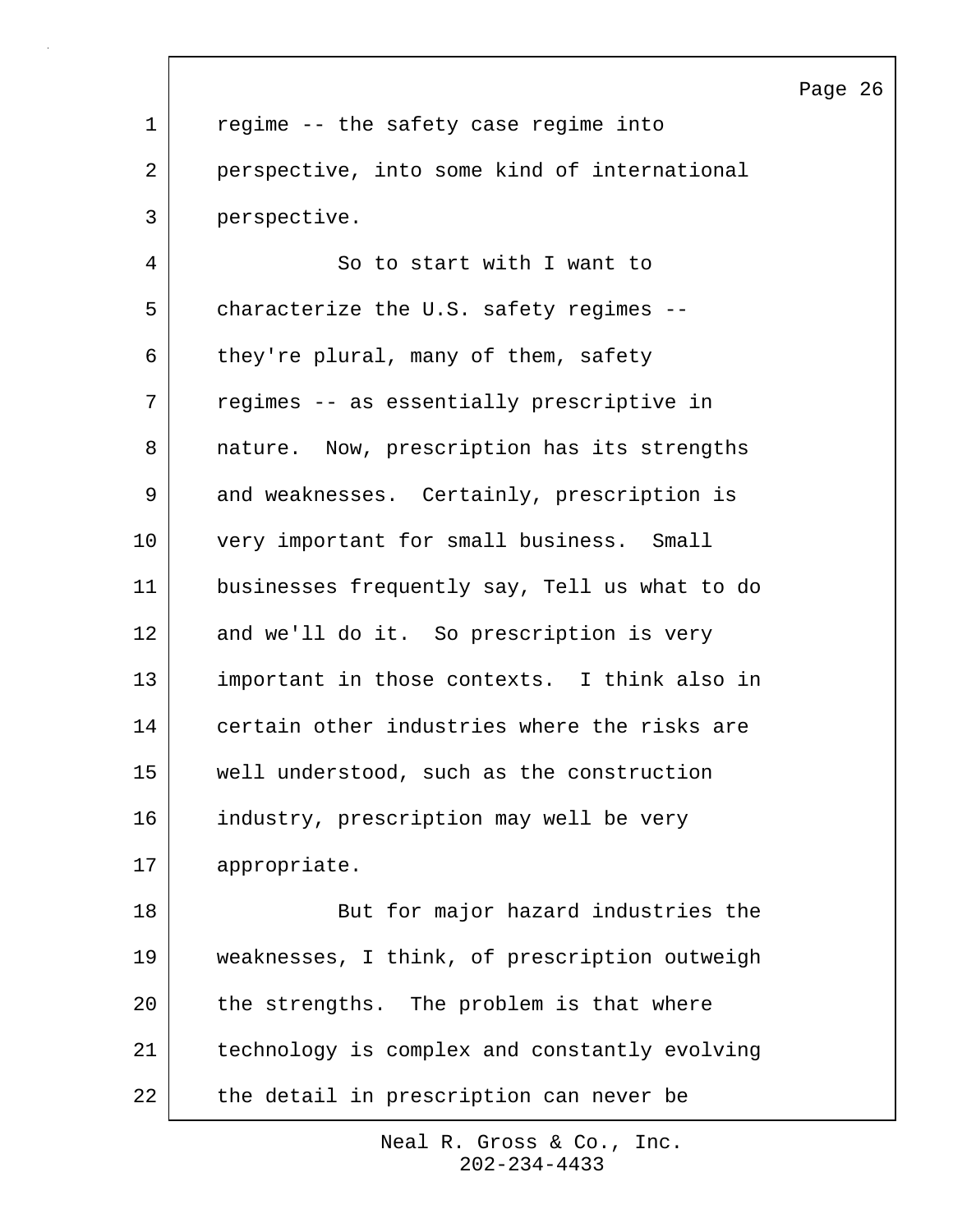regime -- the safety case regime into perspective, into some kind of international perspective.

So to start with I want to characterize the U.S. safety regimes -- they're plural, many of them, safety regimes -- as essentially prescriptive in nature. Now, prescription has its strengths and weaknesses. Certainly, prescription is very important for small business. Small businesses frequently say, Tell us what to do and we'll do it. So prescription is very important in those contexts. I think also in certain other industries where the risks are well understood, such as the construction industry, prescription may well be very appropriate.

But for major hazard industries the weaknesses, I think, of prescription outweigh the strengths. The problem is that where technology is complex and constantly evolving the detail in prescription can never be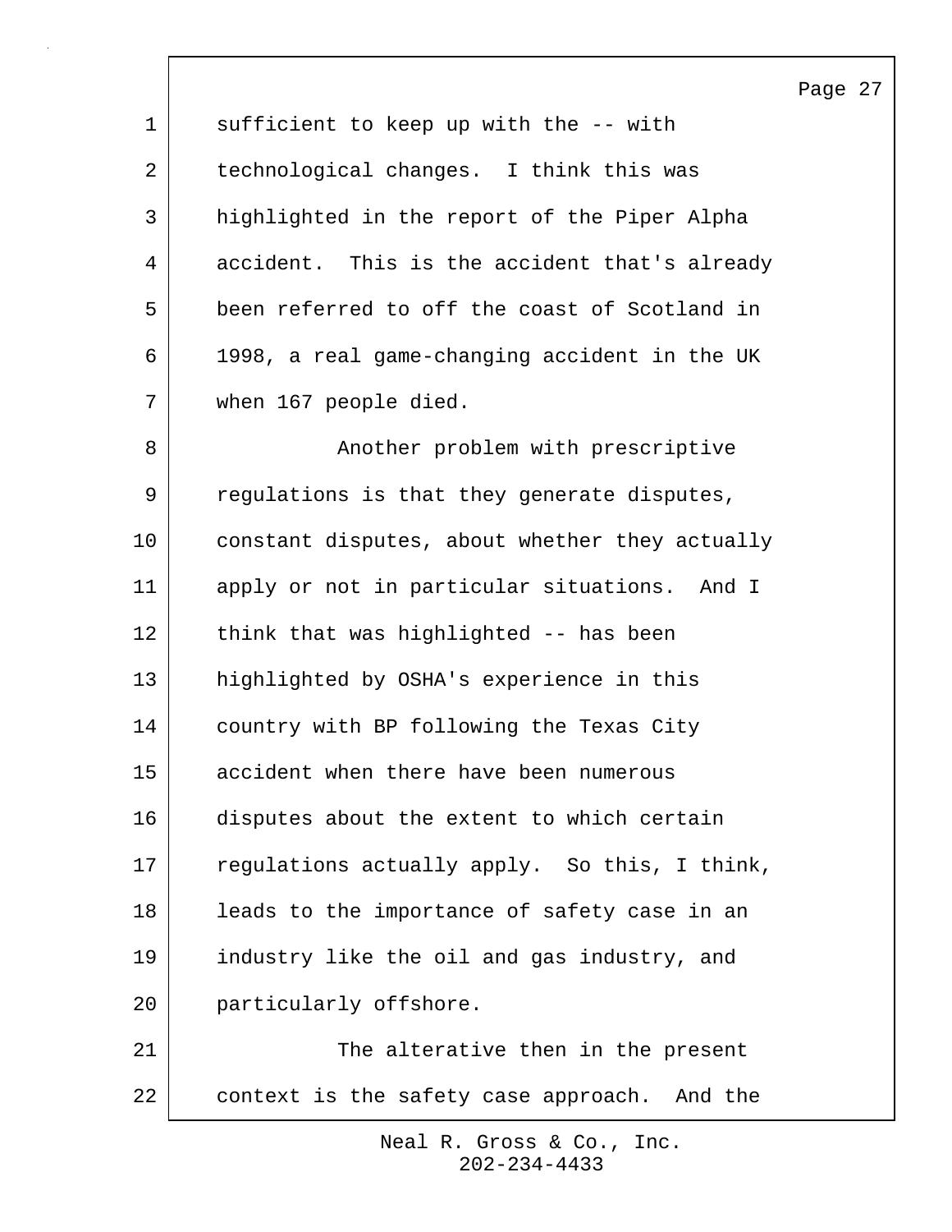sufficient to keep up with the -- with technological changes. I think this was highlighted in the report of the Piper Alpha accident. This is the accident that's already been referred to off the coast of Scotland in 1998, a real game-changing accident in the UK when 167 people died.

Another problem with prescriptive regulations is that they generate disputes, constant disputes, about whether they actually apply or not in particular situations. And I think that was highlighted -- has been highlighted by OSHA's experience in this country with BP following the Texas City accident when there have been numerous disputes about the extent to which certain regulations actually apply. So this, I think, leads to the importance of safety case in an industry like the oil and gas industry, and particularly offshore.

The alterative then in the present context is the safety case approach. And the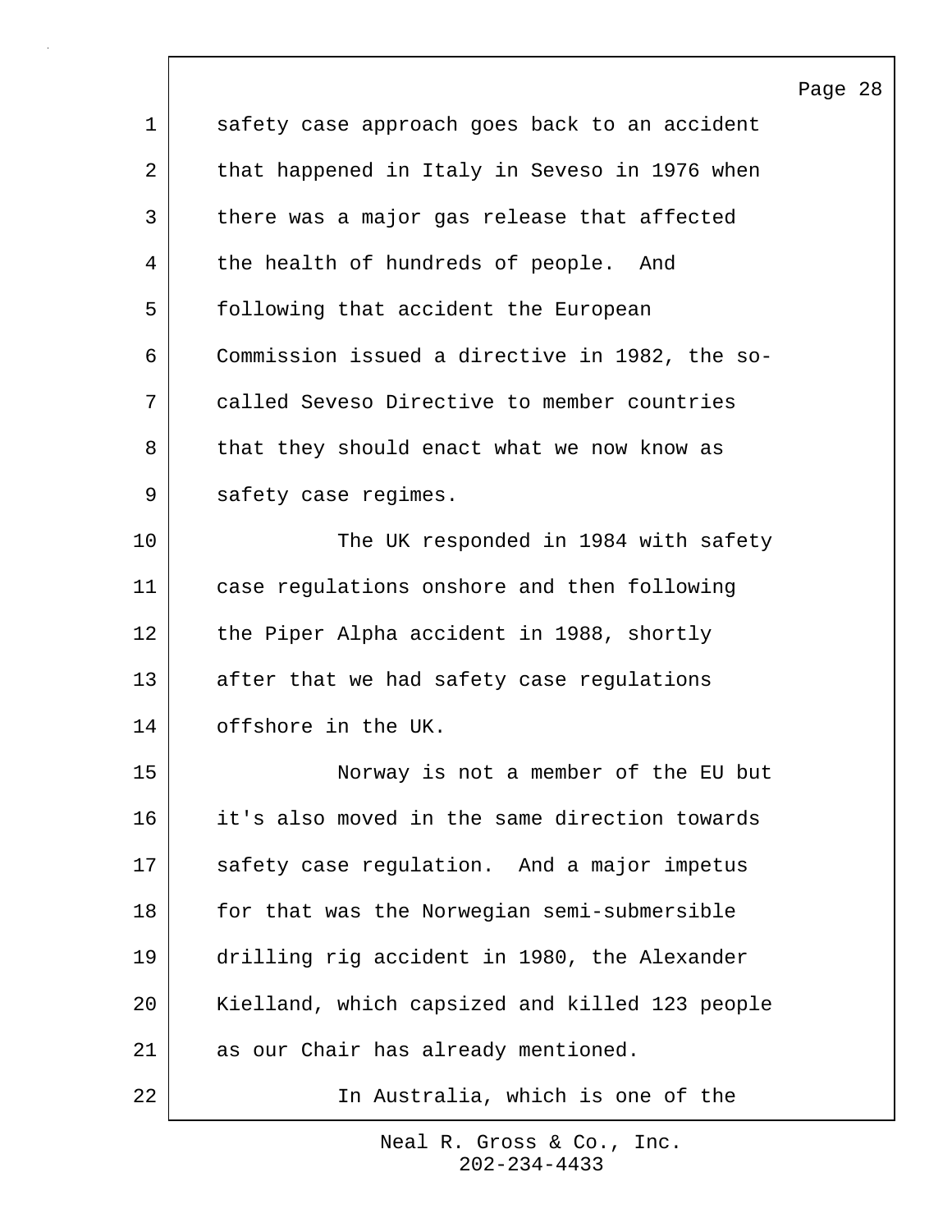safety case approach goes back to an accident that happened in Italy in Seveso in 1976 when there was a major gas release that affected the health of hundreds of people. And following that accident the European Commission issued a directive in 1982, the so-called Seveso Directive to member countries that they should enact what we now know as safety case regimes.

The UK responded in 1984 with safety case regulations onshore and then following the Piper Alpha accident in 1988, shortly after that we had safety case regulations offshore in the UK.

Norway is not a member of the EU but it's also moved in the same direction towards safety case regulation. And a major impetus for that was the Norwegian semi-submersible drilling rig accident in 1980, the Alexander Kielland, which capsized and killed 123 people as our Chair has already mentioned.

In Australia, which is one of the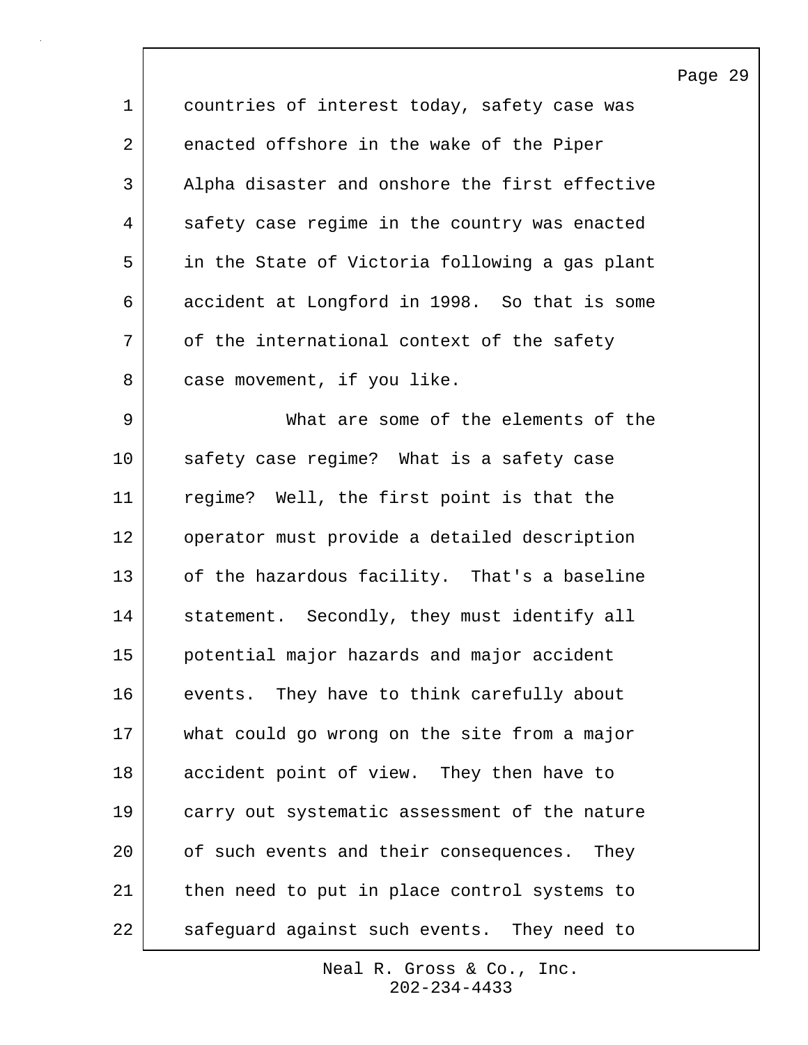countries of interest today, safety case was enacted offshore in the wake of the Piper Alpha disaster and onshore the first effective safety case regime in the country was enacted in the State of Victoria following a gas plant accident at Longford in 1998. So that is some of the international context of the safety case movement, if you like.

What are some of the elements of the safety case regime? What is a safety case regime? Well, the first point is that the operator must provide a detailed description of the hazardous facility. That's a baseline statement. Secondly, they must identify all potential major hazards and major accident events. They have to think carefully about what could go wrong on the site from a major accident point of view. They then have to carry out systematic assessment of the nature of such events and their consequences. They then need to put in place control systems to safeguard against such events. They need to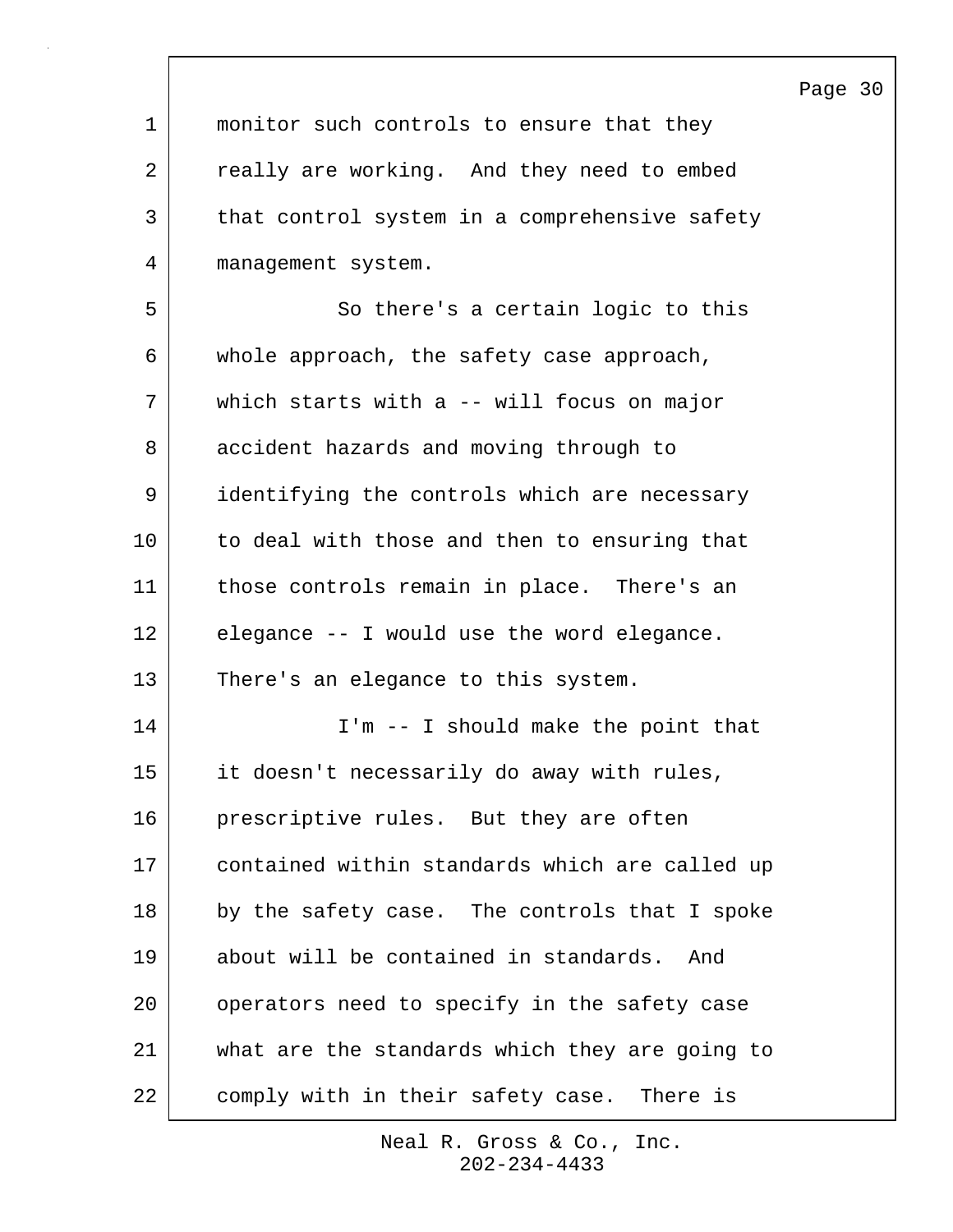monitor such controls to ensure that they really are working. And they need to embed that control system in a comprehensive safety management system.

So there's a certain logic to this whole approach, the safety case approach, which starts with a -- will focus on major accident hazards and moving through to identifying the controls which are necessary to deal with those and then to ensuring that those controls remain in place. There's an elegance -- I would use the word elegance. There's an elegance to this system.

I'm -- I should make the point that it doesn't necessarily do away with rules, prescriptive rules. But they are often contained within standards which are called up by the safety case. The controls that I spoke about will be contained in standards. And operators need to specify in the safety case what are the standards which they are going to comply with in their safety case. There is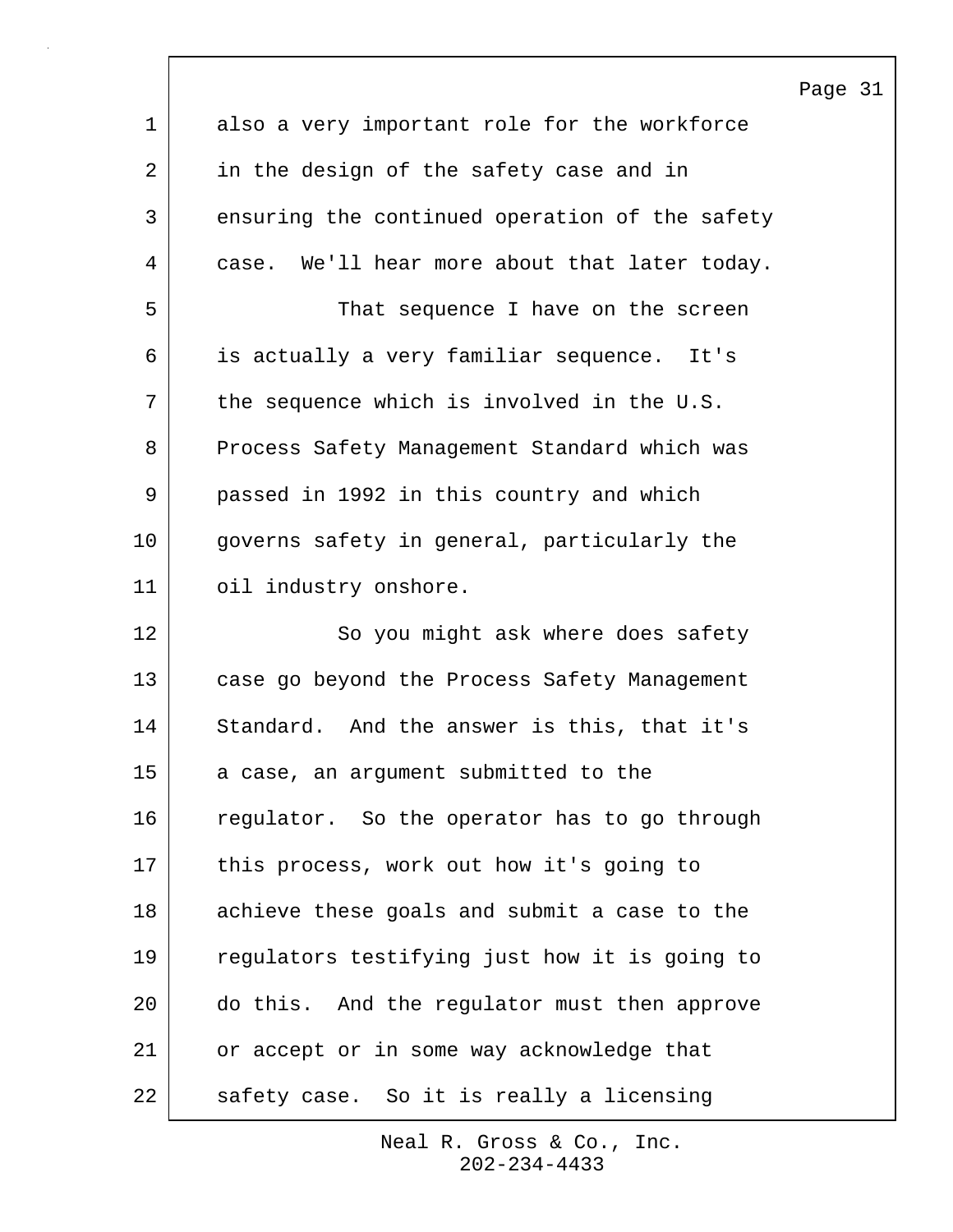also a very important role for the workforce in the design of the safety case and in ensuring the continued operation of the safety case. We'll hear more about that later today.

That sequence I have on the screen is actually a very familiar sequence. It's the sequence which is involved in the U.S. Process Safety Management Standard which was passed in 1992 in this country and which governs safety in general, particularly the oil industry onshore.

So you might ask where does safety case go beyond the Process Safety Management Standard. And the answer is this, that it's a case, an argument submitted to the regulator. So the operator has to go through this process, work out how it's going to achieve these goals and submit a case to the regulators testifying just how it is going to do this. And the regulator must then approve or accept or in some way acknowledge that safety case. So it is really a licensing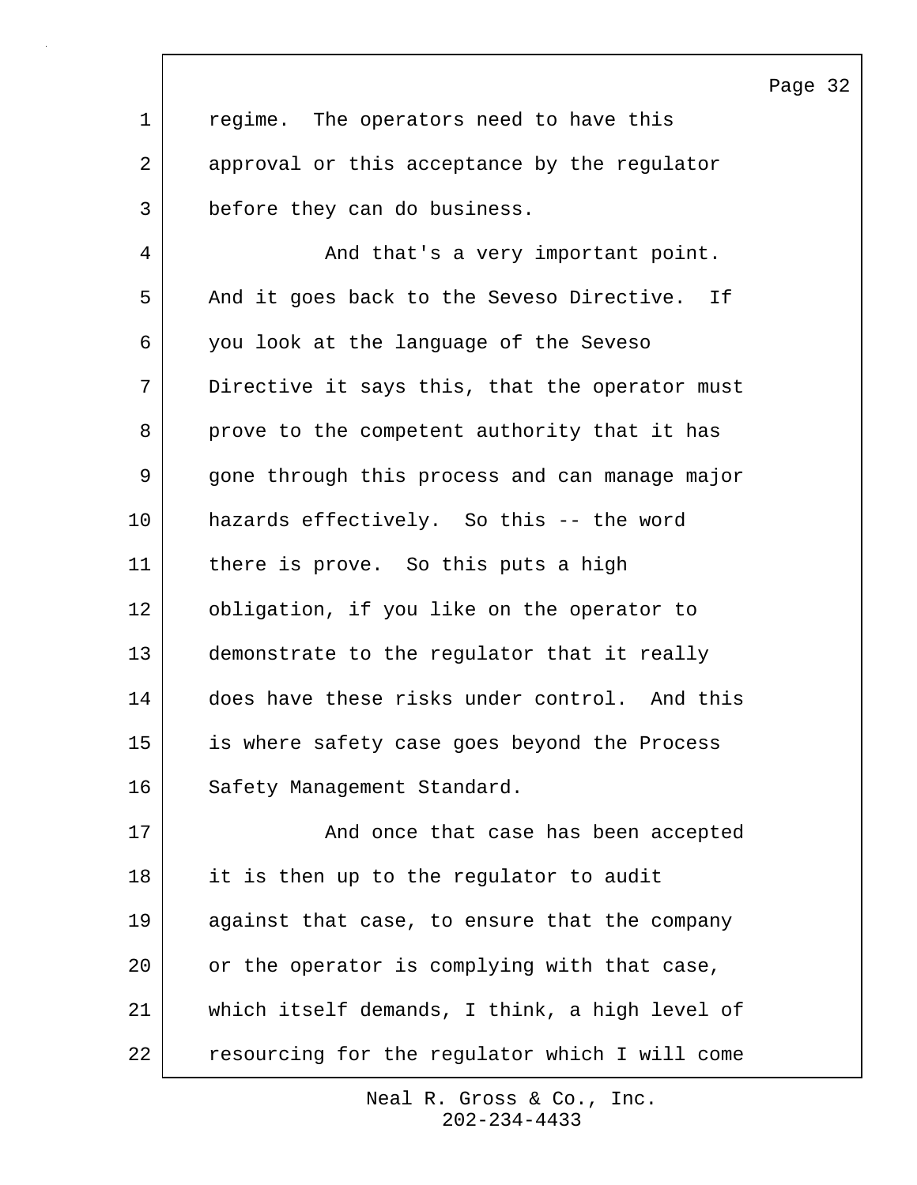regime. The operators need to have this approval or this acceptance by the regulator before they can do business.

And that's a very important point. And it goes back to the Seveso Directive. If you look at the language of the Seveso Directive it says this, that the operator must prove to the competent authority that it has gone through this process and can manage major hazards effectively. So this -- the word there is prove. So this puts a high obligation, if you like on the operator to demonstrate to the regulator that it really does have these risks under control. And this is where safety case goes beyond the Process Safety Management Standard.

And once that case has been accepted it is then up to the regulator to audit against that case, to ensure that the company or the operator is complying with that case, which itself demands, I think, a high level of resourcing for the regulator which I will come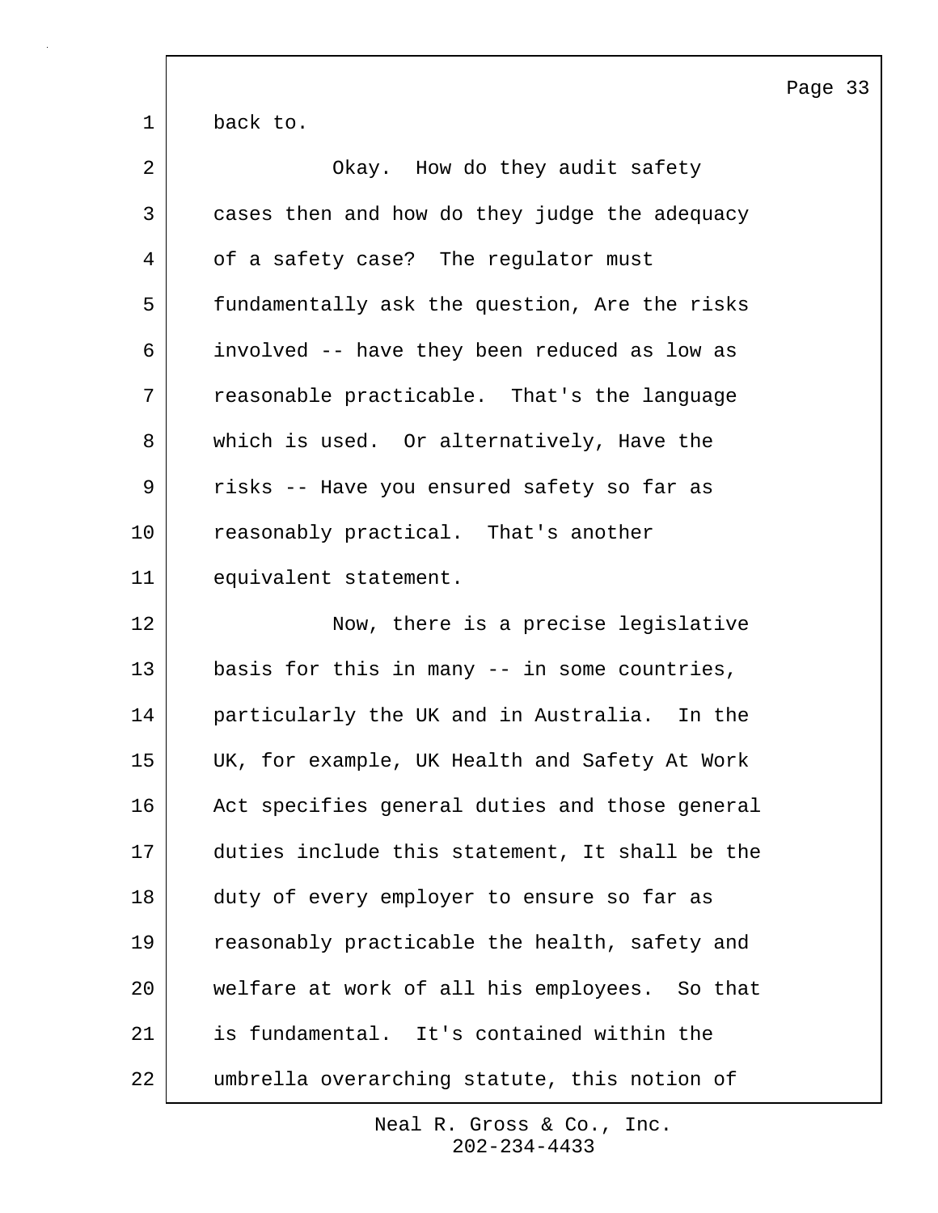back to.

Okay. How do they audit safety cases then and how do they judge the adequacy of a safety case? The regulator must fundamentally ask the question, Are the risks involved -- have they been reduced as low as reasonable practicable. That's the language which is used. Or alternatively, Have the risks -- Have you ensured safety so far as reasonably practical. That's another equivalent statement.

Now, there is a precise legislative basis for this in many -- in some countries, particularly the UK and in Australia. In the UK, for example, UK Health and Safety At Work Act specifies general duties and those general duties include this statement, It shall be the duty of every employer to ensure so far as reasonably practicable the health, safety and welfare at work of all his employees. So that is fundamental. It's contained within the umbrella overarching statute, this notion of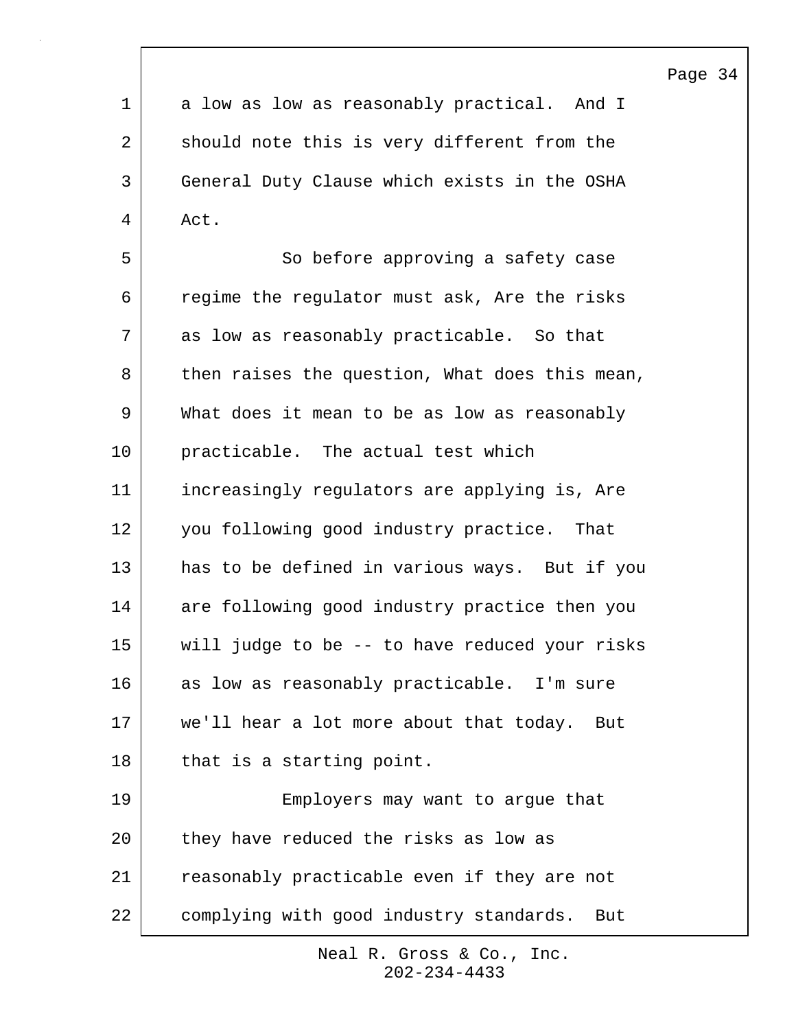a low as low as reasonably practical. And I should note this is very different from the General Duty Clause which exists in the OSHA Act.

So before approving a safety case regime the regulator must ask, Are the risks as low as reasonably practicable. So that then raises the question, What does this mean, What does it mean to be as low as reasonably practicable. The actual test which increasingly regulators are applying is, Are you following good industry practice. That has to be defined in various ways. But if you are following good industry practice then you will judge to be -- to have reduced your risks as low as reasonably practicable. I'm sure we'll hear a lot more about that today. But that is a starting point.

Employers may want to argue that they have reduced the risks as low as reasonably practicable even if they are not complying with good industry standards. But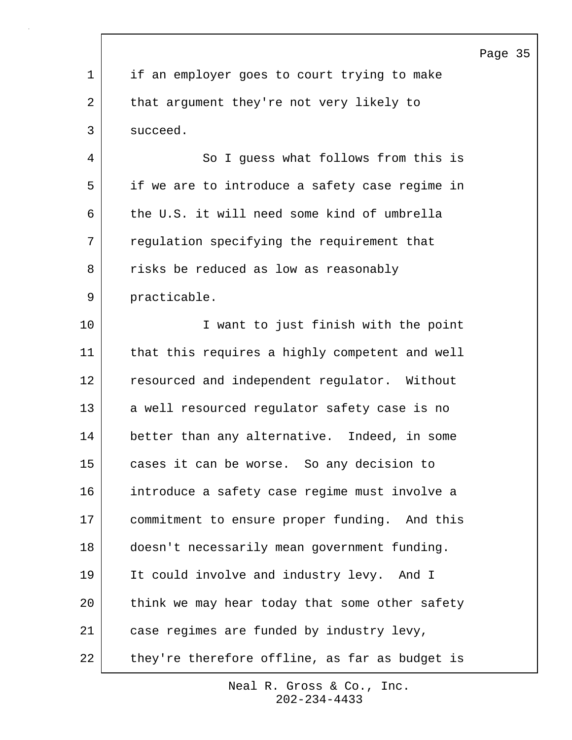if an employer goes to court trying to make that argument they're not very likely to succeed.

So I guess what follows from this is if we are to introduce a safety case regime in the U.S. it will need some kind of umbrella regulation specifying the requirement that risks be reduced as low as reasonably practicable.

I want to just finish with the point that this requires a highly competent and well resourced and independent regulator. Without a well resourced regulator safety case is no better than any alternative. Indeed, in some cases it can be worse. So any decision to introduce a safety case regime must involve a commitment to ensure proper funding. And this doesn't necessarily mean government funding. It could involve and industry levy. And I think we may hear today that some other safety case regimes are funded by industry levy, they're therefore offline, as far as budget is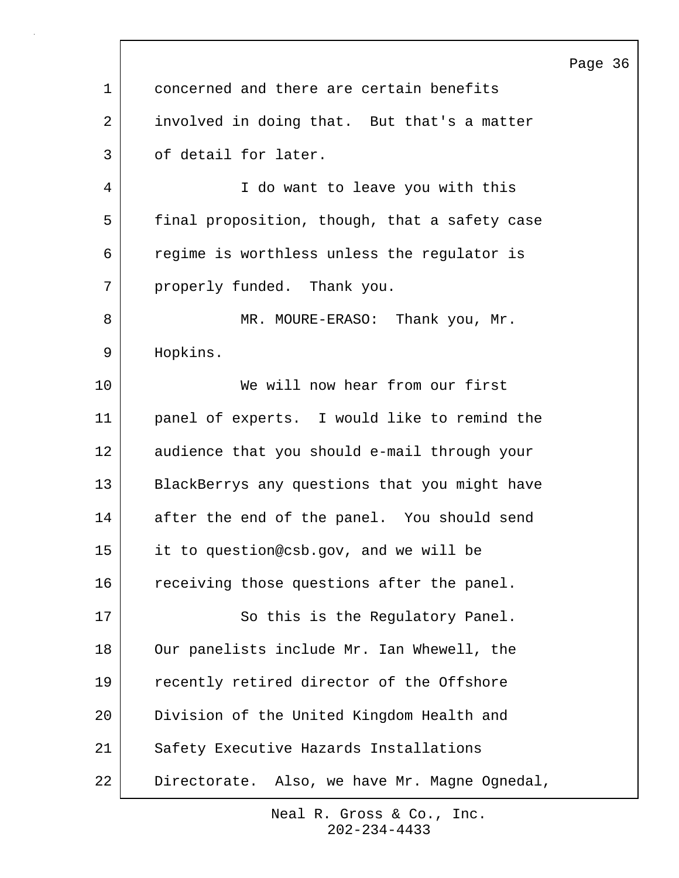concerned and there are certain benefits involved in doing that. But that's a matter of detail for later.

I do want to leave you with this final proposition, though, that a safety case regime is worthless unless the regulator is properly funded. Thank you.

MR. MOURE-ERASO: Thank you, Mr. Hopkins.

We will now hear from our first panel of experts. I would like to remind the audience that you should e-mail through your BlackBerrys any questions that you might have after the end of the panel. You should send it to question@csb.gov, and we will be receiving those questions after the panel.

So this is the Regulatory Panel. Our panelists include Mr. Ian Whewell, the recently retired director of the Offshore Division of the United Kingdom Health and Safety Executive Hazards Installations Directorate. Also, we have Mr. Magne Ognedal,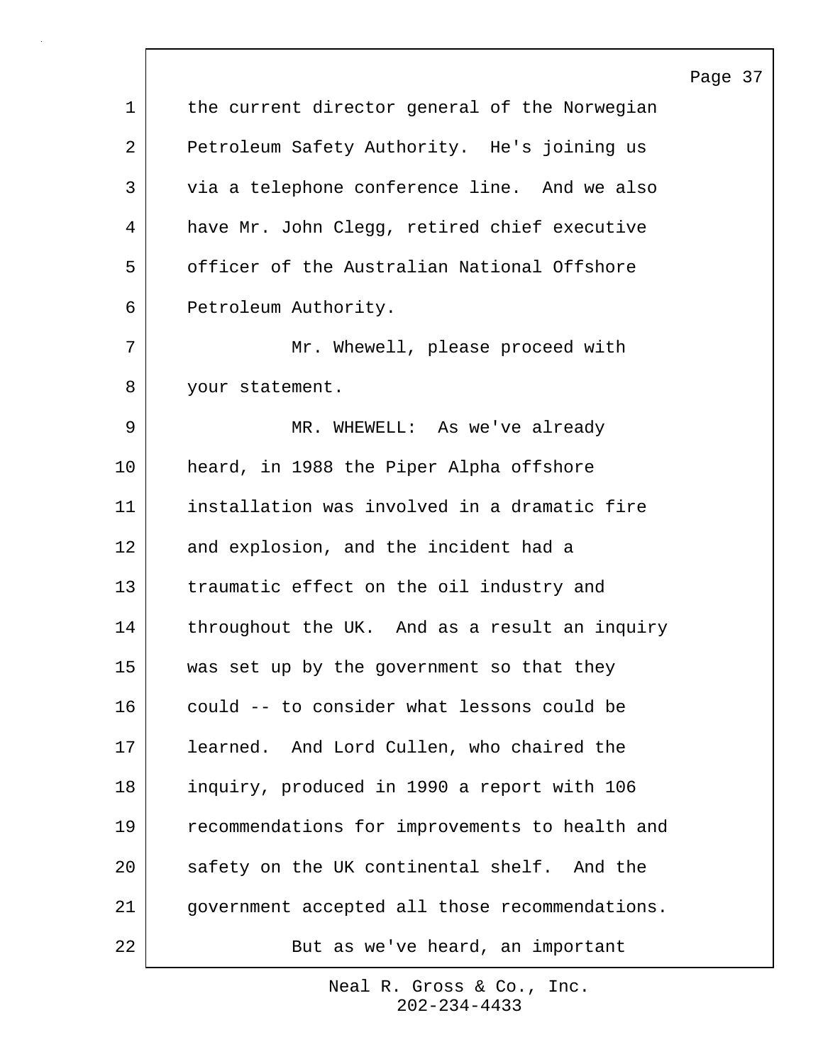the current director general of the Norwegian Petroleum Safety Authority. He's joining us via a telephone conference line. And we also have Mr. John Clegg, retired chief executive officer of the Australian National Offshore Petroleum Authority.

Mr. Whewell, please proceed with your statement.

MR. WHEWELL: As we've already heard, in 1988 the Piper Alpha offshore installation was involved in a dramatic fire and explosion, and the incident had a traumatic effect on the oil industry and throughout the UK. And as a result an inquiry was set up by the government so that they could -- to consider what lessons could be learned. And Lord Cullen, who chaired the inquiry, produced in 1990 a report with 106 recommendations for improvements to health and safety on the UK continental shelf. And the government accepted all those recommendations.

But as we've heard, an important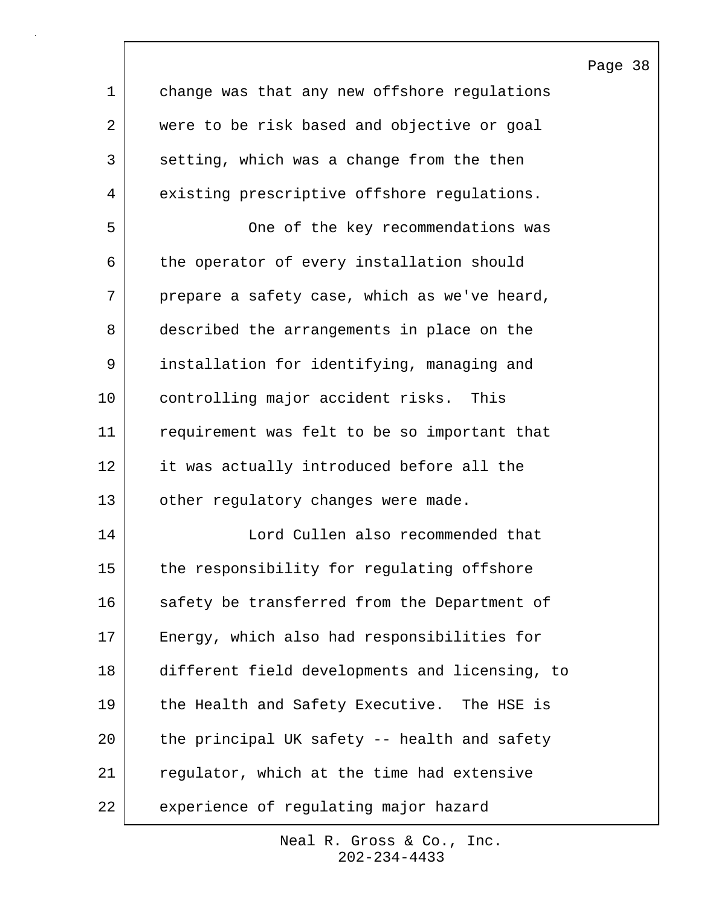change was that any new offshore regulations were to be risk based and objective or goal setting, which was a change from the then existing prescriptive offshore regulations.

One of the key recommendations was the operator of every installation should prepare a safety case, which as we've heard, described the arrangements in place on the installation for identifying, managing and controlling major accident risks. This requirement was felt to be so important that it was actually introduced before all the other regulatory changes were made.

Lord Cullen also recommended that the responsibility for regulating offshore safety be transferred from the Department of Energy, which also had responsibilities for different field developments and licensing, to the Health and Safety Executive. The HSE is the principal UK safety -- health and safety regulator, which at the time had extensive experience of regulating major hazard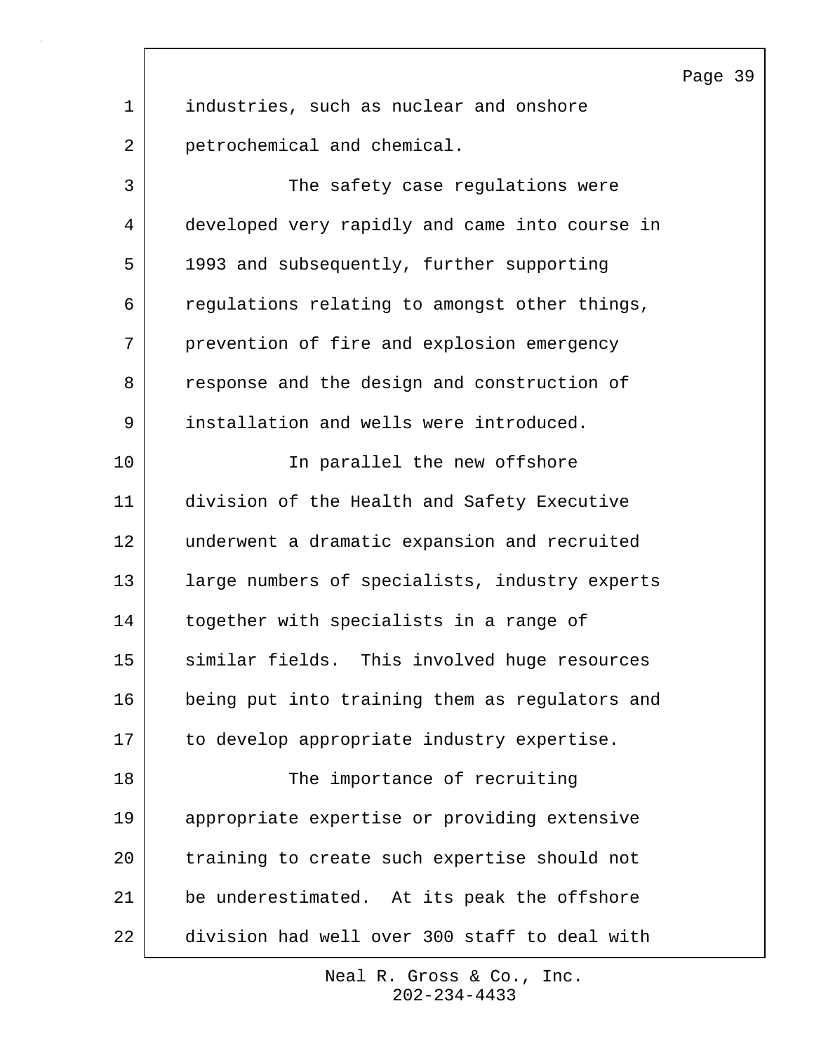industries, such as nuclear and onshore petrochemical and chemical.

The safety case regulations were developed very rapidly and came into course in 1993 and subsequently, further supporting regulations relating to amongst other things, prevention of fire and explosion emergency response and the design and construction of installation and wells were introduced.

In parallel the new offshore division of the Health and Safety Executive underwent a dramatic expansion and recruited large numbers of specialists, industry experts together with specialists in a range of similar fields. This involved huge resources being put into training them as regulators and to develop appropriate industry expertise.

The importance of recruiting appropriate expertise or providing extensive training to create such expertise should not be underestimated. At its peak the offshore division had well over 300 staff to deal with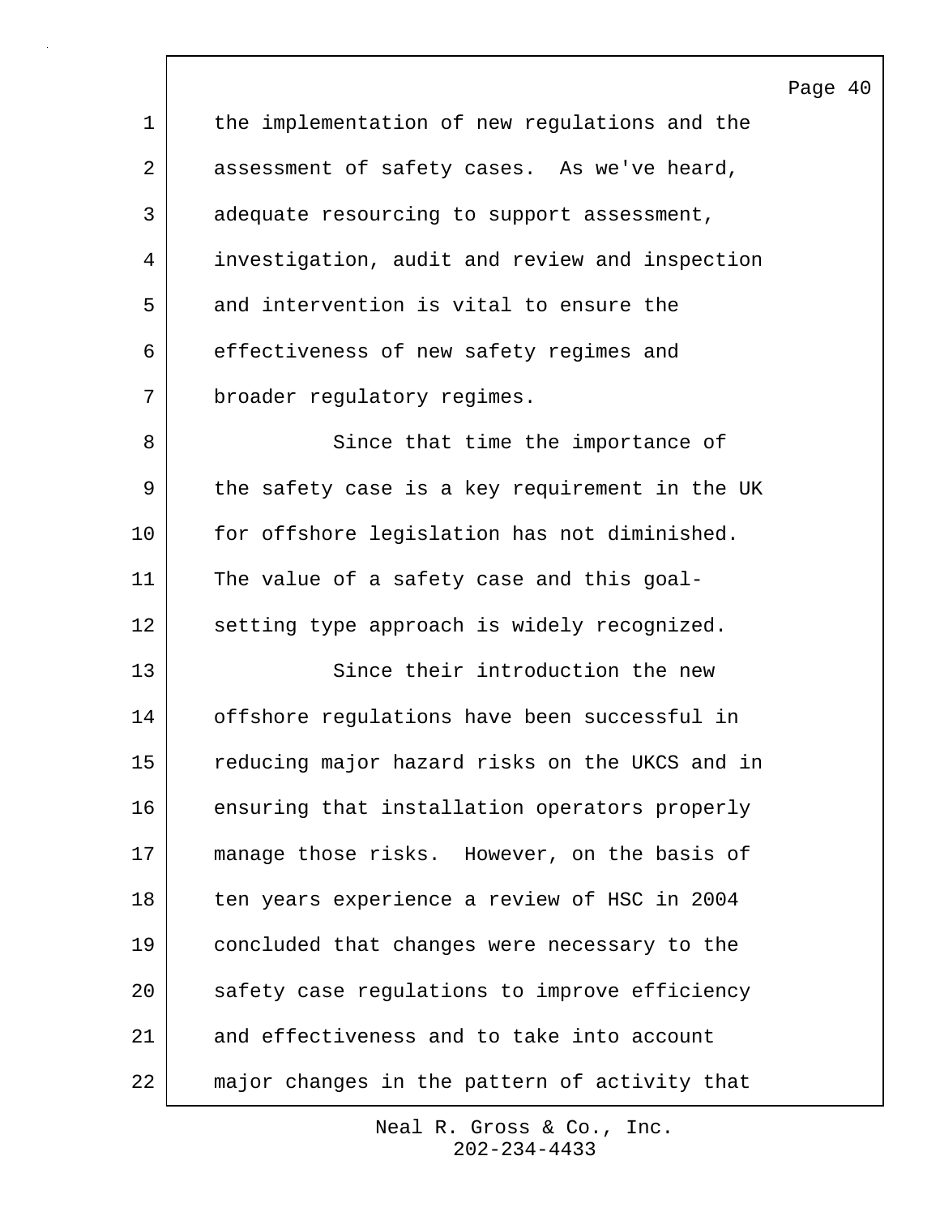the implementation of new regulations and the assessment of safety cases. As we've heard, adequate resourcing to support assessment, investigation, audit and review and inspection and intervention is vital to ensure the effectiveness of new safety regimes and broader regulatory regimes.

Since that time the importance of the safety case is a key requirement in the UK for offshore legislation has not diminished. The value of a safety case and this goal-setting type approach is widely recognized.

Since their introduction the new offshore regulations have been successful in reducing major hazard risks on the UKCS and in ensuring that installation operators properly manage those risks. However, on the basis of ten years experience a review of HSC in 2004 concluded that changes were necessary to the safety case regulations to improve efficiency and effectiveness and to take into account major changes in the pattern of activity that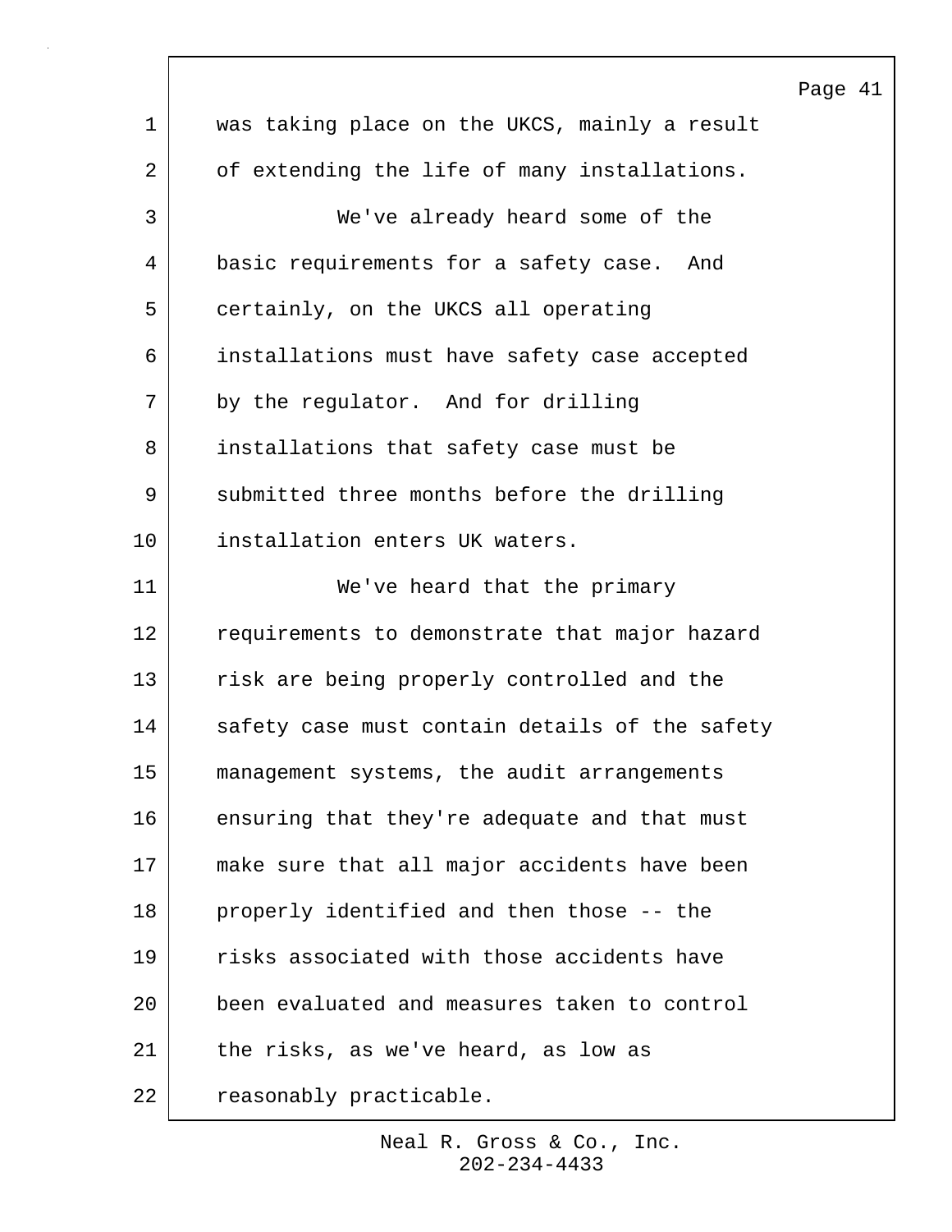was taking place on the UKCS, mainly a result of extending the life of many installations.

We've already heard some of the basic requirements for a safety case. And certainly, on the UKCS all operating installations must have safety case accepted by the regulator. And for drilling installations that safety case must be submitted three months before the drilling installation enters UK waters.

We've heard that the primary requirements to demonstrate that major hazard risk are being properly controlled and the safety case must contain details of the safety management systems, the audit arrangements ensuring that they're adequate and that must make sure that all major accidents have been properly identified and then those -- the risks associated with those accidents have been evaluated and measures taken to control the risks, as we've heard, as low as reasonably practicable.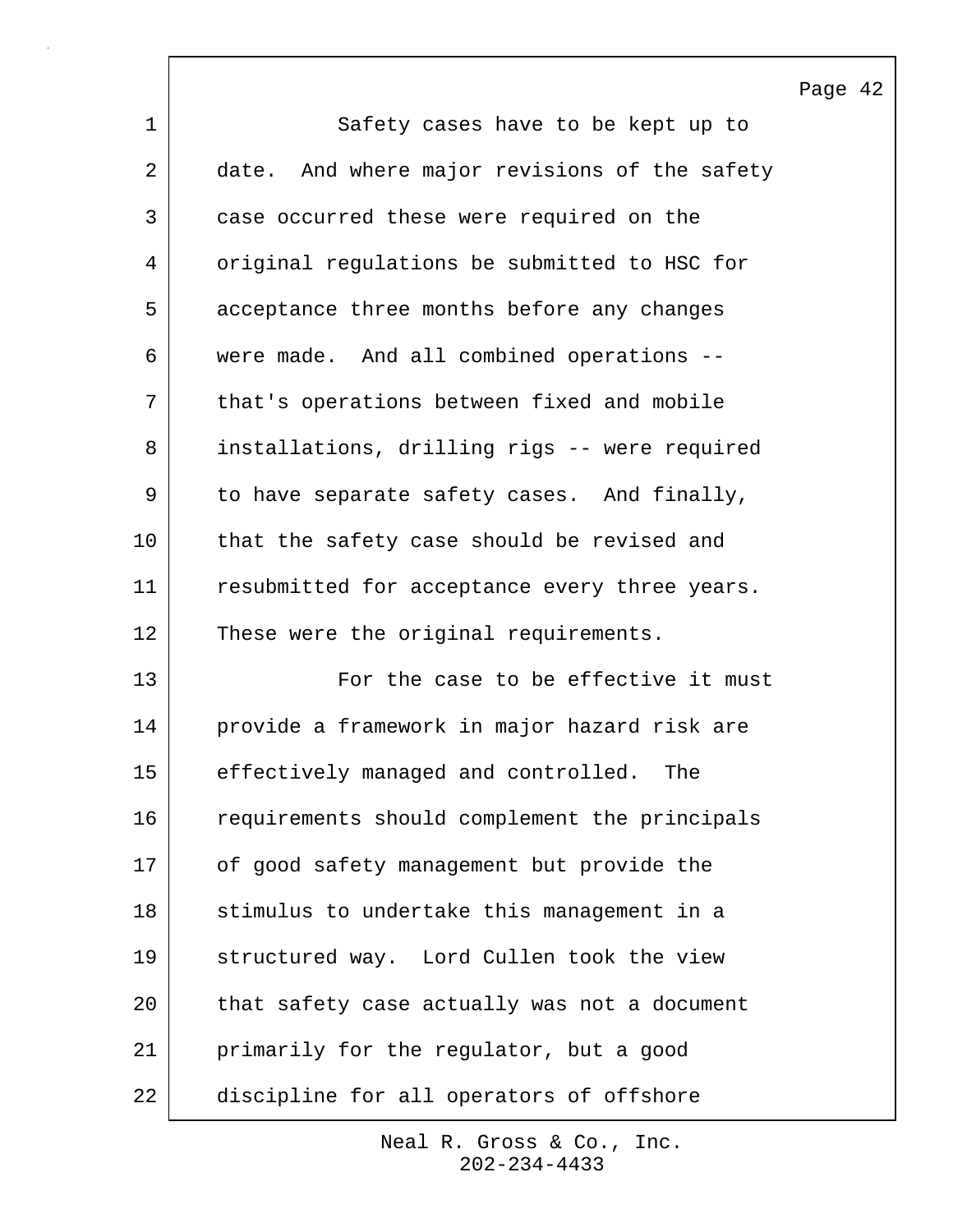Safety cases have to be kept up to date. And where major revisions of the safety case occurred these were required on the original regulations be submitted to HSC for acceptance three months before any changes were made. And all combined operations -- that's operations between fixed and mobile installations, drilling rigs -- were required to have separate safety cases. And finally, that the safety case should be revised and resubmitted for acceptance every three years. These were the original requirements.

For the case to be effective it must provide a framework in major hazard risk are effectively managed and controlled. The requirements should complement the principals of good safety management but provide the stimulus to undertake this management in a structured way. Lord Cullen took the view that safety case actually was not a document primarily for the regulator, but a good discipline for all operators of offshore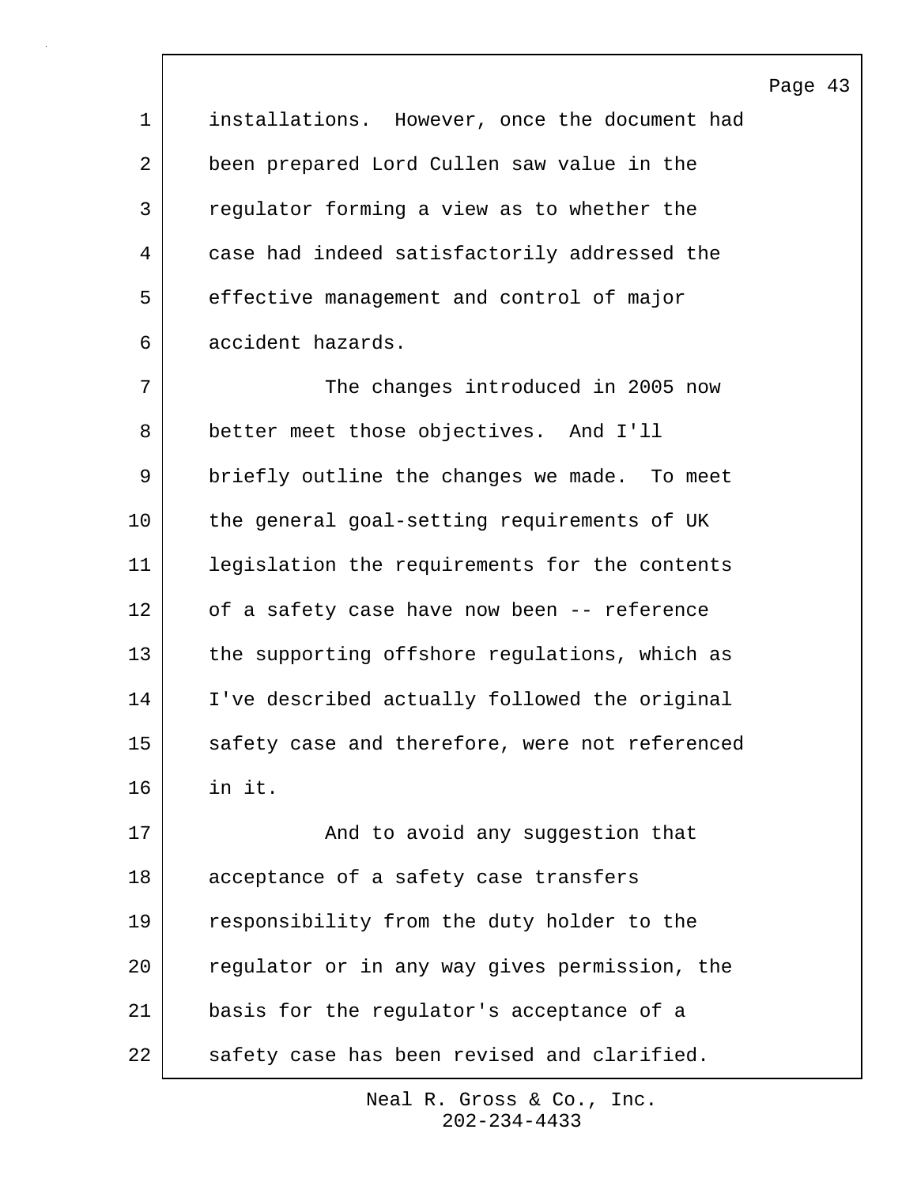installations. However, once the document had been prepared Lord Cullen saw value in the regulator forming a view as to whether the case had indeed satisfactorily addressed the effective management and control of major accident hazards.

The changes introduced in 2005 now better meet those objectives. And I'll briefly outline the changes we made. To meet the general goal-setting requirements of UK legislation the requirements for the contents of a safety case have now been -- reference the supporting offshore regulations, which as I've described actually followed the original safety case and therefore, were not referenced in it.

And to avoid any suggestion that acceptance of a safety case transfers responsibility from the duty holder to the regulator or in any way gives permission, the basis for the regulator's acceptance of a safety case has been revised and clarified.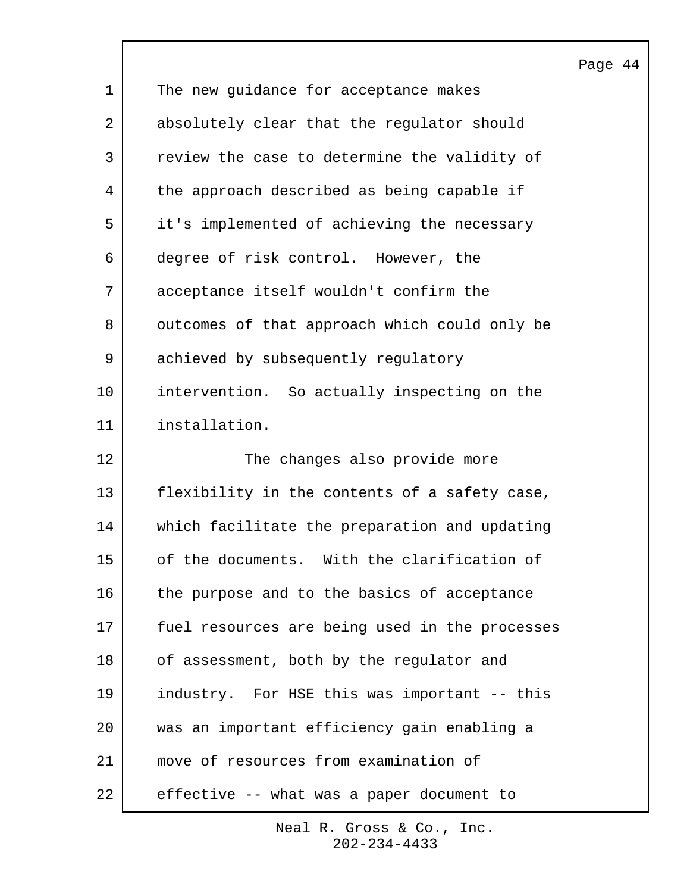The new guidance for acceptance makes absolutely clear that the regulator should review the case to determine the validity of the approach described as being capable if it's implemented of achieving the necessary degree of risk control. However, the acceptance itself wouldn't confirm the outcomes of that approach which could only be achieved by subsequently regulatory intervention. So actually inspecting on the installation.

The changes also provide more flexibility in the contents of a safety case, which facilitate the preparation and updating of the documents. With the clarification of the purpose and to the basics of acceptance fuel resources are being used in the processes of assessment, both by the regulator and industry. For HSE this was important -- this was an important efficiency gain enabling a move of resources from examination of effective -- what was a paper document to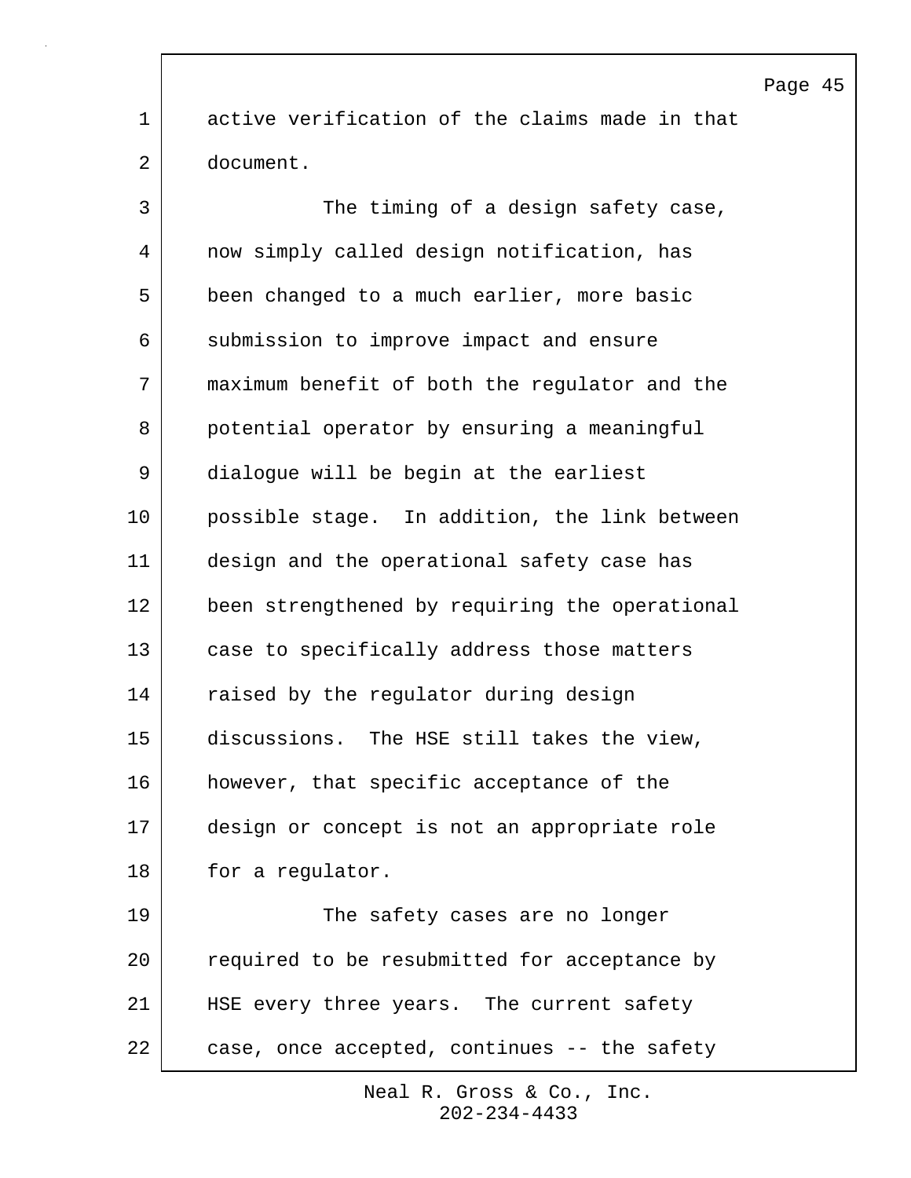active verification of the claims made in that document.

The timing of a design safety case, now simply called design notification, has been changed to a much earlier, more basic submission to improve impact and ensure maximum benefit of both the regulator and the potential operator by ensuring a meaningful dialogue will be begin at the earliest possible stage. In addition, the link between design and the operational safety case has been strengthened by requiring the operational case to specifically address those matters raised by the regulator during design discussions. The HSE still takes the view, however, that specific acceptance of the design or concept is not an appropriate role for a regulator.

The safety cases are no longer required to be resubmitted for acceptance by HSE every three years. The current safety case, once accepted, continues -- the safety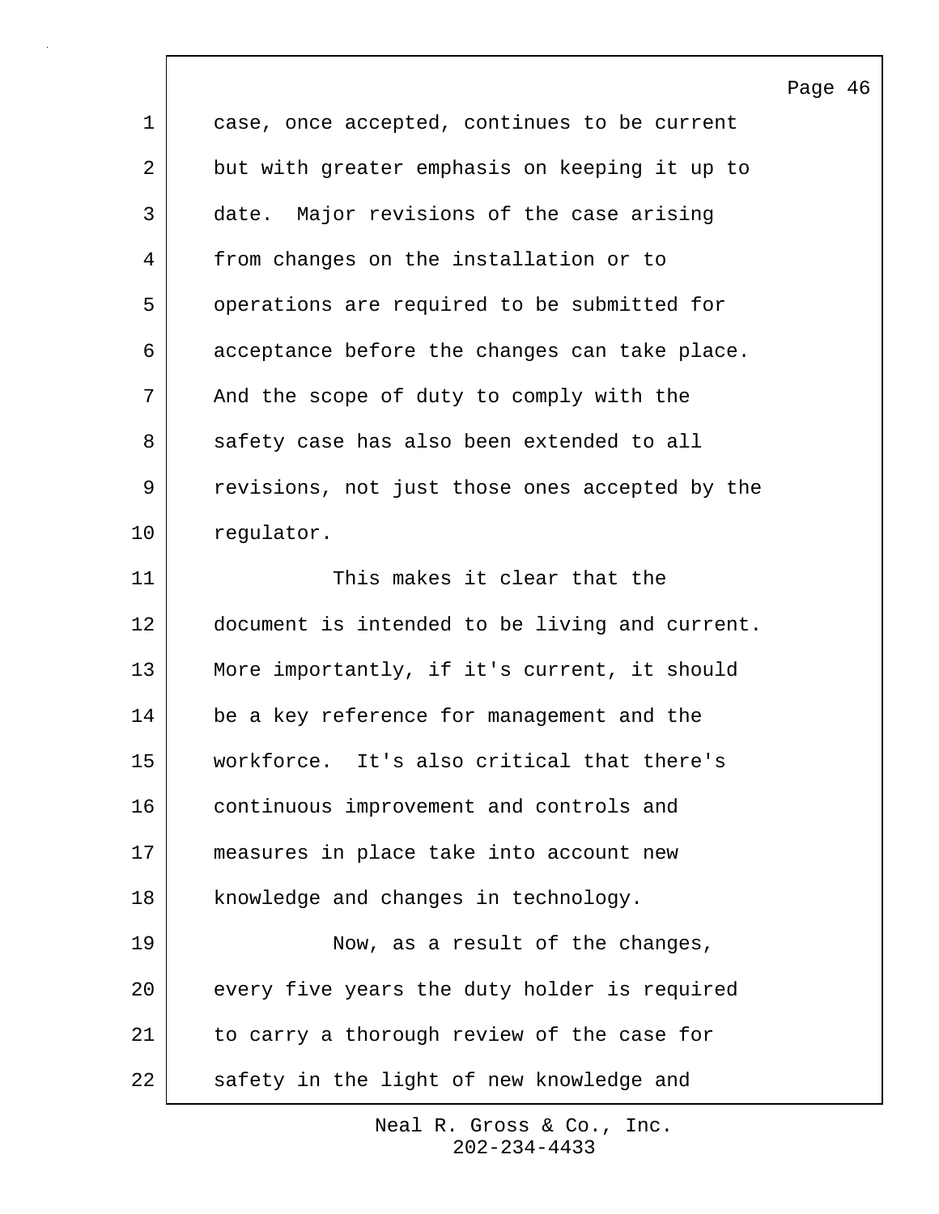case, once accepted, continues to be current but with greater emphasis on keeping it up to date. Major revisions of the case arising from changes on the installation or to operations are required to be submitted for acceptance before the changes can take place. And the scope of duty to comply with the safety case has also been extended to all revisions, not just those ones accepted by the regulator.

This makes it clear that the document is intended to be living and current. More importantly, if it's current, it should be a key reference for management and the workforce. It's also critical that there's continuous improvement and controls and measures in place take into account new knowledge and changes in technology.

Now, as a result of the changes, every five years the duty holder is required to carry a thorough review of the case for safety in the light of new knowledge and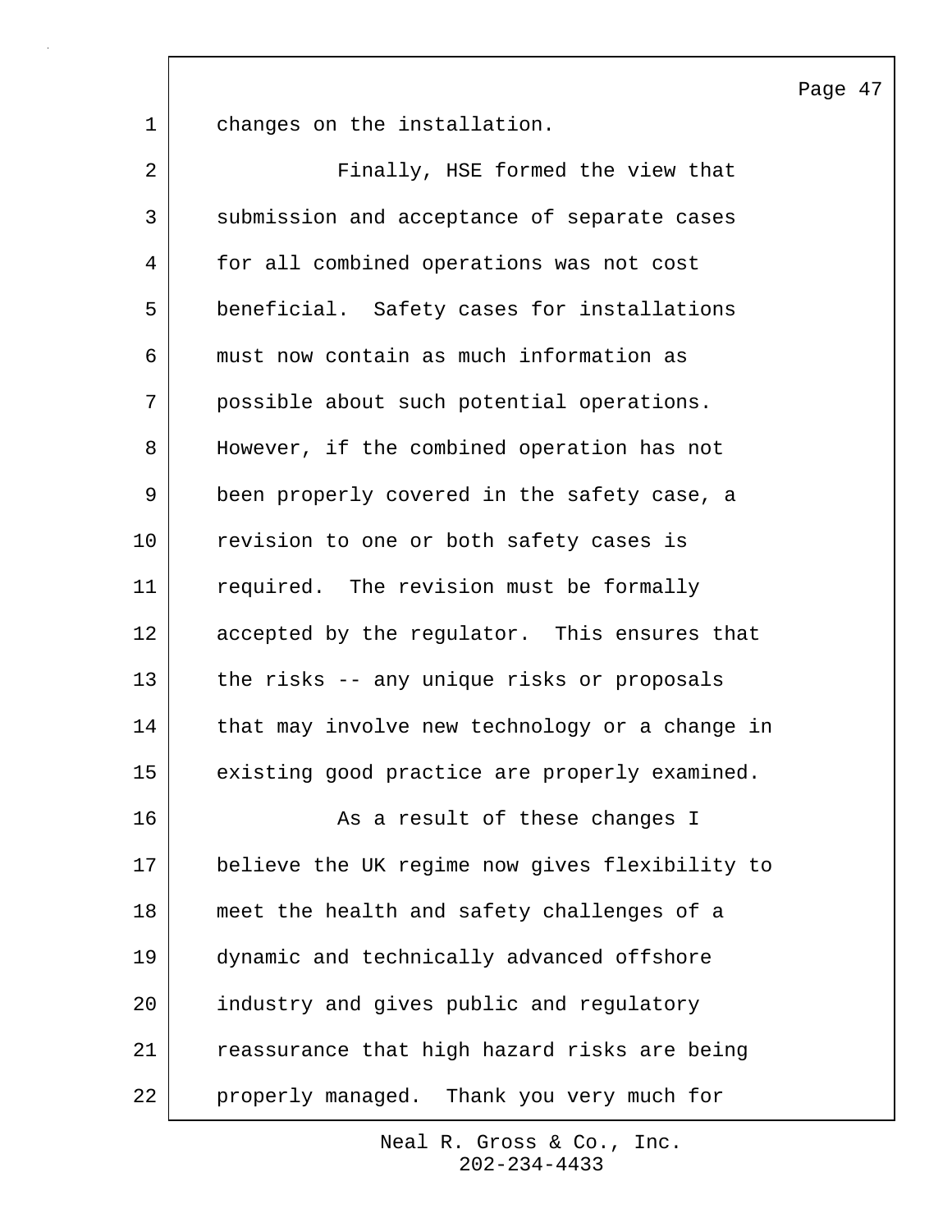changes on the installation.

Finally, HSE formed the view that submission and acceptance of separate cases for all combined operations was not cost beneficial. Safety cases for installations must now contain as much information as possible about such potential operations. However, if the combined operation has not been properly covered in the safety case, a revision to one or both safety cases is required. The revision must be formally accepted by the regulator. This ensures that the risks -- any unique risks or proposals that may involve new technology or a change in existing good practice are properly examined.

As a result of these changes I believe the UK regime now gives flexibility to meet the health and safety challenges of a dynamic and technically advanced offshore industry and gives public and regulatory reassurance that high hazard risks are being properly managed. Thank you very much for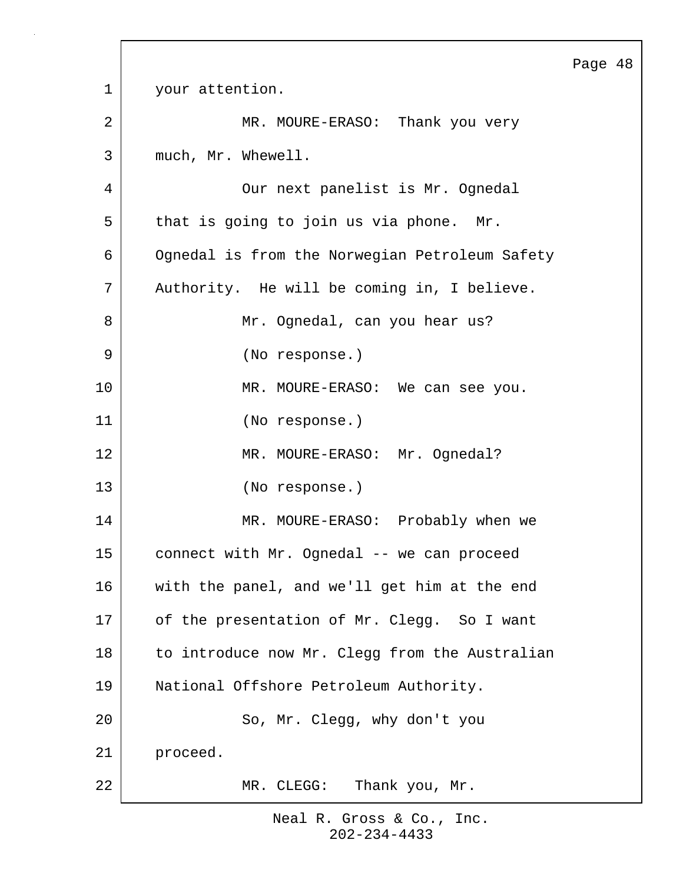your attention.

MR. MOURE-ERASO: Thank you very much, Mr. Whewell.

Our next panelist is Mr. Ognedal that is going to join us via phone. Mr. Ognedal is from the Norwegian Petroleum Safety Authority. He will be coming in, I believe.

Mr. Ognedal, can you hear us?

(No response.)

MR. MOURE-ERASO: We can see you.

(No response.)

MR. MOURE-ERASO: Mr. Ognedal?

(No response.)

MR. MOURE-ERASO: Probably when we connect with Mr. Ognedal -- we can proceed with the panel, and we'll get him at the end of the presentation of Mr. Clegg. So I want to introduce now Mr. Clegg from the Australian National Offshore Petroleum Authority.

So, Mr. Clegg, why don't you proceed.

MR. CLEGG: Thank you, Mr.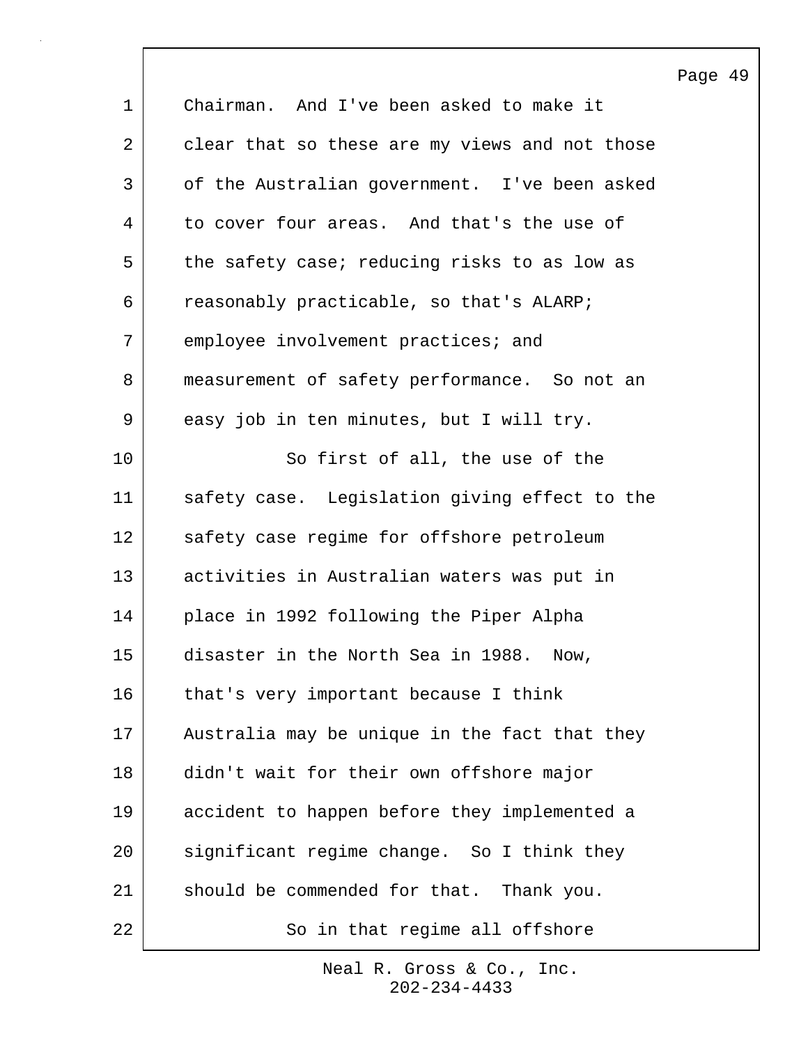Chairman. And I've been asked to make it clear that so these are my views and not those of the Australian government. I've been asked to cover four areas. And that's the use of the safety case; reducing risks to as low as reasonably practicable, so that's ALARP; employee involvement practices; and measurement of safety performance. So not an easy job in ten minutes, but I will try.

So first of all, the use of the safety case. Legislation giving effect to the safety case regime for offshore petroleum activities in Australian waters was put in place in 1992 following the Piper Alpha disaster in the North Sea in 1988. Now, that's very important because I think Australia may be unique in the fact that they didn't wait for their own offshore major accident to happen before they implemented a significant regime change. So I think they should be commended for that. Thank you.

So in that regime all offshore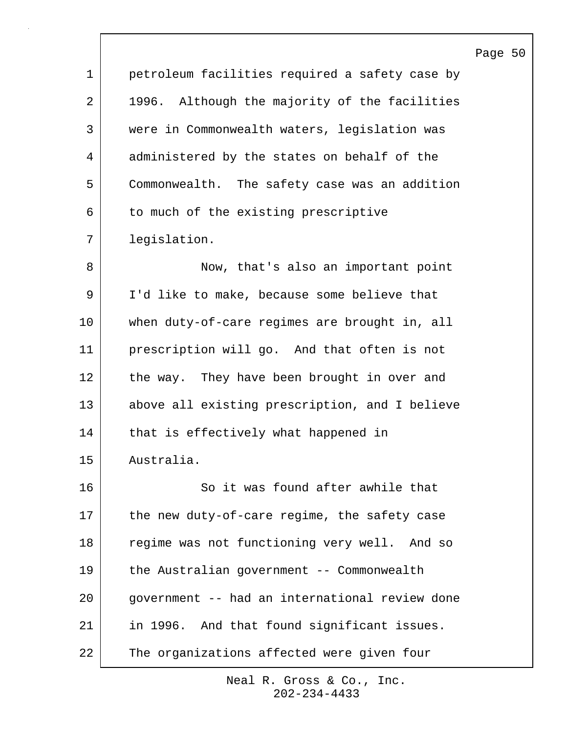petroleum facilities required a safety case by 1996. Although the majority of the facilities were in Commonwealth waters, legislation was administered by the states on behalf of the Commonwealth. The safety case was an addition to much of the existing prescriptive legislation.

Now, that's also an important point I'd like to make, because some believe that when duty-of-care regimes are brought in, all prescription will go. And that often is not the way. They have been brought in over and above all existing prescription, and I believe that is effectively what happened in Australia.

So it was found after awhile that the new duty-of-care regime, the safety case regime was not functioning very well. And so the Australian government -- Commonwealth government -- had an international review done in 1996. And that found significant issues. The organizations affected were given four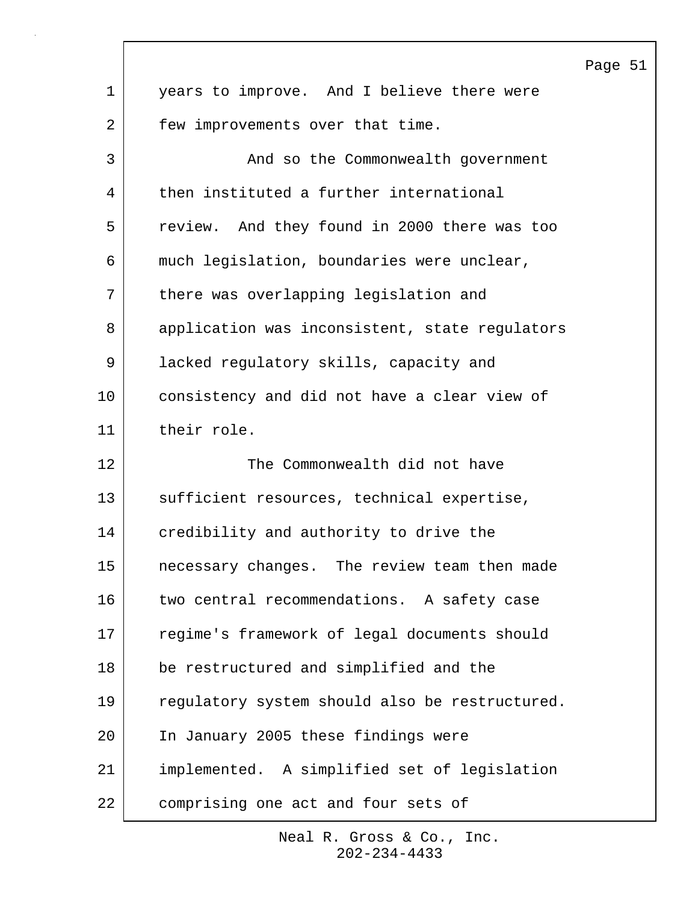years to improve. And I believe there were few improvements over that time.

And so the Commonwealth government then instituted a further international review. And they found in 2000 there was too much legislation, boundaries were unclear, there was overlapping legislation and application was inconsistent, state regulators lacked regulatory skills, capacity and consistency and did not have a clear view of their role.

The Commonwealth did not have sufficient resources, technical expertise, credibility and authority to drive the necessary changes. The review team then made two central recommendations. A safety case regime's framework of legal documents should be restructured and simplified and the regulatory system should also be restructured. In January 2005 these findings were implemented. A simplified set of legislation comprising one act and four sets of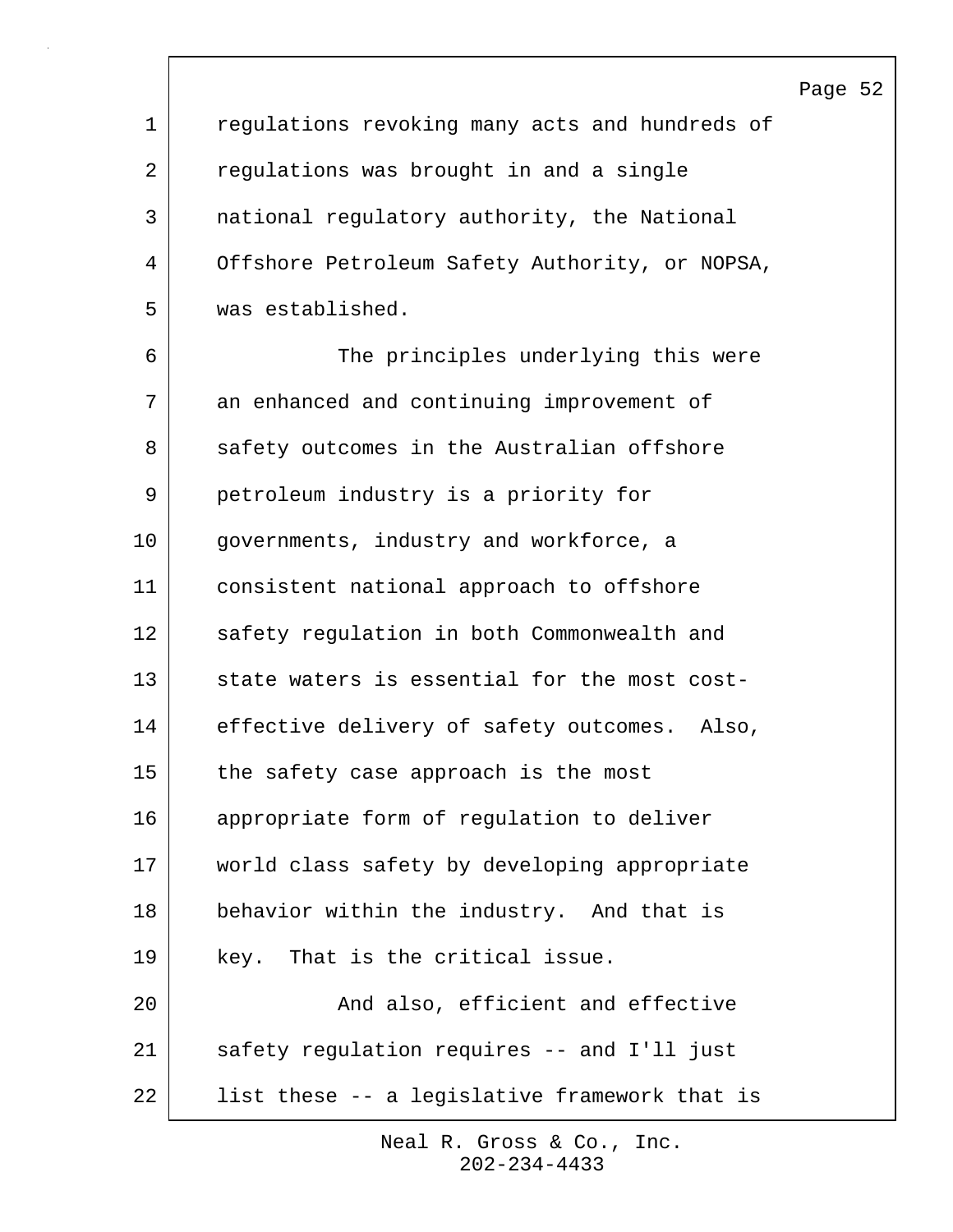regulations revoking many acts and hundreds of regulations was brought in and a single national regulatory authority, the National Offshore Petroleum Safety Authority, or NOPSA, was established.

The principles underlying this were an enhanced and continuing improvement of safety outcomes in the Australian offshore petroleum industry is a priority for governments, industry and workforce, a consistent national approach to offshore safety regulation in both Commonwealth and state waters is essential for the most cost-effective delivery of safety outcomes. Also, the safety case approach is the most appropriate form of regulation to deliver world class safety by developing appropriate behavior within the industry. And that is key. That is the critical issue.

And also, efficient and effective safety regulation requires -- and I'll just list these -- a legislative framework that is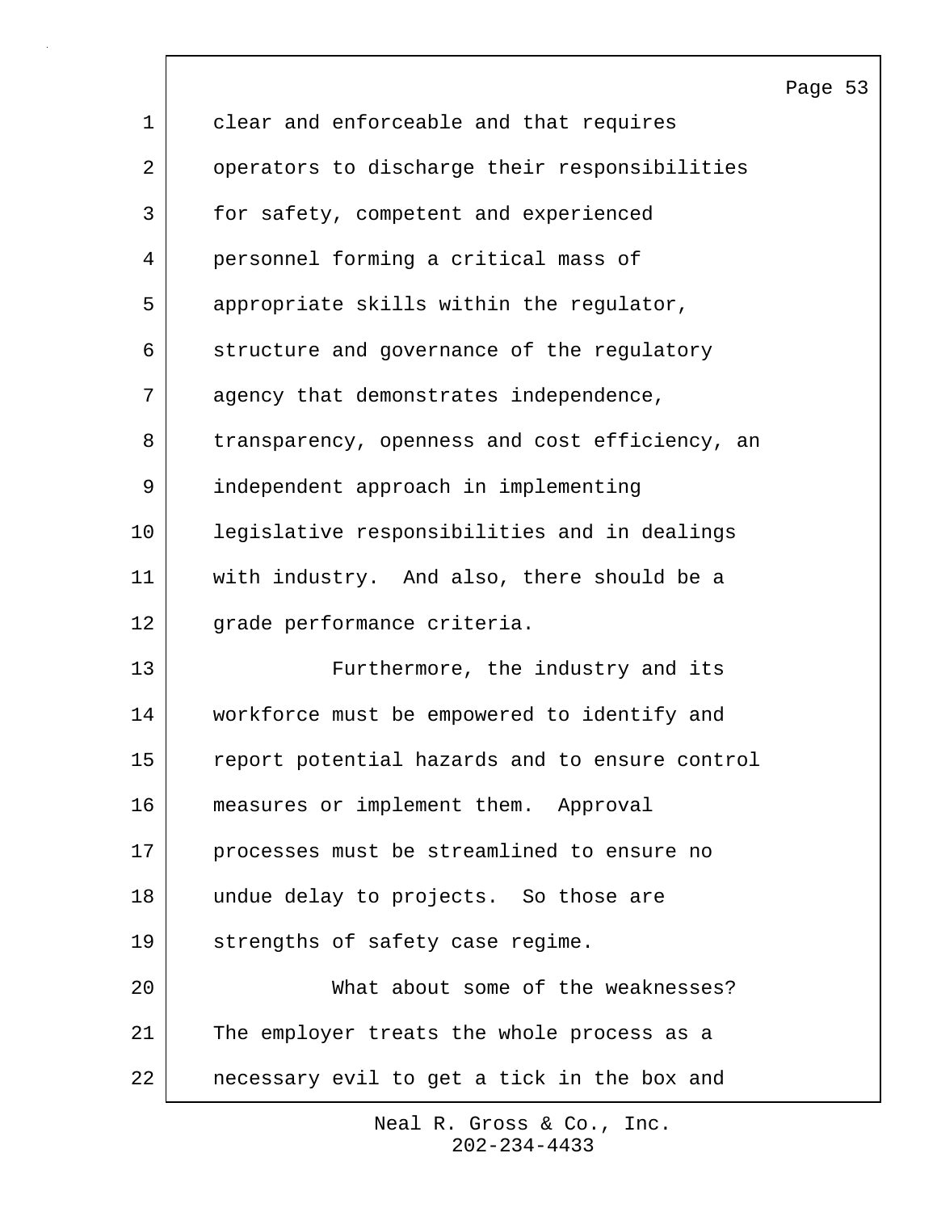clear and enforceable and that requires operators to discharge their responsibilities for safety, competent and experienced personnel forming a critical mass of appropriate skills within the regulator, structure and governance of the regulatory agency that demonstrates independence, transparency, openness and cost efficiency, an independent approach in implementing legislative responsibilities and in dealings with industry. And also, there should be a grade performance criteria.

Furthermore, the industry and its workforce must be empowered to identify and report potential hazards and to ensure control measures or implement them. Approval processes must be streamlined to ensure no undue delay to projects. So those are strengths of safety case regime.

What about some of the weaknesses? The employer treats the whole process as a necessary evil to get a tick in the box and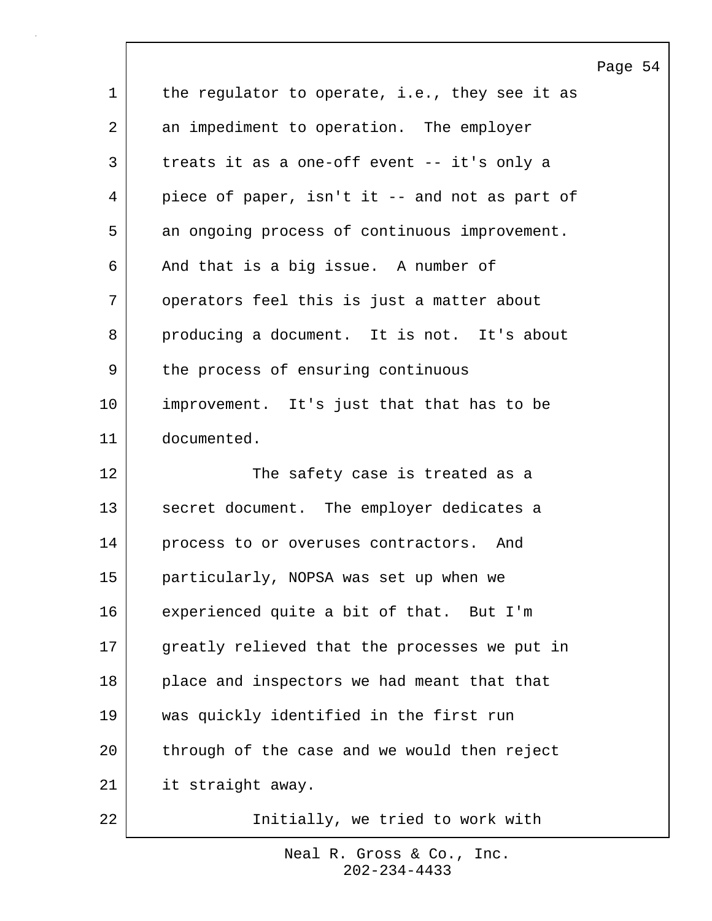the regulator to operate, i.e., they see it as an impediment to operation. The employer treats it as a one-off event -- it's only a piece of paper, isn't it -- and not as part of an ongoing process of continuous improvement. And that is a big issue. A number of operators feel this is just a matter about producing a document. It is not. It's about the process of ensuring continuous improvement. It's just that that has to be documented.

The safety case is treated as a secret document. The employer dedicates a process to or overuses contractors. And particularly, NOPSA was set up when we experienced quite a bit of that. But I'm greatly relieved that the processes we put in place and inspectors we had meant that that was quickly identified in the first run through of the case and we would then reject it straight away.

Initially, we tried to work with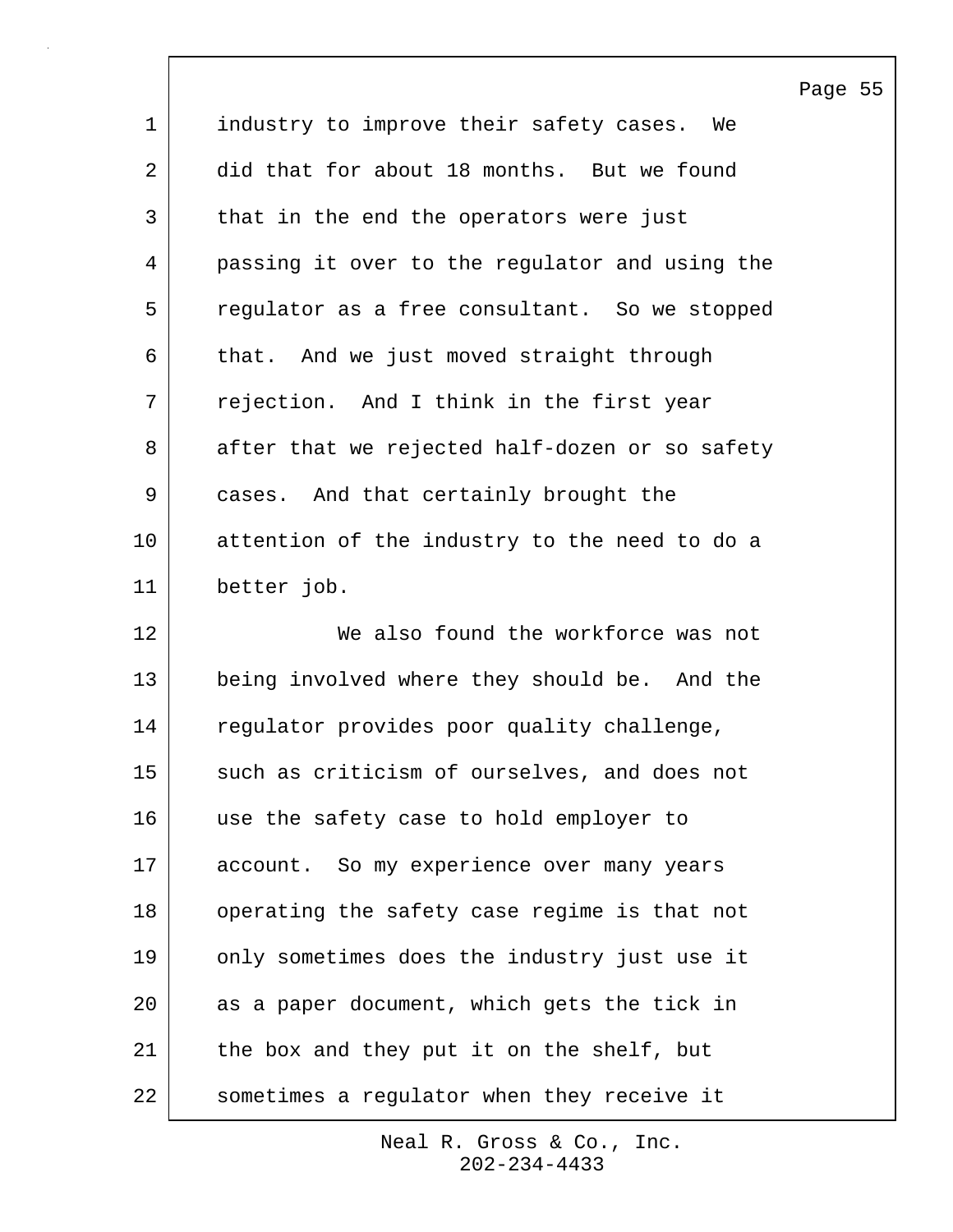industry to improve their safety cases. We did that for about 18 months. But we found that in the end the operators were just passing it over to the regulator and using the regulator as a free consultant. So we stopped that. And we just moved straight through rejection. And I think in the first year after that we rejected half-dozen or so safety cases. And that certainly brought the attention of the industry to the need to do a better job.

We also found the workforce was not being involved where they should be. And the regulator provides poor quality challenge, such as criticism of ourselves, and does not use the safety case to hold employer to account. So my experience over many years operating the safety case regime is that not only sometimes does the industry just use it as a paper document, which gets the tick in the box and they put it on the shelf, but sometimes a regulator when they receive it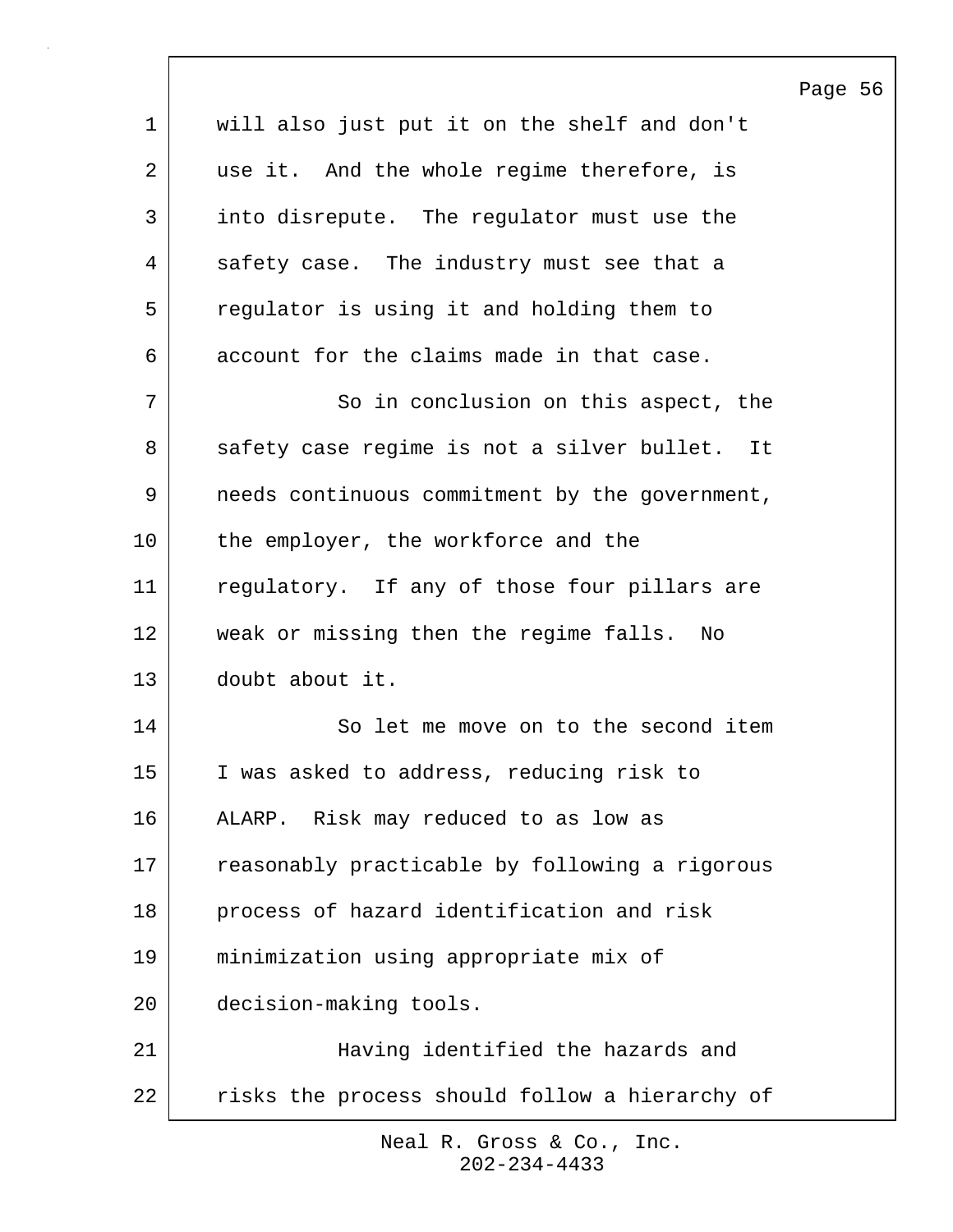will also just put it on the shelf and don't use it. And the whole regime therefore, is into disrepute. The regulator must use the safety case. The industry must see that a regulator is using it and holding them to account for the claims made in that case.

So in conclusion on this aspect, the safety case regime is not a silver bullet. It needs continuous commitment by the government, the employer, the workforce and the regulatory. If any of those four pillars are weak or missing then the regime falls. No doubt about it.

So let me move on to the second item I was asked to address, reducing risk to ALARP. Risk may reduced to as low as reasonably practicable by following a rigorous process of hazard identification and risk minimization using appropriate mix of decision-making tools.

Having identified the hazards and risks the process should follow a hierarchy of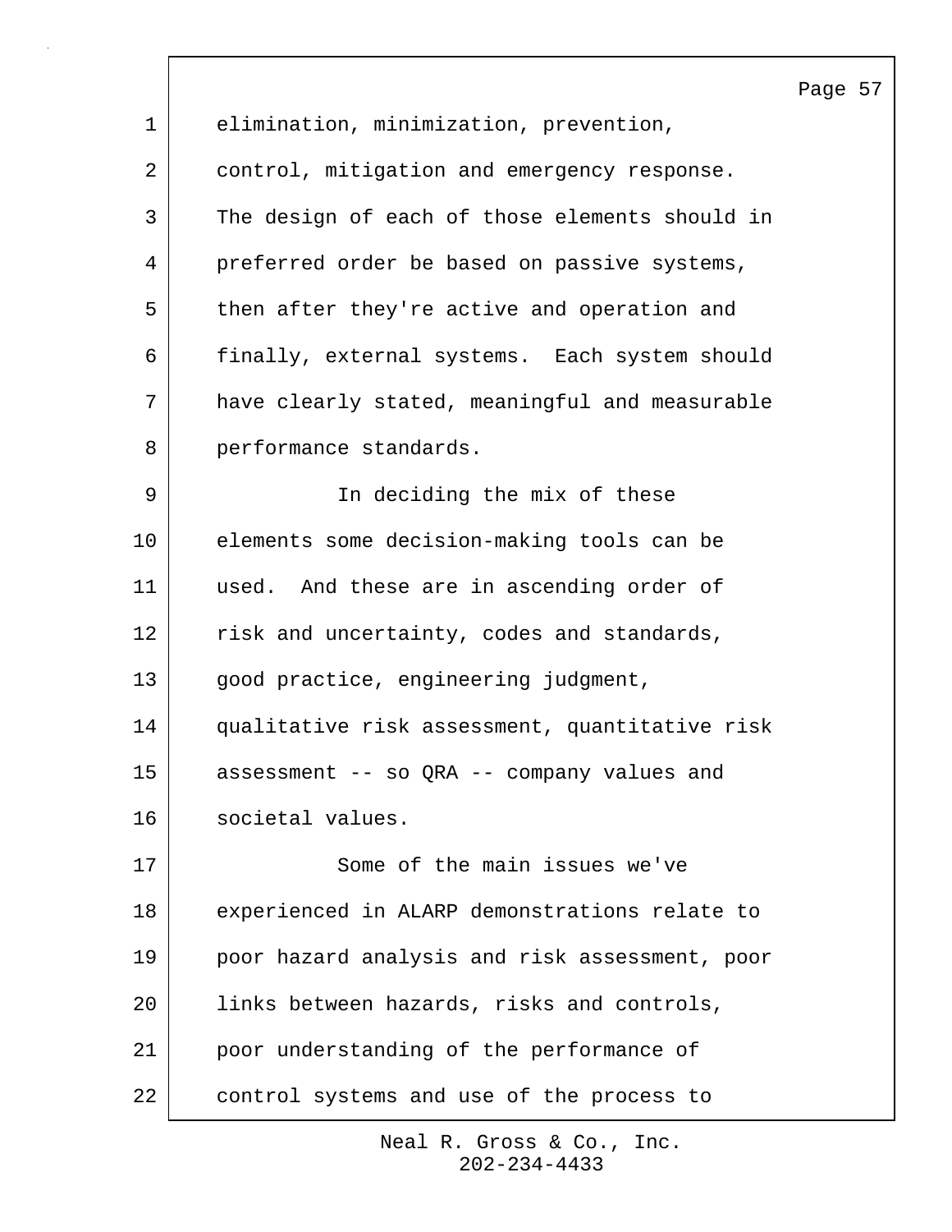elimination, minimization, prevention, control, mitigation and emergency response. The design of each of those elements should in preferred order be based on passive systems, then after they're active and operation and finally, external systems. Each system should have clearly stated, meaningful and measurable performance standards.

In deciding the mix of these elements some decision-making tools can be used. And these are in ascending order of risk and uncertainty, codes and standards, good practice, engineering judgment, qualitative risk assessment, quantitative risk assessment -- so QRA -- company values and societal values.

Some of the main issues we've experienced in ALARP demonstrations relate to poor hazard analysis and risk assessment, poor links between hazards, risks and controls, poor understanding of the performance of control systems and use of the process to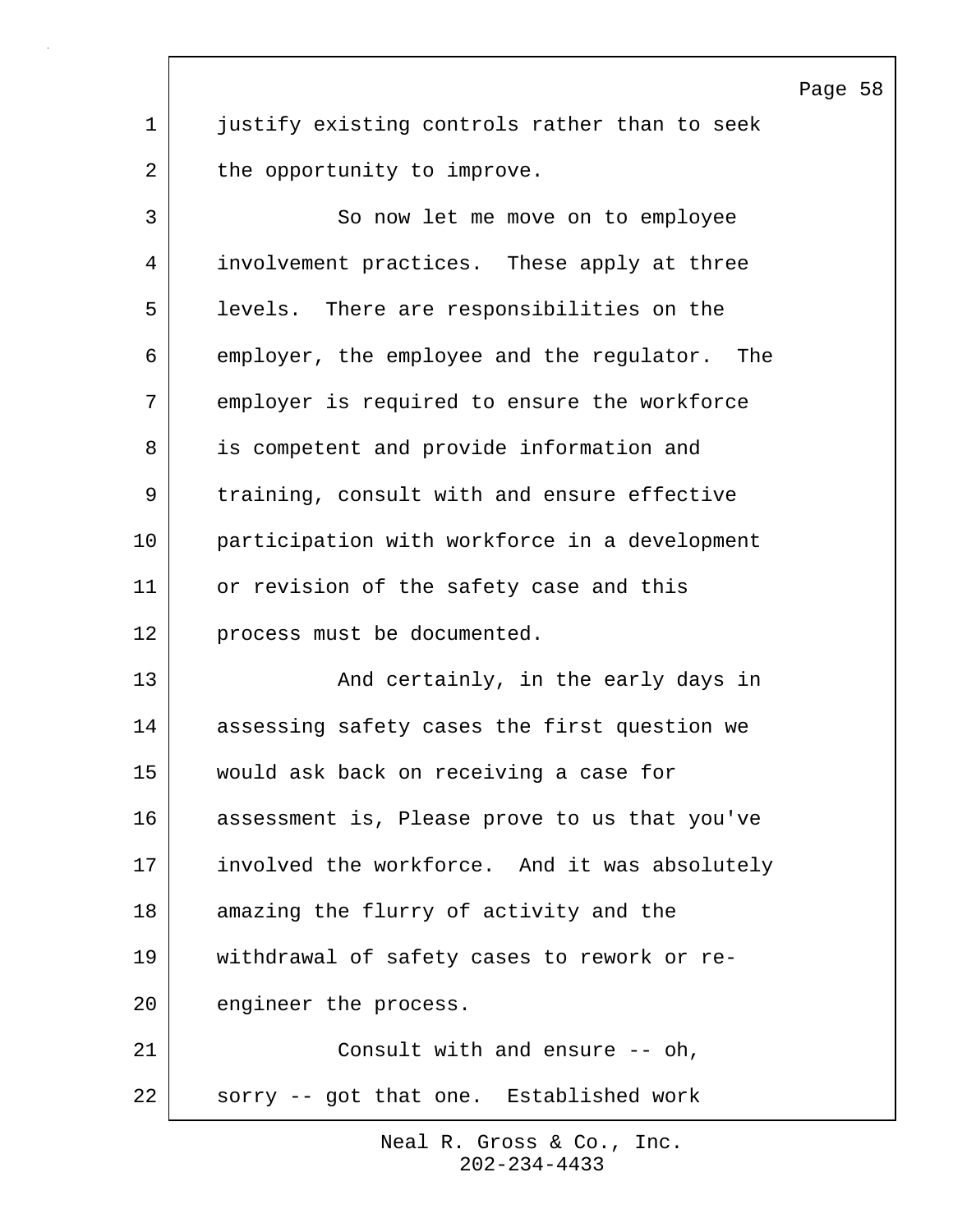justify existing controls rather than to seek the opportunity to improve.

So now let me move on to employee involvement practices. These apply at three levels. There are responsibilities on the employer, the employee and the regulator. The employer is required to ensure the workforce is competent and provide information and training, consult with and ensure effective participation with workforce in a development or revision of the safety case and this process must be documented.

And certainly, in the early days in assessing safety cases the first question we would ask back on receiving a case for assessment is, Please prove to us that you've involved the workforce. And it was absolutely amazing the flurry of activity and the withdrawal of safety cases to rework or re-engineer the process.

Consult with and ensure -- oh, sorry -- got that one. Established work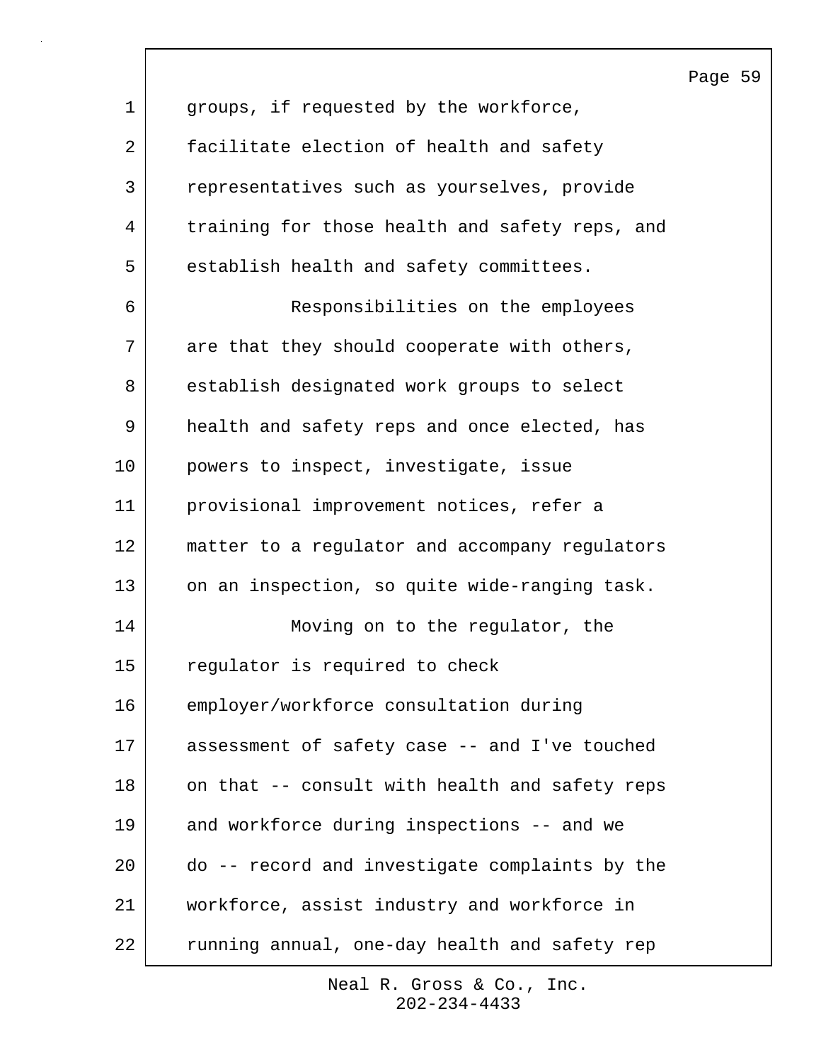groups, if requested by the workforce, facilitate election of health and safety representatives such as yourselves, provide training for those health and safety reps, and establish health and safety committees.

Responsibilities on the employees are that they should cooperate with others, establish designated work groups to select health and safety reps and once elected, has powers to inspect, investigate, issue provisional improvement notices, refer a matter to a regulator and accompany regulators on an inspection, so quite wide-ranging task.

Moving on to the regulator, the regulator is required to check employer/workforce consultation during assessment of safety case -- and I've touched on that -- consult with health and safety reps and workforce during inspections -- and we do -- record and investigate complaints by the workforce, assist industry and workforce in running annual, one-day health and safety rep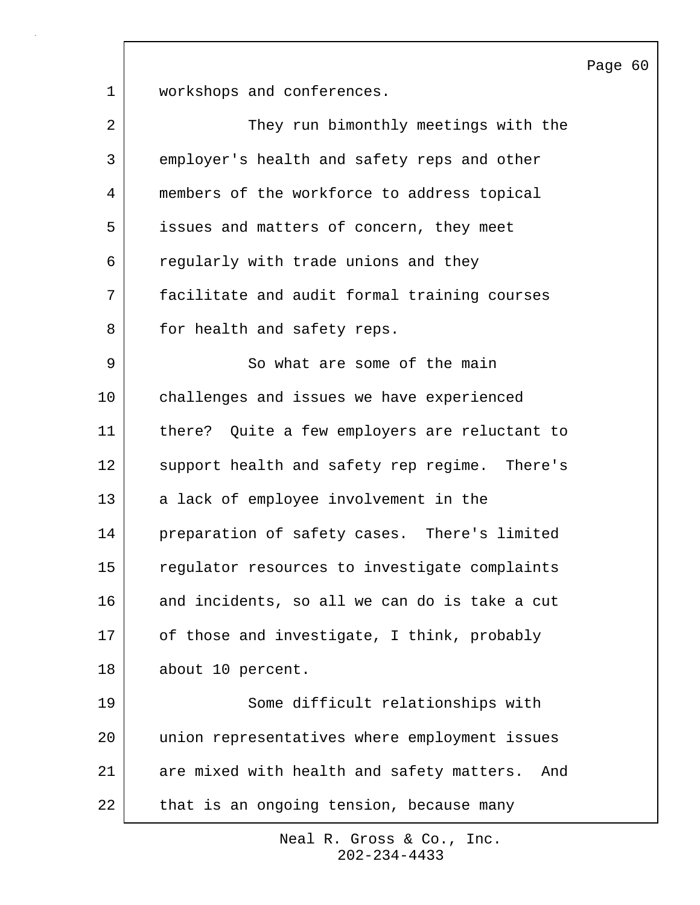workshops and conferences.

They run bimonthly meetings with the employer's health and safety reps and other members of the workforce to address topical issues and matters of concern, they meet regularly with trade unions and they facilitate and audit formal training courses for health and safety reps.

So what are some of the main challenges and issues we have experienced there? Quite a few employers are reluctant to support health and safety rep regime. There's a lack of employee involvement in the preparation of safety cases. There's limited regulator resources to investigate complaints and incidents, so all we can do is take a cut of those and investigate, I think, probably about 10 percent.

Some difficult relationships with union representatives where employment issues are mixed with health and safety matters. And that is an ongoing tension, because many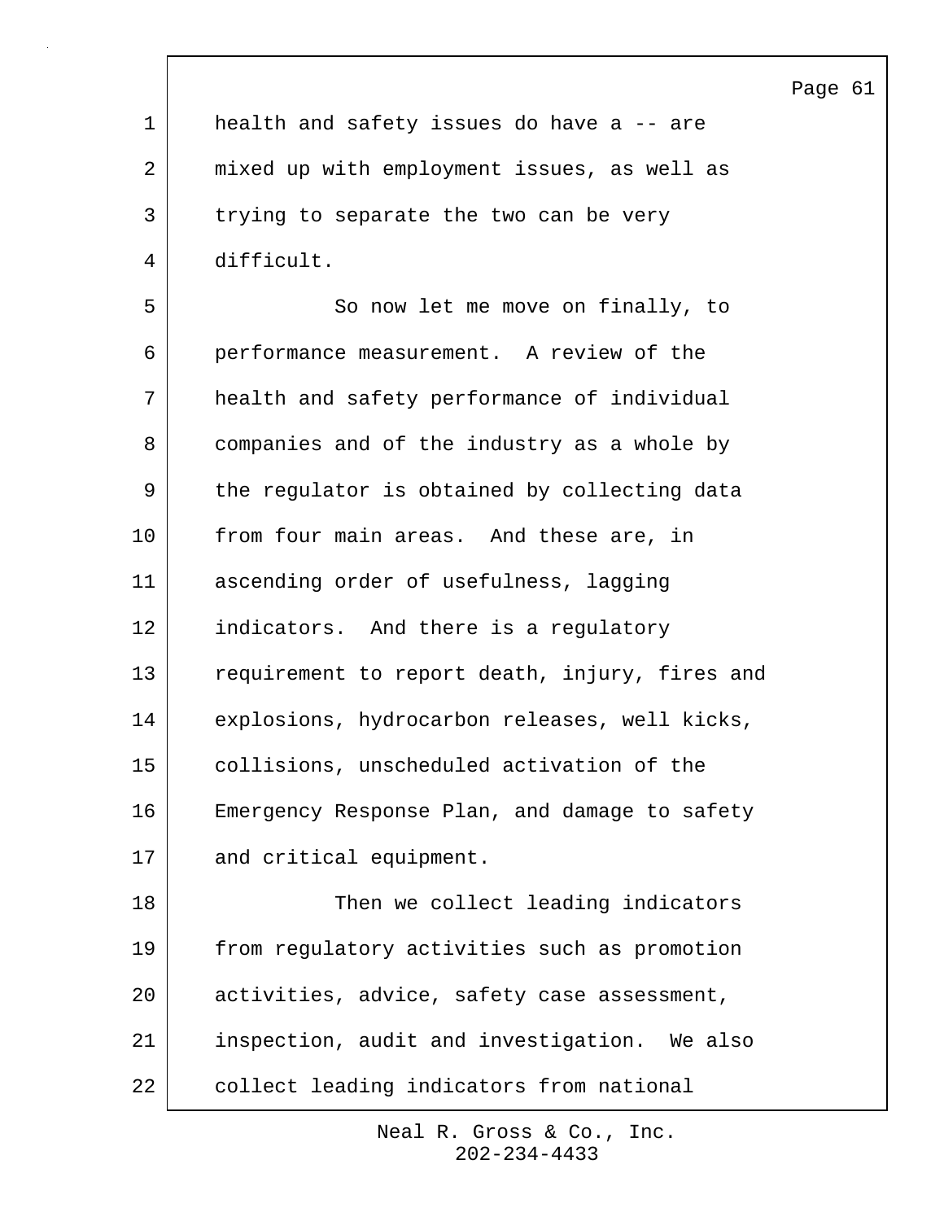health and safety issues do have a -- are mixed up with employment issues, as well as trying to separate the two can be very difficult.

So now let me move on finally, to performance measurement. A review of the health and safety performance of individual companies and of the industry as a whole by the regulator is obtained by collecting data from four main areas. And these are, in ascending order of usefulness, lagging indicators. And there is a regulatory requirement to report death, injury, fires and explosions, hydrocarbon releases, well kicks, collisions, unscheduled activation of the Emergency Response Plan, and damage to safety and critical equipment.

Then we collect leading indicators from regulatory activities such as promotion activities, advice, safety case assessment, inspection, audit and investigation. We also collect leading indicators from national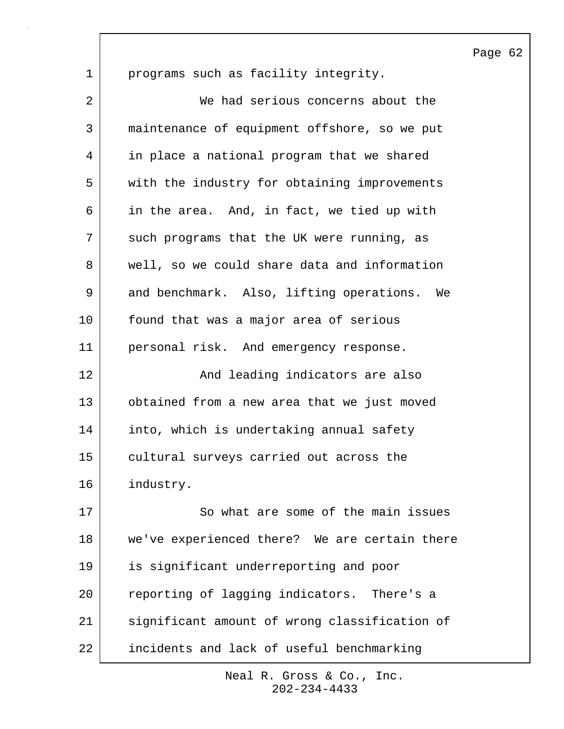programs such as facility integrity.

We had serious concerns about the maintenance of equipment offshore, so we put in place a national program that we shared with the industry for obtaining improvements in the area. And, in fact, we tied up with such programs that the UK were running, as well, so we could share data and information and benchmark. Also, lifting operations. We found that was a major area of serious personal risk. And emergency response.

And leading indicators are also obtained from a new area that we just moved into, which is undertaking annual safety cultural surveys carried out across the industry.

So what are some of the main issues we've experienced there? We are certain there is significant underreporting and poor reporting of lagging indicators. There's a significant amount of wrong classification of incidents and lack of useful benchmarking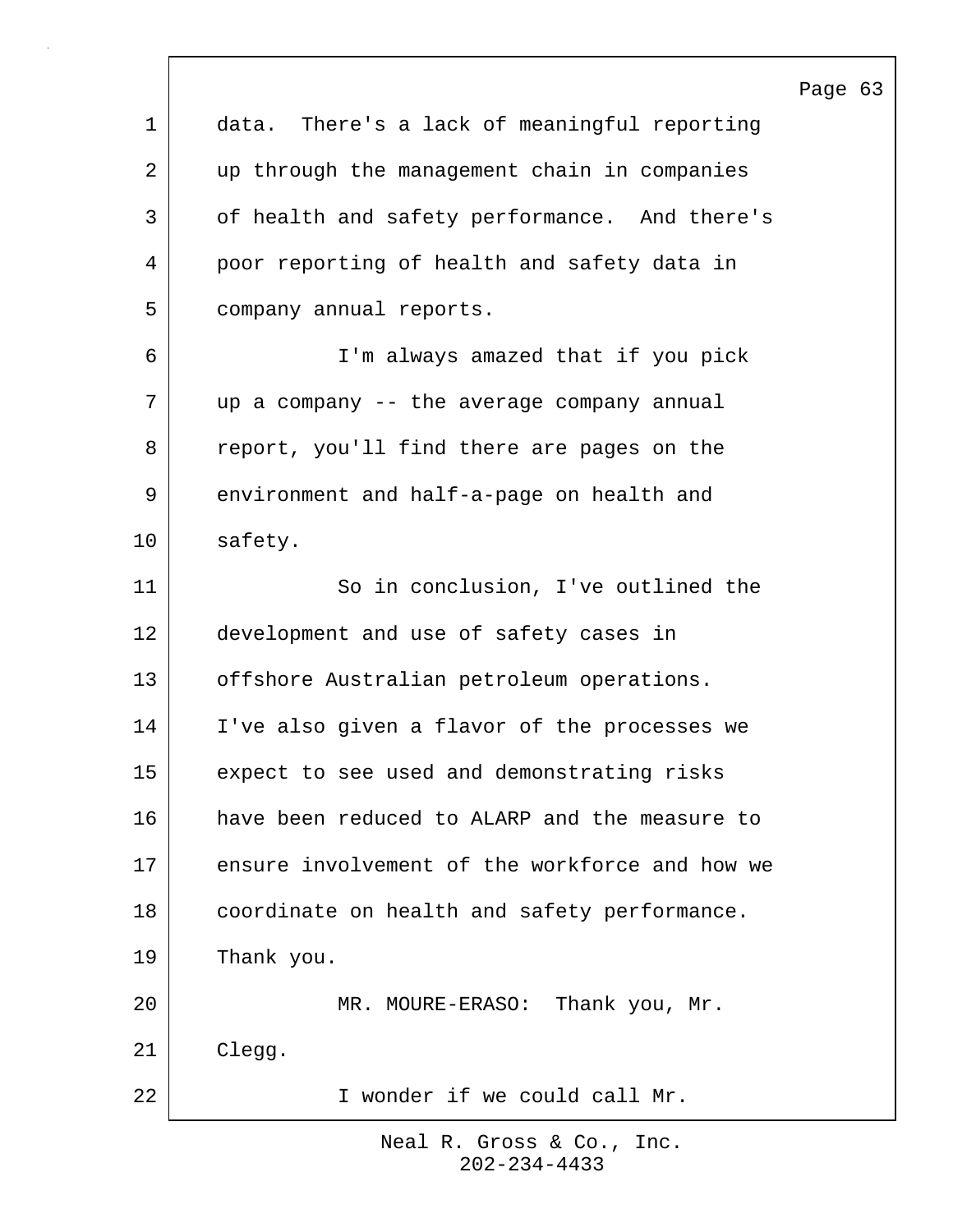data. There's a lack of meaningful reporting up through the management chain in companies of health and safety performance. And there's poor reporting of health and safety data in company annual reports.

I'm always amazed that if you pick up a company -- the average company annual report, you'll find there are pages on the environment and half-a-page on health and safety.

So in conclusion, I've outlined the development and use of safety cases in offshore Australian petroleum operations. I've also given a flavor of the processes we expect to see used and demonstrating risks have been reduced to ALARP and the measure to ensure involvement of the workforce and how we coordinate on health and safety performance. Thank you.

MR. MOURE-ERASO: Thank you, Mr. Clegg.

I wonder if we could call Mr.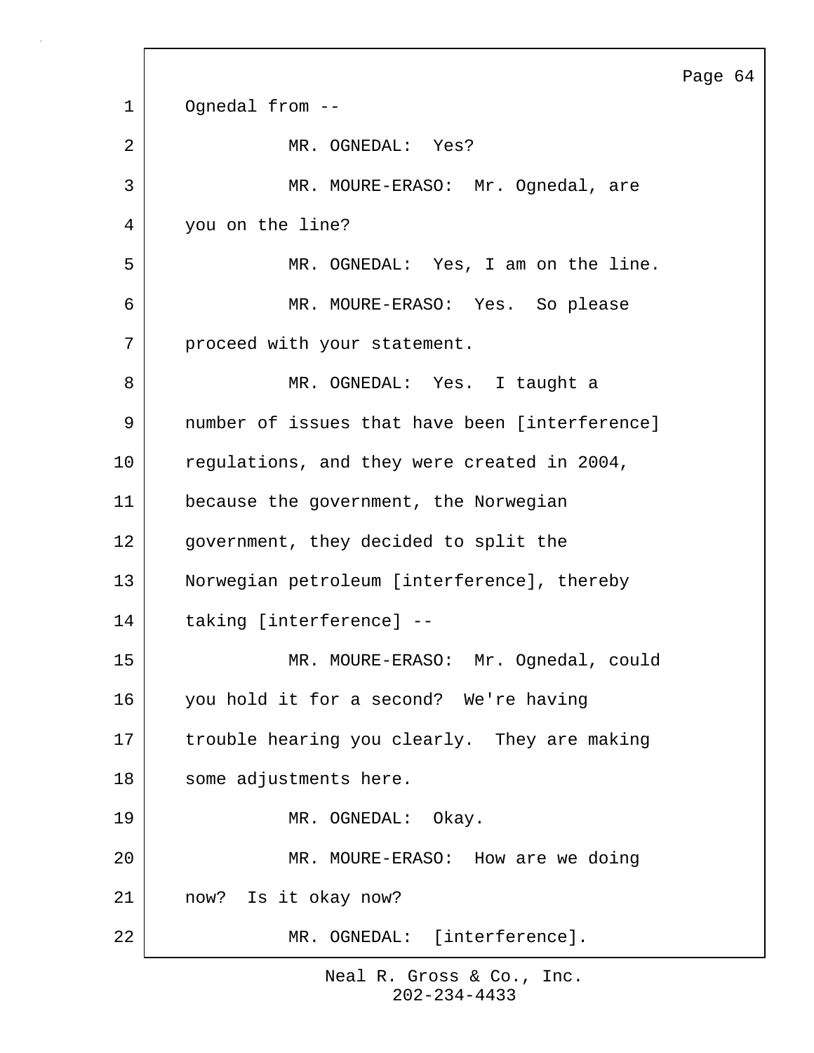Ognedal from --

MR. OGNEDAL: Yes?

MR. MOURE-ERASO: Mr. Ognedal, are you on the line?

MR. OGNEDAL: Yes, I am on the line.

MR. MOURE-ERASO: Yes. So please proceed with your statement.

MR. OGNEDAL: Yes. I taught a number of issues that have been [interference] regulations, and they were created in 2004, because the government, the Norwegian government, they decided to split the Norwegian petroleum [interference], thereby taking [interference] --

MR. MOURE-ERASO: Mr. Ognedal, could you hold it for a second? We're having trouble hearing you clearly. They are making some adjustments here.

MR. OGNEDAL: Okay.

MR. MOURE-ERASO: How are we doing now? Is it okay now?

MR. OGNEDAL: [interference].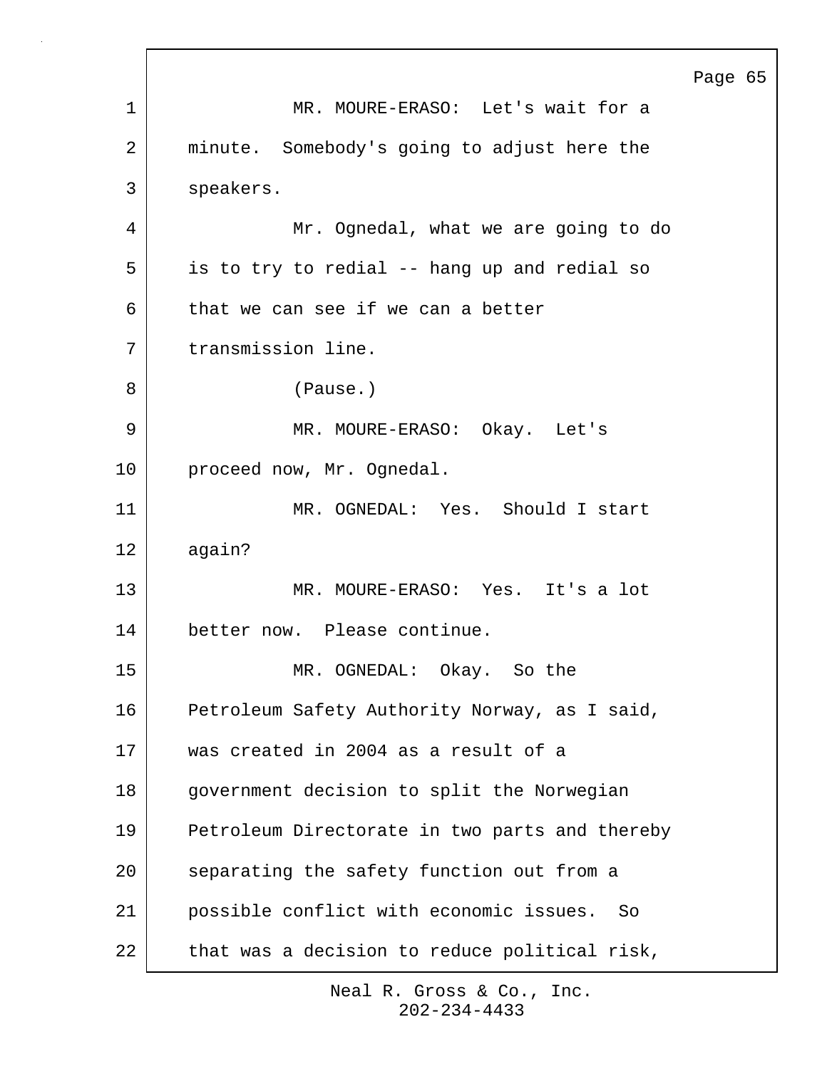MR. MOURE-ERASO: Let's wait for a minute. Somebody's going to adjust here the speakers.

Mr. Ognedal, what we are going to do is to try to redial -- hang up and redial so that we can see if we can a better transmission line.

(Pause.)

MR. MOURE-ERASO: Okay. Let's proceed now, Mr. Ognedal.

MR. OGNEDAL: Yes. Should I start again?

MR. MOURE-ERASO: Yes. It's a lot better now. Please continue.

MR. OGNEDAL: Okay. So the Petroleum Safety Authority Norway, as I said, was created in 2004 as a result of a government decision to split the Norwegian Petroleum Directorate in two parts and thereby separating the safety function out from a possible conflict with economic issues. So that was a decision to reduce political risk,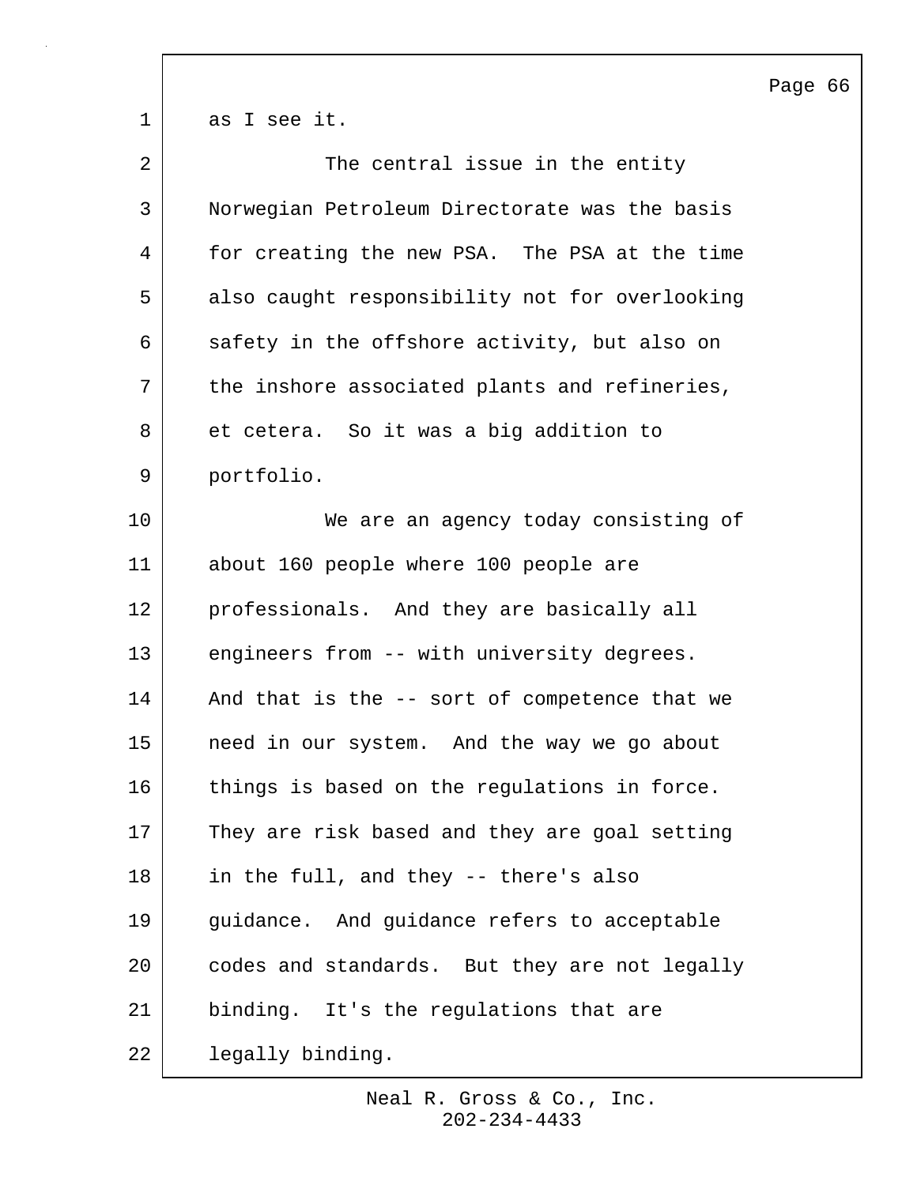as I see it.

The central issue in the entity Norwegian Petroleum Directorate was the basis for creating the new PSA. The PSA at the time also caught responsibility not for overlooking safety in the offshore activity, but also on the inshore associated plants and refineries, et cetera. So it was a big addition to portfolio.

We are an agency today consisting of about 160 people where 100 people are professionals. And they are basically all engineers from -- with university degrees. And that is the -- sort of competence that we need in our system. And the way we go about things is based on the regulations in force. They are risk based and they are goal setting in the full, and they -- there's also guidance. And guidance refers to acceptable codes and standards. But they are not legally binding. It's the regulations that are legally binding.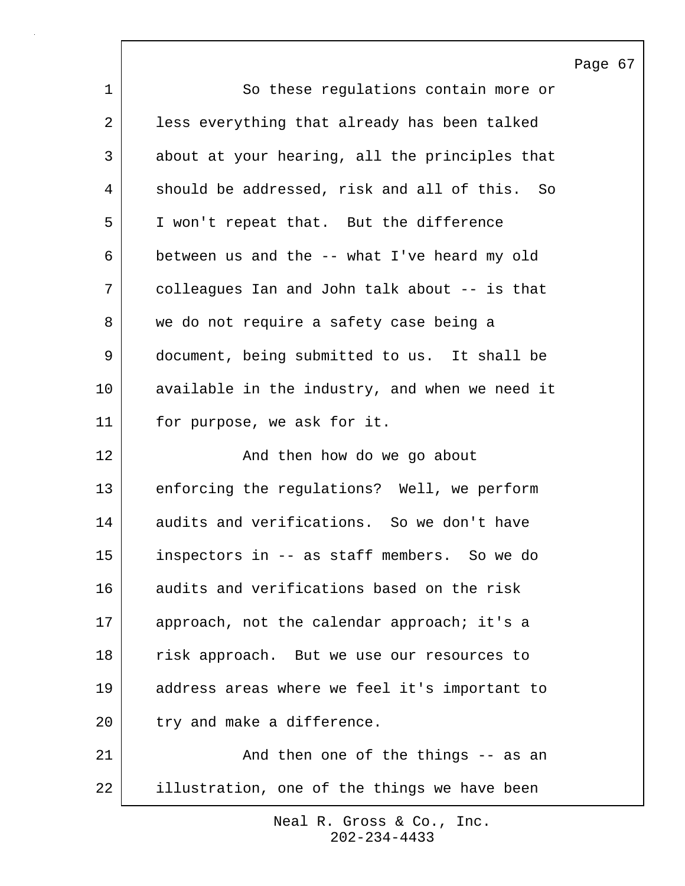So these regulations contain more or less everything that already has been talked about at your hearing, all the principles that should be addressed, risk and all of this. So I won't repeat that. But the difference between us and the -- what I've heard my old colleagues Ian and John talk about -- is that we do not require a safety case being a document, being submitted to us. It shall be available in the industry, and when we need it for purpose, we ask for it.

And then how do we go about enforcing the regulations? Well, we perform audits and verifications. So we don't have inspectors in -- as staff members. So we do audits and verifications based on the risk approach, not the calendar approach; it's a risk approach. But we use our resources to address areas where we feel it's important to try and make a difference.

And then one of the things -- as an illustration, one of the things we have been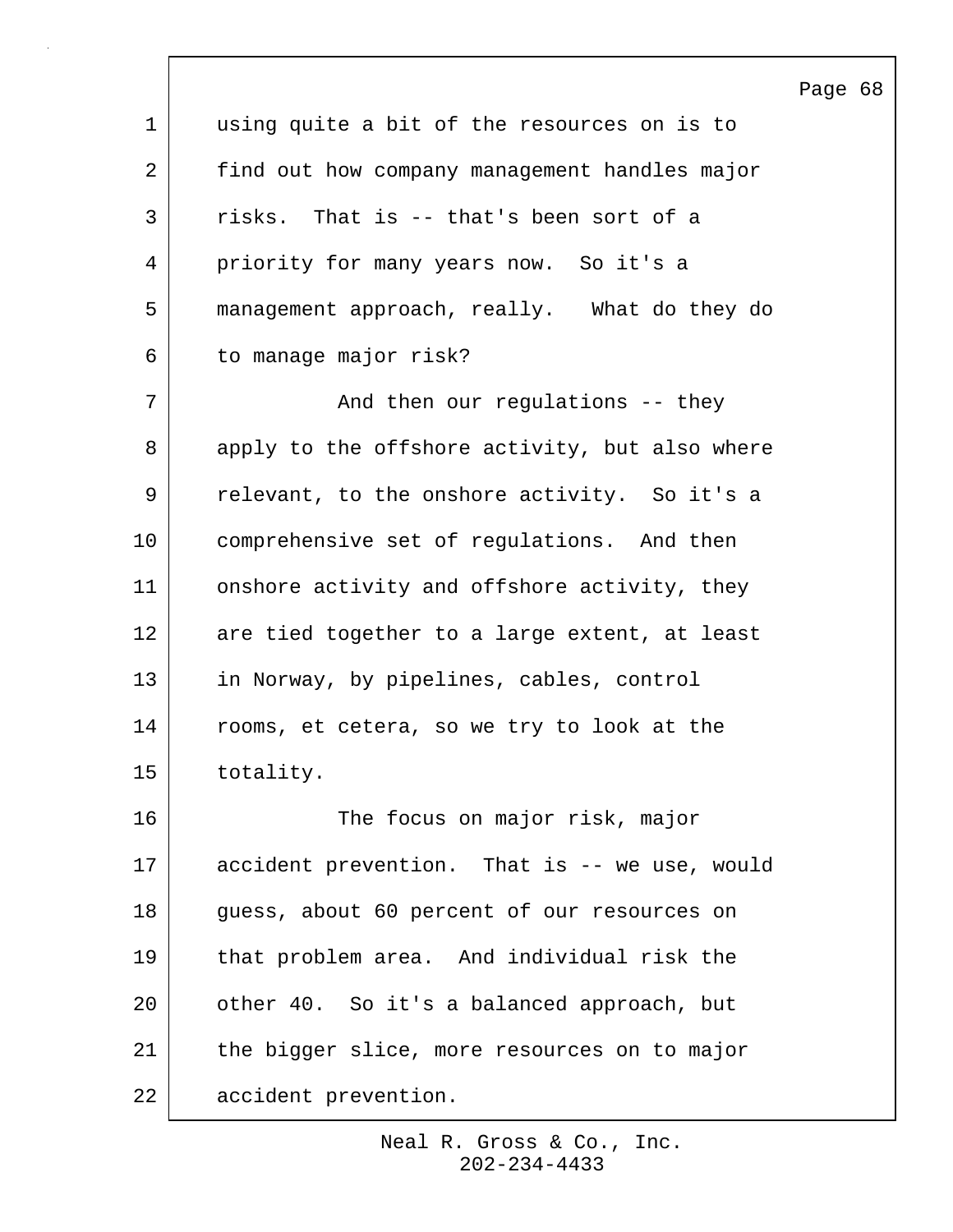using quite a bit of the resources on is to find out how company management handles major risks. That is -- that's been sort of a priority for many years now. So it's a management approach, really. What do they do to manage major risk?

And then our regulations -- they apply to the offshore activity, but also where relevant, to the onshore activity. So it's a comprehensive set of regulations. And then onshore activity and offshore activity, they are tied together to a large extent, at least in Norway, by pipelines, cables, control rooms, et cetera, so we try to look at the totality.

The focus on major risk, major accident prevention. That is -- we use, would guess, about 60 percent of our resources on that problem area. And individual risk the other 40. So it's a balanced approach, but the bigger slice, more resources on to major accident prevention.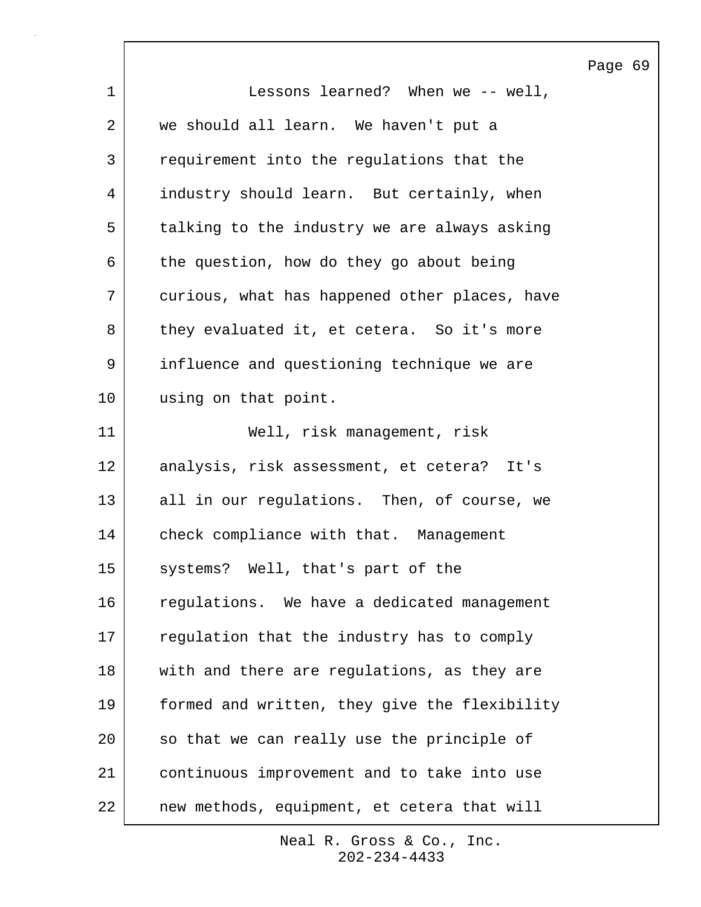Lessons learned? When we -- well, we should all learn. We haven't put a requirement into the regulations that the industry should learn. But certainly, when talking to the industry we are always asking the question, how do they go about being curious, what has happened other places, have they evaluated it, et cetera. So it's more influence and questioning technique we are using on that point.

Well, risk management, risk analysis, risk assessment, et cetera? It's all in our regulations. Then, of course, we check compliance with that. Management systems? Well, that's part of the regulations. We have a dedicated management regulation that the industry has to comply with and there are regulations, as they are formed and written, they give the flexibility so that we can really use the principle of continuous improvement and to take into use new methods, equipment, et cetera that will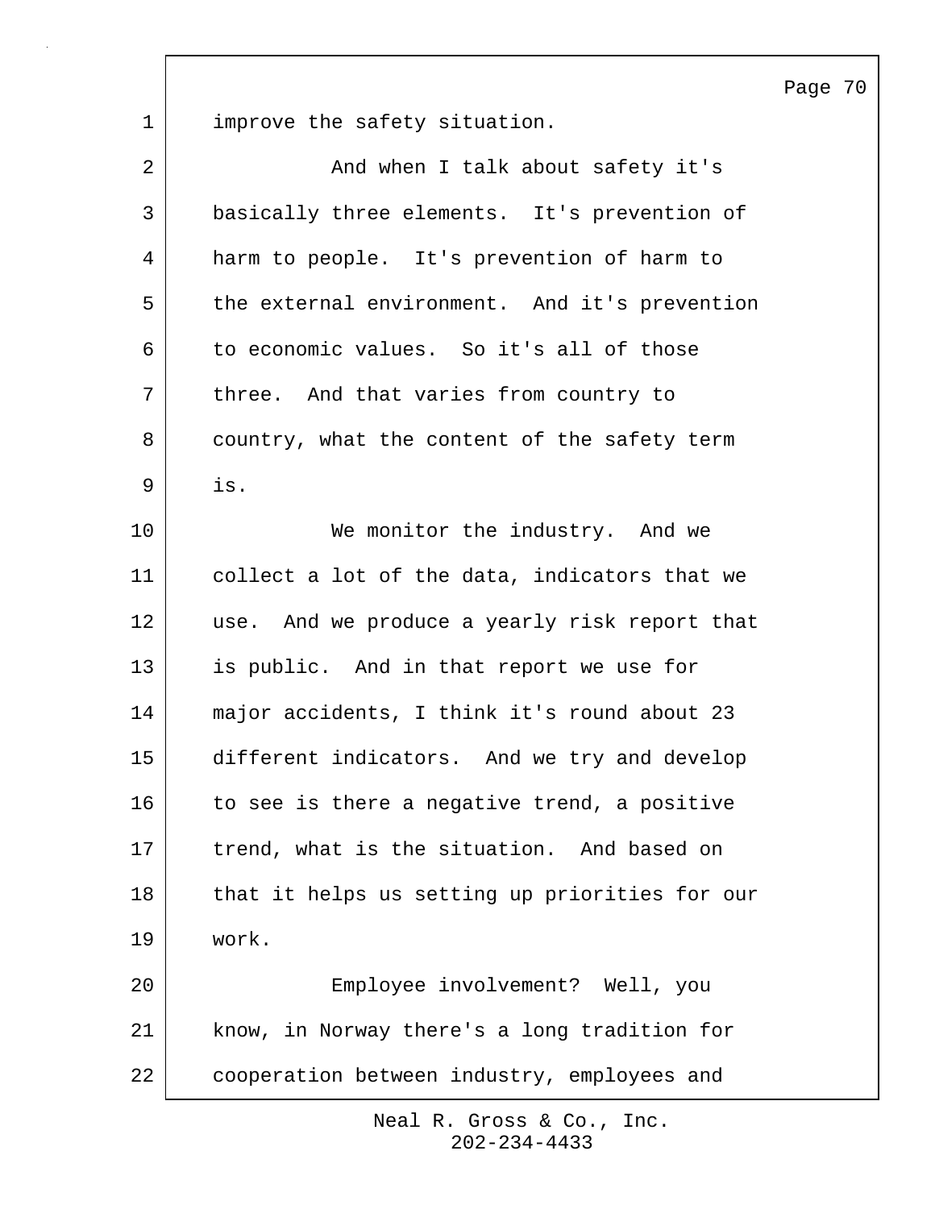improve the safety situation.

And when I talk about safety it's basically three elements. It's prevention of harm to people. It's prevention of harm to the external environment. And it's prevention to economic values. So it's all of those three. And that varies from country to country, what the content of the safety term is.

We monitor the industry. And we collect a lot of the data, indicators that we use. And we produce a yearly risk report that is public. And in that report we use for major accidents, I think it's round about 23 different indicators. And we try and develop to see is there a negative trend, a positive trend, what is the situation. And based on that it helps us setting up priorities for our work.

Employee involvement? Well, you know, in Norway there's a long tradition for cooperation between industry, employees and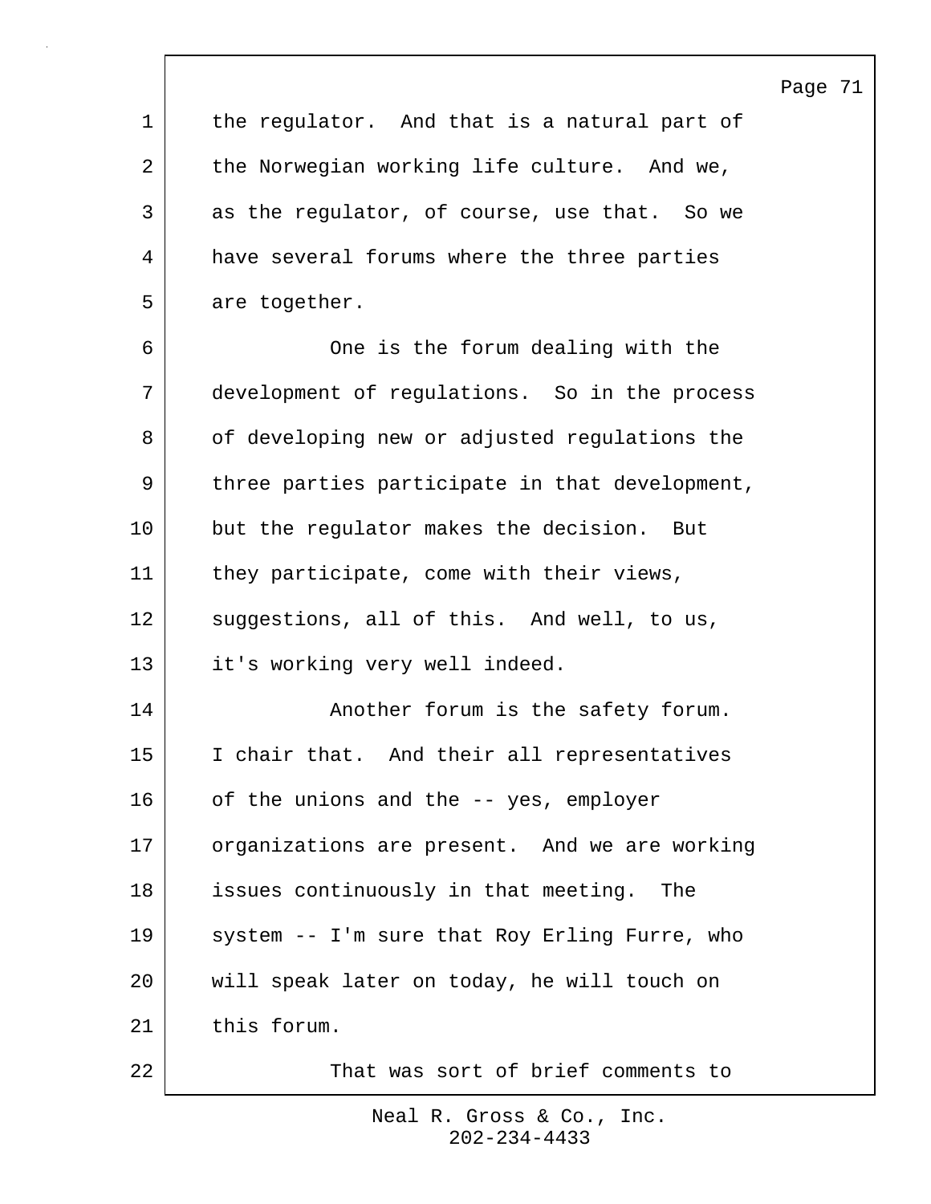the regulator. And that is a natural part of the Norwegian working life culture. And we, as the regulator, of course, use that. So we have several forums where the three parties are together.

One is the forum dealing with the development of regulations. So in the process of developing new or adjusted regulations the three parties participate in that development, but the regulator makes the decision. But they participate, come with their views, suggestions, all of this. And well, to us, it's working very well indeed.

Another forum is the safety forum. I chair that. And their all representatives of the unions and the -- yes, employer organizations are present. And we are working issues continuously in that meeting. The system -- I'm sure that Roy Erling Furre, who will speak later on today, he will touch on this forum.

That was sort of brief comments to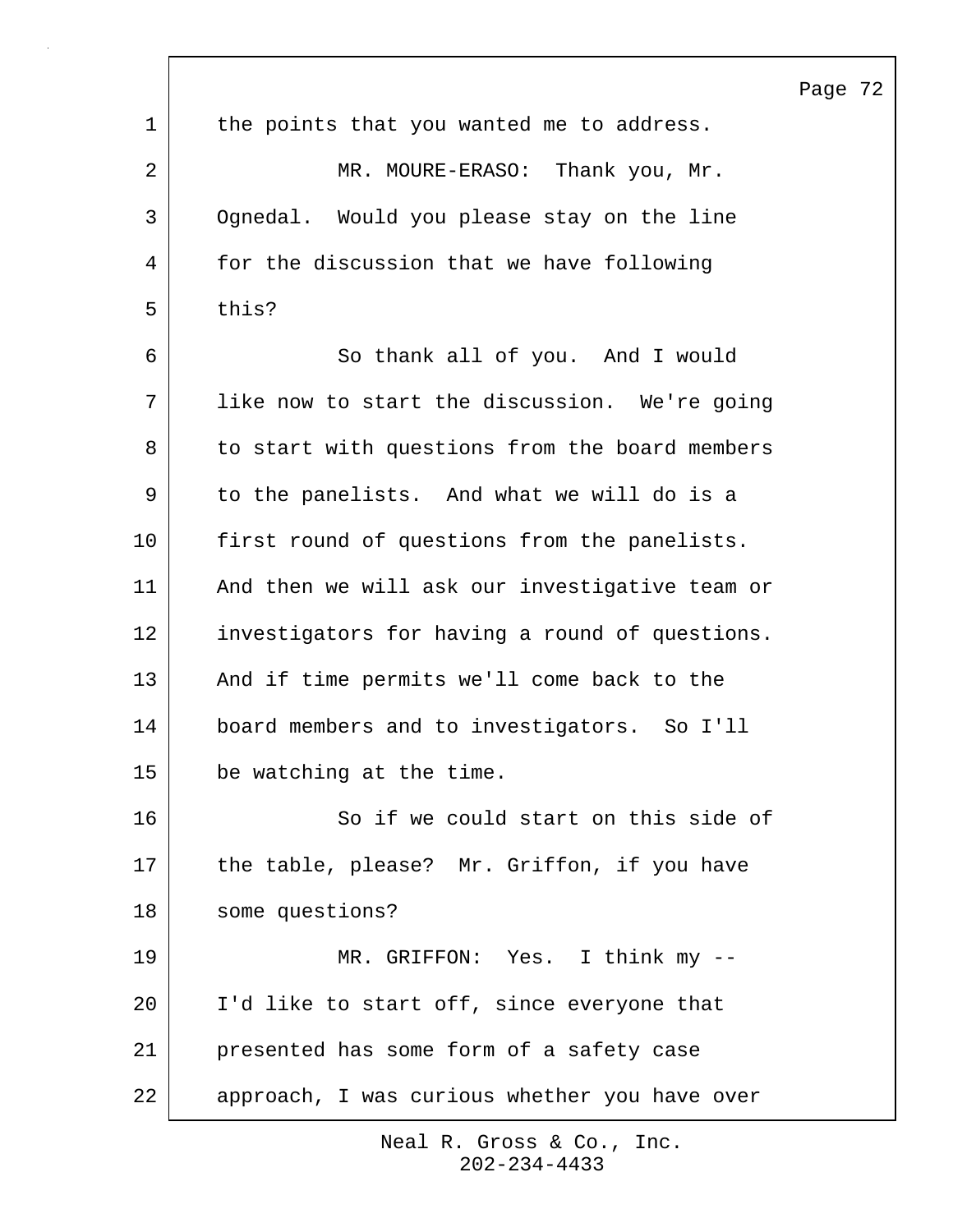the points that you wanted me to address.

MR. MOURE-ERASO: Thank you, Mr. Ognedal. Would you please stay on the line for the discussion that we have following this?

So thank all of you. And I would like now to start the discussion. We're going to start with questions from the board members to the panelists. And what we will do is a first round of questions from the panelists. And then we will ask our investigative team or investigators for having a round of questions. And if time permits we'll come back to the board members and to investigators. So I'll be watching at the time.

So if we could start on this side of the table, please? Mr. Griffon, if you have some questions?

MR. GRIFFON: Yes. I think my -- I'd like to start off, since everyone that presented has some form of a safety case approach, I was curious whether you have over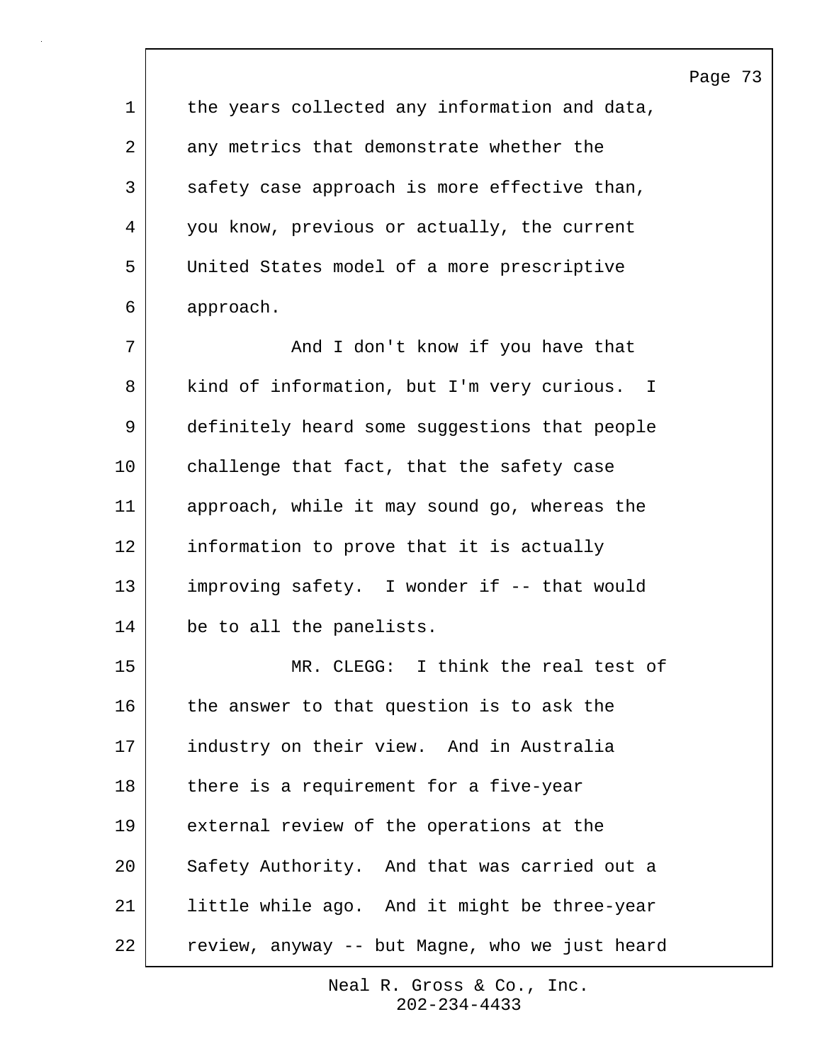the years collected any information and data, any metrics that demonstrate whether the safety case approach is more effective than, you know, previous or actually, the current United States model of a more prescriptive approach.

And I don't know if you have that kind of information, but I'm very curious. I definitely heard some suggestions that people challenge that fact, that the safety case approach, while it may sound go, whereas the information to prove that it is actually improving safety. I wonder if -- that would be to all the panelists.

MR. CLEGG: I think the real test of the answer to that question is to ask the industry on their view. And in Australia there is a requirement for a five-year external review of the operations at the Safety Authority. And that was carried out a little while ago. And it might be three-year review, anyway -- but Magne, who we just heard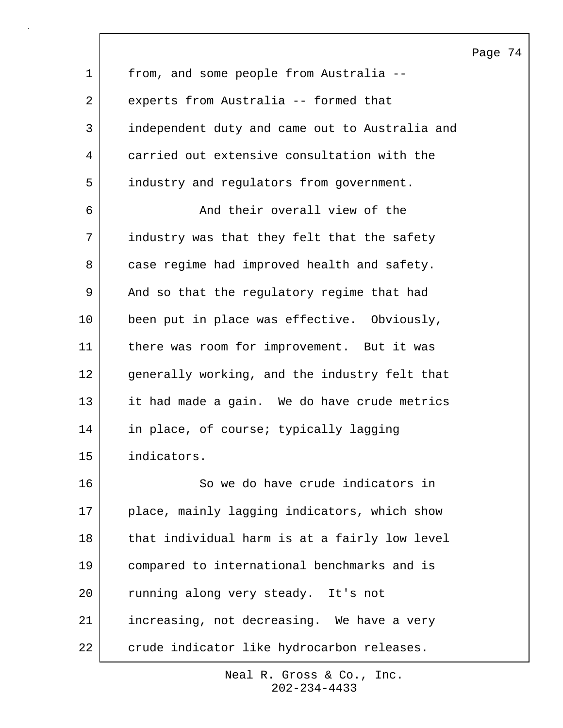from, and some people from Australia -- experts from Australia -- formed that independent duty and came out to Australia and carried out extensive consultation with the industry and regulators from government.

And their overall view of the industry was that they felt that the safety case regime had improved health and safety. And so that the regulatory regime that had been put in place was effective. Obviously, there was room for improvement. But it was generally working, and the industry felt that it had made a gain. We do have crude metrics in place, of course; typically lagging indicators.

So we do have crude indicators in place, mainly lagging indicators, which show that individual harm is at a fairly low level compared to international benchmarks and is running along very steady. It's not increasing, not decreasing. We have a very crude indicator like hydrocarbon releases.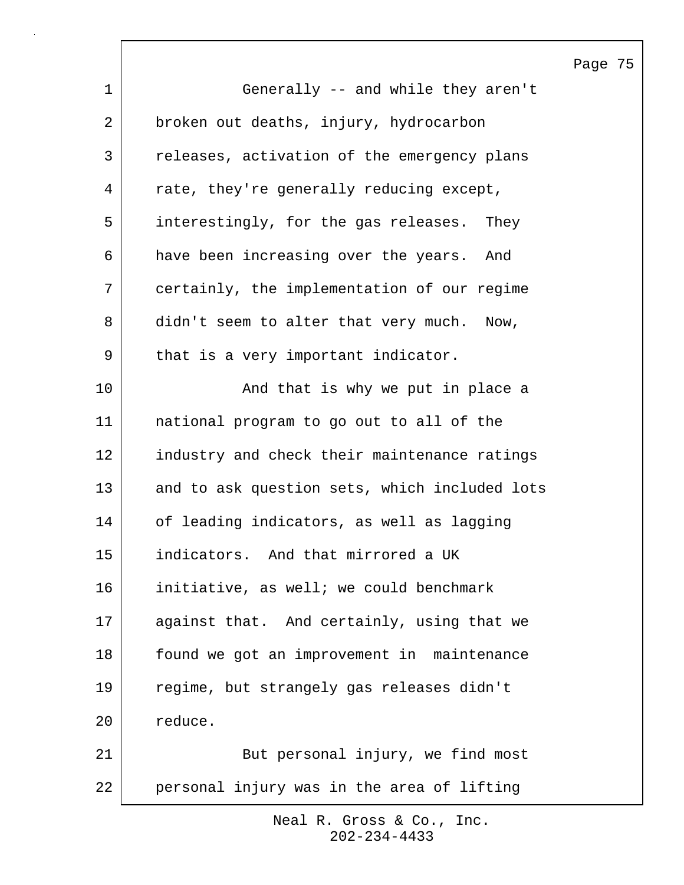Generally -- and while they aren't broken out deaths, injury, hydrocarbon releases, activation of the emergency plans rate, they're generally reducing except, interestingly, for the gas releases. They have been increasing over the years. And certainly, the implementation of our regime didn't seem to alter that very much. Now, that is a very important indicator.

And that is why we put in place a national program to go out to all of the industry and check their maintenance ratings and to ask question sets, which included lots of leading indicators, as well as lagging indicators. And that mirrored a UK initiative, as well; we could benchmark against that. And certainly, using that we found we got an improvement in maintenance regime, but strangely gas releases didn't reduce.

But personal injury, we find most personal injury was in the area of lifting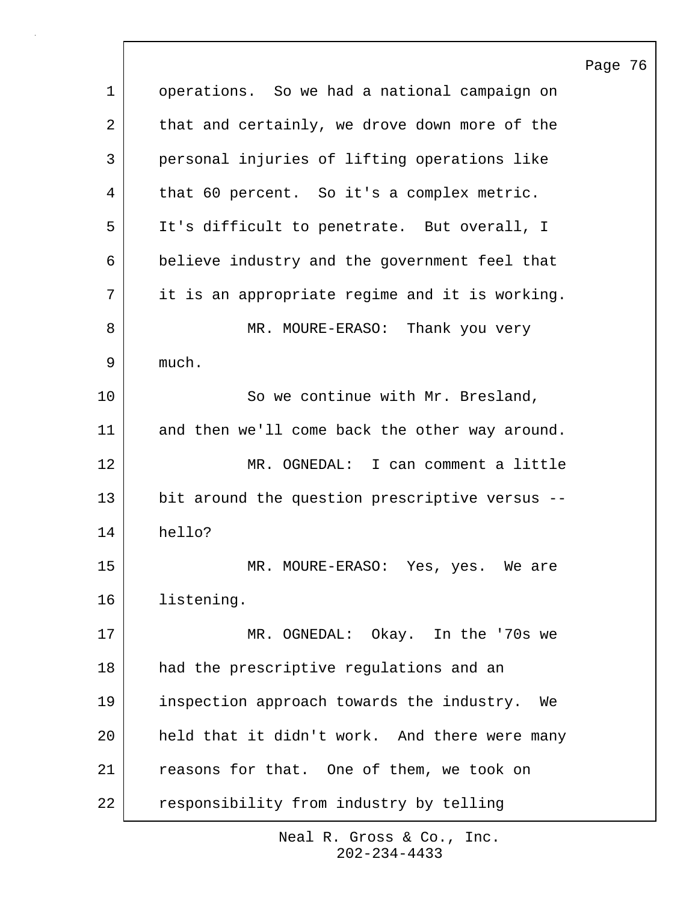operations. So we had a national campaign on that and certainly, we drove down more of the personal injuries of lifting operations like that 60 percent. So it's a complex metric. It's difficult to penetrate. But overall, I believe industry and the government feel that it is an appropriate regime and it is working.

MR. MOURE-ERASO: Thank you very much.

So we continue with Mr. Bresland, and then we'll come back the other way around.

MR. OGNEDAL: I can comment a little bit around the question prescriptive versus -- hello?

MR. MOURE-ERASO: Yes, yes. We are listening.

MR. OGNEDAL: Okay. In the '70s we had the prescriptive regulations and an inspection approach towards the industry. We held that it didn't work. And there were many reasons for that. One of them, we took on responsibility from industry by telling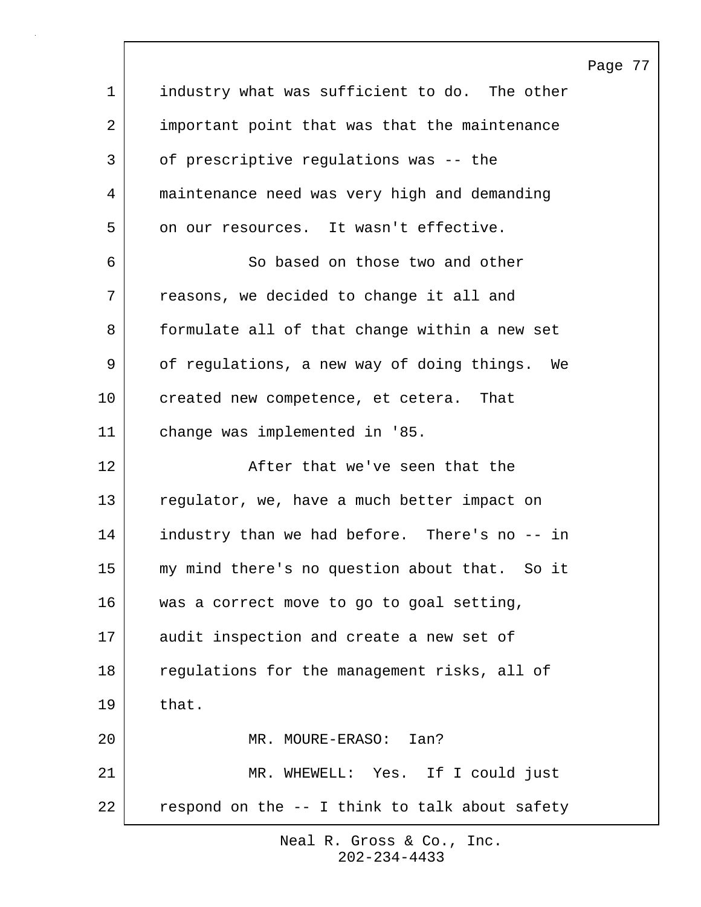industry what was sufficient to do. The other important point that was that the maintenance of prescriptive regulations was -- the maintenance need was very high and demanding on our resources. It wasn't effective.

So based on those two and other reasons, we decided to change it all and formulate all of that change within a new set of regulations, a new way of doing things. We created new competence, et cetera. That change was implemented in '85.

After that we've seen that the regulator, we, have a much better impact on industry than we had before. There's no -- in my mind there's no question about that. So it was a correct move to go to goal setting, audit inspection and create a new set of regulations for the management risks, all of that.

MR. MOURE-ERASO: Ian?

MR. WHEWELL: Yes. If I could just respond on the -- I think to talk about safety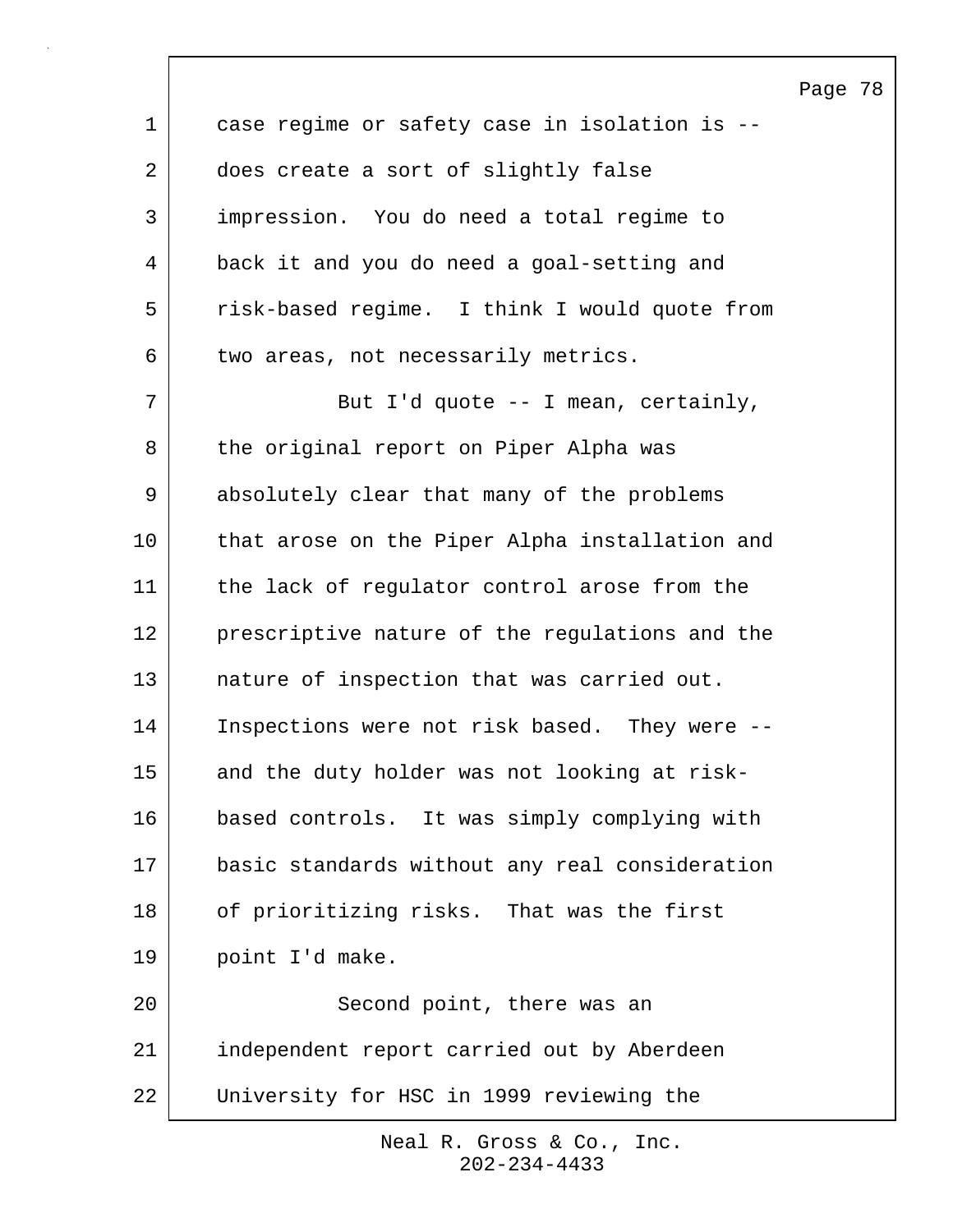case regime or safety case in isolation is -- does create a sort of slightly false impression. You do need a total regime to back it and you do need a goal-setting and risk-based regime. I think I would quote from two areas, not necessarily metrics.

But I'd quote -- I mean, certainly, the original report on Piper Alpha was absolutely clear that many of the problems that arose on the Piper Alpha installation and the lack of regulator control arose from the prescriptive nature of the regulations and the nature of inspection that was carried out. Inspections were not risk based. They were -- and the duty holder was not looking at risk-based controls. It was simply complying with basic standards without any real consideration of prioritizing risks. That was the first point I'd make.

Second point, there was an independent report carried out by Aberdeen University for HSC in 1999 reviewing the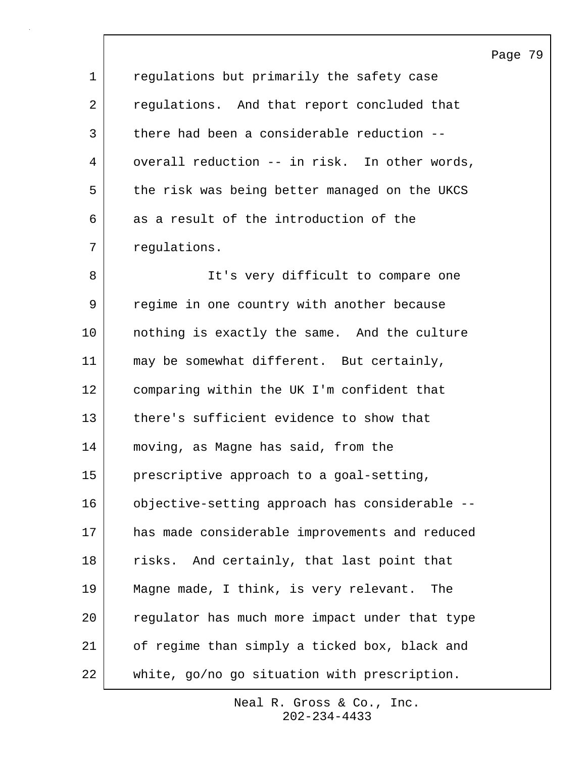regulations but primarily the safety case regulations. And that report concluded that there had been a considerable reduction -- overall reduction -- in risk. In other words, the risk was being better managed on the UKCS as a result of the introduction of the regulations.

It's very difficult to compare one regime in one country with another because nothing is exactly the same. And the culture may be somewhat different. But certainly, comparing within the UK I'm confident that there's sufficient evidence to show that moving, as Magne has said, from the prescriptive approach to a goal-setting, objective-setting approach has considerable -- has made considerable improvements and reduced risks. And certainly, that last point that Magne made, I think, is very relevant. The regulator has much more impact under that type of regime than simply a ticked box, black and white, go/no go situation with prescription.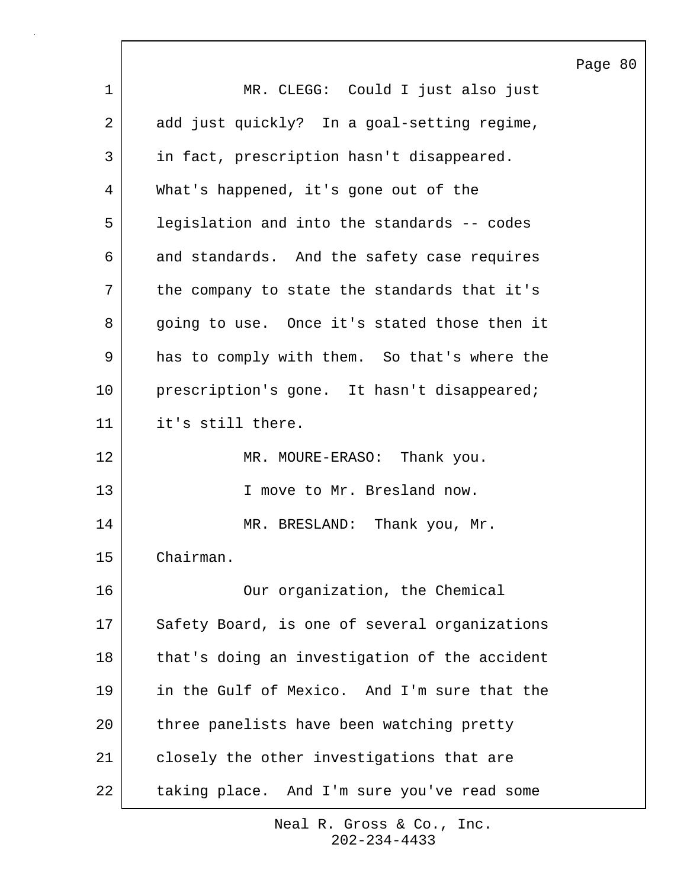MR. CLEGG: Could I just also just add just quickly? In a goal-setting regime, in fact, prescription hasn't disappeared. What's happened, it's gone out of the legislation and into the standards -- codes and standards. And the safety case requires the company to state the standards that it's going to use. Once it's stated those then it has to comply with them. So that's where the prescription's gone. It hasn't disappeared; it's still there.

MR. MOURE-ERASO: Thank you.

I move to Mr. Bresland now.

MR. BRESLAND: Thank you, Mr. Chairman.

Our organization, the Chemical Safety Board, is one of several organizations that's doing an investigation of the accident in the Gulf of Mexico. And I'm sure that the three panelists have been watching pretty closely the other investigations that are taking place. And I'm sure you've read some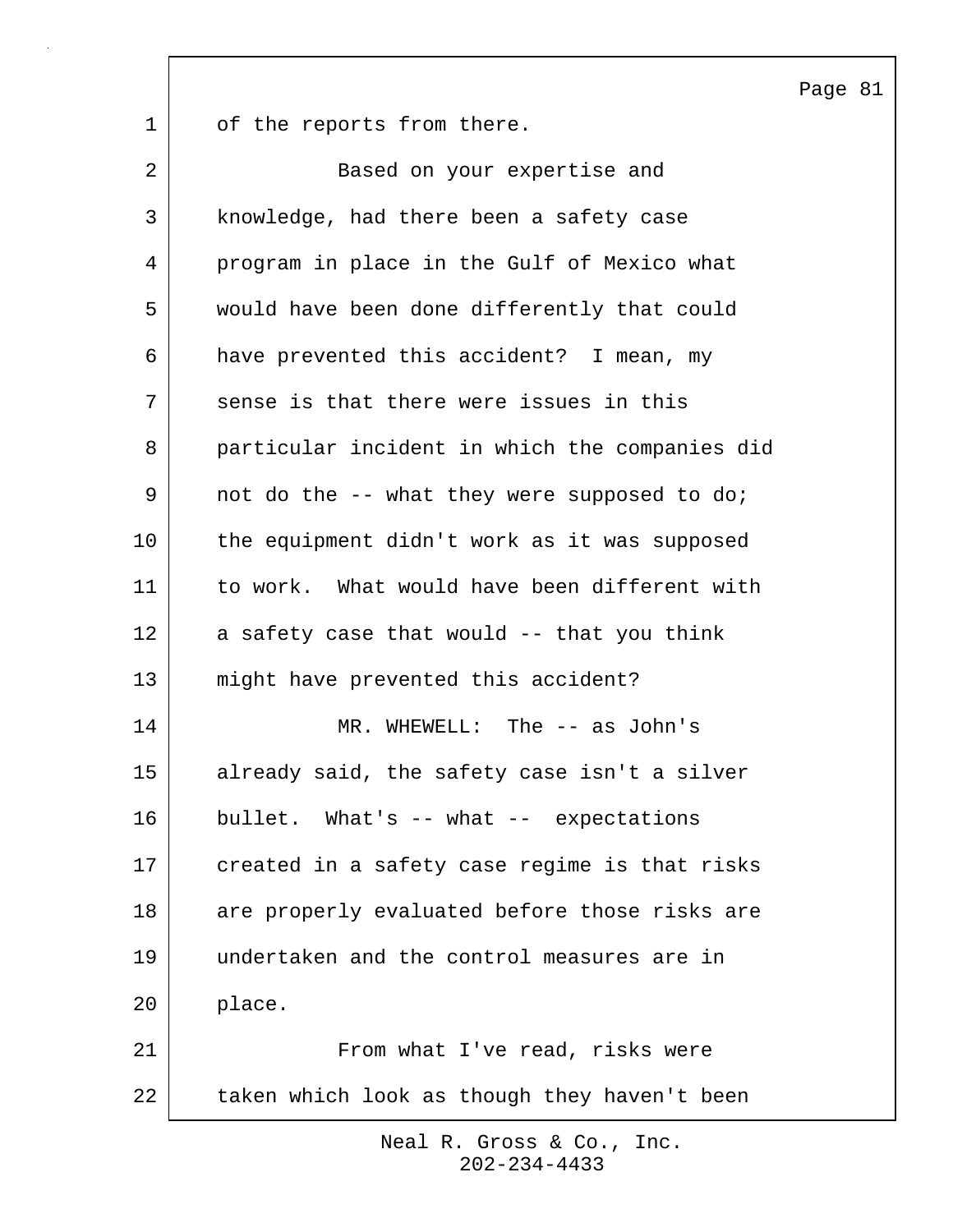of the reports from there.

Based on your expertise and knowledge, had there been a safety case program in place in the Gulf of Mexico what would have been done differently that could have prevented this accident? I mean, my sense is that there were issues in this particular incident in which the companies did not do the -- what they were supposed to do; the equipment didn't work as it was supposed to work. What would have been different with a safety case that would -- that you think might have prevented this accident?

MR. WHEWELL: The -- as John's already said, the safety case isn't a silver bullet. What's -- what -- expectations created in a safety case regime is that risks are properly evaluated before those risks are undertaken and the control measures are in place.

From what I've read, risks were taken which look as though they haven't been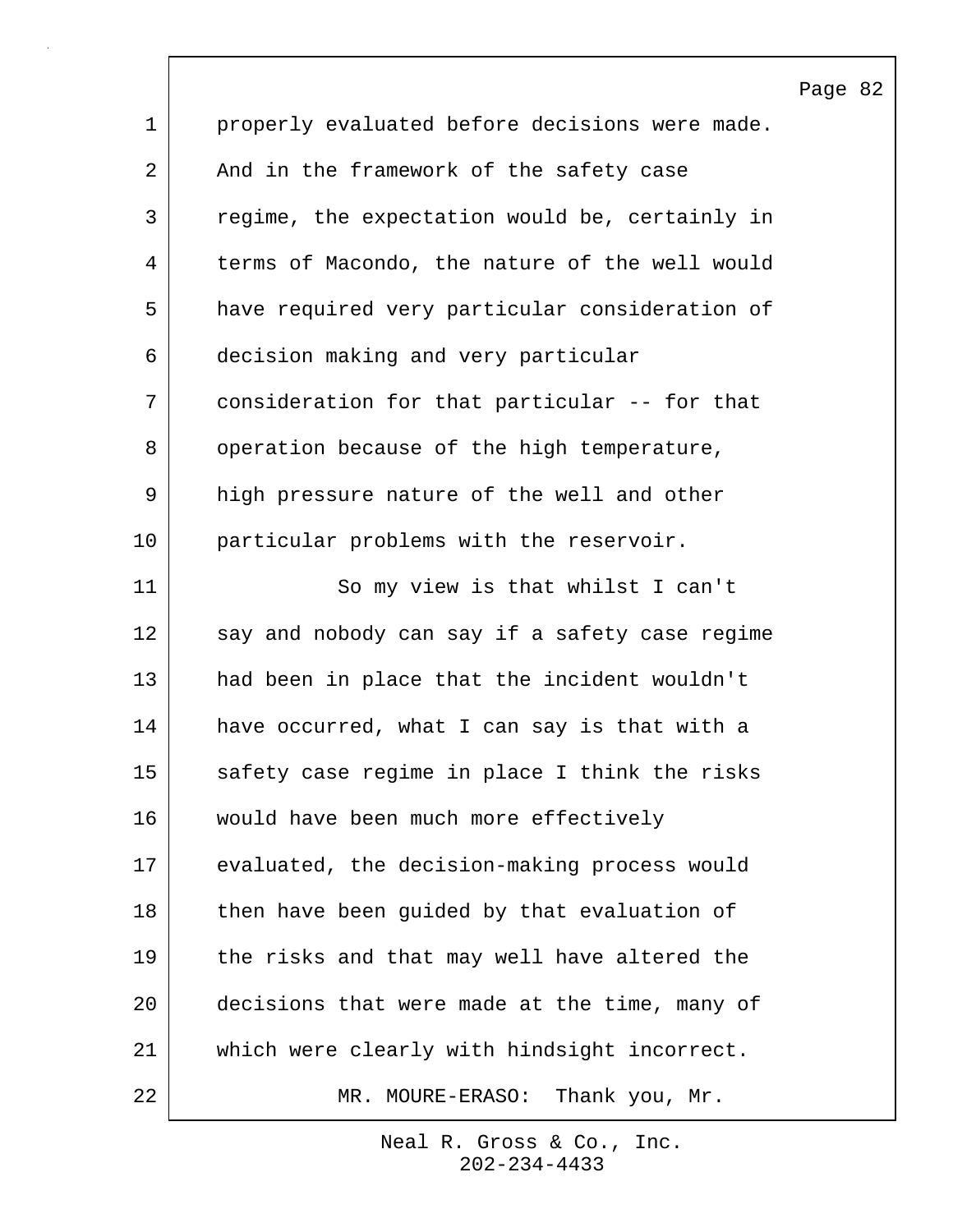properly evaluated before decisions were made. And in the framework of the safety case regime, the expectation would be, certainly in terms of Macondo, the nature of the well would have required very particular consideration of decision making and very particular consideration for that particular -- for that operation because of the high temperature, high pressure nature of the well and other particular problems with the reservoir.

So my view is that whilst I can't say and nobody can say if a safety case regime had been in place that the incident wouldn't have occurred, what I can say is that with a safety case regime in place I think the risks would have been much more effectively evaluated, the decision-making process would then have been guided by that evaluation of the risks and that may well have altered the decisions that were made at the time, many of which were clearly with hindsight incorrect.

MR. MOURE-ERASO: Thank you, Mr.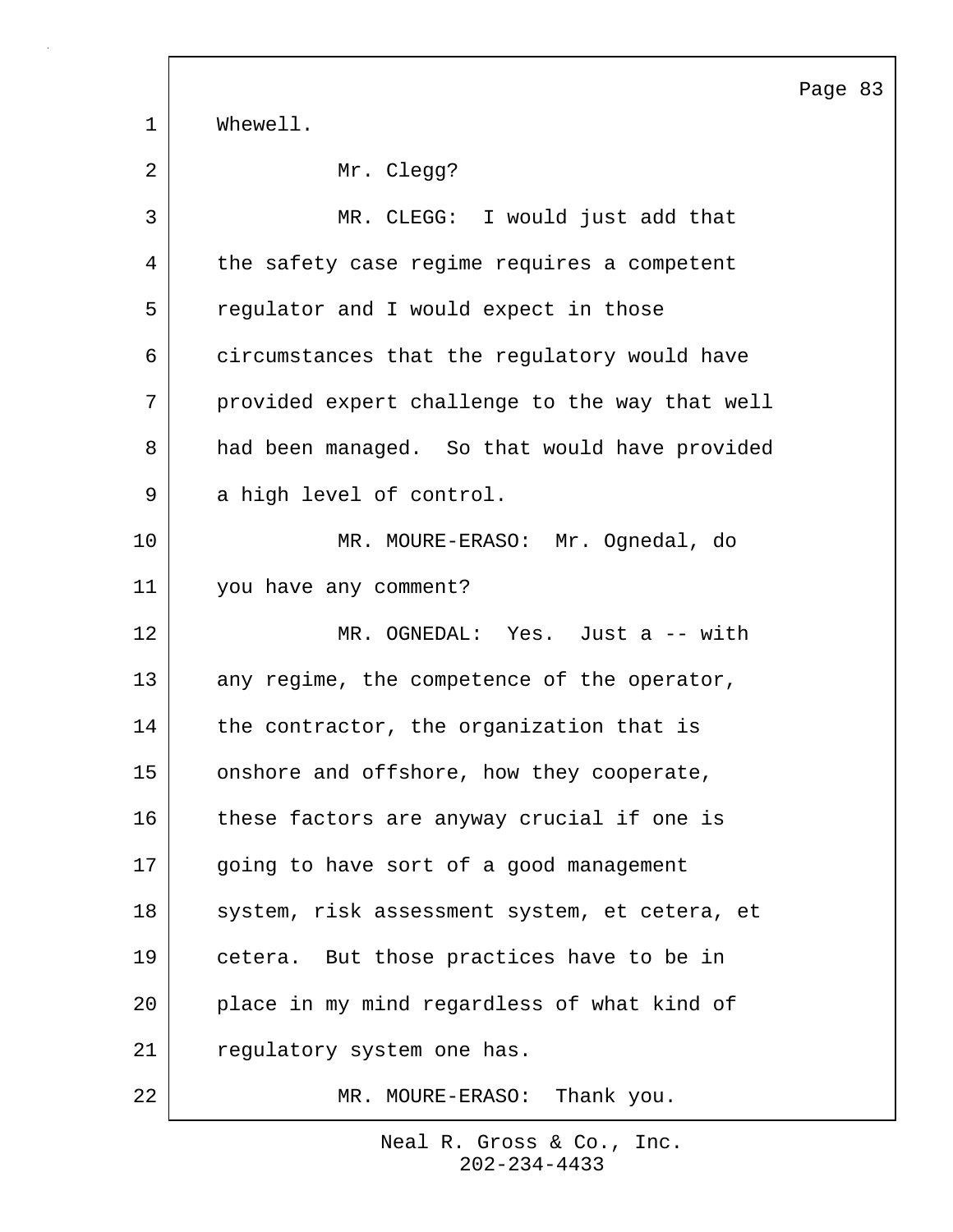Whewell.

Mr. Clegg?

MR. CLEGG: I would just add that the safety case regime requires a competent regulator and I would expect in those circumstances that the regulatory would have provided expert challenge to the way that well had been managed. So that would have provided a high level of control.

MR. MOURE-ERASO: Mr. Ognedal, do you have any comment?

MR. OGNEDAL: Yes. Just a -- with any regime, the competence of the operator, the contractor, the organization that is onshore and offshore, how they cooperate, these factors are anyway crucial if one is going to have sort of a good management system, risk assessment system, et cetera, et cetera. But those practices have to be in place in my mind regardless of what kind of regulatory system one has.

MR. MOURE-ERASO: Thank you.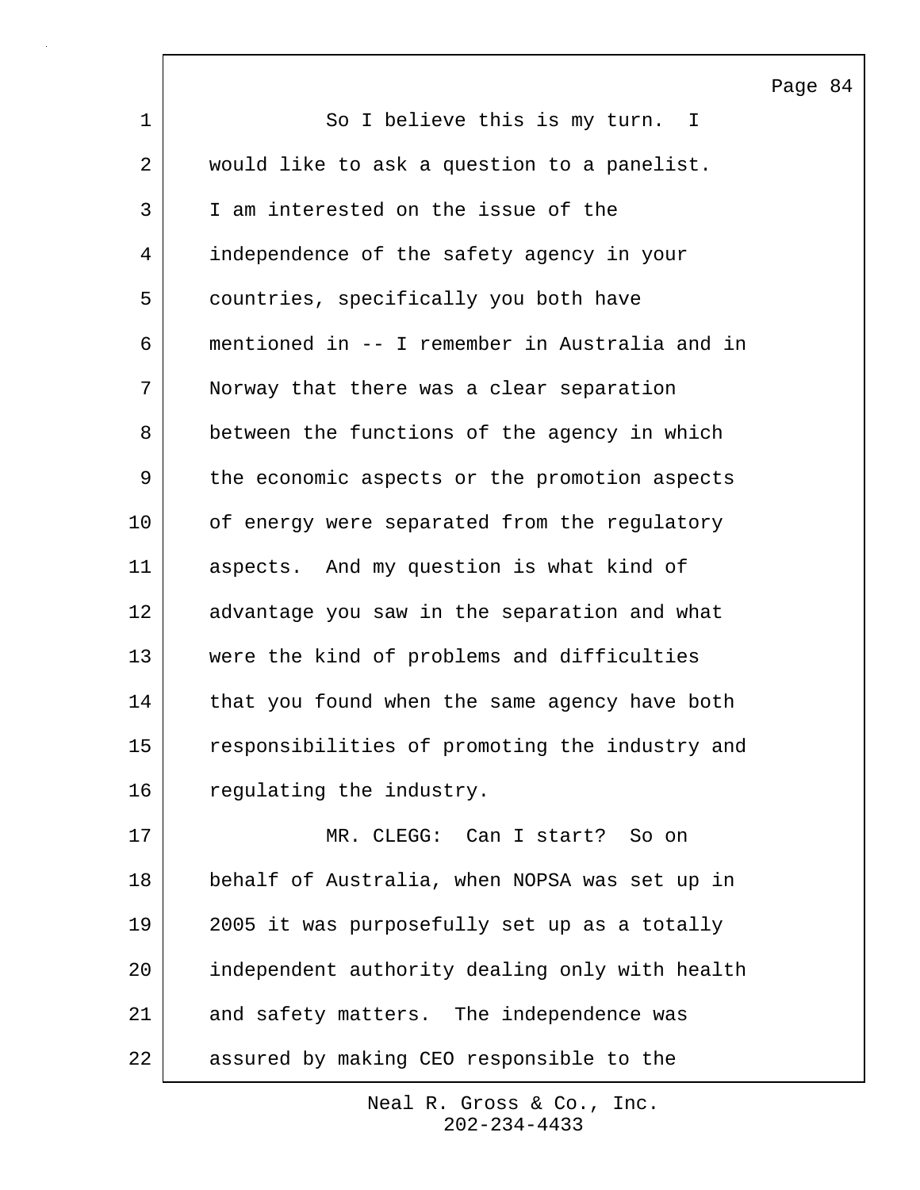So I believe this is my turn. I would like to ask a question to a panelist. I am interested on the issue of the independence of the safety agency in your countries, specifically you both have mentioned in -- I remember in Australia and in Norway that there was a clear separation between the functions of the agency in which the economic aspects or the promotion aspects of energy were separated from the regulatory aspects. And my question is what kind of advantage you saw in the separation and what were the kind of problems and difficulties that you found when the same agency have both responsibilities of promoting the industry and regulating the industry.

MR. CLEGG: Can I start? So on behalf of Australia, when NOPSA was set up in 2005 it was purposefully set up as a totally independent authority dealing only with health and safety matters. The independence was assured by making CEO responsible to the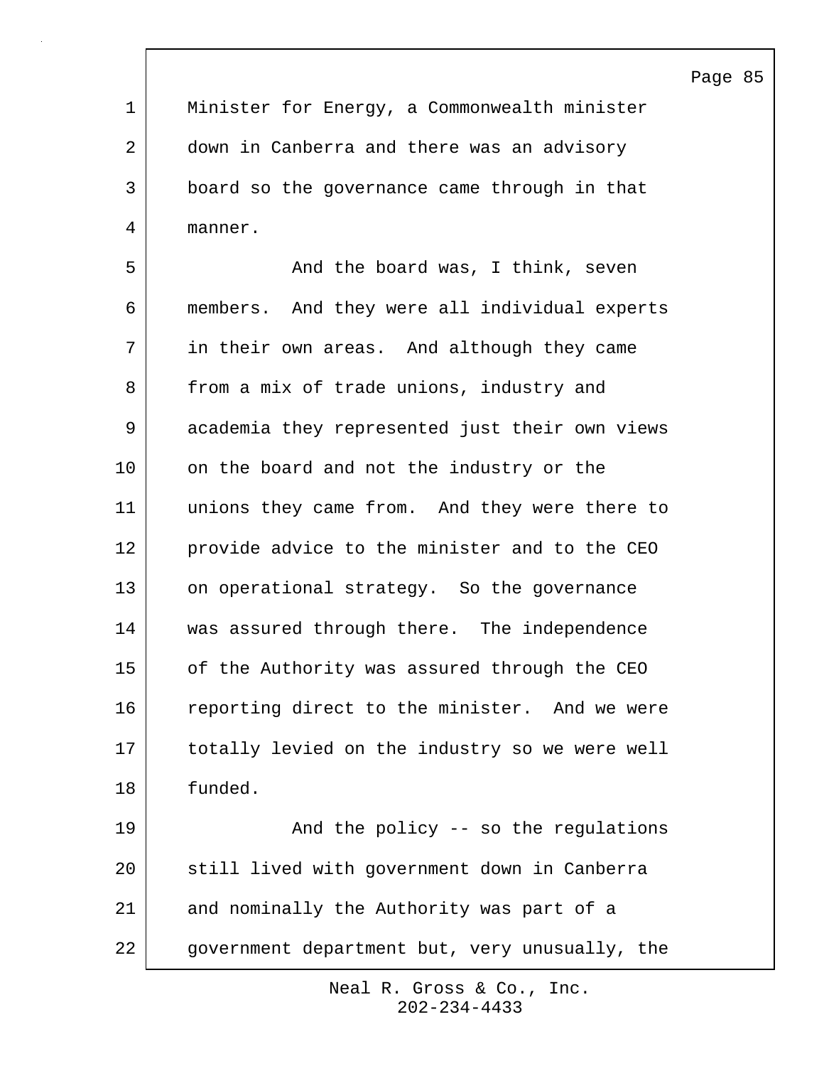Minister for Energy, a Commonwealth minister down in Canberra and there was an advisory board so the governance came through in that manner.

And the board was, I think, seven members. And they were all individual experts in their own areas. And although they came from a mix of trade unions, industry and academia they represented just their own views on the board and not the industry or the unions they came from. And they were there to provide advice to the minister and to the CEO on operational strategy. So the governance was assured through there. The independence of the Authority was assured through the CEO reporting direct to the minister. And we were totally levied on the industry so we were well funded.

And the policy -- so the regulations still lived with government down in Canberra and nominally the Authority was part of a government department but, very unusually, the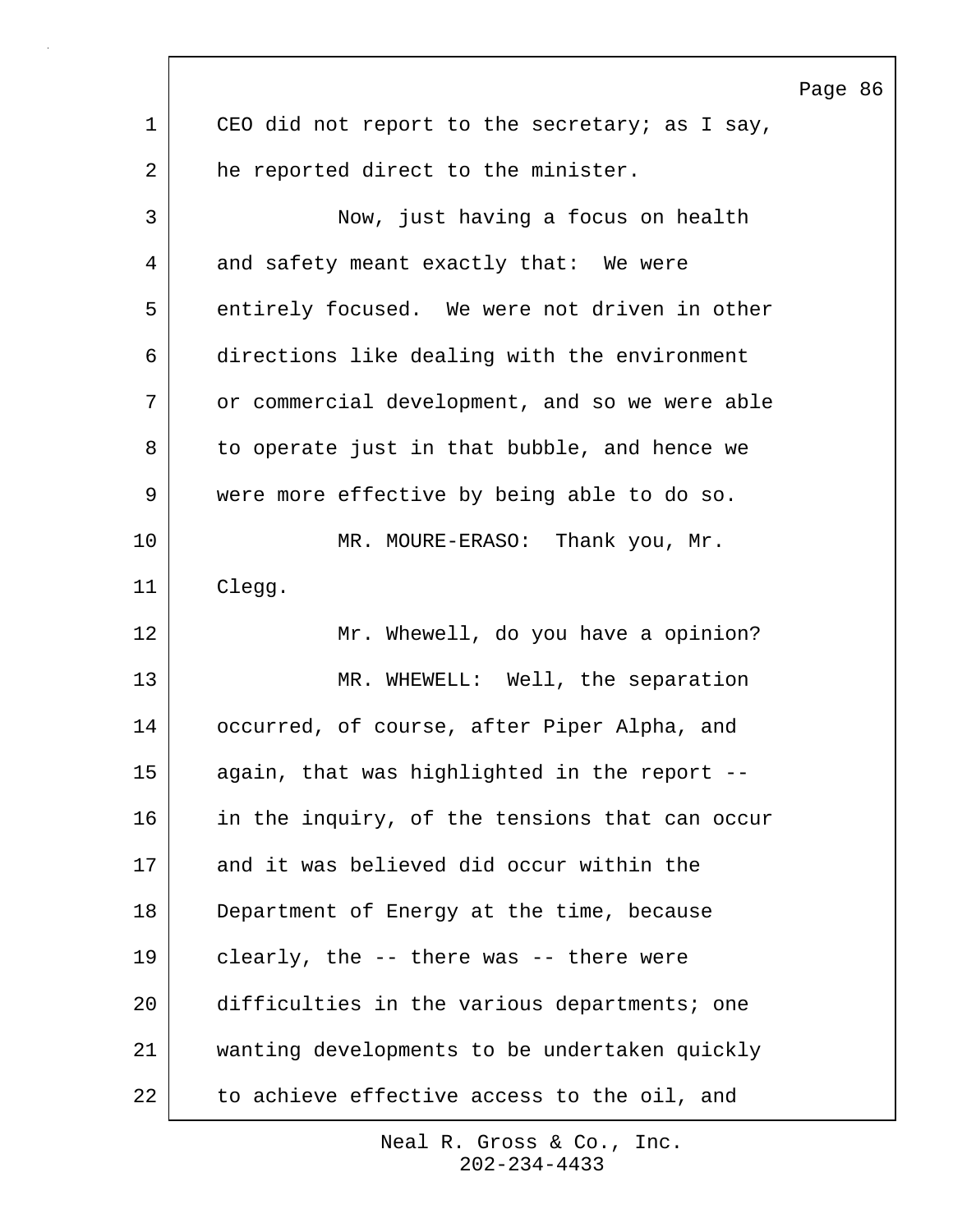CEO did not report to the secretary; as I say, he reported direct to the minister.

Now, just having a focus on health and safety meant exactly that: We were entirely focused. We were not driven in other directions like dealing with the environment or commercial development, and so we were able to operate just in that bubble, and hence we were more effective by being able to do so.

MR. MOURE-ERASO: Thank you, Mr. Clegg.

Mr. Whewell, do you have a opinion?

MR. WHEWELL: Well, the separation occurred, of course, after Piper Alpha, and again, that was highlighted in the report -- in the inquiry, of the tensions that can occur and it was believed did occur within the Department of Energy at the time, because clearly, the -- there was -- there were difficulties in the various departments; one wanting developments to be undertaken quickly to achieve effective access to the oil, and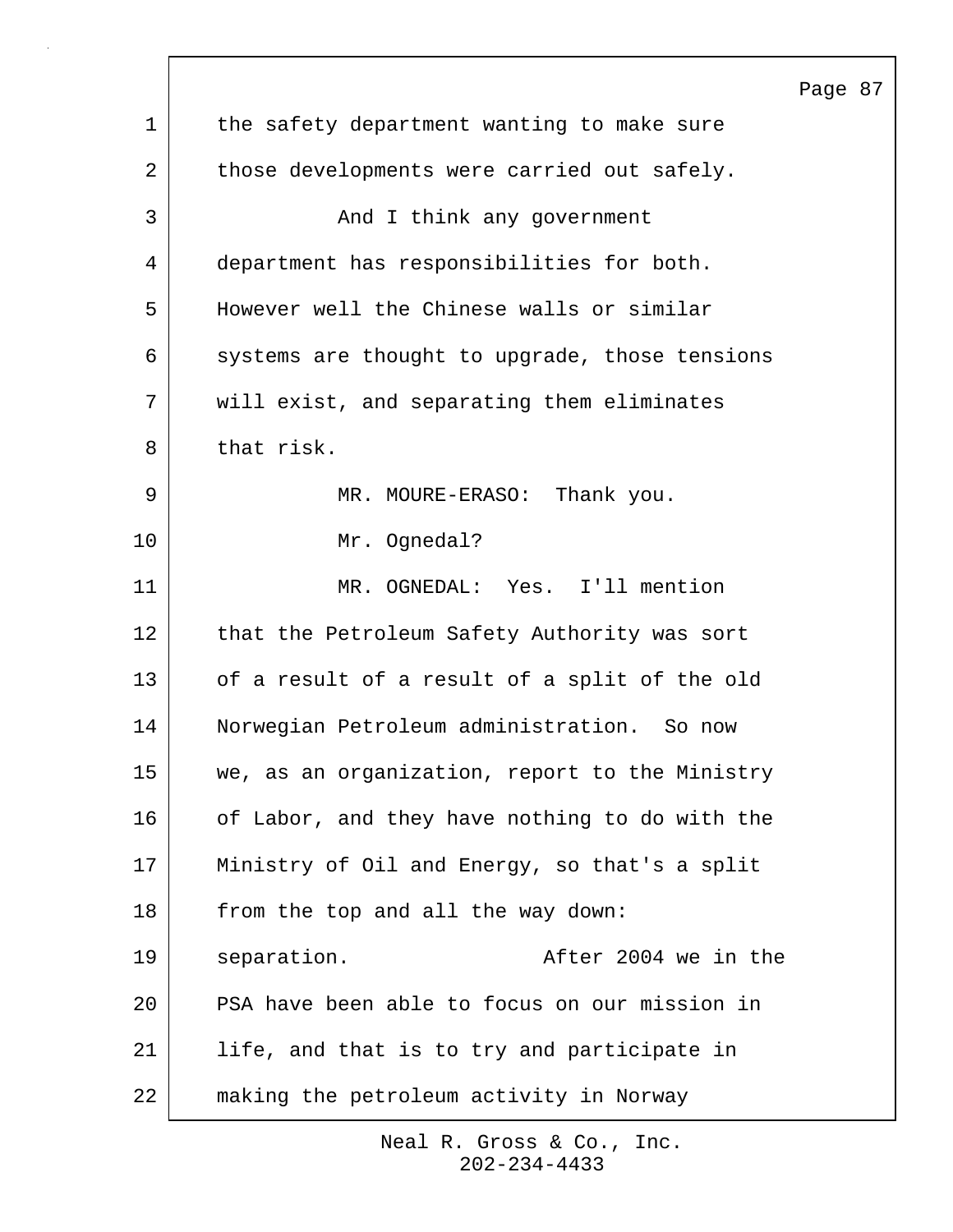the safety department wanting to make sure those developments were carried out safely.

And I think any government department has responsibilities for both. However well the Chinese walls or similar systems are thought to upgrade, those tensions will exist, and separating them eliminates that risk.

MR. MOURE-ERASO: Thank you.

Mr. Ognedal?

MR. OGNEDAL: Yes. I'll mention that the Petroleum Safety Authority was sort of a result of a result of a split of the old Norwegian Petroleum administration. So now we, as an organization, report to the Ministry of Labor, and they have nothing to do with the Ministry of Oil and Energy, so that's a split from the top and all the way down: separation. After 2004 we in the PSA have been able to focus on our mission in life, and that is to try and participate in making the petroleum activity in Norway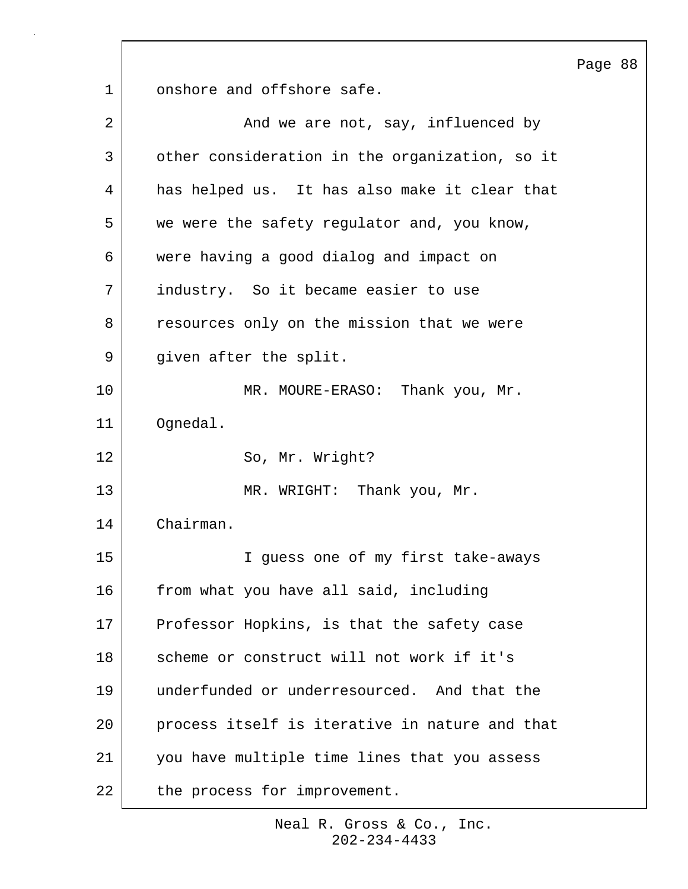onshore and offshore safe.

And we are not, say, influenced by other consideration in the organization, so it has helped us. It has also make it clear that we were the safety regulator and, you know, were having a good dialog and impact on industry. So it became easier to use resources only on the mission that we were given after the split.

MR. MOURE-ERASO: Thank you, Mr. Ognedal.

So, Mr. Wright?

MR. WRIGHT: Thank you, Mr. Chairman.

I guess one of my first take-aways from what you have all said, including Professor Hopkins, is that the safety case scheme or construct will not work if it's underfunded or underresourced. And that the process itself is iterative in nature and that you have multiple time lines that you assess the process for improvement.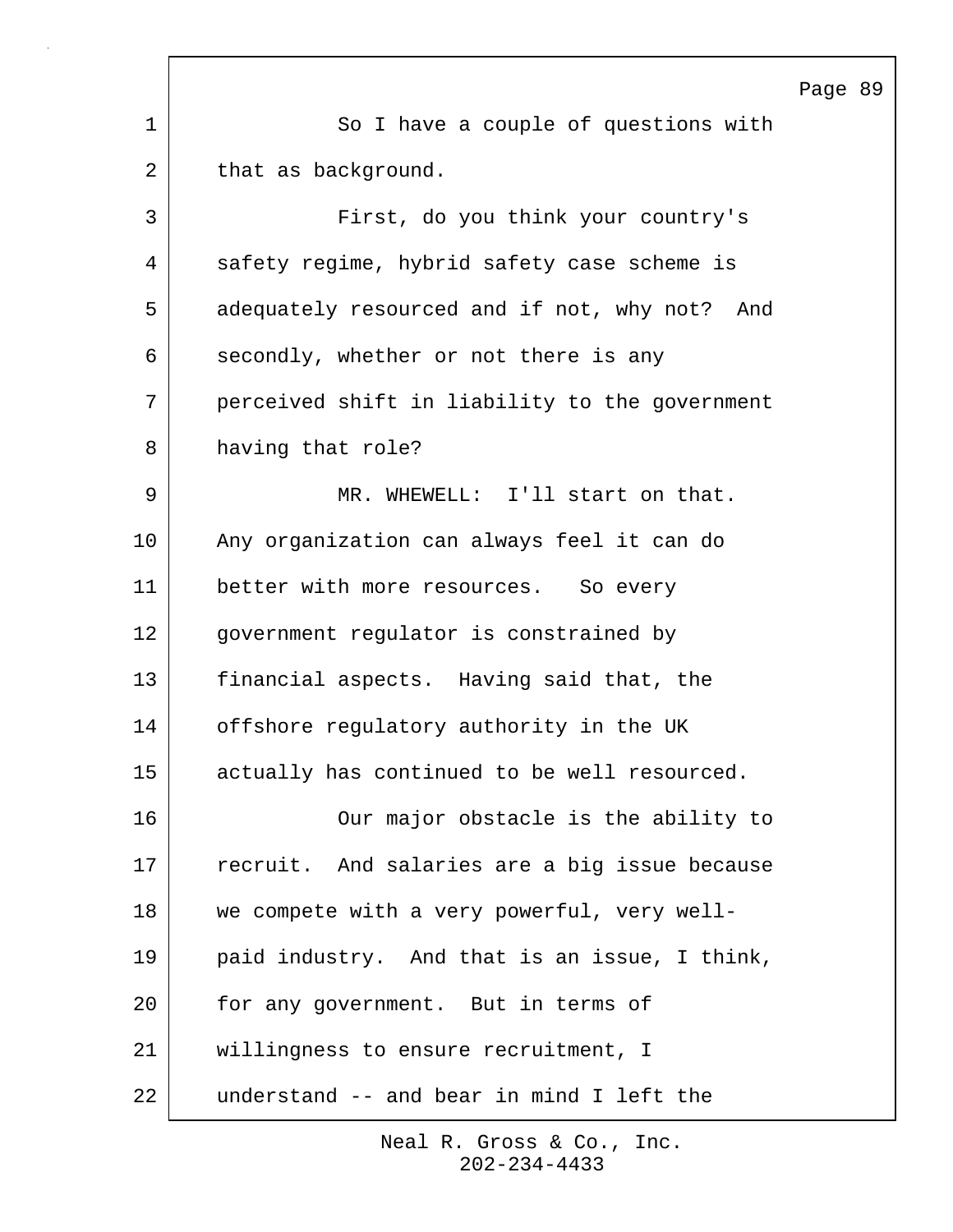So I have a couple of questions with that as background.

First, do you think your country's safety regime, hybrid safety case scheme is adequately resourced and if not, why not? And secondly, whether or not there is any perceived shift in liability to the government having that role?

MR. WHEWELL: I'll start on that. Any organization can always feel it can do better with more resources. So every government regulator is constrained by financial aspects. Having said that, the offshore regulatory authority in the UK actually has continued to be well resourced.

Our major obstacle is the ability to recruit. And salaries are a big issue because we compete with a very powerful, very well-paid industry. And that is an issue, I think, for any government. But in terms of willingness to ensure recruitment, I understand -- and bear in mind I left the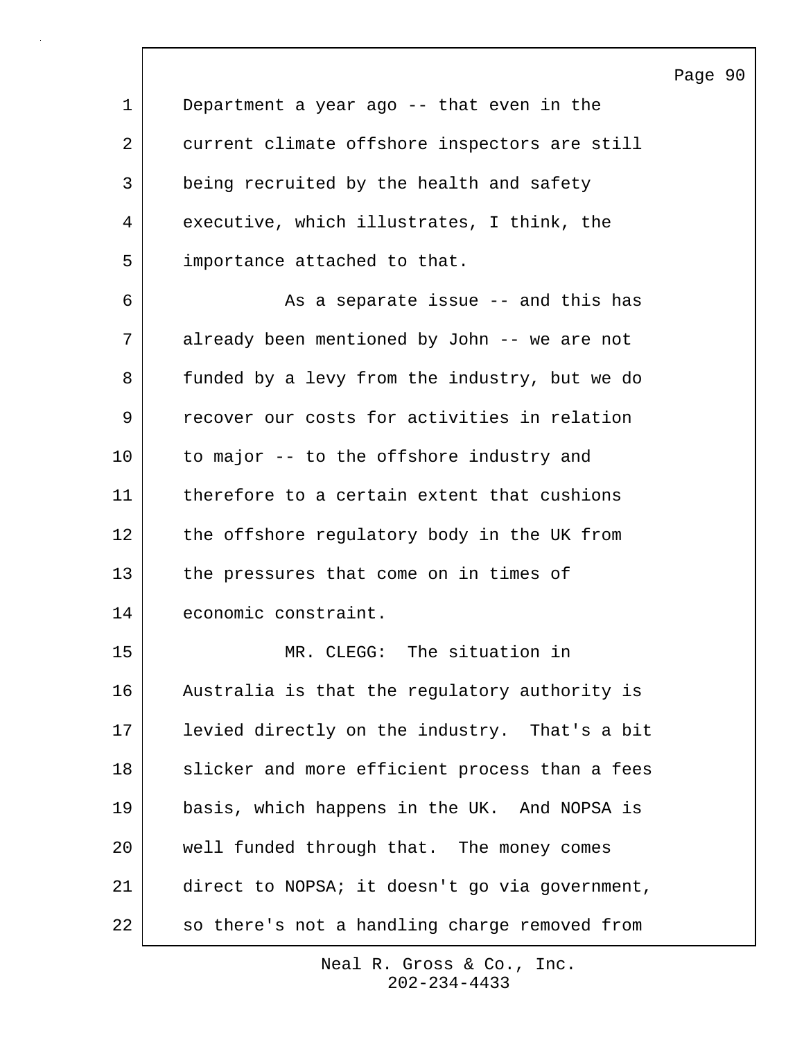Department a year ago -- that even in the current climate offshore inspectors are still being recruited by the health and safety executive, which illustrates, I think, the importance attached to that.

As a separate issue -- and this has already been mentioned by John -- we are not funded by a levy from the industry, but we do recover our costs for activities in relation to major -- to the offshore industry and therefore to a certain extent that cushions the offshore regulatory body in the UK from the pressures that come on in times of economic constraint.

MR. CLEGG: The situation in Australia is that the regulatory authority is levied directly on the industry. That's a bit slicker and more efficient process than a fees basis, which happens in the UK. And NOPSA is well funded through that. The money comes direct to NOPSA; it doesn't go via government, so there's not a handling charge removed from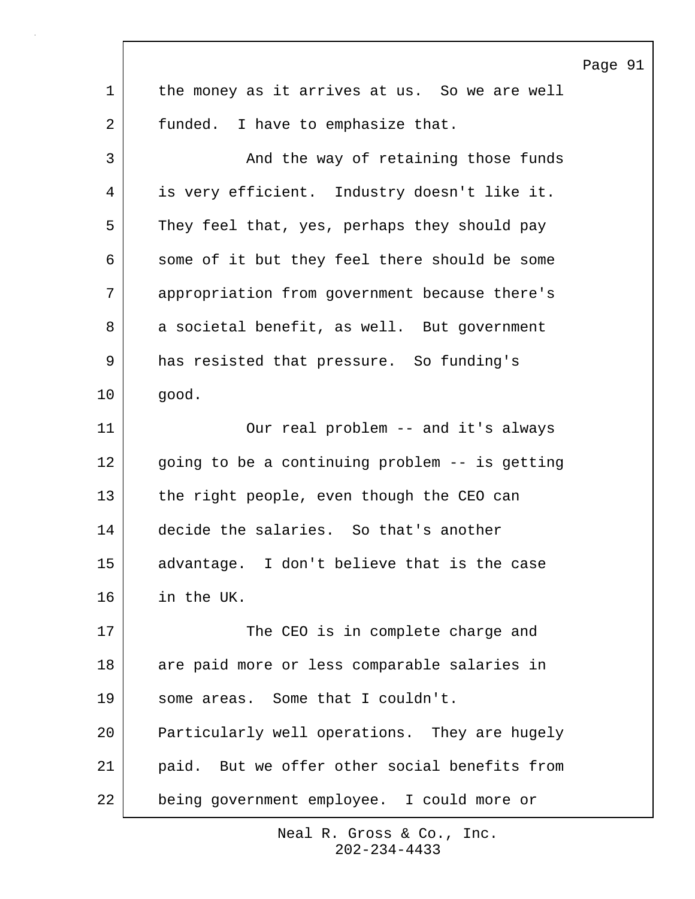the money as it arrives at us. So we are well funded. I have to emphasize that.

And the way of retaining those funds is very efficient. Industry doesn't like it. They feel that, yes, perhaps they should pay some of it but they feel there should be some appropriation from government because there's a societal benefit, as well. But government has resisted that pressure. So funding's good.

Our real problem -- and it's always going to be a continuing problem -- is getting the right people, even though the CEO can decide the salaries. So that's another advantage. I don't believe that is the case in the UK.

The CEO is in complete charge and are paid more or less comparable salaries in some areas. Some that I couldn't. Particularly well operations. They are hugely paid. But we offer other social benefits from being government employee. I could more or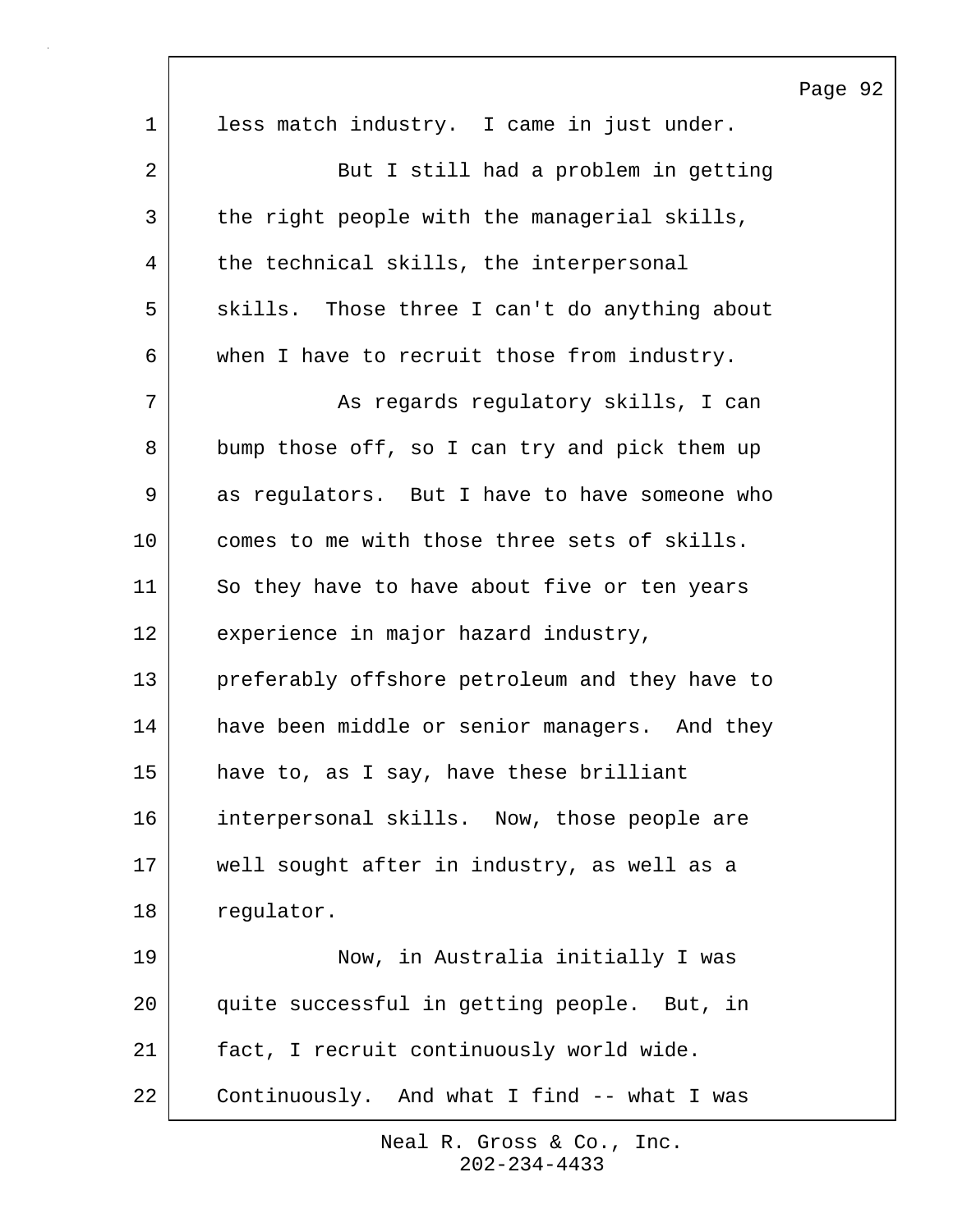less match industry. I came in just under.

But I still had a problem in getting the right people with the managerial skills, the technical skills, the interpersonal skills. Those three I can't do anything about when I have to recruit those from industry.

As regards regulatory skills, I can bump those off, so I can try and pick them up as regulators. But I have to have someone who comes to me with those three sets of skills. So they have to have about five or ten years experience in major hazard industry, preferably offshore petroleum and they have to have been middle or senior managers. And they have to, as I say, have these brilliant interpersonal skills. Now, those people are well sought after in industry, as well as a regulator.

Now, in Australia initially I was quite successful in getting people. But, in fact, I recruit continuously world wide. Continuously. And what I find -- what I was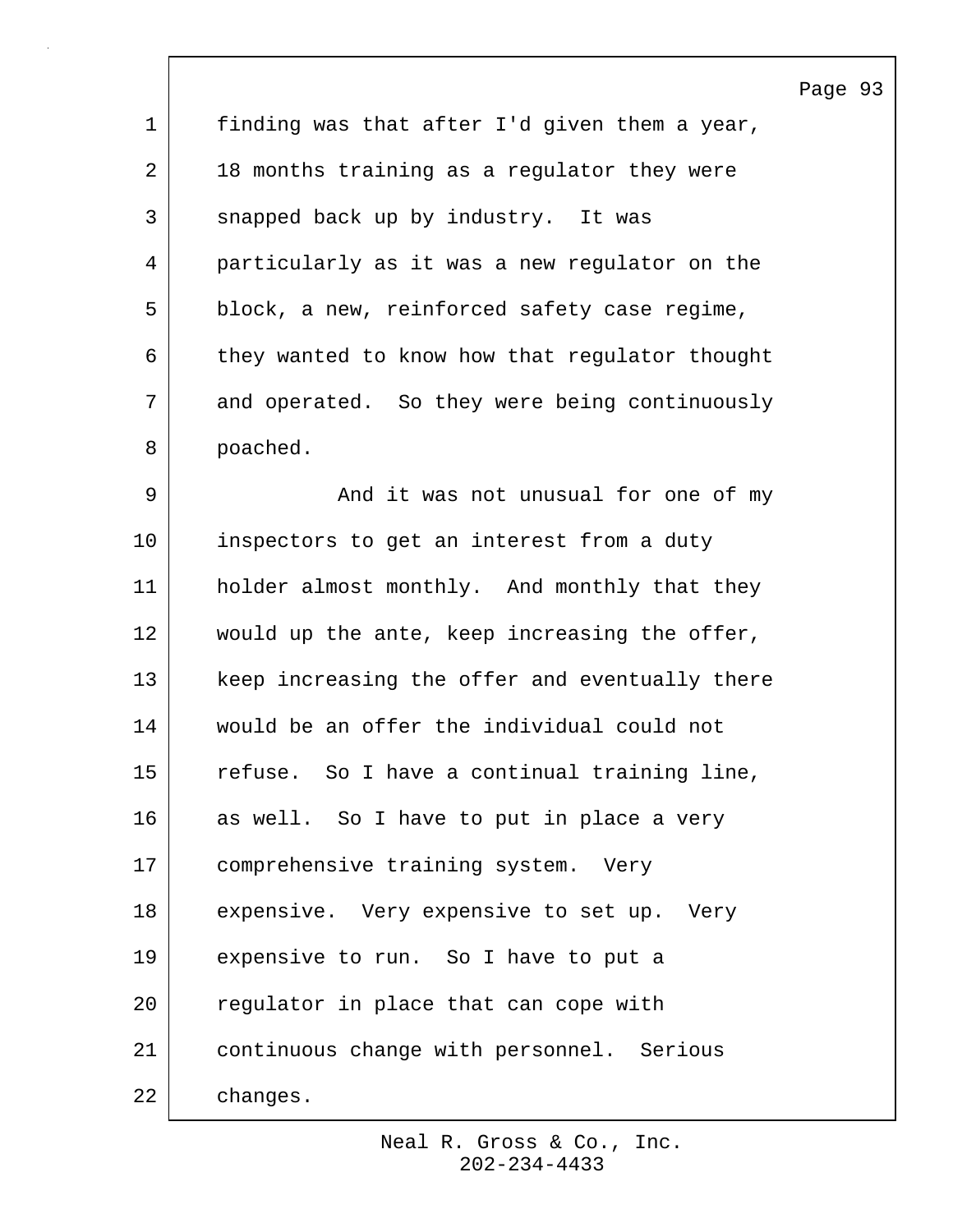finding was that after I'd given them a year, 18 months training as a regulator they were snapped back up by industry. It was particularly as it was a new regulator on the block, a new, reinforced safety case regime, they wanted to know how that regulator thought and operated. So they were being continuously poached.

And it was not unusual for one of my inspectors to get an interest from a duty holder almost monthly. And monthly that they would up the ante, keep increasing the offer, keep increasing the offer and eventually there would be an offer the individual could not refuse. So I have a continual training line, as well. So I have to put in place a very comprehensive training system. Very expensive. Very expensive to set up. Very expensive to run. So I have to put a regulator in place that can cope with continuous change with personnel. Serious changes.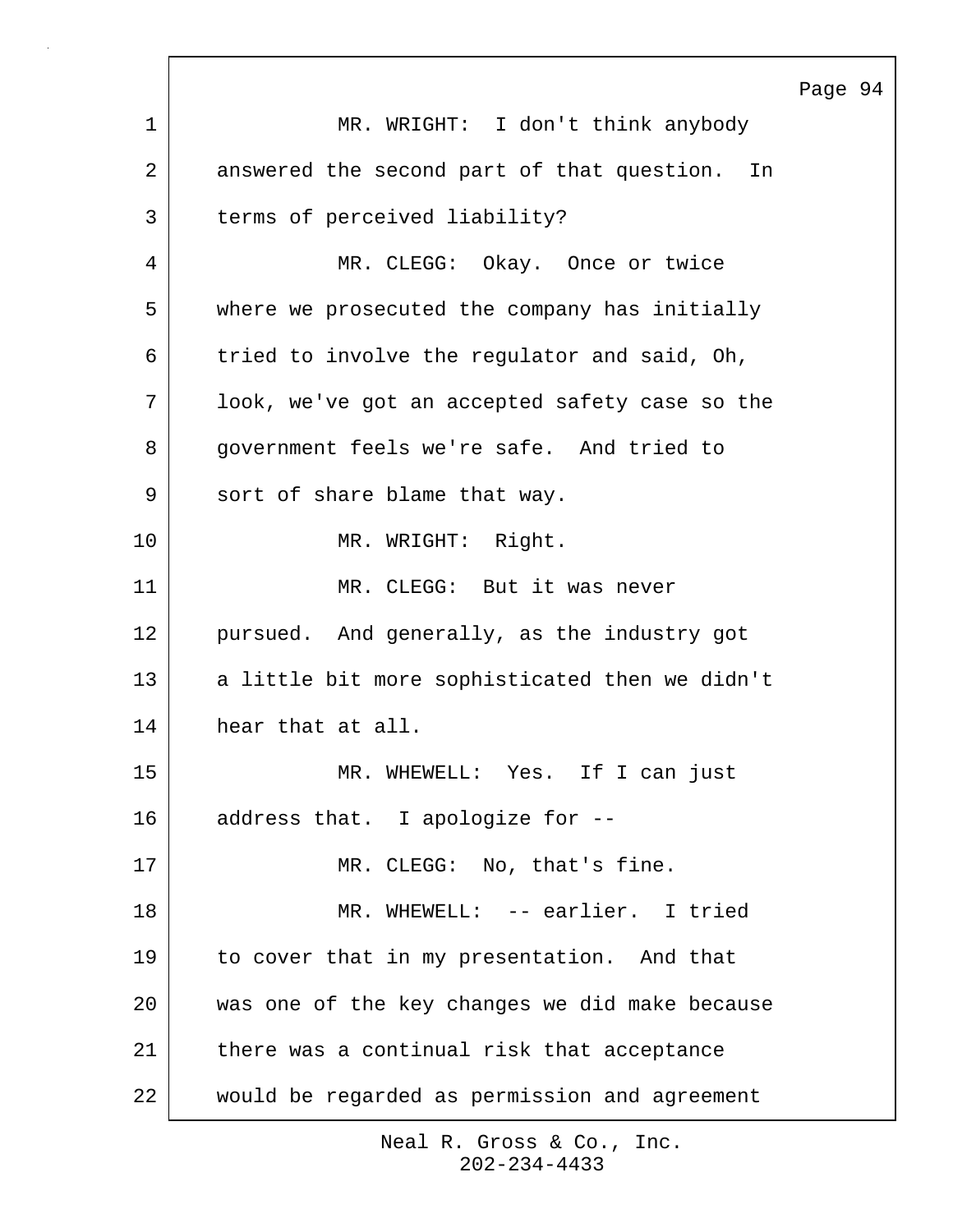MR. WRIGHT: I don't think anybody answered the second part of that question. In terms of perceived liability?

MR. CLEGG: Okay. Once or twice where we prosecuted the company has initially tried to involve the regulator and said, Oh, look, we've got an accepted safety case so the government feels we're safe. And tried to sort of share blame that way.

MR. WRIGHT: Right.

MR. CLEGG: But it was never pursued. And generally, as the industry got a little bit more sophisticated then we didn't hear that at all.

MR. WHEWELL: Yes. If I can just address that. I apologize for --

MR. CLEGG: No, that's fine.

MR. WHEWELL: -- earlier. I tried to cover that in my presentation. And that was one of the key changes we did make because there was a continual risk that acceptance would be regarded as permission and agreement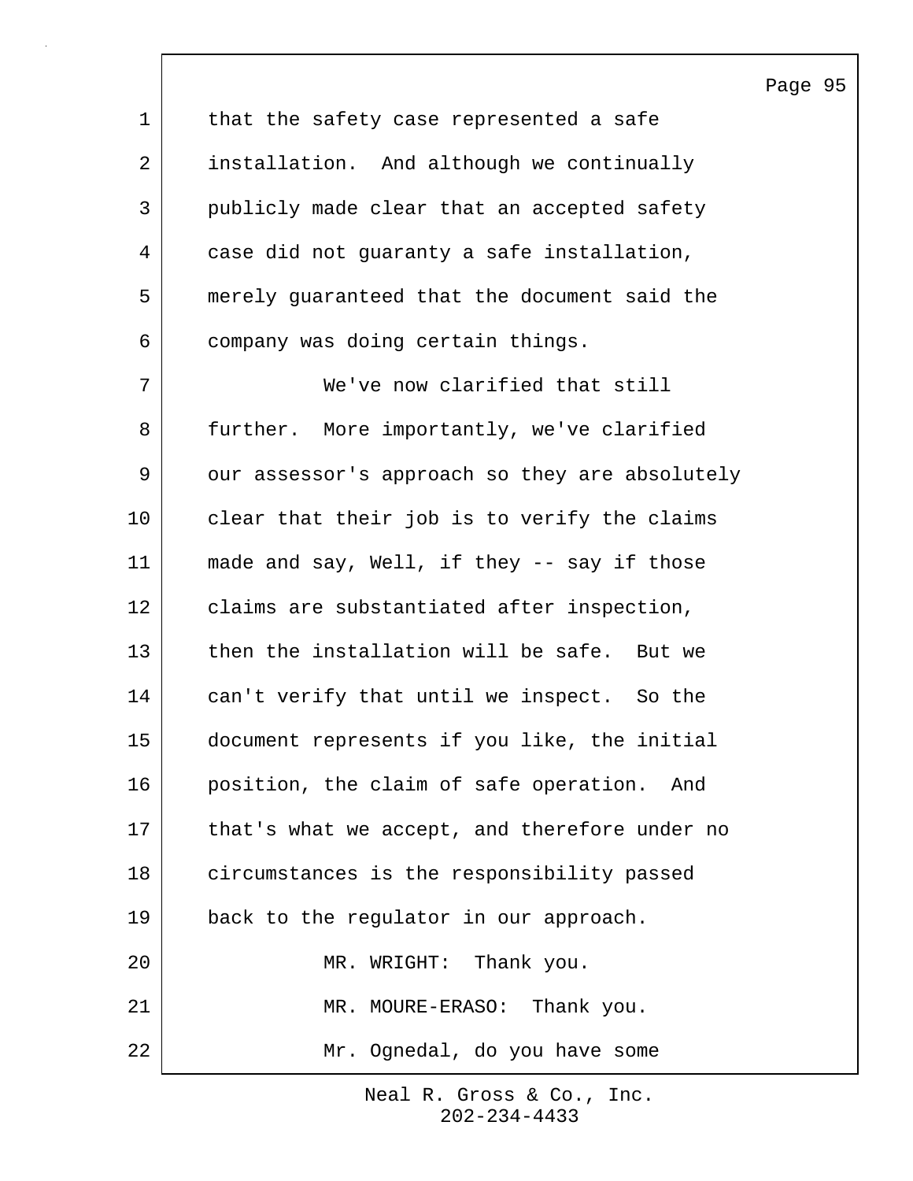that the safety case represented a safe installation. And although we continually publicly made clear that an accepted safety case did not guaranty a safe installation, merely guaranteed that the document said the company was doing certain things.

We've now clarified that still further. More importantly, we've clarified our assessor's approach so they are absolutely clear that their job is to verify the claims made and say, Well, if they -- say if those claims are substantiated after inspection, then the installation will be safe. But we can't verify that until we inspect. So the document represents if you like, the initial position, the claim of safe operation. And that's what we accept, and therefore under no circumstances is the responsibility passed back to the regulator in our approach.

MR. WRIGHT: Thank you.

MR. MOURE-ERASO: Thank you.

Mr. Ognedal, do you have some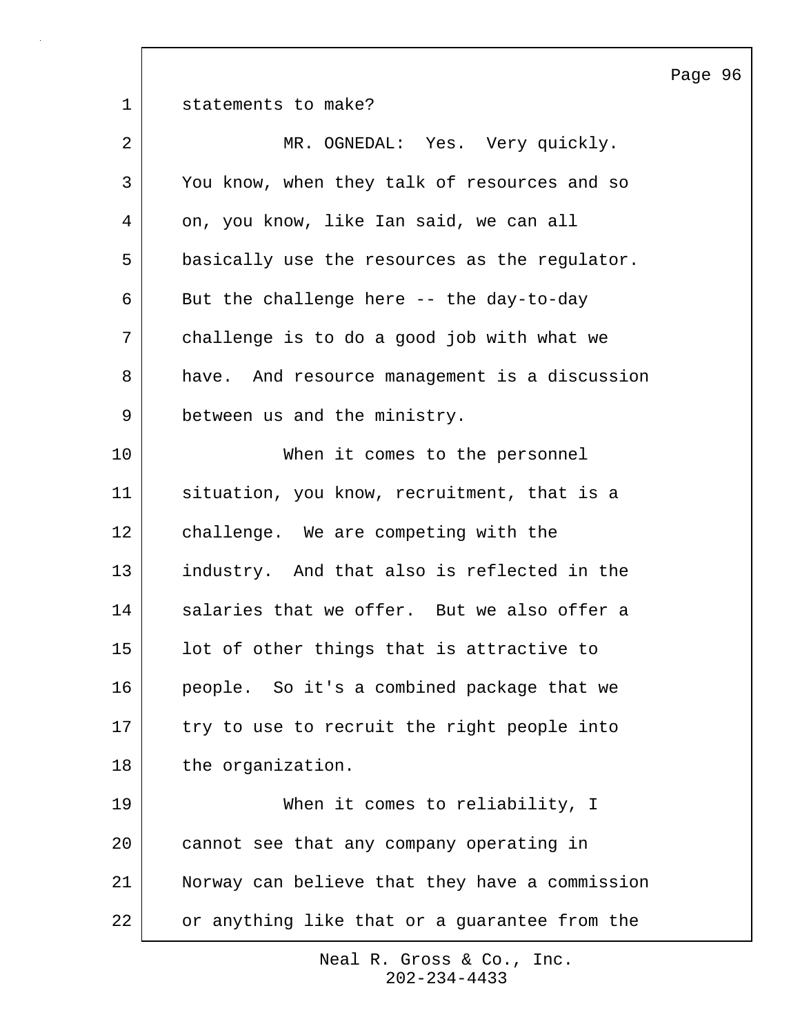statements to make?

MR. OGNEDAL: Yes. Very quickly. You know, when they talk of resources and so on, you know, like Ian said, we can all basically use the resources as the regulator. But the challenge here -- the day-to-day challenge is to do a good job with what we have. And resource management is a discussion between us and the ministry.

When it comes to the personnel situation, you know, recruitment, that is a challenge. We are competing with the industry. And that also is reflected in the salaries that we offer. But we also offer a lot of other things that is attractive to people. So it's a combined package that we try to use to recruit the right people into the organization.

When it comes to reliability, I cannot see that any company operating in Norway can believe that they have a commission or anything like that or a guarantee from the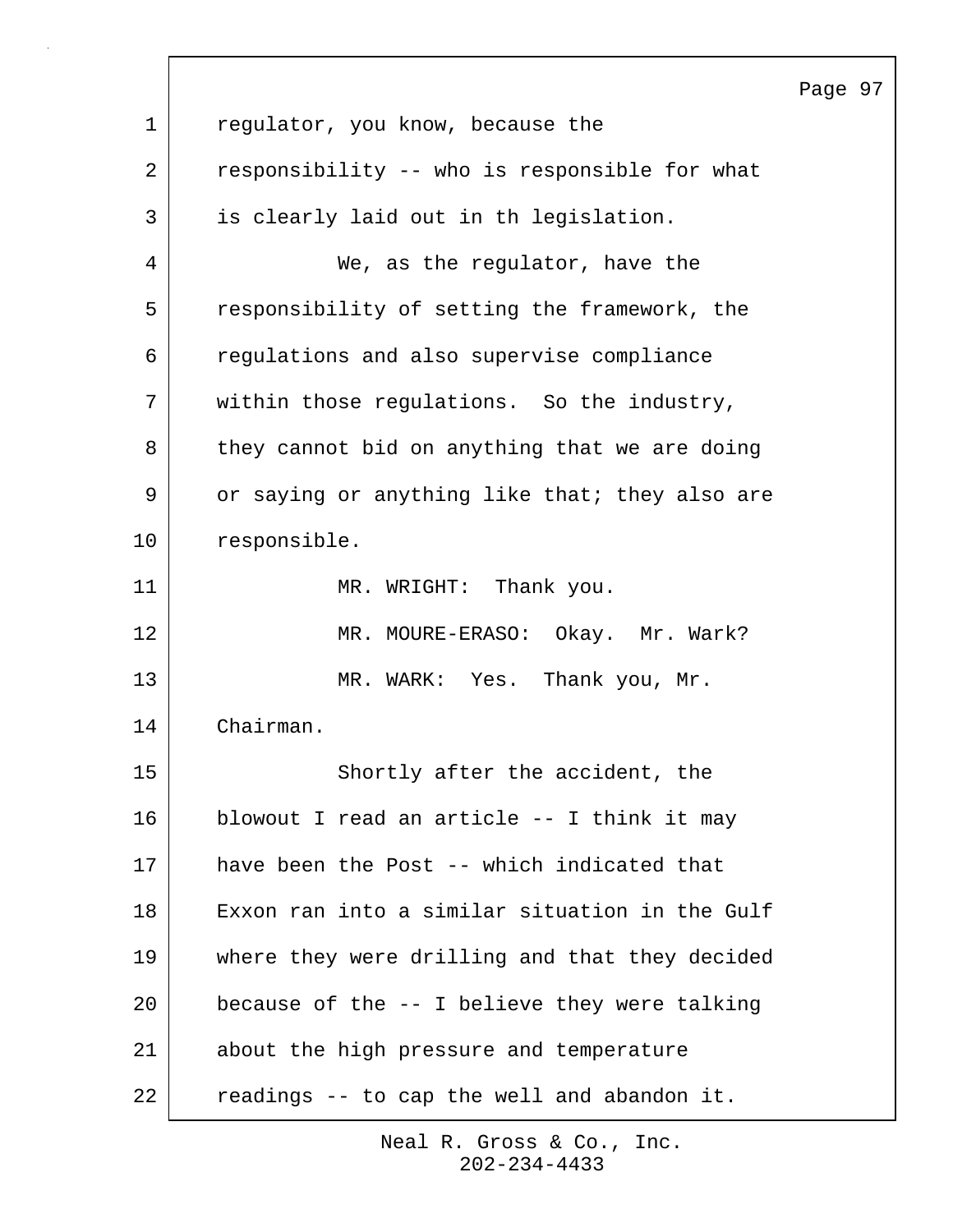regulator, you know, because the responsibility -- who is responsible for what is clearly laid out in th legislation.

We, as the regulator, have the responsibility of setting the framework, the regulations and also supervise compliance within those regulations. So the industry, they cannot bid on anything that we are doing or saying or anything like that; they also are responsible.

MR. WRIGHT: Thank you.

MR. MOURE-ERASO: Okay. Mr. Wark?

MR. WARK: Yes. Thank you, Mr. Chairman.

Shortly after the accident, the blowout I read an article -- I think it may have been the Post -- which indicated that Exxon ran into a similar situation in the Gulf where they were drilling and that they decided because of the -- I believe they were talking about the high pressure and temperature readings -- to cap the well and abandon it.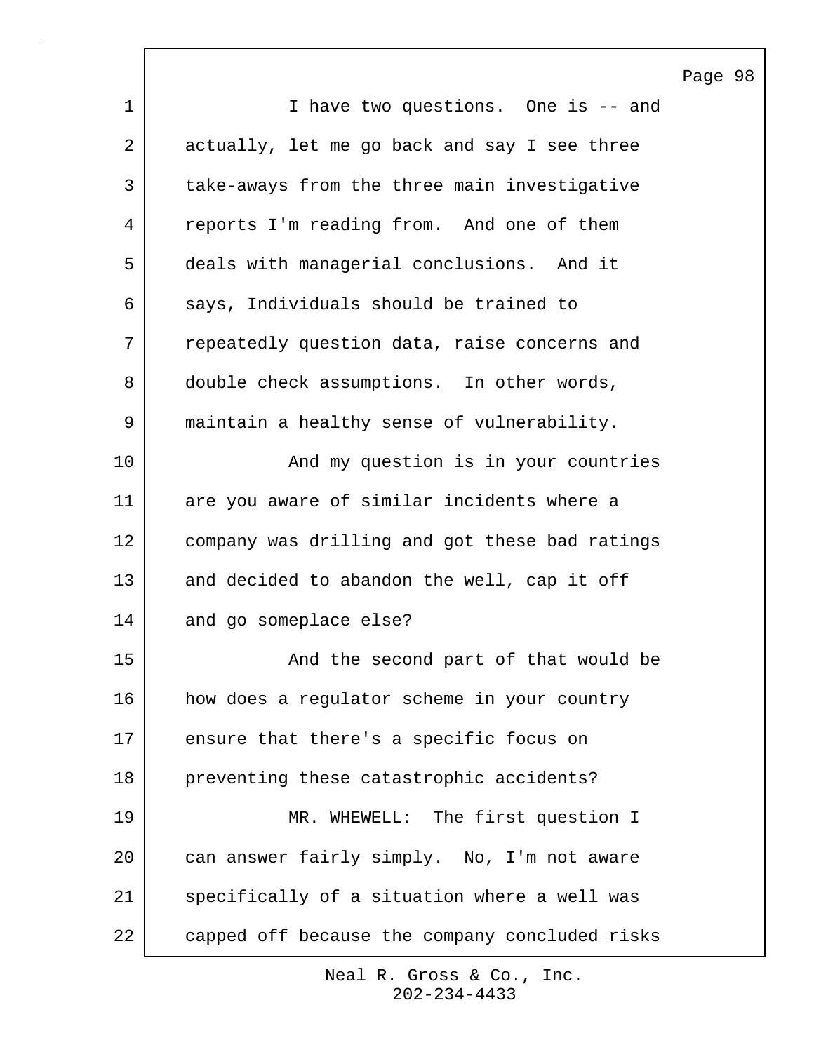I have two questions. One is -- and actually, let me go back and say I see three take-aways from the three main investigative reports I'm reading from. And one of them deals with managerial conclusions. And it says, Individuals should be trained to repeatedly question data, raise concerns and double check assumptions. In other words, maintain a healthy sense of vulnerability.

And my question is in your countries are you aware of similar incidents where a company was drilling and got these bad ratings and decided to abandon the well, cap it off and go someplace else?

And the second part of that would be how does a regulator scheme in your country ensure that there's a specific focus on preventing these catastrophic accidents?

MR. WHEWELL: The first question I can answer fairly simply. No, I'm not aware specifically of a situation where a well was capped off because the company concluded risks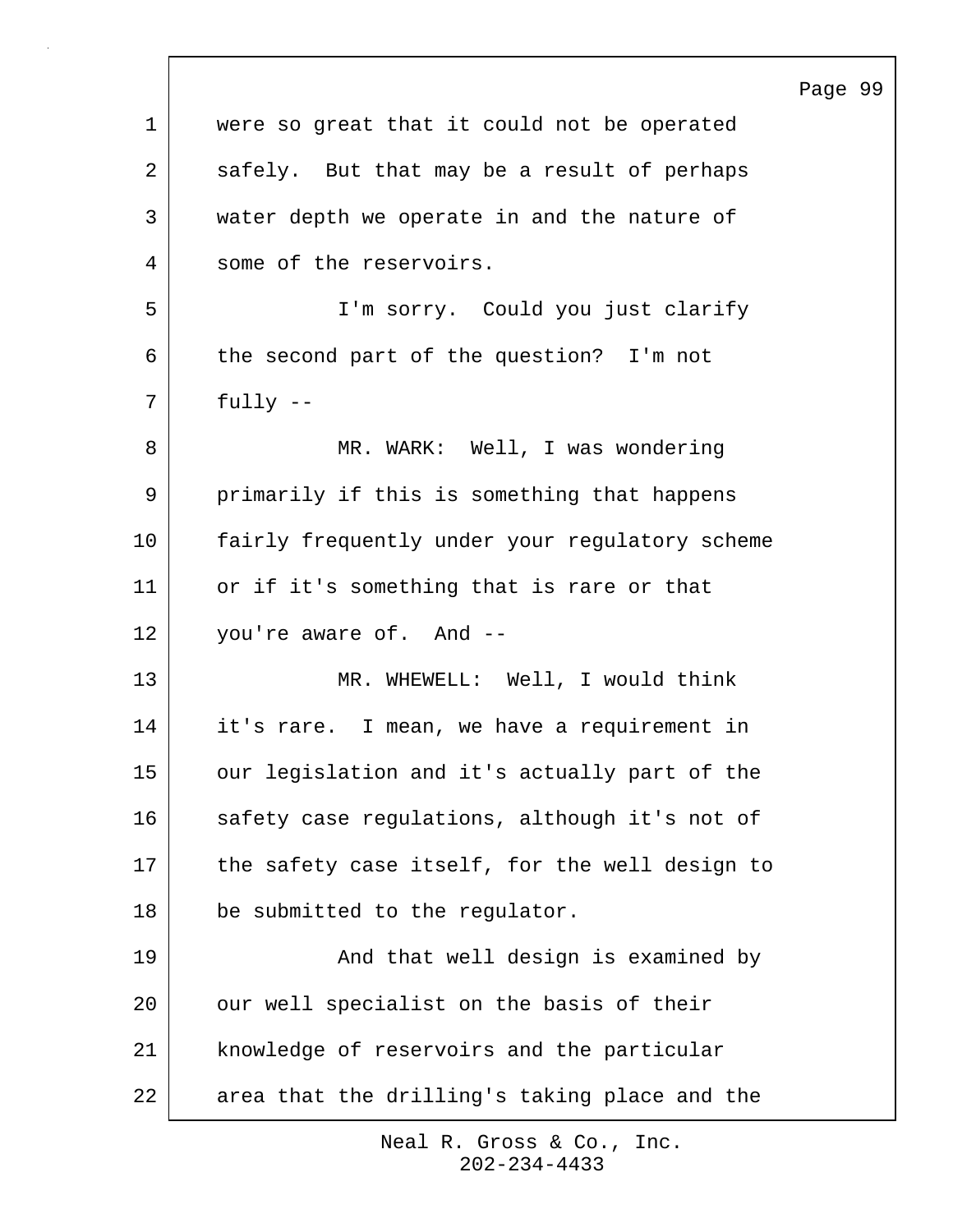were so great that it could not be operated safely. But that may be a result of perhaps water depth we operate in and the nature of some of the reservoirs.

I'm sorry. Could you just clarify the second part of the question? I'm not fully --

MR. WARK: Well, I was wondering primarily if this is something that happens fairly frequently under your regulatory scheme or if it's something that is rare or that you're aware of. And --

MR. WHEWELL: Well, I would think it's rare. I mean, we have a requirement in our legislation and it's actually part of the safety case regulations, although it's not of the safety case itself, for the well design to be submitted to the regulator.

And that well design is examined by our well specialist on the basis of their knowledge of reservoirs and the particular area that the drilling's taking place and the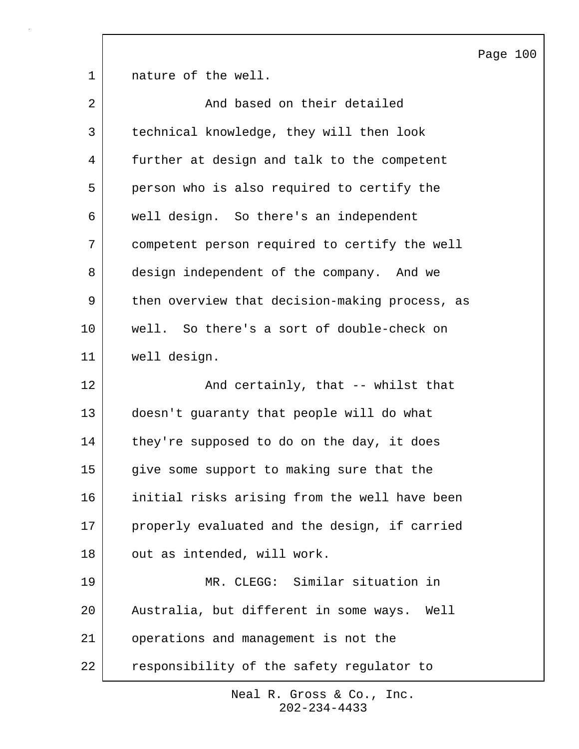nature of the well.

And based on their detailed technical knowledge, they will then look further at design and talk to the competent person who is also required to certify the well design. So there's an independent competent person required to certify the well design independent of the company. And we then overview that decision-making process, as well. So there's a sort of double-check on well design.

And certainly, that -- whilst that doesn't guaranty that people will do what they're supposed to do on the day, it does give some support to making sure that the initial risks arising from the well have been properly evaluated and the design, if carried out as intended, will work.

MR. CLEGG: Similar situation in Australia, but different in some ways. Well operations and management is not the responsibility of the safety regulator to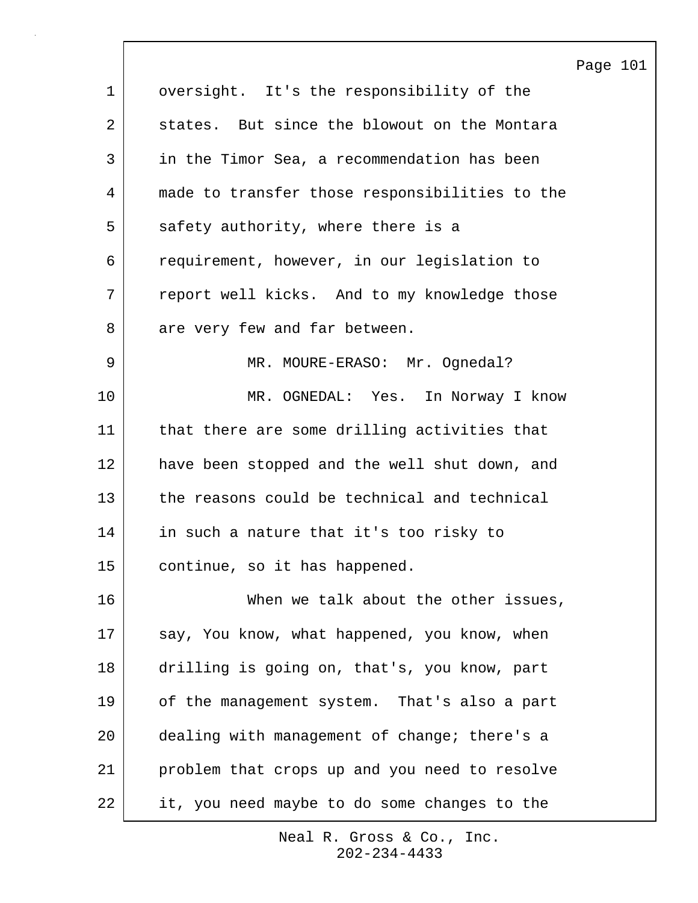oversight. It's the responsibility of the states. But since the blowout on the Montara in the Timor Sea, a recommendation has been made to transfer those responsibilities to the safety authority, where there is a requirement, however, in our legislation to report well kicks. And to my knowledge those are very few and far between.

MR. MOURE-ERASO: Mr. Ognedal?

MR. OGNEDAL: Yes. In Norway I know that there are some drilling activities that have been stopped and the well shut down, and the reasons could be technical and technical in such a nature that it's too risky to continue, so it has happened.

When we talk about the other issues, say, You know, what happened, you know, when drilling is going on, that's, you know, part of the management system. That's also a part dealing with management of change; there's a problem that crops up and you need to resolve it, you need maybe to do some changes to the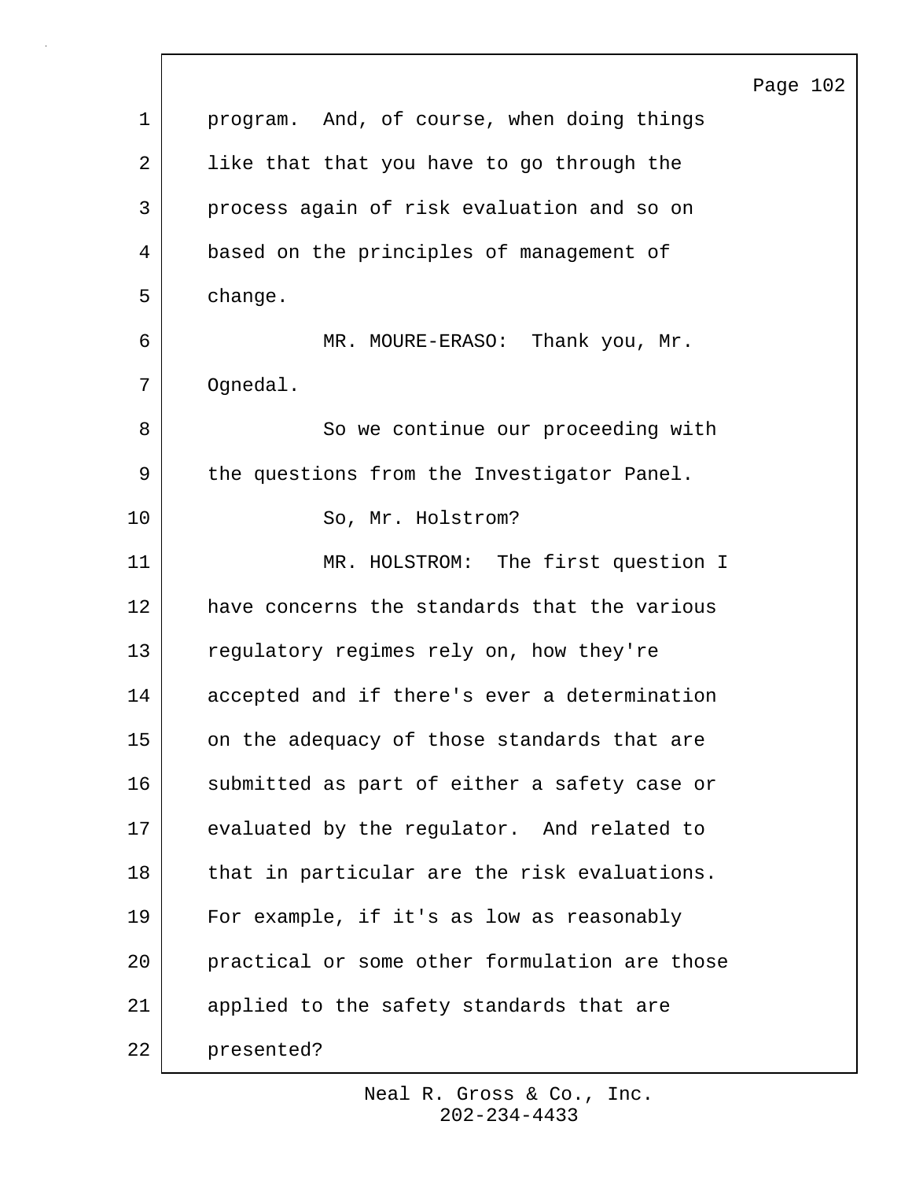program. And, of course, when doing things like that that you have to go through the process again of risk evaluation and so on based on the principles of management of change.

MR. MOURE-ERASO: Thank you, Mr. Ognedal.

So we continue our proceeding with the questions from the Investigator Panel.

So, Mr. Holstrom?

MR. HOLSTROM: The first question I have concerns the standards that the various regulatory regimes rely on, how they're accepted and if there's ever a determination on the adequacy of those standards that are submitted as part of either a safety case or evaluated by the regulator. And related to that in particular are the risk evaluations. For example, if it's as low as reasonably practical or some other formulation are those applied to the safety standards that are presented?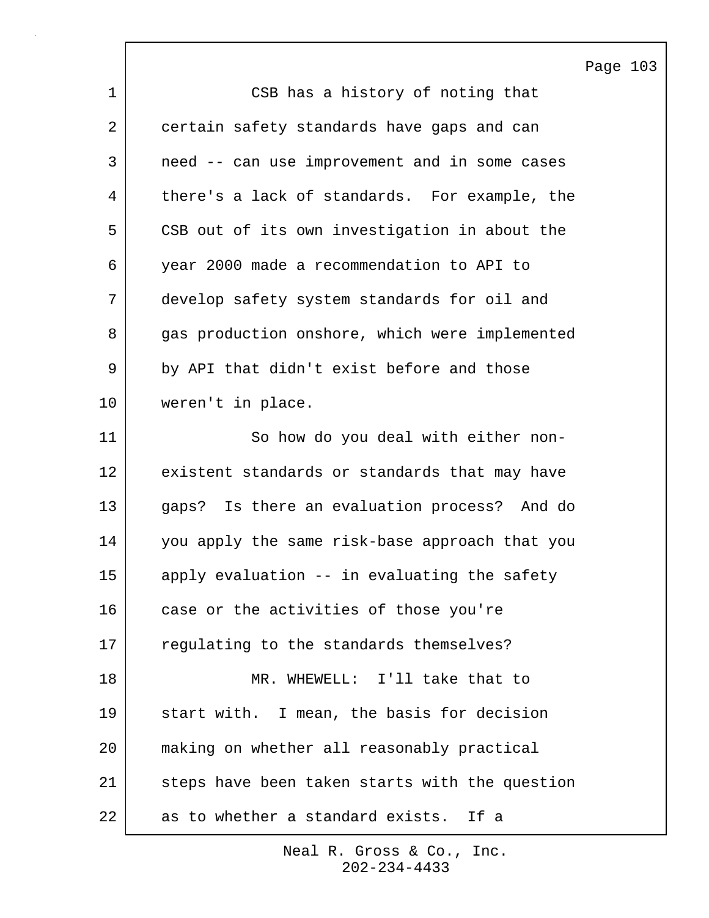CSB has a history of noting that certain safety standards have gaps and can need -- can use improvement and in some cases there's a lack of standards. For example, the CSB out of its own investigation in about the year 2000 made a recommendation to API to develop safety system standards for oil and gas production onshore, which were implemented by API that didn't exist before and those weren't in place.

So how do you deal with either non-existent standards or standards that may have gaps? Is there an evaluation process? And do you apply the same risk-base approach that you apply evaluation -- in evaluating the safety case or the activities of those you're regulating to the standards themselves?

MR. WHEWELL: I'll take that to start with. I mean, the basis for decision making on whether all reasonably practical steps have been taken starts with the question as to whether a standard exists. If a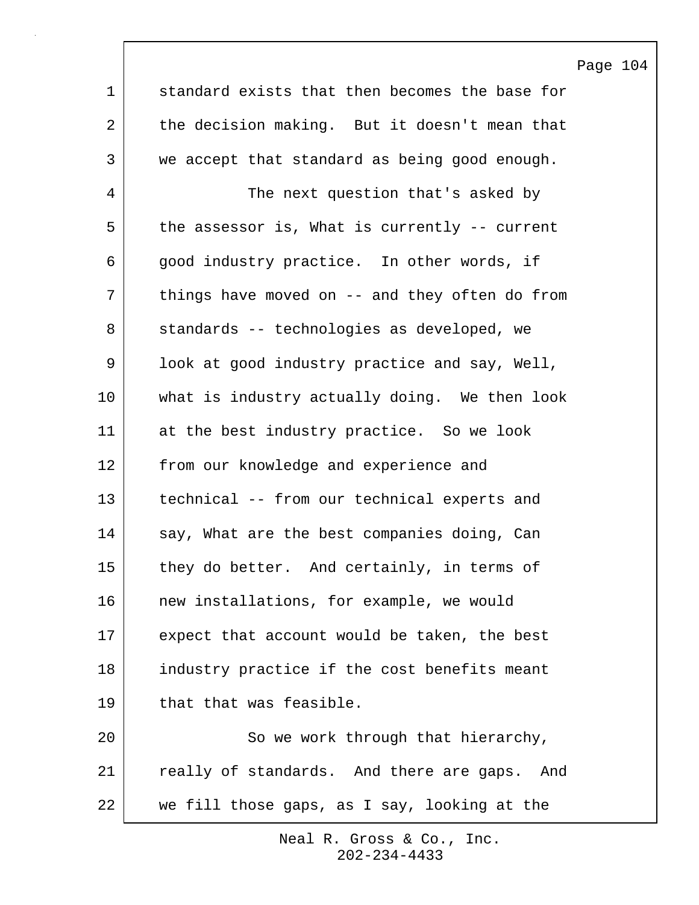standard exists that then becomes the base for the decision making. But it doesn't mean that we accept that standard as being good enough.

The next question that's asked by the assessor is, What is currently -- current good industry practice. In other words, if things have moved on -- and they often do from standards -- technologies as developed, we look at good industry practice and say, Well, what is industry actually doing. We then look at the best industry practice. So we look from our knowledge and experience and technical -- from our technical experts and say, What are the best companies doing, Can they do better. And certainly, in terms of new installations, for example, we would expect that account would be taken, the best industry practice if the cost benefits meant that that was feasible.

So we work through that hierarchy, really of standards. And there are gaps. And we fill those gaps, as I say, looking at the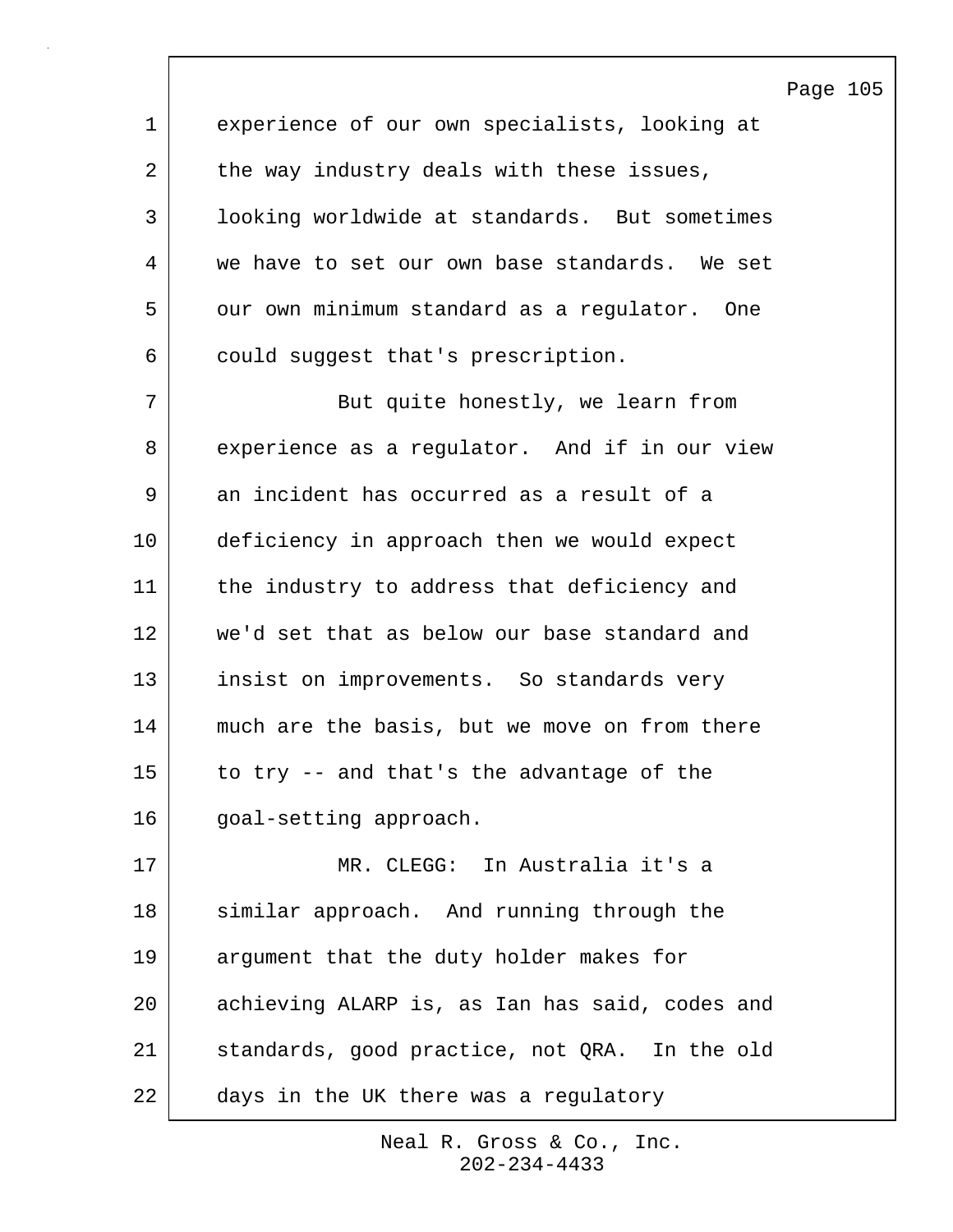experience of our own specialists, looking at the way industry deals with these issues, looking worldwide at standards. But sometimes we have to set our own base standards. We set our own minimum standard as a regulator. One could suggest that's prescription.

But quite honestly, we learn from experience as a regulator. And if in our view an incident has occurred as a result of a deficiency in approach then we would expect the industry to address that deficiency and we'd set that as below our base standard and insist on improvements. So standards very much are the basis, but we move on from there to try -- and that's the advantage of the goal-setting approach.

MR. CLEGG: In Australia it's a similar approach. And running through the argument that the duty holder makes for achieving ALARP is, as Ian has said, codes and standards, good practice, not QRA. In the old days in the UK there was a regulatory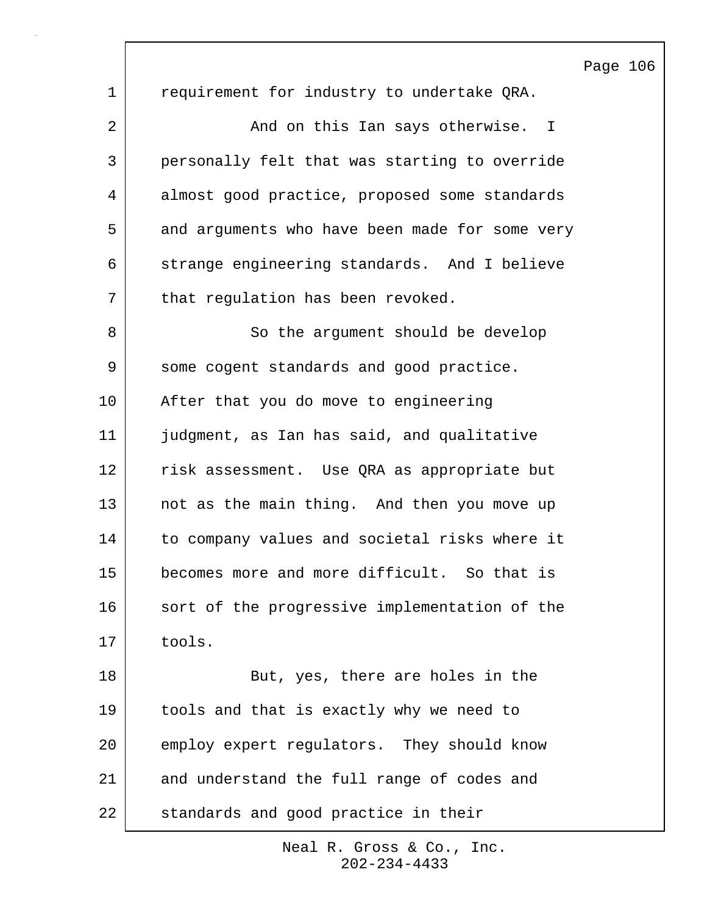requirement for industry to undertake QRA.

And on this Ian says otherwise. I personally felt that was starting to override almost good practice, proposed some standards and arguments who have been made for some very strange engineering standards. And I believe that regulation has been revoked.

So the argument should be develop some cogent standards and good practice. After that you do move to engineering judgment, as Ian has said, and qualitative risk assessment. Use QRA as appropriate but not as the main thing. And then you move up to company values and societal risks where it becomes more and more difficult. So that is sort of the progressive implementation of the tools.

But, yes, there are holes in the tools and that is exactly why we need to employ expert regulators. They should know and understand the full range of codes and standards and good practice in their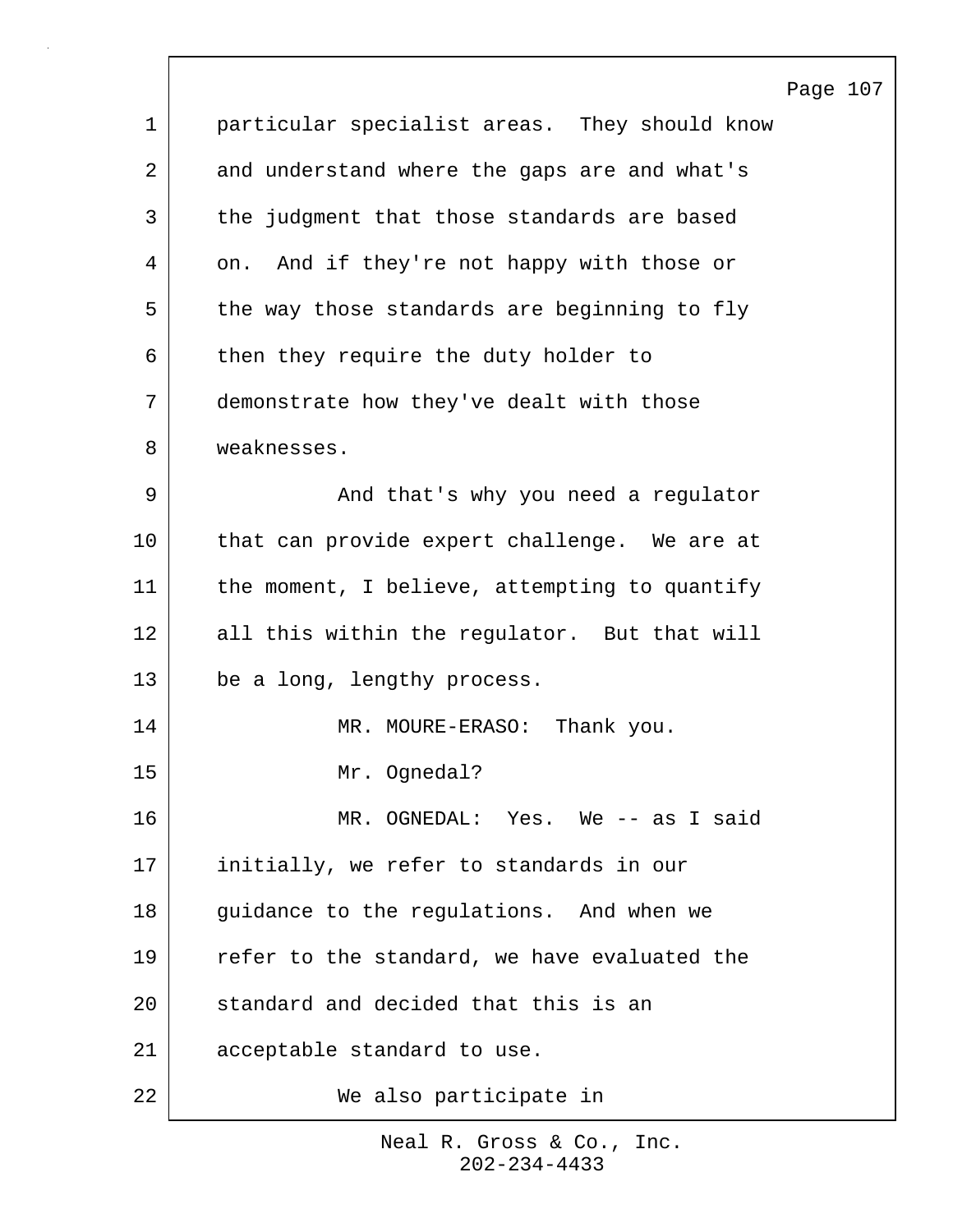particular specialist areas. They should know and understand where the gaps are and what's the judgment that those standards are based on. And if they're not happy with those or the way those standards are beginning to fly then they require the duty holder to demonstrate how they've dealt with those weaknesses.

And that's why you need a regulator that can provide expert challenge. We are at the moment, I believe, attempting to quantify all this within the regulator. But that will be a long, lengthy process.

MR. MOURE-ERASO: Thank you.

Mr. Ognedal?

MR. OGNEDAL: Yes. We -- as I said initially, we refer to standards in our guidance to the regulations. And when we refer to the standard, we have evaluated the standard and decided that this is an acceptable standard to use.

We also participate in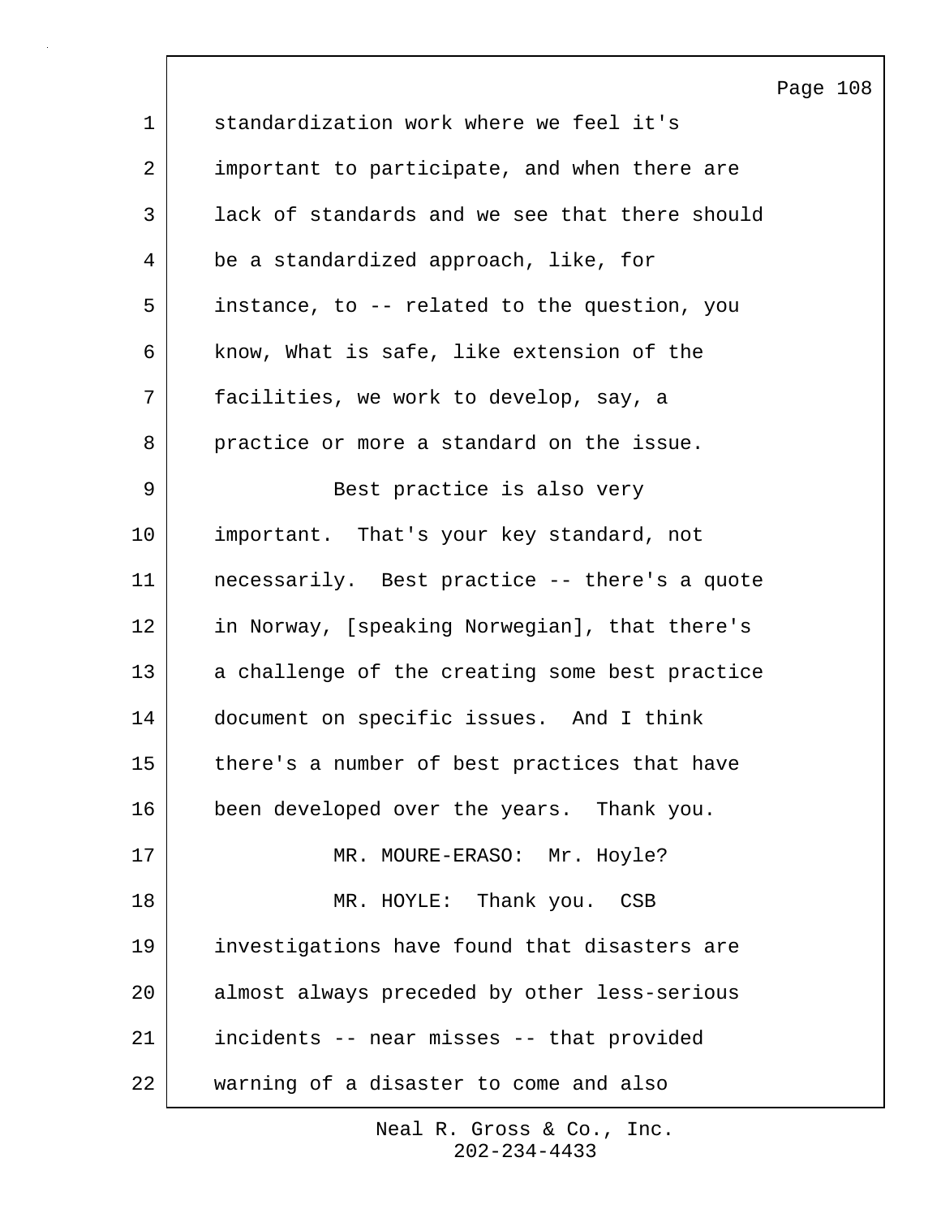standardization work where we feel it's important to participate, and when there are lack of standards and we see that there should be a standardized approach, like, for instance, to -- related to the question, you know, What is safe, like extension of the facilities, we work to develop, say, a practice or more a standard on the issue.

Best practice is also very important. That's your key standard, not necessarily. Best practice -- there's a quote in Norway, [speaking Norwegian], that there's a challenge of the creating some best practice document on specific issues. And I think there's a number of best practices that have been developed over the years. Thank you.

MR. MOURE-ERASO: Mr. Hoyle?

MR. HOYLE: Thank you. CSB investigations have found that disasters are almost always preceded by other less-serious incidents -- near misses -- that provided warning of a disaster to come and also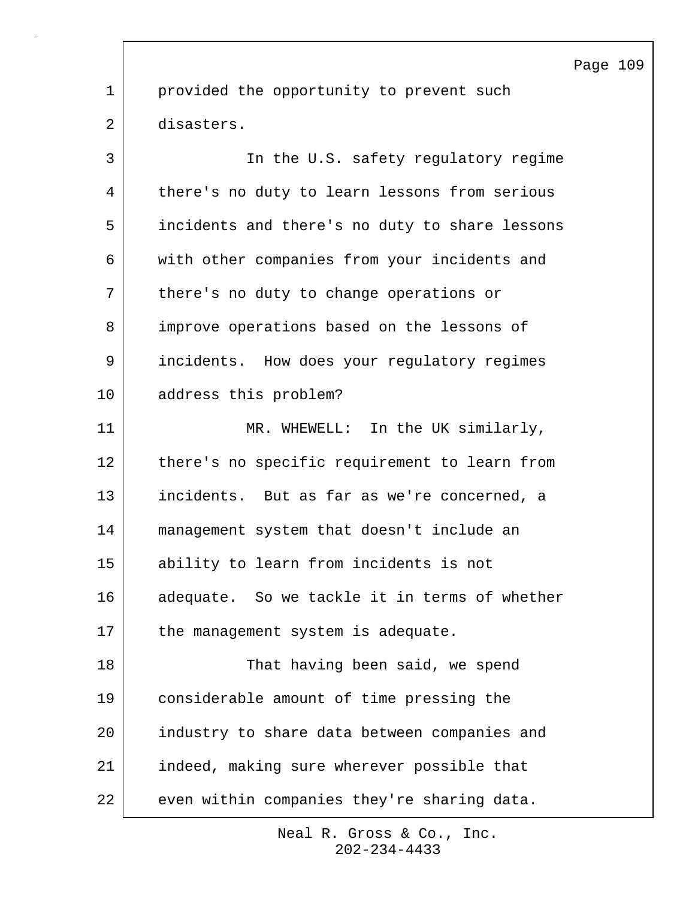provided the opportunity to prevent such disasters.

In the U.S. safety regulatory regime there's no duty to learn lessons from serious incidents and there's no duty to share lessons with other companies from your incidents and there's no duty to change operations or improve operations based on the lessons of incidents. How does your regulatory regimes address this problem?

MR. WHEWELL: In the UK similarly, there's no specific requirement to learn from incidents. But as far as we're concerned, a management system that doesn't include an ability to learn from incidents is not adequate. So we tackle it in terms of whether the management system is adequate.

That having been said, we spend considerable amount of time pressing the industry to share data between companies and indeed, making sure wherever possible that even within companies they're sharing data.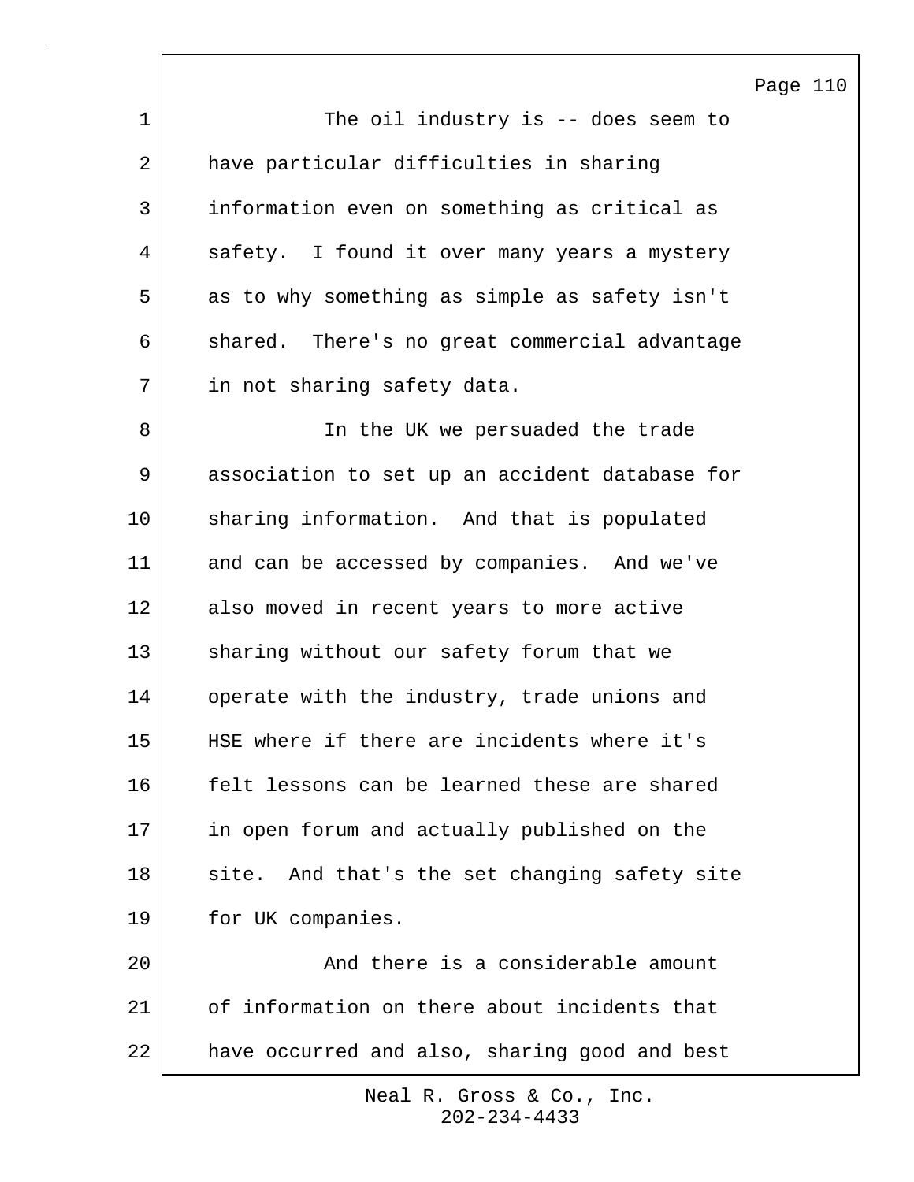The oil industry is -- does seem to have particular difficulties in sharing information even on something as critical as safety. I found it over many years a mystery as to why something as simple as safety isn't shared. There's no great commercial advantage in not sharing safety data.

In the UK we persuaded the trade association to set up an accident database for sharing information. And that is populated and can be accessed by companies. And we've also moved in recent years to more active sharing without our safety forum that we operate with the industry, trade unions and HSE where if there are incidents where it's felt lessons can be learned these are shared in open forum and actually published on the site. And that's the set changing safety site for UK companies.

And there is a considerable amount of information on there about incidents that have occurred and also, sharing good and best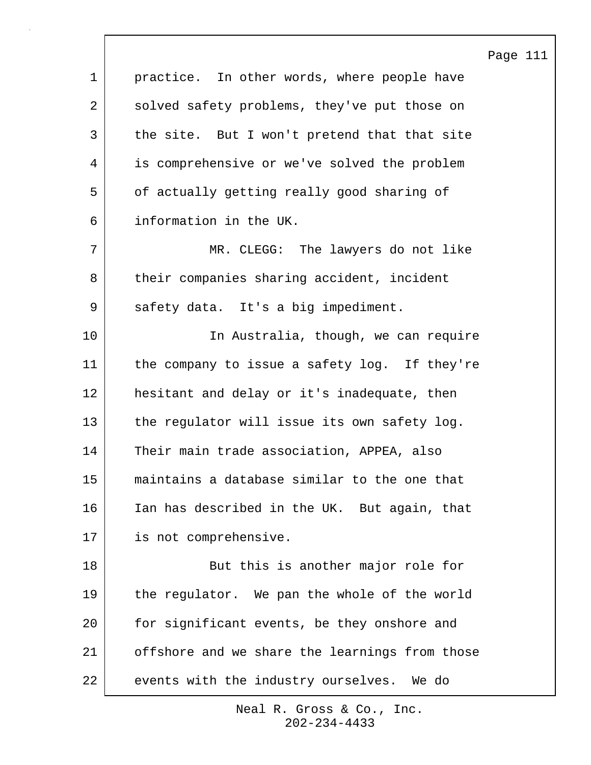practice. In other words, where people have solved safety problems, they've put those on the site. But I won't pretend that that site is comprehensive or we've solved the problem of actually getting really good sharing of information in the UK.

MR. CLEGG: The lawyers do not like their companies sharing accident, incident safety data. It's a big impediment.

In Australia, though, we can require the company to issue a safety log. If they're hesitant and delay or it's inadequate, then the regulator will issue its own safety log. Their main trade association, APPEA, also maintains a database similar to the one that Ian has described in the UK. But again, that is not comprehensive.

But this is another major role for the regulator. We pan the whole of the world for significant events, be they onshore and offshore and we share the learnings from those events with the industry ourselves. We do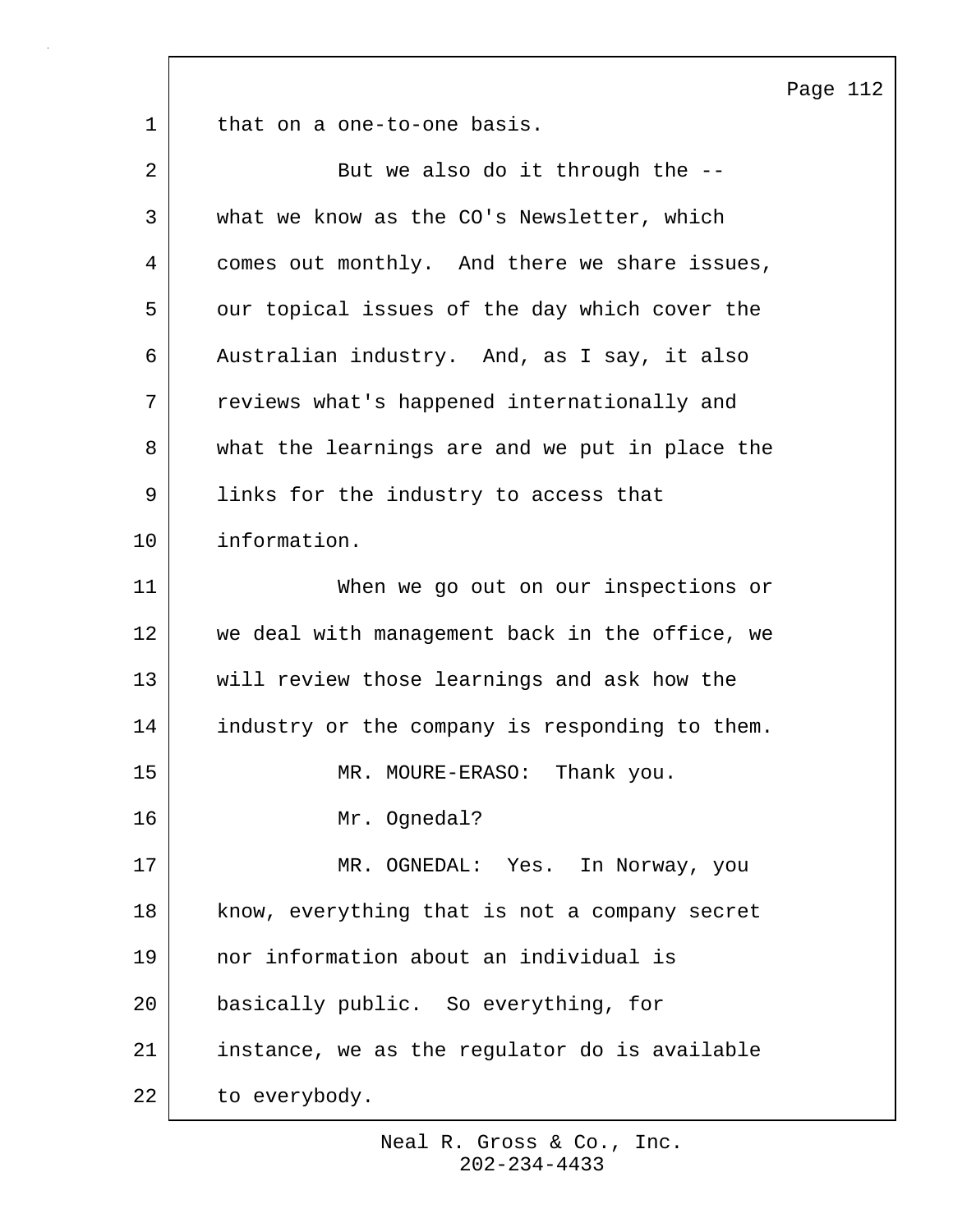that on a one-to-one basis.

But we also do it through the -- what we know as the CO's Newsletter, which comes out monthly. And there we share issues, our topical issues of the day which cover the Australian industry. And, as I say, it also reviews what's happened internationally and what the learnings are and we put in place the links for the industry to access that information.

When we go out on our inspections or we deal with management back in the office, we will review those learnings and ask how the industry or the company is responding to them.

MR. MOURE-ERASO: Thank you.

Mr. Ognedal?

MR. OGNEDAL: Yes. In Norway, you know, everything that is not a company secret nor information about an individual is basically public. So everything, for instance, we as the regulator do is available to everybody.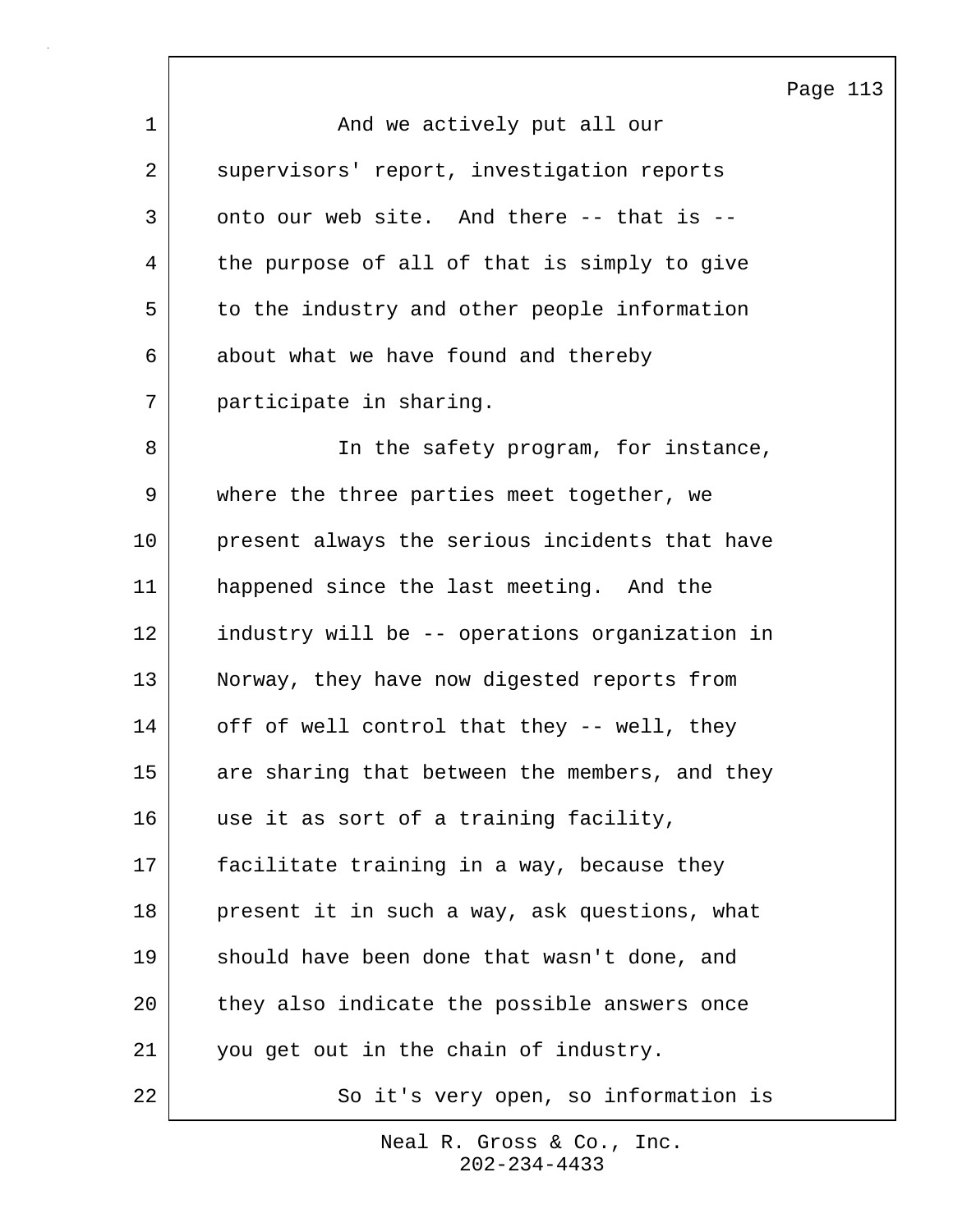And we actively put all our supervisors' report, investigation reports onto our web site. And there -- that is -- the purpose of all of that is simply to give to the industry and other people information about what we have found and thereby participate in sharing.

In the safety program, for instance, where the three parties meet together, we present always the serious incidents that have happened since the last meeting. And the industry will be -- operations organization in Norway, they have now digested reports from off of well control that they -- well, they are sharing that between the members, and they use it as sort of a training facility, facilitate training in a way, because they present it in such a way, ask questions, what should have been done that wasn't done, and they also indicate the possible answers once you get out in the chain of industry.

So it's very open, so information is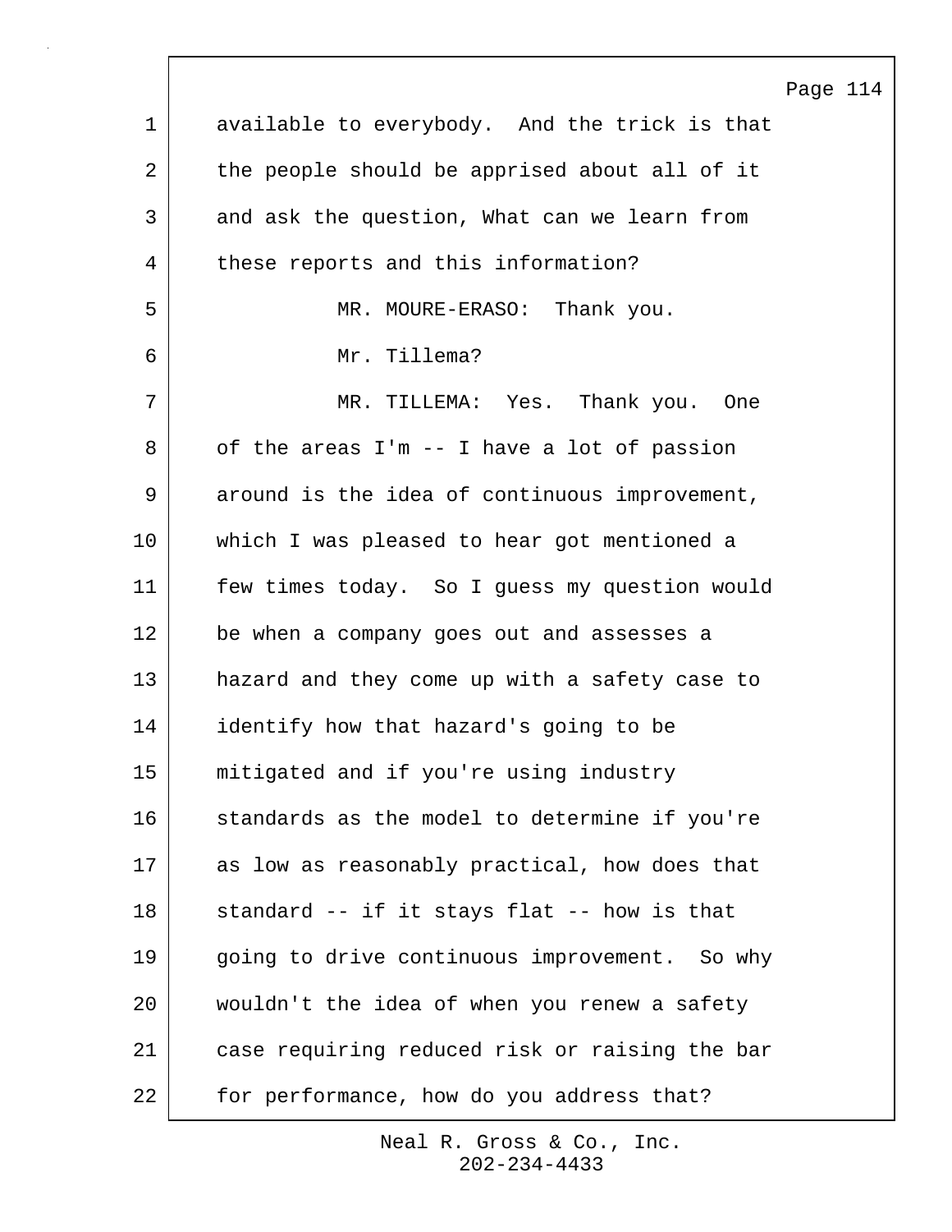available to everybody. And the trick is that the people should be apprised about all of it and ask the question, What can we learn from these reports and this information?

MR. MOURE-ERASO: Thank you.

Mr. Tillema?

MR. TILLEMA: Yes. Thank you. One of the areas I'm -- I have a lot of passion around is the idea of continuous improvement, which I was pleased to hear got mentioned a few times today. So I guess my question would be when a company goes out and assesses a hazard and they come up with a safety case to identify how that hazard's going to be mitigated and if you're using industry standards as the model to determine if you're as low as reasonably practical, how does that standard -- if it stays flat -- how is that going to drive continuous improvement. So why wouldn't the idea of when you renew a safety case requiring reduced risk or raising the bar for performance, how do you address that?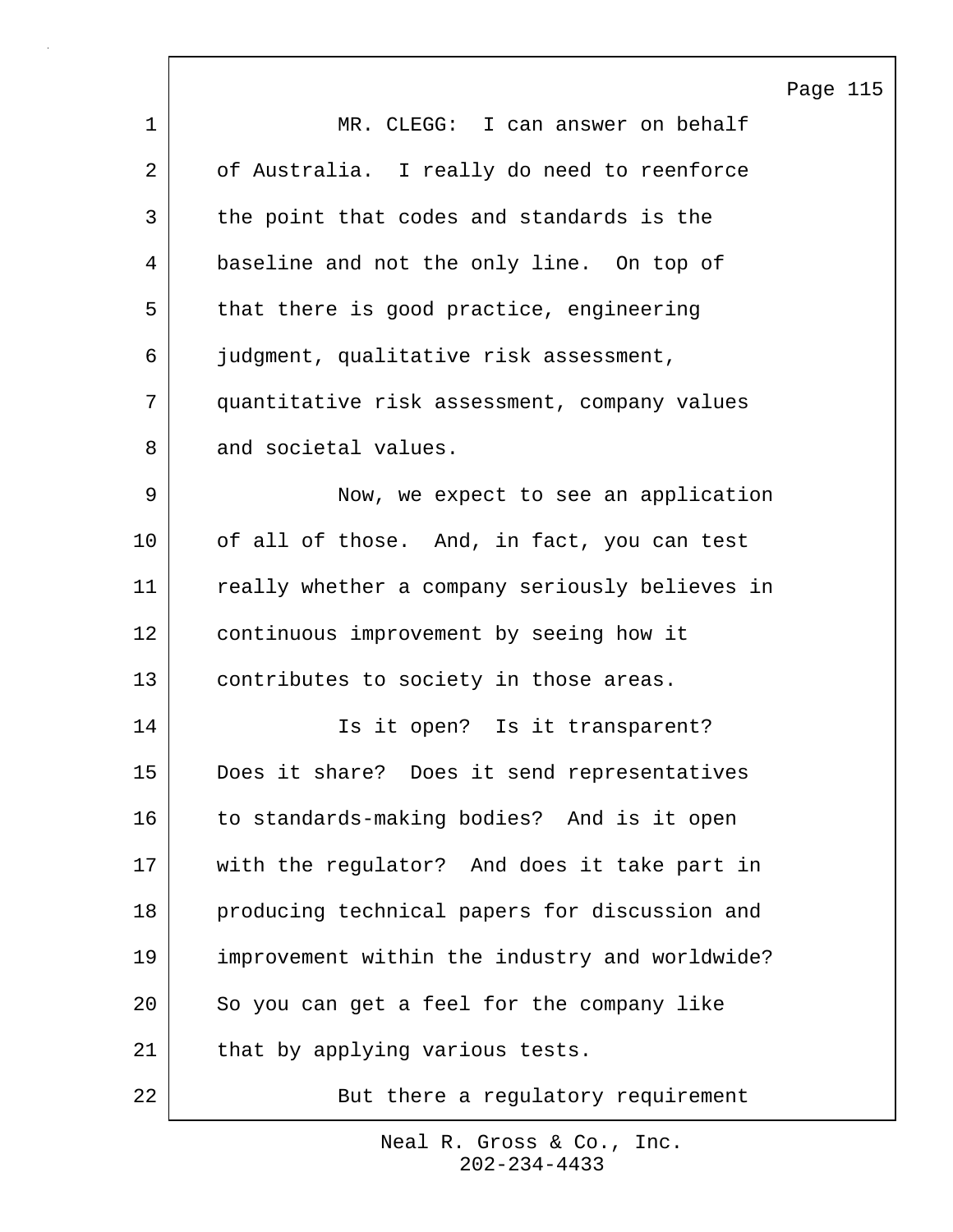MR. CLEGG: I can answer on behalf of Australia. I really do need to reenforce the point that codes and standards is the baseline and not the only line. On top of that there is good practice, engineering judgment, qualitative risk assessment, quantitative risk assessment, company values and societal values.

Now, we expect to see an application of all of those. And, in fact, you can test really whether a company seriously believes in continuous improvement by seeing how it contributes to society in those areas.

Is it open? Is it transparent? Does it share? Does it send representatives to standards-making bodies? And is it open with the regulator? And does it take part in producing technical papers for discussion and improvement within the industry and worldwide? So you can get a feel for the company like that by applying various tests.

But there a regulatory requirement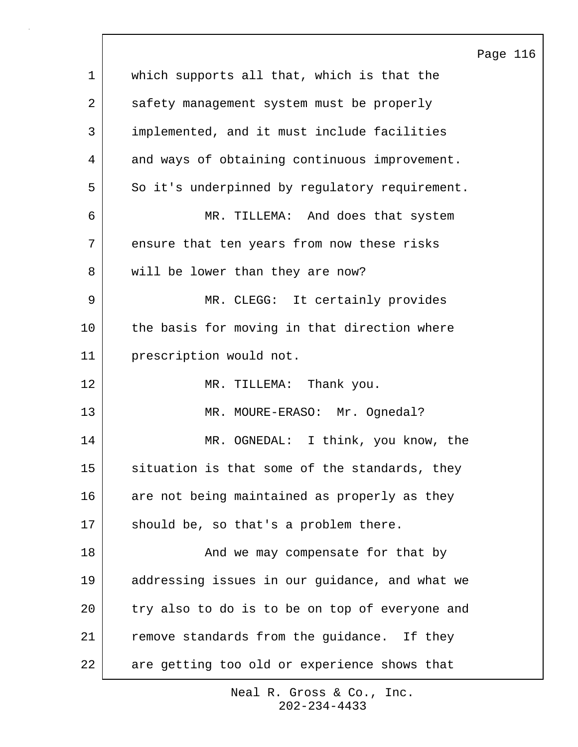which supports all that, which is that the safety management system must be properly implemented, and it must include facilities and ways of obtaining continuous improvement. So it's underpinned by regulatory requirement.

MR. TILLEMA: And does that system ensure that ten years from now these risks will be lower than they are now?

MR. CLEGG: It certainly provides the basis for moving in that direction where prescription would not.

MR. TILLEMA: Thank you.

MR. MOURE-ERASO: Mr. Ognedal?

MR. OGNEDAL: I think, you know, the situation is that some of the standards, they are not being maintained as properly as they should be, so that's a problem there.

And we may compensate for that by addressing issues in our guidance, and what we try also to do is to be on top of everyone and remove standards from the guidance. If they are getting too old or experience shows that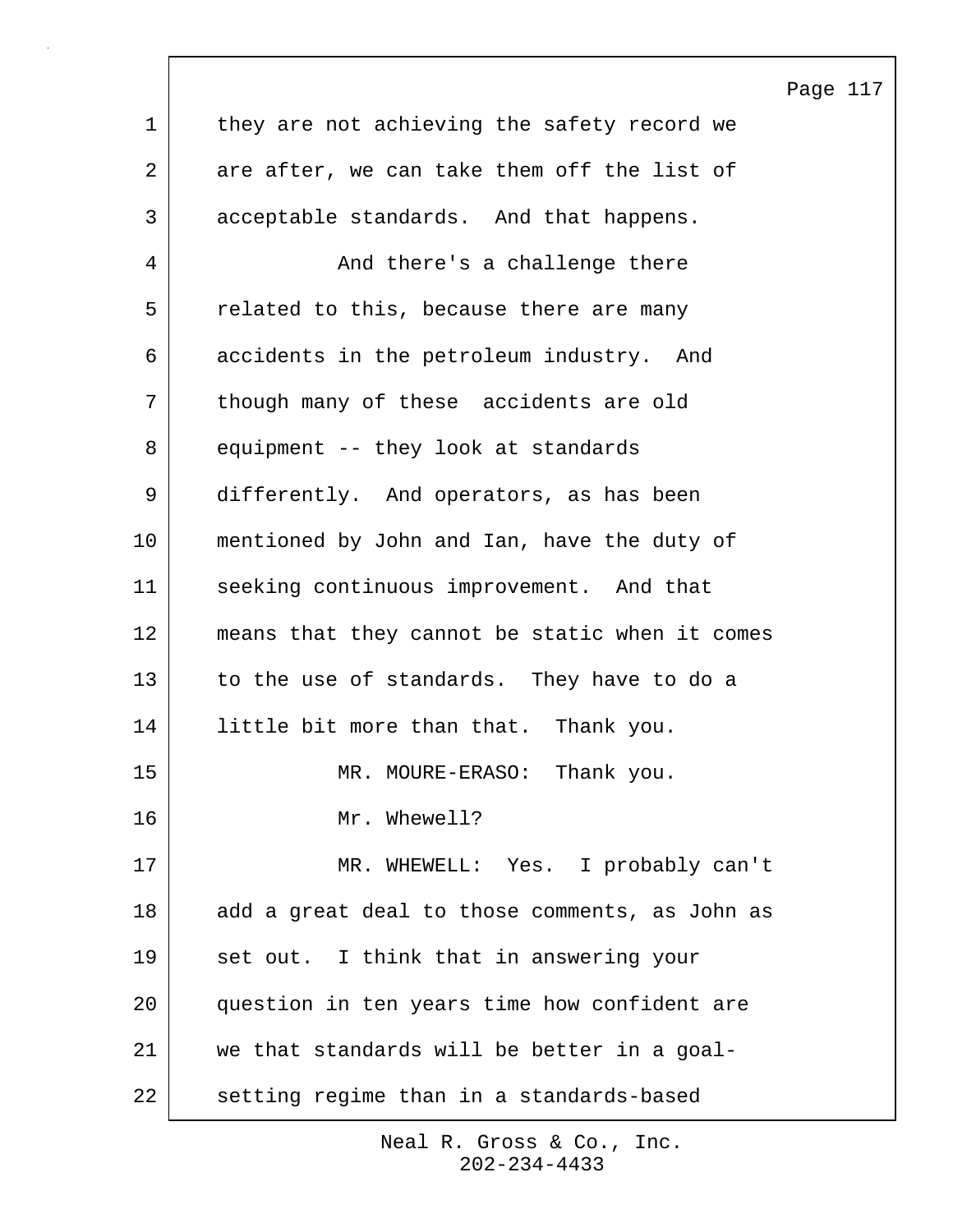they are not achieving the safety record we are after, we can take them off the list of acceptable standards. And that happens.

And there's a challenge there related to this, because there are many accidents in the petroleum industry. And though many of these accidents are old equipment -- they look at standards differently. And operators, as has been mentioned by John and Ian, have the duty of seeking continuous improvement. And that means that they cannot be static when it comes to the use of standards. They have to do a little bit more than that. Thank you.

MR. MOURE-ERASO: Thank you.

Mr. Whewell?

MR. WHEWELL: Yes. I probably can't add a great deal to those comments, as John as set out. I think that in answering your question in ten years time how confident are we that standards will be better in a goal-setting regime than in a standards-based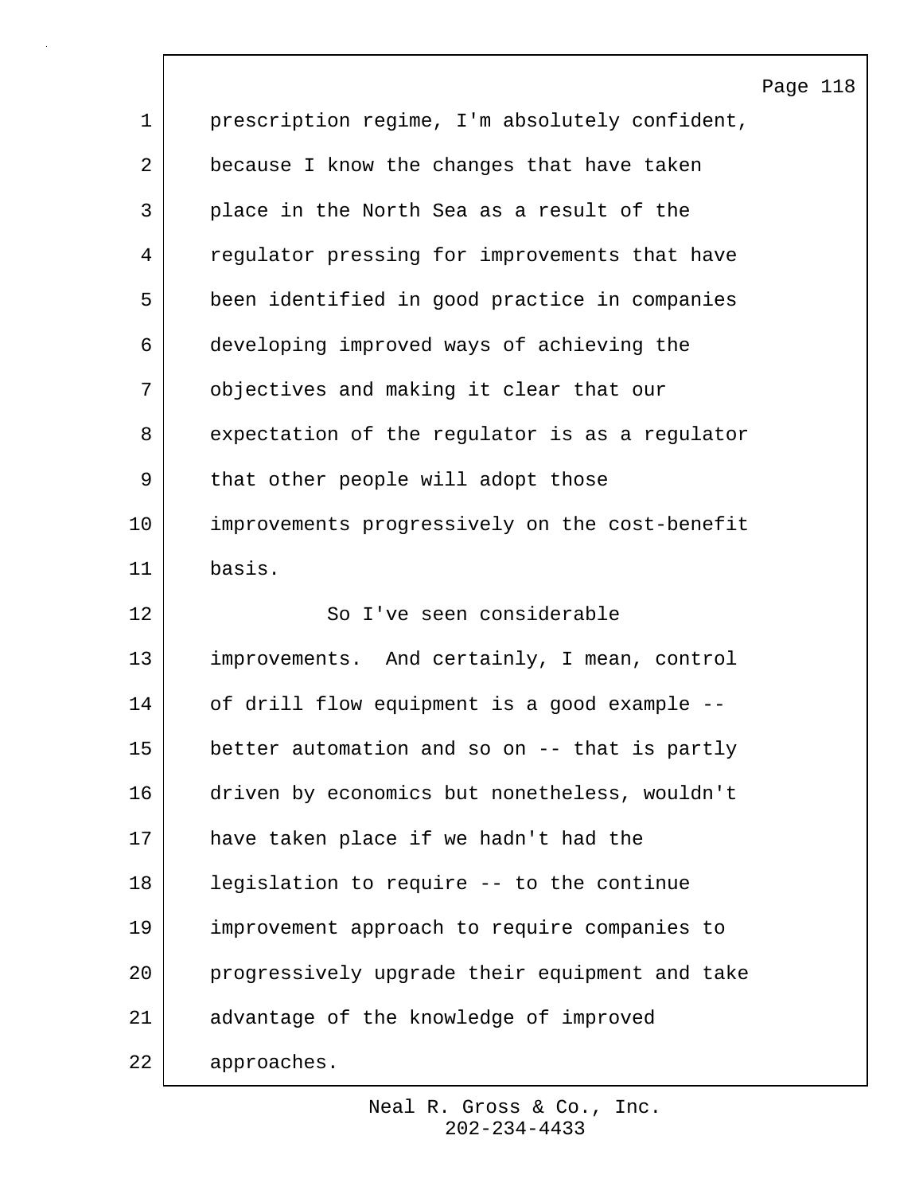prescription regime, I'm absolutely confident, because I know the changes that have taken place in the North Sea as a result of the regulator pressing for improvements that have been identified in good practice in companies developing improved ways of achieving the objectives and making it clear that our expectation of the regulator is as a regulator that other people will adopt those improvements progressively on the cost-benefit basis.

So I've seen considerable improvements. And certainly, I mean, control of drill flow equipment is a good example -- better automation and so on -- that is partly driven by economics but nonetheless, wouldn't have taken place if we hadn't had the legislation to require -- to the continue improvement approach to require companies to progressively upgrade their equipment and take advantage of the knowledge of improved approaches.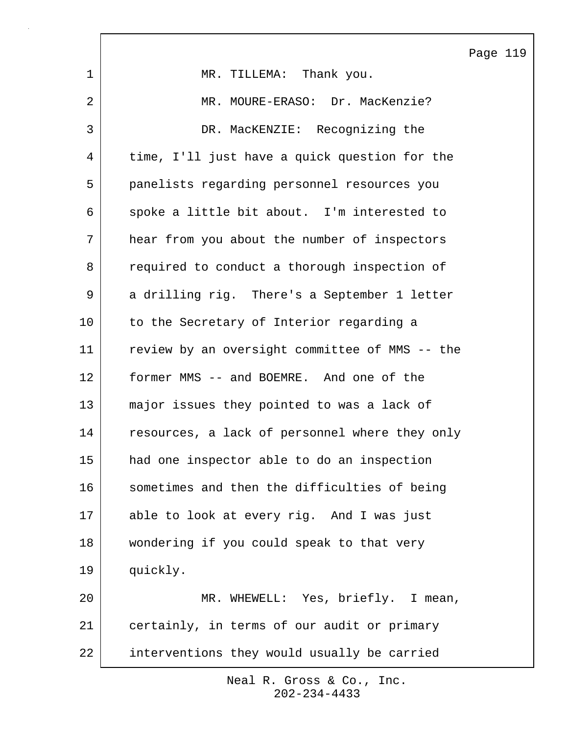MR. TILLEMA: Thank you.

MR. MOURE-ERASO: Dr. MacKenzie?

DR. MacKENZIE: Recognizing the time, I'll just have a quick question for the panelists regarding personnel resources you spoke a little bit about. I'm interested to hear from you about the number of inspectors required to conduct a thorough inspection of a drilling rig. There's a September 1 letter to the Secretary of Interior regarding a review by an oversight committee of MMS -- the former MMS -- and BOEMRE. And one of the major issues they pointed to was a lack of resources, a lack of personnel where they only had one inspector able to do an inspection sometimes and then the difficulties of being able to look at every rig. And I was just wondering if you could speak to that very quickly.

MR. WHEWELL: Yes, briefly. I mean, certainly, in terms of our audit or primary interventions they would usually be carried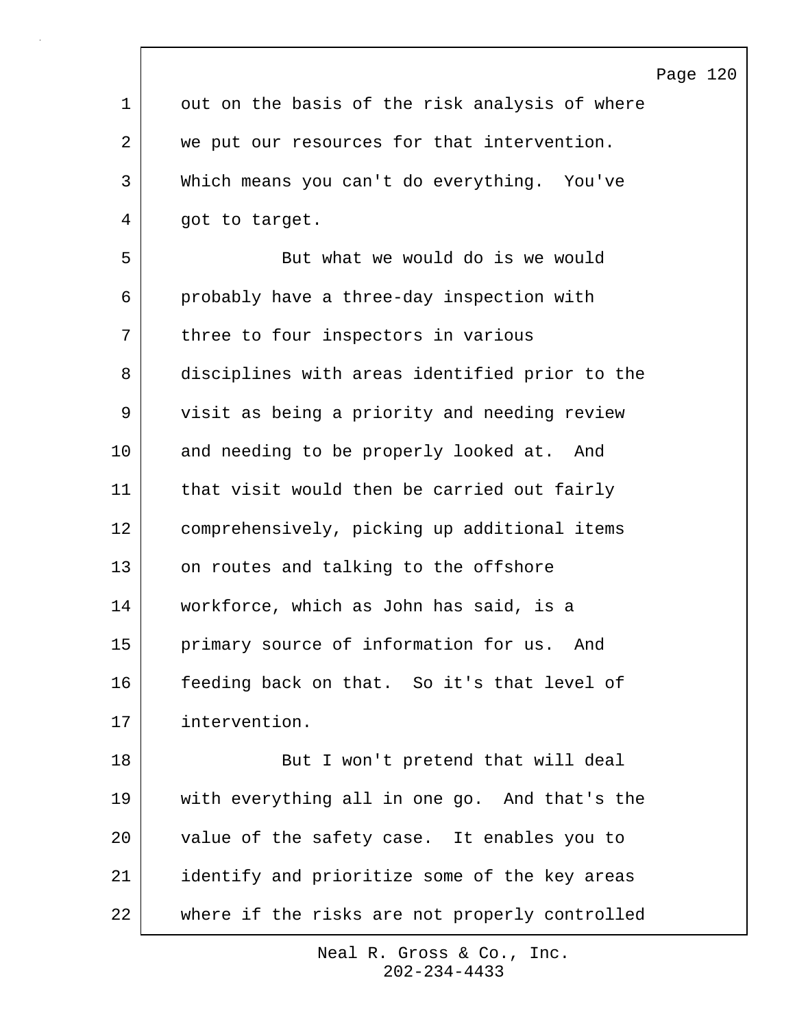out on the basis of the risk analysis of where we put our resources for that intervention. Which means you can't do everything. You've got to target.

But what we would do is we would probably have a three-day inspection with three to four inspectors in various disciplines with areas identified prior to the visit as being a priority and needing review and needing to be properly looked at. And that visit would then be carried out fairly comprehensively, picking up additional items on routes and talking to the offshore workforce, which as John has said, is a primary source of information for us. And feeding back on that. So it's that level of intervention.

But I won't pretend that will deal with everything all in one go. And that's the value of the safety case. It enables you to identify and prioritize some of the key areas where if the risks are not properly controlled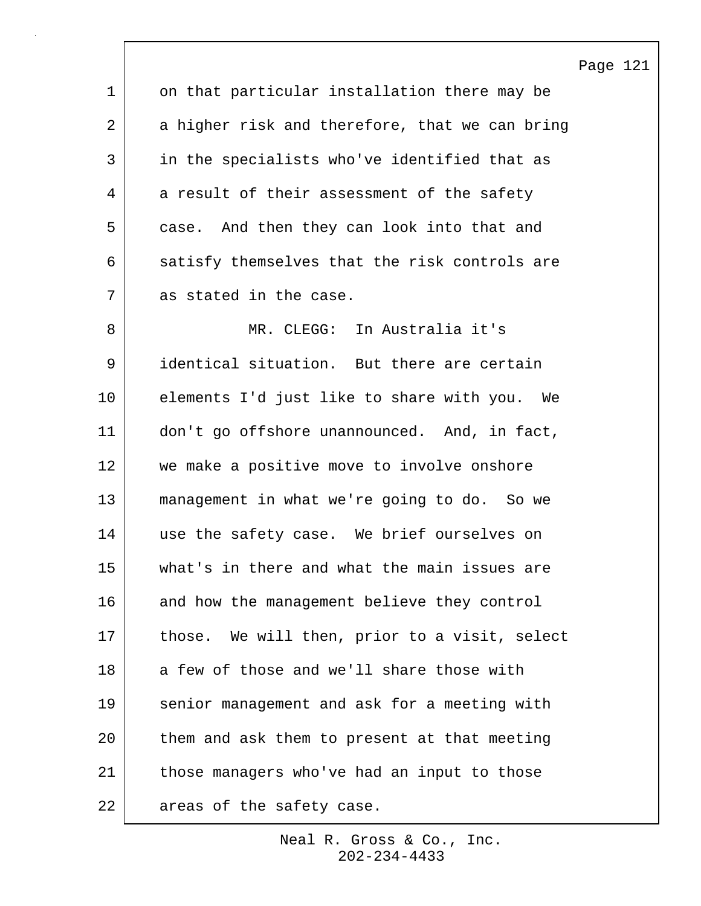on that particular installation there may be a higher risk and therefore, that we can bring in the specialists who've identified that as a result of their assessment of the safety case. And then they can look into that and satisfy themselves that the risk controls are as stated in the case.

MR. CLEGG: In Australia it's identical situation. But there are certain elements I'd just like to share with you. We don't go offshore unannounced. And, in fact, we make a positive move to involve onshore management in what we're going to do. So we use the safety case. We brief ourselves on what's in there and what the main issues are and how the management believe they control those. We will then, prior to a visit, select a few of those and we'll share those with senior management and ask for a meeting with them and ask them to present at that meeting those managers who've had an input to those areas of the safety case.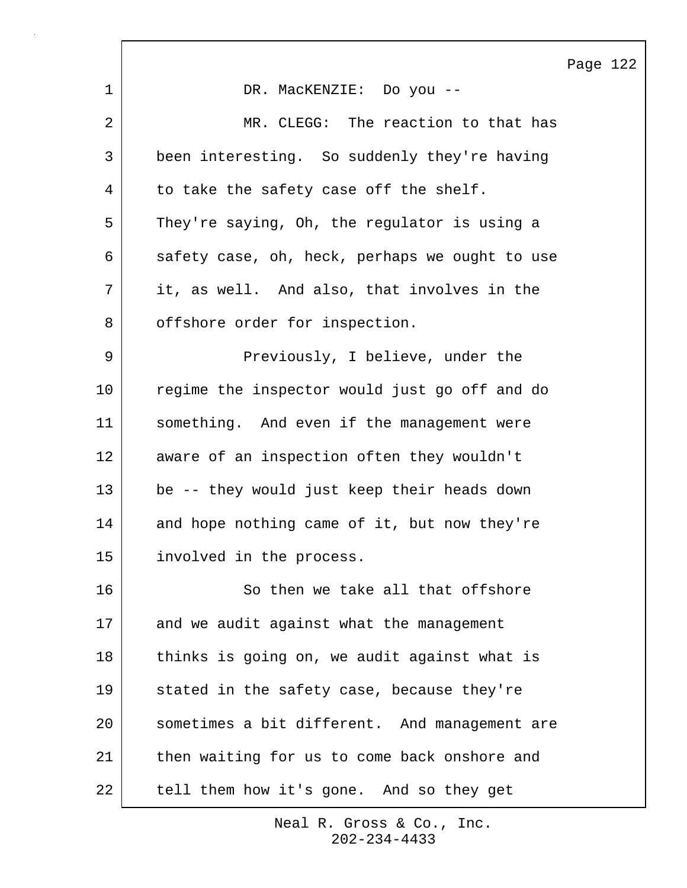DR. MacKENZIE: Do you --

MR. CLEGG: The reaction to that has been interesting. So suddenly they're having to take the safety case off the shelf. They're saying, Oh, the regulator is using a safety case, oh, heck, perhaps we ought to use it, as well. And also, that involves in the offshore order for inspection.

Previously, I believe, under the regime the inspector would just go off and do something. And even if the management were aware of an inspection often they wouldn't be -- they would just keep their heads down and hope nothing came of it, but now they're involved in the process.

So then we take all that offshore and we audit against what the management thinks is going on, we audit against what is stated in the safety case, because they're sometimes a bit different. And management are then waiting for us to come back onshore and tell them how it's gone. And so they get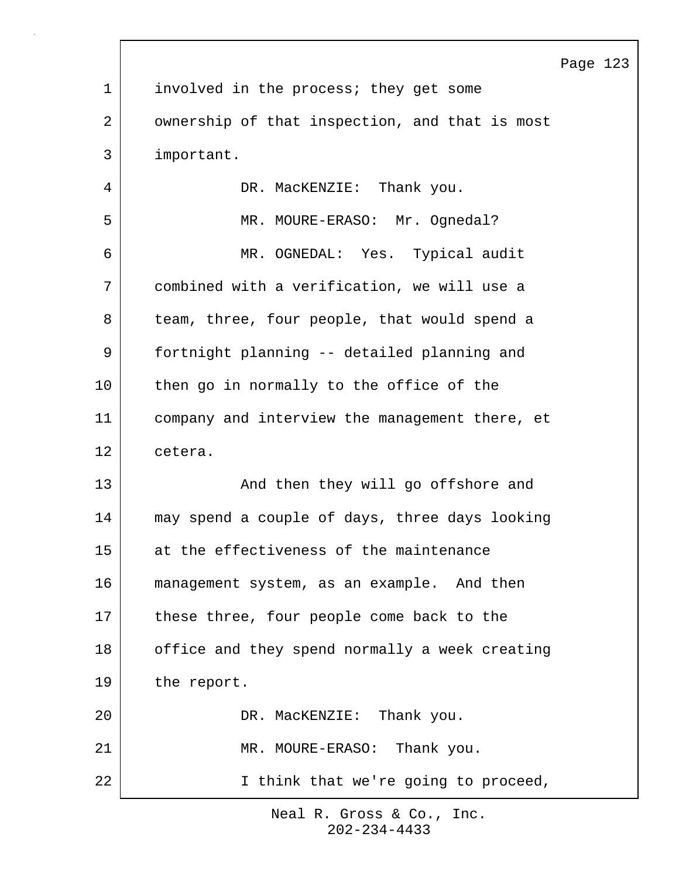involved in the process; they get some ownership of that inspection, and that is most important.

DR. MacKENZIE: Thank you.

MR. MOURE-ERASO: Mr. Ognedal?

MR. OGNEDAL: Yes. Typical audit combined with a verification, we will use a team, three, four people, that would spend a fortnight planning -- detailed planning and then go in normally to the office of the company and interview the management there, et cetera.

And then they will go offshore and may spend a couple of days, three days looking at the effectiveness of the maintenance management system, as an example. And then these three, four people come back to the office and they spend normally a week creating the report.

DR. MacKENZIE: Thank you.

MR. MOURE-ERASO: Thank you.

I think that we're going to proceed,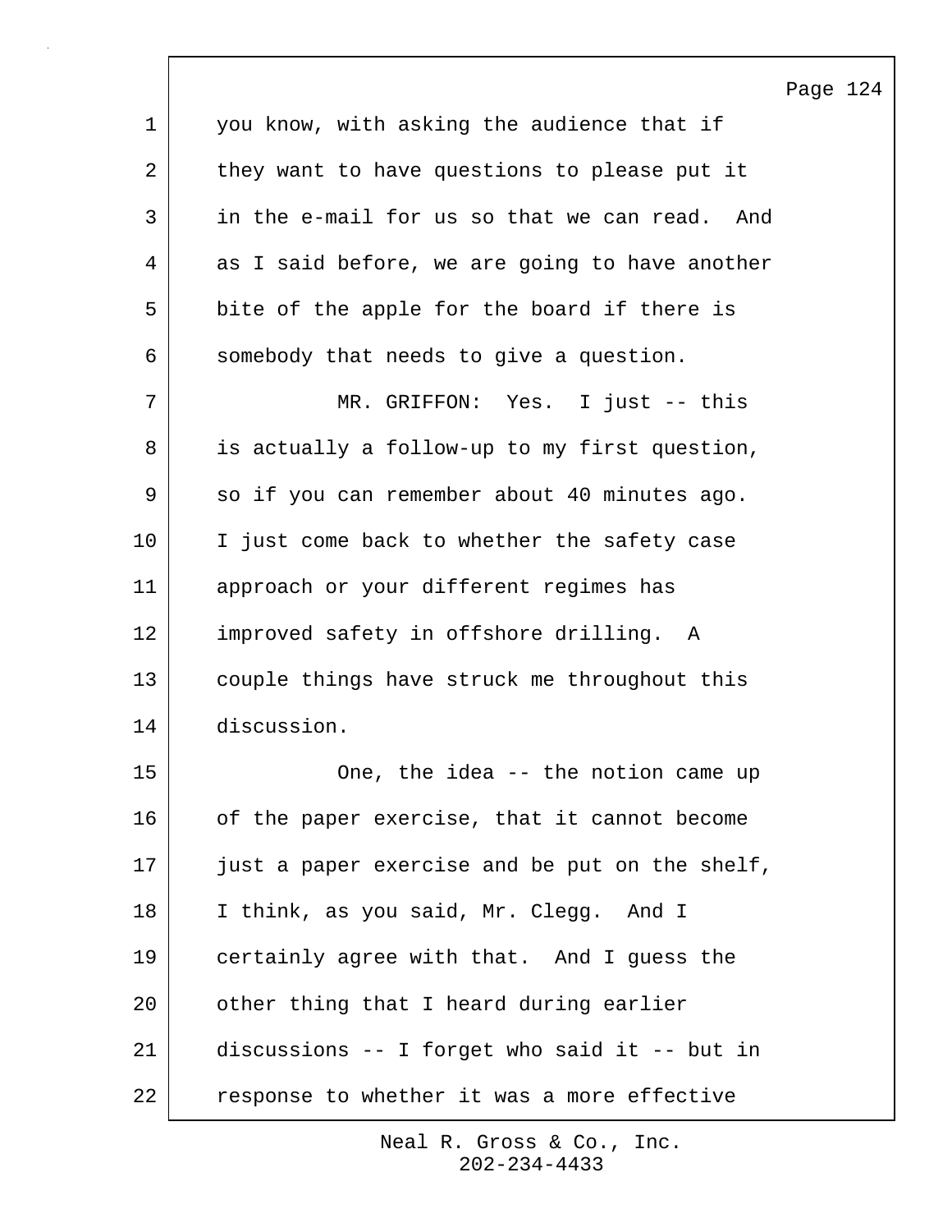you know, with asking the audience that if they want to have questions to please put it in the e-mail for us so that we can read. And as I said before, we are going to have another bite of the apple for the board if there is somebody that needs to give a question.

MR. GRIFFON: Yes. I just -- this is actually a follow-up to my first question, so if you can remember about 40 minutes ago. I just come back to whether the safety case approach or your different regimes has improved safety in offshore drilling. A couple things have struck me throughout this discussion.

One, the idea -- the notion came up of the paper exercise, that it cannot become just a paper exercise and be put on the shelf, I think, as you said, Mr. Clegg. And I certainly agree with that. And I guess the other thing that I heard during earlier discussions -- I forget who said it -- but in response to whether it was a more effective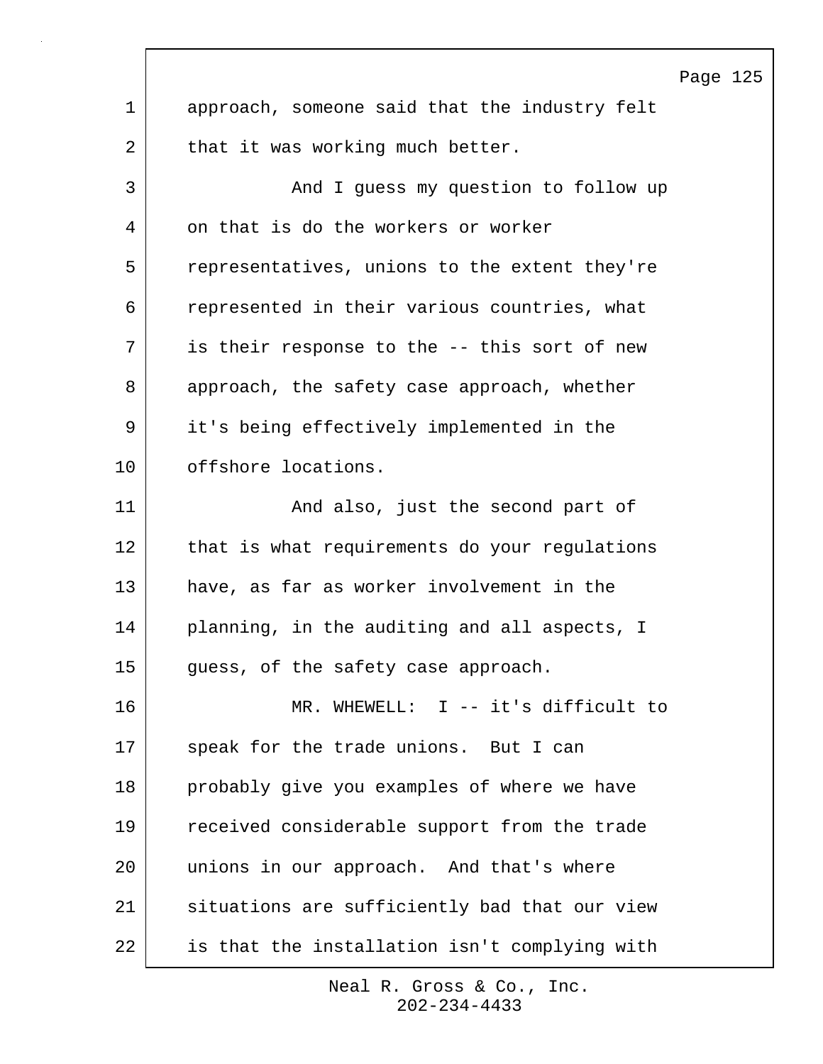approach, someone said that the industry felt that it was working much better.

And I guess my question to follow up on that is do the workers or worker representatives, unions to the extent they're represented in their various countries, what is their response to the -- this sort of new approach, the safety case approach, whether it's being effectively implemented in the offshore locations.

And also, just the second part of that is what requirements do your regulations have, as far as worker involvement in the planning, in the auditing and all aspects, I guess, of the safety case approach.

MR. WHEWELL: I -- it's difficult to speak for the trade unions. But I can probably give you examples of where we have received considerable support from the trade unions in our approach. And that's where situations are sufficiently bad that our view is that the installation isn't complying with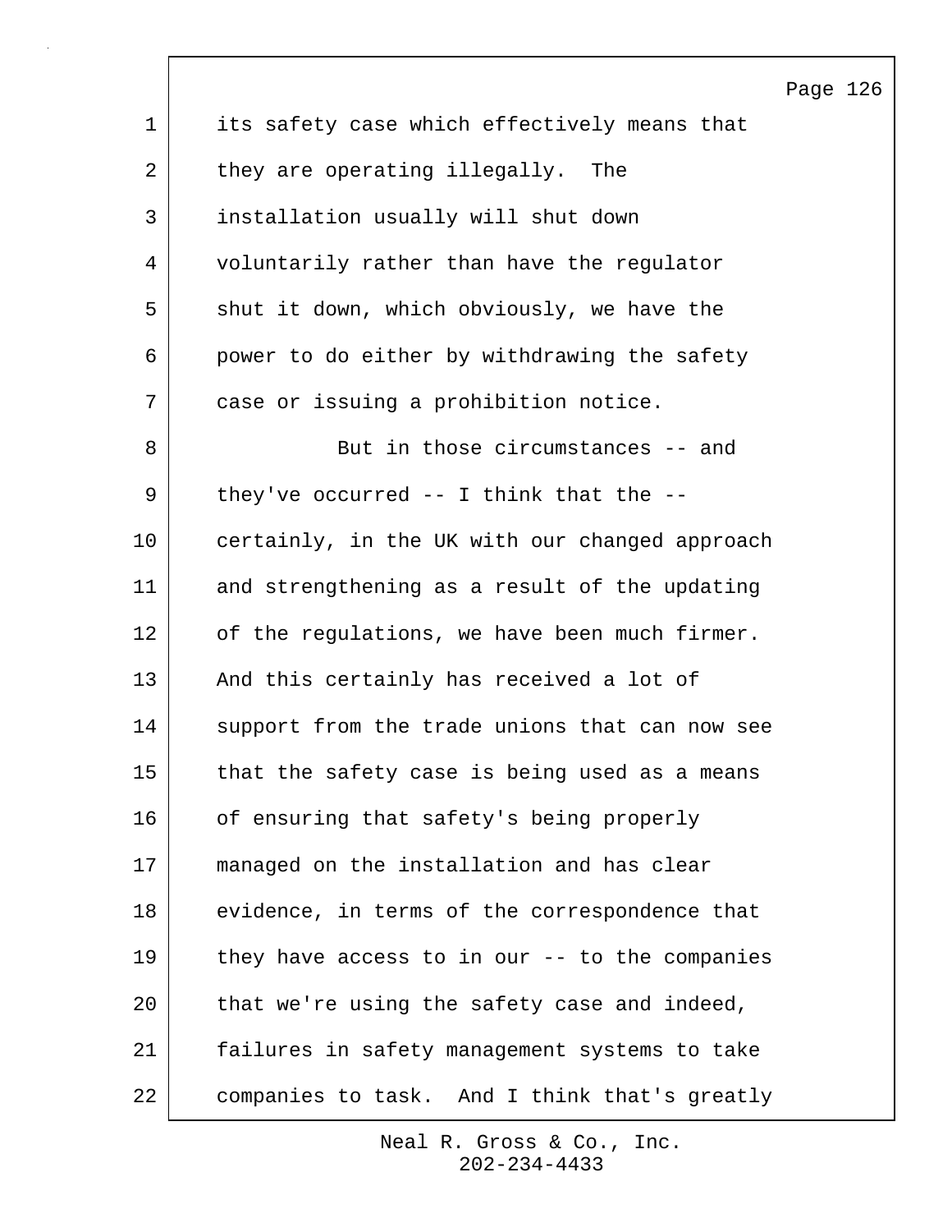its safety case which effectively means that they are operating illegally. The installation usually will shut down voluntarily rather than have the regulator shut it down, which obviously, we have the power to do either by withdrawing the safety case or issuing a prohibition notice.

But in those circumstances -- and they've occurred -- I think that the -- certainly, in the UK with our changed approach and strengthening as a result of the updating of the regulations, we have been much firmer. And this certainly has received a lot of support from the trade unions that can now see that the safety case is being used as a means of ensuring that safety's being properly managed on the installation and has clear evidence, in terms of the correspondence that they have access to in our -- to the companies that we're using the safety case and indeed, failures in safety management systems to take companies to task. And I think that's greatly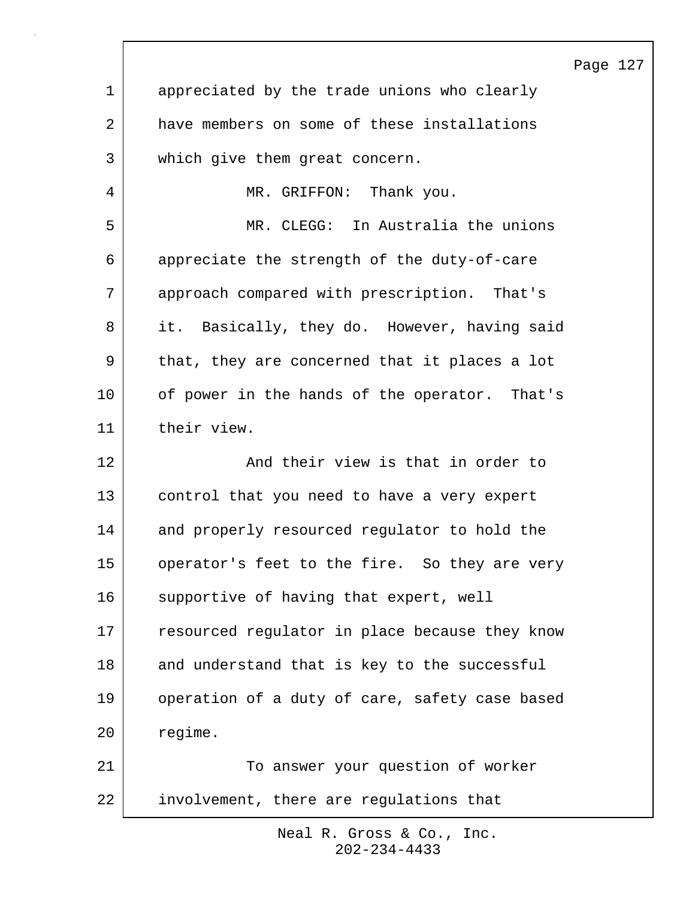appreciated by the trade unions who clearly have members on some of these installations which give them great concern.

MR. GRIFFON: Thank you.

MR. CLEGG: In Australia the unions appreciate the strength of the duty-of-care approach compared with prescription. That's it. Basically, they do. However, having said that, they are concerned that it places a lot of power in the hands of the operator. That's their view.

And their view is that in order to control that you need to have a very expert and properly resourced regulator to hold the operator's feet to the fire. So they are very supportive of having that expert, well resourced regulator in place because they know and understand that is key to the successful operation of a duty of care, safety case based regime.

To answer your question of worker involvement, there are regulations that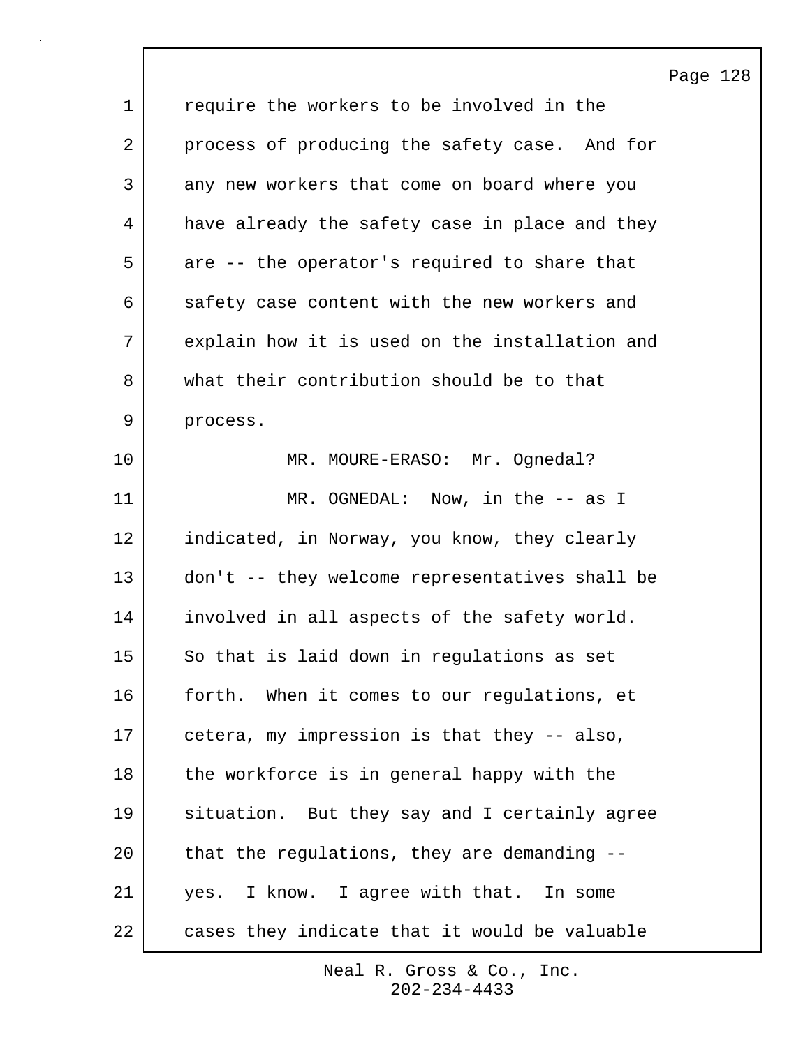require the workers to be involved in the process of producing the safety case. And for any new workers that come on board where you have already the safety case in place and they are -- the operator's required to share that safety case content with the new workers and explain how it is used on the installation and what their contribution should be to that process.

MR. MOURE-ERASO: Mr. Ognedal?

MR. OGNEDAL: Now, in the -- as I indicated, in Norway, you know, they clearly don't -- they welcome representatives shall be involved in all aspects of the safety world. So that is laid down in regulations as set forth. When it comes to our regulations, et cetera, my impression is that they -- also, the workforce is in general happy with the situation. But they say and I certainly agree that the regulations, they are demanding -- yes. I know. I agree with that. In some cases they indicate that it would be valuable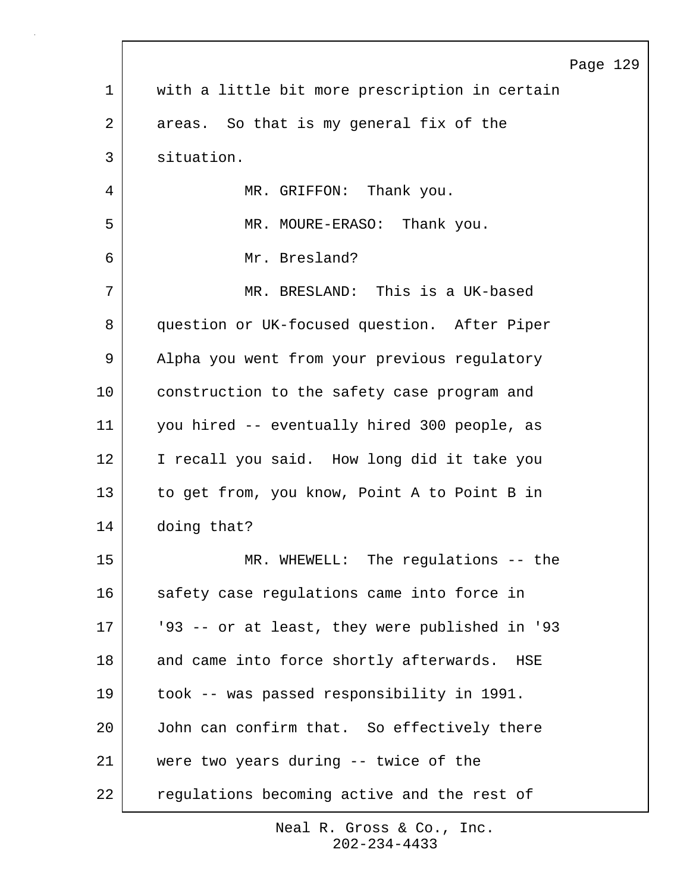with a little bit more prescription in certain areas. So that is my general fix of the situation.

MR. GRIFFON: Thank you.

MR. MOURE-ERASO: Thank you.

Mr. Bresland?

MR. BRESLAND: This is a UK-based question or UK-focused question. After Piper Alpha you went from your previous regulatory construction to the safety case program and you hired -- eventually hired 300 people, as I recall you said. How long did it take you to get from, you know, Point A to Point B in doing that?

MR. WHEWELL: The regulations -- the safety case regulations came into force in '93 -- or at least, they were published in '93 and came into force shortly afterwards. HSE took -- was passed responsibility in 1991. John can confirm that. So effectively there were two years during -- twice of the regulations becoming active and the rest of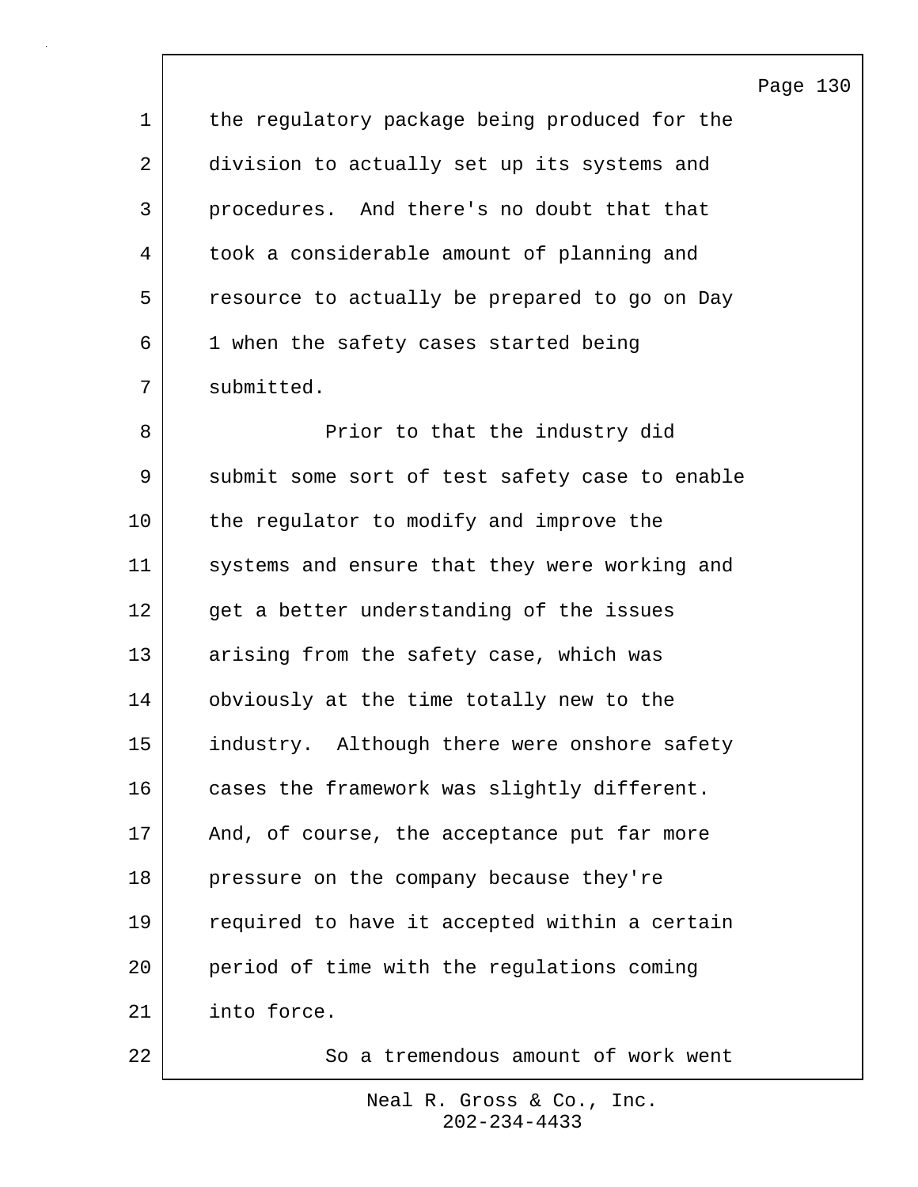the regulatory package being produced for the division to actually set up its systems and procedures. And there's no doubt that that took a considerable amount of planning and resource to actually be prepared to go on Day 1 when the safety cases started being submitted.

Prior to that the industry did submit some sort of test safety case to enable the regulator to modify and improve the systems and ensure that they were working and get a better understanding of the issues arising from the safety case, which was obviously at the time totally new to the industry. Although there were onshore safety cases the framework was slightly different. And, of course, the acceptance put far more pressure on the company because they're required to have it accepted within a certain period of time with the regulations coming into force.

So a tremendous amount of work went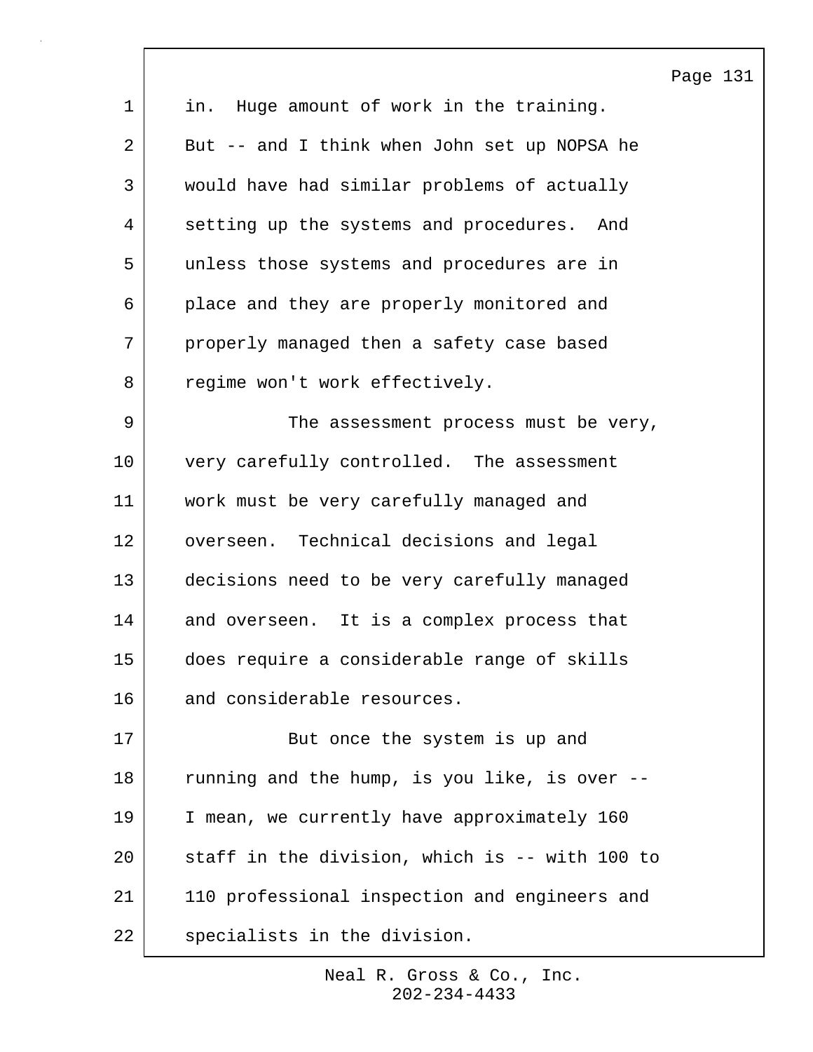in. Huge amount of work in the training. But -- and I think when John set up NOPSA he would have had similar problems of actually setting up the systems and procedures. And unless those systems and procedures are in place and they are properly monitored and properly managed then a safety case based regime won't work effectively.

The assessment process must be very, very carefully controlled. The assessment work must be very carefully managed and overseen. Technical decisions and legal decisions need to be very carefully managed and overseen. It is a complex process that does require a considerable range of skills and considerable resources.

But once the system is up and running and the hump, is you like, is over -- I mean, we currently have approximately 160 staff in the division, which is -- with 100 to 110 professional inspection and engineers and specialists in the division.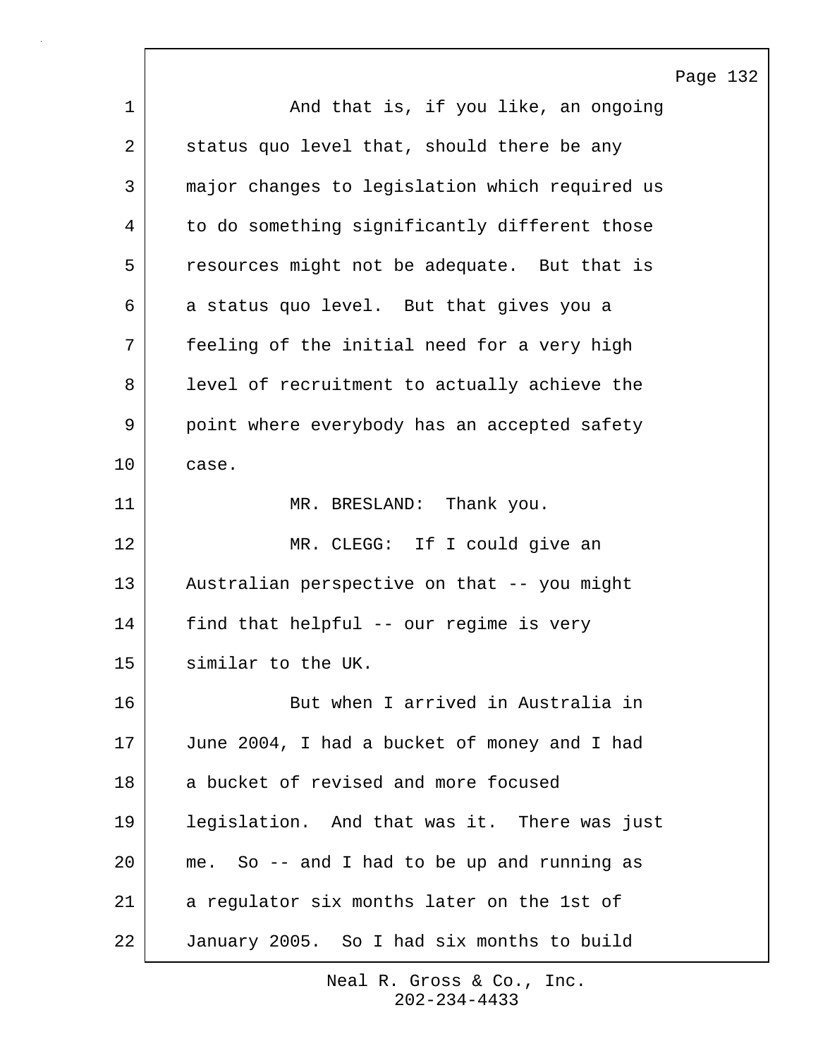And that is, if you like, an ongoing status quo level that, should there be any major changes to legislation which required us to do something significantly different those resources might not be adequate. But that is a status quo level. But that gives you a feeling of the initial need for a very high level of recruitment to actually achieve the point where everybody has an accepted safety case.

MR. BRESLAND: Thank you.

MR. CLEGG: If I could give an Australian perspective on that -- you might find that helpful -- our regime is very similar to the UK.

But when I arrived in Australia in June 2004, I had a bucket of money and I had a bucket of revised and more focused legislation. And that was it. There was just me. So -- and I had to be up and running as a regulator six months later on the 1st of January 2005. So I had six months to build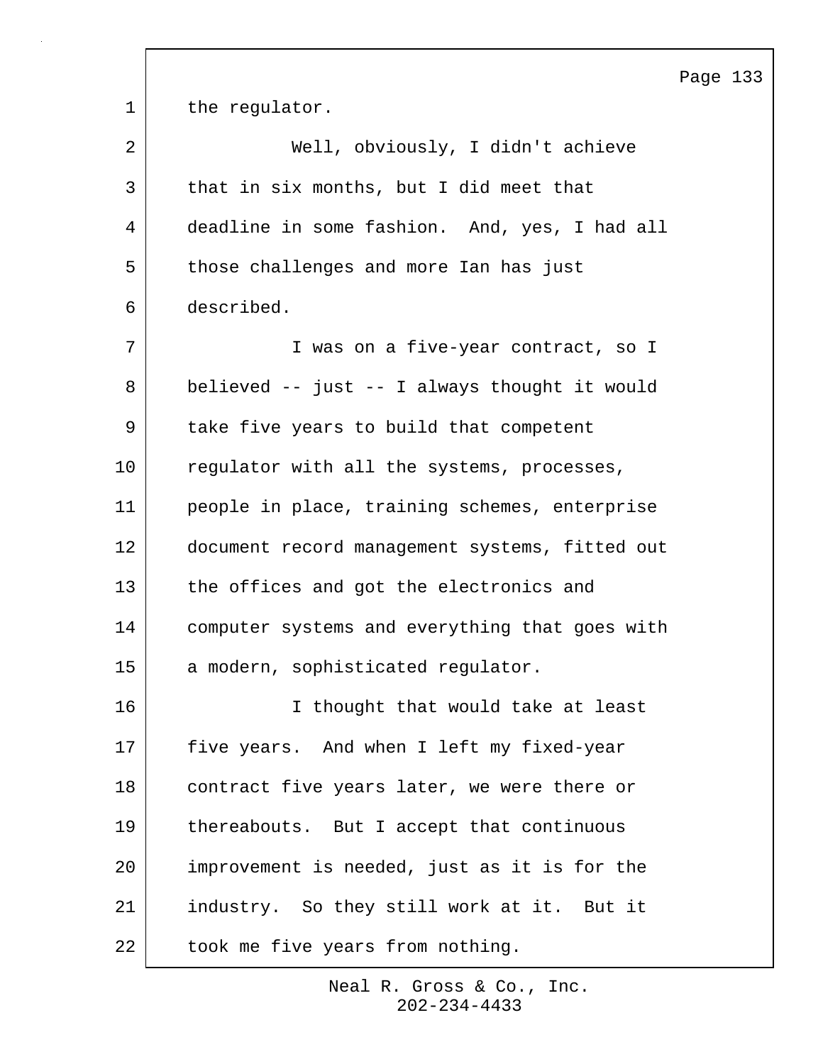the regulator.

Well, obviously, I didn't achieve that in six months, but I did meet that deadline in some fashion. And, yes, I had all those challenges and more Ian has just described.

I was on a five-year contract, so I believed -- just -- I always thought it would take five years to build that competent regulator with all the systems, processes, people in place, training schemes, enterprise document record management systems, fitted out the offices and got the electronics and computer systems and everything that goes with a modern, sophisticated regulator.

I thought that would take at least five years. And when I left my fixed-year contract five years later, we were there or thereabouts. But I accept that continuous improvement is needed, just as it is for the industry. So they still work at it. But it took me five years from nothing.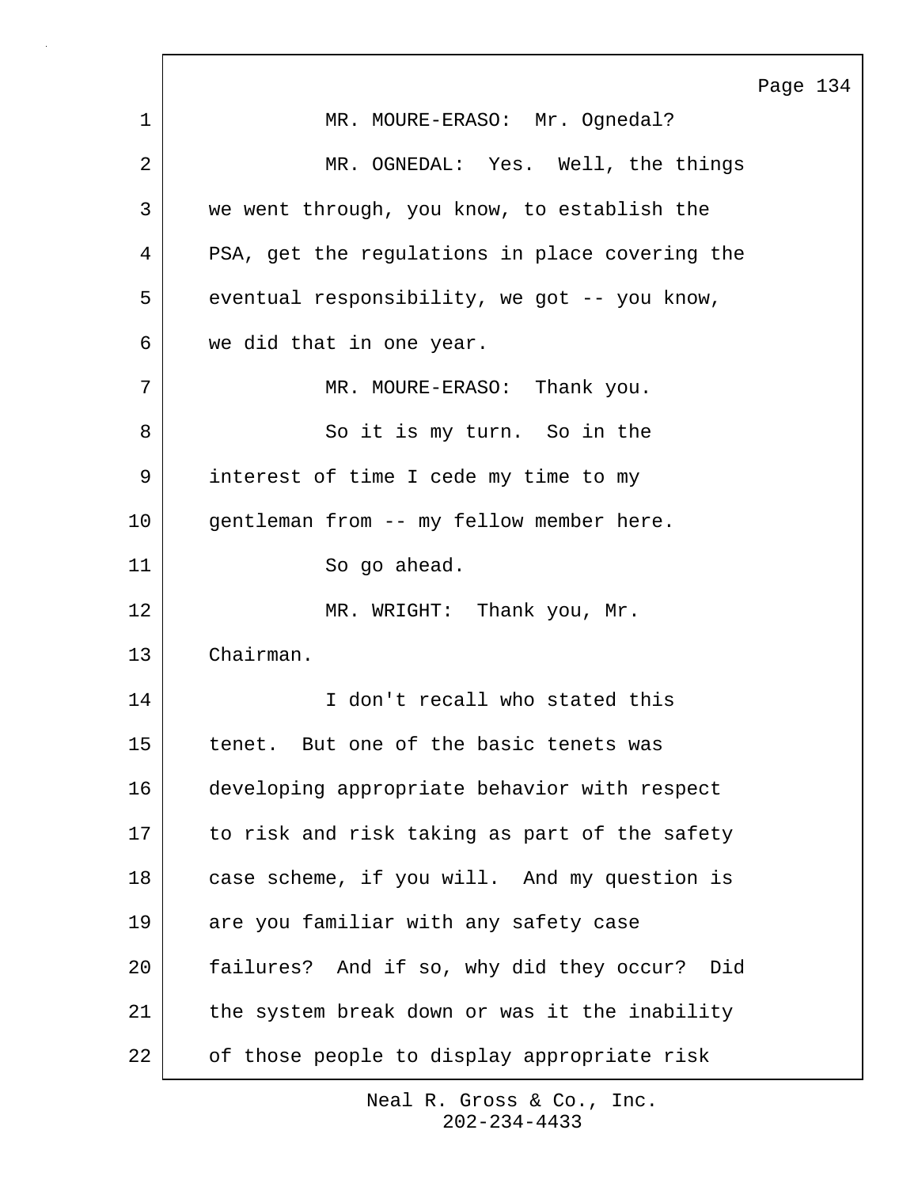MR. MOURE-ERASO: Mr. Ognedal?

MR. OGNEDAL: Yes. Well, the things we went through, you know, to establish the PSA, get the regulations in place covering the eventual responsibility, we got -- you know, we did that in one year.

MR. MOURE-ERASO: Thank you.

So it is my turn. So in the interest of time I cede my time to my gentleman from -- my fellow member here.

So go ahead.

MR. WRIGHT: Thank you, Mr. Chairman.

I don't recall who stated this tenet. But one of the basic tenets was developing appropriate behavior with respect to risk and risk taking as part of the safety case scheme, if you will. And my question is are you familiar with any safety case failures? And if so, why did they occur? Did the system break down or was it the inability of those people to display appropriate risk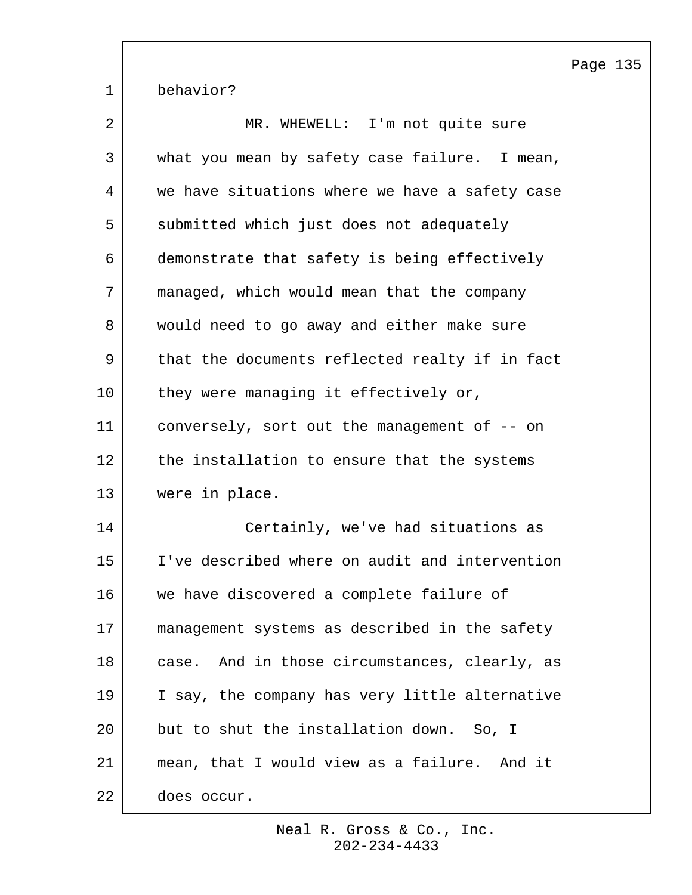behavior?

MR. WHEWELL: I'm not quite sure what you mean by safety case failure. I mean, we have situations where we have a safety case submitted which just does not adequately demonstrate that safety is being effectively managed, which would mean that the company would need to go away and either make sure that the documents reflected realty if in fact they were managing it effectively or, conversely, sort out the management of -- on the installation to ensure that the systems were in place.

Certainly, we've had situations as I've described where on audit and intervention we have discovered a complete failure of management systems as described in the safety case. And in those circumstances, clearly, as I say, the company has very little alternative but to shut the installation down. So, I mean, that I would view as a failure. And it does occur.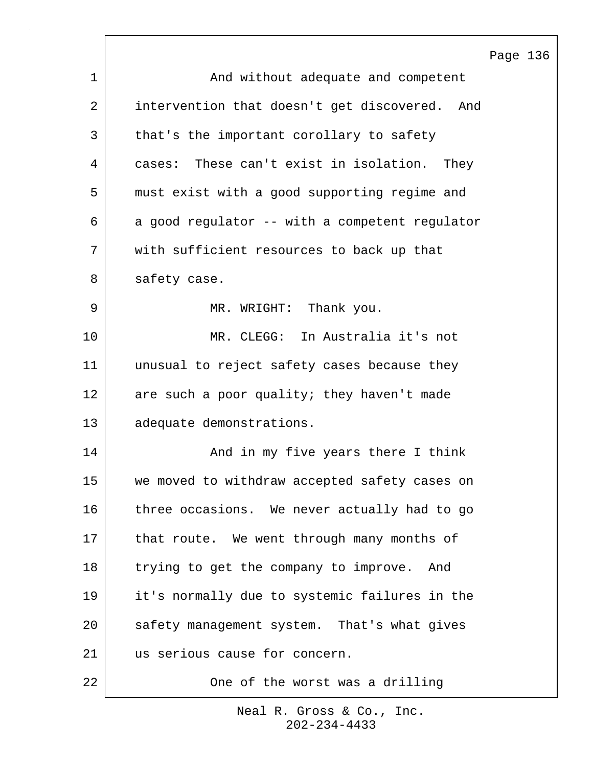And without adequate and competent intervention that doesn't get discovered. And that's the important corollary to safety cases: These can't exist in isolation. They must exist with a good supporting regime and a good regulator -- with a competent regulator with sufficient resources to back up that safety case.

MR. WRIGHT: Thank you.

MR. CLEGG: In Australia it's not unusual to reject safety cases because they are such a poor quality; they haven't made adequate demonstrations.

And in my five years there I think we moved to withdraw accepted safety cases on three occasions. We never actually had to go that route. We went through many months of trying to get the company to improve. And it's normally due to systemic failures in the safety management system. That's what gives us serious cause for concern.

One of the worst was a drilling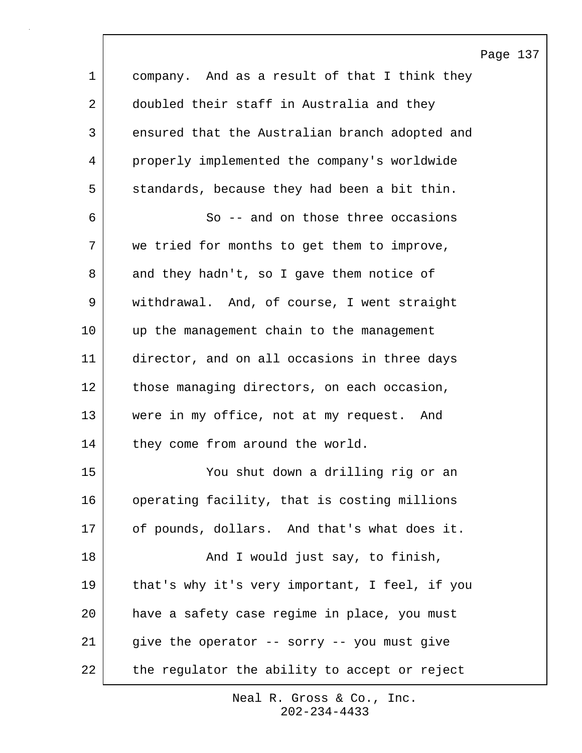company. And as a result of that I think they doubled their staff in Australia and they ensured that the Australian branch adopted and properly implemented the company's worldwide standards, because they had been a bit thin.

So -- and on those three occasions we tried for months to get them to improve, and they hadn't, so I gave them notice of withdrawal. And, of course, I went straight up the management chain to the management director, and on all occasions in three days those managing directors, on each occasion, were in my office, not at my request. And they come from around the world.

You shut down a drilling rig or an operating facility, that is costing millions of pounds, dollars. And that's what does it.

And I would just say, to finish, that's why it's very important, I feel, if you have a safety case regime in place, you must give the operator -- sorry -- you must give the regulator the ability to accept or reject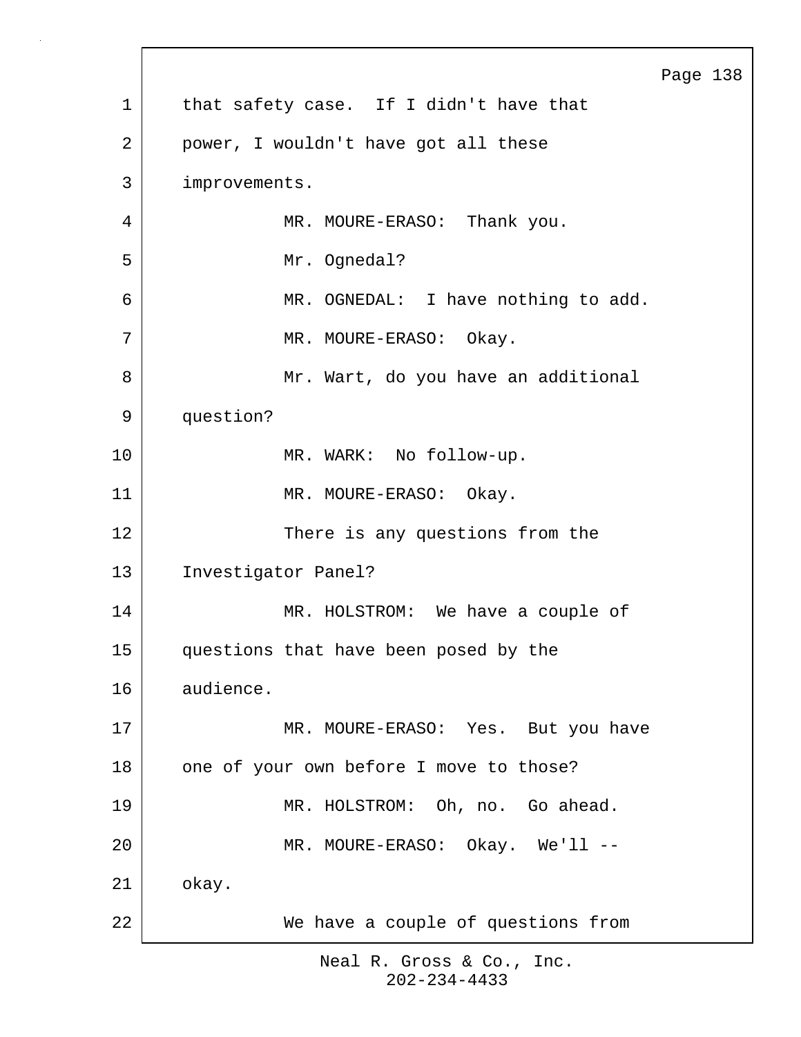that safety case. If I didn't have that power, I wouldn't have got all these improvements.

MR. MOURE-ERASO: Thank you.

Mr. Ognedal?

MR. OGNEDAL: I have nothing to add.

MR. MOURE-ERASO: Okay.

Mr. Wart, do you have an additional question?

MR. WARK: No follow-up.

MR. MOURE-ERASO: Okay.

There is any questions from the Investigator Panel?

MR. HOLSTROM: We have a couple of questions that have been posed by the audience.

MR. MOURE-ERASO: Yes. But you have one of your own before I move to those?

MR. HOLSTROM: Oh, no. Go ahead.

MR. MOURE-ERASO: Okay. We'll -- okay.

We have a couple of questions from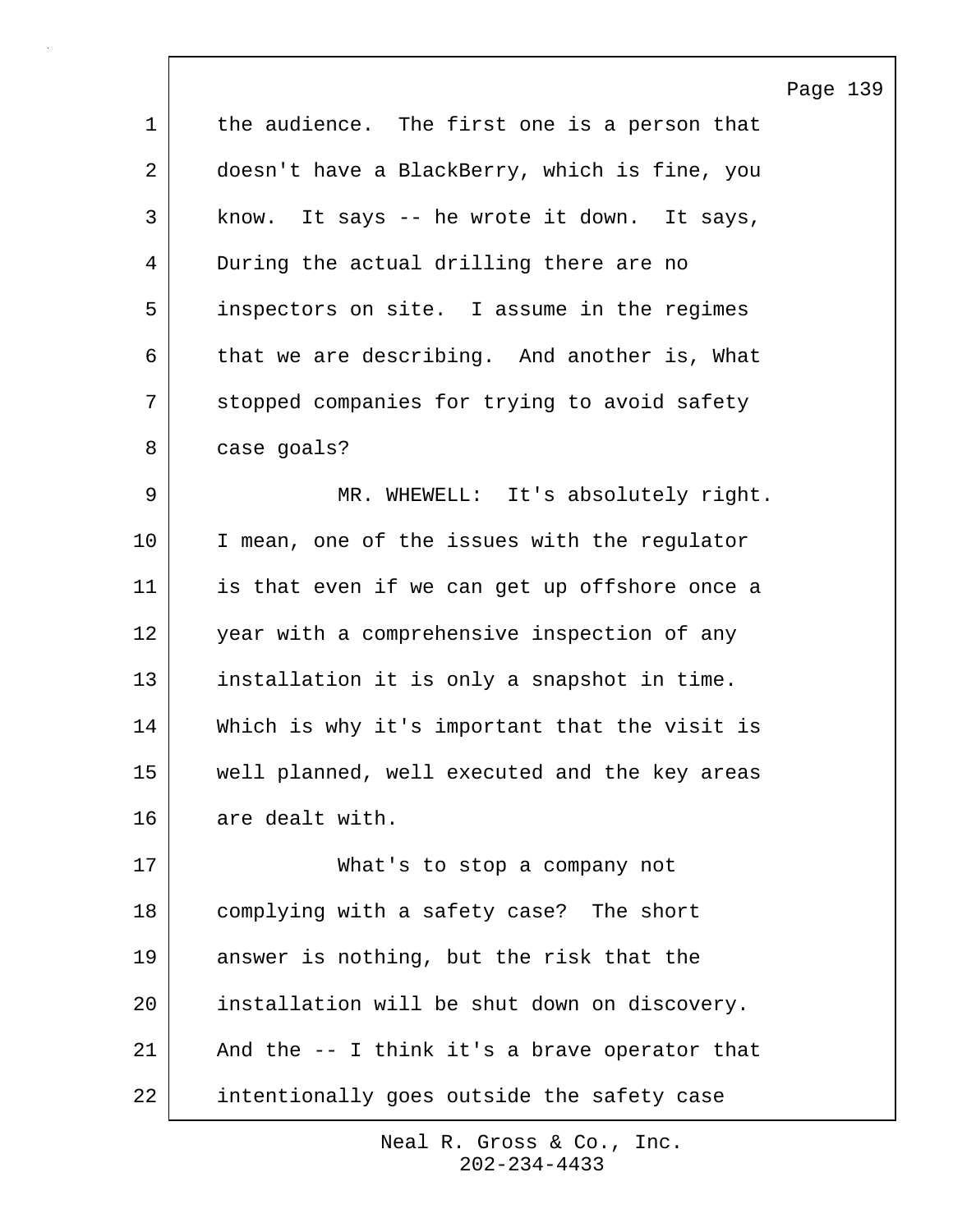the audience. The first one is a person that doesn't have a BlackBerry, which is fine, you know. It says -- he wrote it down. It says, During the actual drilling there are no inspectors on site. I assume in the regimes that we are describing. And another is, What stopped companies for trying to avoid safety case goals?

MR. WHEWELL: It's absolutely right. I mean, one of the issues with the regulator is that even if we can get up offshore once a year with a comprehensive inspection of any installation it is only a snapshot in time. Which is why it's important that the visit is well planned, well executed and the key areas are dealt with.

What's to stop a company not complying with a safety case? The short answer is nothing, but the risk that the installation will be shut down on discovery. And the -- I think it's a brave operator that intentionally goes outside the safety case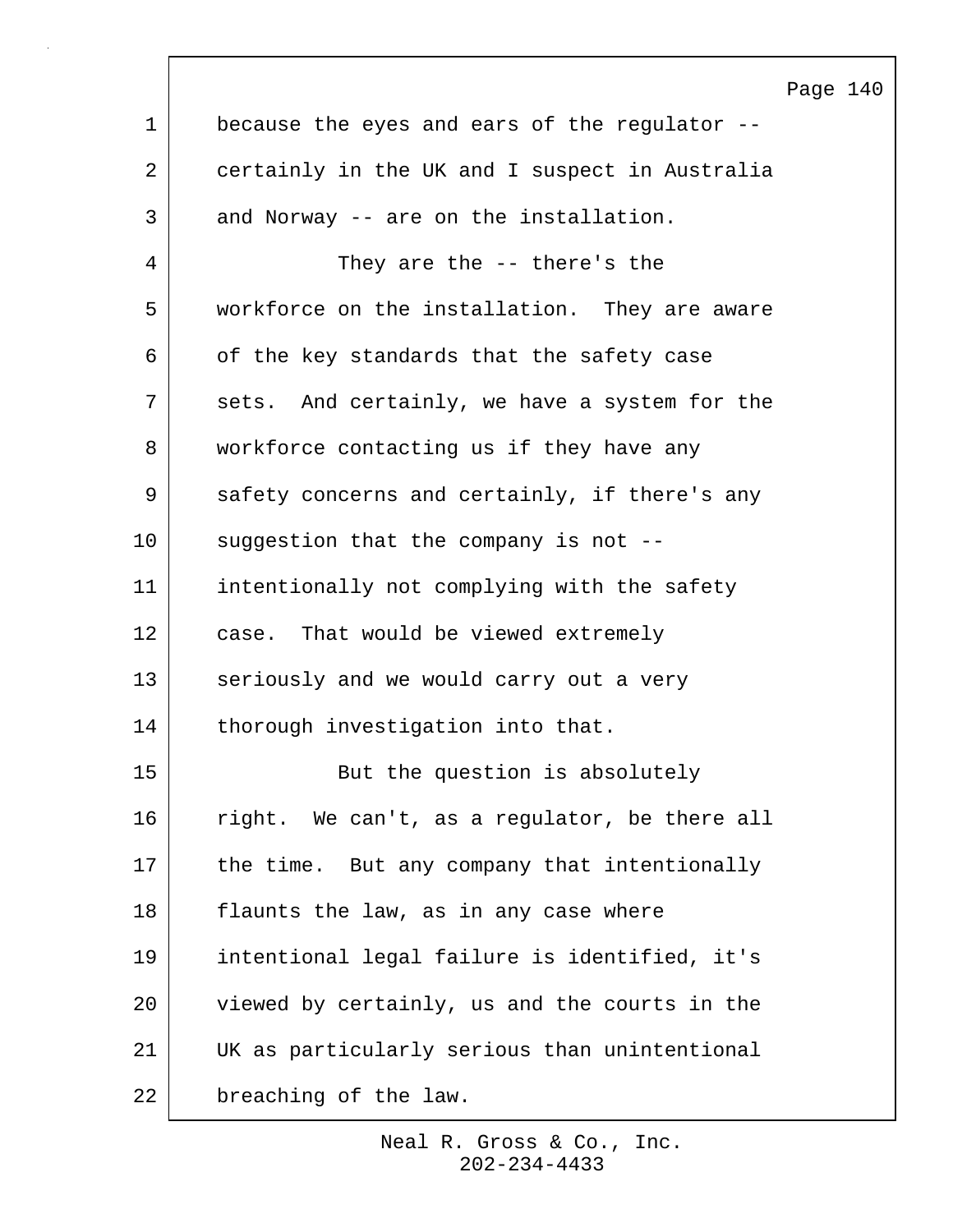because the eyes and ears of the regulator -- certainly in the UK and I suspect in Australia and Norway -- are on the installation.

They are the -- there's the workforce on the installation. They are aware of the key standards that the safety case sets. And certainly, we have a system for the workforce contacting us if they have any safety concerns and certainly, if there's any suggestion that the company is not -- intentionally not complying with the safety case. That would be viewed extremely seriously and we would carry out a very thorough investigation into that.

But the question is absolutely right. We can't, as a regulator, be there all the time. But any company that intentionally flaunts the law, as in any case where intentional legal failure is identified, it's viewed by certainly, us and the courts in the UK as particularly serious than unintentional breaching of the law.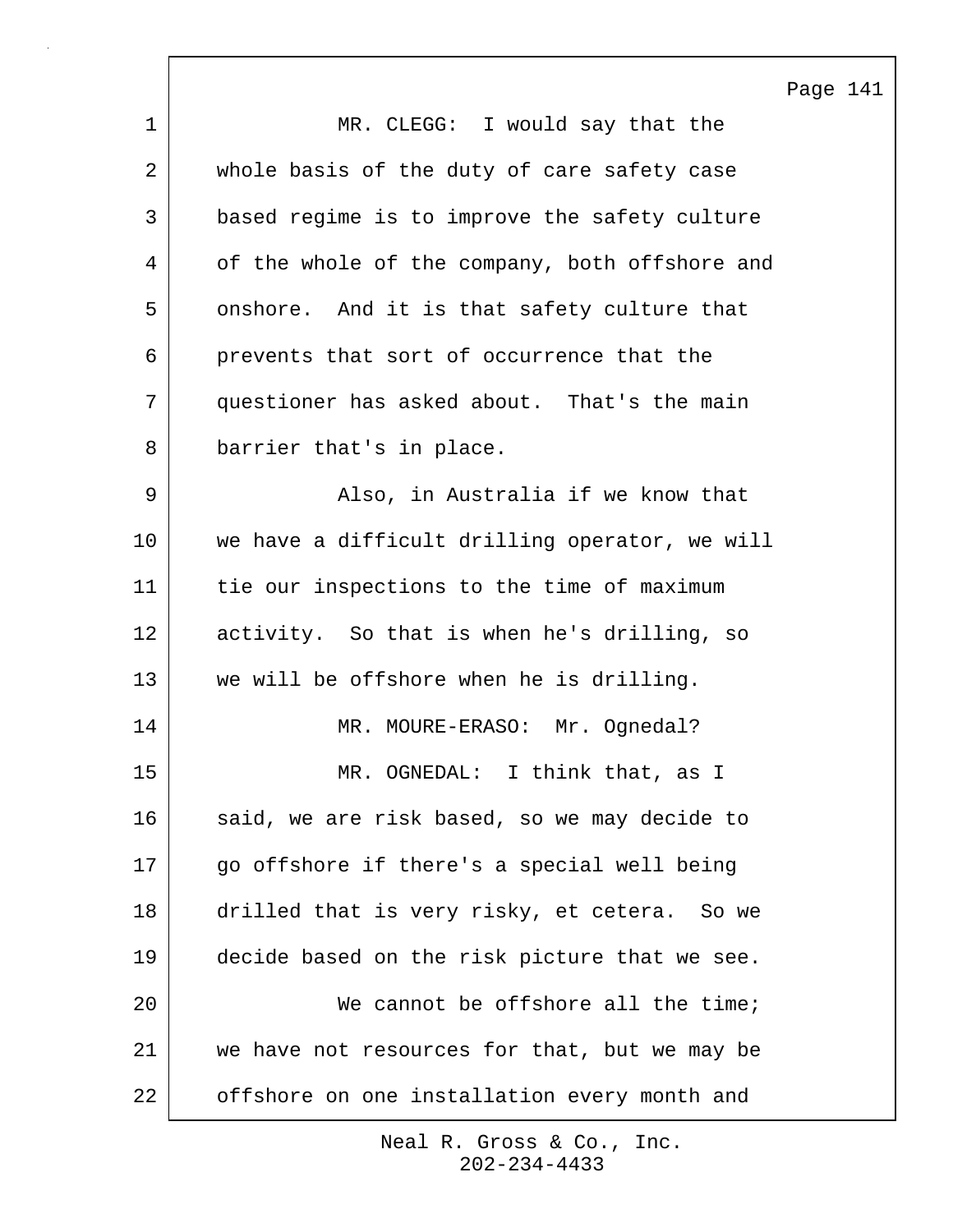MR. CLEGG: I would say that the whole basis of the duty of care safety case based regime is to improve the safety culture of the whole of the company, both offshore and onshore. And it is that safety culture that prevents that sort of occurrence that the questioner has asked about. That's the main barrier that's in place.

Also, in Australia if we know that we have a difficult drilling operator, we will tie our inspections to the time of maximum activity. So that is when he's drilling, so we will be offshore when he is drilling.

MR. MOURE-ERASO: Mr. Ognedal?

MR. OGNEDAL: I think that, as I said, we are risk based, so we may decide to go offshore if there's a special well being drilled that is very risky, et cetera. So we decide based on the risk picture that we see.

We cannot be offshore all the time; we have not resources for that, but we may be offshore on one installation every month and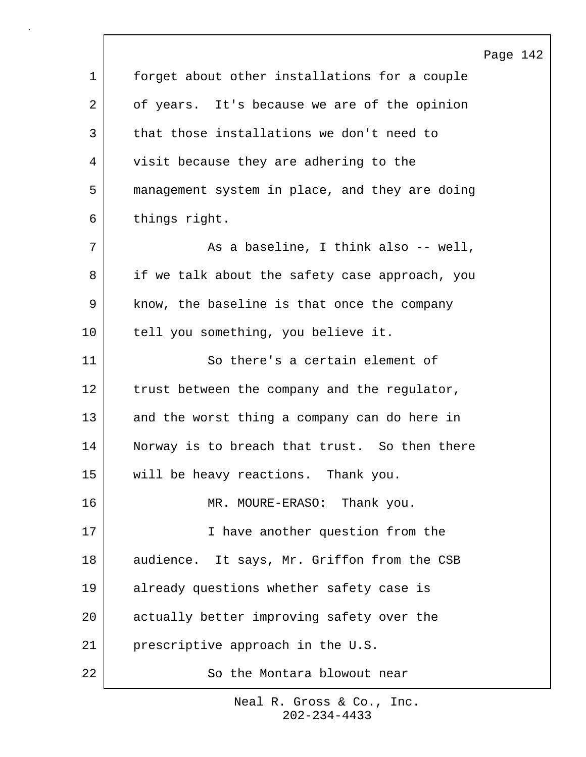forget about other installations for a couple of years. It's because we are of the opinion that those installations we don't need to visit because they are adhering to the management system in place, and they are doing things right.

As a baseline, I think also -- well, if we talk about the safety case approach, you know, the baseline is that once the company tell you something, you believe it.

So there's a certain element of trust between the company and the regulator, and the worst thing a company can do here in Norway is to breach that trust. So then there will be heavy reactions. Thank you.

MR. MOURE-ERASO: Thank you.

I have another question from the audience. It says, Mr. Griffon from the CSB already questions whether safety case is actually better improving safety over the prescriptive approach in the U.S.

So the Montara blowout near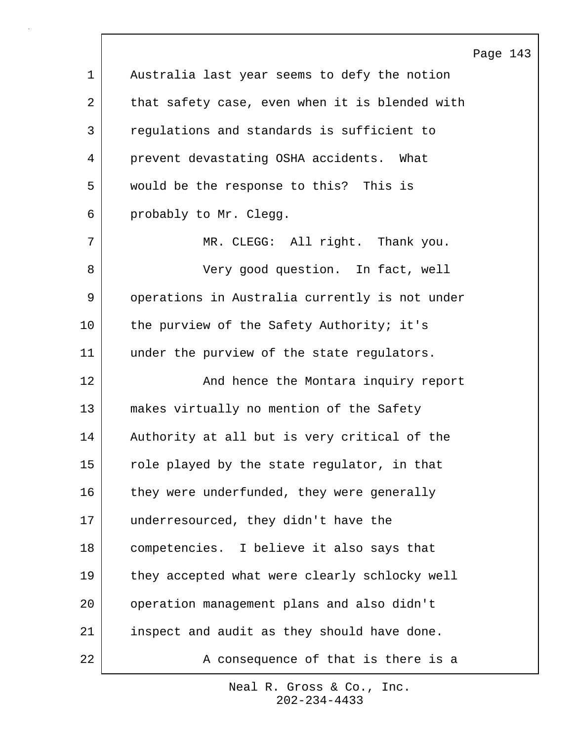Australia last year seems to defy the notion that safety case, even when it is blended with regulations and standards is sufficient to prevent devastating OSHA accidents. What would be the response to this? This is probably to Mr. Clegg.

MR. CLEGG: All right. Thank you.

Very good question. In fact, well operations in Australia currently is not under the purview of the Safety Authority; it's under the purview of the state regulators.

And hence the Montara inquiry report makes virtually no mention of the Safety Authority at all but is very critical of the role played by the state regulator, in that they were underfunded, they were generally underresourced, they didn't have the competencies. I believe it also says that they accepted what were clearly schlocky well operation management plans and also didn't inspect and audit as they should have done.

A consequence of that is there is a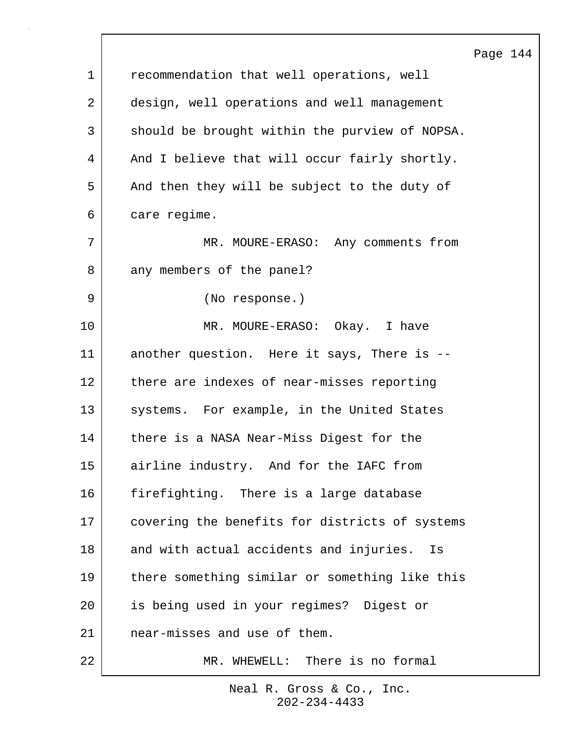recommendation that well operations, well design, well operations and well management should be brought within the purview of NOPSA. And I believe that will occur fairly shortly. And then they will be subject to the duty of care regime.

MR. MOURE-ERASO: Any comments from any members of the panel?

(No response.)

MR. MOURE-ERASO: Okay. I have another question. Here it says, There is -- there are indexes of near-misses reporting systems. For example, in the United States there is a NASA Near-Miss Digest for the airline industry. And for the IAFC from firefighting. There is a large database covering the benefits for districts of systems and with actual accidents and injuries. Is there something similar or something like this is being used in your regimes? Digest or near-misses and use of them.

MR. WHEWELL: There is no formal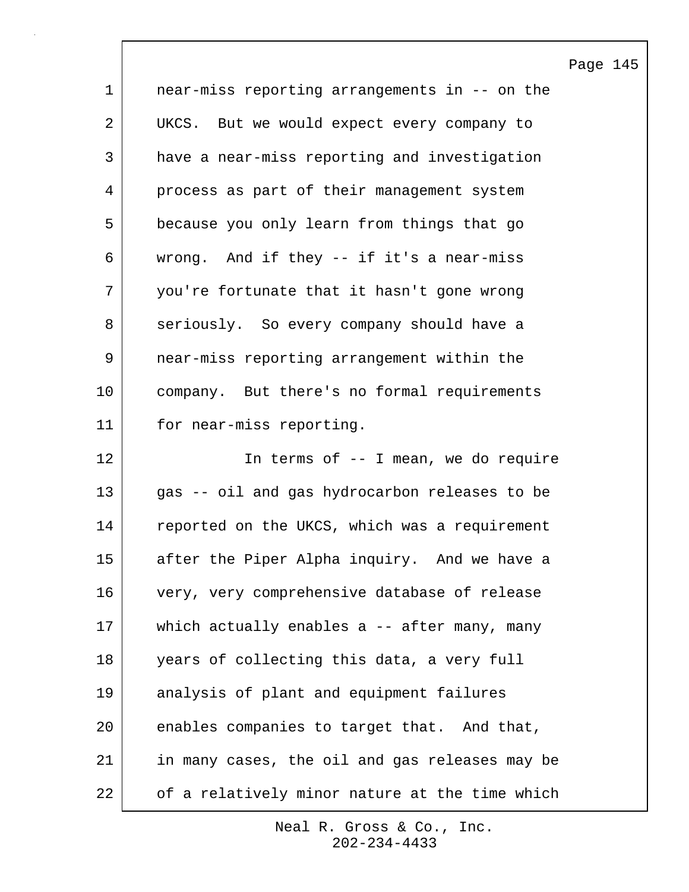near-miss reporting arrangements in -- on the UKCS. But we would expect every company to have a near-miss reporting and investigation process as part of their management system because you only learn from things that go wrong. And if they -- if it's a near-miss you're fortunate that it hasn't gone wrong seriously. So every company should have a near-miss reporting arrangement within the company. But there's no formal requirements for near-miss reporting.

In terms of -- I mean, we do require gas -- oil and gas hydrocarbon releases to be reported on the UKCS, which was a requirement after the Piper Alpha inquiry. And we have a very, very comprehensive database of release which actually enables a -- after many, many years of collecting this data, a very full analysis of plant and equipment failures enables companies to target that. And that, in many cases, the oil and gas releases may be of a relatively minor nature at the time which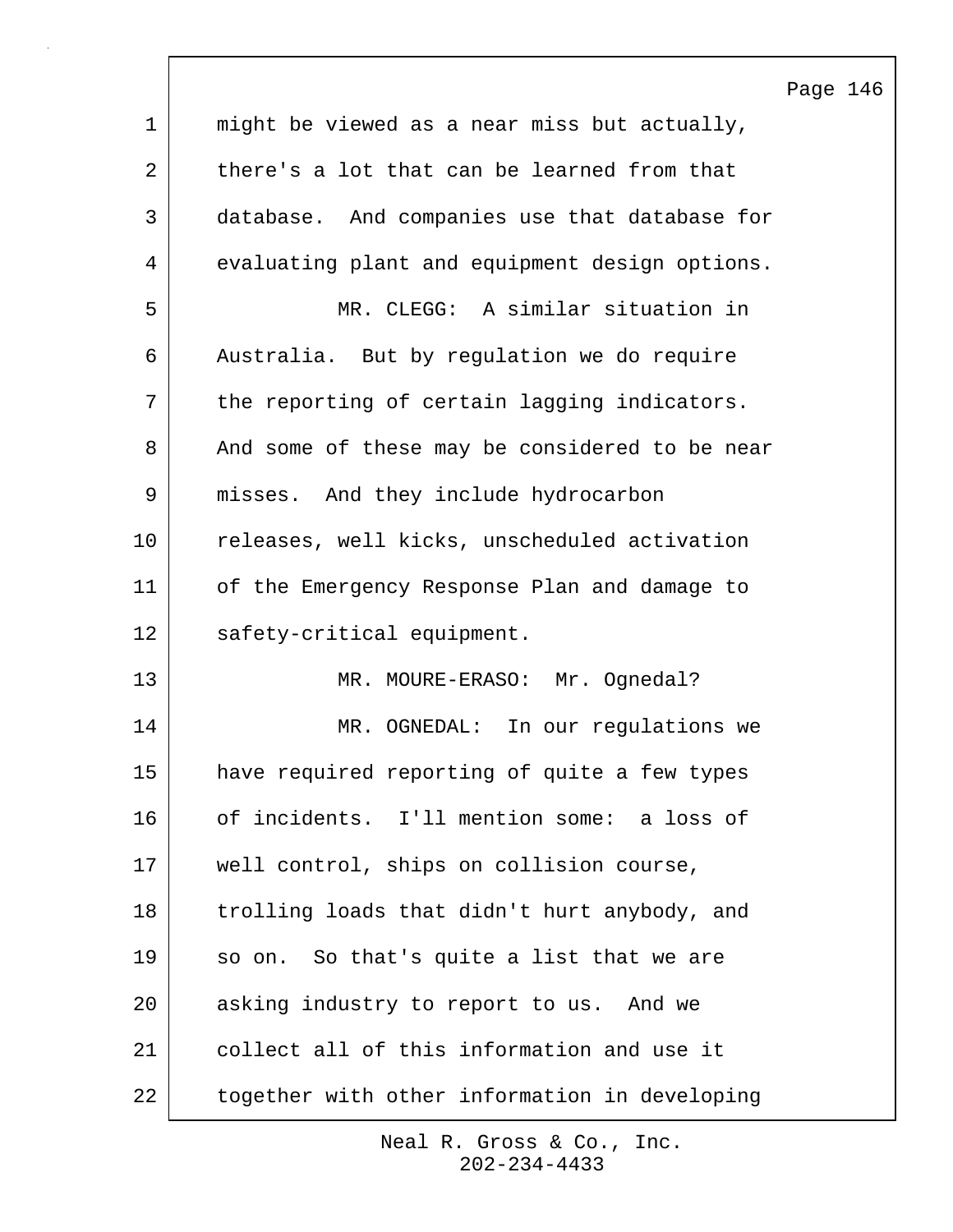might be viewed as a near miss but actually, there's a lot that can be learned from that database. And companies use that database for evaluating plant and equipment design options.

MR. CLEGG: A similar situation in Australia. But by regulation we do require the reporting of certain lagging indicators. And some of these may be considered to be near misses. And they include hydrocarbon releases, well kicks, unscheduled activation of the Emergency Response Plan and damage to safety-critical equipment.

MR. MOURE-ERASO: Mr. Ognedal?

MR. OGNEDAL: In our regulations we have required reporting of quite a few types of incidents. I'll mention some: a loss of well control, ships on collision course, trolling loads that didn't hurt anybody, and so on. So that's quite a list that we are asking industry to report to us. And we collect all of this information and use it together with other information in developing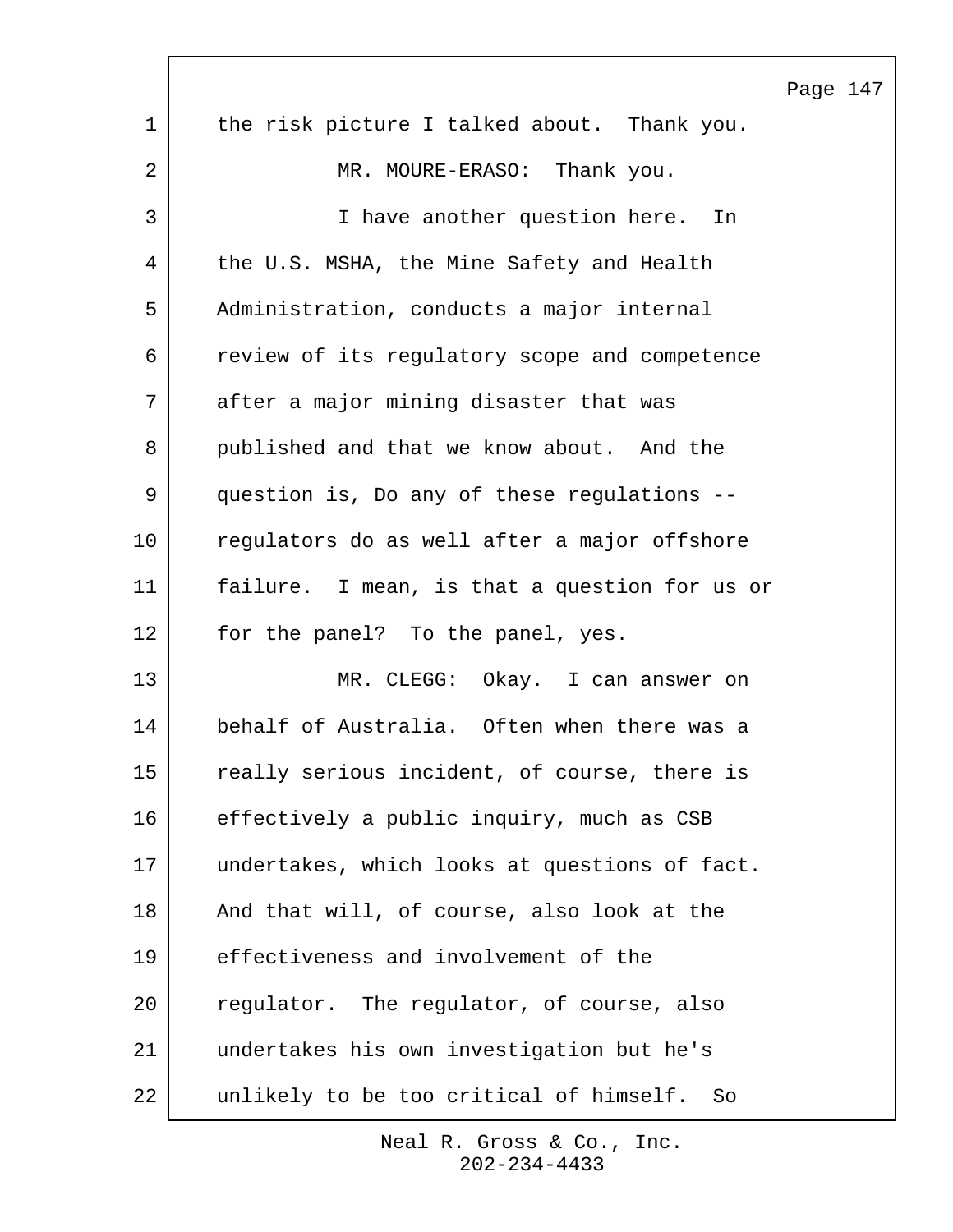the risk picture I talked about. Thank you.

MR. MOURE-ERASO: Thank you.

I have another question here. In the U.S. MSHA, the Mine Safety and Health Administration, conducts a major internal review of its regulatory scope and competence after a major mining disaster that was published and that we know about. And the question is, Do any of these regulations -- regulators do as well after a major offshore failure. I mean, is that a question for us or for the panel? To the panel, yes.

MR. CLEGG: Okay. I can answer on behalf of Australia. Often when there was a really serious incident, of course, there is effectively a public inquiry, much as CSB undertakes, which looks at questions of fact. And that will, of course, also look at the effectiveness and involvement of the regulator. The regulator, of course, also undertakes his own investigation but he's unlikely to be too critical of himself. So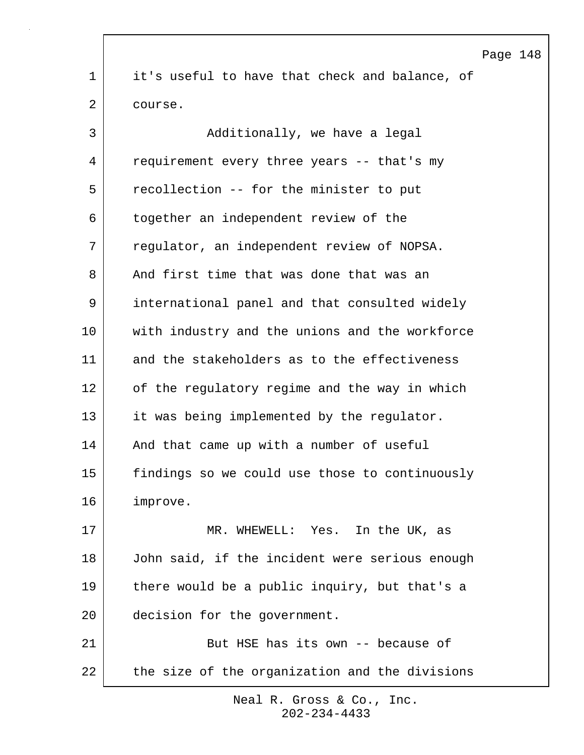it's useful to have that check and balance, of course.

Additionally, we have a legal requirement every three years -- that's my recollection -- for the minister to put together an independent review of the regulator, an independent review of NOPSA. And first time that was done that was an international panel and that consulted widely with industry and the unions and the workforce and the stakeholders as to the effectiveness of the regulatory regime and the way in which it was being implemented by the regulator. And that came up with a number of useful findings so we could use those to continuously improve.

MR. WHEWELL: Yes. In the UK, as John said, if the incident were serious enough there would be a public inquiry, but that's a decision for the government.

But HSE has its own -- because of the size of the organization and the divisions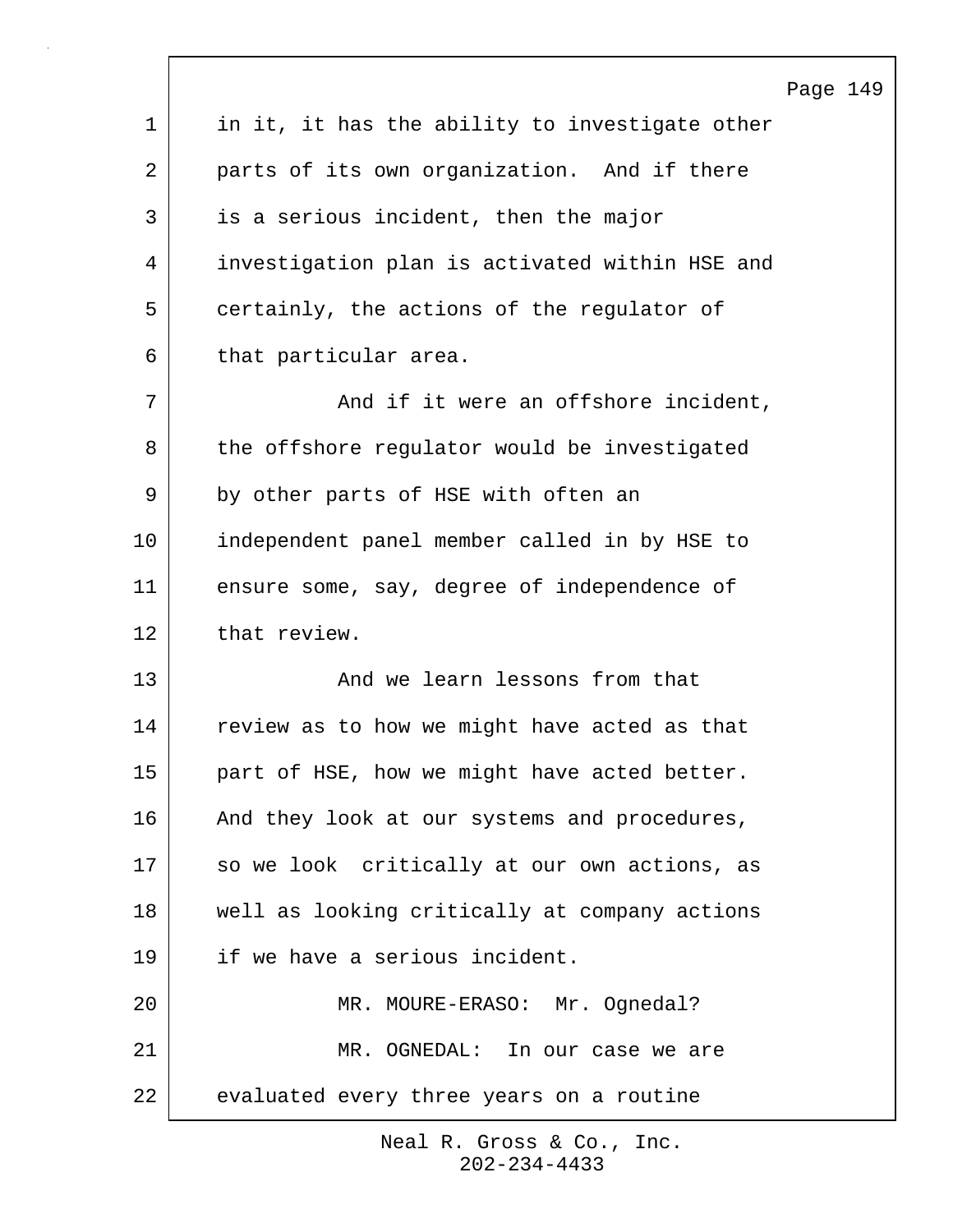in it, it has the ability to investigate other parts of its own organization. And if there is a serious incident, then the major investigation plan is activated within HSE and certainly, the actions of the regulator of that particular area.

And if it were an offshore incident, the offshore regulator would be investigated by other parts of HSE with often an independent panel member called in by HSE to ensure some, say, degree of independence of that review.

And we learn lessons from that review as to how we might have acted as that part of HSE, how we might have acted better. And they look at our systems and procedures, so we look critically at our own actions, as well as looking critically at company actions if we have a serious incident.

MR. MOURE-ERASO: Mr. Ognedal?

MR. OGNEDAL: In our case we are evaluated every three years on a routine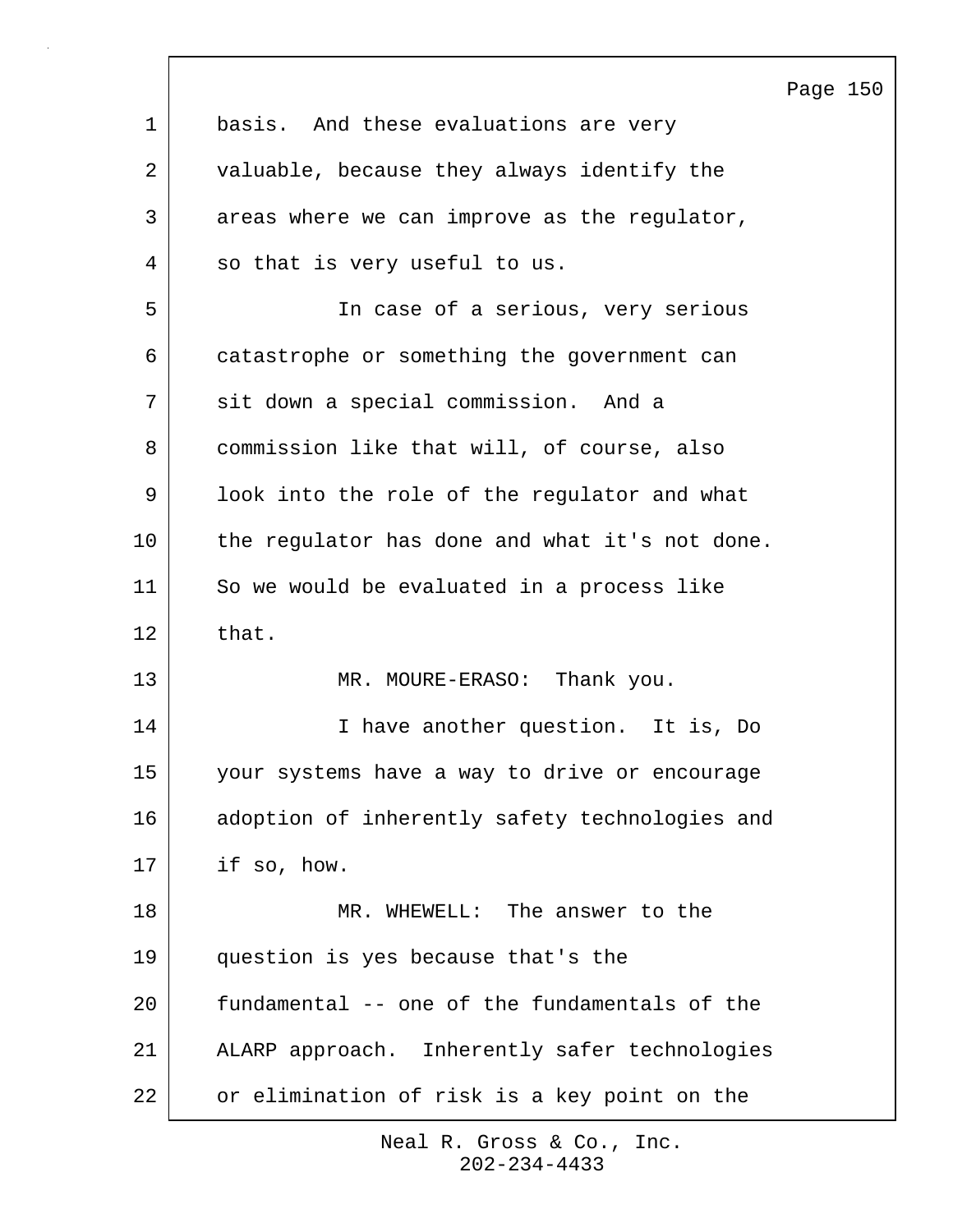basis. And these evaluations are very valuable, because they always identify the areas where we can improve as the regulator, so that is very useful to us.

In case of a serious, very serious catastrophe or something the government can sit down a special commission. And a commission like that will, of course, also look into the role of the regulator and what the regulator has done and what it's not done. So we would be evaluated in a process like that.

MR. MOURE-ERASO: Thank you.

I have another question. It is, Do your systems have a way to drive or encourage adoption of inherently safety technologies and if so, how.

MR. WHEWELL: The answer to the question is yes because that's the fundamental -- one of the fundamentals of the ALARP approach. Inherently safer technologies or elimination of risk is a key point on the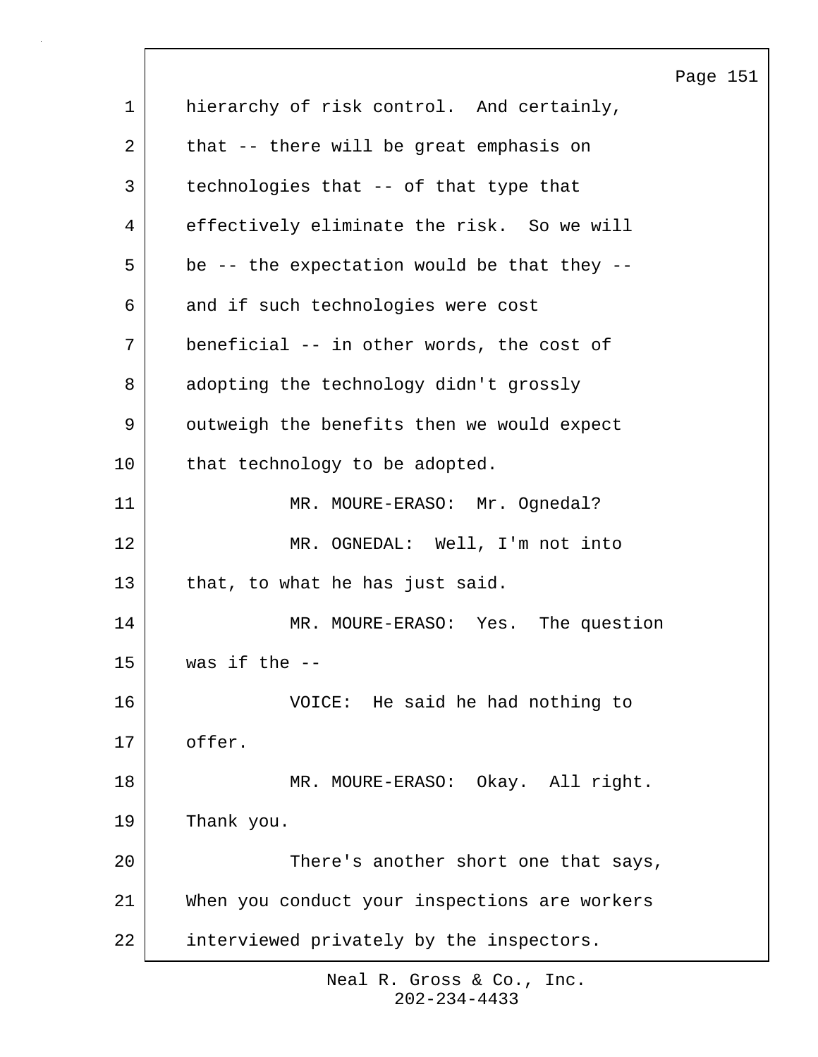hierarchy of risk control. And certainly, that -- there will be great emphasis on technologies that -- of that type that effectively eliminate the risk. So we will be -- the expectation would be that they -- and if such technologies were cost beneficial -- in other words, the cost of adopting the technology didn't grossly outweigh the benefits then we would expect that technology to be adopted.

MR. MOURE-ERASO: Mr. Ognedal?

MR. OGNEDAL: Well, I'm not into that, to what he has just said.

MR. MOURE-ERASO: Yes. The question was if the --

VOICE: He said he had nothing to offer.

MR. MOURE-ERASO: Okay. All right. Thank you.

There's another short one that says, When you conduct your inspections are workers interviewed privately by the inspectors.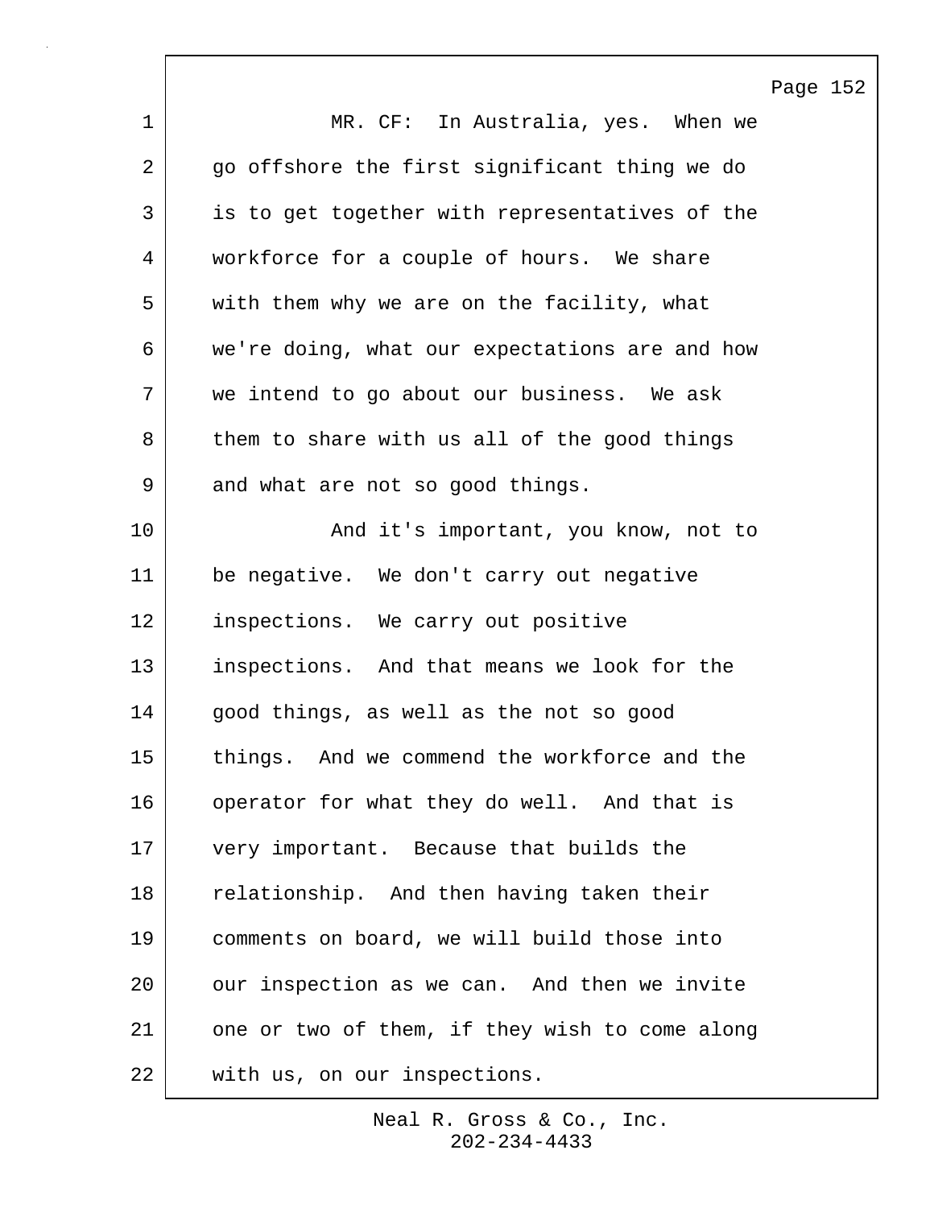MR. CF: In Australia, yes. When we go offshore the first significant thing we do is to get together with representatives of the workforce for a couple of hours. We share with them why we are on the facility, what we're doing, what our expectations are and how we intend to go about our business. We ask them to share with us all of the good things and what are not so good things.

And it's important, you know, not to be negative. We don't carry out negative inspections. We carry out positive inspections. And that means we look for the good things, as well as the not so good things. And we commend the workforce and the operator for what they do well. And that is very important. Because that builds the relationship. And then having taken their comments on board, we will build those into our inspection as we can. And then we invite one or two of them, if they wish to come along with us, on our inspections.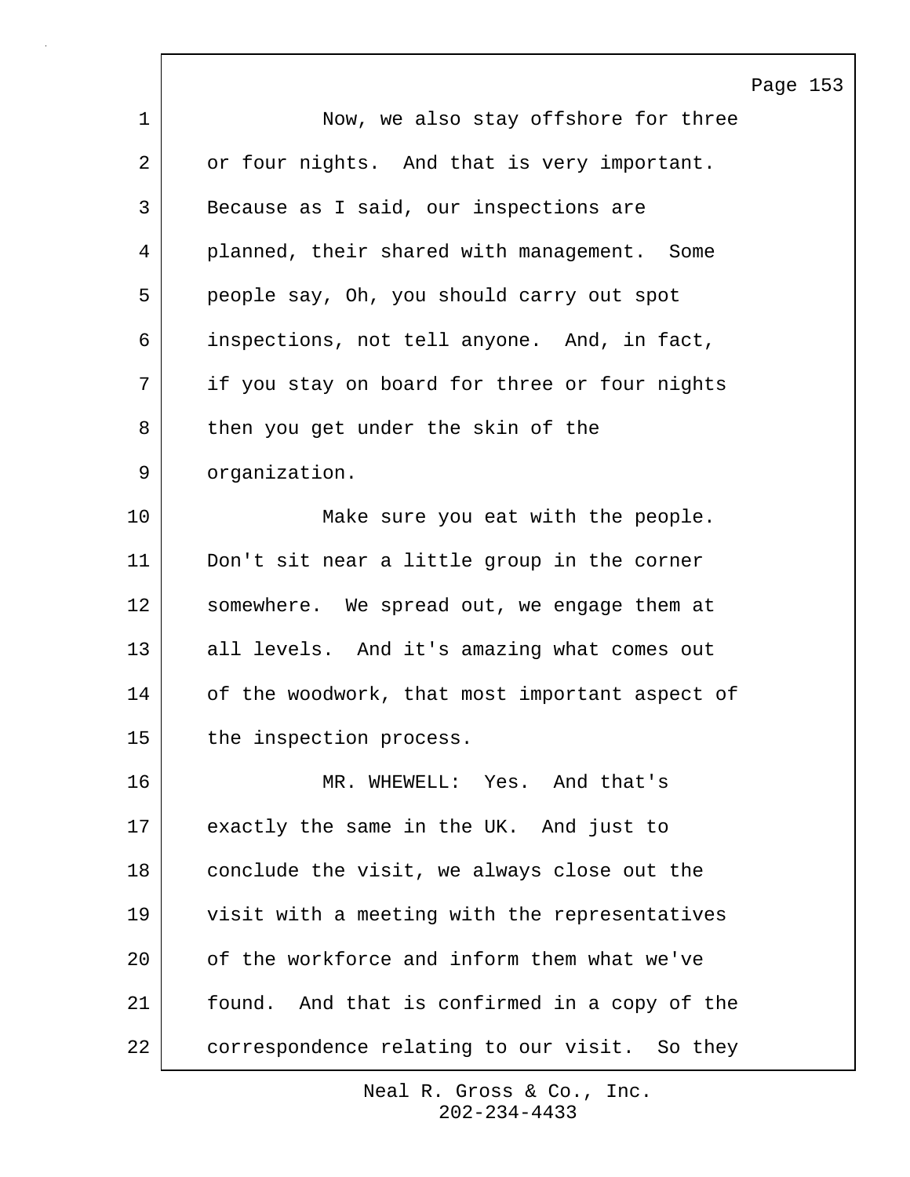Now, we also stay offshore for three or four nights. And that is very important. Because as I said, our inspections are planned, their shared with management. Some people say, Oh, you should carry out spot inspections, not tell anyone. And, in fact, if you stay on board for three or four nights then you get under the skin of the organization.

Make sure you eat with the people. Don't sit near a little group in the corner somewhere. We spread out, we engage them at all levels. And it's amazing what comes out of the woodwork, that most important aspect of the inspection process.

MR. WHEWELL: Yes. And that's exactly the same in the UK. And just to conclude the visit, we always close out the visit with a meeting with the representatives of the workforce and inform them what we've found. And that is confirmed in a copy of the correspondence relating to our visit. So they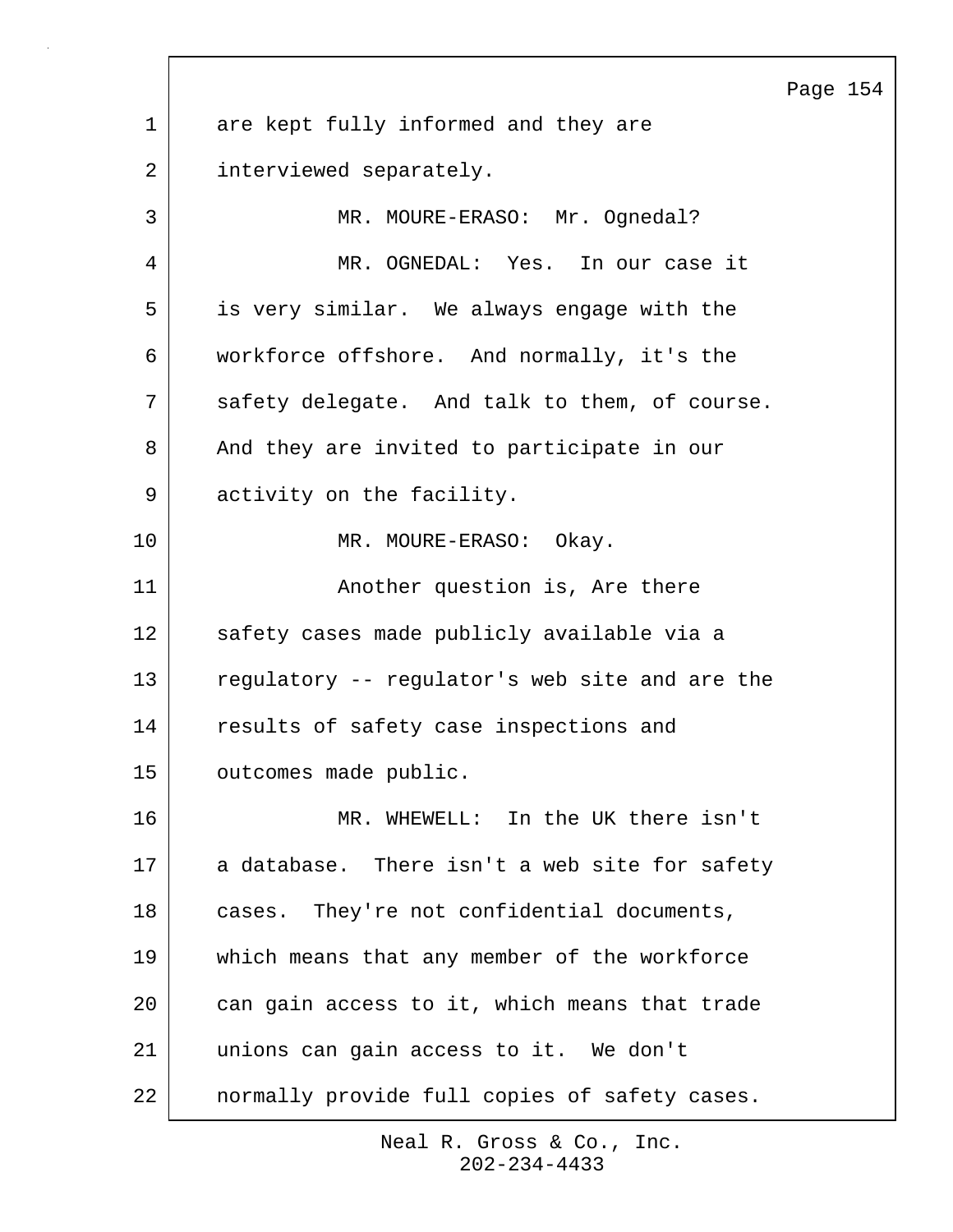are kept fully informed and they are interviewed separately.

MR. MOURE-ERASO: Mr. Ognedal?

MR. OGNEDAL: Yes. In our case it is very similar. We always engage with the workforce offshore. And normally, it's the safety delegate. And talk to them, of course. And they are invited to participate in our activity on the facility.

MR. MOURE-ERASO: Okay.

Another question is, Are there safety cases made publicly available via a regulatory -- regulator's web site and are the results of safety case inspections and outcomes made public.

MR. WHEWELL: In the UK there isn't a database. There isn't a web site for safety cases. They're not confidential documents, which means that any member of the workforce can gain access to it, which means that trade unions can gain access to it. We don't normally provide full copies of safety cases.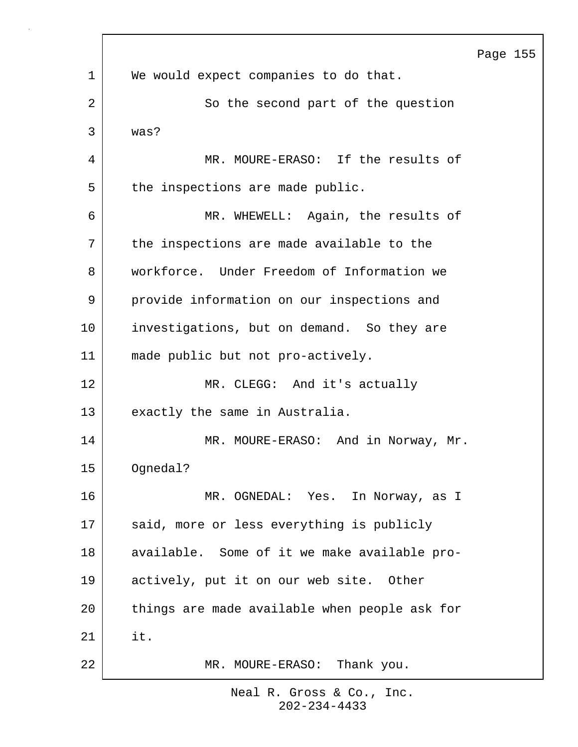We would expect companies to do that.

So the second part of the question was?

MR. MOURE-ERASO: If the results of the inspections are made public.

MR. WHEWELL: Again, the results of the inspections are made available to the workforce. Under Freedom of Information we provide information on our inspections and investigations, but on demand. So they are made public but not pro-actively.

MR. CLEGG: And it's actually exactly the same in Australia.

MR. MOURE-ERASO: And in Norway, Mr. Ognedal?

MR. OGNEDAL: Yes. In Norway, as I said, more or less everything is publicly available. Some of it we make available pro-actively, put it on our web site. Other things are made available when people ask for it.

MR. MOURE-ERASO: Thank you.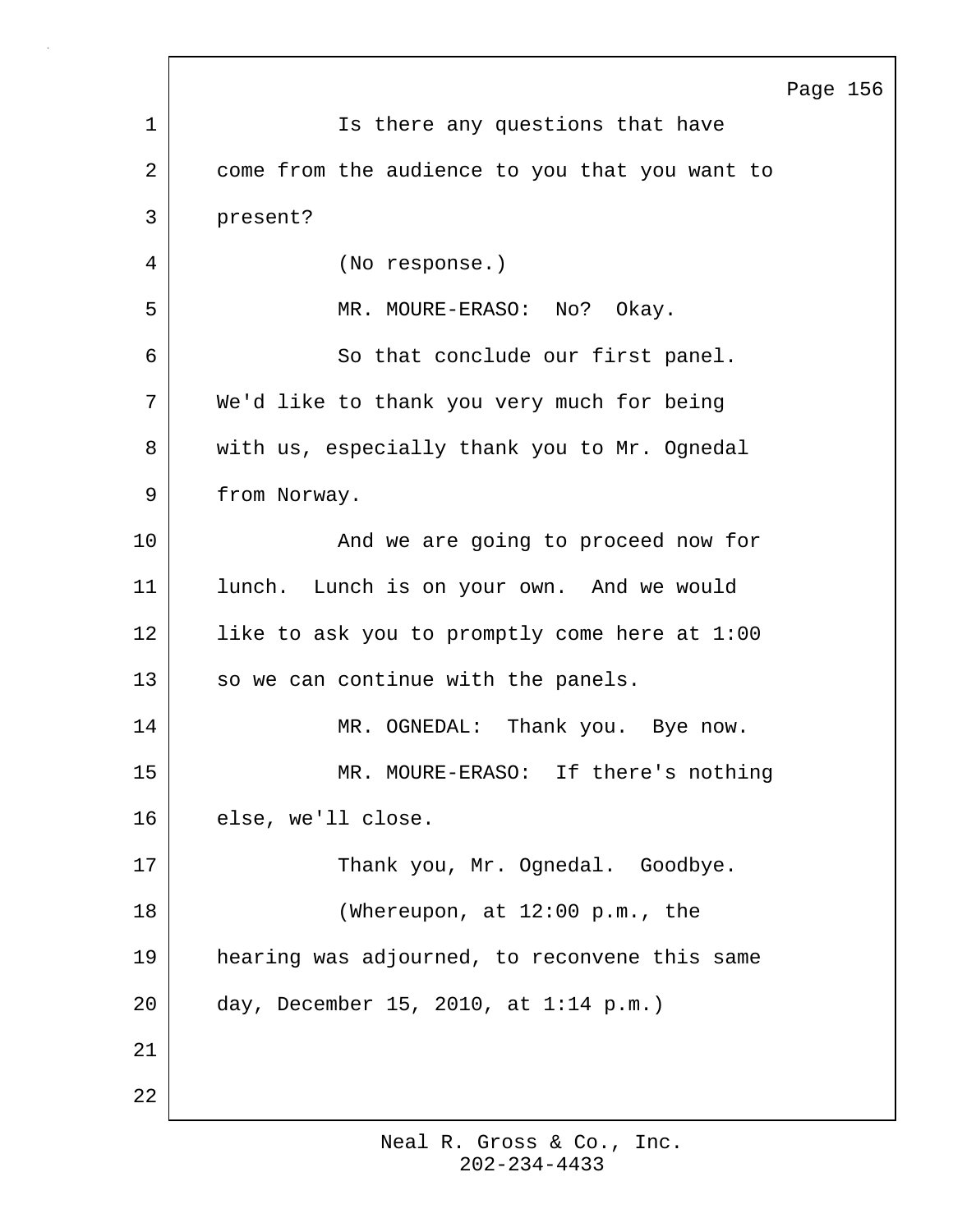Is there any questions that have come from the audience to you that you want to present?

(No response.)

MR. MOURE-ERASO: No? Okay.

So that conclude our first panel. We'd like to thank you very much for being with us, especially thank you to Mr. Ognedal from Norway.

And we are going to proceed now for lunch. Lunch is on your own. And we would like to ask you to promptly come here at 1:00 so we can continue with the panels.

MR. OGNEDAL: Thank you. Bye now.

MR. MOURE-ERASO: If there's nothing else, we'll close.

Thank you, Mr. Ognedal. Goodbye.

(Whereupon, at 12:00 p.m., the hearing was adjourned, to reconvene this same day, December 15, 2010, at 1:14 p.m.)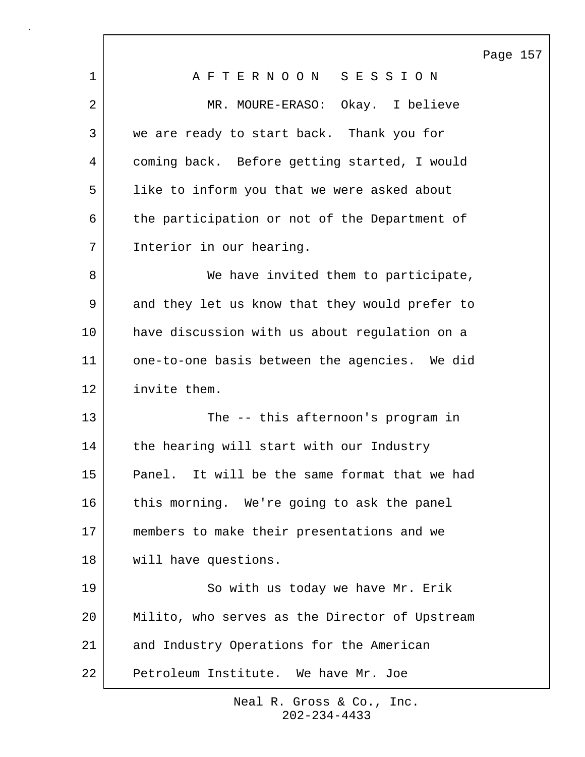A F T E R N O O N   S E S S I O N

MR. MOURE-ERASO: Okay. I believe we are ready to start back. Thank you for coming back. Before getting started, I would like to inform you that we were asked about the participation or not of the Department of Interior in our hearing.

We have invited them to participate, and they let us know that they would prefer to have discussion with us about regulation on a one-to-one basis between the agencies. We did invite them.

The -- this afternoon's program in the hearing will start with our Industry Panel. It will be the same format that we had this morning. We're going to ask the panel members to make their presentations and we will have questions.

So with us today we have Mr. Erik Milito, who serves as the Director of Upstream and Industry Operations for the American Petroleum Institute. We have Mr. Joe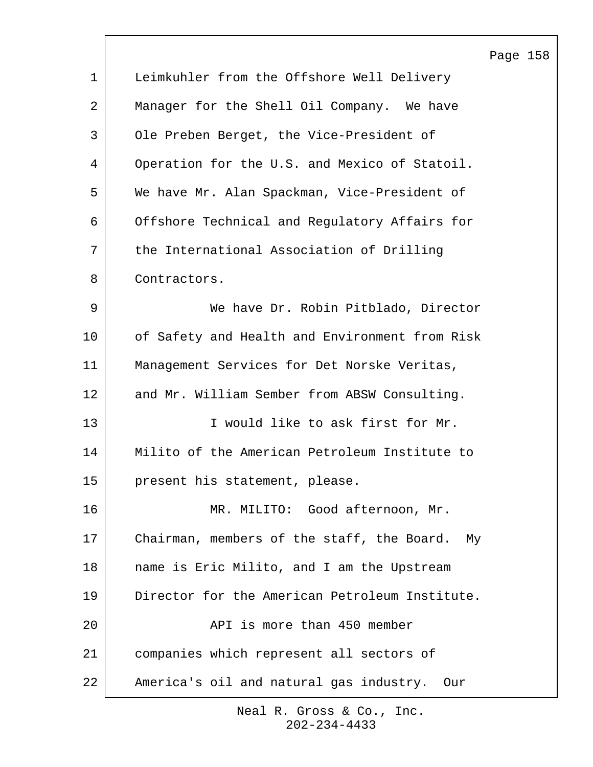Leimkuhler from the Offshore Well Delivery Manager for the Shell Oil Company. We have Ole Preben Berget, the Vice-President of Operation for the U.S. and Mexico of Statoil. We have Mr. Alan Spackman, Vice-President of Offshore Technical and Regulatory Affairs for the International Association of Drilling Contractors.

We have Dr. Robin Pitblado, Director of Safety and Health and Environment from Risk Management Services for Det Norske Veritas, and Mr. William Sember from ABSW Consulting.

I would like to ask first for Mr. Milito of the American Petroleum Institute to present his statement, please.

MR. MILITO: Good afternoon, Mr. Chairman, members of the staff, the Board. My name is Eric Milito, and I am the Upstream Director for the American Petroleum Institute.

API is more than 450 member companies which represent all sectors of America's oil and natural gas industry. Our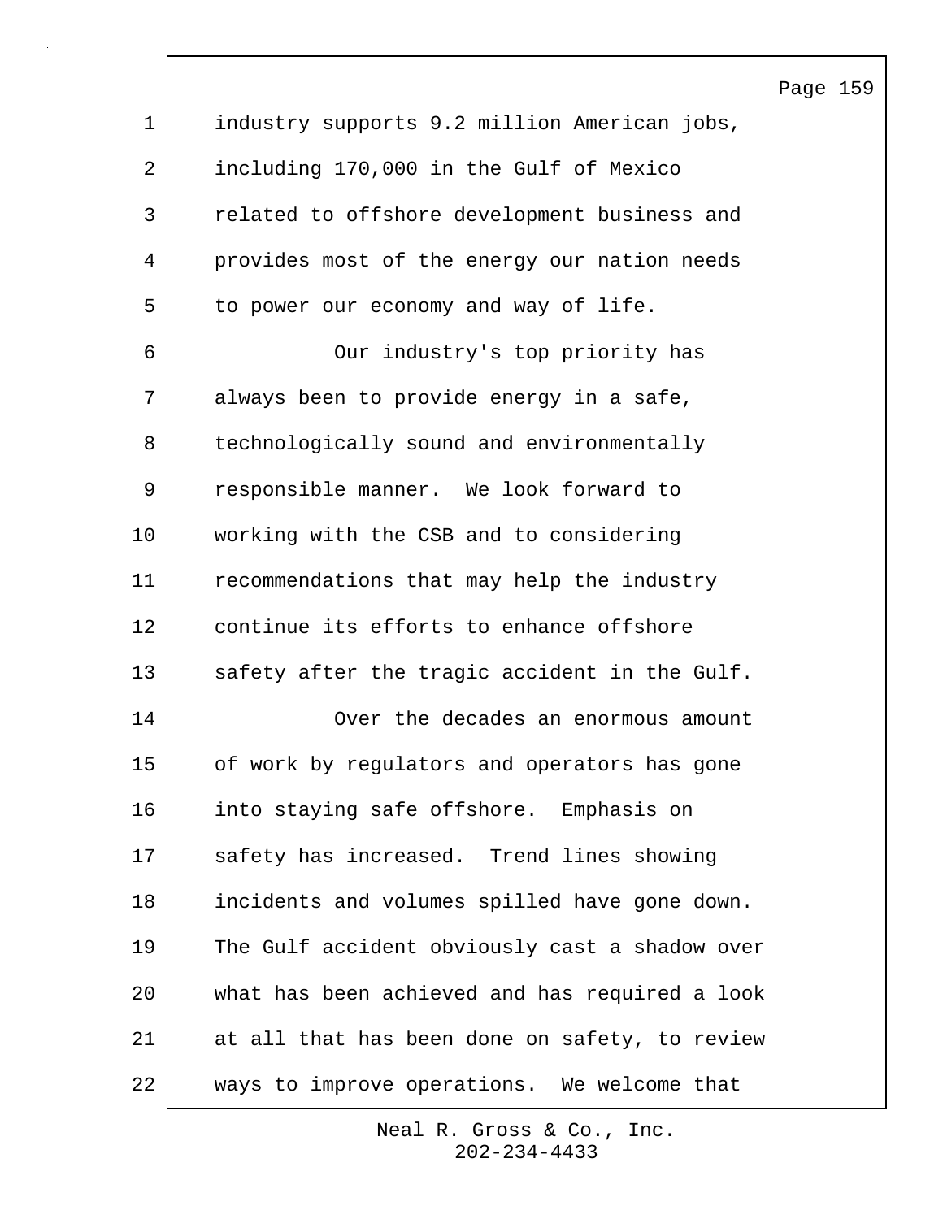industry supports 9.2 million American jobs, including 170,000 in the Gulf of Mexico related to offshore development business and provides most of the energy our nation needs to power our economy and way of life.

Our industry's top priority has always been to provide energy in a safe, technologically sound and environmentally responsible manner. We look forward to working with the CSB and to considering recommendations that may help the industry continue its efforts to enhance offshore safety after the tragic accident in the Gulf.

Over the decades an enormous amount of work by regulators and operators has gone into staying safe offshore. Emphasis on safety has increased. Trend lines showing incidents and volumes spilled have gone down. The Gulf accident obviously cast a shadow over what has been achieved and has required a look at all that has been done on safety, to review ways to improve operations. We welcome that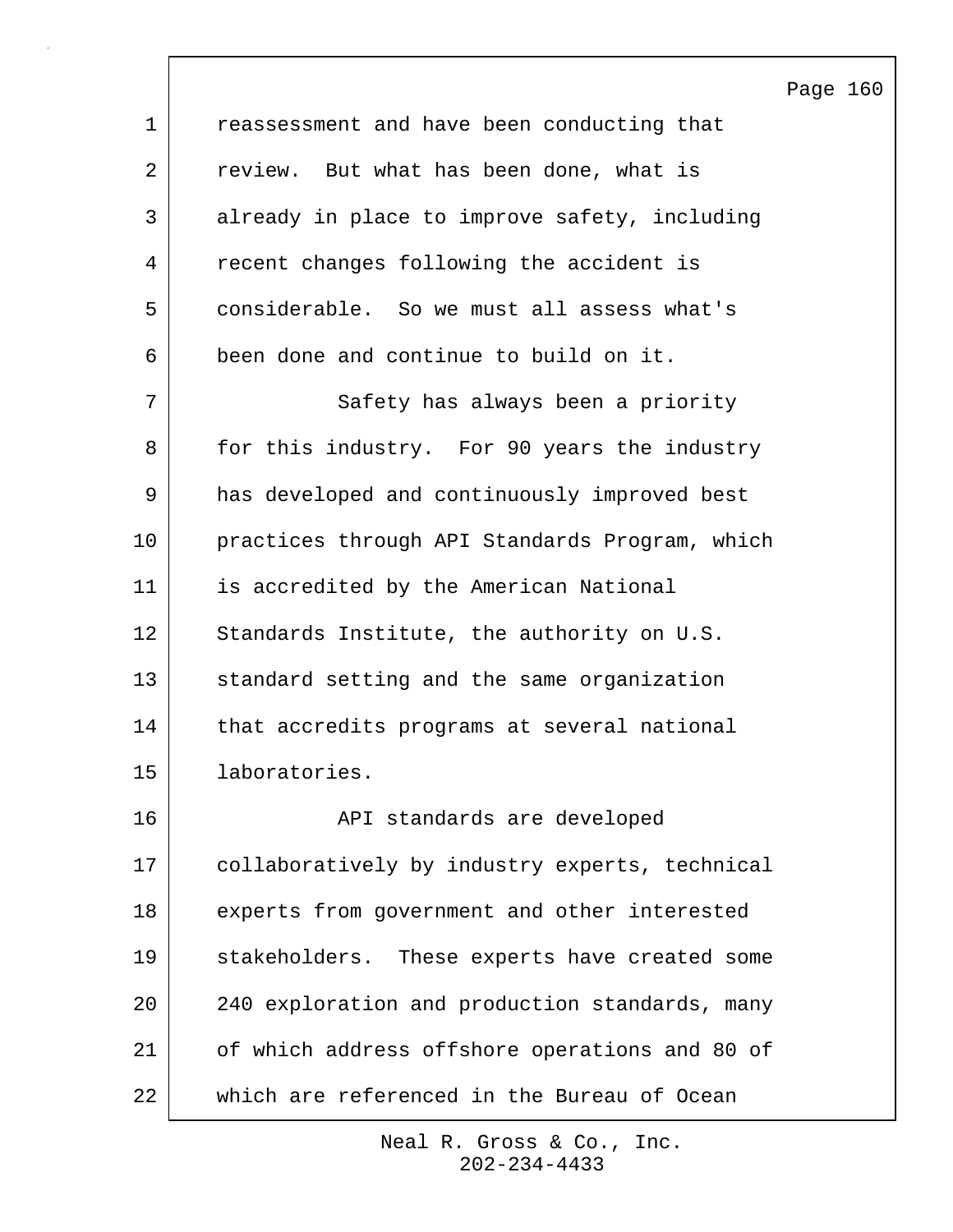reassessment and have been conducting that review. But what has been done, what is already in place to improve safety, including recent changes following the accident is considerable. So we must all assess what's been done and continue to build on it.

Safety has always been a priority for this industry. For 90 years the industry has developed and continuously improved best practices through API Standards Program, which is accredited by the American National Standards Institute, the authority on U.S. standard setting and the same organization that accredits programs at several national laboratories.

API standards are developed collaboratively by industry experts, technical experts from government and other interested stakeholders. These experts have created some 240 exploration and production standards, many of which address offshore operations and 80 of which are referenced in the Bureau of Ocean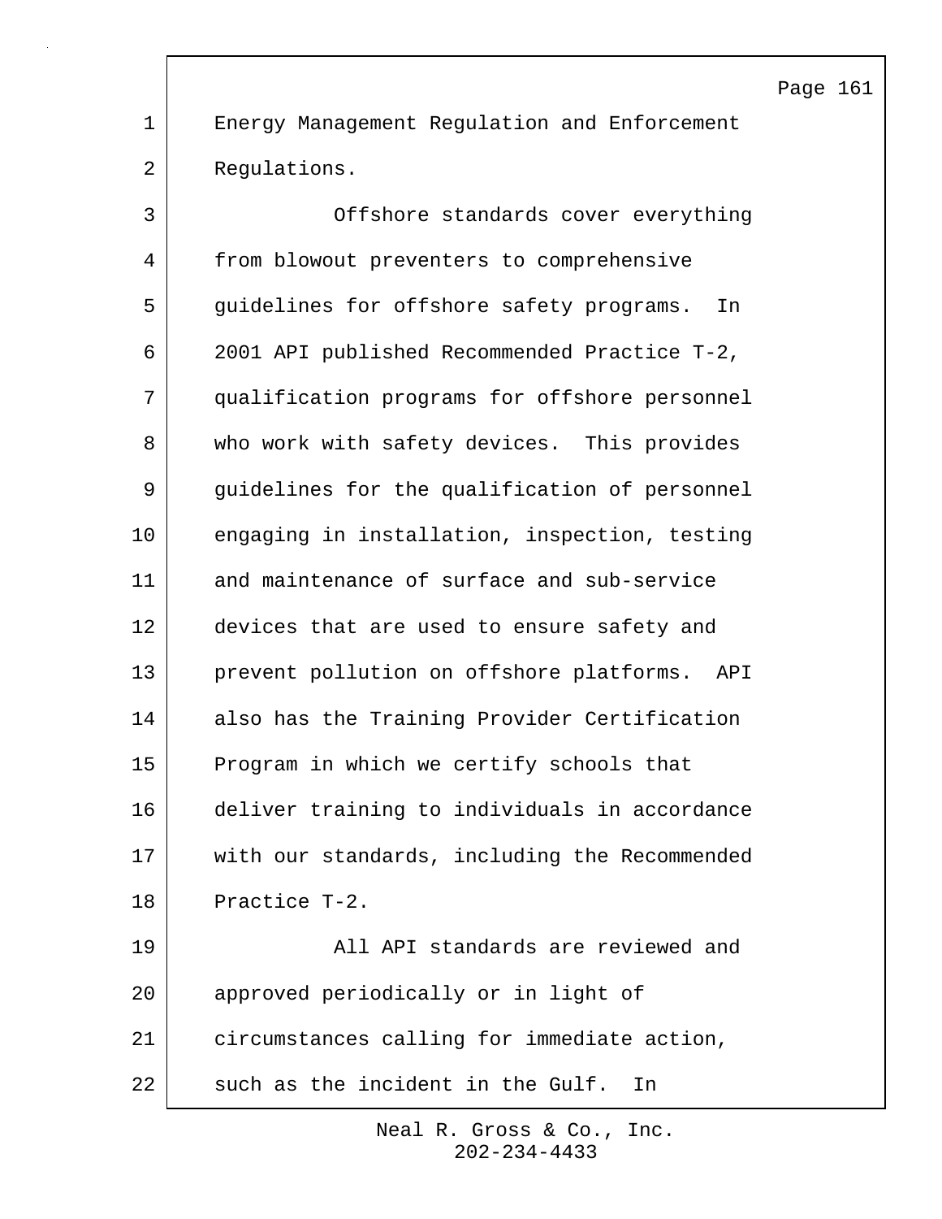Energy Management Regulation and Enforcement Regulations.

Offshore standards cover everything from blowout preventers to comprehensive guidelines for offshore safety programs. In 2001 API published Recommended Practice T-2, qualification programs for offshore personnel who work with safety devices. This provides guidelines for the qualification of personnel engaging in installation, inspection, testing and maintenance of surface and sub-service devices that are used to ensure safety and prevent pollution on offshore platforms. API also has the Training Provider Certification Program in which we certify schools that deliver training to individuals in accordance with our standards, including the Recommended Practice T-2.

All API standards are reviewed and approved periodically or in light of circumstances calling for immediate action, such as the incident in the Gulf. In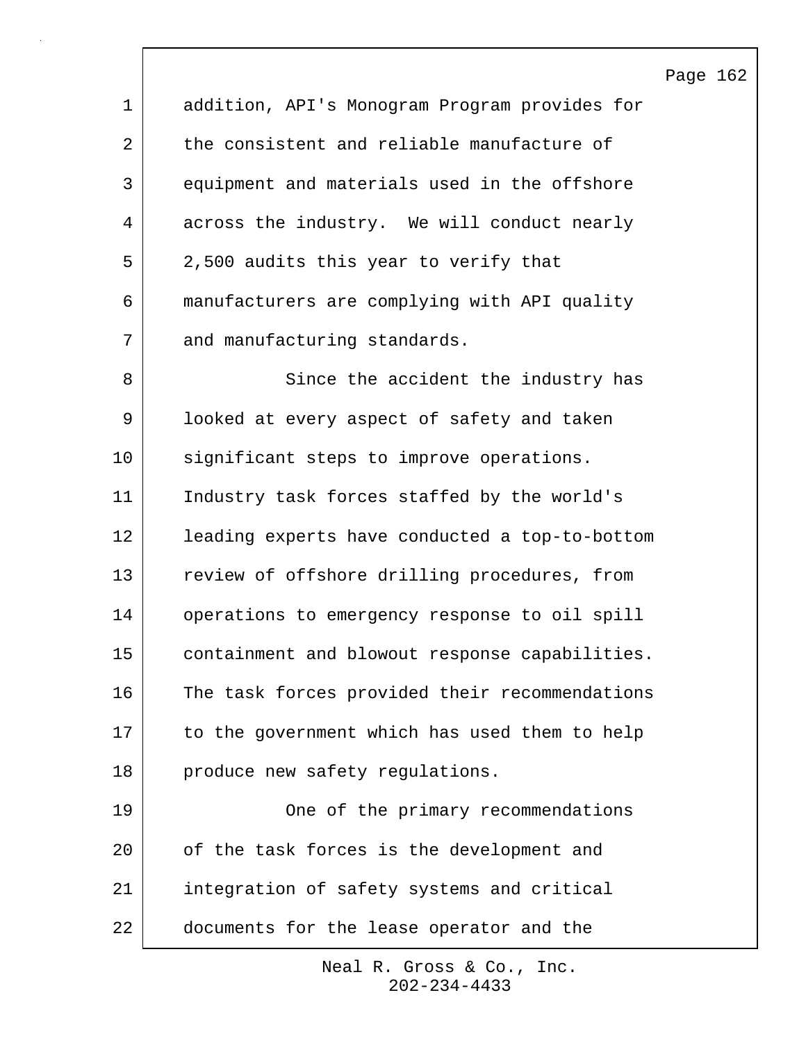addition, API's Monogram Program provides for the consistent and reliable manufacture of equipment and materials used in the offshore across the industry. We will conduct nearly 2,500 audits this year to verify that manufacturers are complying with API quality and manufacturing standards.

Since the accident the industry has looked at every aspect of safety and taken significant steps to improve operations. Industry task forces staffed by the world's leading experts have conducted a top-to-bottom review of offshore drilling procedures, from operations to emergency response to oil spill containment and blowout response capabilities. The task forces provided their recommendations to the government which has used them to help produce new safety regulations.

One of the primary recommendations of the task forces is the development and integration of safety systems and critical documents for the lease operator and the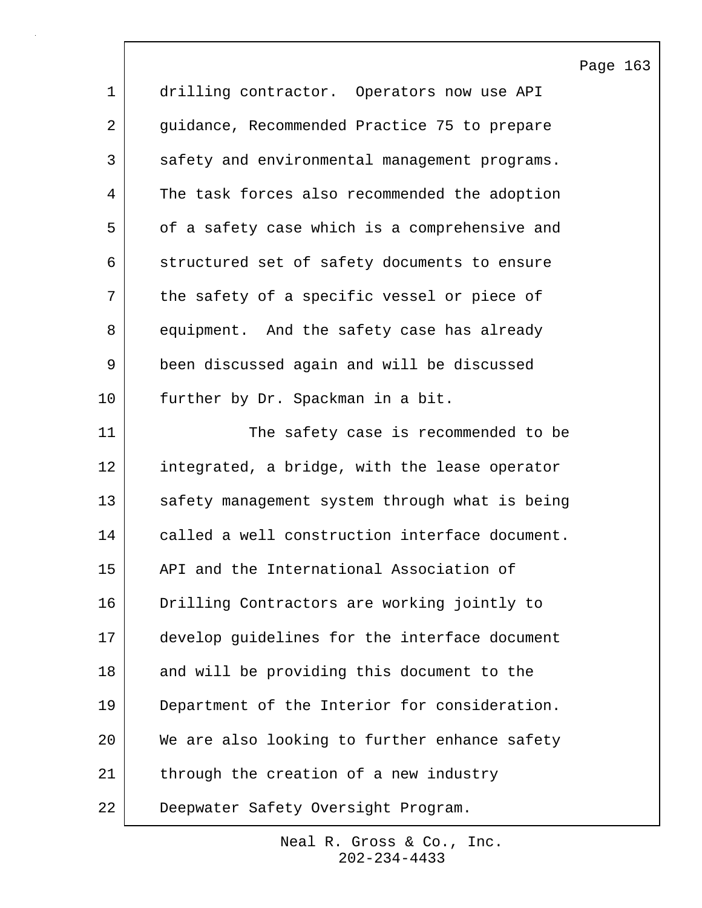drilling contractor. Operators now use API guidance, Recommended Practice 75 to prepare safety and environmental management programs. The task forces also recommended the adoption of a safety case which is a comprehensive and structured set of safety documents to ensure the safety of a specific vessel or piece of equipment. And the safety case has already been discussed again and will be discussed further by Dr. Spackman in a bit.

The safety case is recommended to be integrated, a bridge, with the lease operator safety management system through what is being called a well construction interface document. API and the International Association of Drilling Contractors are working jointly to develop guidelines for the interface document and will be providing this document to the Department of the Interior for consideration. We are also looking to further enhance safety through the creation of a new industry Deepwater Safety Oversight Program.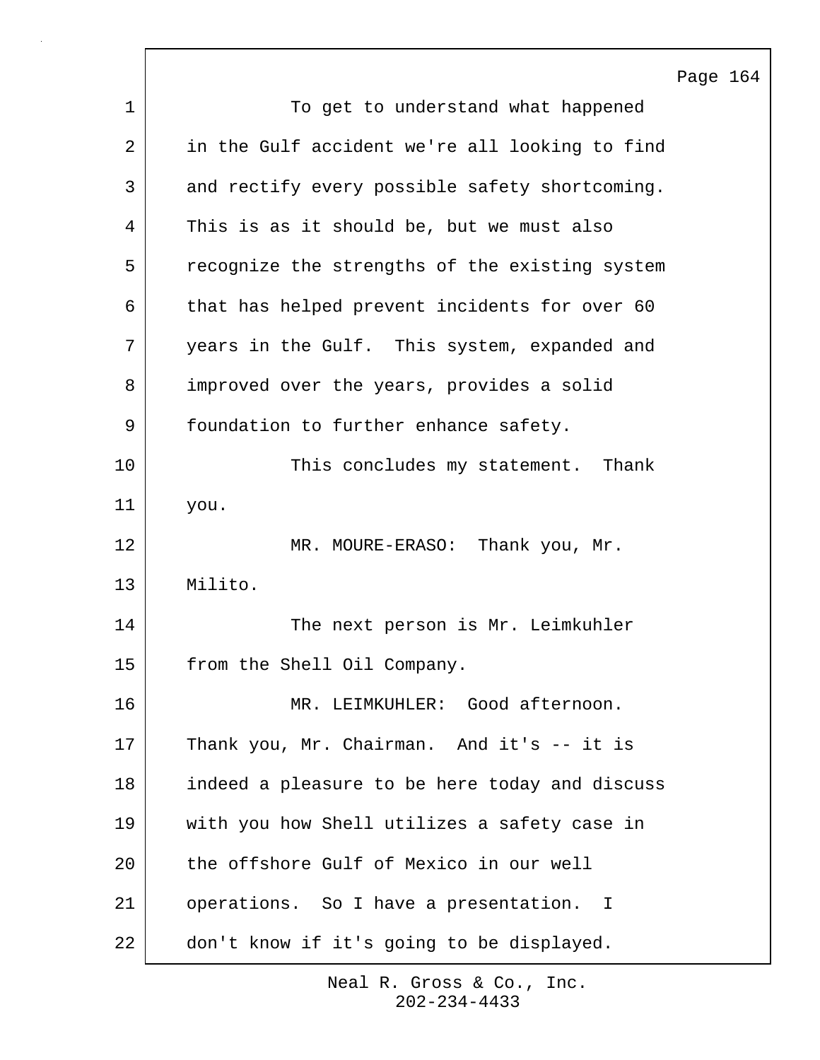To get to understand what happened in the Gulf accident we're all looking to find and rectify every possible safety shortcoming. This is as it should be, but we must also recognize the strengths of the existing system that has helped prevent incidents for over 60 years in the Gulf. This system, expanded and improved over the years, provides a solid foundation to further enhance safety.

This concludes my statement. Thank you.

MR. MOURE-ERASO: Thank you, Mr. Milito.

The next person is Mr. Leimkuhler from the Shell Oil Company.

MR. LEIMKUHLER: Good afternoon. Thank you, Mr. Chairman. And it's -- it is indeed a pleasure to be here today and discuss with you how Shell utilizes a safety case in the offshore Gulf of Mexico in our well operations. So I have a presentation. I don't know if it's going to be displayed.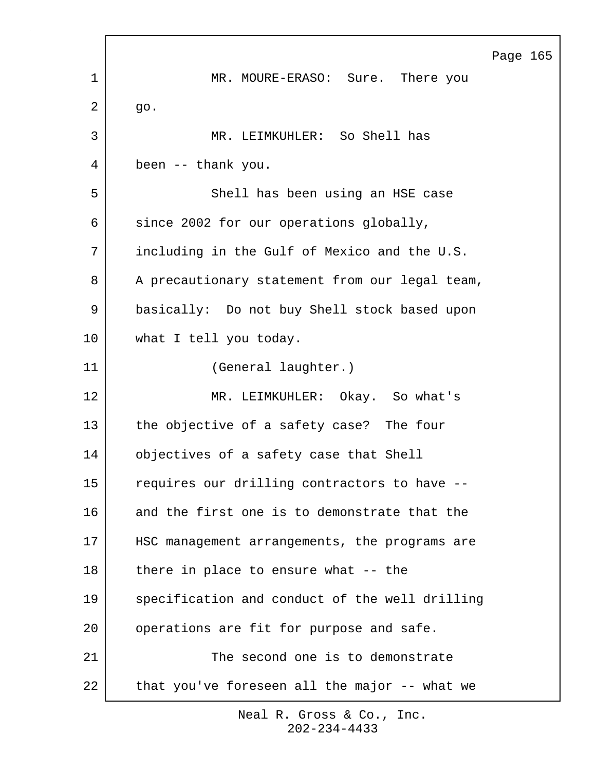MR. MOURE-ERASO: Sure. There you go.

MR. LEIMKUHLER: So Shell has been -- thank you.

Shell has been using an HSE case since 2002 for our operations globally, including in the Gulf of Mexico and the U.S. A precautionary statement from our legal team, basically: Do not buy Shell stock based upon what I tell you today.

(General laughter.)

MR. LEIMKUHLER: Okay. So what's the objective of a safety case? The four objectives of a safety case that Shell requires our drilling contractors to have -- and the first one is to demonstrate that the HSC management arrangements, the programs are there in place to ensure what -- the specification and conduct of the well drilling operations are fit for purpose and safe.

The second one is to demonstrate that you've foreseen all the major -- what we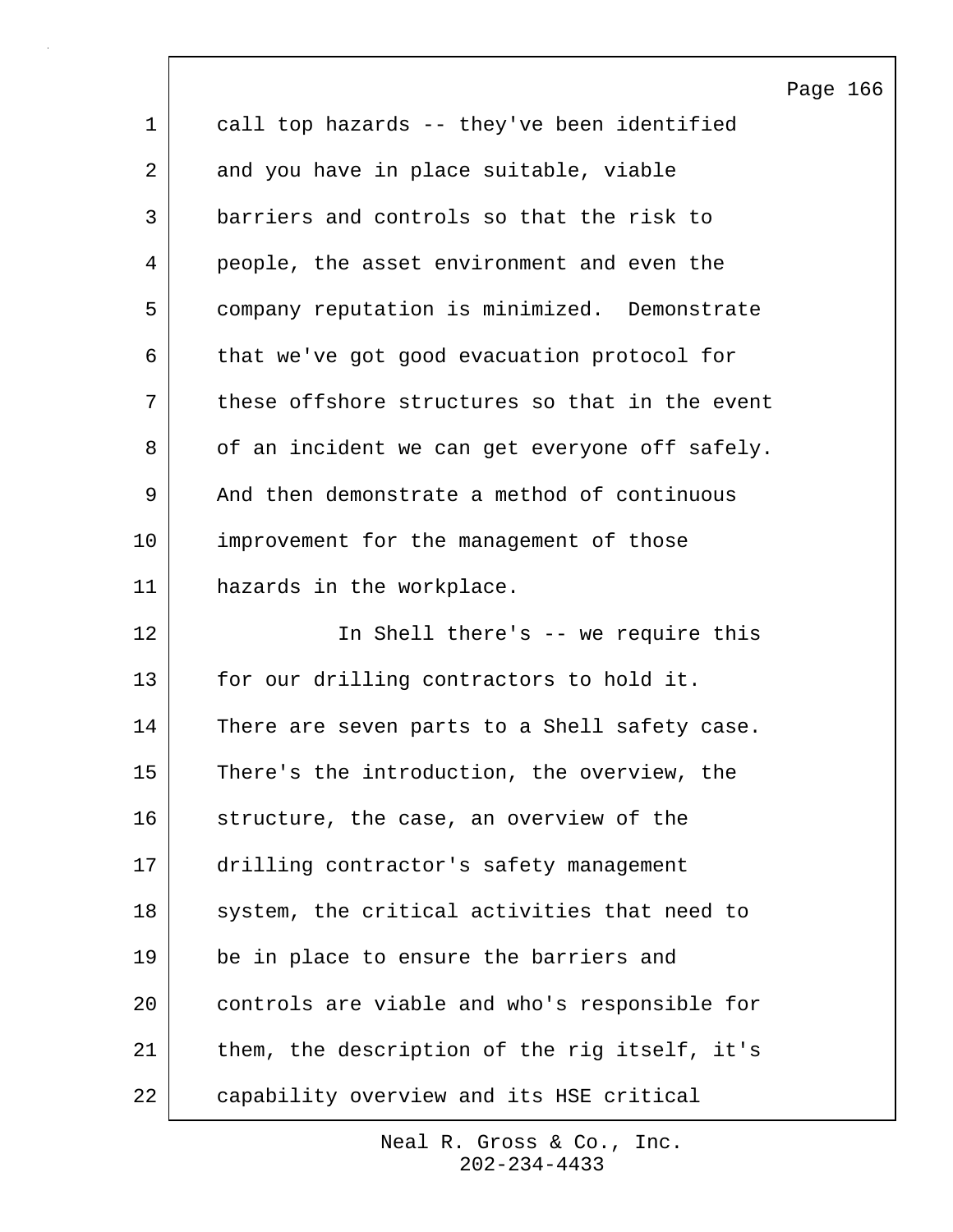call top hazards -- they've been identified and you have in place suitable, viable barriers and controls so that the risk to people, the asset environment and even the company reputation is minimized. Demonstrate that we've got good evacuation protocol for these offshore structures so that in the event of an incident we can get everyone off safely. And then demonstrate a method of continuous improvement for the management of those hazards in the workplace.

In Shell there's -- we require this for our drilling contractors to hold it. There are seven parts to a Shell safety case. There's the introduction, the overview, the structure, the case, an overview of the drilling contractor's safety management system, the critical activities that need to be in place to ensure the barriers and controls are viable and who's responsible for them, the description of the rig itself, it's capability overview and its HSE critical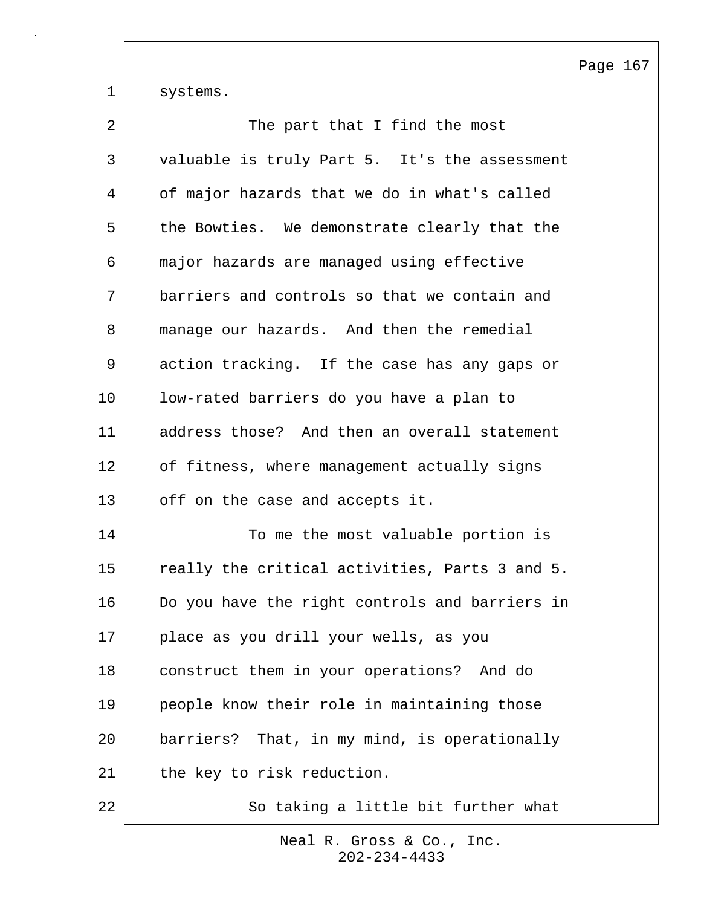systems.

The part that I find the most valuable is truly Part 5. It's the assessment of major hazards that we do in what's called the Bowties. We demonstrate clearly that the major hazards are managed using effective barriers and controls so that we contain and manage our hazards. And then the remedial action tracking. If the case has any gaps or low-rated barriers do you have a plan to address those? And then an overall statement of fitness, where management actually signs off on the case and accepts it.

To me the most valuable portion is really the critical activities, Parts 3 and 5. Do you have the right controls and barriers in place as you drill your wells, as you construct them in your operations? And do people know their role in maintaining those barriers? That, in my mind, is operationally the key to risk reduction.

So taking a little bit further what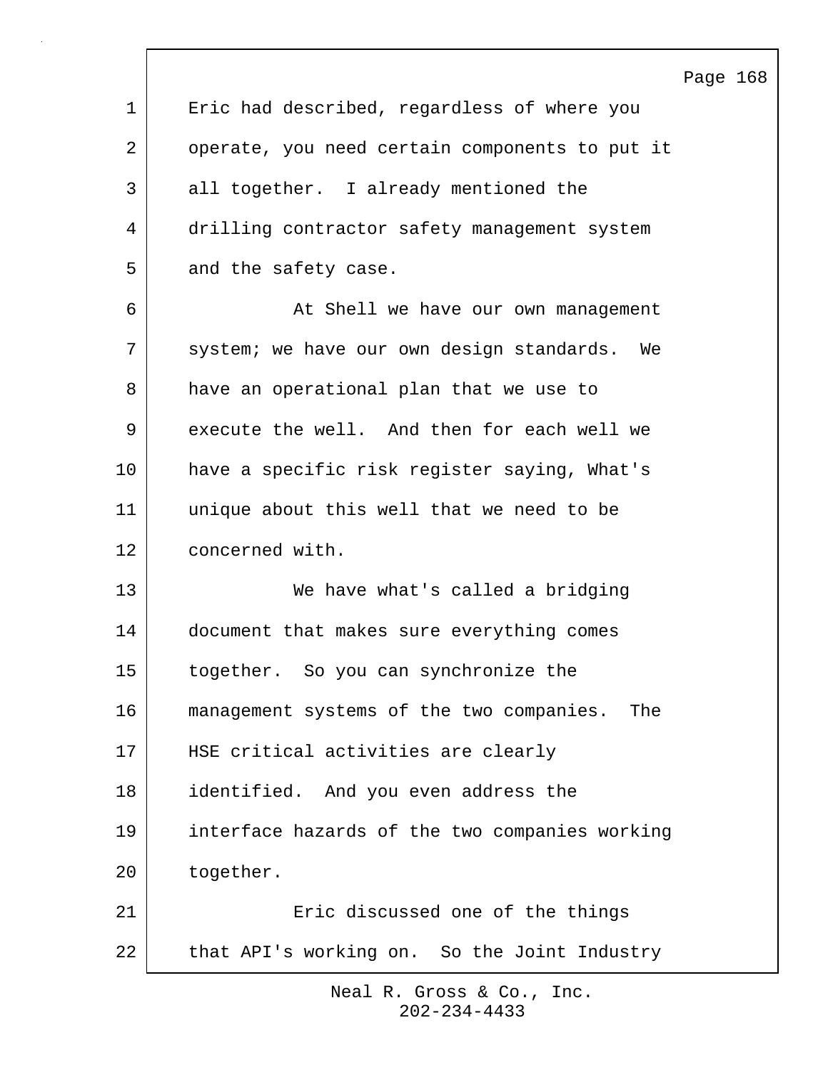Eric had described, regardless of where you operate, you need certain components to put it all together. I already mentioned the drilling contractor safety management system and the safety case.

At Shell we have our own management system; we have our own design standards. We have an operational plan that we use to execute the well. And then for each well we have a specific risk register saying, What's unique about this well that we need to be concerned with.

We have what's called a bridging document that makes sure everything comes together. So you can synchronize the management systems of the two companies. The HSE critical activities are clearly identified. And you even address the interface hazards of the two companies working together.

Eric discussed one of the things that API's working on. So the Joint Industry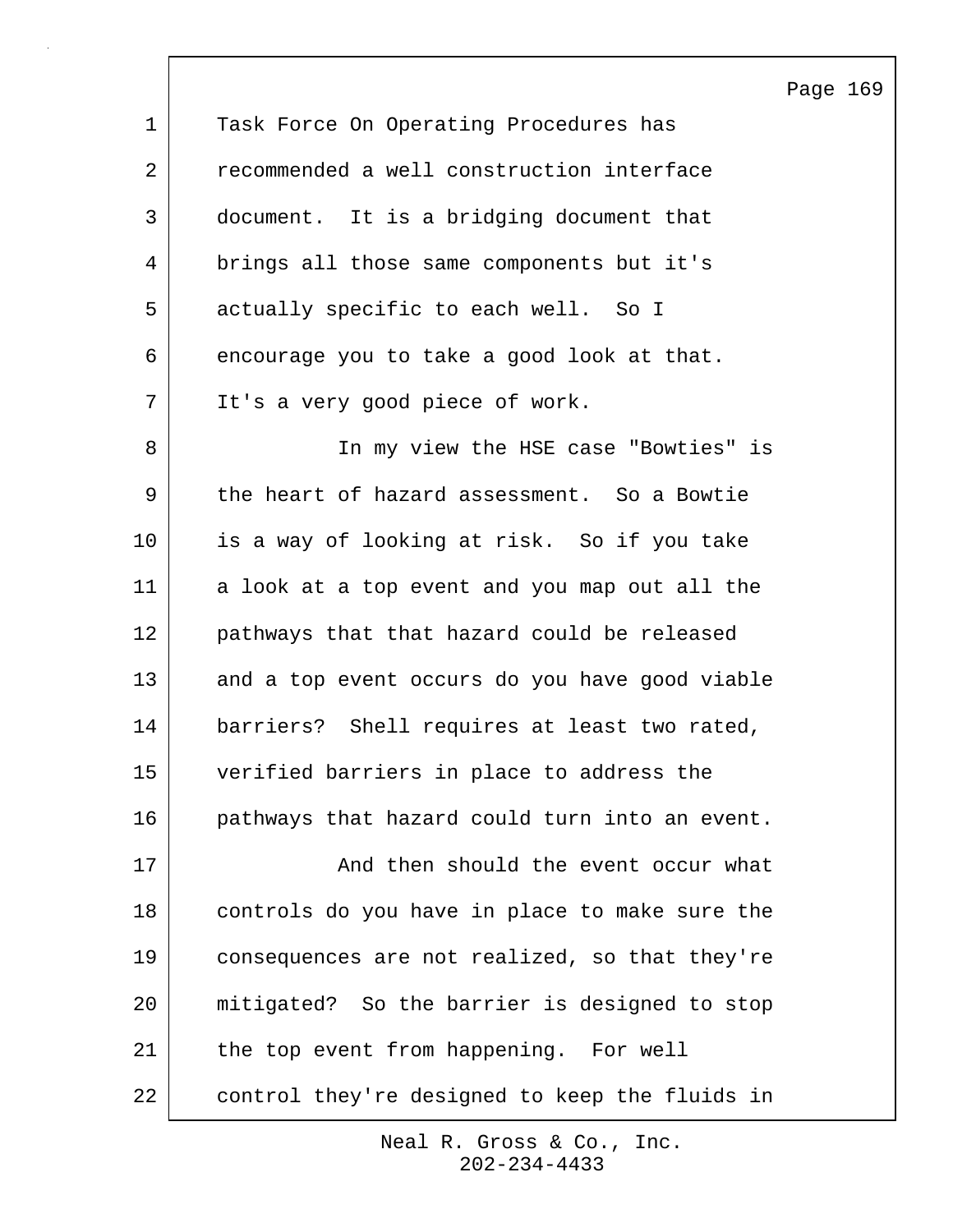Task Force On Operating Procedures has recommended a well construction interface document. It is a bridging document that brings all those same components but it's actually specific to each well. So I encourage you to take a good look at that. It's a very good piece of work.

In my view the HSE case "Bowties" is the heart of hazard assessment. So a Bowtie is a way of looking at risk. So if you take a look at a top event and you map out all the pathways that that hazard could be released and a top event occurs do you have good viable barriers? Shell requires at least two rated, verified barriers in place to address the pathways that hazard could turn into an event.

And then should the event occur what controls do you have in place to make sure the consequences are not realized, so that they're mitigated? So the barrier is designed to stop the top event from happening. For well control they're designed to keep the fluids in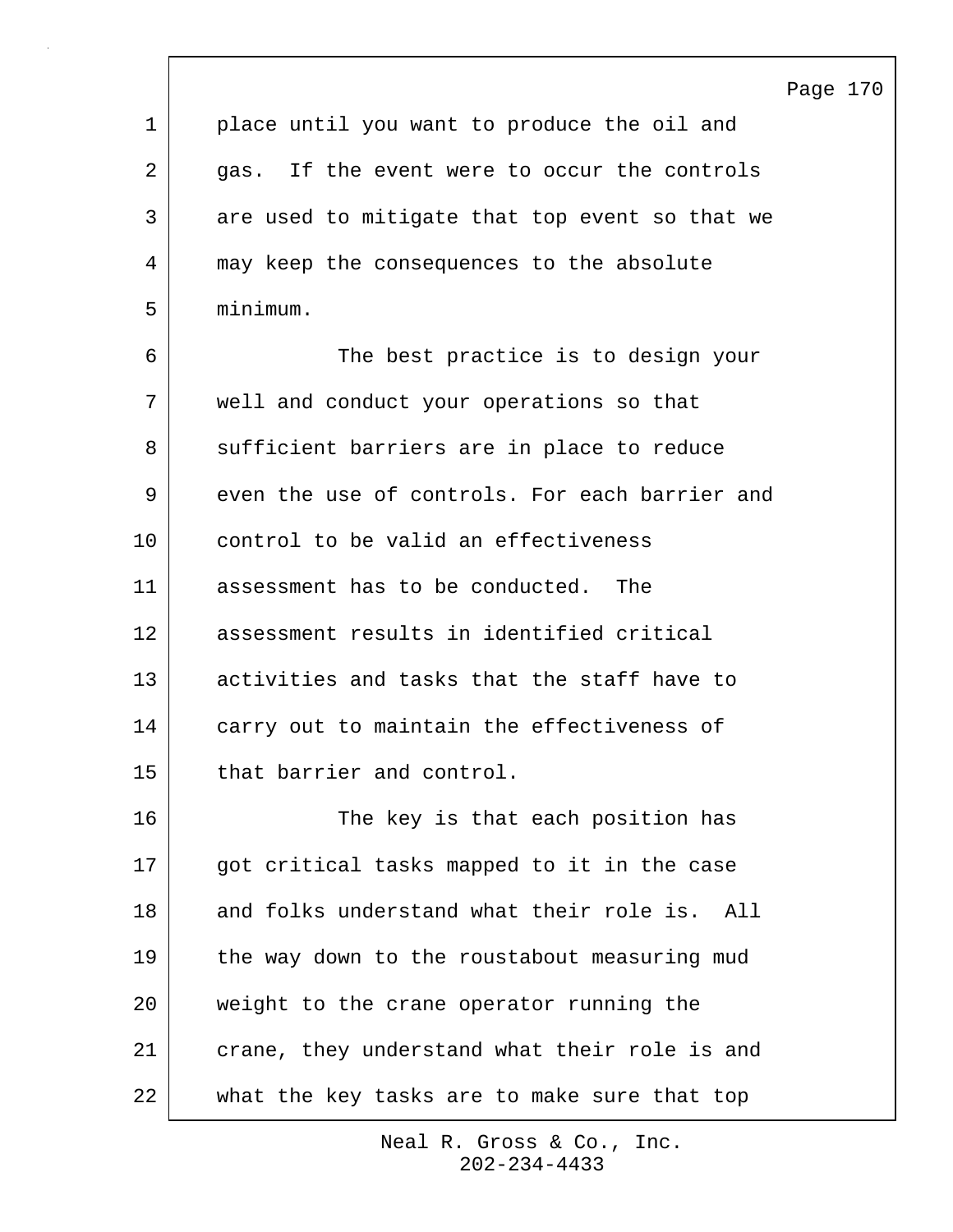place until you want to produce the oil and gas.  If the event were to occur the controls are used to mitigate that top event so that we may keep the consequences to the absolute minimum.

The best practice is to design your well and conduct your operations so that sufficient barriers are in place to reduce even the use of controls. For each barrier and control to be valid an effectiveness assessment has to be conducted.  The assessment results in identified critical activities and tasks that the staff have to carry out to maintain the effectiveness of that barrier and control.

The key is that each position has got critical tasks mapped to it in the case and folks understand what their role is.  All the way down to the roustabout measuring mud weight to the crane operator running the crane, they understand what their role is and what the key tasks are to make sure that top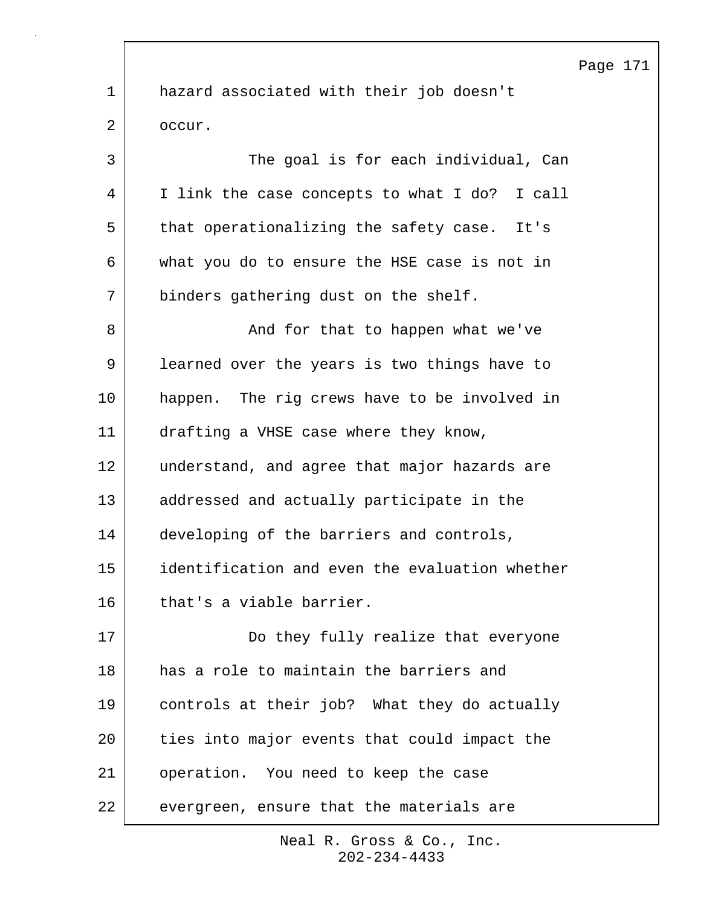hazard associated with their job doesn't occur.

The goal is for each individual, Can I link the case concepts to what I do? I call that operationalizing the safety case. It's what you do to ensure the HSE case is not in binders gathering dust on the shelf.

And for that to happen what we've learned over the years is two things have to happen. The rig crews have to be involved in drafting a VHSE case where they know, understand, and agree that major hazards are addressed and actually participate in the developing of the barriers and controls, identification and even the evaluation whether that's a viable barrier.

Do they fully realize that everyone has a role to maintain the barriers and controls at their job? What they do actually ties into major events that could impact the operation. You need to keep the case evergreen, ensure that the materials are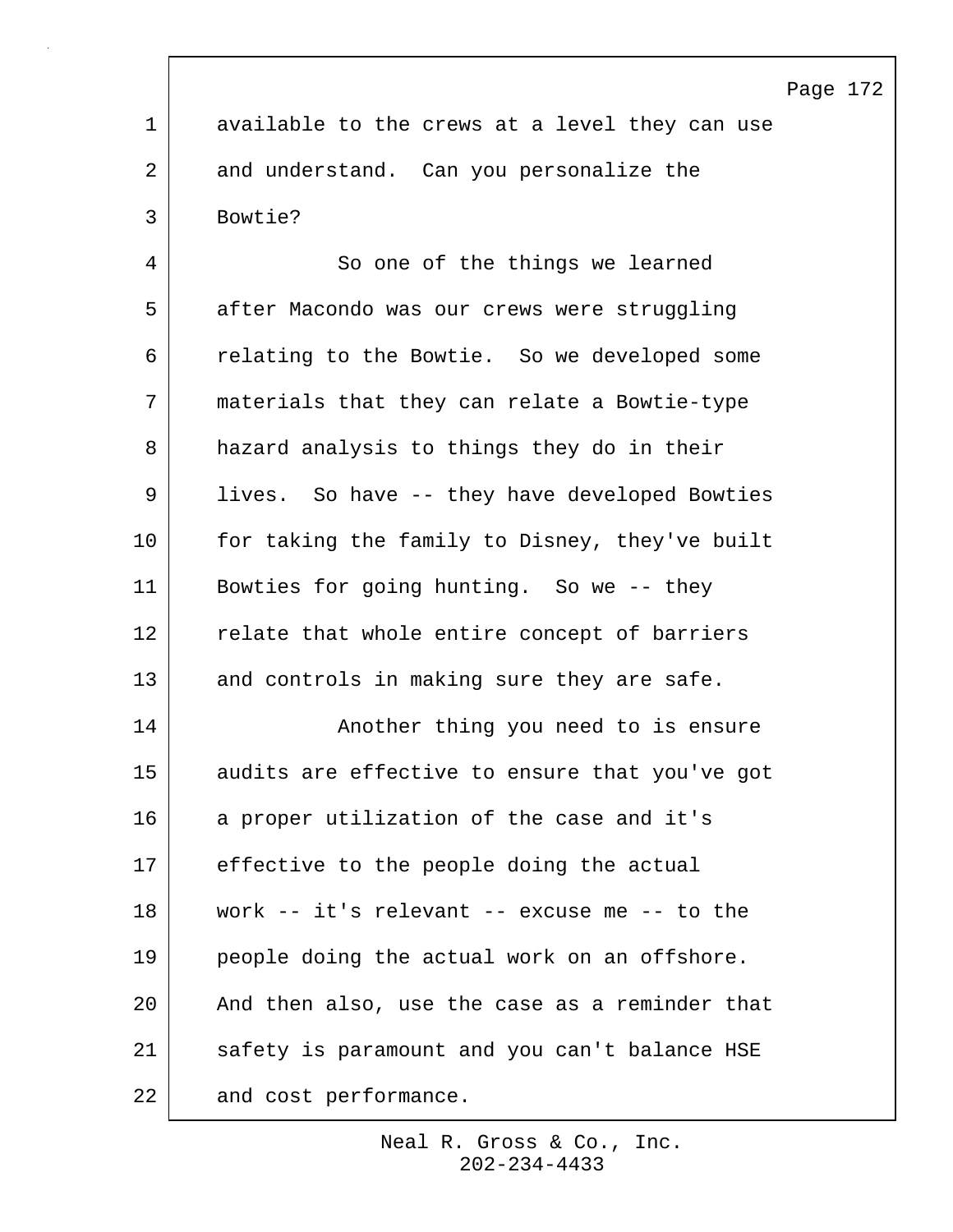available to the crews at a level they can use and understand. Can you personalize the Bowtie?

So one of the things we learned after Macondo was our crews were struggling relating to the Bowtie. So we developed some materials that they can relate a Bowtie-type hazard analysis to things they do in their lives. So have -- they have developed Bowties for taking the family to Disney, they've built Bowties for going hunting. So we -- they relate that whole entire concept of barriers and controls in making sure they are safe.

Another thing you need to is ensure audits are effective to ensure that you've got a proper utilization of the case and it's effective to the people doing the actual work -- it's relevant -- excuse me -- to the people doing the actual work on an offshore. And then also, use the case as a reminder that safety is paramount and you can't balance HSE and cost performance.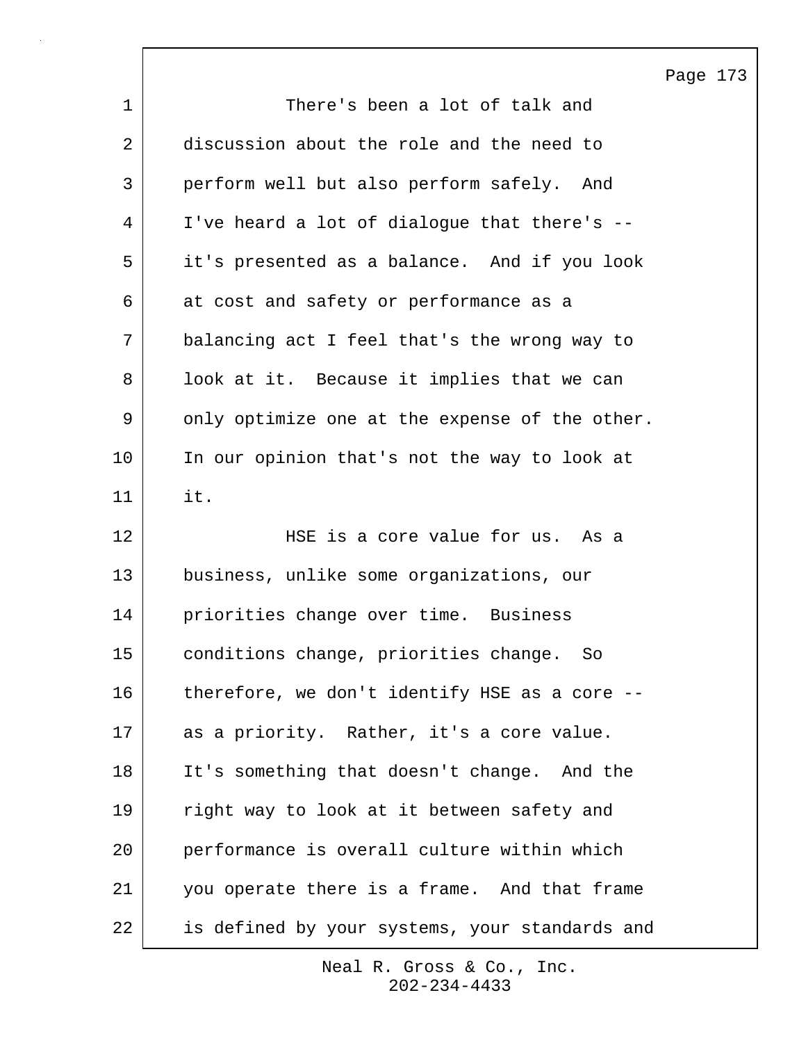There's been a lot of talk and discussion about the role and the need to perform well but also perform safely. And I've heard a lot of dialogue that there's -- it's presented as a balance. And if you look at cost and safety or performance as a balancing act I feel that's the wrong way to look at it. Because it implies that we can only optimize one at the expense of the other. In our opinion that's not the way to look at it.

HSE is a core value for us. As a business, unlike some organizations, our priorities change over time. Business conditions change, priorities change. So therefore, we don't identify HSE as a core -- as a priority. Rather, it's a core value. It's something that doesn't change. And the right way to look at it between safety and performance is overall culture within which you operate there is a frame. And that frame is defined by your systems, your standards and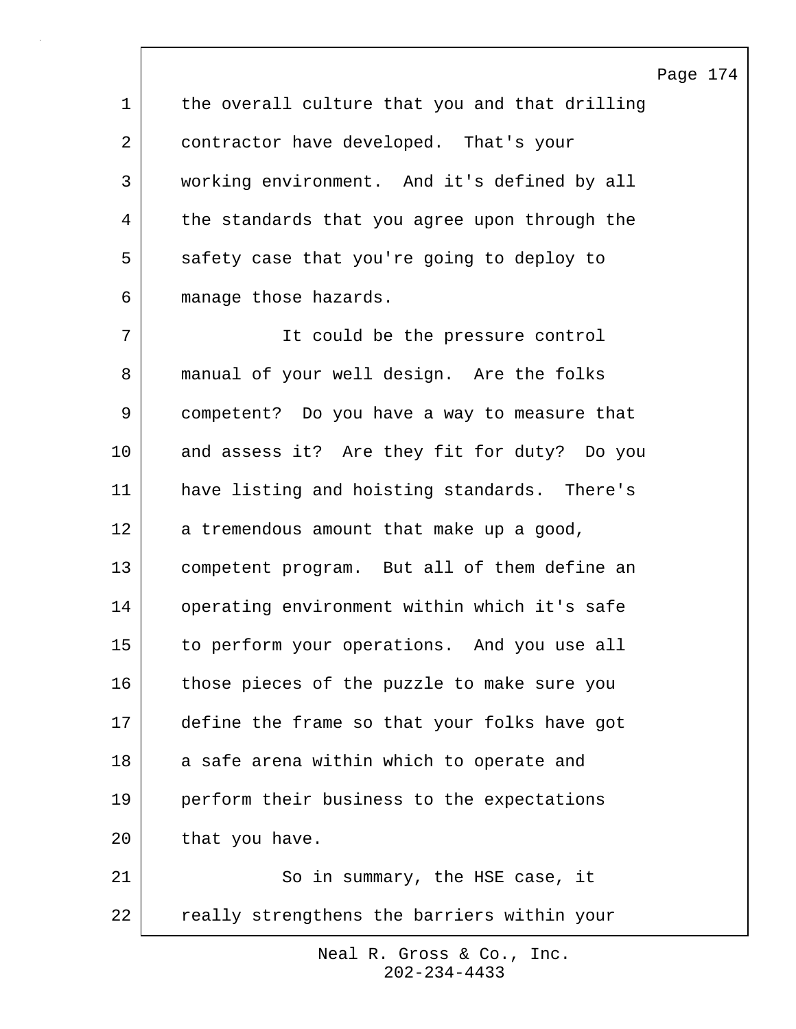the overall culture that you and that drilling contractor have developed. That's your working environment. And it's defined by all the standards that you agree upon through the safety case that you're going to deploy to manage those hazards.

It could be the pressure control manual of your well design. Are the folks competent? Do you have a way to measure that and assess it? Are they fit for duty? Do you have listing and hoisting standards. There's a tremendous amount that make up a good, competent program. But all of them define an operating environment within which it's safe to perform your operations. And you use all those pieces of the puzzle to make sure you define the frame so that your folks have got a safe arena within which to operate and perform their business to the expectations that you have.

So in summary, the HSE case, it really strengthens the barriers within your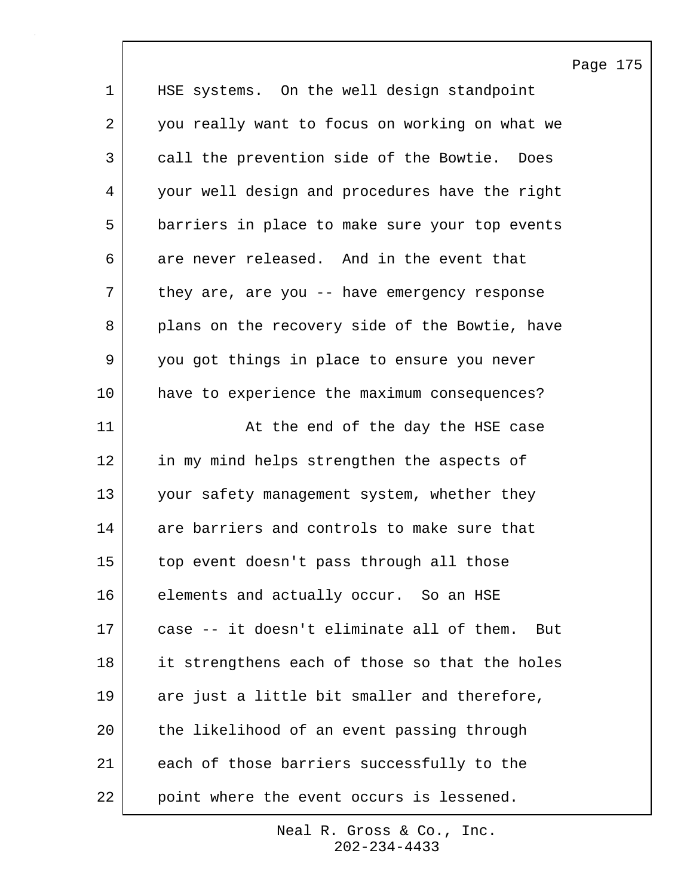HSE systems. On the well design standpoint you really want to focus on working on what we call the prevention side of the Bowtie. Does your well design and procedures have the right barriers in place to make sure your top events are never released. And in the event that they are, are you -- have emergency response plans on the recovery side of the Bowtie, have you got things in place to ensure you never have to experience the maximum consequences?

At the end of the day the HSE case in my mind helps strengthen the aspects of your safety management system, whether they are barriers and controls to make sure that top event doesn't pass through all those elements and actually occur. So an HSE case -- it doesn't eliminate all of them. But it strengthens each of those so that the holes are just a little bit smaller and therefore, the likelihood of an event passing through each of those barriers successfully to the point where the event occurs is lessened.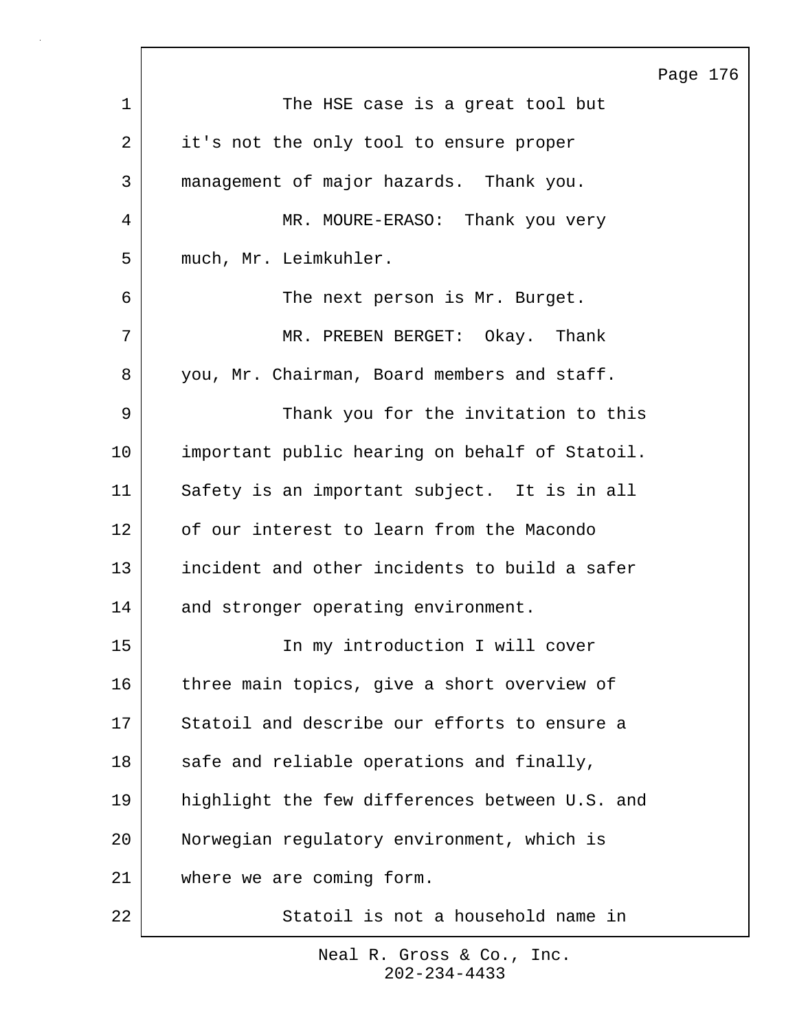The HSE case is a great tool but it's not the only tool to ensure proper management of major hazards. Thank you.

MR. MOURE-ERASO: Thank you very much, Mr. Leimkuhler.

The next person is Mr. Burget.

MR. PREBEN BERGET: Okay. Thank you, Mr. Chairman, Board members and staff.

Thank you for the invitation to this important public hearing on behalf of Statoil. Safety is an important subject. It is in all of our interest to learn from the Macondo incident and other incidents to build a safer and stronger operating environment.

In my introduction I will cover three main topics, give a short overview of Statoil and describe our efforts to ensure a safe and reliable operations and finally, highlight the few differences between U.S. and Norwegian regulatory environment, which is where we are coming form.

Statoil is not a household name in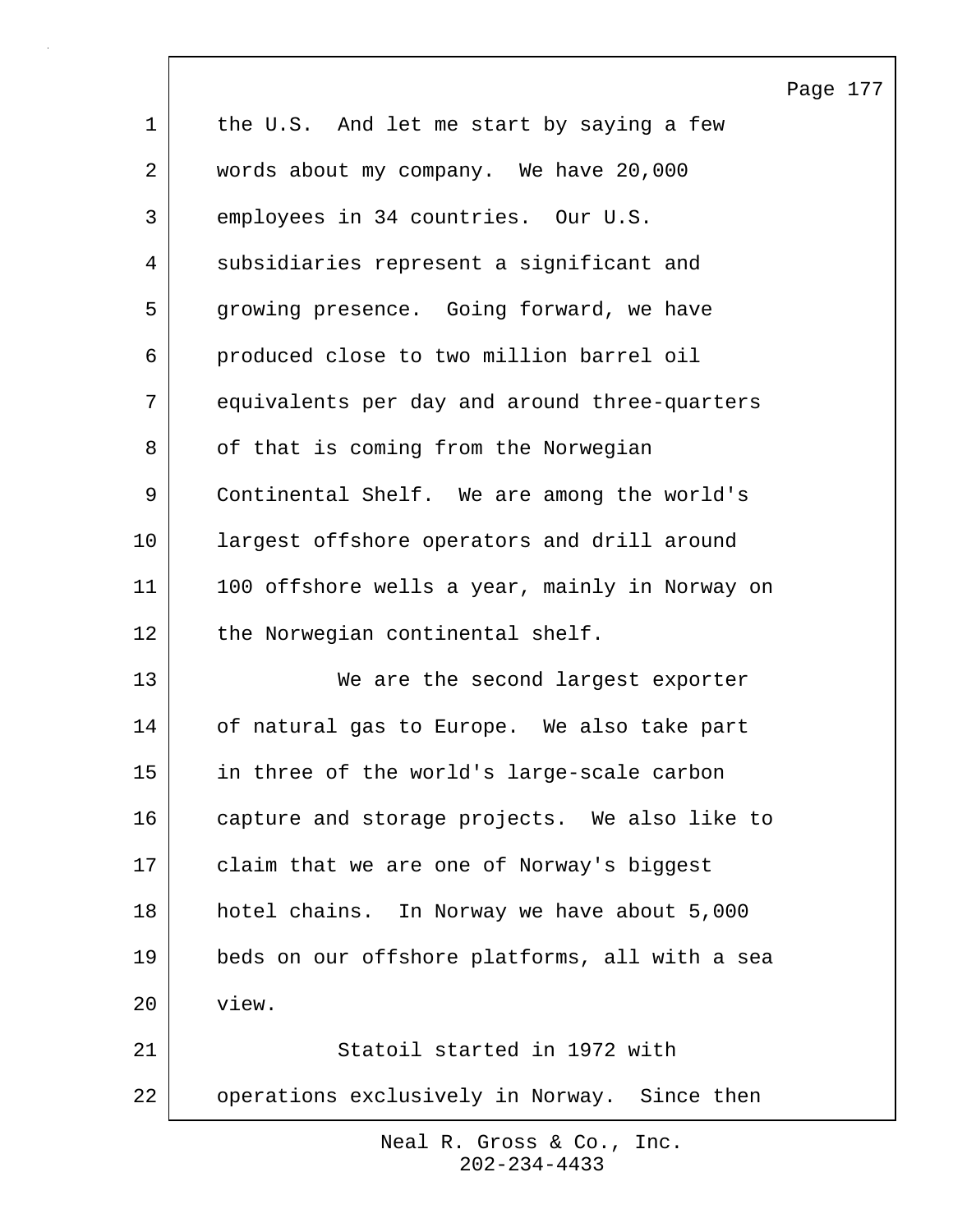the U.S. And let me start by saying a few words about my company. We have 20,000 employees in 34 countries. Our U.S. subsidiaries represent a significant and growing presence. Going forward, we have produced close to two million barrel oil equivalents per day and around three-quarters of that is coming from the Norwegian Continental Shelf. We are among the world's largest offshore operators and drill around 100 offshore wells a year, mainly in Norway on the Norwegian continental shelf.

We are the second largest exporter of natural gas to Europe. We also take part in three of the world's large-scale carbon capture and storage projects. We also like to claim that we are one of Norway's biggest hotel chains. In Norway we have about 5,000 beds on our offshore platforms, all with a sea view.

Statoil started in 1972 with operations exclusively in Norway. Since then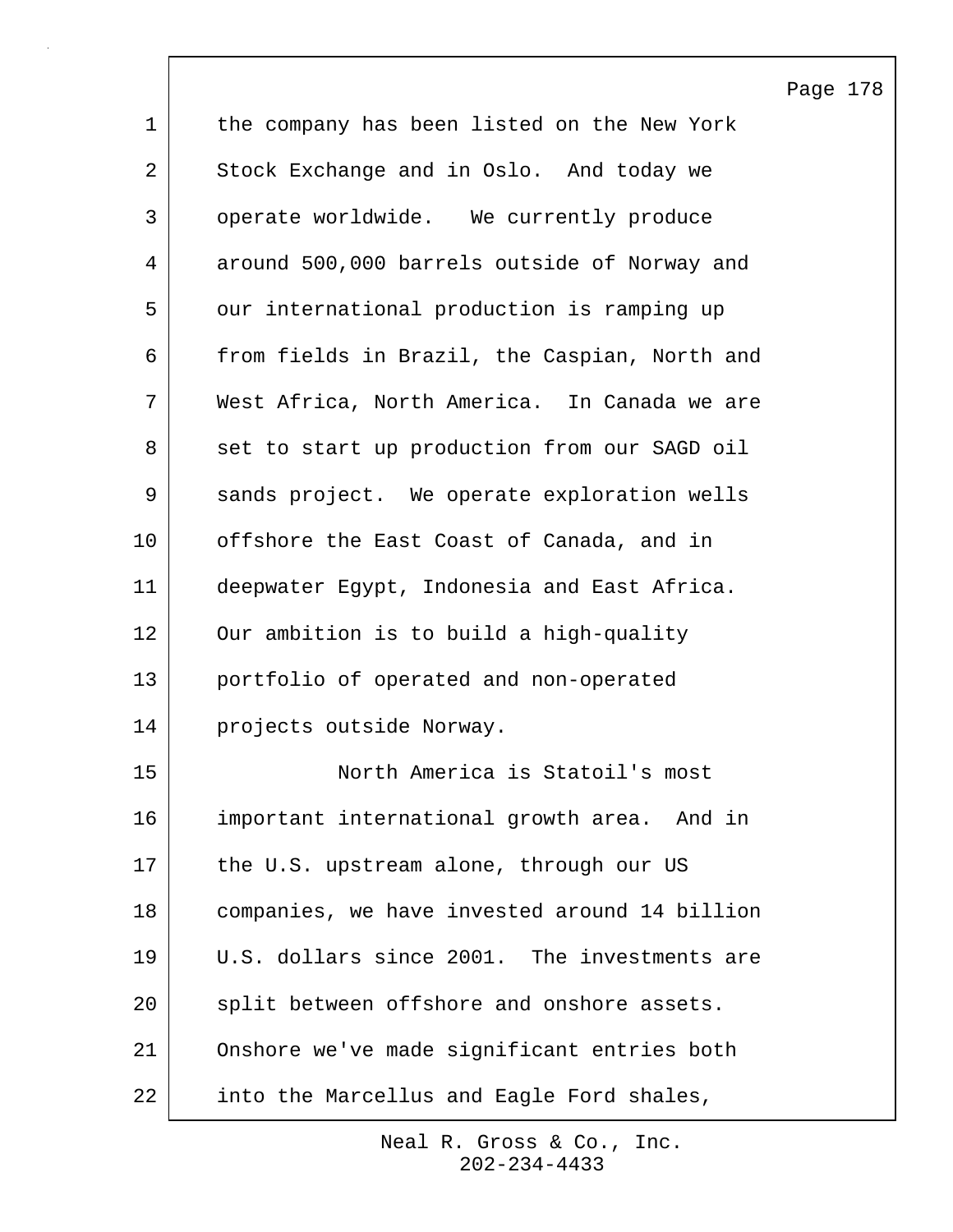the company has been listed on the New York Stock Exchange and in Oslo. And today we operate worldwide. We currently produce around 500,000 barrels outside of Norway and our international production is ramping up from fields in Brazil, the Caspian, North and West Africa, North America. In Canada we are set to start up production from our SAGD oil sands project. We operate exploration wells offshore the East Coast of Canada, and in deepwater Egypt, Indonesia and East Africa. Our ambition is to build a high-quality portfolio of operated and non-operated projects outside Norway.

North America is Statoil's most important international growth area. And in the U.S. upstream alone, through our US companies, we have invested around 14 billion U.S. dollars since 2001. The investments are split between offshore and onshore assets. Onshore we've made significant entries both into the Marcellus and Eagle Ford shales,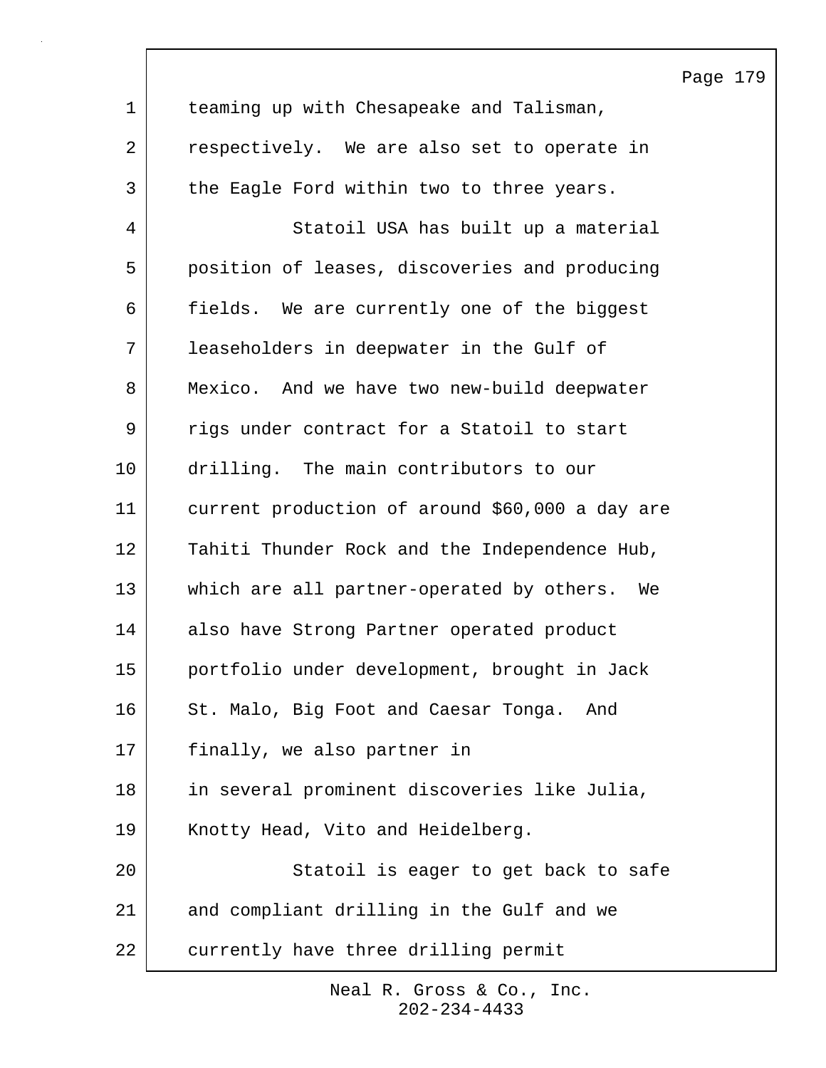teaming up with Chesapeake and Talisman, respectively. We are also set to operate in the Eagle Ford within two to three years.

Statoil USA has built up a material position of leases, discoveries and producing fields. We are currently one of the biggest leaseholders in deepwater in the Gulf of Mexico. And we have two new-build deepwater rigs under contract for a Statoil to start drilling. The main contributors to our current production of around $60,000 a day are Tahiti Thunder Rock and the Independence Hub, which are all partner-operated by others. We also have Strong Partner operated product portfolio under development, brought in Jack St. Malo, Big Foot and Caesar Tonga. And finally, we also partner in in several prominent discoveries like Julia, Knotty Head, Vito and Heidelberg.

Statoil is eager to get back to safe and compliant drilling in the Gulf and we currently have three drilling permit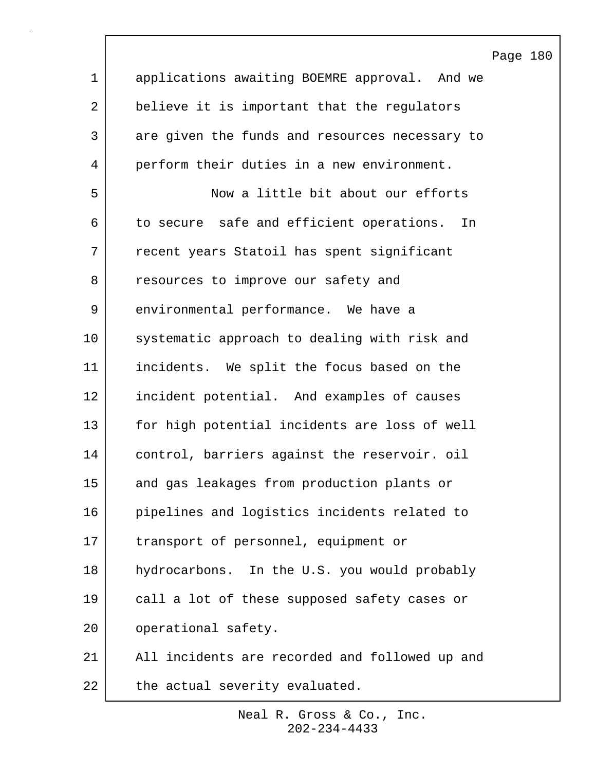applications awaiting BOEMRE approval. And we believe it is important that the regulators are given the funds and resources necessary to perform their duties in a new environment.

Now a little bit about our efforts to secure safe and efficient operations. In recent years Statoil has spent significant resources to improve our safety and environmental performance. We have a systematic approach to dealing with risk and incidents. We split the focus based on the incident potential. And examples of causes for high potential incidents are loss of well control, barriers against the reservoir. oil and gas leakages from production plants or pipelines and logistics incidents related to transport of personnel, equipment or hydrocarbons. In the U.S. you would probably call a lot of these supposed safety cases or operational safety.

All incidents are recorded and followed up and the actual severity evaluated.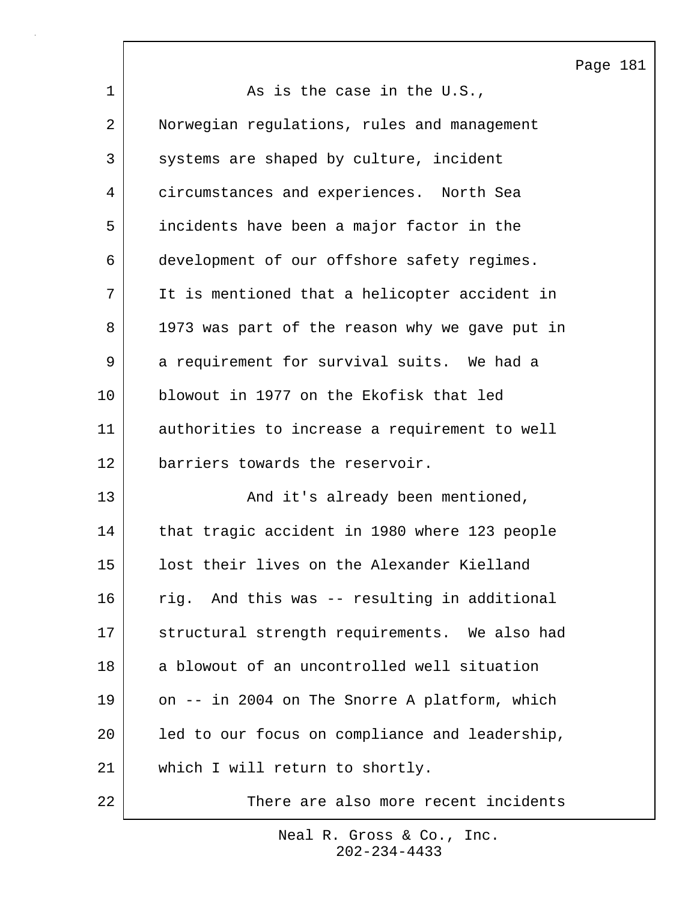As is the case in the U.S., Norwegian regulations, rules and management systems are shaped by culture, incident circumstances and experiences. North Sea incidents have been a major factor in the development of our offshore safety regimes. It is mentioned that a helicopter accident in 1973 was part of the reason why we gave put in a requirement for survival suits. We had a blowout in 1977 on the Ekofisk that led authorities to increase a requirement to well barriers towards the reservoir.

And it's already been mentioned, that tragic accident in 1980 where 123 people lost their lives on the Alexander Kielland rig. And this was -- resulting in additional structural strength requirements. We also had a blowout of an uncontrolled well situation on -- in 2004 on The Snorre A platform, which led to our focus on compliance and leadership, which I will return to shortly.

There are also more recent incidents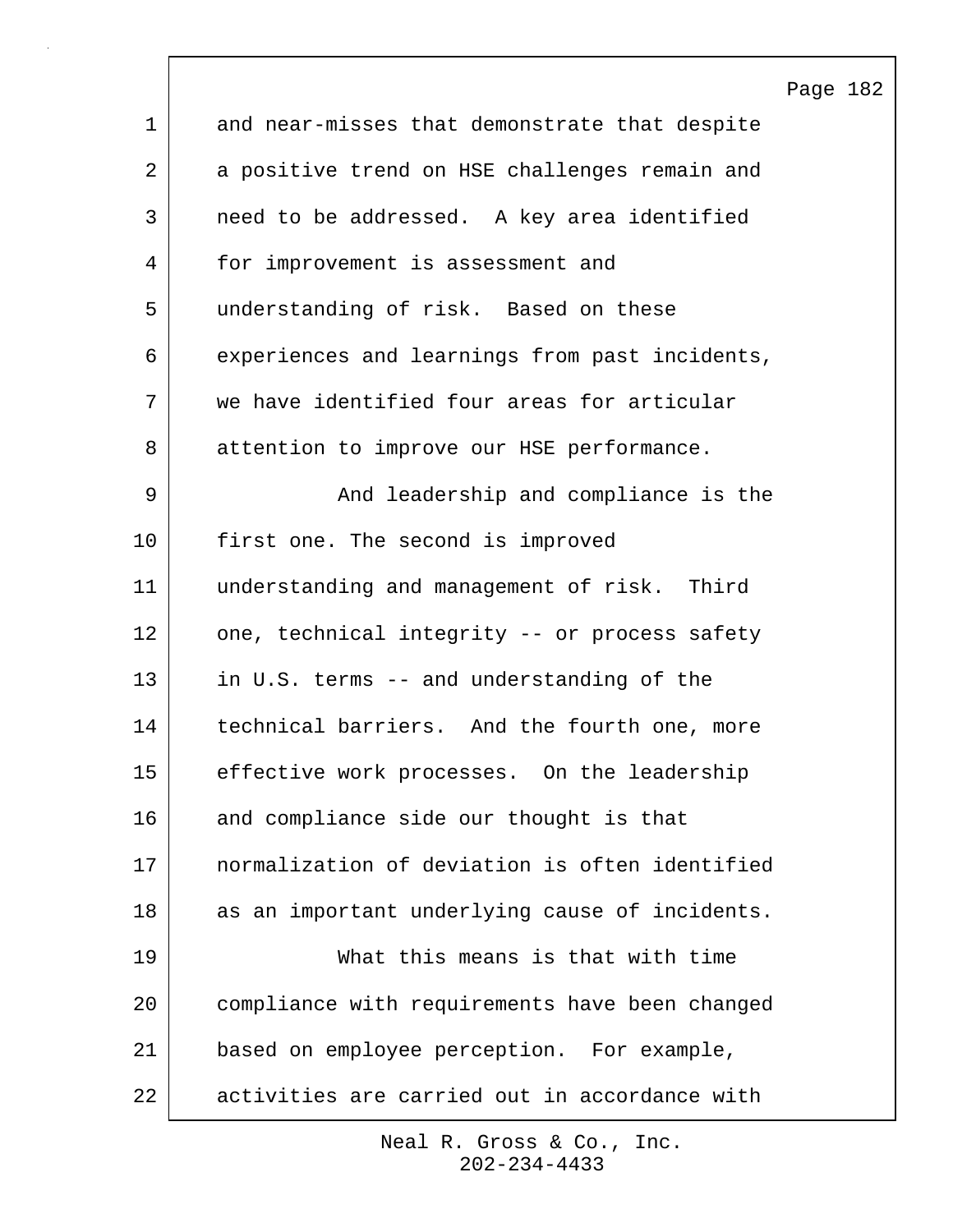and near-misses that demonstrate that despite a positive trend on HSE challenges remain and need to be addressed. A key area identified for improvement is assessment and understanding of risk. Based on these experiences and learnings from past incidents, we have identified four areas for articular attention to improve our HSE performance.

And leadership and compliance is the first one. The second is improved understanding and management of risk. Third one, technical integrity -- or process safety in U.S. terms -- and understanding of the technical barriers. And the fourth one, more effective work processes. On the leadership and compliance side our thought is that normalization of deviation is often identified as an important underlying cause of incidents.

What this means is that with time compliance with requirements have been changed based on employee perception. For example, activities are carried out in accordance with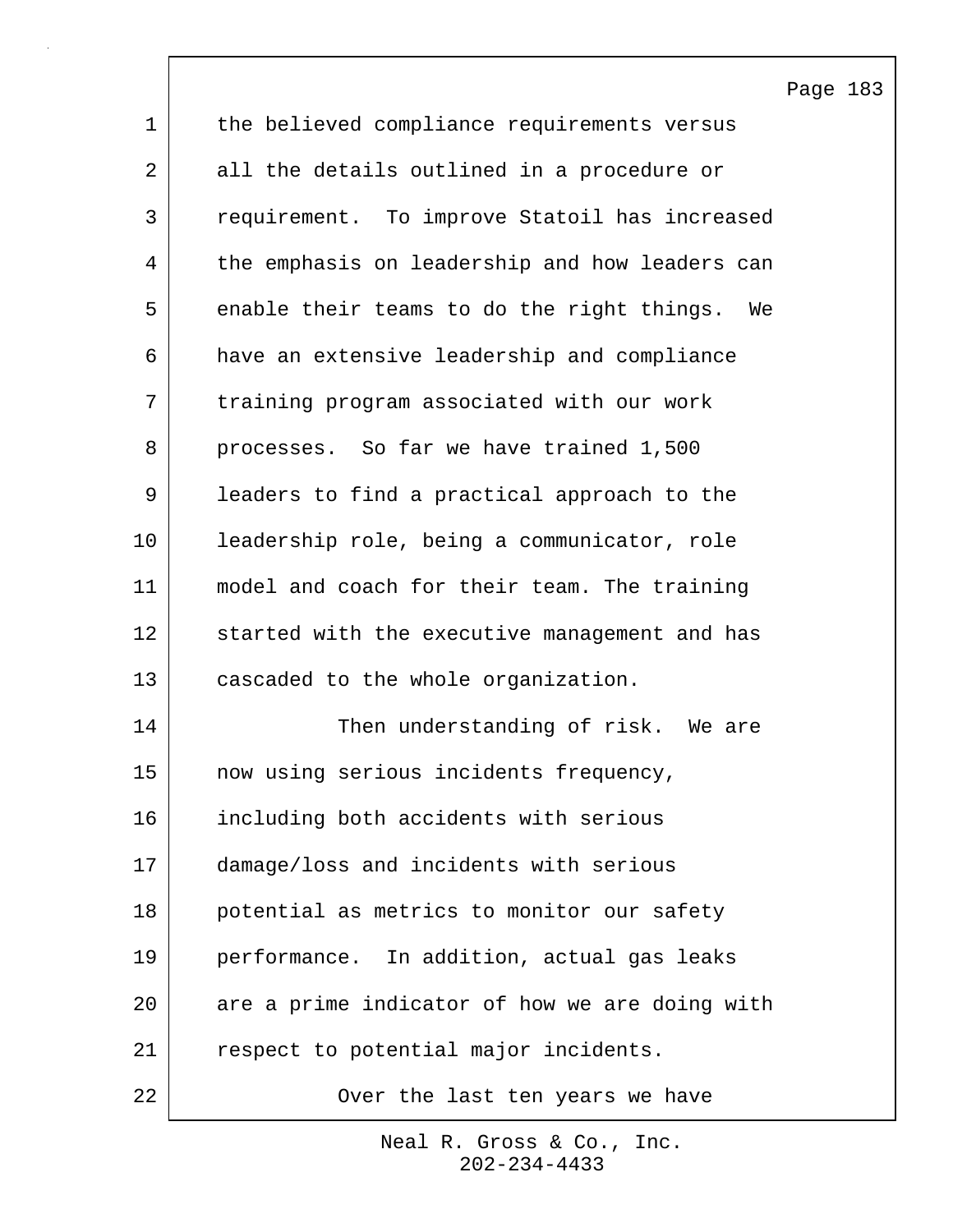the believed compliance requirements versus all the details outlined in a procedure or requirement. To improve Statoil has increased the emphasis on leadership and how leaders can enable their teams to do the right things. We have an extensive leadership and compliance training program associated with our work processes. So far we have trained 1,500 leaders to find a practical approach to the leadership role, being a communicator, role model and coach for their team. The training started with the executive management and has cascaded to the whole organization.

Then understanding of risk. We are now using serious incidents frequency, including both accidents with serious damage/loss and incidents with serious potential as metrics to monitor our safety performance. In addition, actual gas leaks are a prime indicator of how we are doing with respect to potential major incidents.

Over the last ten years we have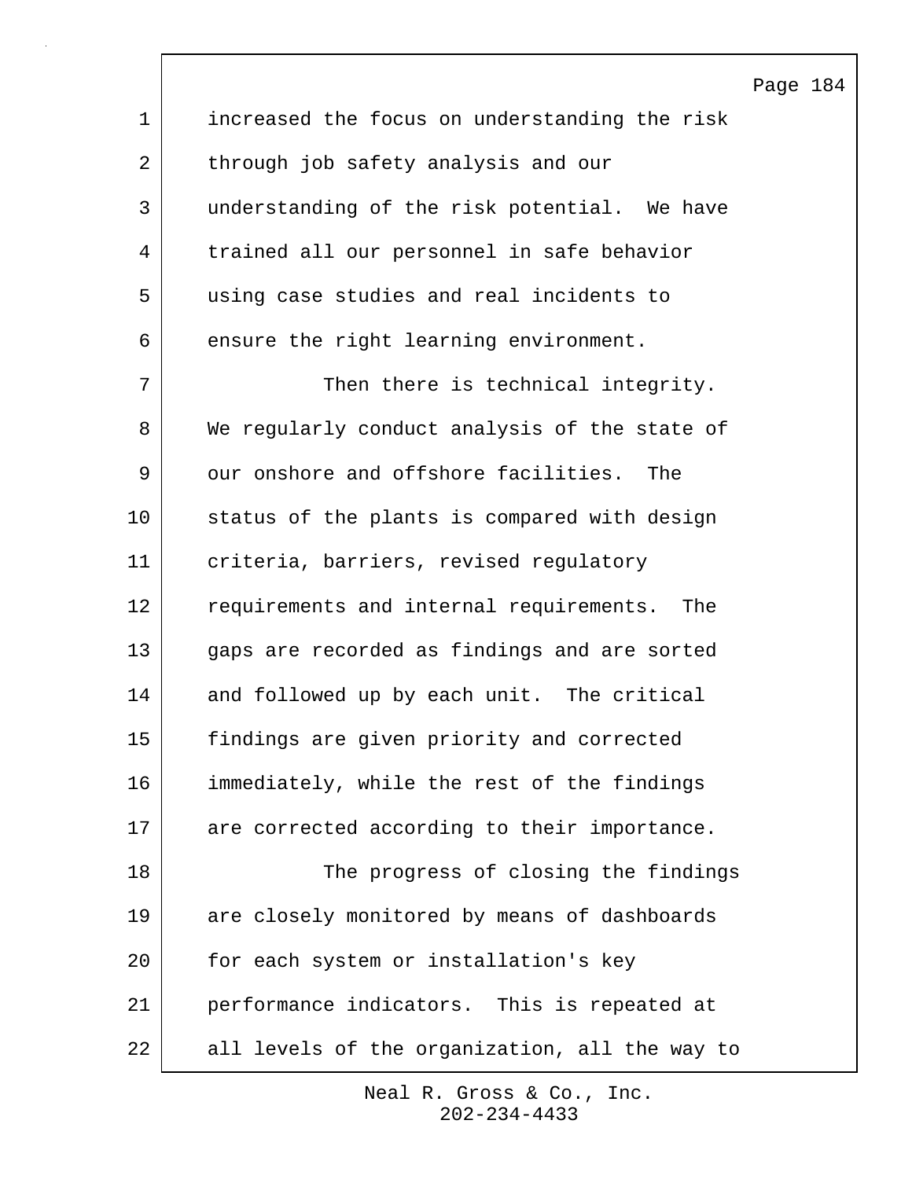increased the focus on understanding the risk through job safety analysis and our understanding of the risk potential. We have trained all our personnel in safe behavior using case studies and real incidents to ensure the right learning environment.

Then there is technical integrity. We regularly conduct analysis of the state of our onshore and offshore facilities. The status of the plants is compared with design criteria, barriers, revised regulatory requirements and internal requirements. The gaps are recorded as findings and are sorted and followed up by each unit. The critical findings are given priority and corrected immediately, while the rest of the findings are corrected according to their importance.

The progress of closing the findings are closely monitored by means of dashboards for each system or installation's key performance indicators. This is repeated at all levels of the organization, all the way to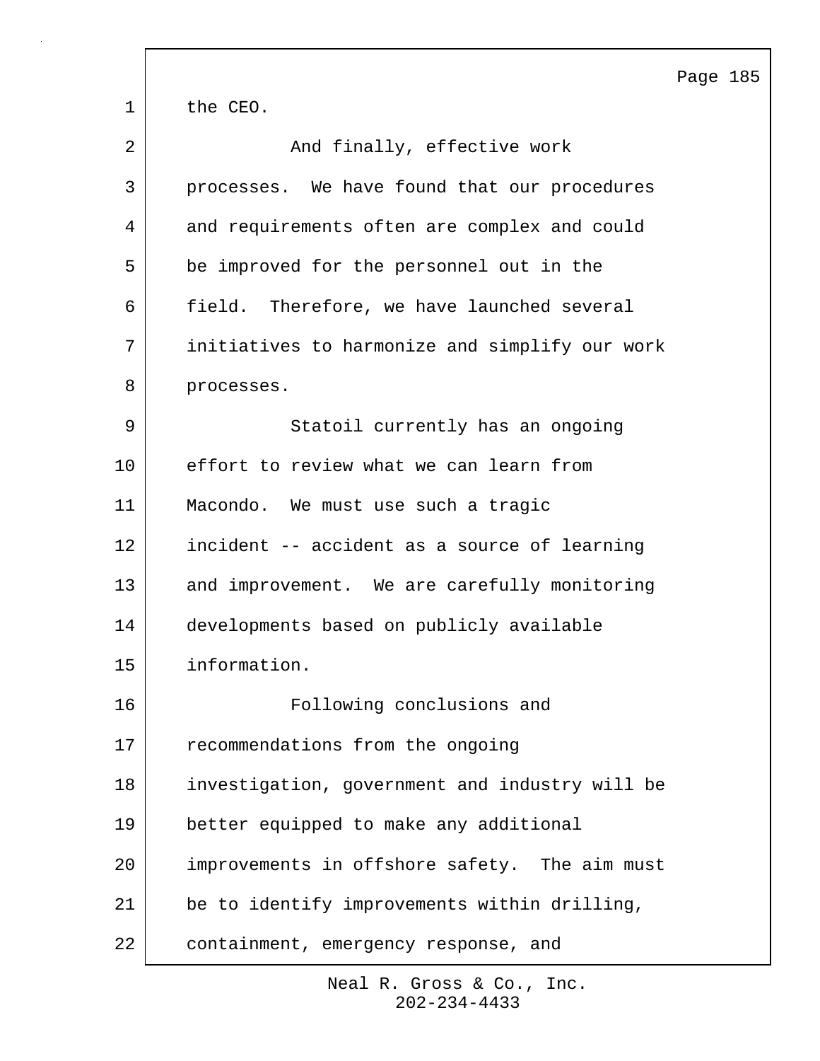the CEO.

And finally, effective work processes. We have found that our procedures and requirements often are complex and could be improved for the personnel out in the field. Therefore, we have launched several initiatives to harmonize and simplify our work processes.

Statoil currently has an ongoing effort to review what we can learn from Macondo. We must use such a tragic incident -- accident as a source of learning and improvement. We are carefully monitoring developments based on publicly available information.

Following conclusions and recommendations from the ongoing investigation, government and industry will be better equipped to make any additional improvements in offshore safety. The aim must be to identify improvements within drilling, containment, emergency response, and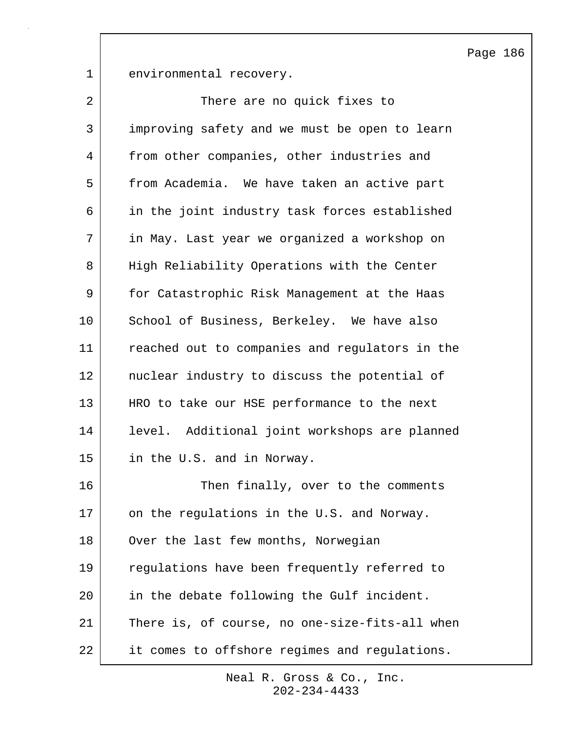environmental recovery.

There are no quick fixes to improving safety and we must be open to learn from other companies, other industries and from Academia. We have taken an active part in the joint industry task forces established in May. Last year we organized a workshop on High Reliability Operations with the Center for Catastrophic Risk Management at the Haas School of Business, Berkeley. We have also reached out to companies and regulators in the nuclear industry to discuss the potential of HRO to take our HSE performance to the next level. Additional joint workshops are planned in the U.S. and in Norway.

Then finally, over to the comments on the regulations in the U.S. and Norway. Over the last few months, Norwegian regulations have been frequently referred to in the debate following the Gulf incident. There is, of course, no one-size-fits-all when it comes to offshore regimes and regulations.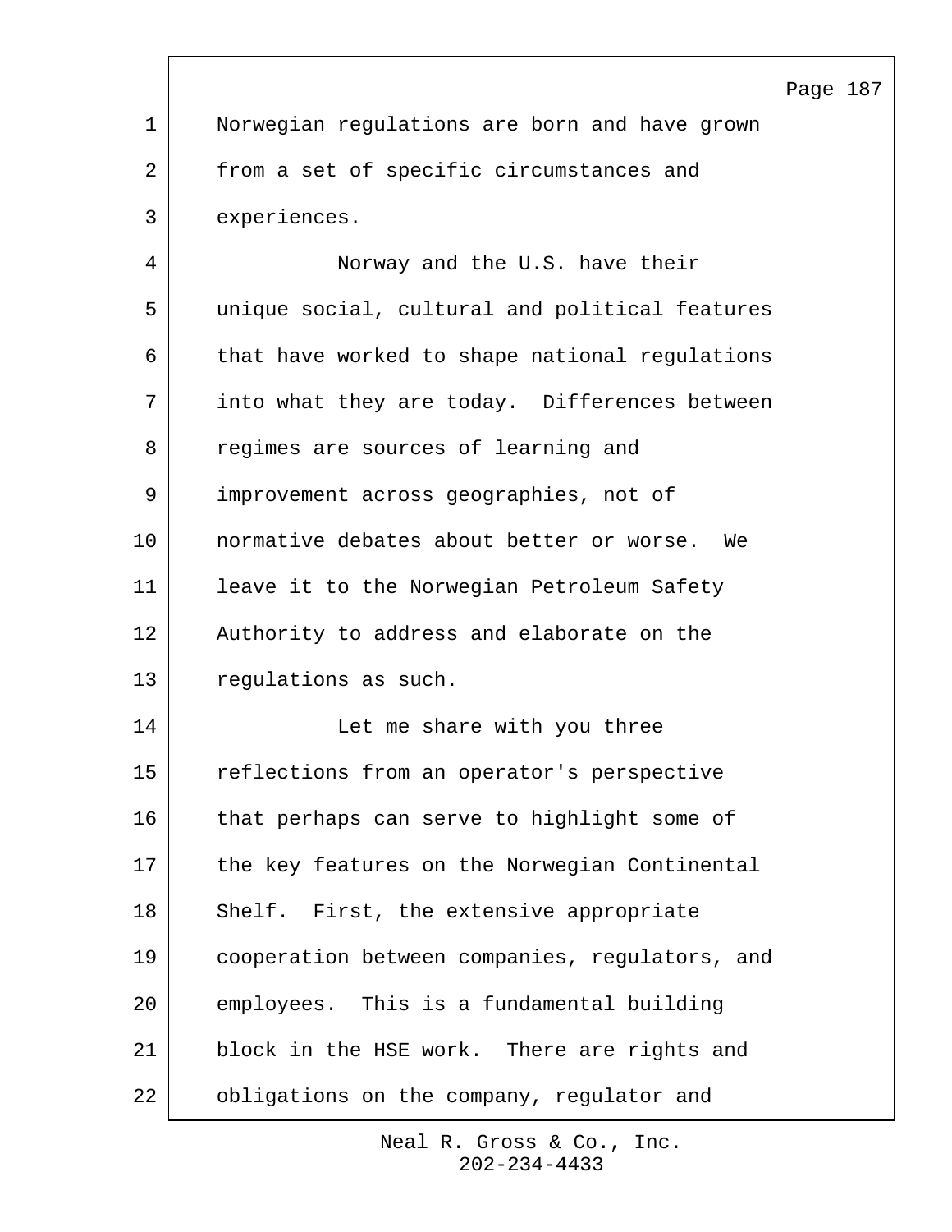Norwegian regulations are born and have grown from a set of specific circumstances and experiences.

Norway and the U.S. have their unique social, cultural and political features that have worked to shape national regulations into what they are today. Differences between regimes are sources of learning and improvement across geographies, not of normative debates about better or worse. We leave it to the Norwegian Petroleum Safety Authority to address and elaborate on the regulations as such.

Let me share with you three reflections from an operator's perspective that perhaps can serve to highlight some of the key features on the Norwegian Continental Shelf. First, the extensive appropriate cooperation between companies, regulators, and employees. This is a fundamental building block in the HSE work. There are rights and obligations on the company, regulator and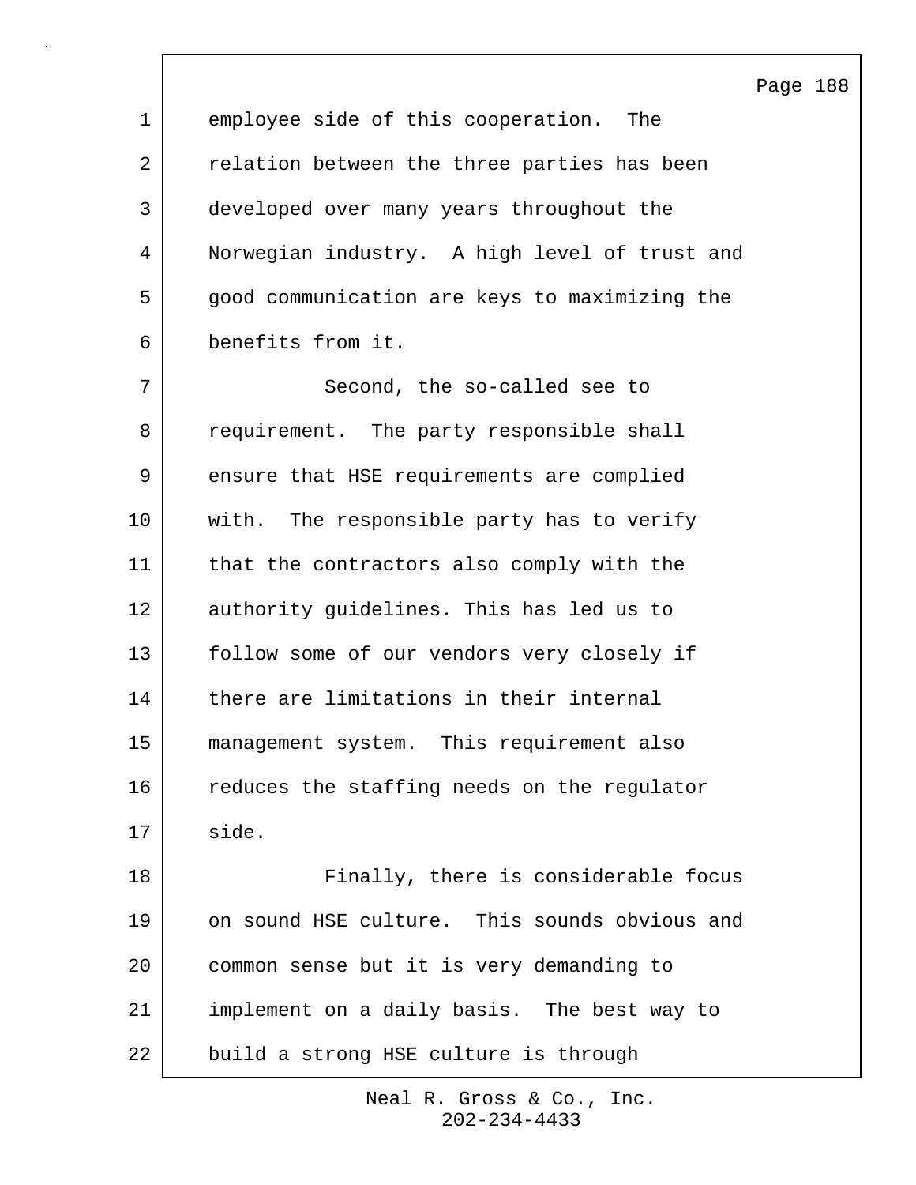employee side of this cooperation. The relation between the three parties has been developed over many years throughout the Norwegian industry. A high level of trust and good communication are keys to maximizing the benefits from it.

Second, the so-called see to requirement. The party responsible shall ensure that HSE requirements are complied with. The responsible party has to verify that the contractors also comply with the authority guidelines. This has led us to follow some of our vendors very closely if there are limitations in their internal management system. This requirement also reduces the staffing needs on the regulator side.

Finally, there is considerable focus on sound HSE culture. This sounds obvious and common sense but it is very demanding to implement on a daily basis. The best way to build a strong HSE culture is through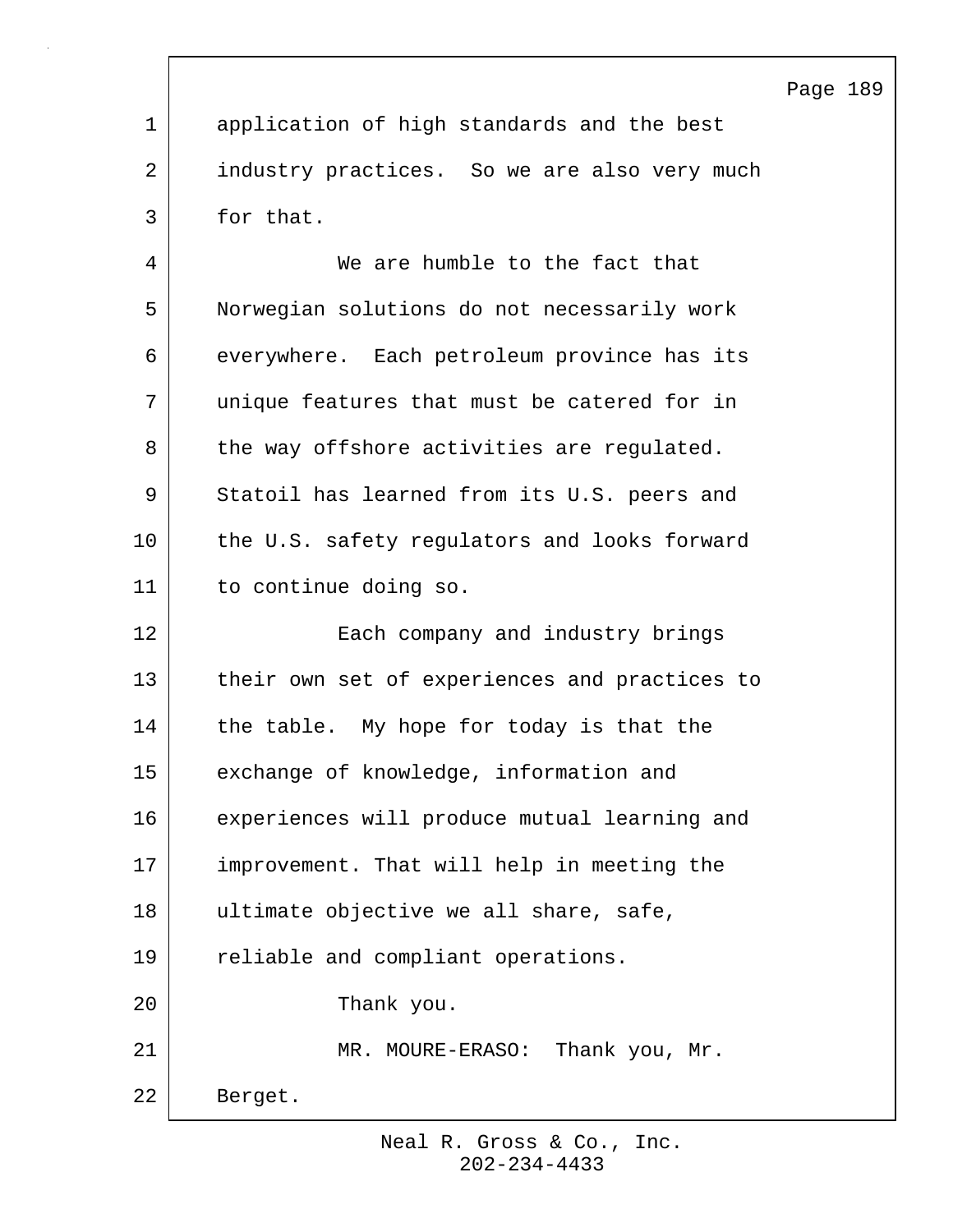application of high standards and the best industry practices. So we are also very much for that.

We are humble to the fact that Norwegian solutions do not necessarily work everywhere. Each petroleum province has its unique features that must be catered for in the way offshore activities are regulated. Statoil has learned from its U.S. peers and the U.S. safety regulators and looks forward to continue doing so.

Each company and industry brings their own set of experiences and practices to the table. My hope for today is that the exchange of knowledge, information and experiences will produce mutual learning and improvement. That will help in meeting the ultimate objective we all share, safe, reliable and compliant operations.

Thank you.

MR. MOURE-ERASO: Thank you, Mr. Berget.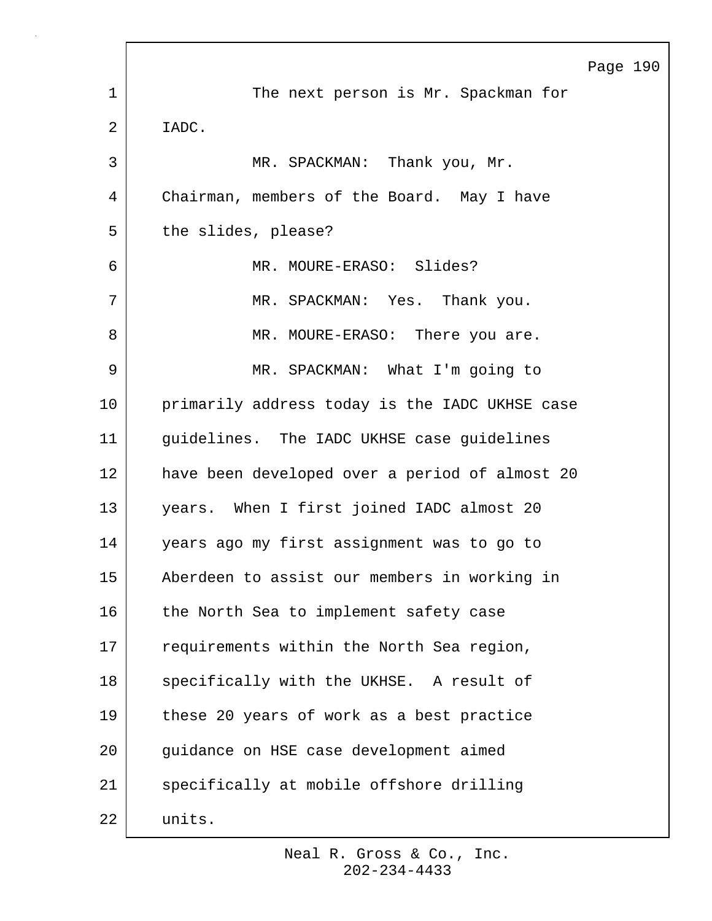The next person is Mr. Spackman for IADC.

MR. SPACKMAN: Thank you, Mr. Chairman, members of the Board. May I have the slides, please?

MR. MOURE-ERASO: Slides?

MR. SPACKMAN: Yes. Thank you.

MR. MOURE-ERASO: There you are.

MR. SPACKMAN: What I'm going to primarily address today is the IADC UKHSE case guidelines. The IADC UKHSE case guidelines have been developed over a period of almost 20 years. When I first joined IADC almost 20 years ago my first assignment was to go to Aberdeen to assist our members in working in the North Sea to implement safety case requirements within the North Sea region, specifically with the UKHSE. A result of these 20 years of work as a best practice guidance on HSE case development aimed specifically at mobile offshore drilling units.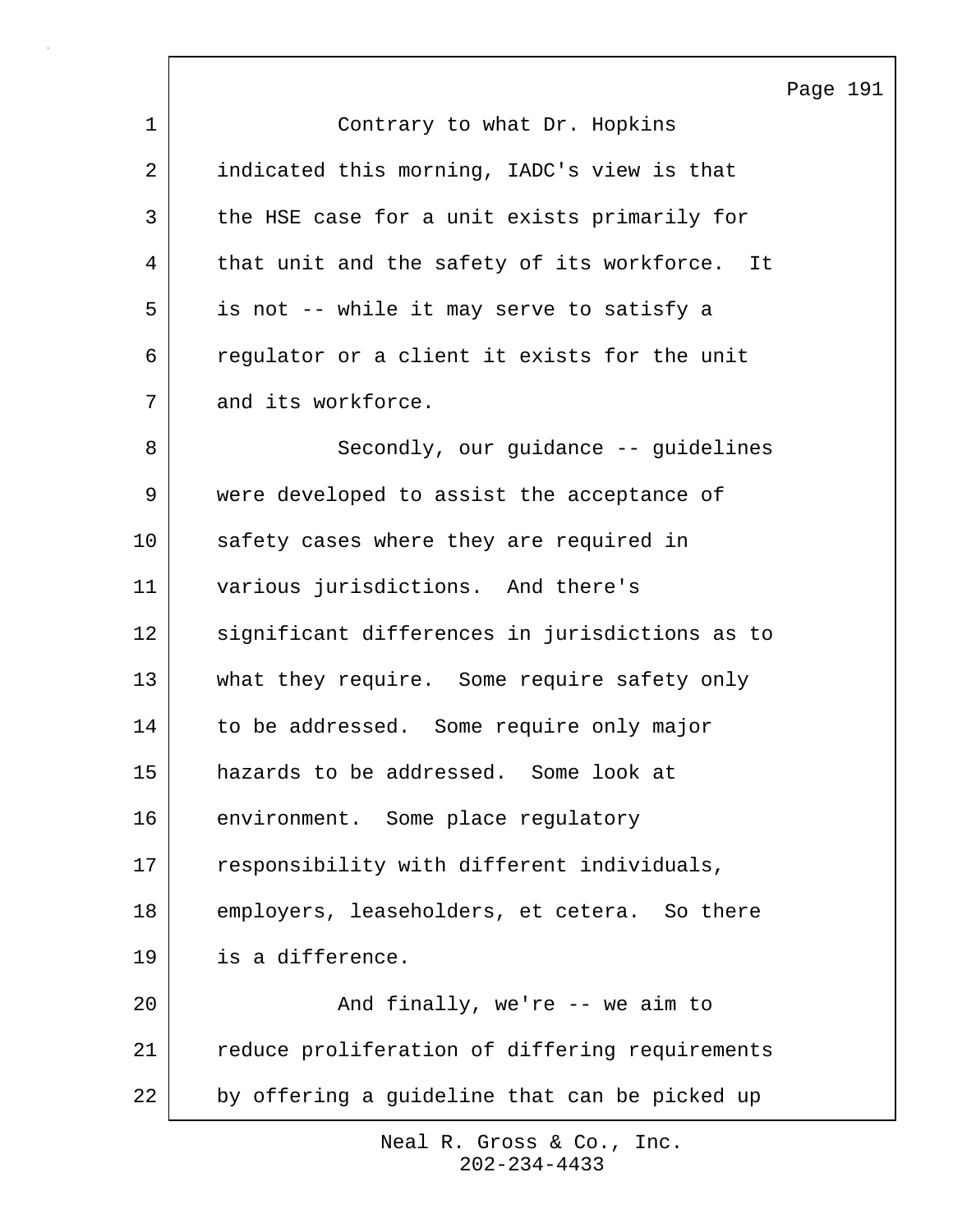Contrary to what Dr. Hopkins indicated this morning, IADC's view is that the HSE case for a unit exists primarily for that unit and the safety of its workforce. It is not -- while it may serve to satisfy a regulator or a client it exists for the unit and its workforce.

Secondly, our guidance -- guidelines were developed to assist the acceptance of safety cases where they are required in various jurisdictions. And there's significant differences in jurisdictions as to what they require. Some require safety only to be addressed. Some require only major hazards to be addressed. Some look at environment. Some place regulatory responsibility with different individuals, employers, leaseholders, et cetera. So there is a difference.

And finally, we're -- we aim to reduce proliferation of differing requirements by offering a guideline that can be picked up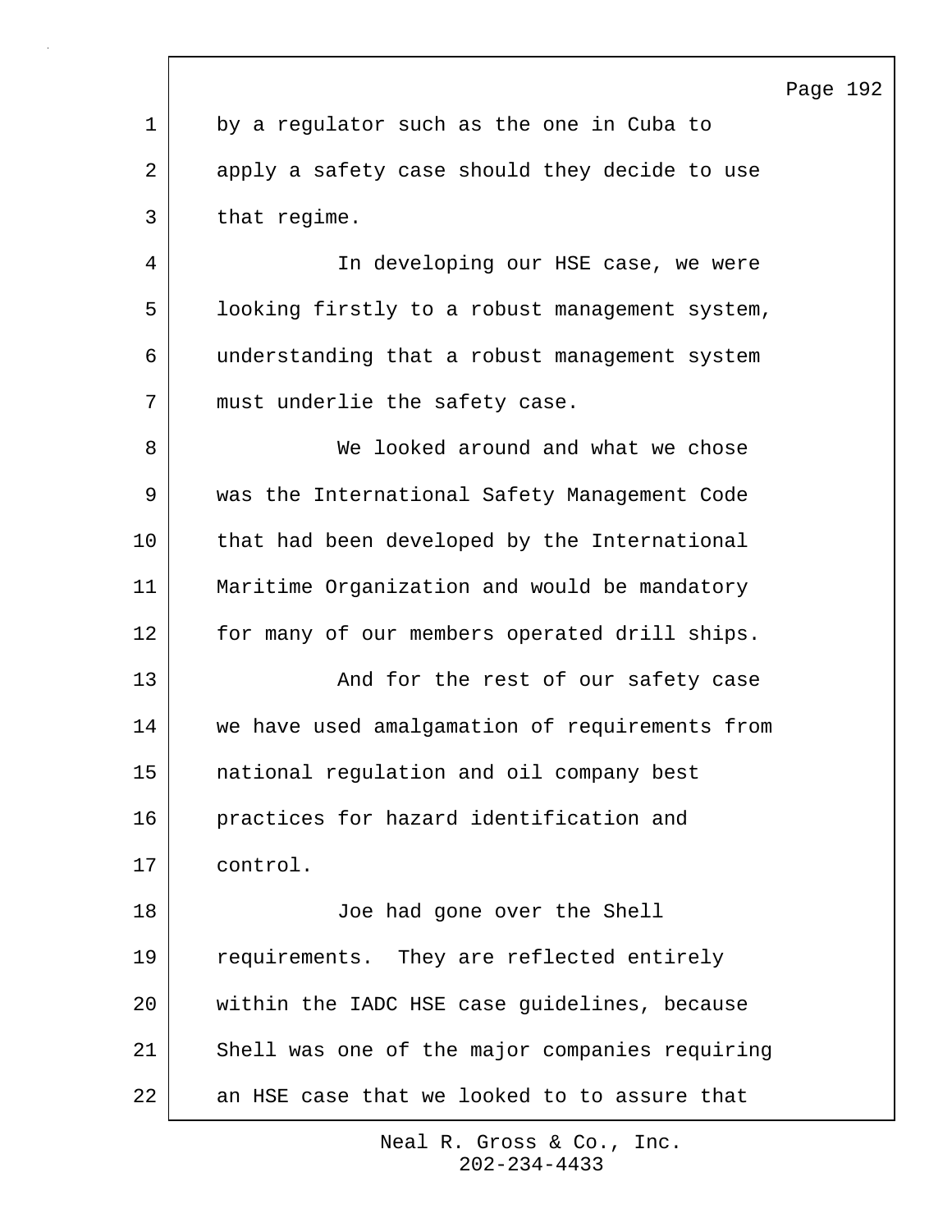by a regulator such as the one in Cuba to apply a safety case should they decide to use that regime.

In developing our HSE case, we were looking firstly to a robust management system, understanding that a robust management system must underlie the safety case.

We looked around and what we chose was the International Safety Management Code that had been developed by the International Maritime Organization and would be mandatory for many of our members operated drill ships.

And for the rest of our safety case we have used amalgamation of requirements from national regulation and oil company best practices for hazard identification and control.

Joe had gone over the Shell requirements. They are reflected entirely within the IADC HSE case guidelines, because Shell was one of the major companies requiring an HSE case that we looked to to assure that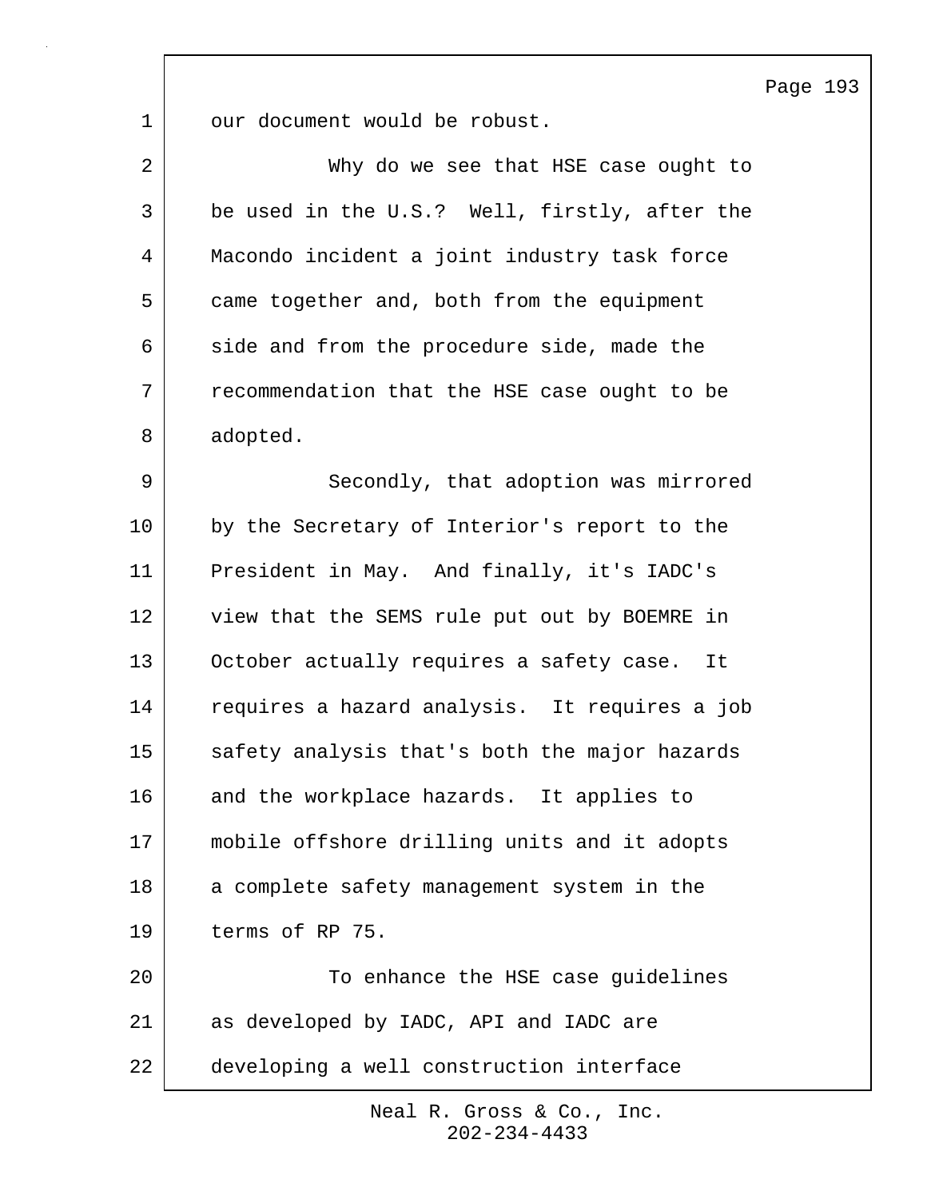our document would be robust.

Why do we see that HSE case ought to be used in the U.S.? Well, firstly, after the Macondo incident a joint industry task force came together and, both from the equipment side and from the procedure side, made the recommendation that the HSE case ought to be adopted.

Secondly, that adoption was mirrored by the Secretary of Interior's report to the President in May. And finally, it's IADC's view that the SEMS rule put out by BOEMRE in October actually requires a safety case. It requires a hazard analysis. It requires a job safety analysis that's both the major hazards and the workplace hazards. It applies to mobile offshore drilling units and it adopts a complete safety management system in the terms of RP 75.

To enhance the HSE case guidelines as developed by IADC, API and IADC are developing a well construction interface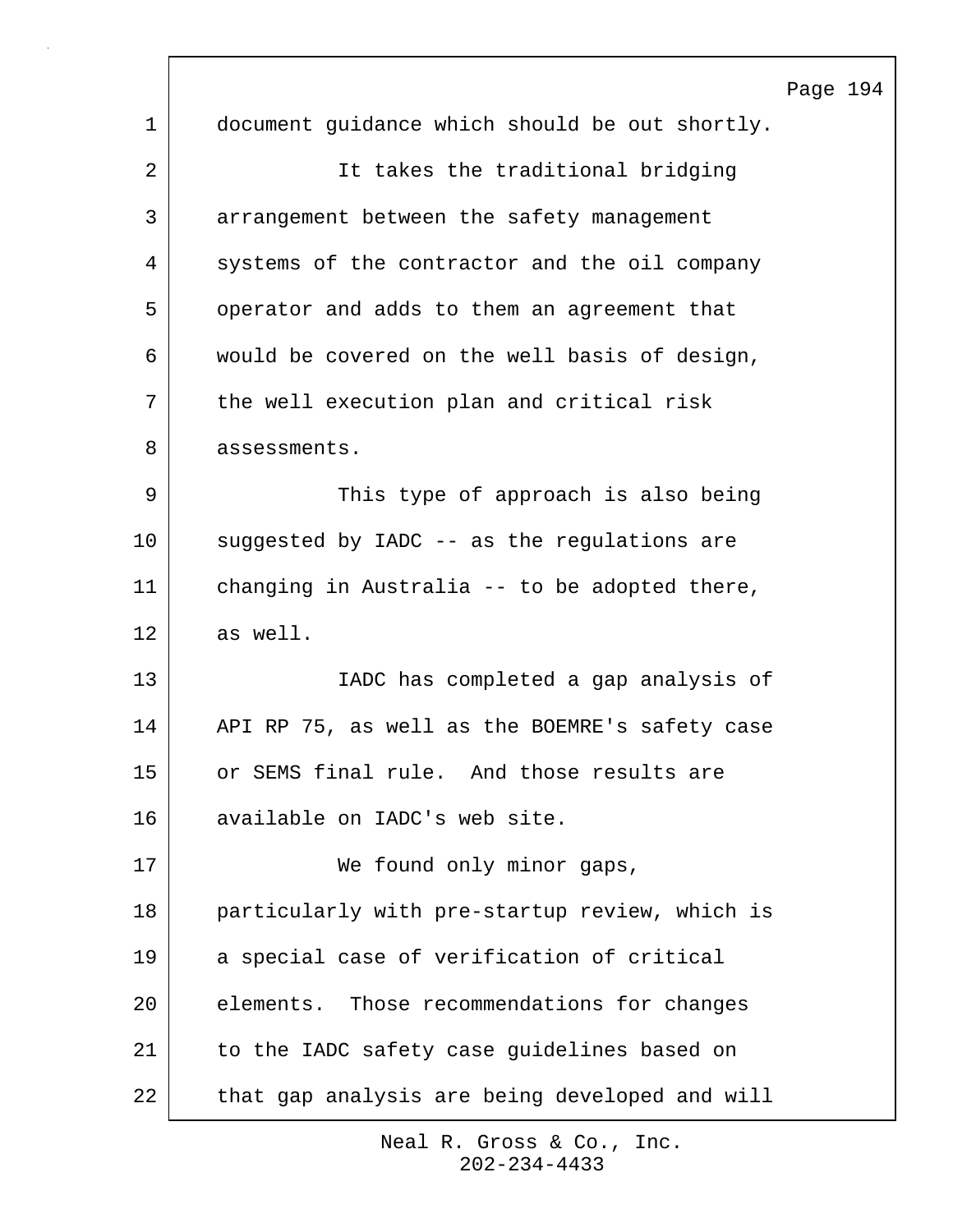document guidance which should be out shortly.

It takes the traditional bridging arrangement between the safety management systems of the contractor and the oil company operator and adds to them an agreement that would be covered on the well basis of design, the well execution plan and critical risk assessments.

This type of approach is also being suggested by IADC -- as the regulations are changing in Australia -- to be adopted there, as well.

IADC has completed a gap analysis of API RP 75, as well as the BOEMRE's safety case or SEMS final rule. And those results are available on IADC's web site.

We found only minor gaps, particularly with pre-startup review, which is a special case of verification of critical elements. Those recommendations for changes to the IADC safety case guidelines based on that gap analysis are being developed and will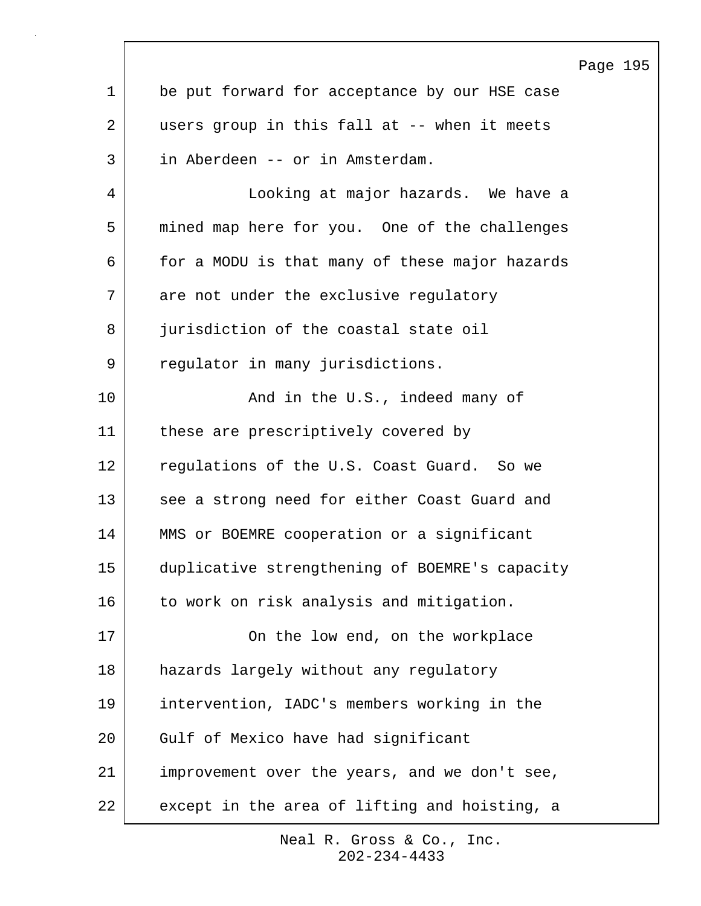be put forward for acceptance by our HSE case users group in this fall at -- when it meets in Aberdeen -- or in Amsterdam.

Looking at major hazards. We have a mined map here for you. One of the challenges for a MODU is that many of these major hazards are not under the exclusive regulatory jurisdiction of the coastal state oil regulator in many jurisdictions.

And in the U.S., indeed many of these are prescriptively covered by regulations of the U.S. Coast Guard. So we see a strong need for either Coast Guard and MMS or BOEMRE cooperation or a significant duplicative strengthening of BOEMRE's capacity to work on risk analysis and mitigation.

On the low end, on the workplace hazards largely without any regulatory intervention, IADC's members working in the Gulf of Mexico have had significant improvement over the years, and we don't see, except in the area of lifting and hoisting, a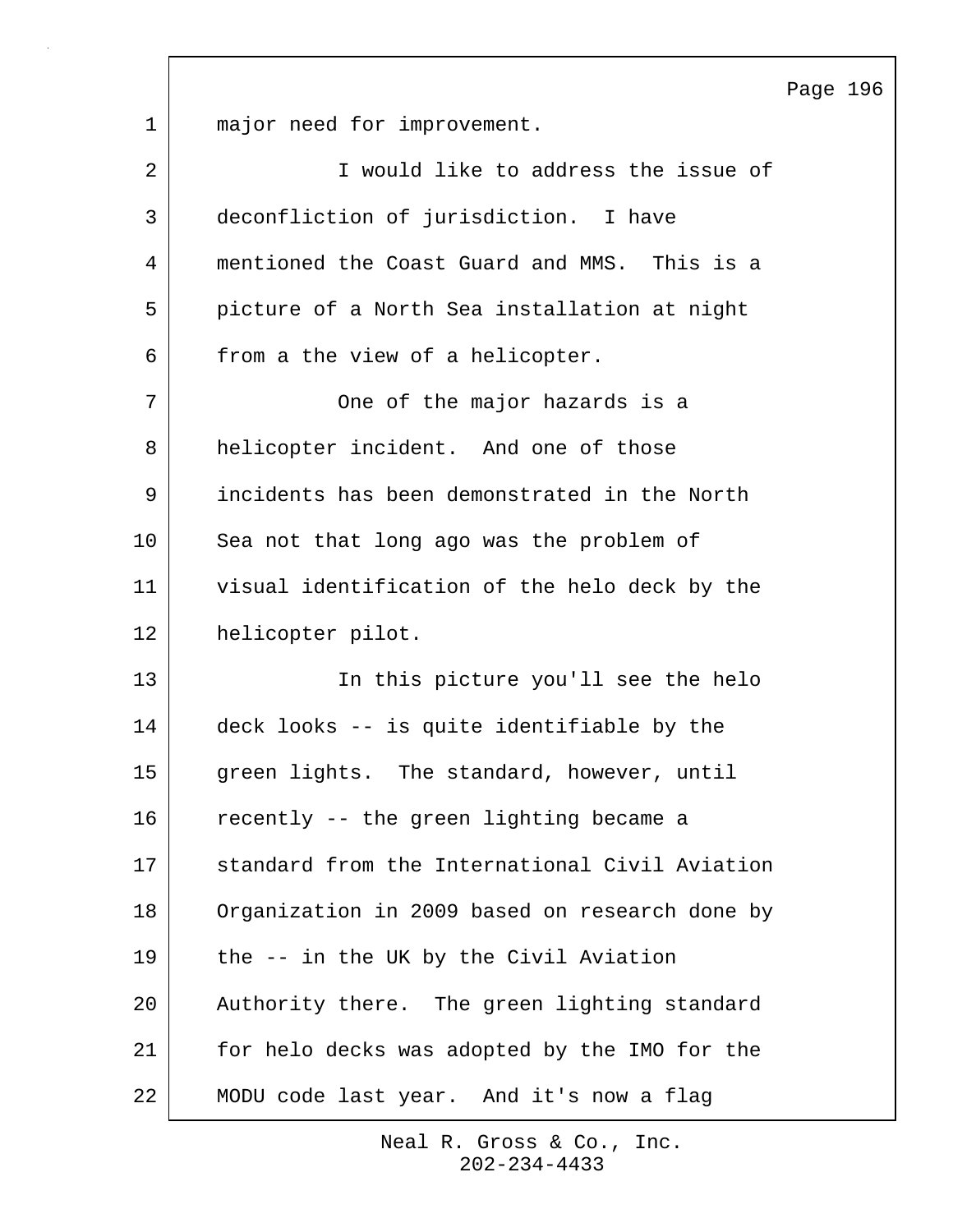major need for improvement.

I would like to address the issue of deconfliction of jurisdiction. I have mentioned the Coast Guard and MMS. This is a picture of a North Sea installation at night from a the view of a helicopter.

One of the major hazards is a helicopter incident. And one of those incidents has been demonstrated in the North Sea not that long ago was the problem of visual identification of the helo deck by the helicopter pilot.

In this picture you'll see the helo deck looks -- is quite identifiable by the green lights. The standard, however, until recently -- the green lighting became a standard from the International Civil Aviation Organization in 2009 based on research done by the -- in the UK by the Civil Aviation Authority there. The green lighting standard for helo decks was adopted by the IMO for the MODU code last year. And it's now a flag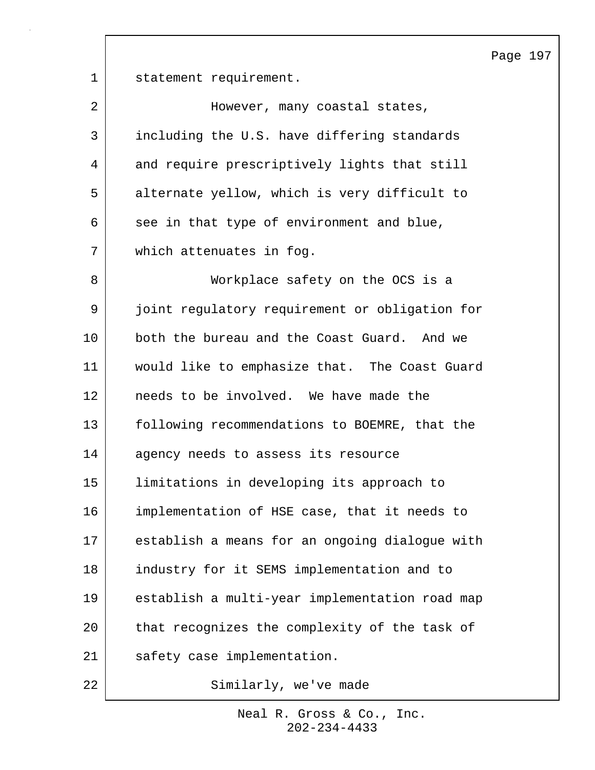statement requirement.

However, many coastal states, including the U.S. have differing standards and require prescriptively lights that still alternate yellow, which is very difficult to see in that type of environment and blue, which attenuates in fog.

Workplace safety on the OCS is a joint regulatory requirement or obligation for both the bureau and the Coast Guard. And we would like to emphasize that. The Coast Guard needs to be involved. We have made the following recommendations to BOEMRE, that the agency needs to assess its resource limitations in developing its approach to implementation of HSE case, that it needs to establish a means for an ongoing dialogue with industry for it SEMS implementation and to establish a multi-year implementation road map that recognizes the complexity of the task of safety case implementation.

Similarly, we've made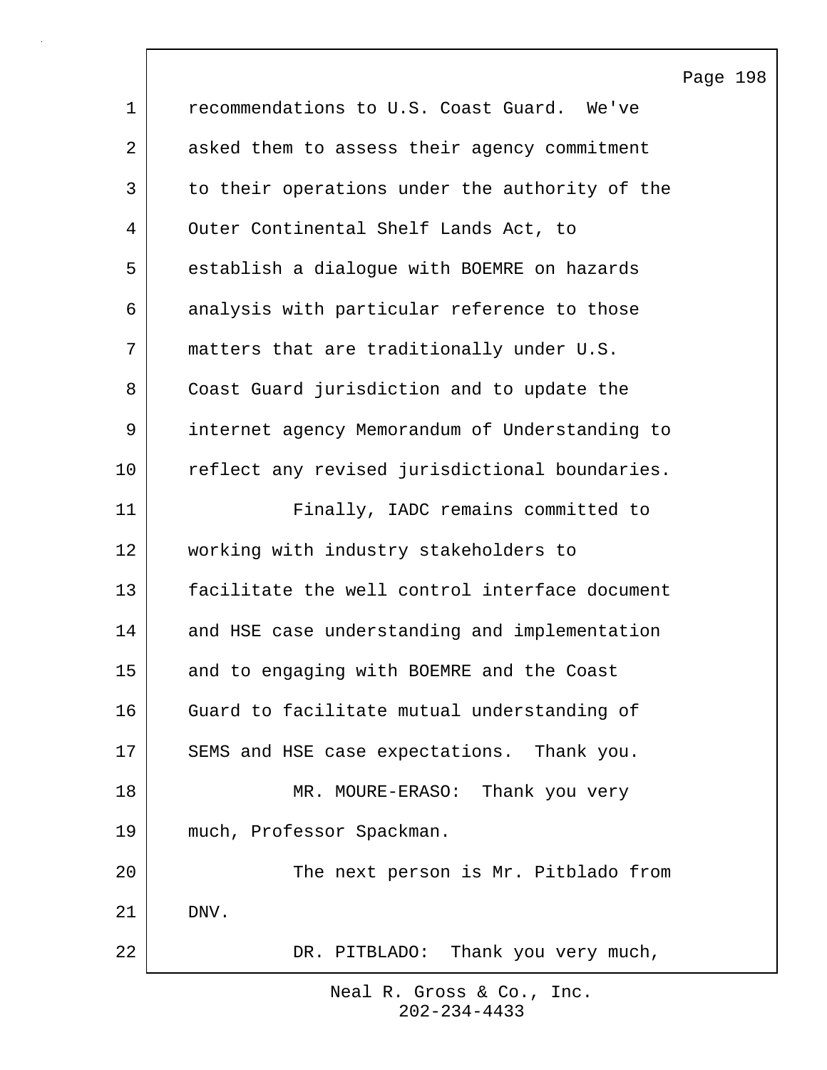recommendations to U.S. Coast Guard. We've asked them to assess their agency commitment to their operations under the authority of the Outer Continental Shelf Lands Act, to establish a dialogue with BOEMRE on hazards analysis with particular reference to those matters that are traditionally under U.S. Coast Guard jurisdiction and to update the internet agency Memorandum of Understanding to reflect any revised jurisdictional boundaries.

Finally, IADC remains committed to working with industry stakeholders to facilitate the well control interface document and HSE case understanding and implementation and to engaging with BOEMRE and the Coast Guard to facilitate mutual understanding of SEMS and HSE case expectations. Thank you.

MR. MOURE-ERASO: Thank you very much, Professor Spackman.

The next person is Mr. Pitblado from DNV.

DR. PITBLADO: Thank you very much,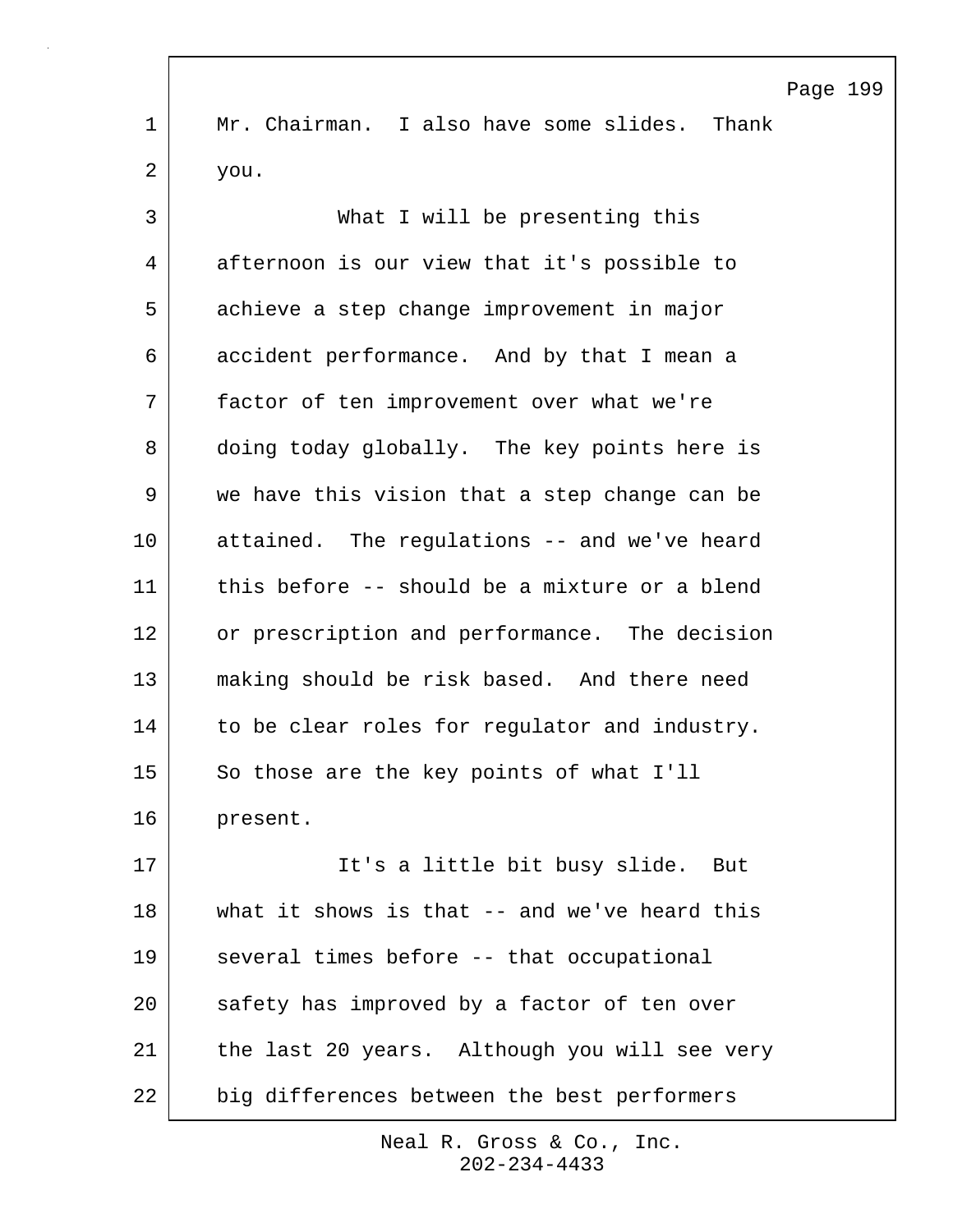Mr. Chairman. I also have some slides. Thank you.

What I will be presenting this afternoon is our view that it's possible to achieve a step change improvement in major accident performance. And by that I mean a factor of ten improvement over what we're doing today globally. The key points here is we have this vision that a step change can be attained. The regulations -- and we've heard this before -- should be a mixture or a blend or prescription and performance. The decision making should be risk based. And there need to be clear roles for regulator and industry. So those are the key points of what I'll present.

It's a little bit busy slide. But what it shows is that -- and we've heard this several times before -- that occupational safety has improved by a factor of ten over the last 20 years. Although you will see very big differences between the best performers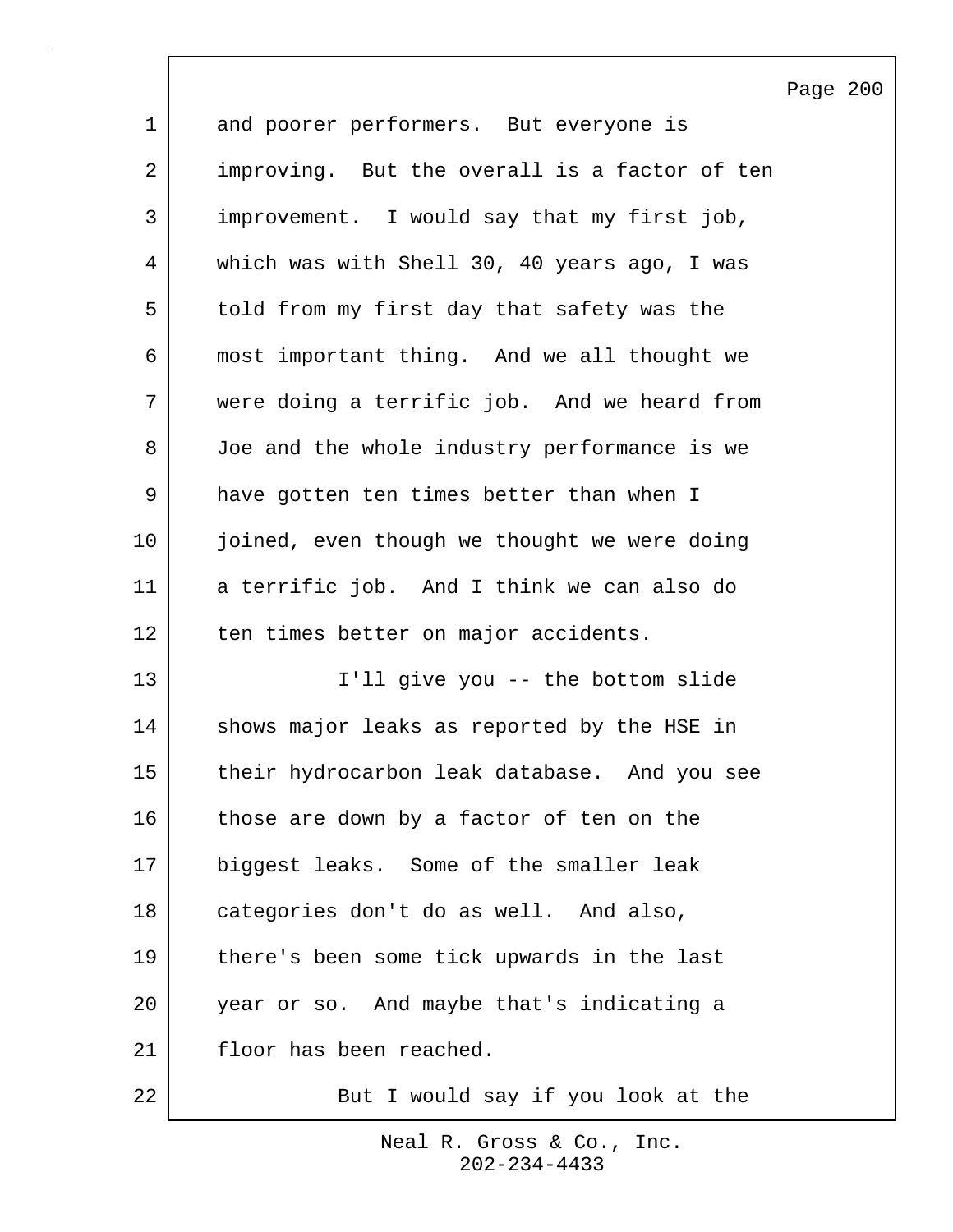and poorer performers. But everyone is improving. But the overall is a factor of ten improvement. I would say that my first job, which was with Shell 30, 40 years ago, I was told from my first day that safety was the most important thing. And we all thought we were doing a terrific job. And we heard from Joe and the whole industry performance is we have gotten ten times better than when I joined, even though we thought we were doing a terrific job. And I think we can also do ten times better on major accidents.

I'll give you -- the bottom slide shows major leaks as reported by the HSE in their hydrocarbon leak database. And you see those are down by a factor of ten on the biggest leaks. Some of the smaller leak categories don't do as well. And also, there's been some tick upwards in the last year or so. And maybe that's indicating a floor has been reached.

But I would say if you look at the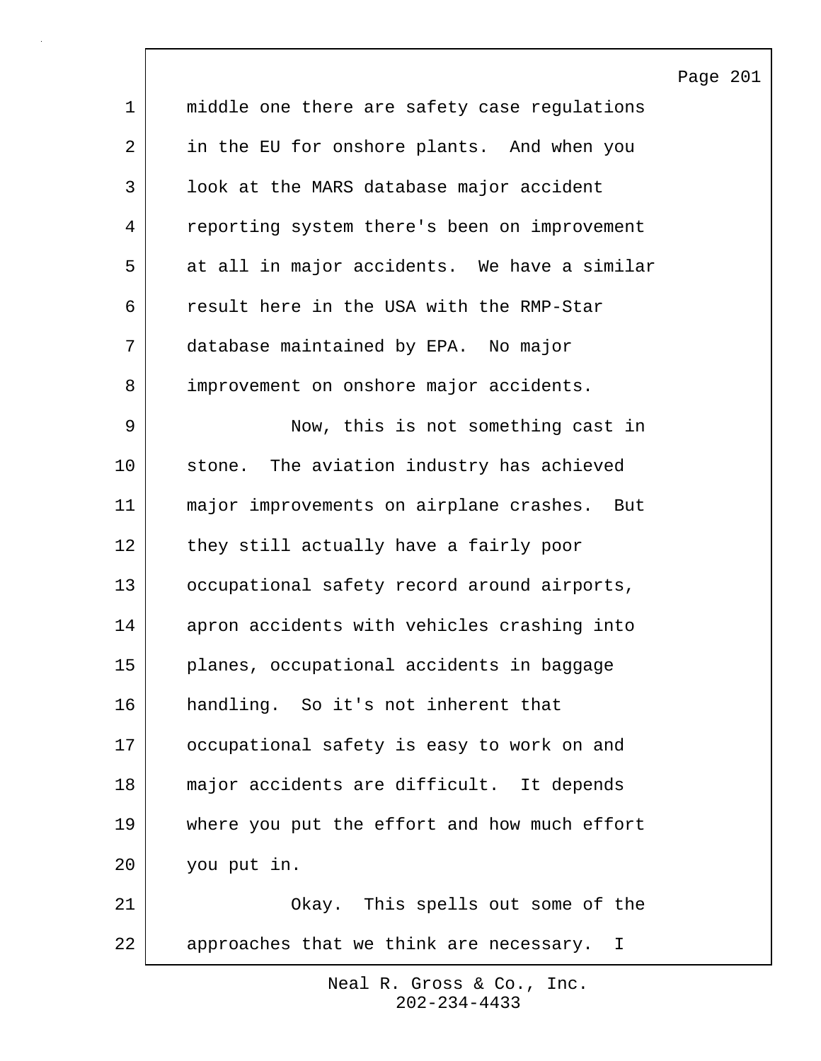middle one there are safety case regulations in the EU for onshore plants. And when you look at the MARS database major accident reporting system there's been on improvement at all in major accidents. We have a similar result here in the USA with the RMP-Star database maintained by EPA. No major improvement on onshore major accidents.

Now, this is not something cast in stone. The aviation industry has achieved major improvements on airplane crashes. But they still actually have a fairly poor occupational safety record around airports, apron accidents with vehicles crashing into planes, occupational accidents in baggage handling. So it's not inherent that occupational safety is easy to work on and major accidents are difficult. It depends where you put the effort and how much effort you put in.

Okay. This spells out some of the approaches that we think are necessary. I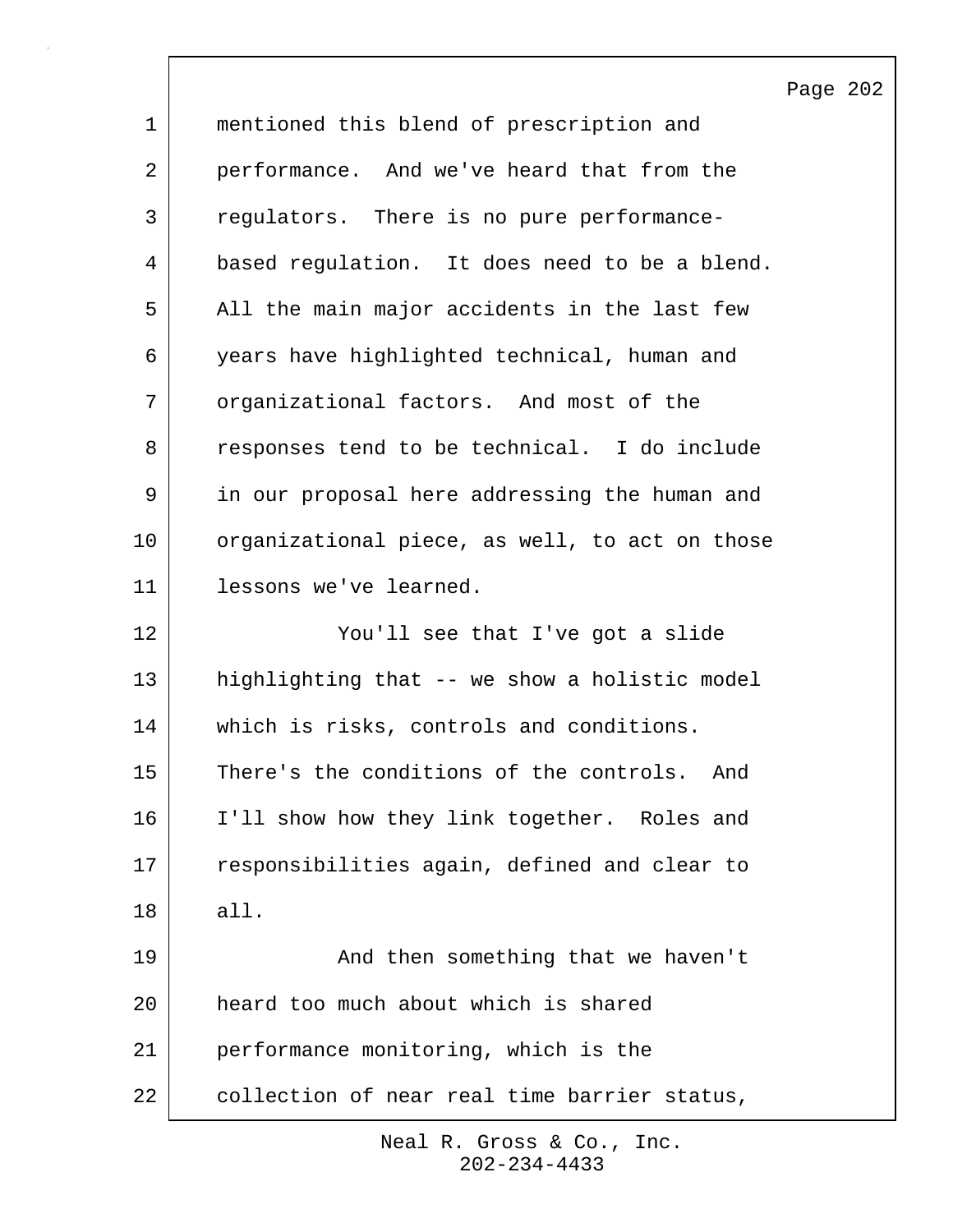mentioned this blend of prescription and performance. And we've heard that from the regulators. There is no pure performance-based regulation. It does need to be a blend. All the main major accidents in the last few years have highlighted technical, human and organizational factors. And most of the responses tend to be technical. I do include in our proposal here addressing the human and organizational piece, as well, to act on those lessons we've learned.

You'll see that I've got a slide highlighting that -- we show a holistic model which is risks, controls and conditions. There's the conditions of the controls. And I'll show how they link together. Roles and responsibilities again, defined and clear to all.

And then something that we haven't heard too much about which is shared performance monitoring, which is the collection of near real time barrier status,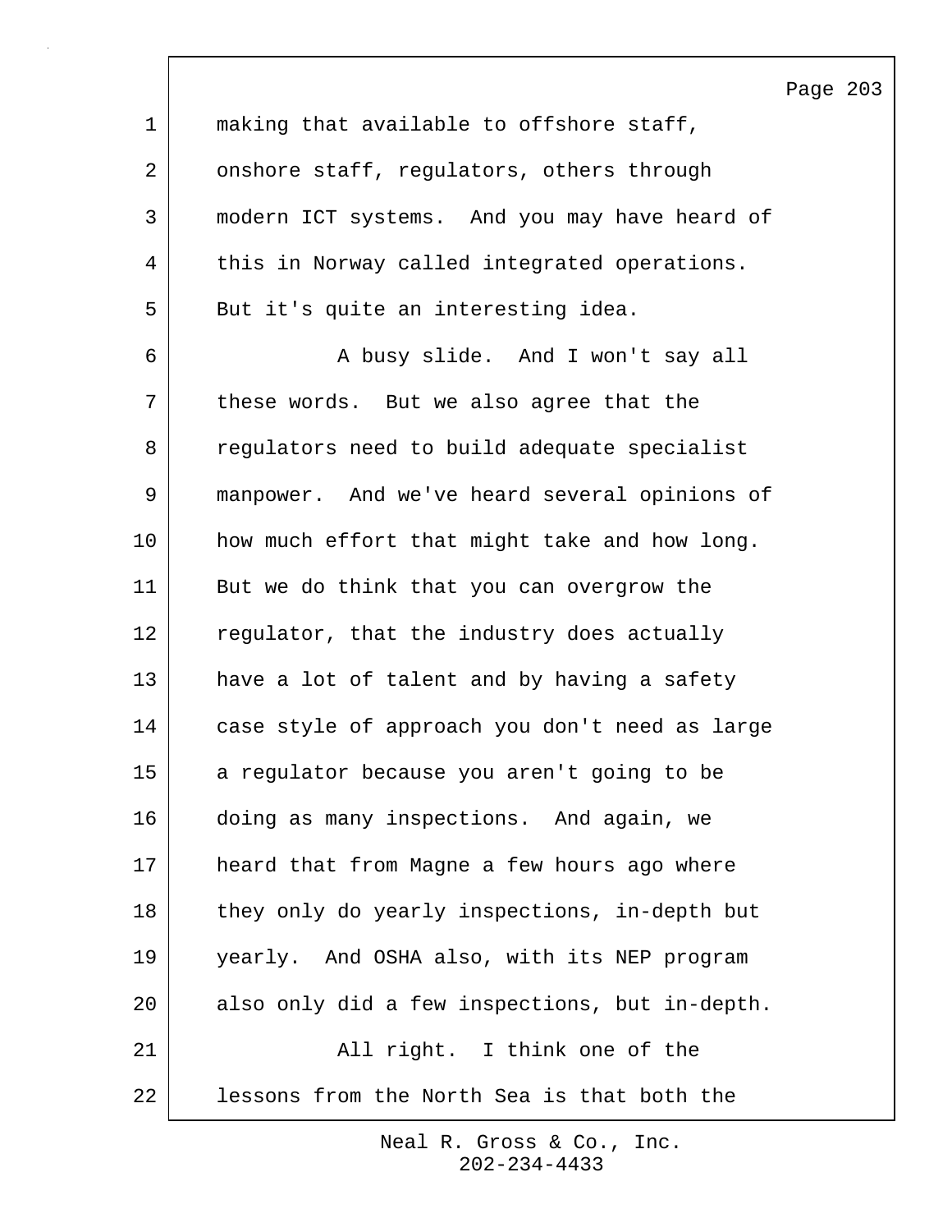making that available to offshore staff, onshore staff, regulators, others through modern ICT systems. And you may have heard of this in Norway called integrated operations. But it's quite an interesting idea.

A busy slide. And I won't say all these words. But we also agree that the regulators need to build adequate specialist manpower. And we've heard several opinions of how much effort that might take and how long. But we do think that you can overgrow the regulator, that the industry does actually have a lot of talent and by having a safety case style of approach you don't need as large a regulator because you aren't going to be doing as many inspections. And again, we heard that from Magne a few hours ago where they only do yearly inspections, in-depth but yearly. And OSHA also, with its NEP program also only did a few inspections, but in-depth.

All right. I think one of the lessons from the North Sea is that both the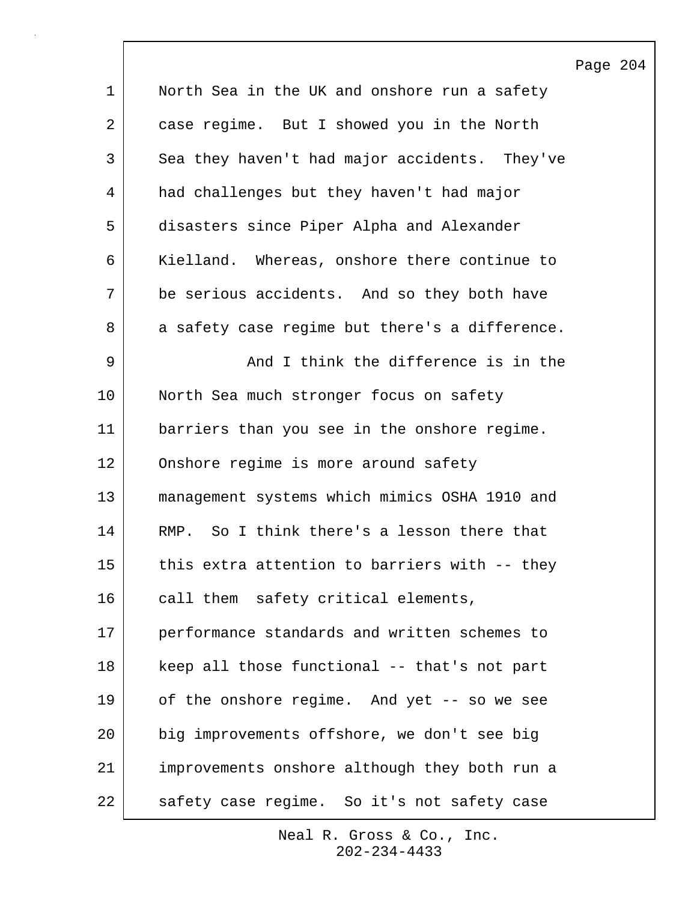North Sea in the UK and onshore run a safety case regime. But I showed you in the North Sea they haven't had major accidents. They've had challenges but they haven't had major disasters since Piper Alpha and Alexander Kielland. Whereas, onshore there continue to be serious accidents. And so they both have a safety case regime but there's a difference.

And I think the difference is in the North Sea much stronger focus on safety barriers than you see in the onshore regime. Onshore regime is more around safety management systems which mimics OSHA 1910 and RMP. So I think there's a lesson there that this extra attention to barriers with -- they call them safety critical elements, performance standards and written schemes to keep all those functional -- that's not part of the onshore regime. And yet -- so we see big improvements offshore, we don't see big improvements onshore although they both run a safety case regime. So it's not safety case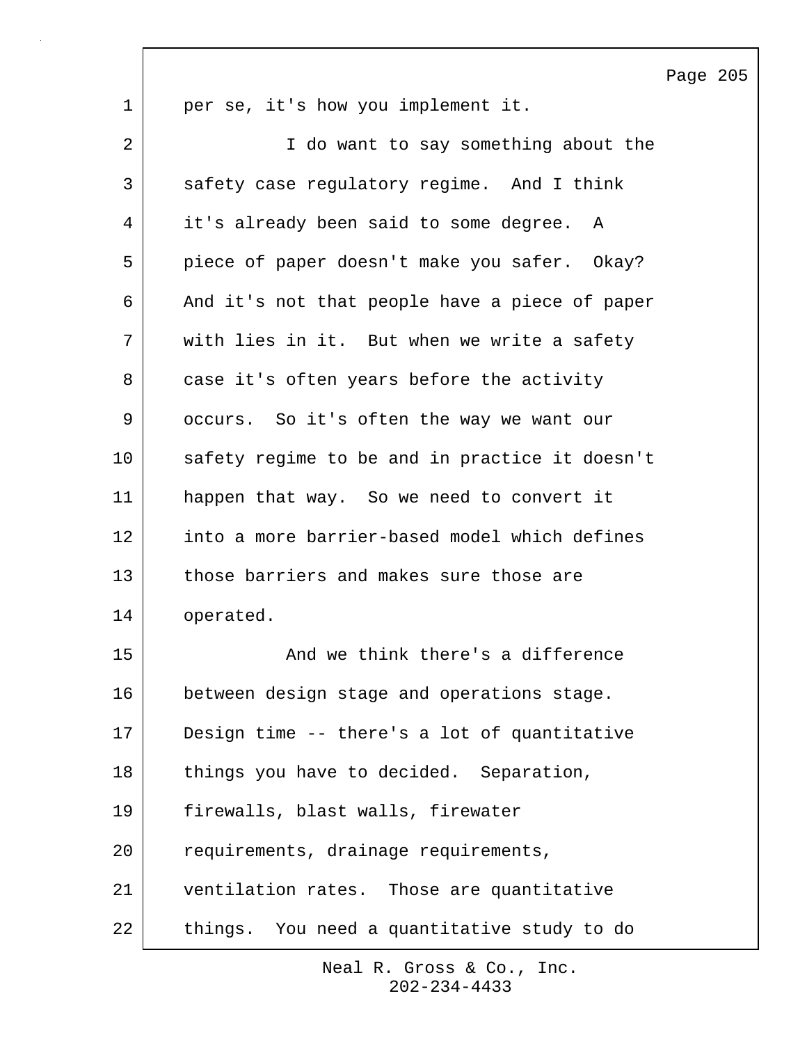per se, it's how you implement it.

I do want to say something about the safety case regulatory regime. And I think it's already been said to some degree. A piece of paper doesn't make you safer. Okay? And it's not that people have a piece of paper with lies in it. But when we write a safety case it's often years before the activity occurs. So it's often the way we want our safety regime to be and in practice it doesn't happen that way. So we need to convert it into a more barrier-based model which defines those barriers and makes sure those are operated.

And we think there's a difference between design stage and operations stage. Design time -- there's a lot of quantitative things you have to decided. Separation, firewalls, blast walls, firewater requirements, drainage requirements, ventilation rates. Those are quantitative things. You need a quantitative study to do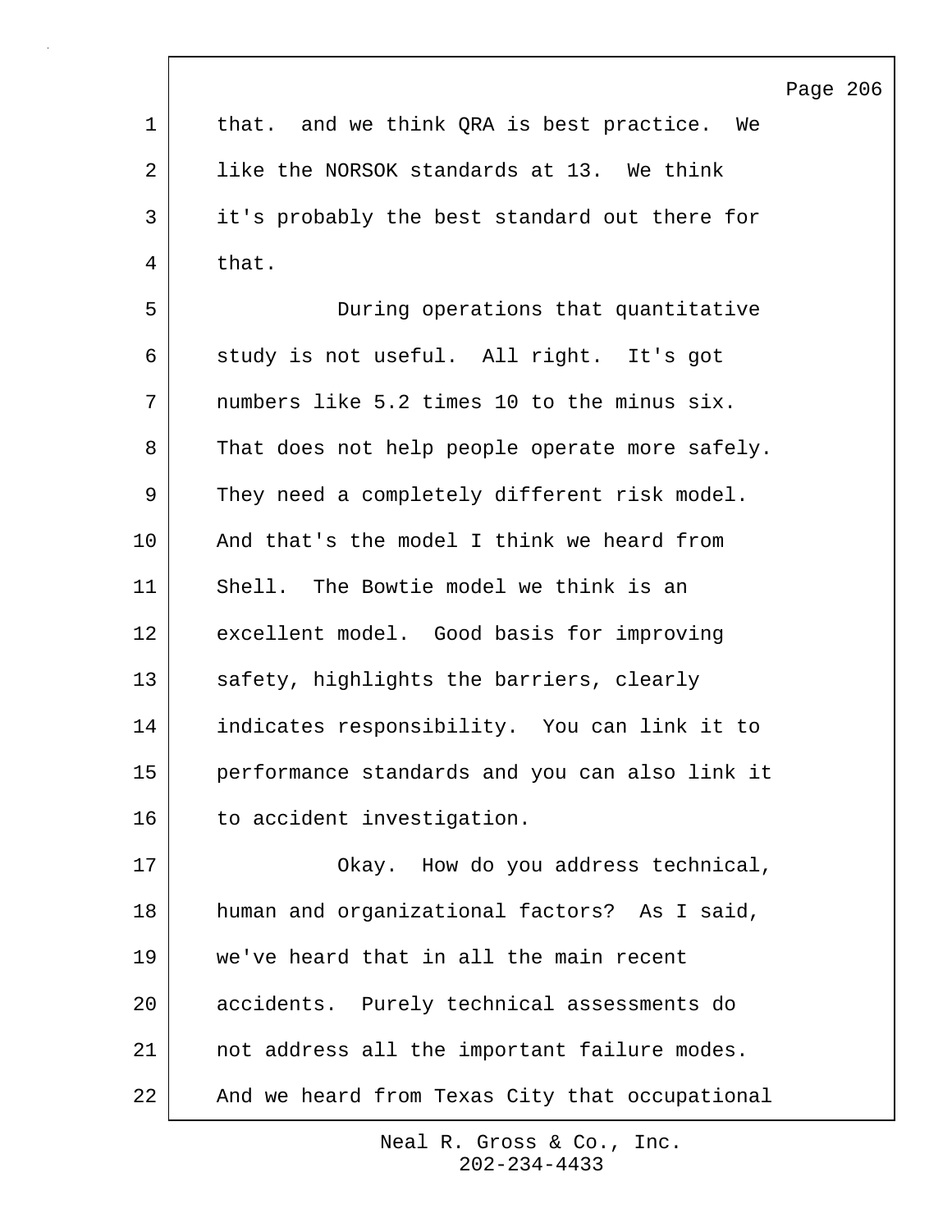that. and we think QRA is best practice. We like the NORSOK standards at 13. We think it's probably the best standard out there for that.

During operations that quantitative study is not useful. All right. It's got numbers like 5.2 times 10 to the minus six. That does not help people operate more safely. They need a completely different risk model. And that's the model I think we heard from Shell. The Bowtie model we think is an excellent model. Good basis for improving safety, highlights the barriers, clearly indicates responsibility. You can link it to performance standards and you can also link it to accident investigation.

Okay. How do you address technical, human and organizational factors? As I said, we've heard that in all the main recent accidents. Purely technical assessments do not address all the important failure modes. And we heard from Texas City that occupational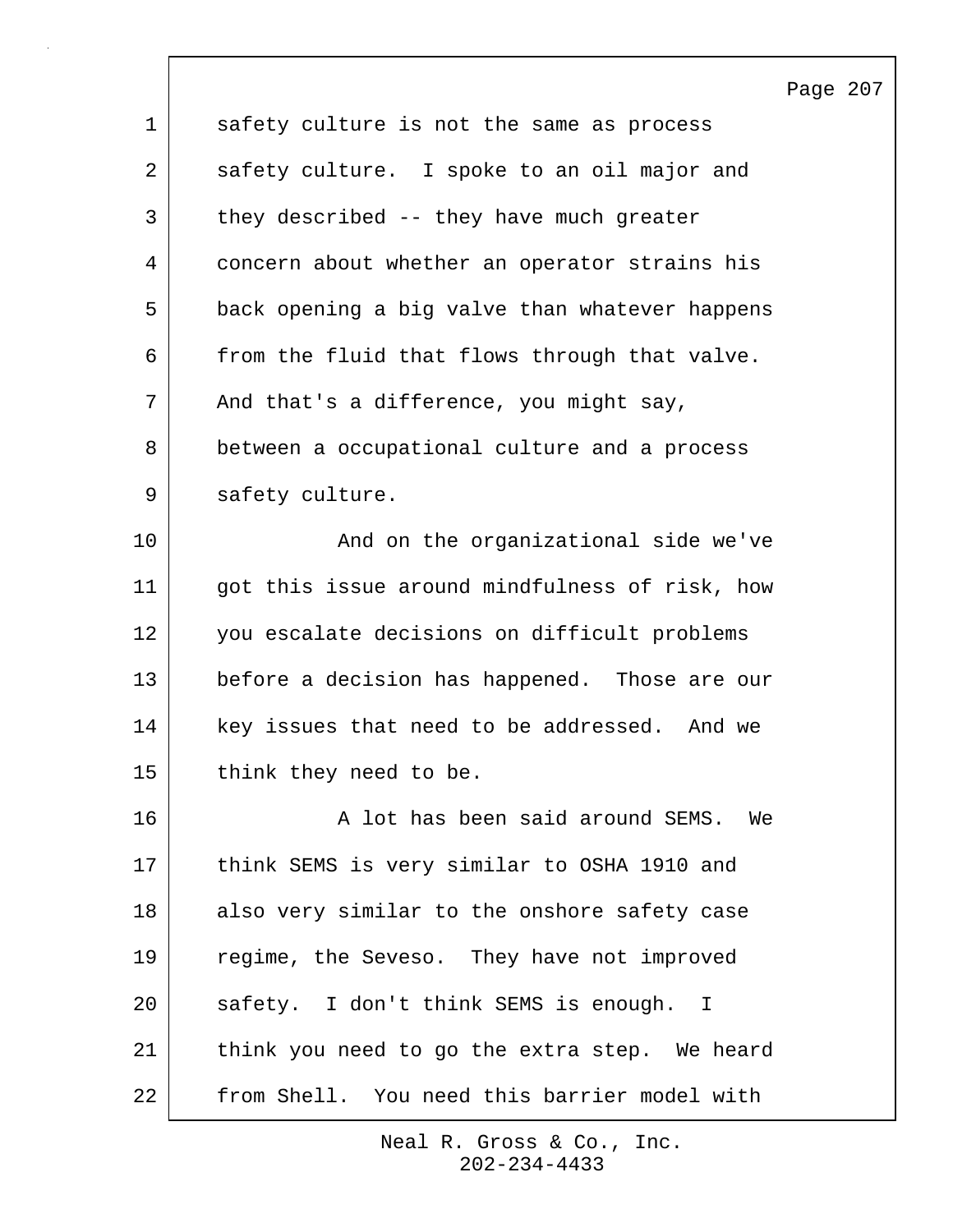safety culture is not the same as process safety culture. I spoke to an oil major and they described -- they have much greater concern about whether an operator strains his back opening a big valve than whatever happens from the fluid that flows through that valve. And that's a difference, you might say, between a occupational culture and a process safety culture.

And on the organizational side we've got this issue around mindfulness of risk, how you escalate decisions on difficult problems before a decision has happened. Those are our key issues that need to be addressed. And we think they need to be.

A lot has been said around SEMS. We think SEMS is very similar to OSHA 1910 and also very similar to the onshore safety case regime, the Seveso. They have not improved safety. I don't think SEMS is enough. I think you need to go the extra step. We heard from Shell. You need this barrier model with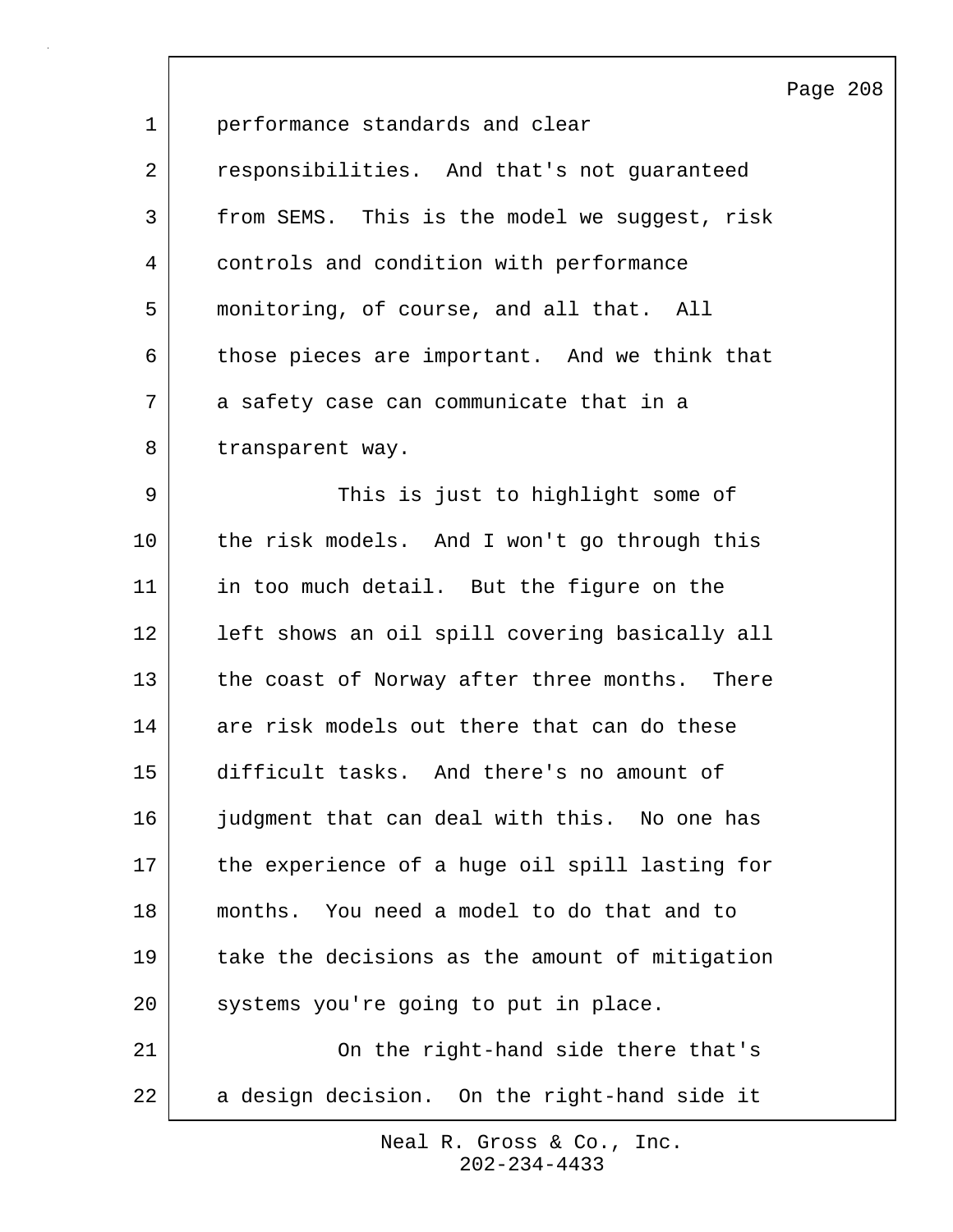performance standards and clear responsibilities. And that's not guaranteed from SEMS. This is the model we suggest, risk controls and condition with performance monitoring, of course, and all that. All those pieces are important. And we think that a safety case can communicate that in a transparent way.

This is just to highlight some of the risk models. And I won't go through this in too much detail. But the figure on the left shows an oil spill covering basically all the coast of Norway after three months. There are risk models out there that can do these difficult tasks. And there's no amount of judgment that can deal with this. No one has the experience of a huge oil spill lasting for months. You need a model to do that and to take the decisions as the amount of mitigation systems you're going to put in place.

On the right-hand side there that's a design decision. On the right-hand side it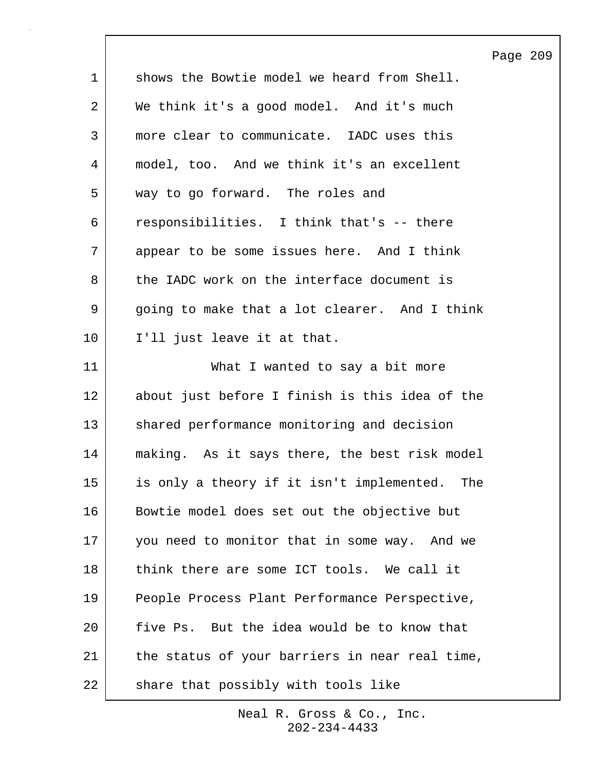shows the Bowtie model we heard from Shell. We think it's a good model. And it's much more clear to communicate. IADC uses this model, too. And we think it's an excellent way to go forward. The roles and responsibilities. I think that's -- there appear to be some issues here. And I think the IADC work on the interface document is going to make that a lot clearer. And I think I'll just leave it at that.

What I wanted to say a bit more about just before I finish is this idea of the shared performance monitoring and decision making. As it says there, the best risk model is only a theory if it isn't implemented. The Bowtie model does set out the objective but you need to monitor that in some way. And we think there are some ICT tools. We call it People Process Plant Performance Perspective, five Ps. But the idea would be to know that the status of your barriers in near real time, share that possibly with tools like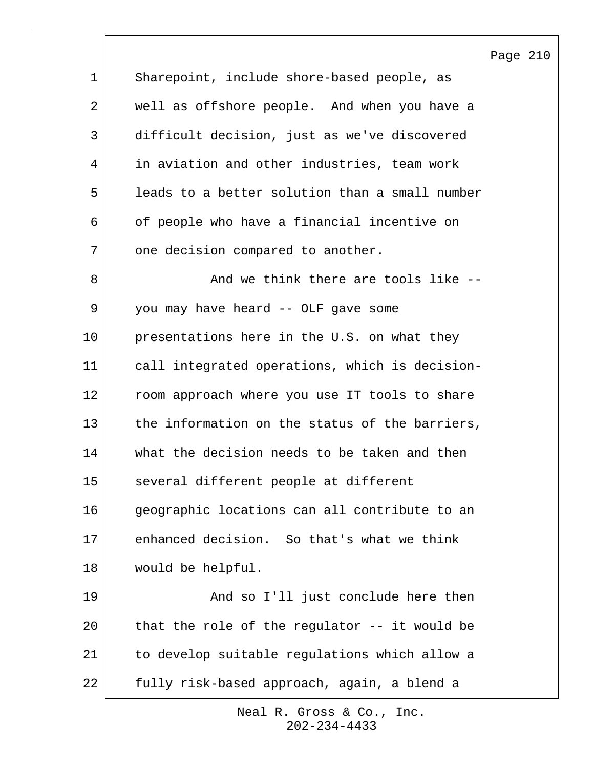Sharepoint, include shore-based people, as well as offshore people. And when you have a difficult decision, just as we've discovered in aviation and other industries, team work leads to a better solution than a small number of people who have a financial incentive on one decision compared to another.

And we think there are tools like -- you may have heard -- OLF gave some presentations here in the U.S. on what they call integrated operations, which is decision-room approach where you use IT tools to share the information on the status of the barriers, what the decision needs to be taken and then several different people at different geographic locations can all contribute to an enhanced decision. So that's what we think would be helpful.

And so I'll just conclude here then that the role of the regulator -- it would be to develop suitable regulations which allow a fully risk-based approach, again, a blend a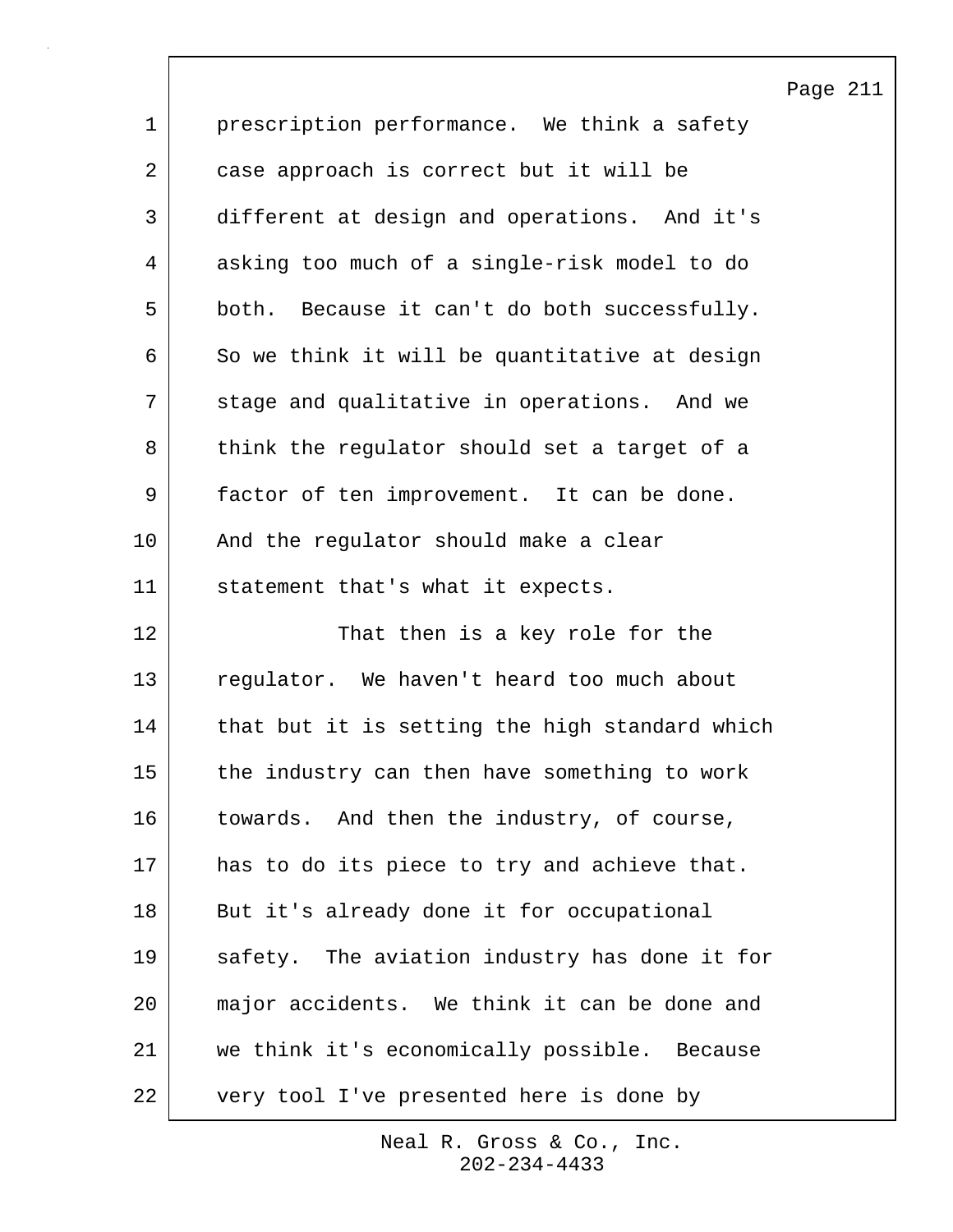prescription performance. We think a safety case approach is correct but it will be different at design and operations. And it's asking too much of a single-risk model to do both. Because it can't do both successfully. So we think it will be quantitative at design stage and qualitative in operations. And we think the regulator should set a target of a factor of ten improvement. It can be done. And the regulator should make a clear statement that's what it expects.

That then is a key role for the regulator. We haven't heard too much about that but it is setting the high standard which the industry can then have something to work towards. And then the industry, of course, has to do its piece to try and achieve that. But it's already done it for occupational safety. The aviation industry has done it for major accidents. We think it can be done and we think it's economically possible. Because very tool I've presented here is done by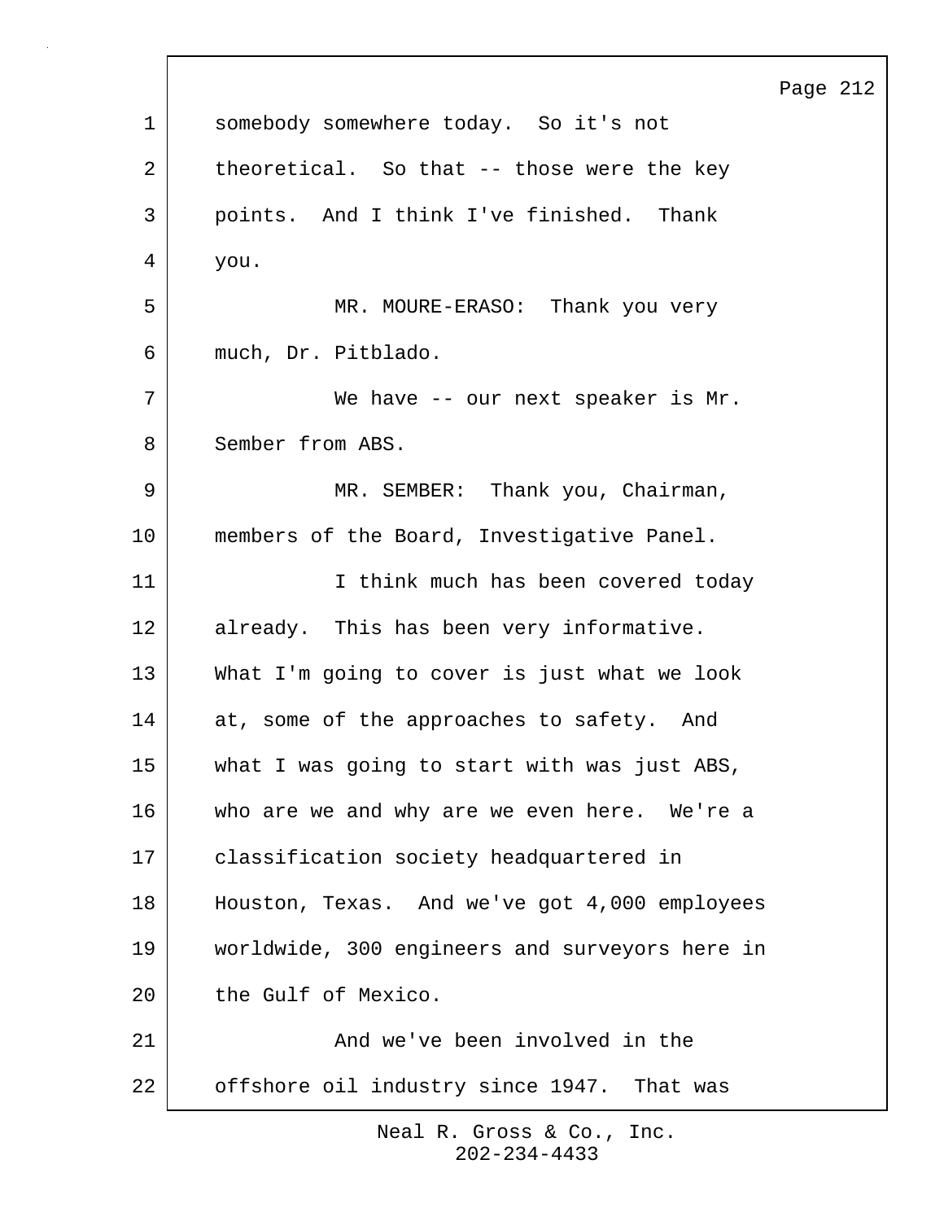somebody somewhere today. So it's not theoretical. So that -- those were the key points. And I think I've finished. Thank you.

MR. MOURE-ERASO: Thank you very much, Dr. Pitblado.

We have -- our next speaker is Mr. Sember from ABS.

MR. SEMBER: Thank you, Chairman, members of the Board, Investigative Panel.

I think much has been covered today already. This has been very informative. What I'm going to cover is just what we look at, some of the approaches to safety. And what I was going to start with was just ABS, who are we and why are we even here. We're a classification society headquartered in Houston, Texas. And we've got 4,000 employees worldwide, 300 engineers and surveyors here in the Gulf of Mexico.

And we've been involved in the offshore oil industry since 1947. That was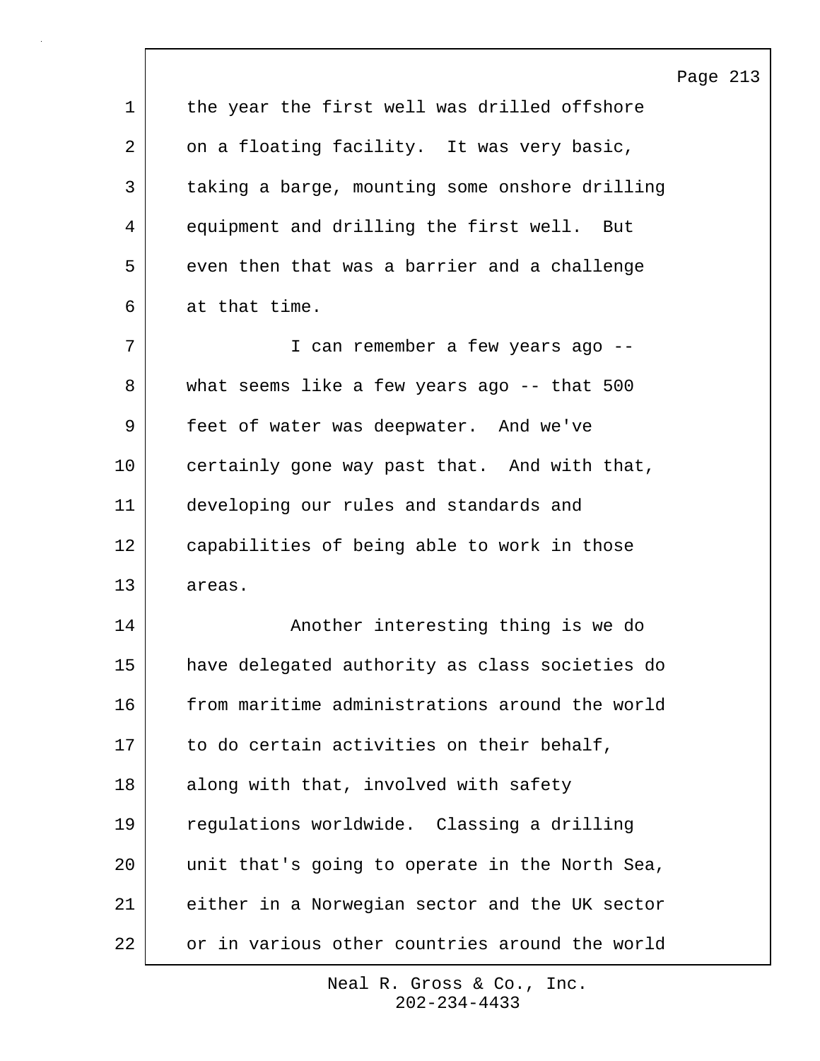the year the first well was drilled offshore on a floating facility. It was very basic, taking a barge, mounting some onshore drilling equipment and drilling the first well. But even then that was a barrier and a challenge at that time.

I can remember a few years ago -- what seems like a few years ago -- that 500 feet of water was deepwater. And we've certainly gone way past that. And with that, developing our rules and standards and capabilities of being able to work in those areas.

Another interesting thing is we do have delegated authority as class societies do from maritime administrations around the world to do certain activities on their behalf, along with that, involved with safety regulations worldwide. Classing a drilling unit that's going to operate in the North Sea, either in a Norwegian sector and the UK sector or in various other countries around the world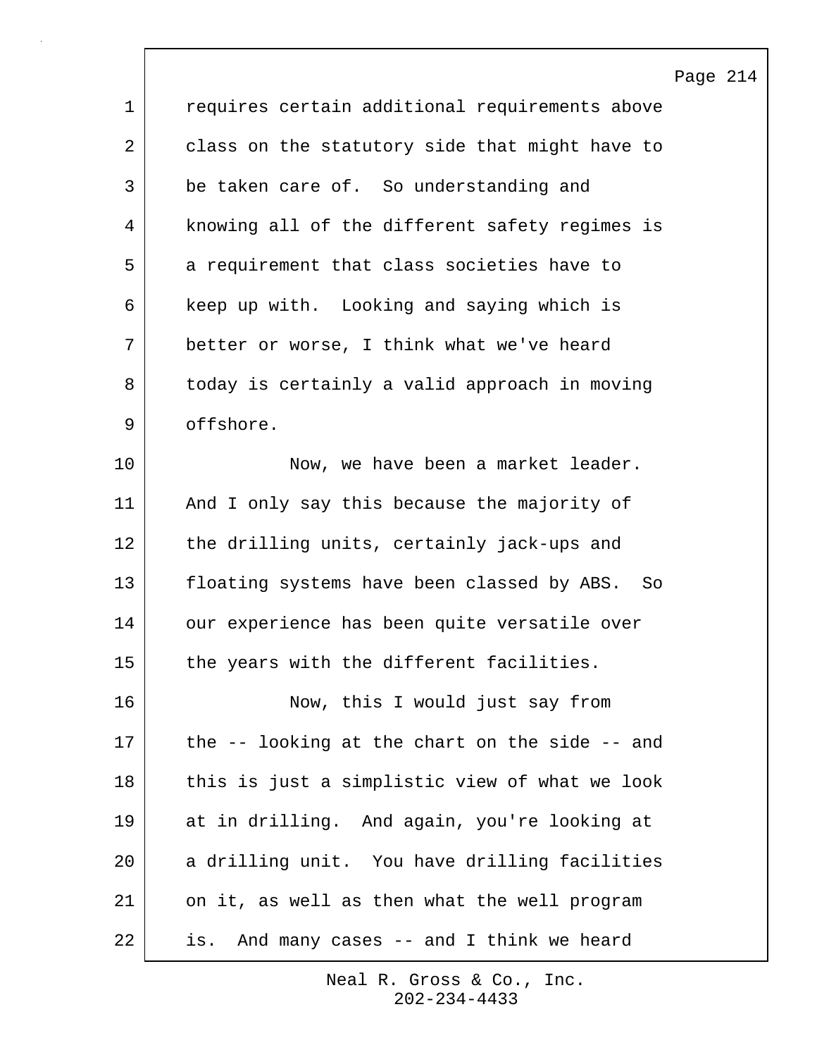requires certain additional requirements above class on the statutory side that might have to be taken care of. So understanding and knowing all of the different safety regimes is a requirement that class societies have to keep up with. Looking and saying which is better or worse, I think what we've heard today is certainly a valid approach in moving offshore.

Now, we have been a market leader. And I only say this because the majority of the drilling units, certainly jack-ups and floating systems have been classed by ABS. So our experience has been quite versatile over the years with the different facilities.

Now, this I would just say from the -- looking at the chart on the side -- and this is just a simplistic view of what we look at in drilling. And again, you're looking at a drilling unit. You have drilling facilities on it, as well as then what the well program is. And many cases -- and I think we heard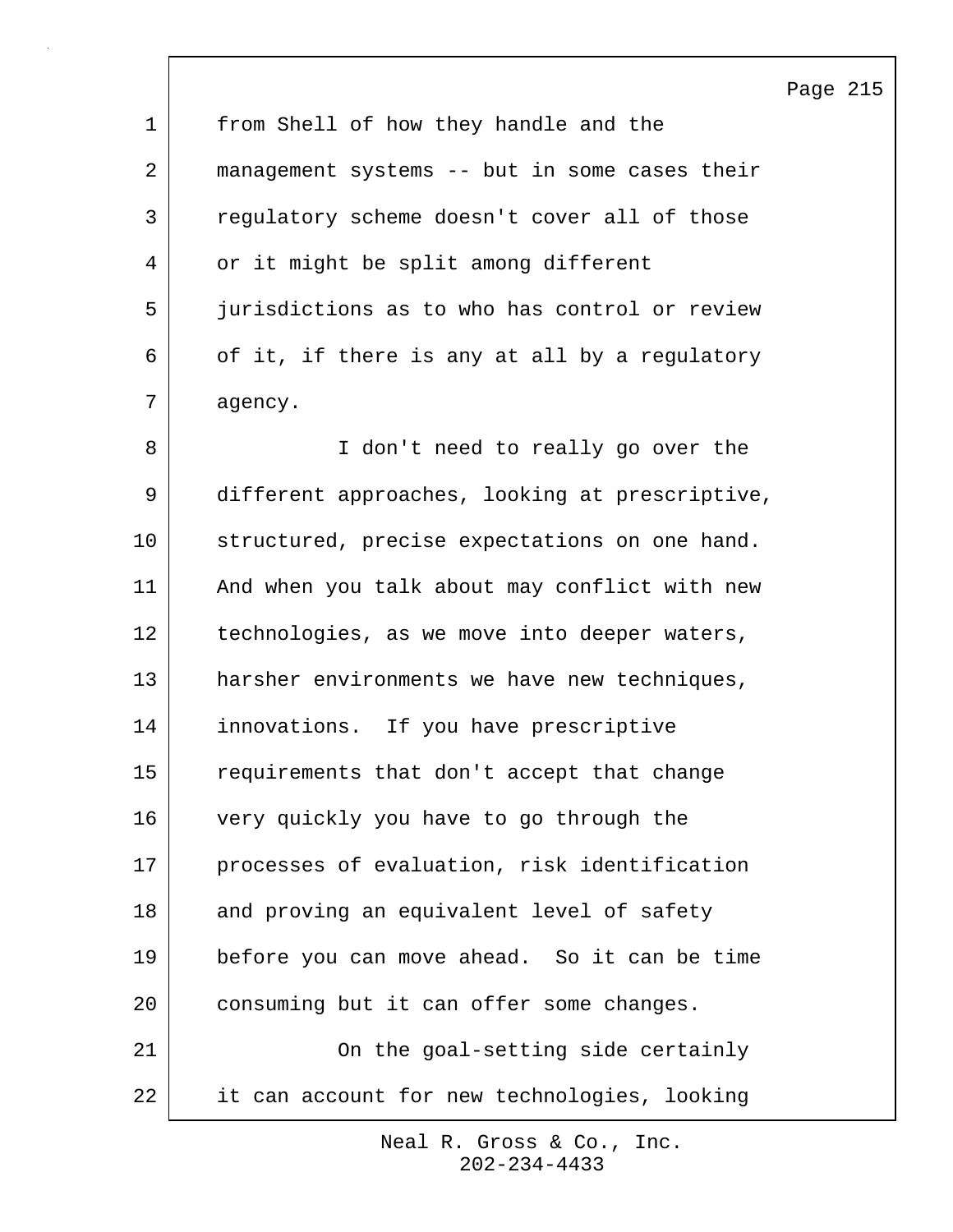from Shell of how they handle and the management systems -- but in some cases their regulatory scheme doesn't cover all of those or it might be split among different jurisdictions as to who has control or review of it, if there is any at all by a regulatory agency.

I don't need to really go over the different approaches, looking at prescriptive, structured, precise expectations on one hand. And when you talk about may conflict with new technologies, as we move into deeper waters, harsher environments we have new techniques, innovations. If you have prescriptive requirements that don't accept that change very quickly you have to go through the processes of evaluation, risk identification and proving an equivalent level of safety before you can move ahead. So it can be time consuming but it can offer some changes.

On the goal-setting side certainly it can account for new technologies, looking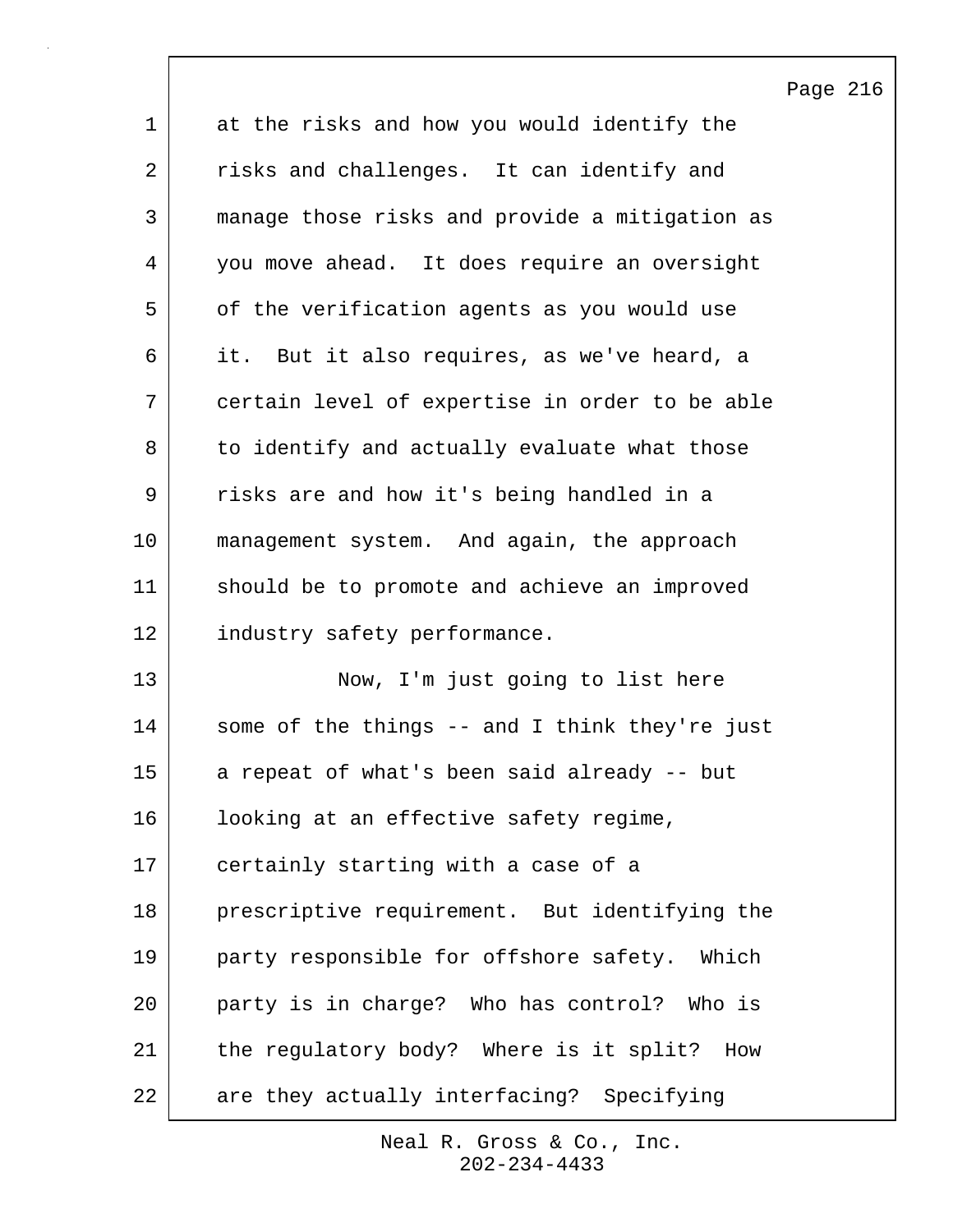at the risks and how you would identify the risks and challenges. It can identify and manage those risks and provide a mitigation as you move ahead. It does require an oversight of the verification agents as you would use it. But it also requires, as we've heard, a certain level of expertise in order to be able to identify and actually evaluate what those risks are and how it's being handled in a management system. And again, the approach should be to promote and achieve an improved industry safety performance.

Now, I'm just going to list here some of the things -- and I think they're just a repeat of what's been said already -- but looking at an effective safety regime, certainly starting with a case of a prescriptive requirement. But identifying the party responsible for offshore safety. Which party is in charge? Who has control? Who is the regulatory body? Where is it split? How are they actually interfacing? Specifying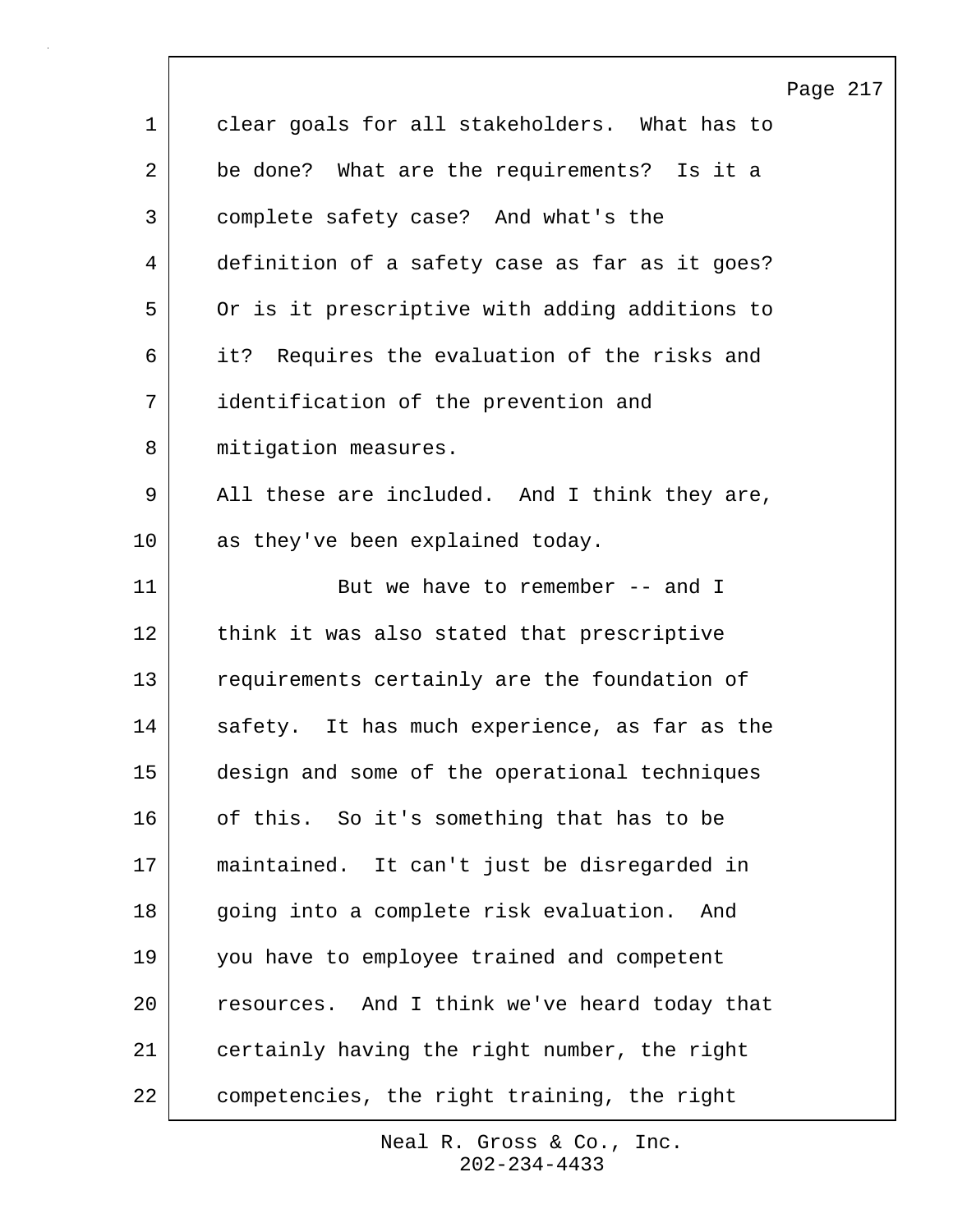clear goals for all stakeholders. What has to be done? What are the requirements? Is it a complete safety case? And what's the definition of a safety case as far as it goes? Or is it prescriptive with adding additions to it? Requires the evaluation of the risks and identification of the prevention and mitigation measures.

All these are included. And I think they are, as they've been explained today.

But we have to remember -- and I think it was also stated that prescriptive requirements certainly are the foundation of safety. It has much experience, as far as the design and some of the operational techniques of this. So it's something that has to be maintained. It can't just be disregarded in going into a complete risk evaluation. And you have to employee trained and competent resources. And I think we've heard today that certainly having the right number, the right competencies, the right training, the right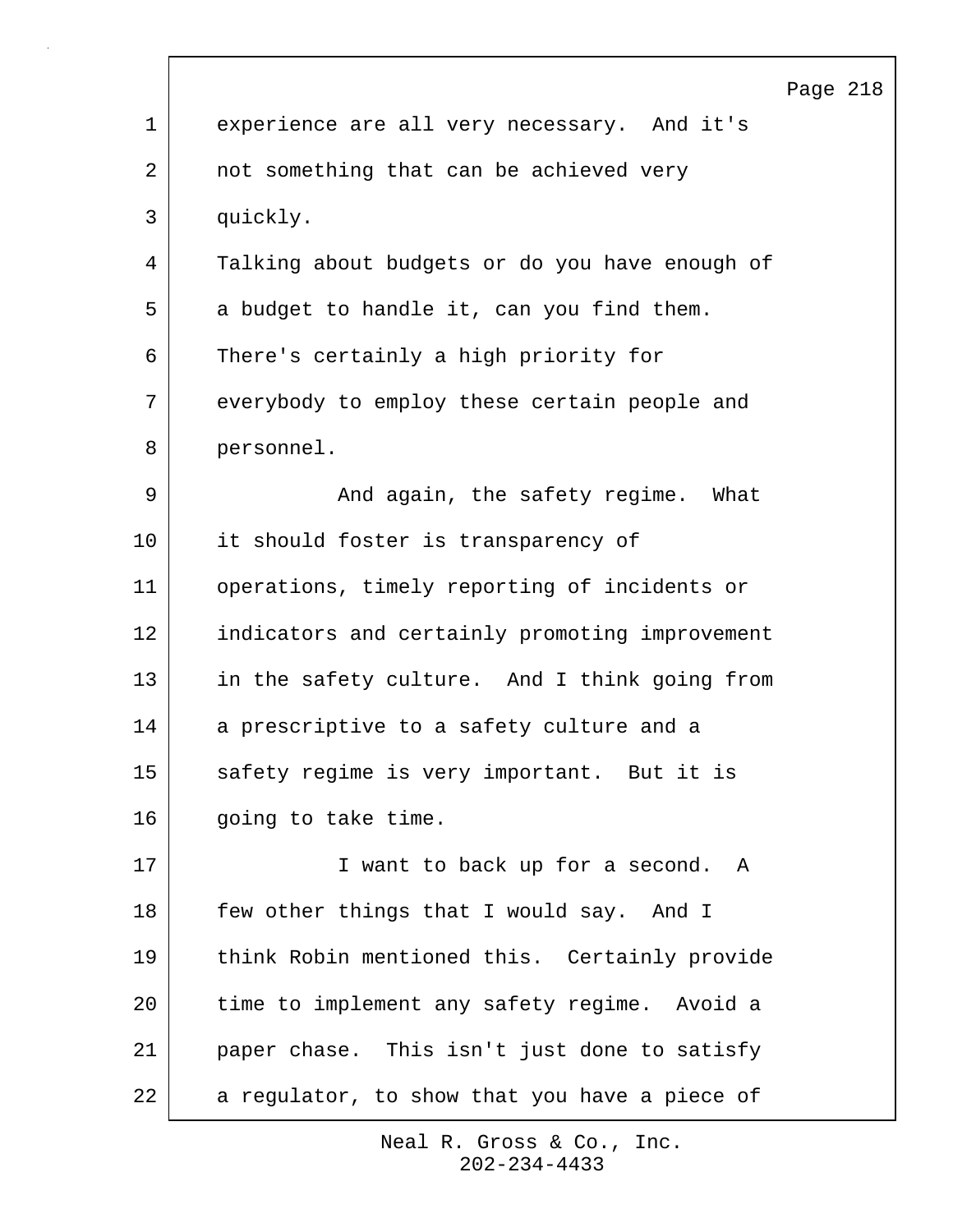experience are all very necessary. And it's not something that can be achieved very quickly.

Talking about budgets or do you have enough of a budget to handle it, can you find them. There's certainly a high priority for everybody to employ these certain people and personnel.

And again, the safety regime. What it should foster is transparency of operations, timely reporting of incidents or indicators and certainly promoting improvement in the safety culture. And I think going from a prescriptive to a safety culture and a safety regime is very important. But it is going to take time.

I want to back up for a second. A few other things that I would say. And I think Robin mentioned this. Certainly provide time to implement any safety regime. Avoid a paper chase. This isn't just done to satisfy a regulator, to show that you have a piece of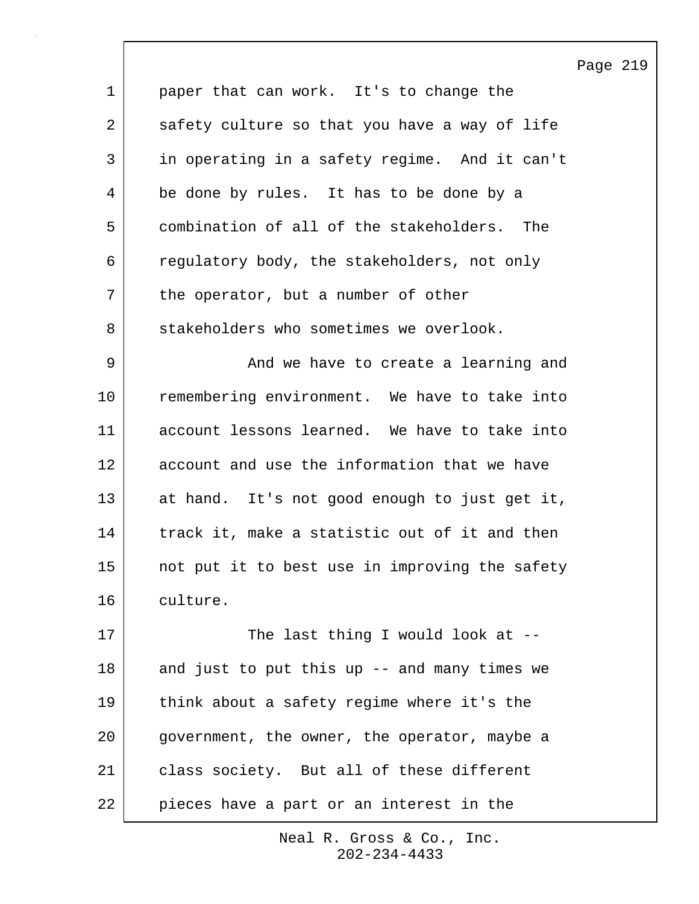paper that can work. It's to change the safety culture so that you have a way of life in operating in a safety regime. And it can't be done by rules. It has to be done by a combination of all of the stakeholders. The regulatory body, the stakeholders, not only the operator, but a number of other stakeholders who sometimes we overlook.

And we have to create a learning and remembering environment. We have to take into account lessons learned. We have to take into account and use the information that we have at hand. It's not good enough to just get it, track it, make a statistic out of it and then not put it to best use in improving the safety culture.

The last thing I would look at -- and just to put this up -- and many times we think about a safety regime where it's the government, the owner, the operator, maybe a class society. But all of these different pieces have a part or an interest in the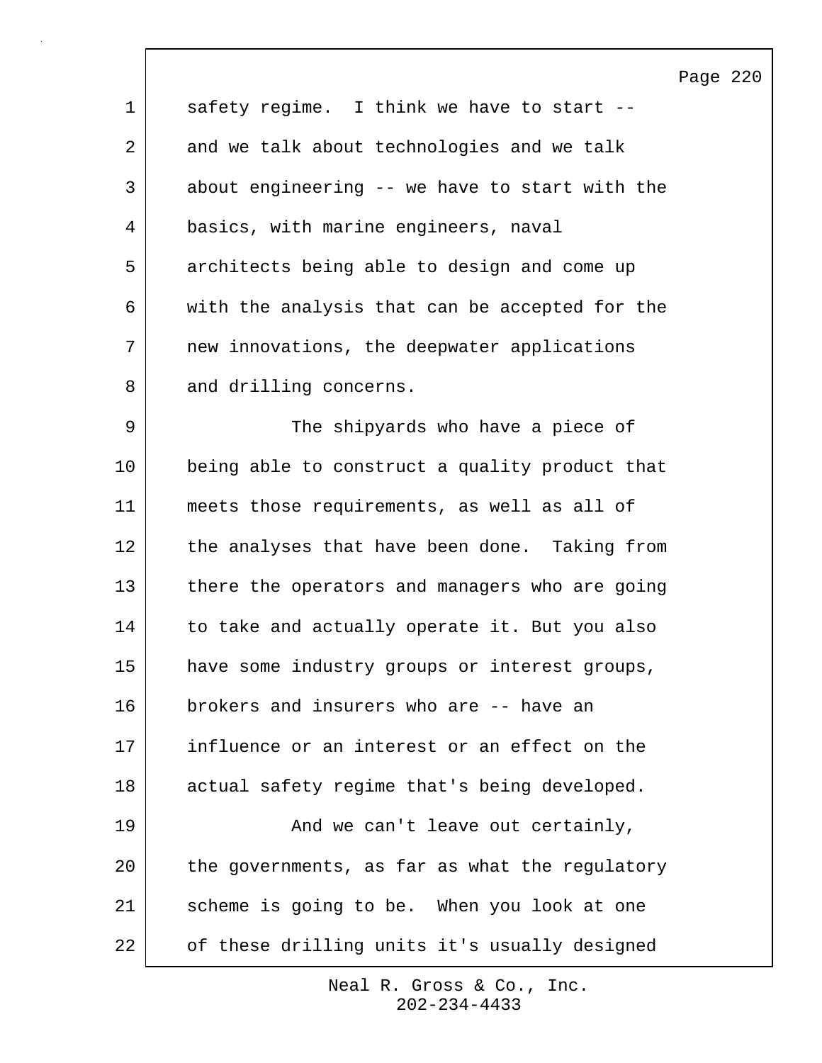safety regime. I think we have to start -- and we talk about technologies and we talk about engineering -- we have to start with the basics, with marine engineers, naval architects being able to design and come up with the analysis that can be accepted for the new innovations, the deepwater applications and drilling concerns.

The shipyards who have a piece of being able to construct a quality product that meets those requirements, as well as all of the analyses that have been done. Taking from there the operators and managers who are going to take and actually operate it. But you also have some industry groups or interest groups, brokers and insurers who are -- have an influence or an interest or an effect on the actual safety regime that's being developed.

And we can't leave out certainly, the governments, as far as what the regulatory scheme is going to be. When you look at one of these drilling units it's usually designed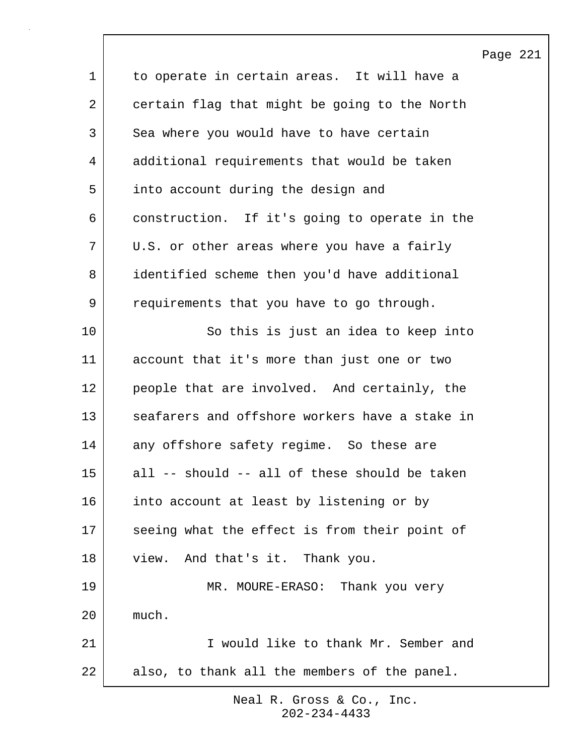to operate in certain areas. It will have a certain flag that might be going to the North Sea where you would have to have certain additional requirements that would be taken into account during the design and construction. If it's going to operate in the U.S. or other areas where you have a fairly identified scheme then you'd have additional requirements that you have to go through.

So this is just an idea to keep into account that it's more than just one or two people that are involved. And certainly, the seafarers and offshore workers have a stake in any offshore safety regime. So these are all -- should -- all of these should be taken into account at least by listening or by seeing what the effect is from their point of view. And that's it. Thank you.

MR. MOURE-ERASO: Thank you very much.

I would like to thank Mr. Sember and also, to thank all the members of the panel.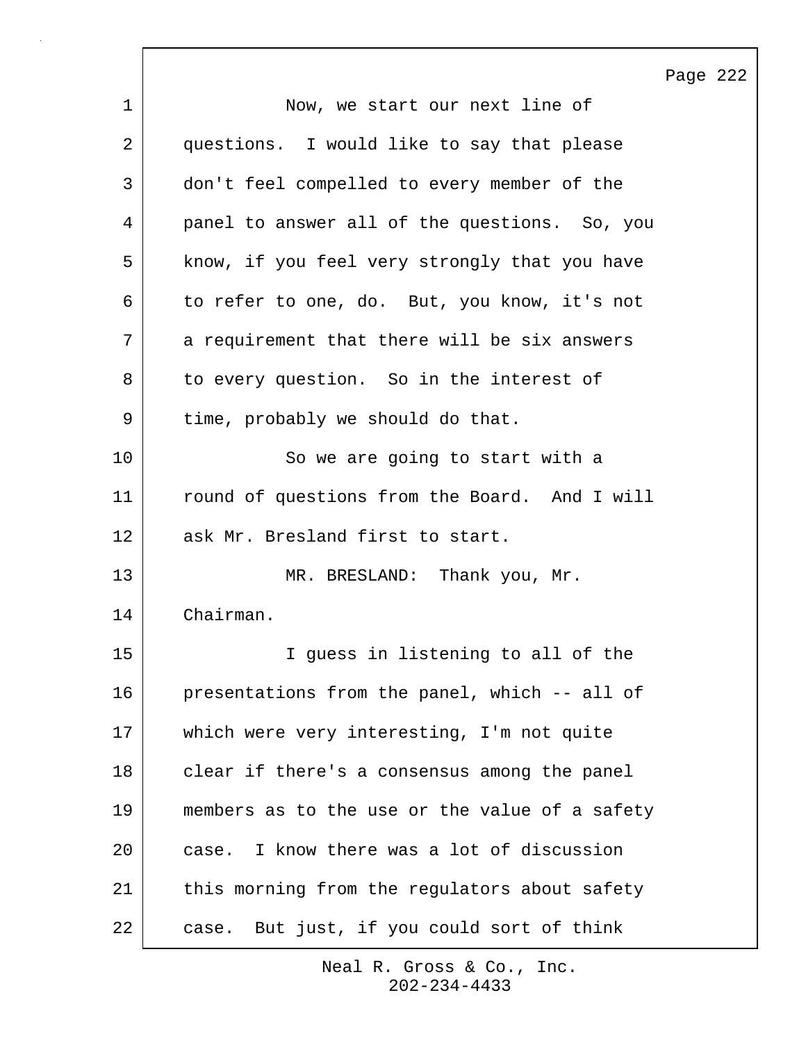Now, we start our next line of questions. I would like to say that please don't feel compelled to every member of the panel to answer all of the questions. So, you know, if you feel very strongly that you have to refer to one, do. But, you know, it's not a requirement that there will be six answers to every question. So in the interest of time, probably we should do that.

So we are going to start with a round of questions from the Board. And I will ask Mr. Bresland first to start.

MR. BRESLAND: Thank you, Mr. Chairman.

I guess in listening to all of the presentations from the panel, which -- all of which were very interesting, I'm not quite clear if there's a consensus among the panel members as to the use or the value of a safety case. I know there was a lot of discussion this morning from the regulators about safety case. But just, if you could sort of think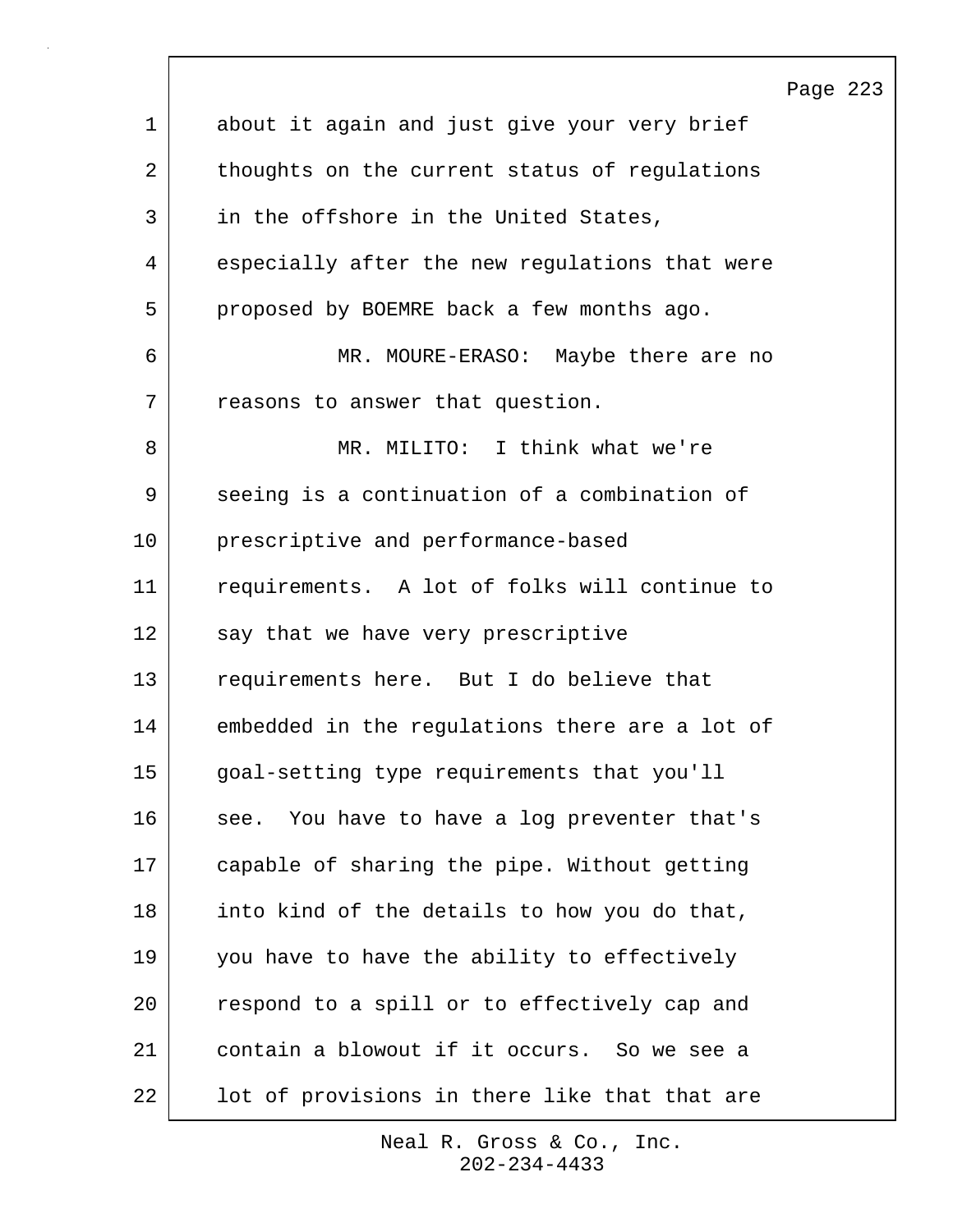about it again and just give your very brief thoughts on the current status of regulations in the offshore in the United States, especially after the new regulations that were proposed by BOEMRE back a few months ago.

MR. MOURE-ERASO: Maybe there are no reasons to answer that question.

MR. MILITO: I think what we're seeing is a continuation of a combination of prescriptive and performance-based requirements. A lot of folks will continue to say that we have very prescriptive requirements here. But I do believe that embedded in the regulations there are a lot of goal-setting type requirements that you'll see. You have to have a log preventer that's capable of sharing the pipe. Without getting into kind of the details to how you do that, you have to have the ability to effectively respond to a spill or to effectively cap and contain a blowout if it occurs. So we see a lot of provisions in there like that that are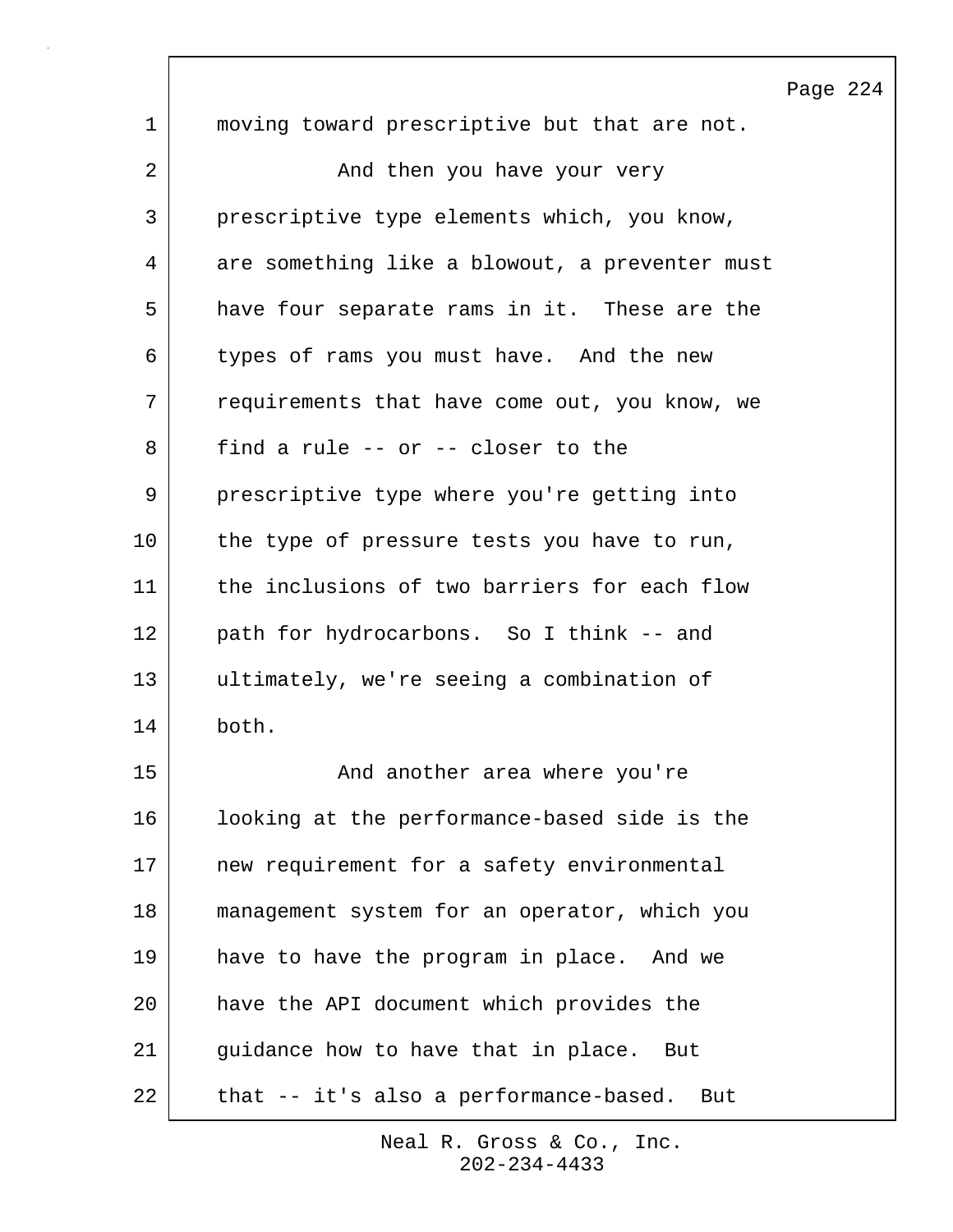moving toward prescriptive but that are not.

And then you have your very prescriptive type elements which, you know, are something like a blowout, a preventer must have four separate rams in it. These are the types of rams you must have. And the new requirements that have come out, you know, we find a rule -- or -- closer to the prescriptive type where you're getting into the type of pressure tests you have to run, the inclusions of two barriers for each flow path for hydrocarbons. So I think -- and ultimately, we're seeing a combination of both.

And another area where you're looking at the performance-based side is the new requirement for a safety environmental management system for an operator, which you have to have the program in place. And we have the API document which provides the guidance how to have that in place. But that -- it's also a performance-based. But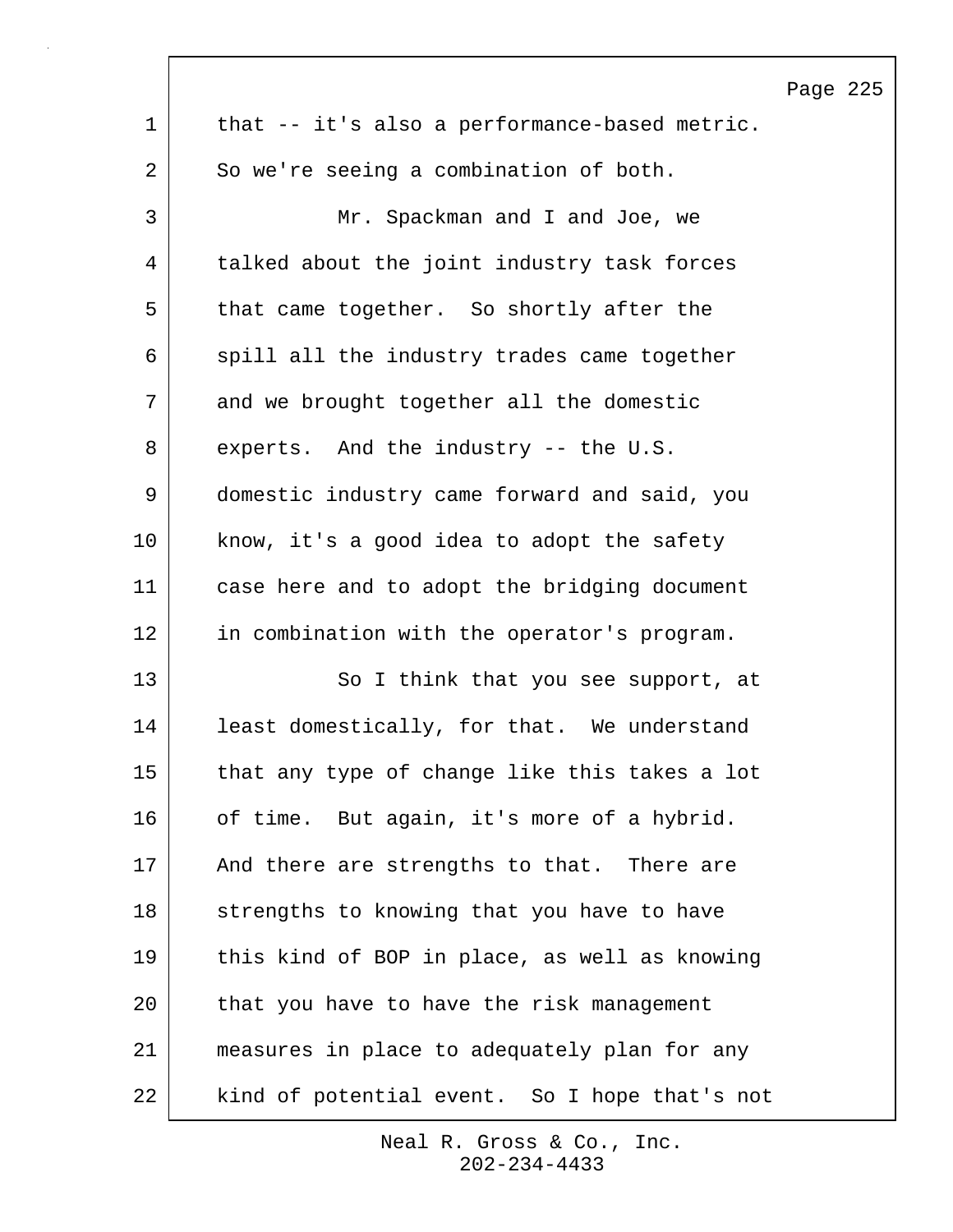that -- it's also a performance-based metric. So we're seeing a combination of both.

Mr. Spackman and I and Joe, we talked about the joint industry task forces that came together. So shortly after the spill all the industry trades came together and we brought together all the domestic experts. And the industry -- the U.S. domestic industry came forward and said, you know, it's a good idea to adopt the safety case here and to adopt the bridging document in combination with the operator's program.

So I think that you see support, at least domestically, for that. We understand that any type of change like this takes a lot of time. But again, it's more of a hybrid. And there are strengths to that. There are strengths to knowing that you have to have this kind of BOP in place, as well as knowing that you have to have the risk management measures in place to adequately plan for any kind of potential event. So I hope that's not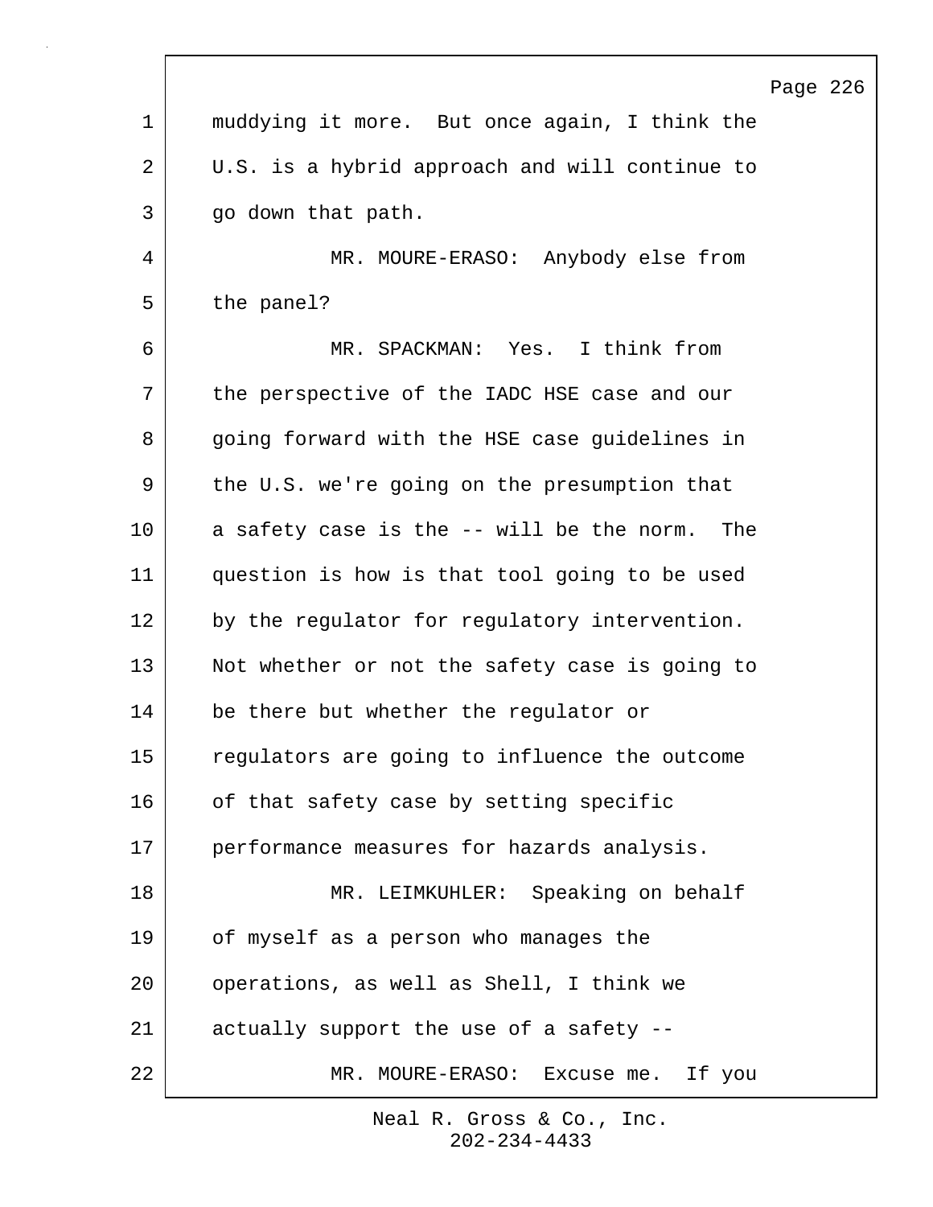muddying it more. But once again, I think the U.S. is a hybrid approach and will continue to go down that path.

MR. MOURE-ERASO: Anybody else from the panel?

MR. SPACKMAN: Yes. I think from the perspective of the IADC HSE case and our going forward with the HSE case guidelines in the U.S. we're going on the presumption that a safety case is the -- will be the norm. The question is how is that tool going to be used by the regulator for regulatory intervention. Not whether or not the safety case is going to be there but whether the regulator or regulators are going to influence the outcome of that safety case by setting specific performance measures for hazards analysis.

MR. LEIMKUHLER: Speaking on behalf of myself as a person who manages the operations, as well as Shell, I think we actually support the use of a safety --

MR. MOURE-ERASO: Excuse me. If you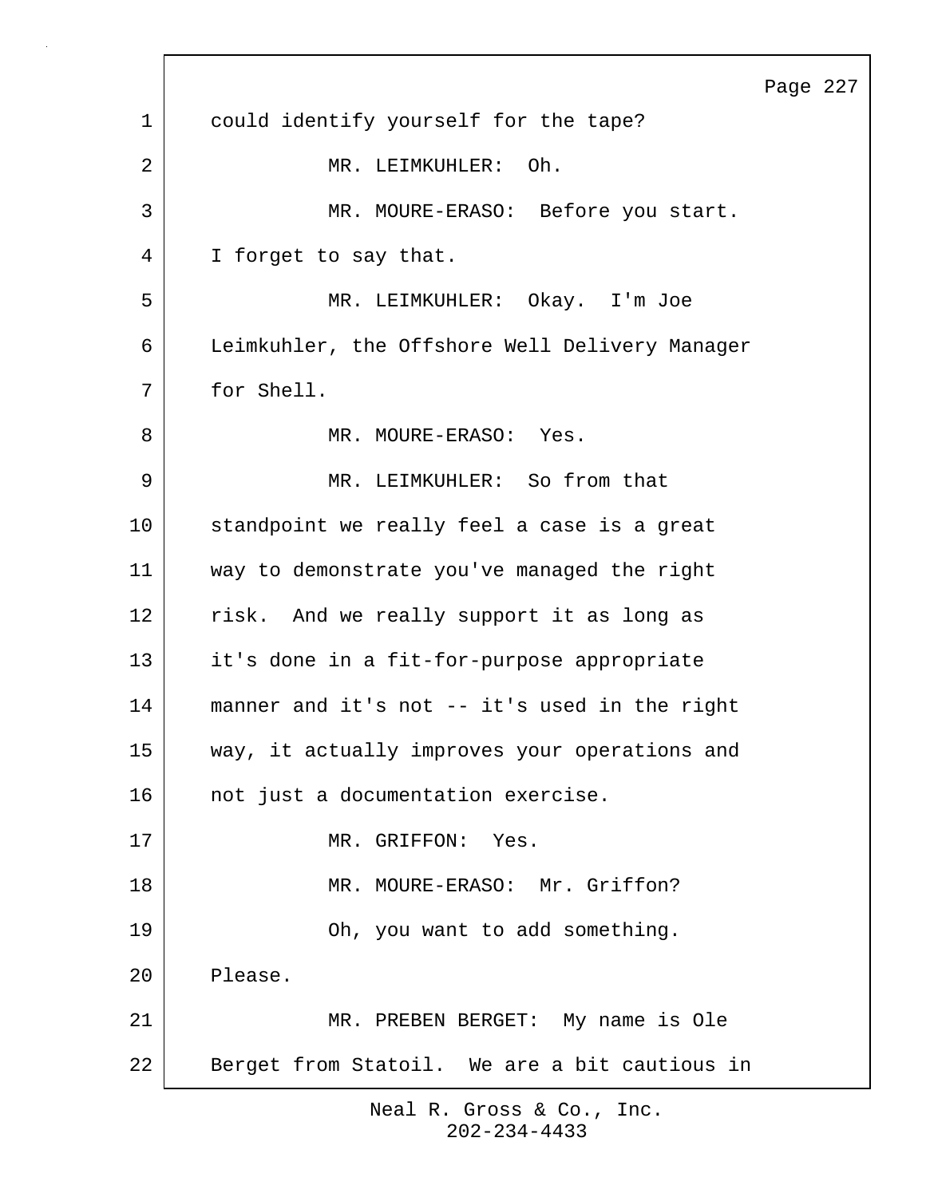could identify yourself for the tape?

MR. LEIMKUHLER: Oh.

MR. MOURE-ERASO: Before you start. I forget to say that.

MR. LEIMKUHLER: Okay. I'm Joe Leimkuhler, the Offshore Well Delivery Manager for Shell.

MR. MOURE-ERASO: Yes.

MR. LEIMKUHLER: So from that standpoint we really feel a case is a great way to demonstrate you've managed the right risk. And we really support it as long as it's done in a fit-for-purpose appropriate manner and it's not -- it's used in the right way, it actually improves your operations and not just a documentation exercise.

MR. GRIFFON: Yes.

MR. MOURE-ERASO: Mr. Griffon?

Oh, you want to add something. Please.

MR. PREBEN BERGET: My name is Ole Berget from Statoil. We are a bit cautious in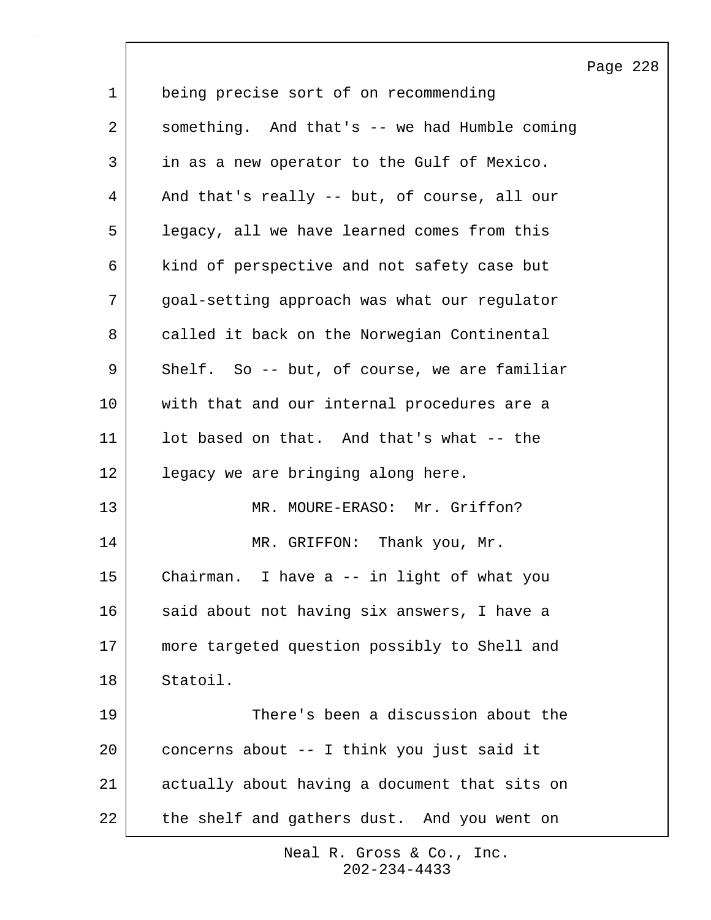being precise sort of on recommending something. And that's -- we had Humble coming in as a new operator to the Gulf of Mexico. And that's really -- but, of course, all our legacy, all we have learned comes from this kind of perspective and not safety case but goal-setting approach was what our regulator called it back on the Norwegian Continental Shelf. So -- but, of course, we are familiar with that and our internal procedures are a lot based on that. And that's what -- the legacy we are bringing along here.

MR. MOURE-ERASO: Mr. Griffon?

MR. GRIFFON: Thank you, Mr. Chairman. I have a -- in light of what you said about not having six answers, I have a more targeted question possibly to Shell and Statoil.

There's been a discussion about the concerns about -- I think you just said it actually about having a document that sits on the shelf and gathers dust. And you went on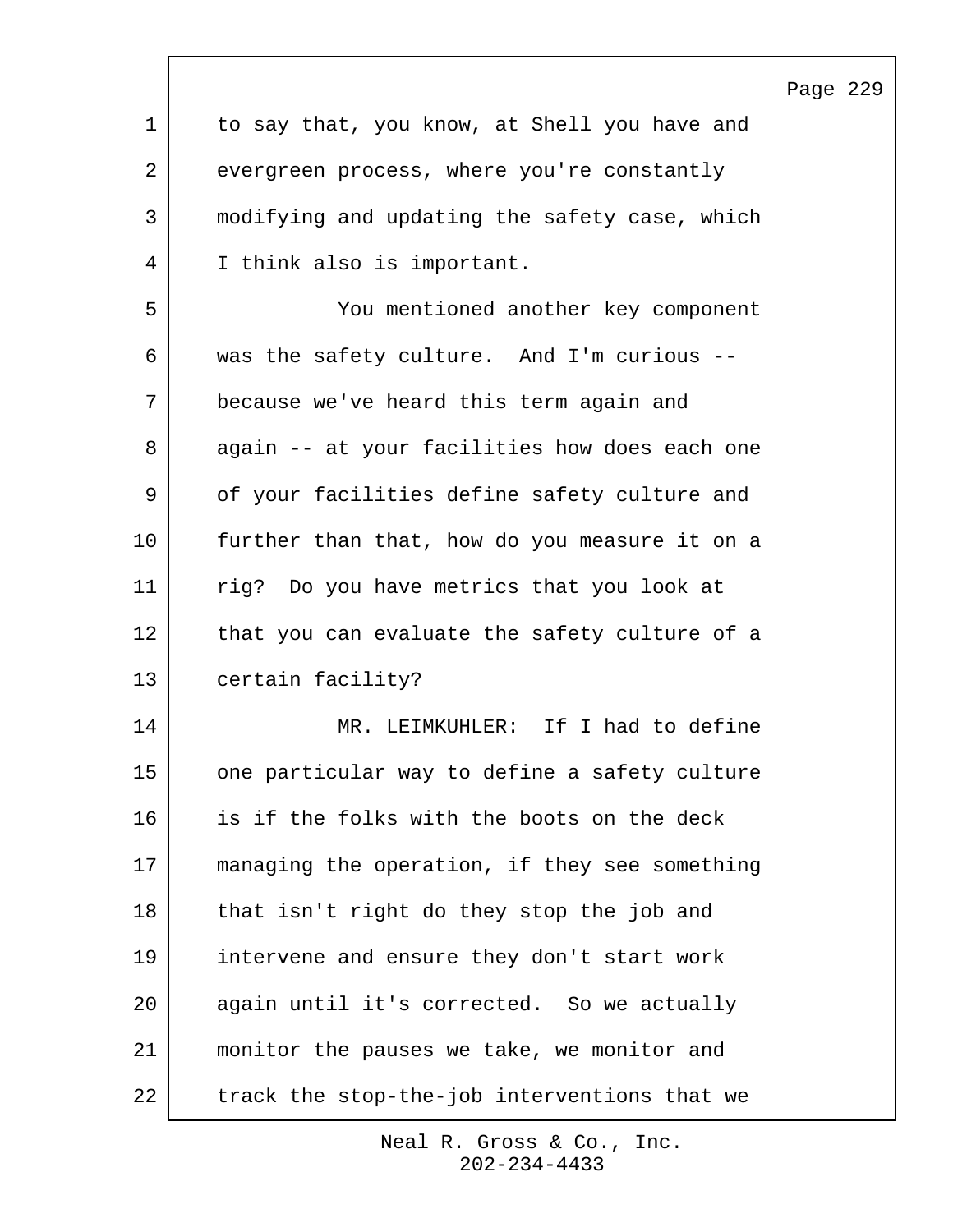to say that, you know, at Shell you have and evergreen process, where you're constantly modifying and updating the safety case, which I think also is important.

You mentioned another key component was the safety culture. And I'm curious -- because we've heard this term again and again -- at your facilities how does each one of your facilities define safety culture and further than that, how do you measure it on a rig? Do you have metrics that you look at that you can evaluate the safety culture of a certain facility?

MR. LEIMKUHLER: If I had to define one particular way to define a safety culture is if the folks with the boots on the deck managing the operation, if they see something that isn't right do they stop the job and intervene and ensure they don't start work again until it's corrected. So we actually monitor the pauses we take, we monitor and track the stop-the-job interventions that we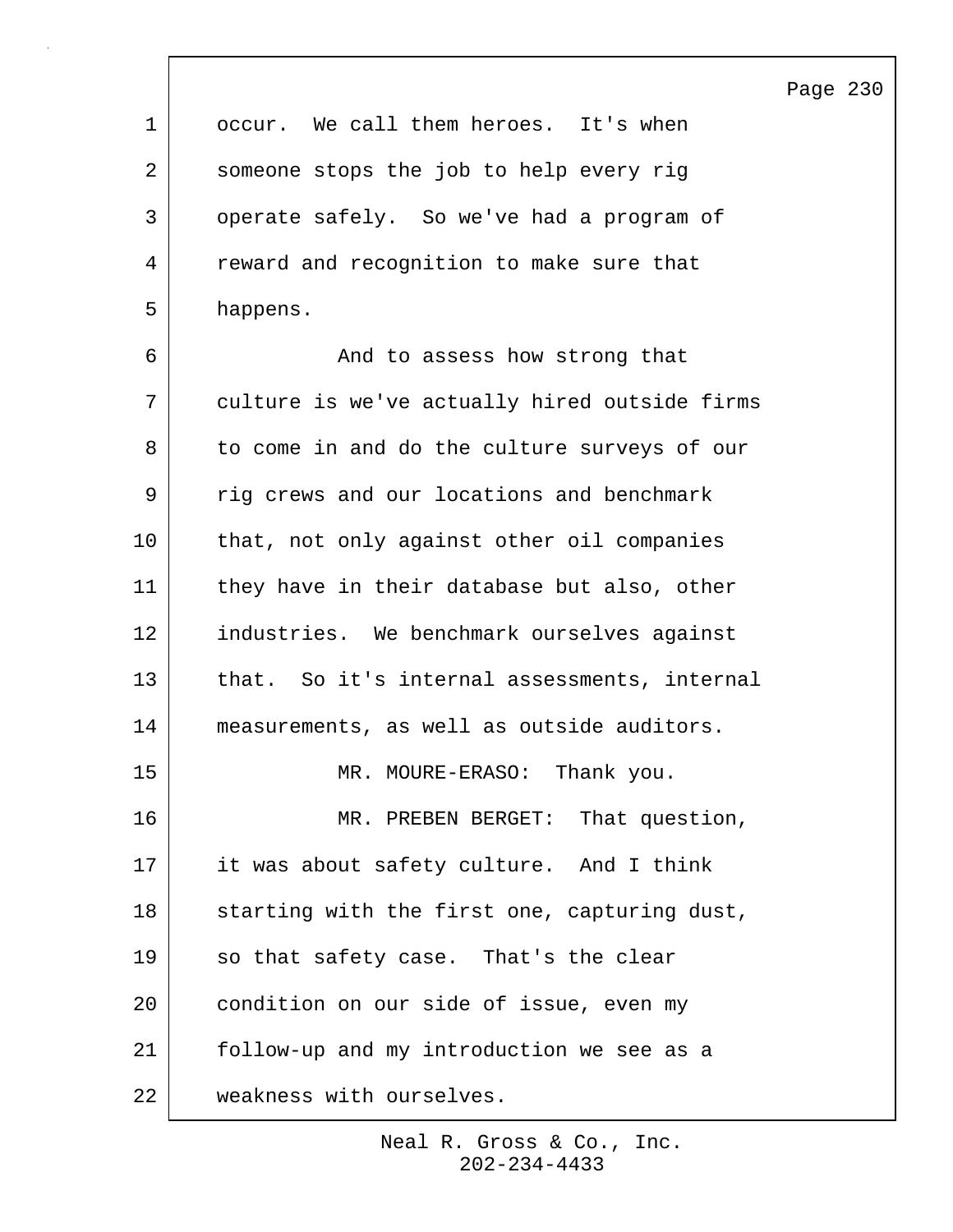occur. We call them heroes. It's when someone stops the job to help every rig operate safely. So we've had a program of reward and recognition to make sure that happens.

And to assess how strong that culture is we've actually hired outside firms to come in and do the culture surveys of our rig crews and our locations and benchmark that, not only against other oil companies they have in their database but also, other industries. We benchmark ourselves against that. So it's internal assessments, internal measurements, as well as outside auditors.

MR. MOURE-ERASO: Thank you.

MR. PREBEN BERGET: That question, it was about safety culture. And I think starting with the first one, capturing dust, so that safety case. That's the clear condition on our side of issue, even my follow-up and my introduction we see as a weakness with ourselves.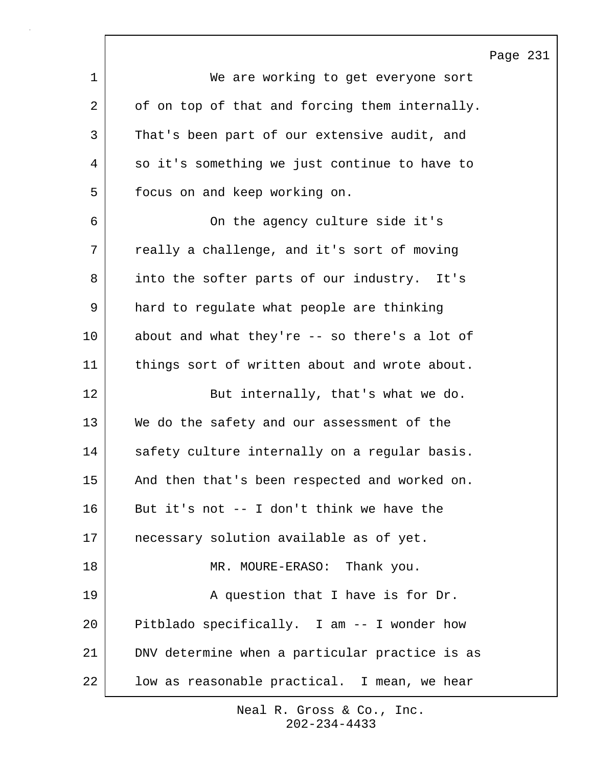We are working to get everyone sort of on top of that and forcing them internally. That's been part of our extensive audit, and so it's something we just continue to have to focus on and keep working on.

On the agency culture side it's really a challenge, and it's sort of moving into the softer parts of our industry. It's hard to regulate what people are thinking about and what they're -- so there's a lot of things sort of written about and wrote about.

But internally, that's what we do. We do the safety and our assessment of the safety culture internally on a regular basis. And then that's been respected and worked on. But it's not -- I don't think we have the necessary solution available as of yet.

MR. MOURE-ERASO: Thank you.

A question that I have is for Dr. Pitblado specifically. I am -- I wonder how DNV determine when a particular practice is as low as reasonable practical. I mean, we hear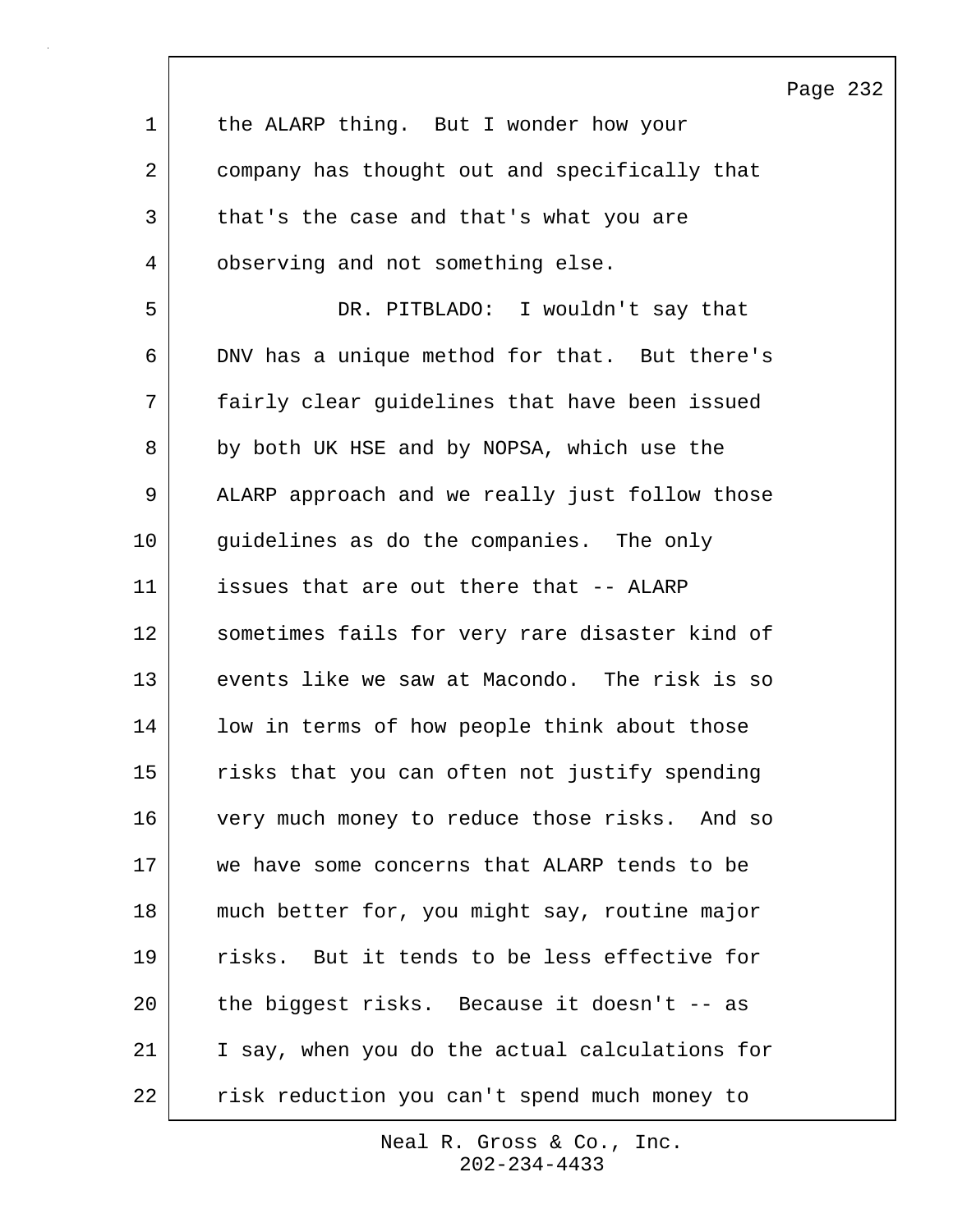the ALARP thing. But I wonder how your company has thought out and specifically that that's the case and that's what you are observing and not something else.

DR. PITBLADO: I wouldn't say that DNV has a unique method for that. But there's fairly clear guidelines that have been issued by both UK HSE and by NOPSA, which use the ALARP approach and we really just follow those guidelines as do the companies. The only issues that are out there that -- ALARP sometimes fails for very rare disaster kind of events like we saw at Macondo. The risk is so low in terms of how people think about those risks that you can often not justify spending very much money to reduce those risks. And so we have some concerns that ALARP tends to be much better for, you might say, routine major risks. But it tends to be less effective for the biggest risks. Because it doesn't -- as I say, when you do the actual calculations for risk reduction you can't spend much money to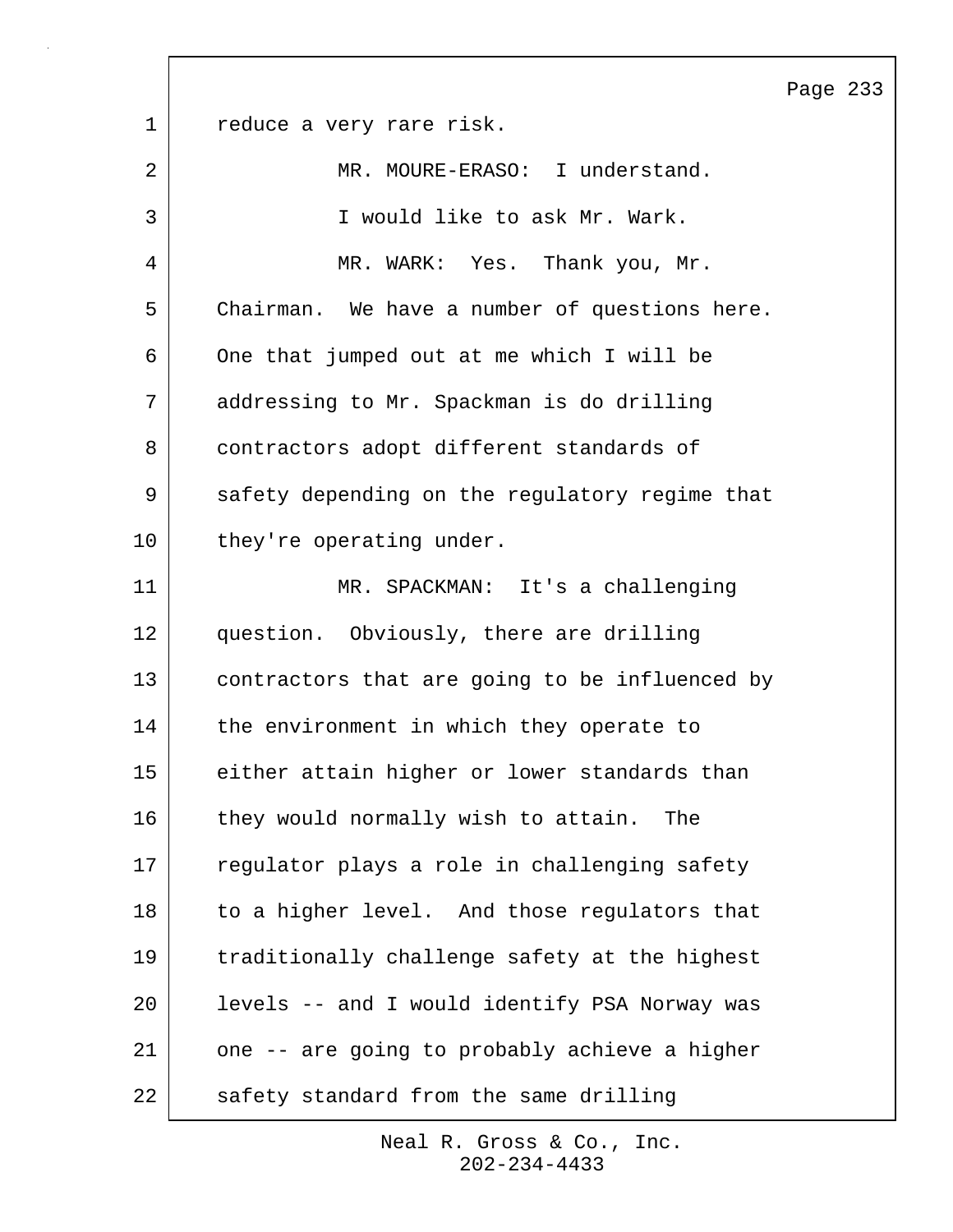reduce a very rare risk.

MR. MOURE-ERASO: I understand.

I would like to ask Mr. Wark.

MR. WARK: Yes. Thank you, Mr. Chairman. We have a number of questions here. One that jumped out at me which I will be addressing to Mr. Spackman is do drilling contractors adopt different standards of safety depending on the regulatory regime that they're operating under.

MR. SPACKMAN: It's a challenging question. Obviously, there are drilling contractors that are going to be influenced by the environment in which they operate to either attain higher or lower standards than they would normally wish to attain. The regulator plays a role in challenging safety to a higher level. And those regulators that traditionally challenge safety at the highest levels -- and I would identify PSA Norway was one -- are going to probably achieve a higher safety standard from the same drilling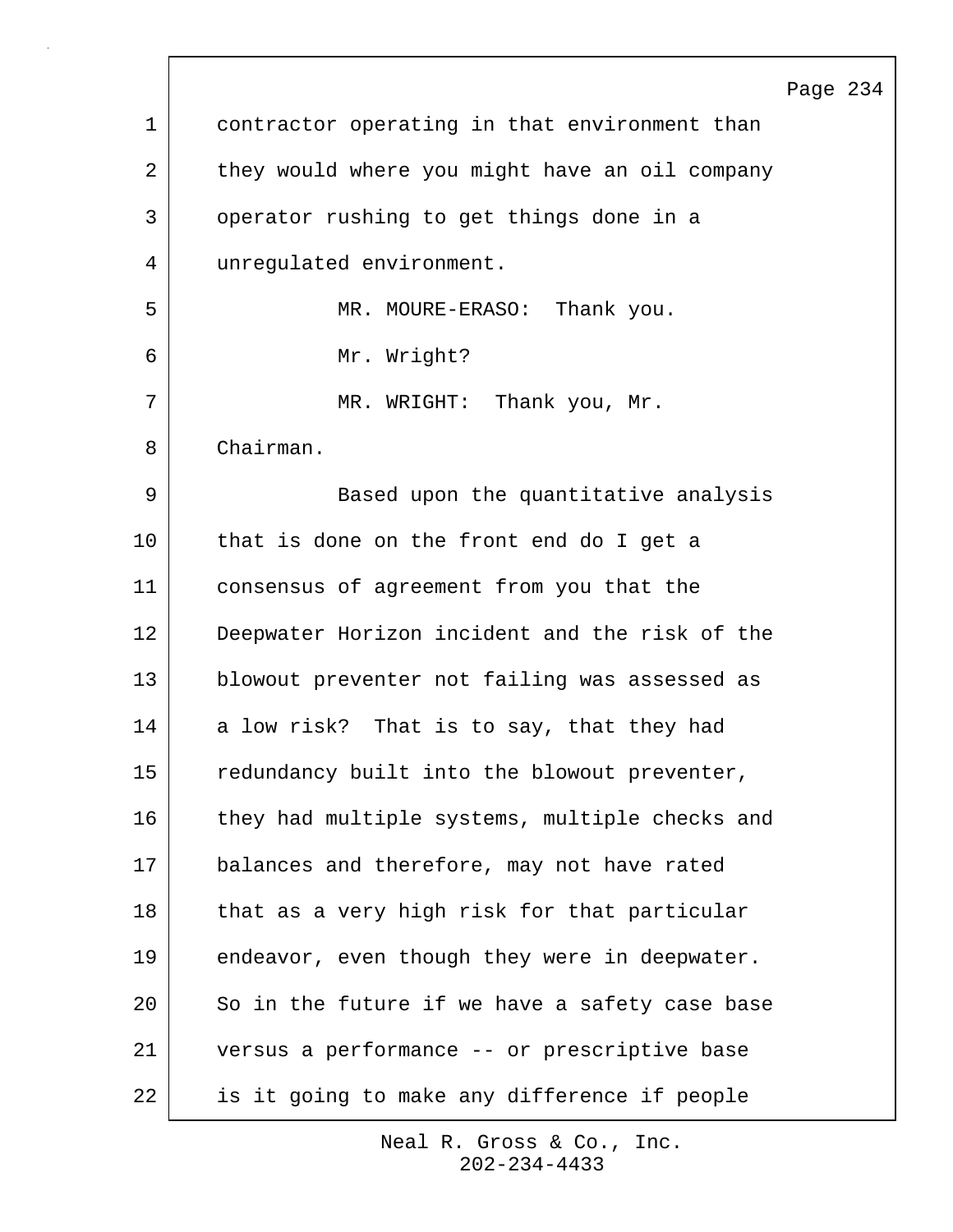contractor operating in that environment than they would where you might have an oil company operator rushing to get things done in a unregulated environment.

MR. MOURE-ERASO: Thank you.

Mr. Wright?

MR. WRIGHT: Thank you, Mr. Chairman.

Based upon the quantitative analysis that is done on the front end do I get a consensus of agreement from you that the Deepwater Horizon incident and the risk of the blowout preventer not failing was assessed as a low risk? That is to say, that they had redundancy built into the blowout preventer, they had multiple systems, multiple checks and balances and therefore, may not have rated that as a very high risk for that particular endeavor, even though they were in deepwater. So in the future if we have a safety case base versus a performance -- or prescriptive base is it going to make any difference if people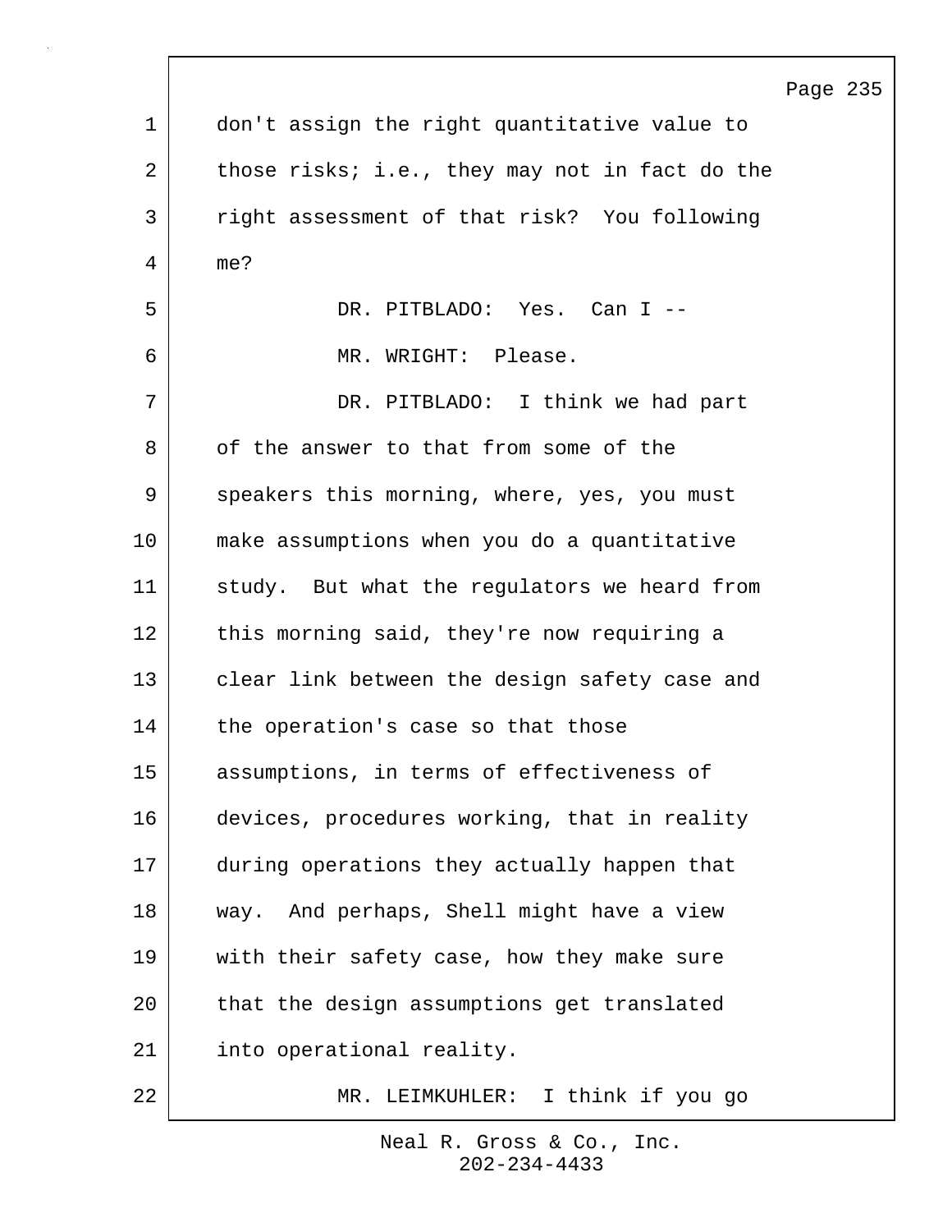don't assign the right quantitative value to those risks; i.e., they may not in fact do the right assessment of that risk? You following me?

DR. PITBLADO: Yes. Can I --

MR. WRIGHT: Please.

DR. PITBLADO: I think we had part of the answer to that from some of the speakers this morning, where, yes, you must make assumptions when you do a quantitative study. But what the regulators we heard from this morning said, they're now requiring a clear link between the design safety case and the operation's case so that those assumptions, in terms of effectiveness of devices, procedures working, that in reality during operations they actually happen that way. And perhaps, Shell might have a view with their safety case, how they make sure that the design assumptions get translated into operational reality.

MR. LEIMKUHLER: I think if you go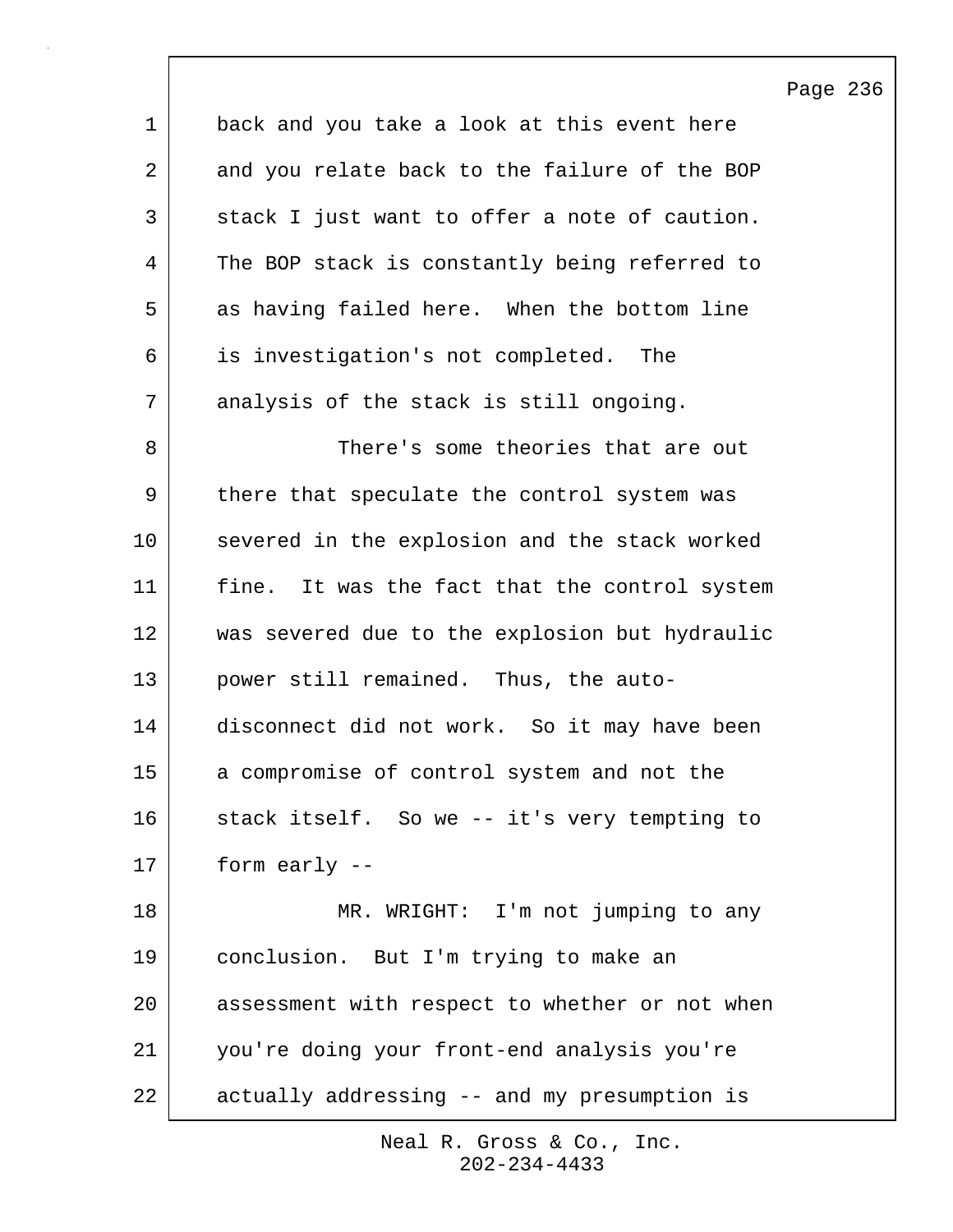back and you take a look at this event here and you relate back to the failure of the BOP stack I just want to offer a note of caution. The BOP stack is constantly being referred to as having failed here. When the bottom line is investigation's not completed. The analysis of the stack is still ongoing.

There's some theories that are out there that speculate the control system was severed in the explosion and the stack worked fine. It was the fact that the control system was severed due to the explosion but hydraulic power still remained. Thus, the auto-disconnect did not work. So it may have been a compromise of control system and not the stack itself. So we -- it's very tempting to form early --

MR. WRIGHT: I'm not jumping to any conclusion. But I'm trying to make an assessment with respect to whether or not when you're doing your front-end analysis you're actually addressing -- and my presumption is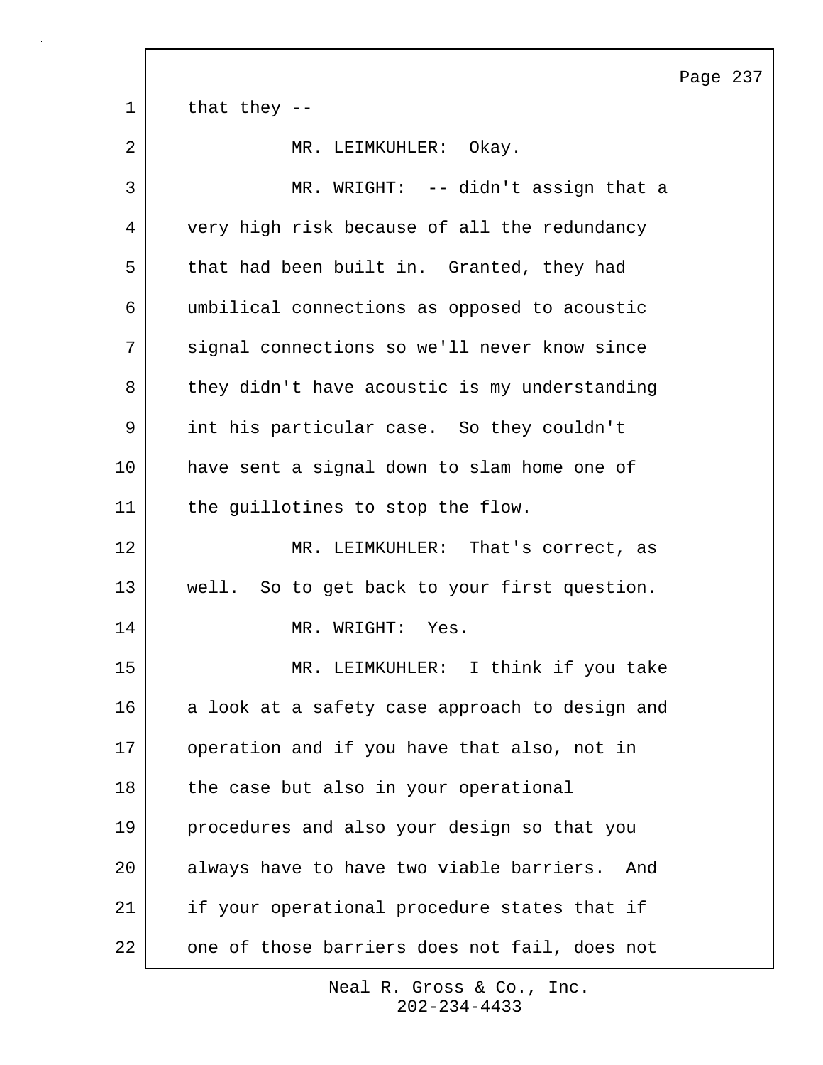that they --

MR. LEIMKUHLER: Okay.

MR. WRIGHT: -- didn't assign that a very high risk because of all the redundancy that had been built in. Granted, they had umbilical connections as opposed to acoustic signal connections so we'll never know since they didn't have acoustic is my understanding int his particular case. So they couldn't have sent a signal down to slam home one of the guillotines to stop the flow.

MR. LEIMKUHLER: That's correct, as well. So to get back to your first question.

MR. WRIGHT: Yes.

MR. LEIMKUHLER: I think if you take a look at a safety case approach to design and operation and if you have that also, not in the case but also in your operational procedures and also your design so that you always have to have two viable barriers. And if your operational procedure states that if one of those barriers does not fail, does not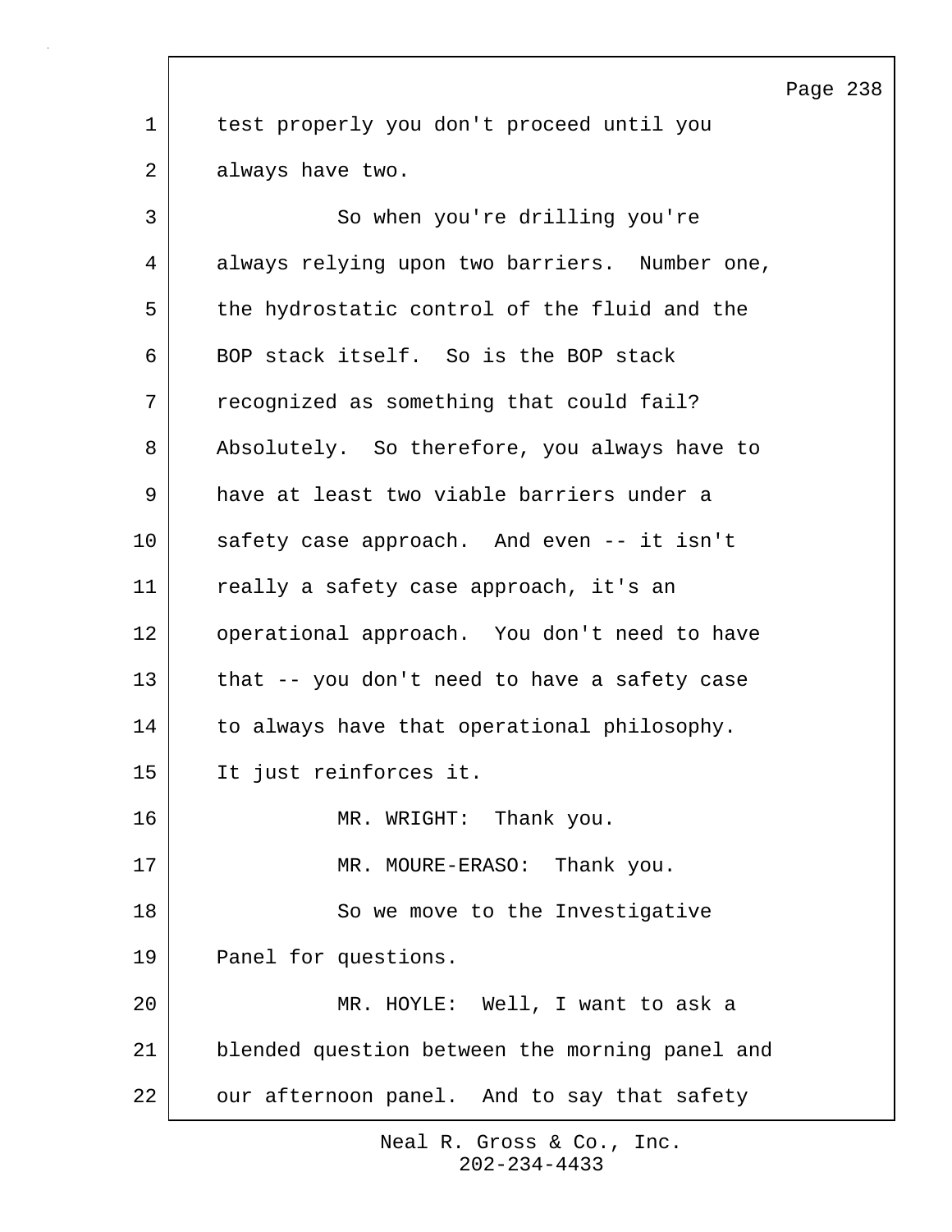test properly you don't proceed until you always have two.

So when you're drilling you're always relying upon two barriers. Number one, the hydrostatic control of the fluid and the BOP stack itself. So is the BOP stack recognized as something that could fail? Absolutely. So therefore, you always have to have at least two viable barriers under a safety case approach. And even -- it isn't really a safety case approach, it's an operational approach. You don't need to have that -- you don't need to have a safety case to always have that operational philosophy. It just reinforces it.

MR. WRIGHT: Thank you.

MR. MOURE-ERASO: Thank you.

So we move to the Investigative Panel for questions.

MR. HOYLE: Well, I want to ask a blended question between the morning panel and our afternoon panel. And to say that safety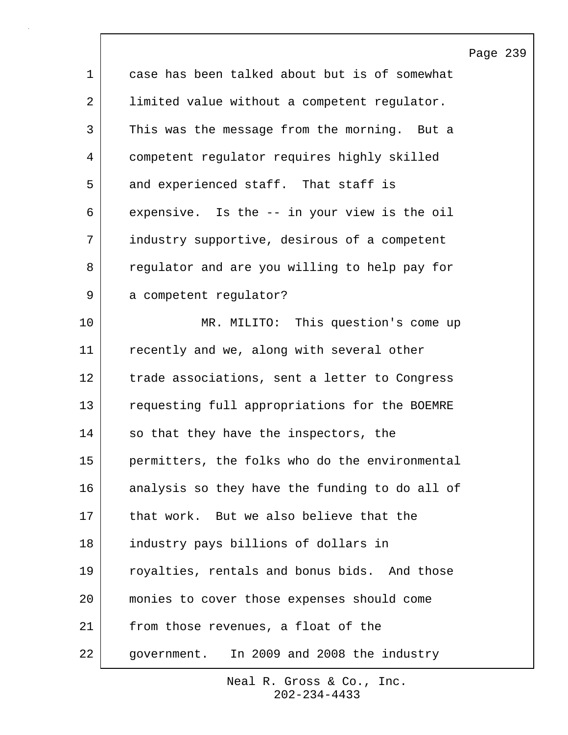case has been talked about but is of somewhat limited value without a competent regulator. This was the message from the morning. But a competent regulator requires highly skilled and experienced staff. That staff is expensive. Is the -- in your view is the oil industry supportive, desirous of a competent regulator and are you willing to help pay for a competent regulator?

MR. MILITO: This question's come up recently and we, along with several other trade associations, sent a letter to Congress requesting full appropriations for the BOEMRE so that they have the inspectors, the permitters, the folks who do the environmental analysis so they have the funding to do all of that work. But we also believe that the industry pays billions of dollars in royalties, rentals and bonus bids. And those monies to cover those expenses should come from those revenues, a float of the government. In 2009 and 2008 the industry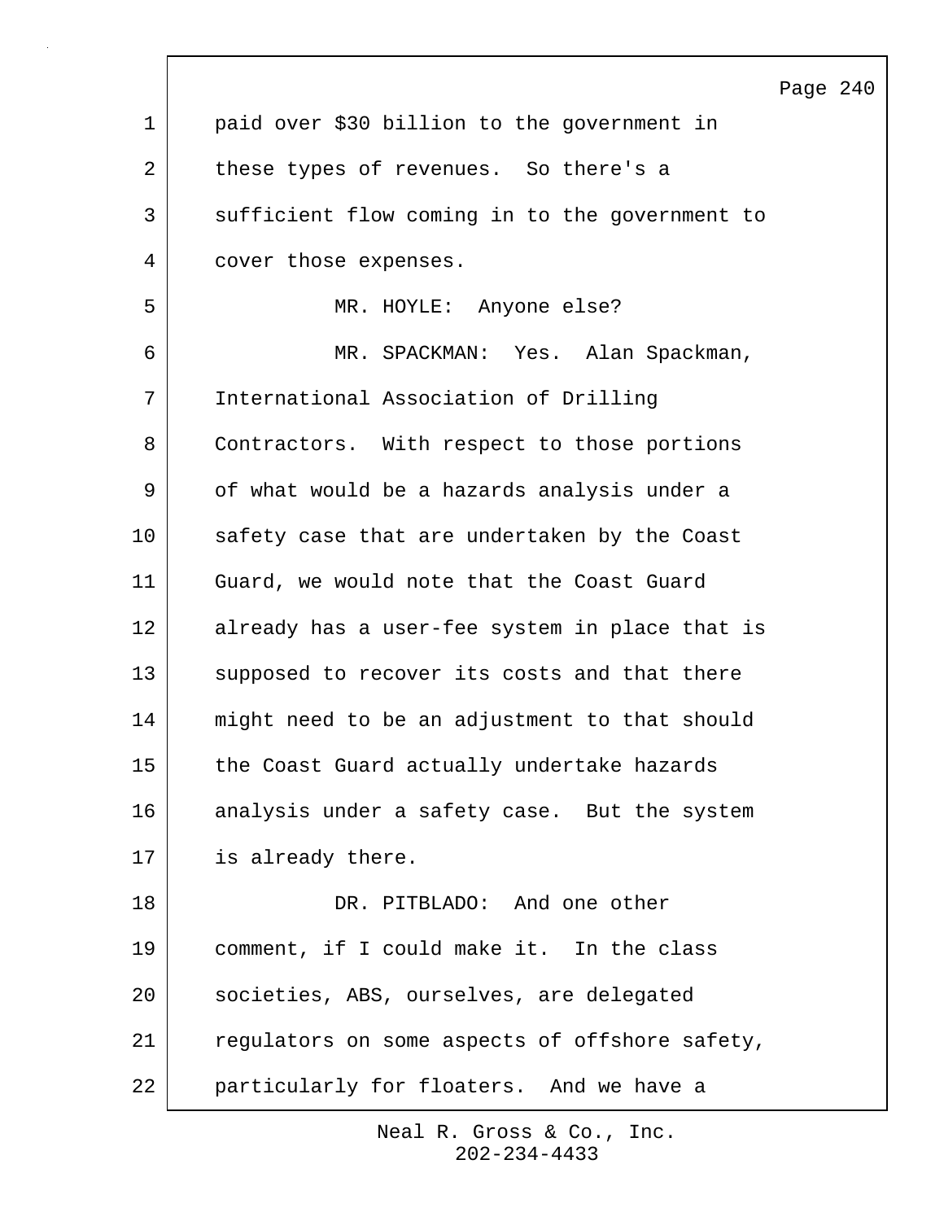paid over $30 billion to the government in these types of revenues. So there's a sufficient flow coming in to the government to cover those expenses.

MR. HOYLE: Anyone else?

MR. SPACKMAN: Yes. Alan Spackman, International Association of Drilling Contractors. With respect to those portions of what would be a hazards analysis under a safety case that are undertaken by the Coast Guard, we would note that the Coast Guard already has a user-fee system in place that is supposed to recover its costs and that there might need to be an adjustment to that should the Coast Guard actually undertake hazards analysis under a safety case. But the system is already there.

DR. PITBLADO: And one other comment, if I could make it. In the class societies, ABS, ourselves, are delegated regulators on some aspects of offshore safety, particularly for floaters. And we have a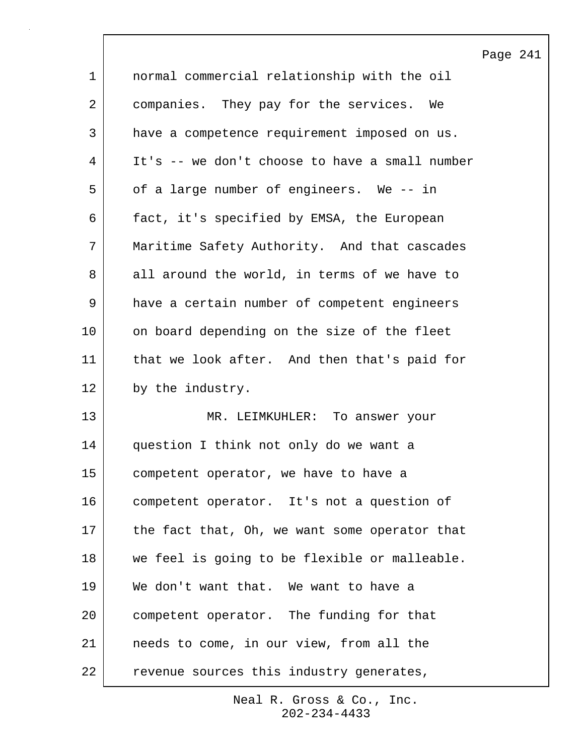normal commercial relationship with the oil companies. They pay for the services. We have a competence requirement imposed on us. It's -- we don't choose to have a small number of a large number of engineers. We -- in fact, it's specified by EMSA, the European Maritime Safety Authority. And that cascades all around the world, in terms of we have to have a certain number of competent engineers on board depending on the size of the fleet that we look after. And then that's paid for by the industry.

MR. LEIMKUHLER: To answer your question I think not only do we want a competent operator, we have to have a competent operator. It's not a question of the fact that, Oh, we want some operator that we feel is going to be flexible or malleable. We don't want that. We want to have a competent operator. The funding for that needs to come, in our view, from all the revenue sources this industry generates,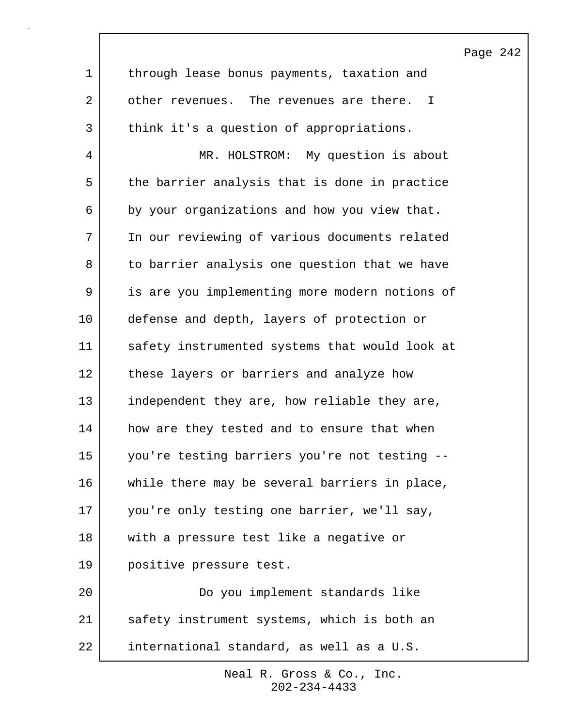through lease bonus payments, taxation and other revenues. The revenues are there. I think it's a question of appropriations.

MR. HOLSTROM: My question is about the barrier analysis that is done in practice by your organizations and how you view that. In our reviewing of various documents related to barrier analysis one question that we have is are you implementing more modern notions of defense and depth, layers of protection or safety instrumented systems that would look at these layers or barriers and analyze how independent they are, how reliable they are, how are they tested and to ensure that when you're testing barriers you're not testing -- while there may be several barriers in place, you're only testing one barrier, we'll say, with a pressure test like a negative or positive pressure test.

Do you implement standards like safety instrument systems, which is both an international standard, as well as a U.S.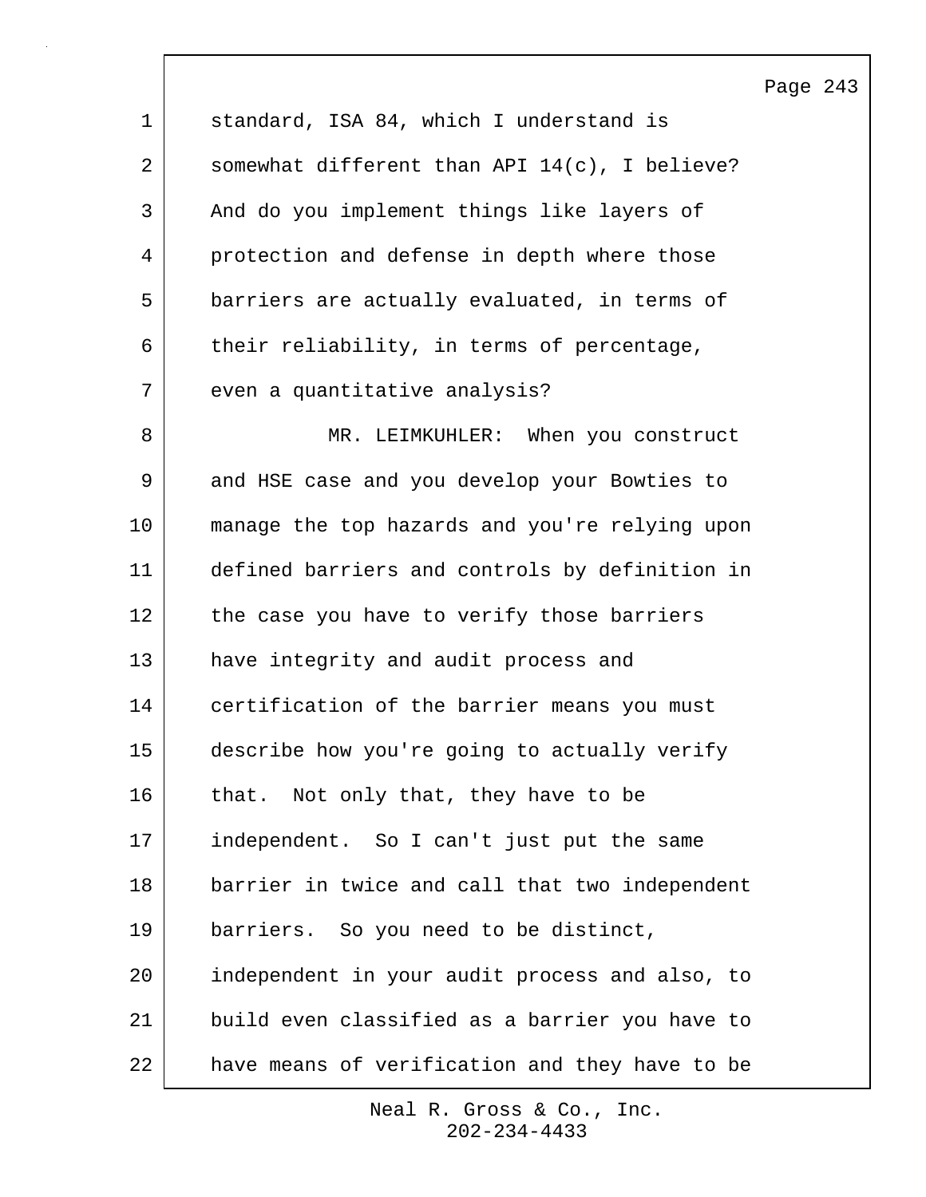standard, ISA 84, which I understand is somewhat different than API 14(c), I believe? And do you implement things like layers of protection and defense in depth where those barriers are actually evaluated, in terms of their reliability, in terms of percentage, even a quantitative analysis?

MR. LEIMKUHLER: When you construct and HSE case and you develop your Bowties to manage the top hazards and you're relying upon defined barriers and controls by definition in the case you have to verify those barriers have integrity and audit process and certification of the barrier means you must describe how you're going to actually verify that. Not only that, they have to be independent. So I can't just put the same barrier in twice and call that two independent barriers. So you need to be distinct, independent in your audit process and also, to build even classified as a barrier you have to have means of verification and they have to be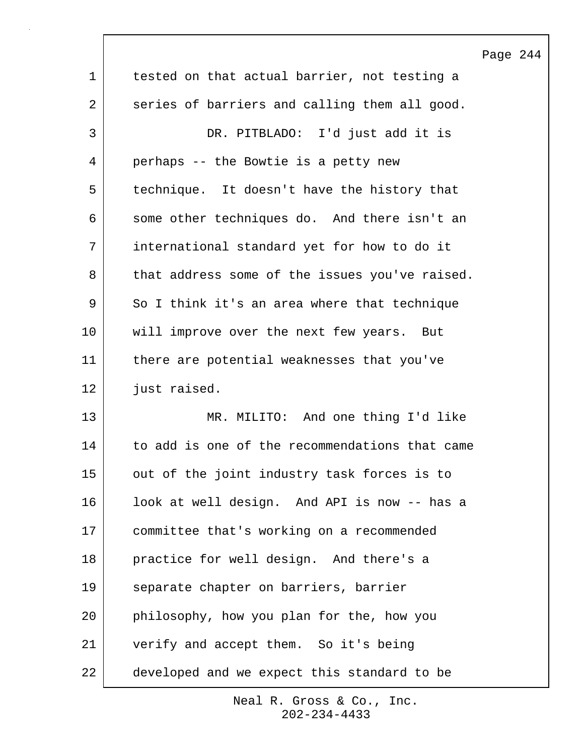tested on that actual barrier, not testing a series of barriers and calling them all good.

DR. PITBLADO: I'd just add it is perhaps -- the Bowtie is a petty new technique. It doesn't have the history that some other techniques do. And there isn't an international standard yet for how to do it that address some of the issues you've raised. So I think it's an area where that technique will improve over the next few years. But there are potential weaknesses that you've just raised.

MR. MILITO: And one thing I'd like to add is one of the recommendations that came out of the joint industry task forces is to look at well design. And API is now -- has a committee that's working on a recommended practice for well design. And there's a separate chapter on barriers, barrier philosophy, how you plan for the, how you verify and accept them. So it's being developed and we expect this standard to be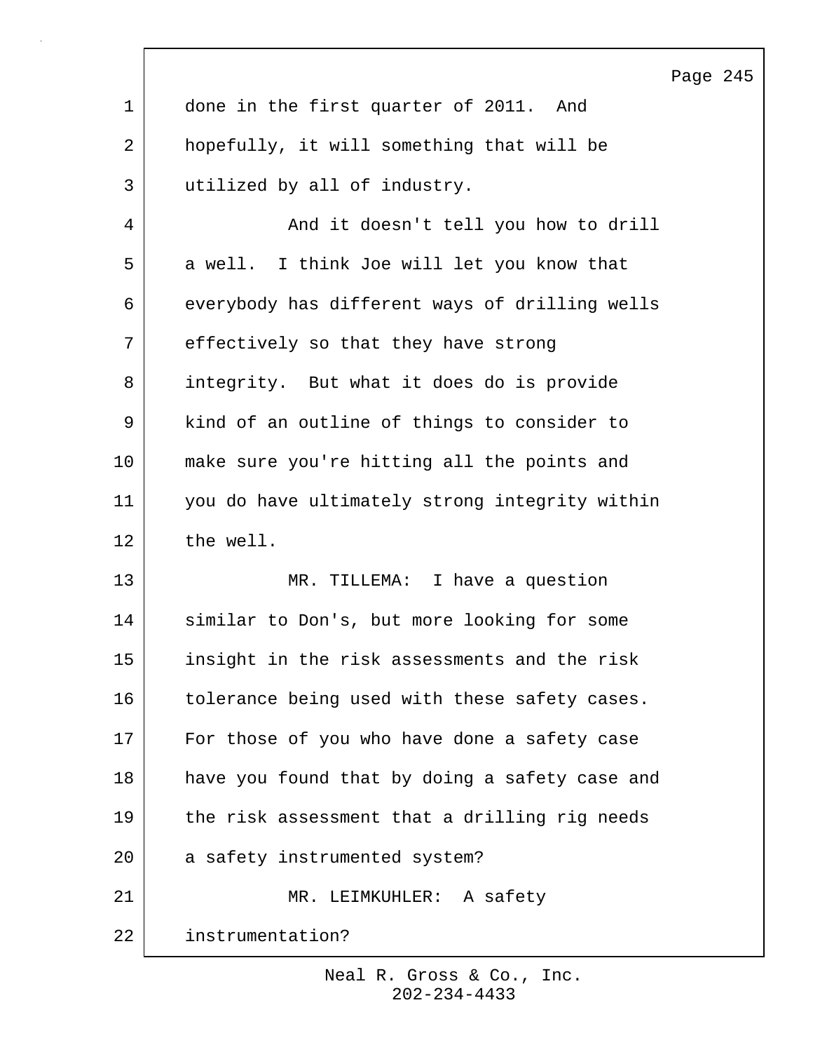done in the first quarter of 2011. And hopefully, it will something that will be utilized by all of industry.

And it doesn't tell you how to drill a well. I think Joe will let you know that everybody has different ways of drilling wells effectively so that they have strong integrity. But what it does do is provide kind of an outline of things to consider to make sure you're hitting all the points and you do have ultimately strong integrity within the well.

MR. TILLEMA: I have a question similar to Don's, but more looking for some insight in the risk assessments and the risk tolerance being used with these safety cases. For those of you who have done a safety case have you found that by doing a safety case and the risk assessment that a drilling rig needs a safety instrumented system?

MR. LEIMKUHLER: A safety instrumentation?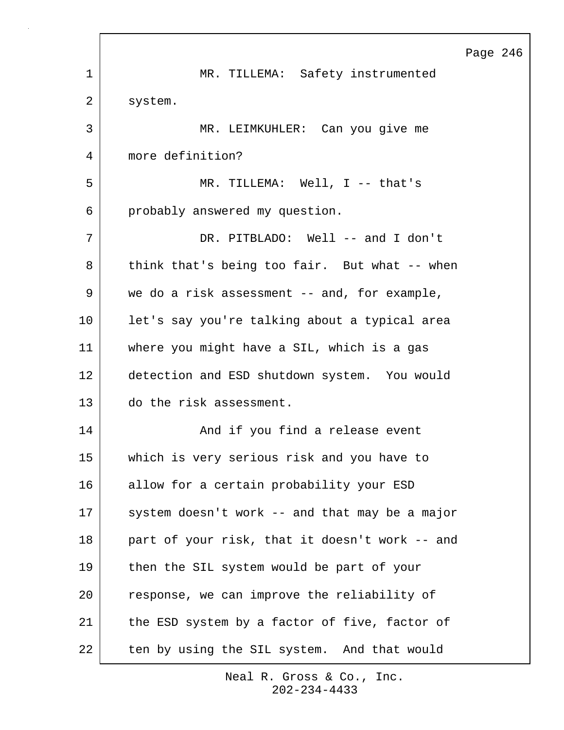MR. TILLEMA: Safety instrumented system.

MR. LEIMKUHLER: Can you give me more definition?

MR. TILLEMA: Well, I -- that's probably answered my question.

DR. PITBLADO: Well -- and I don't think that's being too fair. But what -- when we do a risk assessment -- and, for example, let's say you're talking about a typical area where you might have a SIL, which is a gas detection and ESD shutdown system. You would do the risk assessment.

And if you find a release event which is very serious risk and you have to allow for a certain probability your ESD system doesn't work -- and that may be a major part of your risk, that it doesn't work -- and then the SIL system would be part of your response, we can improve the reliability of the ESD system by a factor of five, factor of ten by using the SIL system. And that would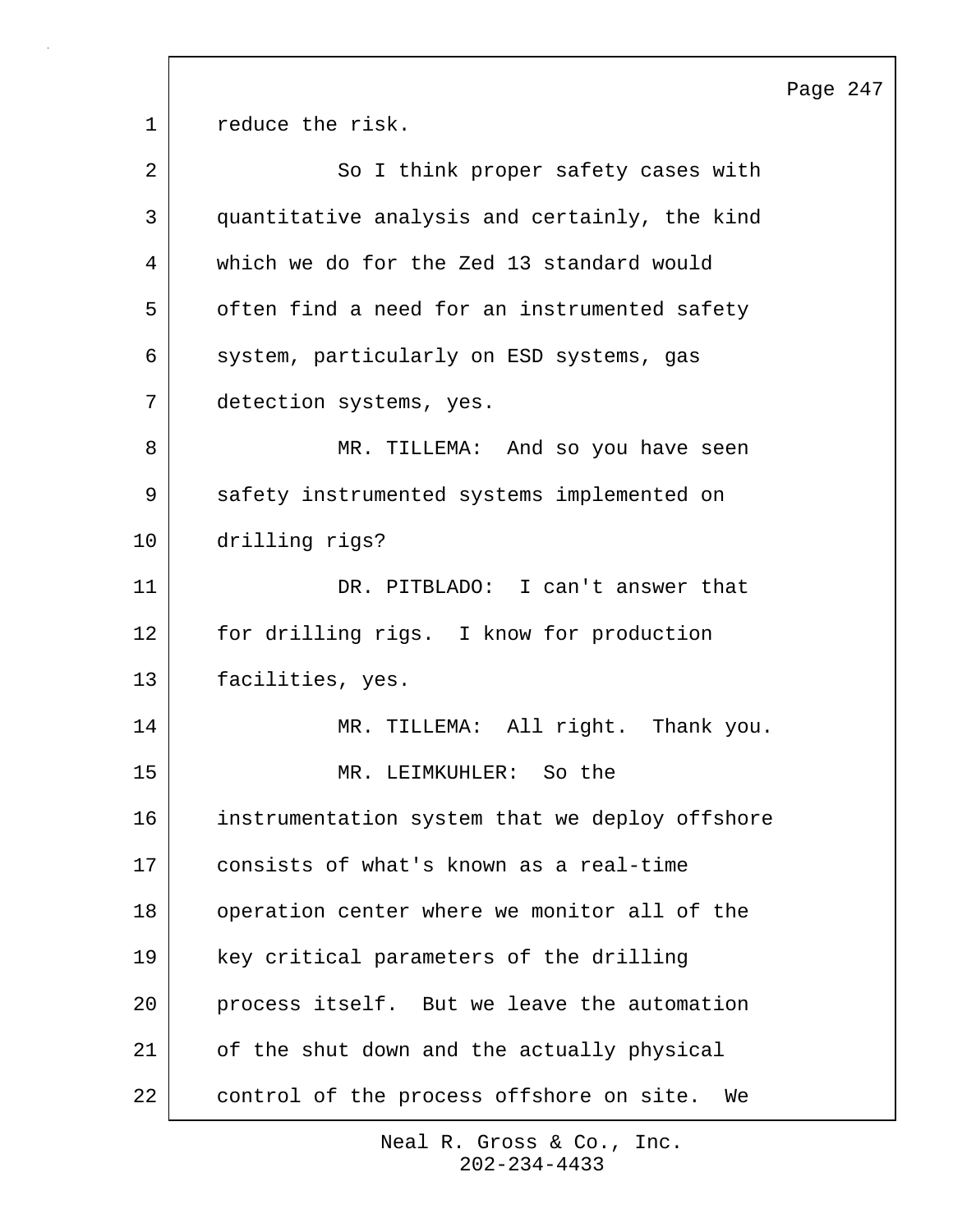reduce the risk.

So I think proper safety cases with quantitative analysis and certainly, the kind which we do for the Zed 13 standard would often find a need for an instrumented safety system, particularly on ESD systems, gas detection systems, yes.

MR. TILLEMA: And so you have seen safety instrumented systems implemented on drilling rigs?

DR. PITBLADO: I can't answer that for drilling rigs. I know for production facilities, yes.

MR. TILLEMA: All right. Thank you.

MR. LEIMKUHLER: So the instrumentation system that we deploy offshore consists of what's known as a real-time operation center where we monitor all of the key critical parameters of the drilling process itself. But we leave the automation of the shut down and the actually physical control of the process offshore on site. We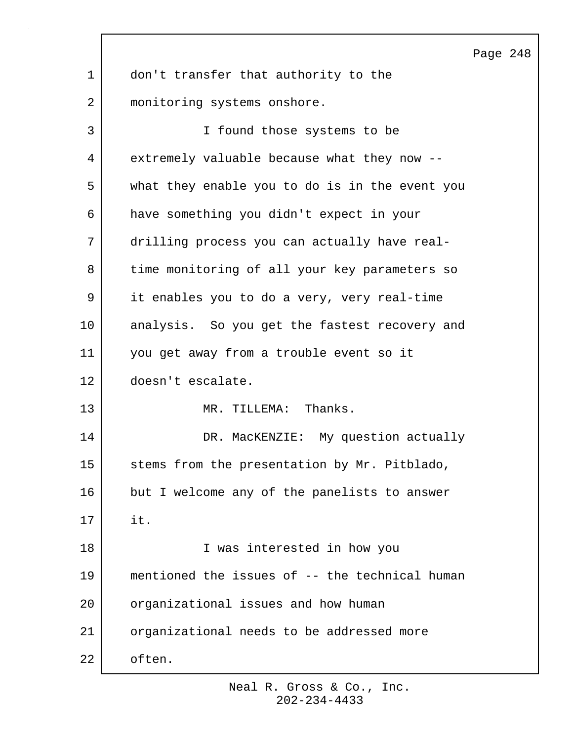don't transfer that authority to the monitoring systems onshore.

I found those systems to be extremely valuable because what they now -- what they enable you to do is in the event you have something you didn't expect in your drilling process you can actually have real-time monitoring of all your key parameters so it enables you to do a very, very real-time analysis. So you get the fastest recovery and you get away from a trouble event so it doesn't escalate.

MR. TILLEMA: Thanks.

DR. MacKENZIE: My question actually stems from the presentation by Mr. Pitblado, but I welcome any of the panelists to answer it.

I was interested in how you mentioned the issues of -- the technical human organizational issues and how human organizational needs to be addressed more often.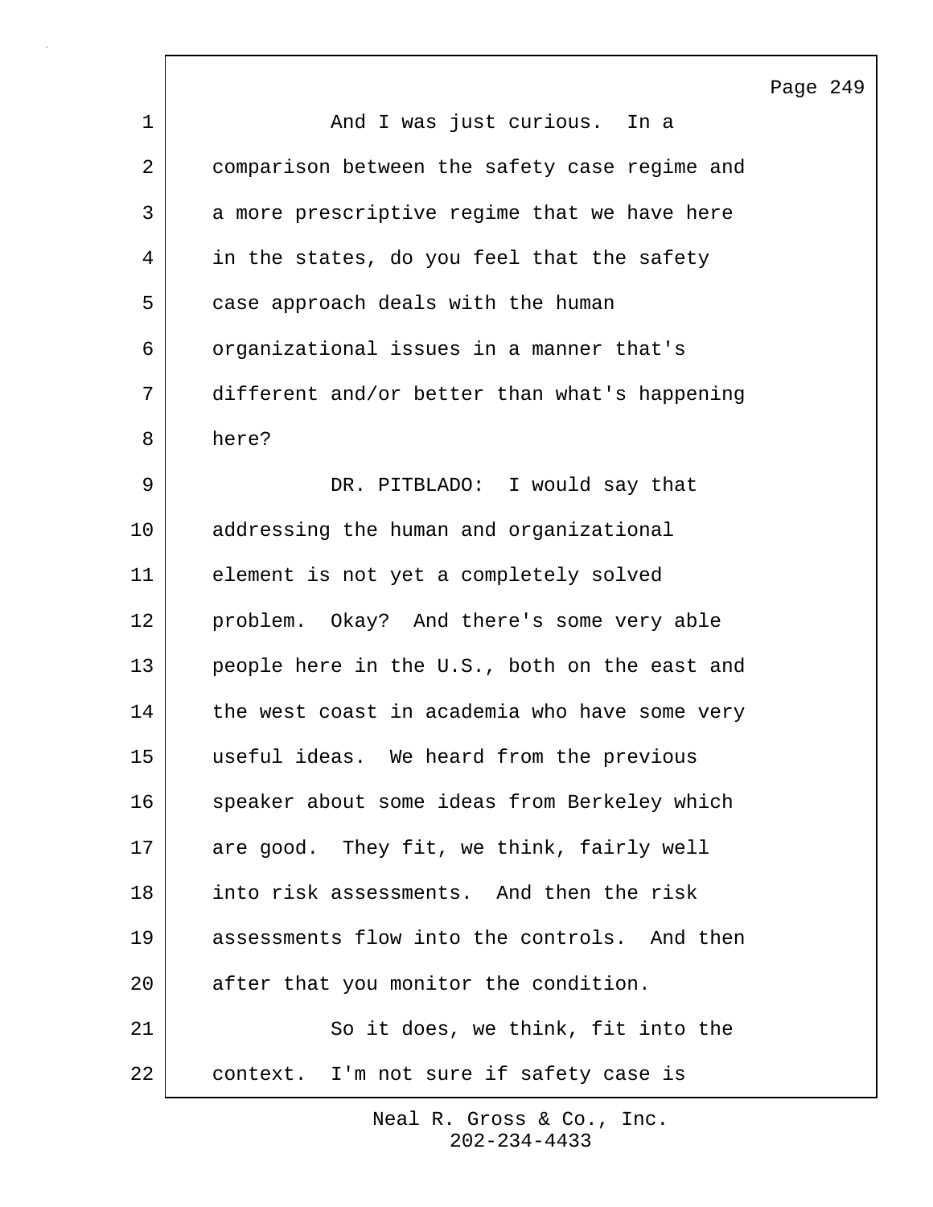And I was just curious. In a comparison between the safety case regime and a more prescriptive regime that we have here in the states, do you feel that the safety case approach deals with the human organizational issues in a manner that's different and/or better than what's happening here?

DR. PITBLADO: I would say that addressing the human and organizational element is not yet a completely solved problem. Okay? And there's some very able people here in the U.S., both on the east and the west coast in academia who have some very useful ideas. We heard from the previous speaker about some ideas from Berkeley which are good. They fit, we think, fairly well into risk assessments. And then the risk assessments flow into the controls. And then after that you monitor the condition.

So it does, we think, fit into the context. I'm not sure if safety case is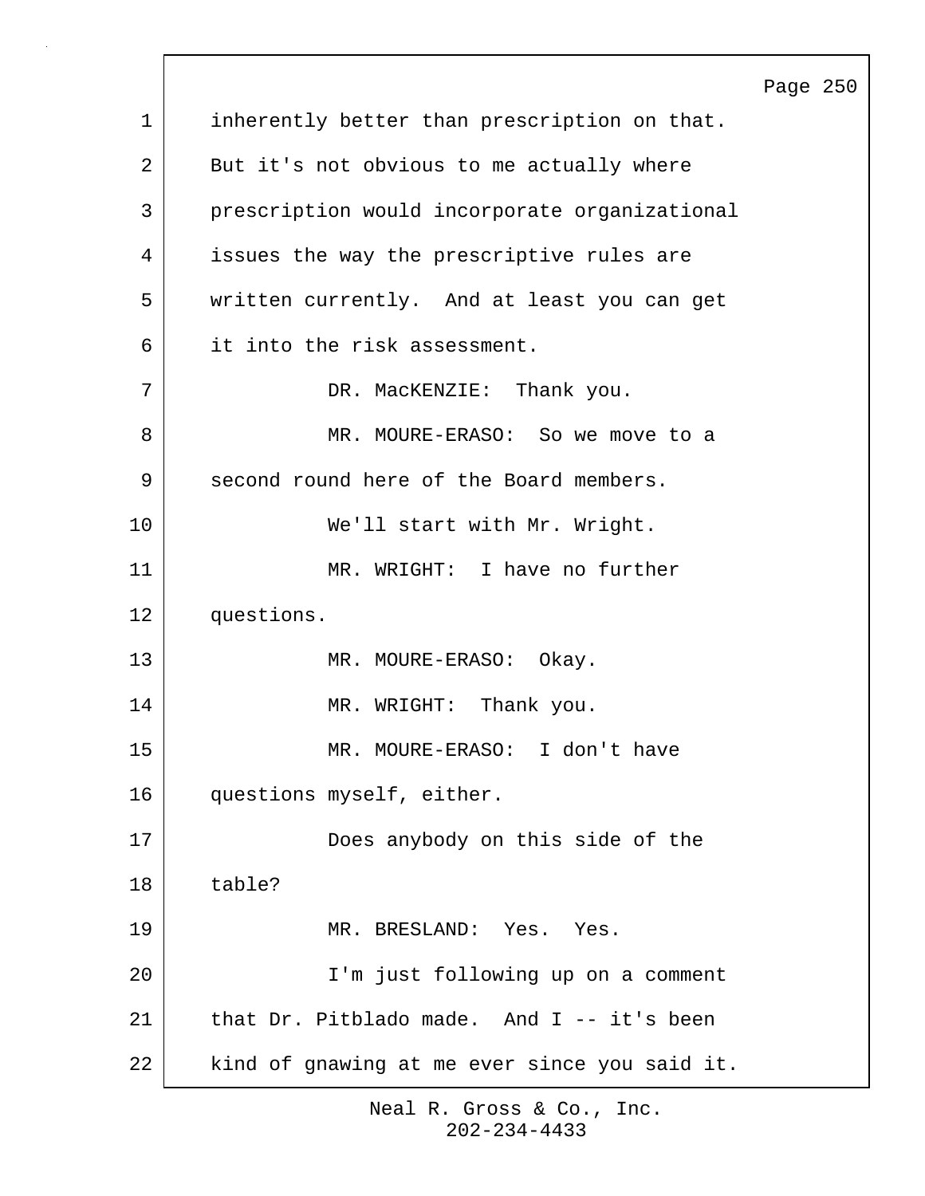inherently better than prescription on that. But it's not obvious to me actually where prescription would incorporate organizational issues the way the prescriptive rules are written currently. And at least you can get it into the risk assessment.

DR. MacKENZIE: Thank you.

MR. MOURE-ERASO: So we move to a second round here of the Board members.

We'll start with Mr. Wright.

MR. WRIGHT: I have no further questions.

MR. MOURE-ERASO: Okay.

MR. WRIGHT: Thank you.

MR. MOURE-ERASO: I don't have questions myself, either.

Does anybody on this side of the table?

MR. BRESLAND: Yes. Yes.

I'm just following up on a comment that Dr. Pitblado made. And I -- it's been kind of gnawing at me ever since you said it.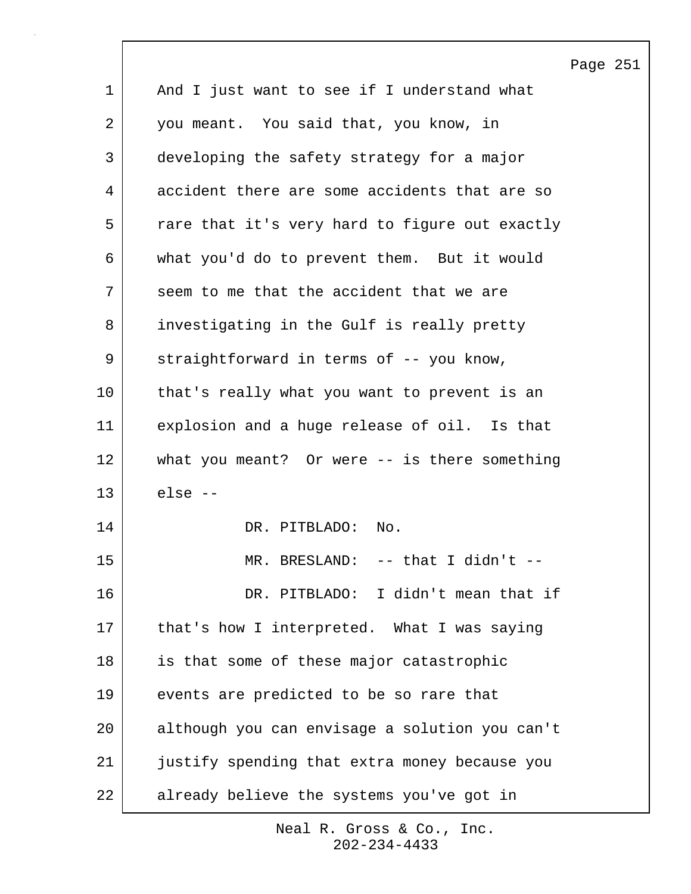And I just want to see if I understand what you meant. You said that, you know, in developing the safety strategy for a major accident there are some accidents that are so rare that it's very hard to figure out exactly what you'd do to prevent them. But it would seem to me that the accident that we are investigating in the Gulf is really pretty straightforward in terms of -- you know, that's really what you want to prevent is an explosion and a huge release of oil. Is that what you meant? Or were -- is there something else --

DR. PITBLADO: No.

MR. BRESLAND: -- that I didn't --

DR. PITBLADO: I didn't mean that if that's how I interpreted. What I was saying is that some of these major catastrophic events are predicted to be so rare that although you can envisage a solution you can't justify spending that extra money because you already believe the systems you've got in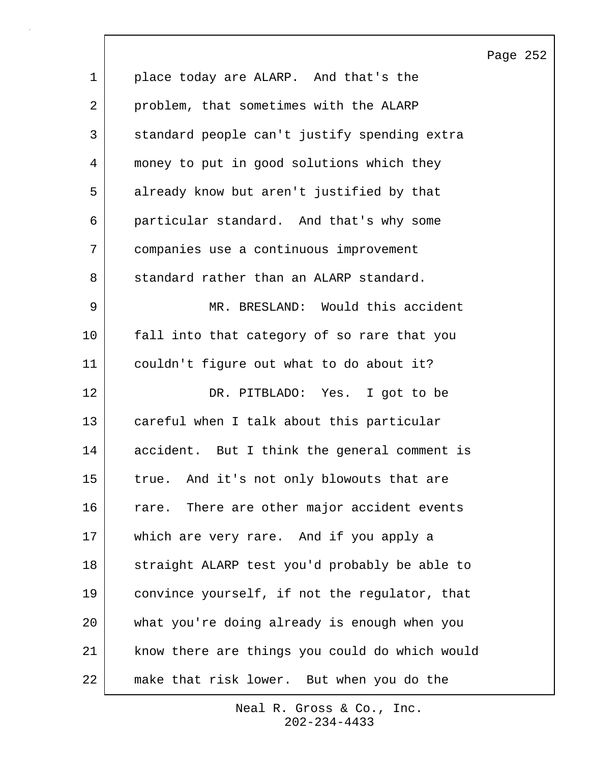place today are ALARP. And that's the problem, that sometimes with the ALARP standard people can't justify spending extra money to put in good solutions which they already know but aren't justified by that particular standard. And that's why some companies use a continuous improvement standard rather than an ALARP standard.

MR. BRESLAND: Would this accident fall into that category of so rare that you couldn't figure out what to do about it?

DR. PITBLADO: Yes. I got to be careful when I talk about this particular accident. But I think the general comment is true. And it's not only blowouts that are rare. There are other major accident events which are very rare. And if you apply a straight ALARP test you'd probably be able to convince yourself, if not the regulator, that what you're doing already is enough when you know there are things you could do which would make that risk lower. But when you do the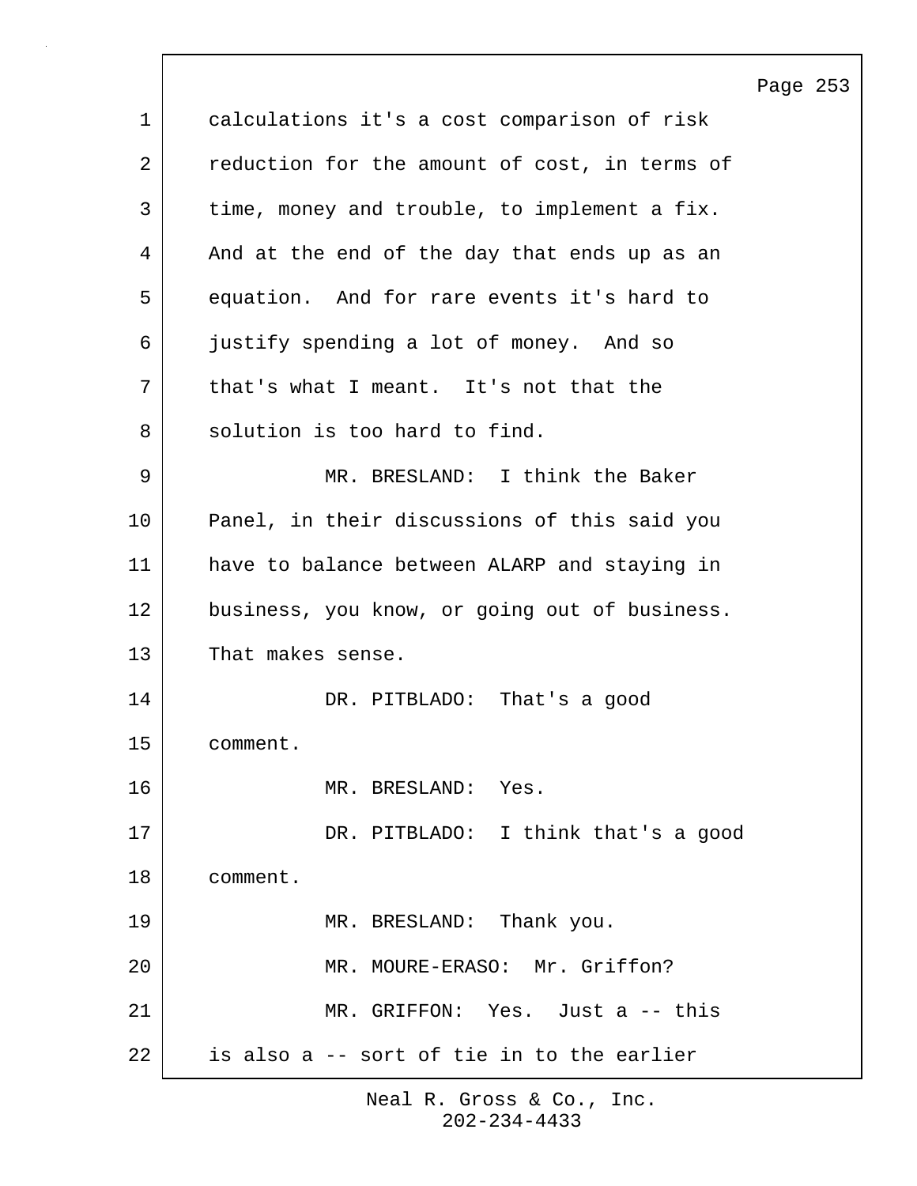calculations it's a cost comparison of risk reduction for the amount of cost, in terms of time, money and trouble, to implement a fix. And at the end of the day that ends up as an equation. And for rare events it's hard to justify spending a lot of money. And so that's what I meant. It's not that the solution is too hard to find.

MR. BRESLAND: I think the Baker Panel, in their discussions of this said you have to balance between ALARP and staying in business, you know, or going out of business. That makes sense.

DR. PITBLADO: That's a good comment.

MR. BRESLAND: Yes.

DR. PITBLADO: I think that's a good comment.

MR. BRESLAND: Thank you.

MR. MOURE-ERASO: Mr. Griffon?

MR. GRIFFON: Yes. Just a -- this is also a -- sort of tie in to the earlier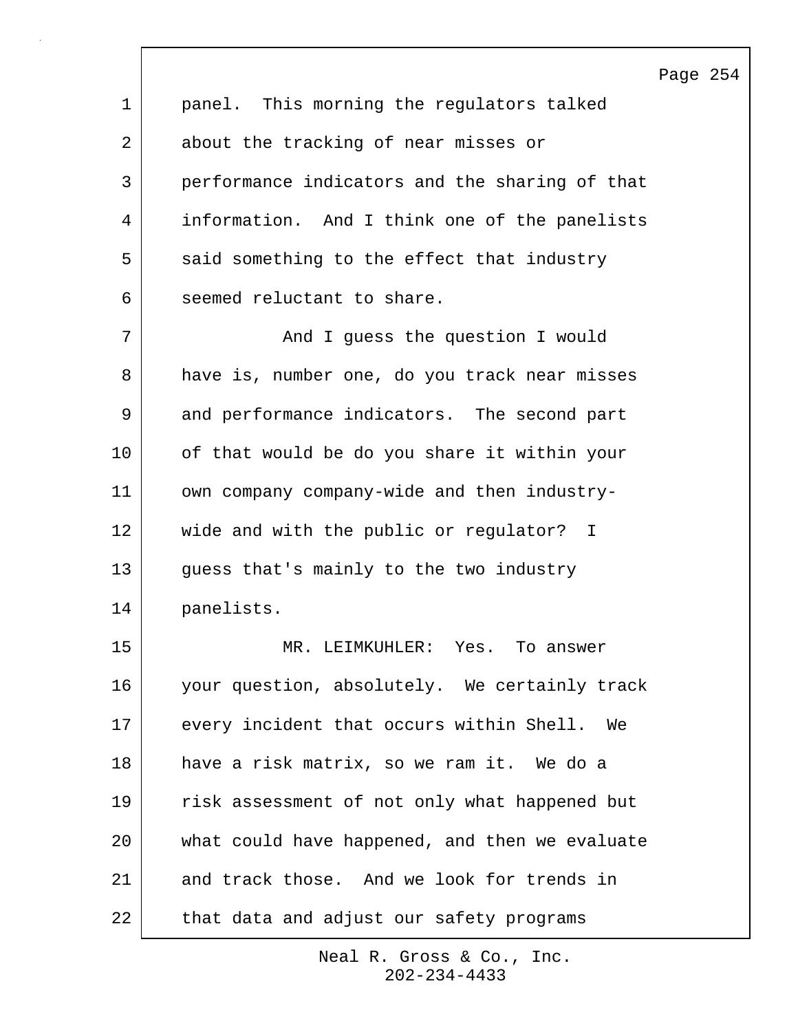panel. This morning the regulators talked about the tracking of near misses or performance indicators and the sharing of that information. And I think one of the panelists said something to the effect that industry seemed reluctant to share.

And I guess the question I would have is, number one, do you track near misses and performance indicators. The second part of that would be do you share it within your own company company-wide and then industry-wide and with the public or regulator? I guess that's mainly to the two industry panelists.

MR. LEIMKUHLER: Yes. To answer your question, absolutely. We certainly track every incident that occurs within Shell. We have a risk matrix, so we ram it. We do a risk assessment of not only what happened but what could have happened, and then we evaluate and track those. And we look for trends in that data and adjust our safety programs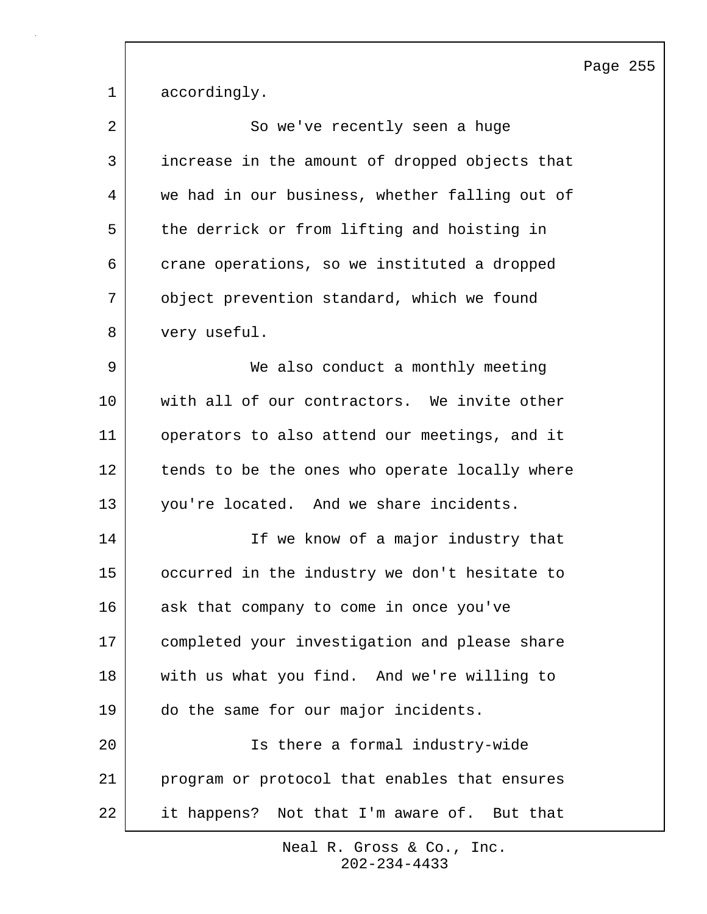accordingly.

So we've recently seen a huge increase in the amount of dropped objects that we had in our business, whether falling out of the derrick or from lifting and hoisting in crane operations, so we instituted a dropped object prevention standard, which we found very useful.

We also conduct a monthly meeting with all of our contractors. We invite other operators to also attend our meetings, and it tends to be the ones who operate locally where you're located. And we share incidents.

If we know of a major industry that occurred in the industry we don't hesitate to ask that company to come in once you've completed your investigation and please share with us what you find. And we're willing to do the same for our major incidents.

Is there a formal industry-wide program or protocol that enables that ensures it happens? Not that I'm aware of. But that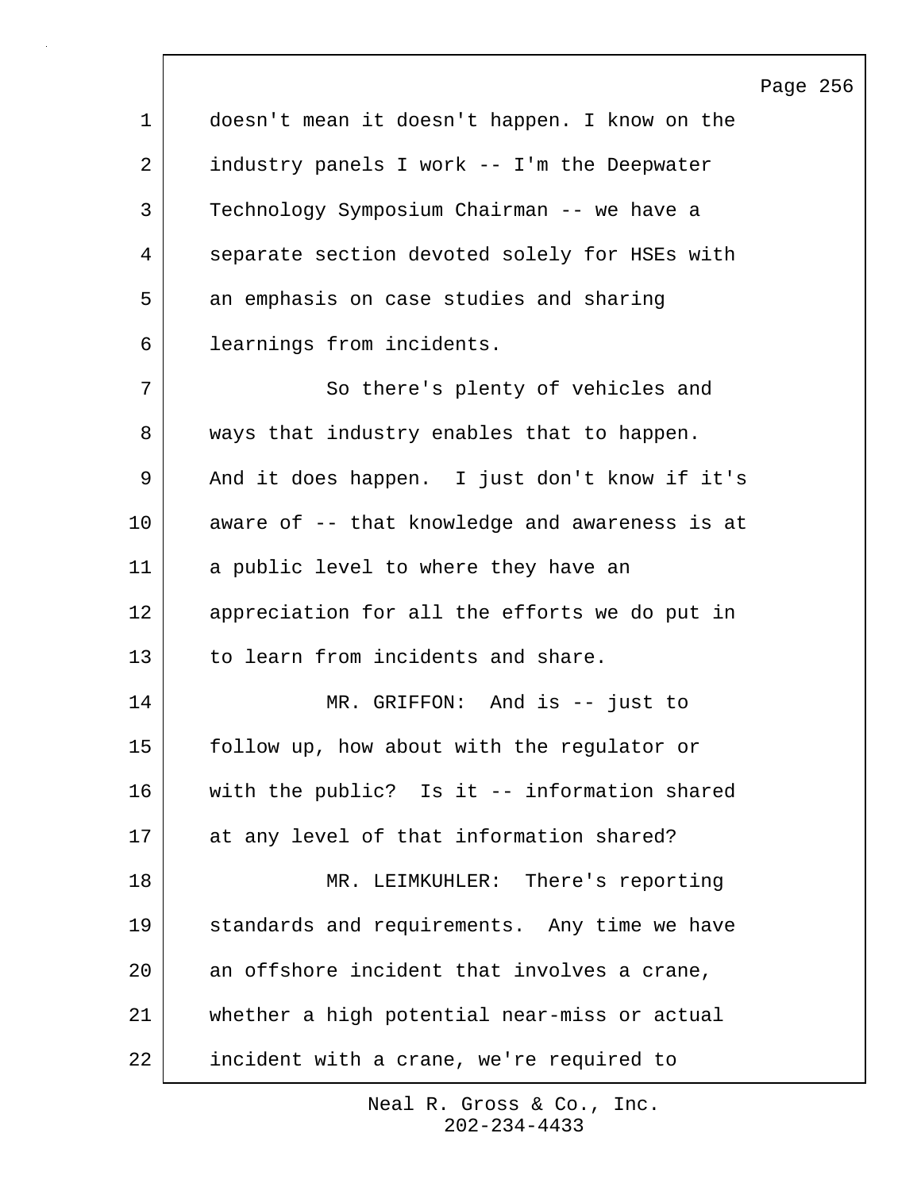doesn't mean it doesn't happen. I know on the industry panels I work -- I'm the Deepwater Technology Symposium Chairman -- we have a separate section devoted solely for HSEs with an emphasis on case studies and sharing learnings from incidents.

So there's plenty of vehicles and ways that industry enables that to happen. And it does happen. I just don't know if it's aware of -- that knowledge and awareness is at a public level to where they have an appreciation for all the efforts we do put in to learn from incidents and share.

MR. GRIFFON: And is -- just to follow up, how about with the regulator or with the public? Is it -- information shared at any level of that information shared?

MR. LEIMKUHLER: There's reporting standards and requirements. Any time we have an offshore incident that involves a crane, whether a high potential near-miss or actual incident with a crane, we're required to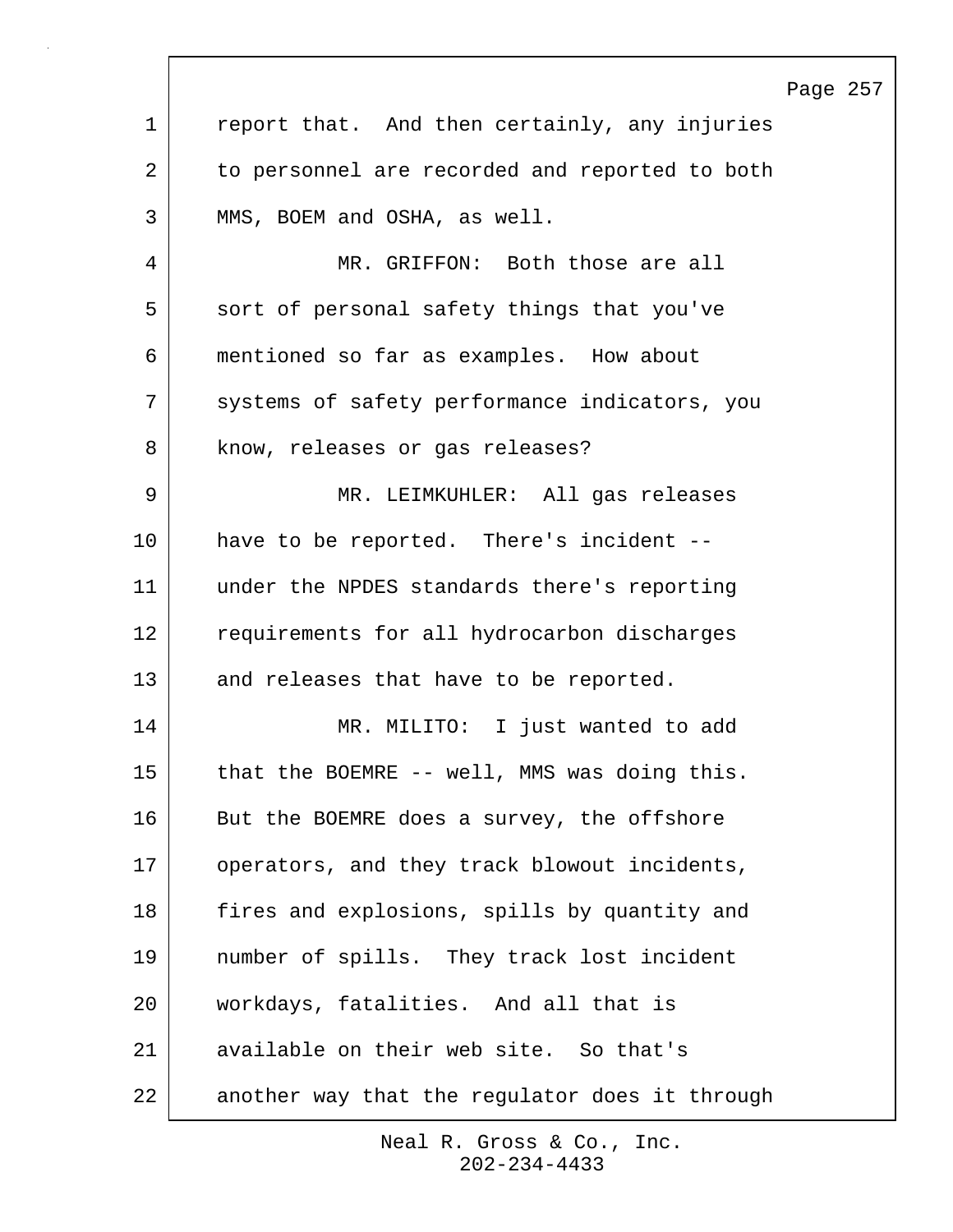report that. And then certainly, any injuries to personnel are recorded and reported to both MMS, BOEM and OSHA, as well.

MR. GRIFFON: Both those are all sort of personal safety things that you've mentioned so far as examples. How about systems of safety performance indicators, you know, releases or gas releases?

MR. LEIMKUHLER: All gas releases have to be reported. There's incident -- under the NPDES standards there's reporting requirements for all hydrocarbon discharges and releases that have to be reported.

MR. MILITO: I just wanted to add that the BOEMRE -- well, MMS was doing this. But the BOEMRE does a survey, the offshore operators, and they track blowout incidents, fires and explosions, spills by quantity and number of spills. They track lost incident workdays, fatalities. And all that is available on their web site. So that's another way that the regulator does it through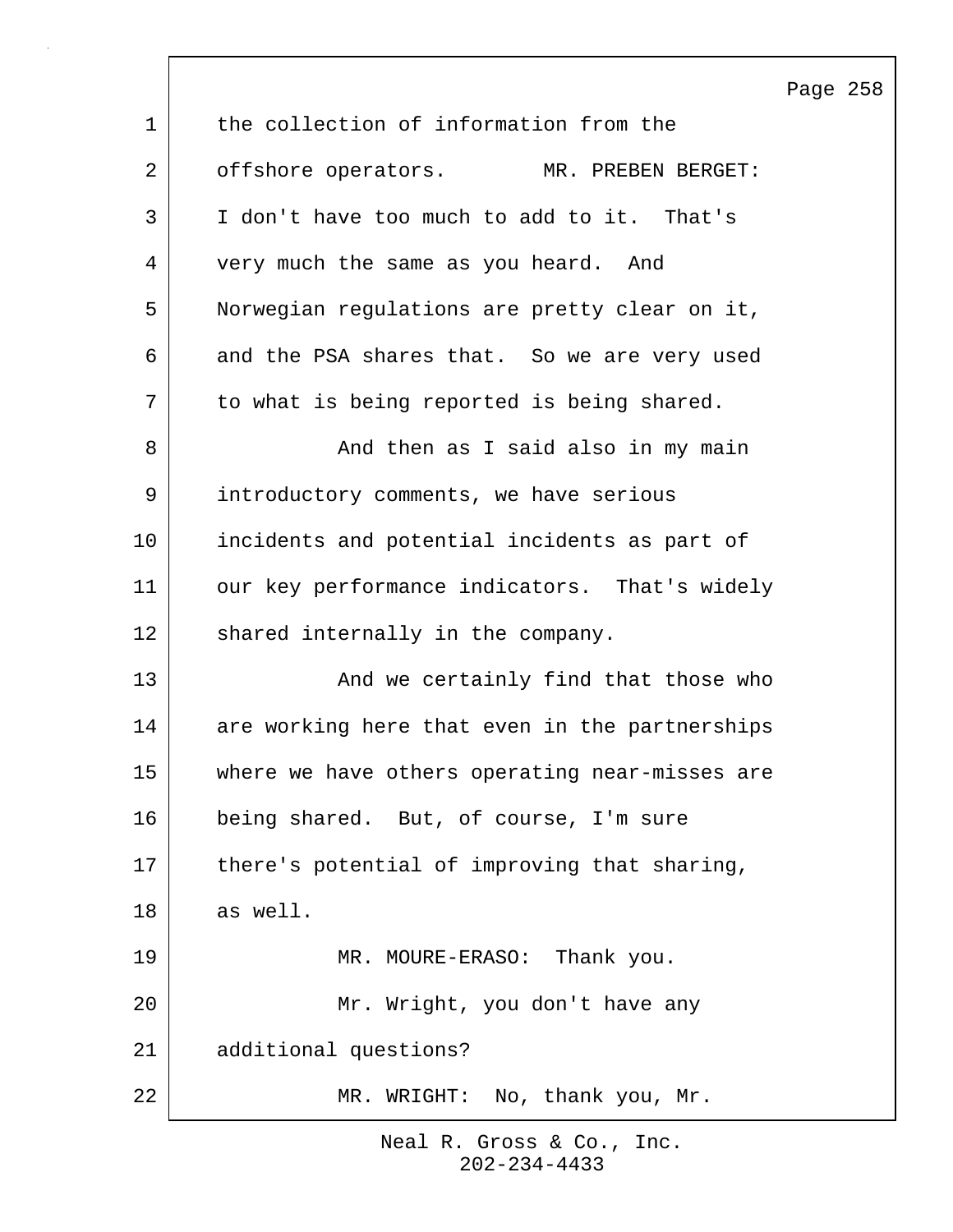the collection of information from the offshore operators.

MR. PREBEN BERGET: I don't have too much to add to it. That's very much the same as you heard. And Norwegian regulations are pretty clear on it, and the PSA shares that. So we are very used to what is being reported is being shared.

And then as I said also in my main introductory comments, we have serious incidents and potential incidents as part of our key performance indicators. That's widely shared internally in the company.

And we certainly find that those who are working here that even in the partnerships where we have others operating near-misses are being shared. But, of course, I'm sure there's potential of improving that sharing, as well.

MR. MOURE-ERASO: Thank you.

Mr. Wright, you don't have any additional questions?

MR. WRIGHT: No, thank you, Mr.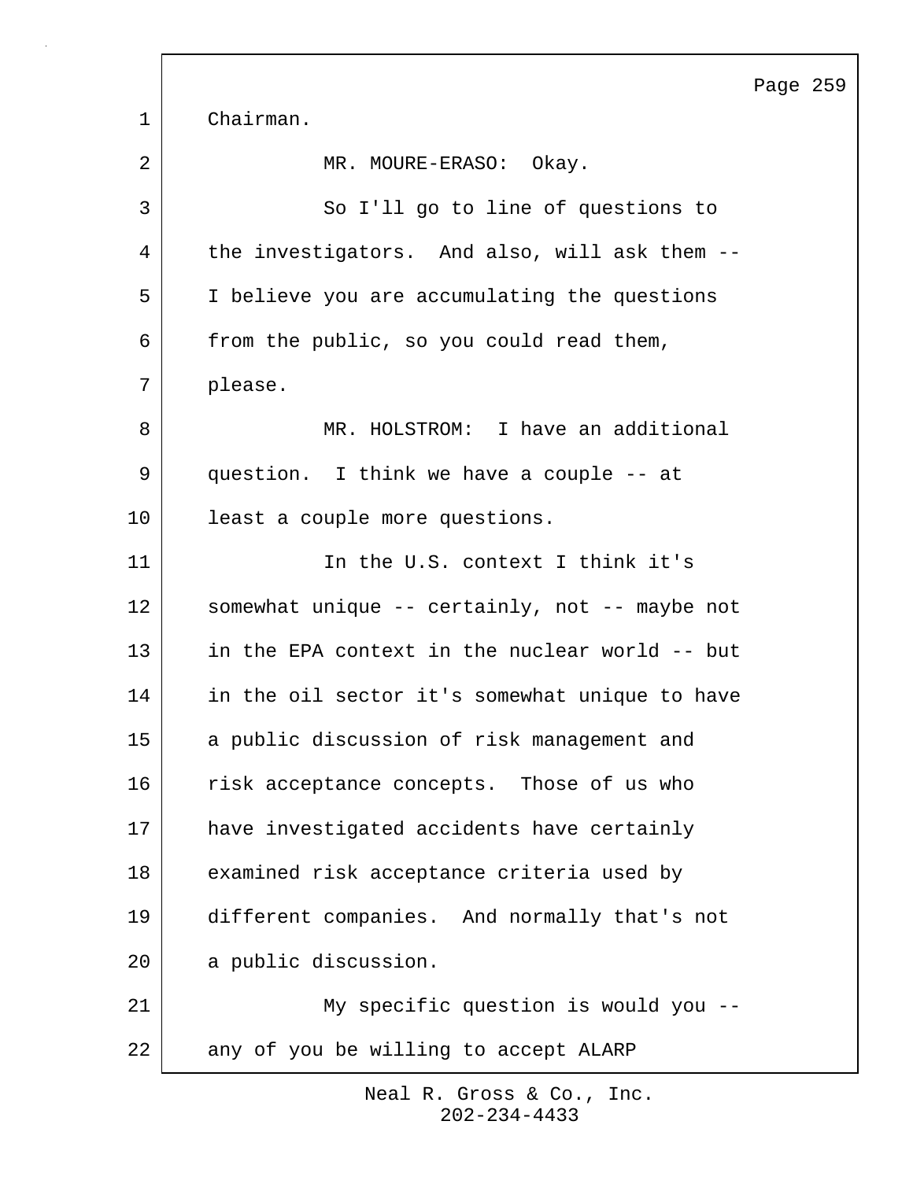Chairman.

MR. MOURE-ERASO: Okay.

So I'll go to line of questions to the investigators. And also, will ask them -- I believe you are accumulating the questions from the public, so you could read them, please.

MR. HOLSTROM: I have an additional question. I think we have a couple -- at least a couple more questions.

In the U.S. context I think it's somewhat unique -- certainly, not -- maybe not in the EPA context in the nuclear world -- but in the oil sector it's somewhat unique to have a public discussion of risk management and risk acceptance concepts. Those of us who have investigated accidents have certainly examined risk acceptance criteria used by different companies. And normally that's not a public discussion.

My specific question is would you -- any of you be willing to accept ALARP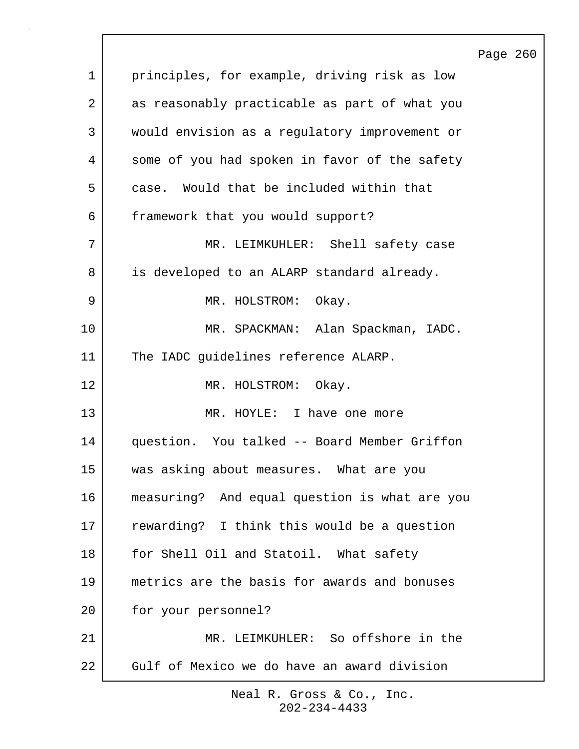principles, for example, driving risk as low as reasonably practicable as part of what you would envision as a regulatory improvement or some of you had spoken in favor of the safety case. Would that be included within that framework that you would support?

MR. LEIMKUHLER: Shell safety case is developed to an ALARP standard already.

MR. HOLSTROM: Okay.

MR. SPACKMAN: Alan Spackman, IADC. The IADC guidelines reference ALARP.

MR. HOLSTROM: Okay.

MR. HOYLE: I have one more question. You talked -- Board Member Griffon was asking about measures. What are you measuring? And equal question is what are you rewarding? I think this would be a question for Shell Oil and Statoil. What safety metrics are the basis for awards and bonuses for your personnel?

MR. LEIMKUHLER: So offshore in the Gulf of Mexico we do have an award division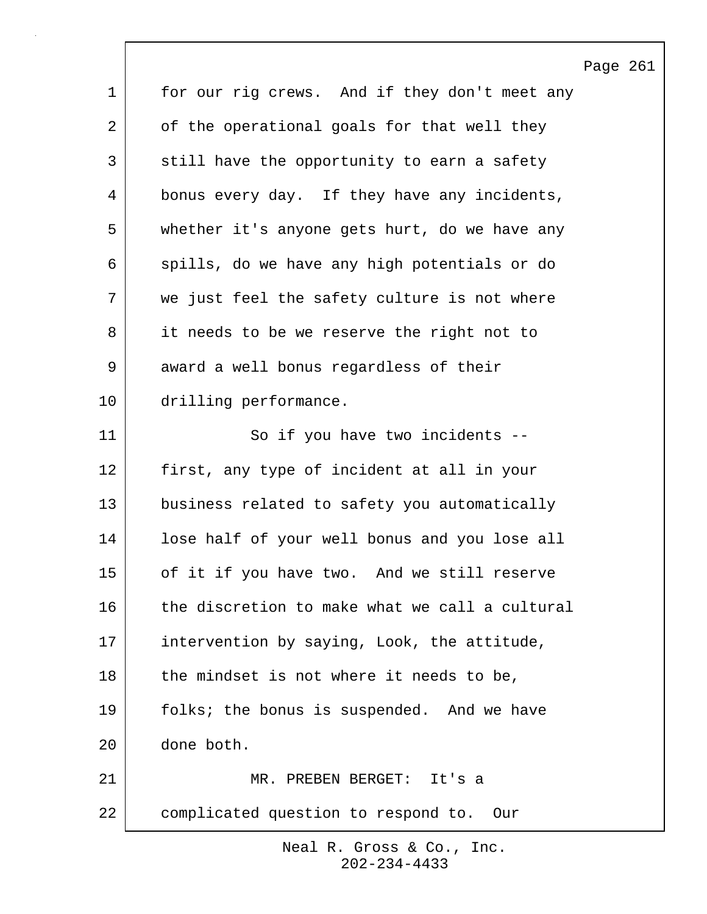for our rig crews. And if they don't meet any of the operational goals for that well they still have the opportunity to earn a safety bonus every day. If they have any incidents, whether it's anyone gets hurt, do we have any spills, do we have any high potentials or do we just feel the safety culture is not where it needs to be we reserve the right not to award a well bonus regardless of their drilling performance.

So if you have two incidents -- first, any type of incident at all in your business related to safety you automatically lose half of your well bonus and you lose all of it if you have two. And we still reserve the discretion to make what we call a cultural intervention by saying, Look, the attitude, the mindset is not where it needs to be, folks; the bonus is suspended. And we have done both.

MR. PREBEN BERGET: It's a complicated question to respond to. Our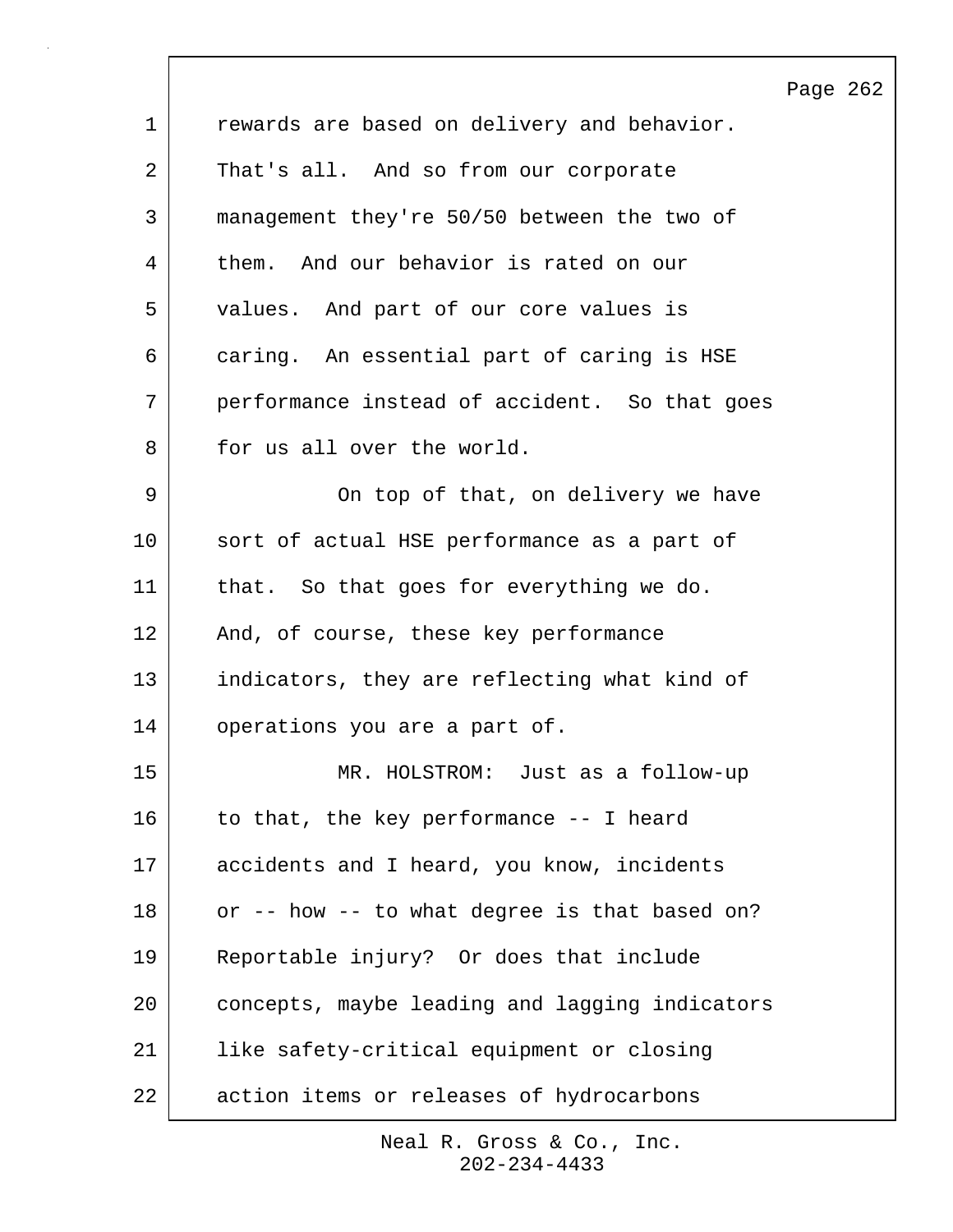rewards are based on delivery and behavior. That's all. And so from our corporate management they're 50/50 between the two of them. And our behavior is rated on our values. And part of our core values is caring. An essential part of caring is HSE performance instead of accident. So that goes for us all over the world.

On top of that, on delivery we have sort of actual HSE performance as a part of that. So that goes for everything we do. And, of course, these key performance indicators, they are reflecting what kind of operations you are a part of.

MR. HOLSTROM: Just as a follow-up to that, the key performance -- I heard accidents and I heard, you know, incidents or -- how -- to what degree is that based on? Reportable injury? Or does that include concepts, maybe leading and lagging indicators like safety-critical equipment or closing action items or releases of hydrocarbons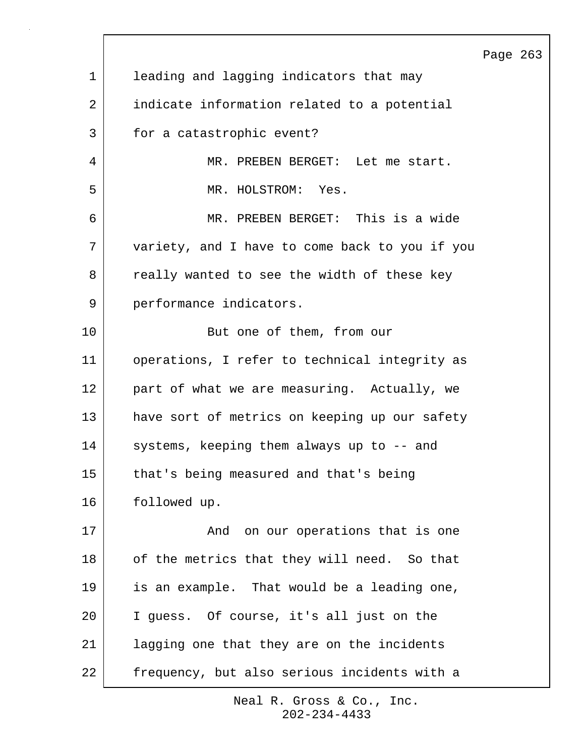leading and lagging indicators that may indicate information related to a potential for a catastrophic event?

MR. PREBEN BERGET: Let me start.

MR. HOLSTROM: Yes.

MR. PREBEN BERGET: This is a wide variety, and I have to come back to you if you really wanted to see the width of these key performance indicators.

But one of them, from our operations, I refer to technical integrity as part of what we are measuring. Actually, we have sort of metrics on keeping up our safety systems, keeping them always up to -- and that's being measured and that's being followed up.

And on our operations that is one of the metrics that they will need. So that is an example. That would be a leading one, I guess. Of course, it's all just on the lagging one that they are on the incidents frequency, but also serious incidents with a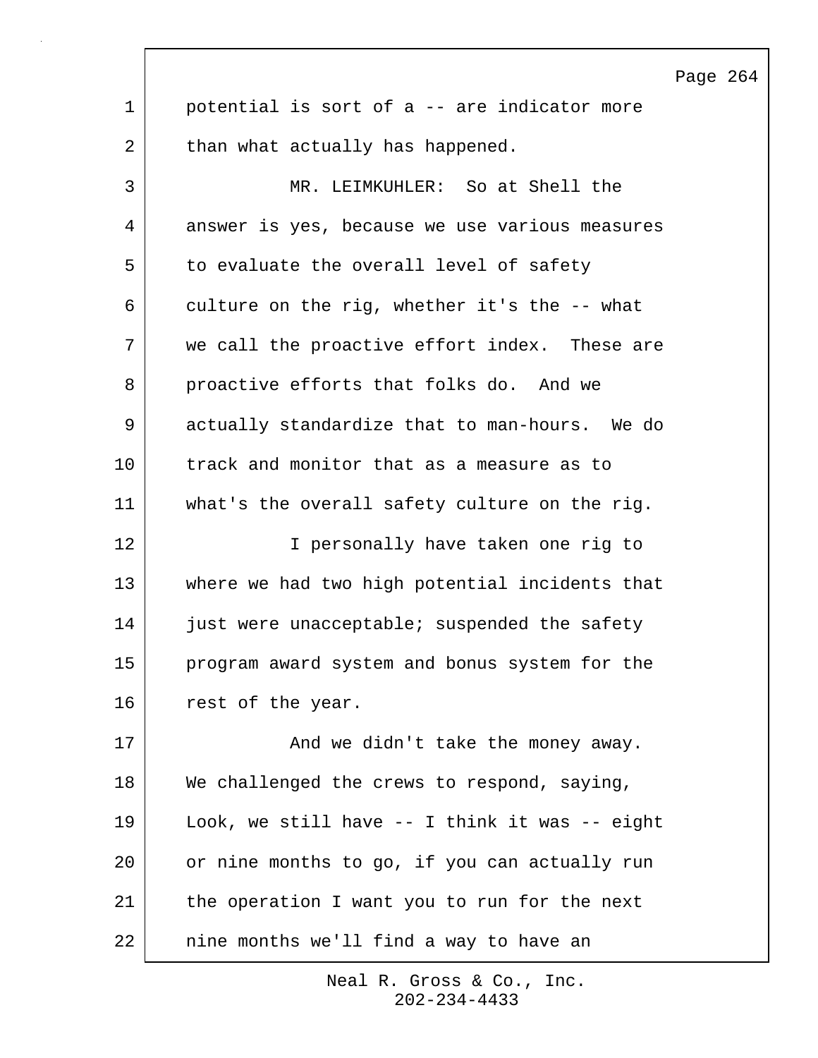potential is sort of a -- are indicator more than what actually has happened.

MR. LEIMKUHLER: So at Shell the answer is yes, because we use various measures to evaluate the overall level of safety culture on the rig, whether it's the -- what we call the proactive effort index. These are proactive efforts that folks do. And we actually standardize that to man-hours. We do track and monitor that as a measure as to what's the overall safety culture on the rig.

I personally have taken one rig to where we had two high potential incidents that just were unacceptable; suspended the safety program award system and bonus system for the rest of the year.

And we didn't take the money away. We challenged the crews to respond, saying, Look, we still have -- I think it was -- eight or nine months to go, if you can actually run the operation I want you to run for the next nine months we'll find a way to have an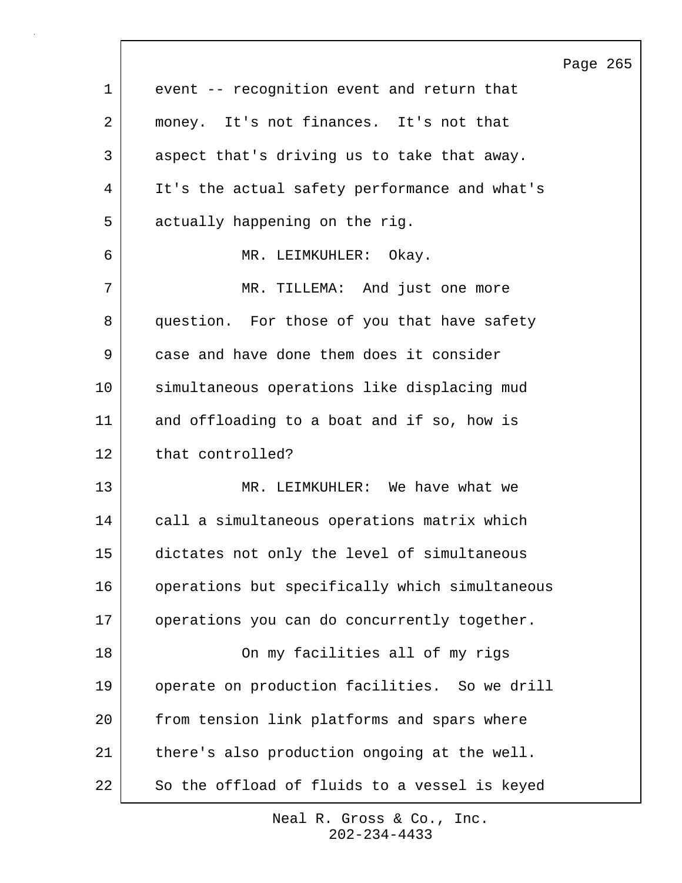event -- recognition event and return that money. It's not finances. It's not that aspect that's driving us to take that away. It's the actual safety performance and what's actually happening on the rig.

MR. LEIMKUHLER: Okay.

MR. TILLEMA: And just one more question. For those of you that have safety case and have done them does it consider simultaneous operations like displacing mud and offloading to a boat and if so, how is that controlled?

MR. LEIMKUHLER: We have what we call a simultaneous operations matrix which dictates not only the level of simultaneous operations but specifically which simultaneous operations you can do concurrently together.

On my facilities all of my rigs operate on production facilities. So we drill from tension link platforms and spars where there's also production ongoing at the well. So the offload of fluids to a vessel is keyed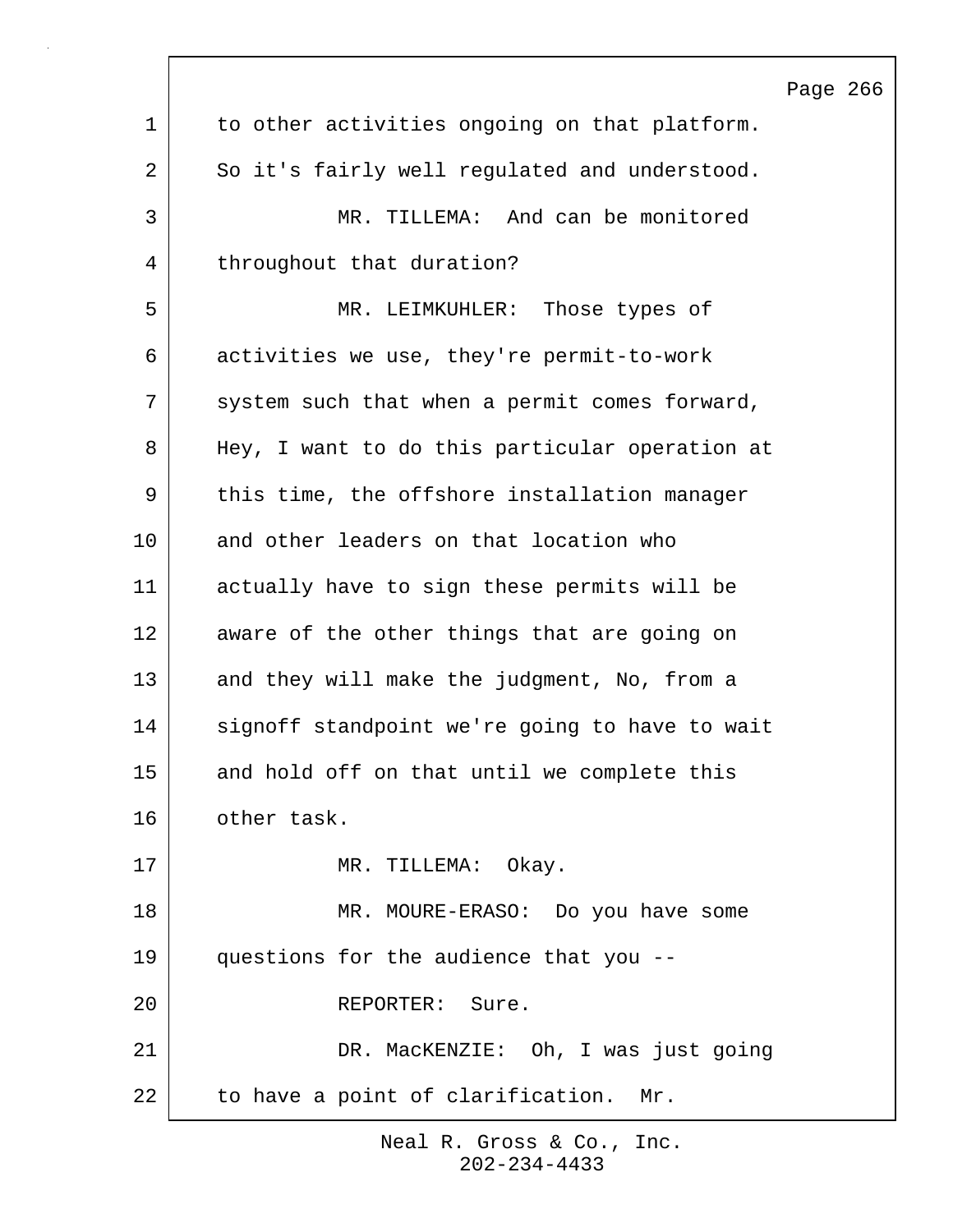to other activities ongoing on that platform. So it's fairly well regulated and understood.

MR. TILLEMA: And can be monitored throughout that duration?

MR. LEIMKUHLER: Those types of activities we use, they're permit-to-work system such that when a permit comes forward, Hey, I want to do this particular operation at this time, the offshore installation manager and other leaders on that location who actually have to sign these permits will be aware of the other things that are going on and they will make the judgment, No, from a signoff standpoint we're going to have to wait and hold off on that until we complete this other task.

MR. TILLEMA: Okay.

MR. MOURE-ERASO: Do you have some questions for the audience that you --

REPORTER: Sure.

DR. MacKENZIE: Oh, I was just going to have a point of clarification. Mr.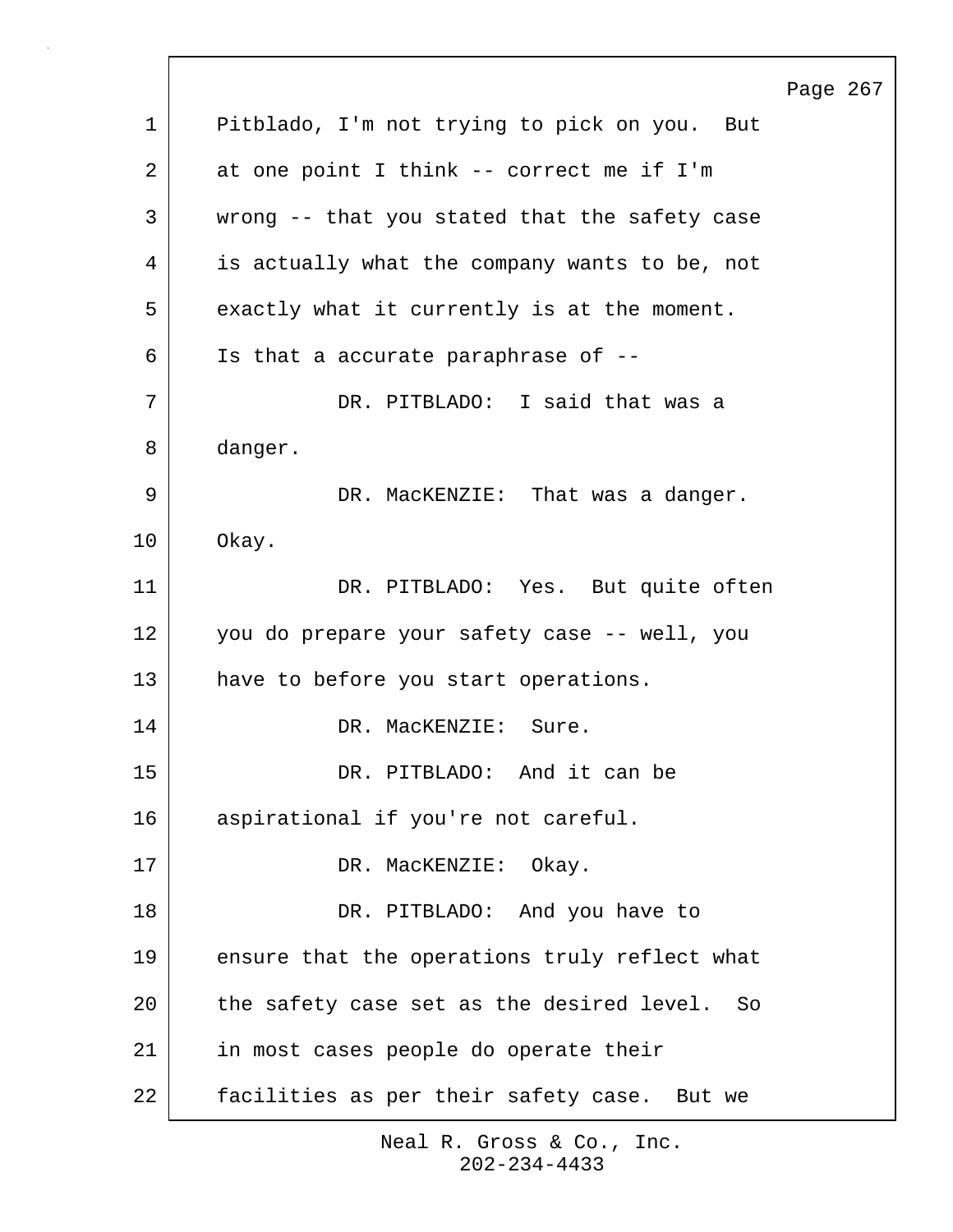Pitblado, I'm not trying to pick on you. But at one point I think -- correct me if I'm wrong -- that you stated that the safety case is actually what the company wants to be, not exactly what it currently is at the moment. Is that a accurate paraphrase of --

DR. PITBLADO: I said that was a danger.

DR. MacKENZIE: That was a danger. Okay.

DR. PITBLADO: Yes. But quite often you do prepare your safety case -- well, you have to before you start operations.

DR. MacKENZIE: Sure.

DR. PITBLADO: And it can be aspirational if you're not careful.

DR. MacKENZIE: Okay.

DR. PITBLADO: And you have to ensure that the operations truly reflect what the safety case set as the desired level. So in most cases people do operate their facilities as per their safety case. But we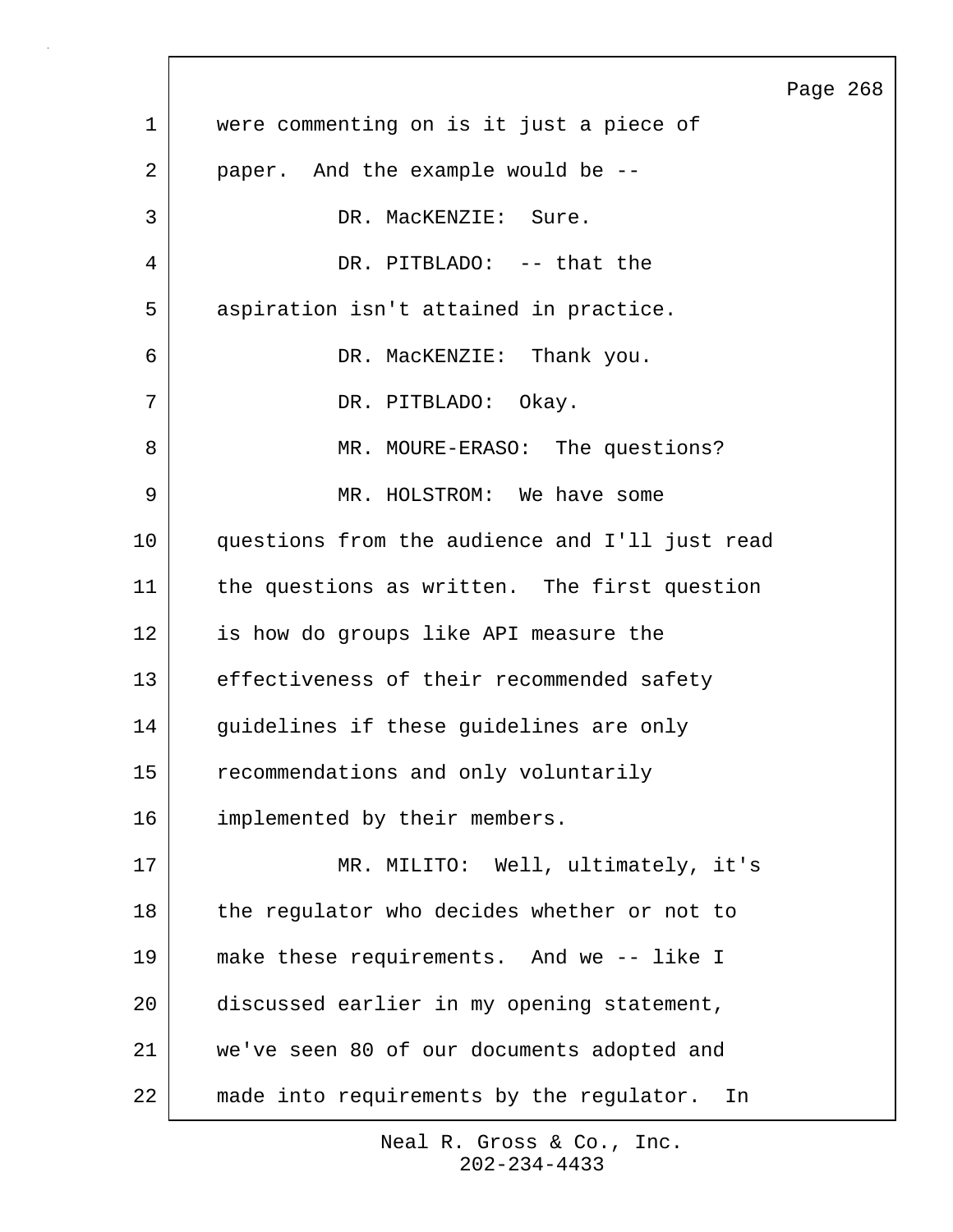were commenting on is it just a piece of paper. And the example would be --

DR. MacKENZIE: Sure.

DR. PITBLADO: -- that the aspiration isn't attained in practice.

DR. MacKENZIE: Thank you.

DR. PITBLADO: Okay.

MR. MOURE-ERASO: The questions?

MR. HOLSTROM: We have some questions from the audience and I'll just read the questions as written. The first question is how do groups like API measure the effectiveness of their recommended safety guidelines if these guidelines are only recommendations and only voluntarily implemented by their members.

MR. MILITO: Well, ultimately, it's the regulator who decides whether or not to make these requirements. And we -- like I discussed earlier in my opening statement, we've seen 80 of our documents adopted and made into requirements by the regulator. In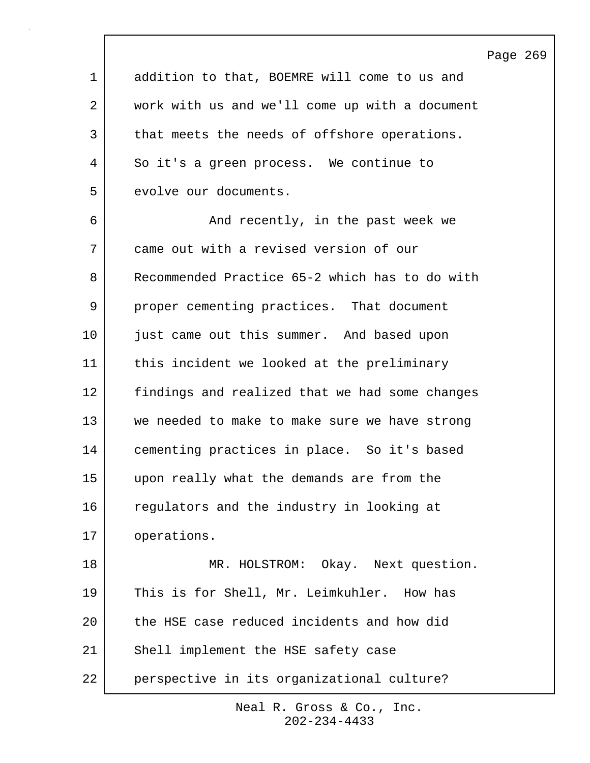addition to that, BOEMRE will come to us and work with us and we'll come up with a document that meets the needs of offshore operations. So it's a green process. We continue to evolve our documents.

And recently, in the past week we came out with a revised version of our Recommended Practice 65-2 which has to do with proper cementing practices. That document just came out this summer. And based upon this incident we looked at the preliminary findings and realized that we had some changes we needed to make to make sure we have strong cementing practices in place. So it's based upon really what the demands are from the regulators and the industry in looking at operations.

MR. HOLSTROM: Okay. Next question. This is for Shell, Mr. Leimkuhler. How has the HSE case reduced incidents and how did Shell implement the HSE safety case perspective in its organizational culture?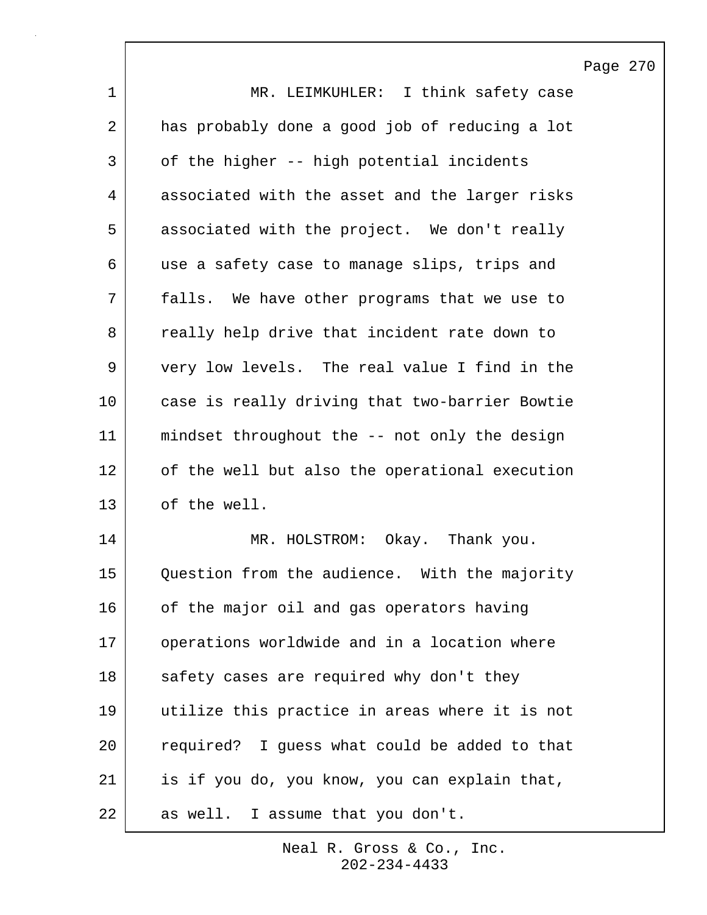MR. LEIMKUHLER: I think safety case has probably done a good job of reducing a lot of the higher -- high potential incidents associated with the asset and the larger risks associated with the project. We don't really use a safety case to manage slips, trips and falls. We have other programs that we use to really help drive that incident rate down to very low levels. The real value I find in the case is really driving that two-barrier Bowtie mindset throughout the -- not only the design of the well but also the operational execution of the well.

MR. HOLSTROM: Okay. Thank you. Question from the audience. With the majority of the major oil and gas operators having operations worldwide and in a location where safety cases are required why don't they utilize this practice in areas where it is not required? I guess what could be added to that is if you do, you know, you can explain that, as well. I assume that you don't.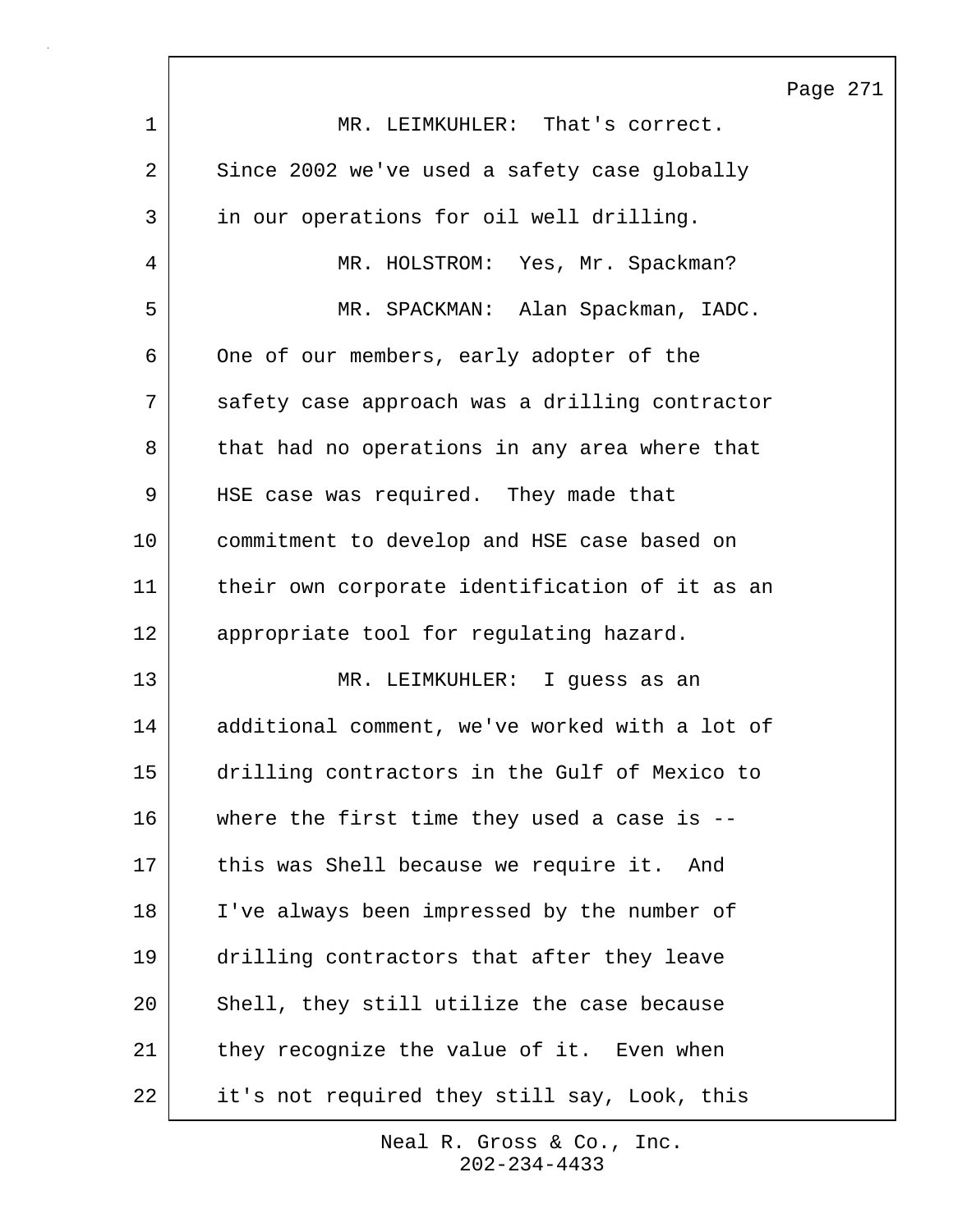MR. LEIMKUHLER: That's correct. Since 2002 we've used a safety case globally in our operations for oil well drilling.

MR. HOLSTROM: Yes, Mr. Spackman?

MR. SPACKMAN: Alan Spackman, IADC. One of our members, early adopter of the safety case approach was a drilling contractor that had no operations in any area where that HSE case was required. They made that commitment to develop and HSE case based on their own corporate identification of it as an appropriate tool for regulating hazard.

MR. LEIMKUHLER: I guess as an additional comment, we've worked with a lot of drilling contractors in the Gulf of Mexico to where the first time they used a case is -- this was Shell because we require it. And I've always been impressed by the number of drilling contractors that after they leave Shell, they still utilize the case because they recognize the value of it. Even when it's not required they still say, Look, this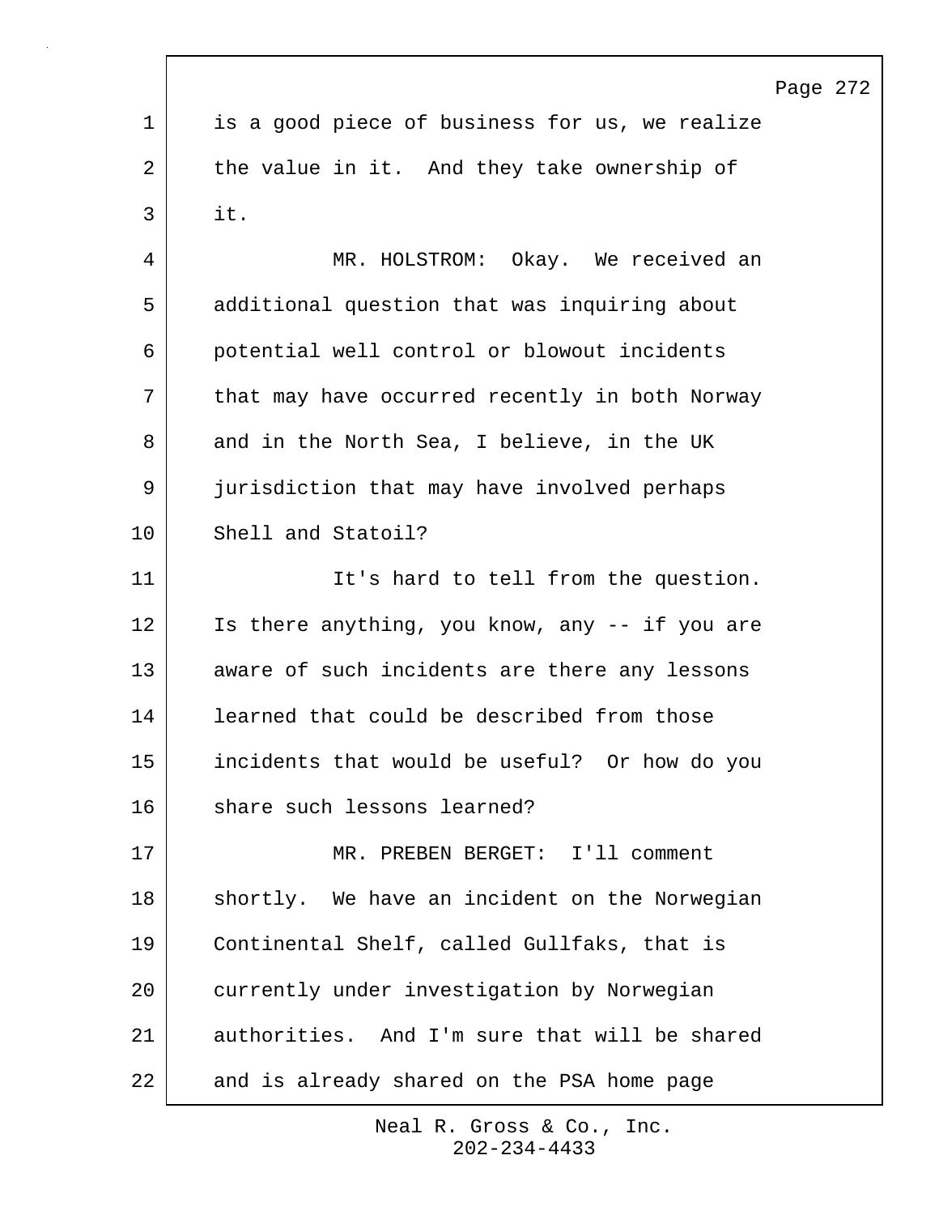is a good piece of business for us, we realize the value in it. And they take ownership of it.

MR. HOLSTROM: Okay. We received an additional question that was inquiring about potential well control or blowout incidents that may have occurred recently in both Norway and in the North Sea, I believe, in the UK jurisdiction that may have involved perhaps Shell and Statoil?

It's hard to tell from the question. Is there anything, you know, any -- if you are aware of such incidents are there any lessons learned that could be described from those incidents that would be useful? Or how do you share such lessons learned?

MR. PREBEN BERGET: I'll comment shortly. We have an incident on the Norwegian Continental Shelf, called Gullfaks, that is currently under investigation by Norwegian authorities. And I'm sure that will be shared and is already shared on the PSA home page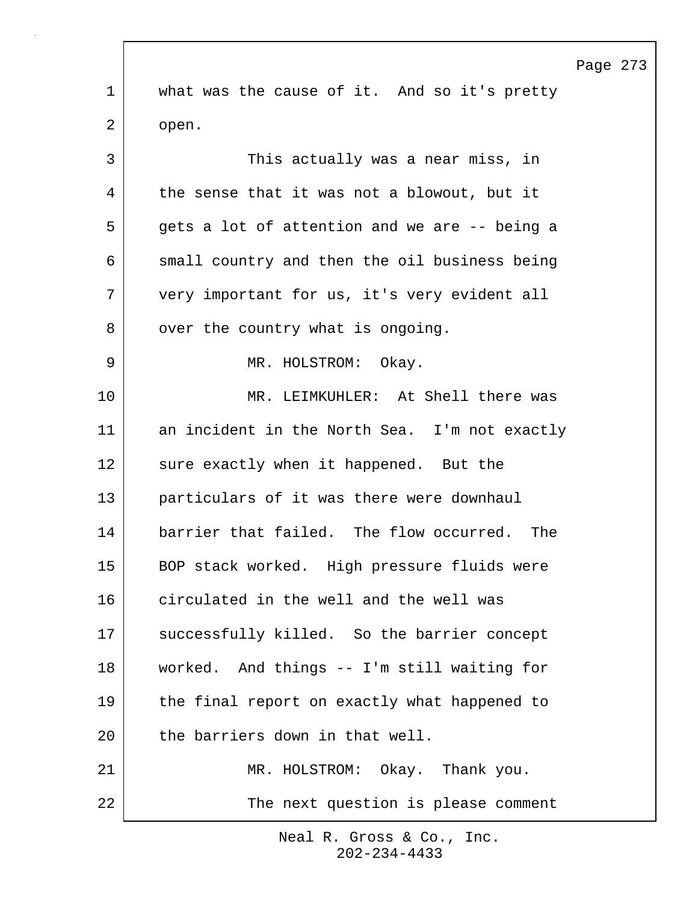what was the cause of it. And so it's pretty open.

This actually was a near miss, in the sense that it was not a blowout, but it gets a lot of attention and we are -- being a small country and then the oil business being very important for us, it's very evident all over the country what is ongoing.

MR. HOLSTROM: Okay.

MR. LEIMKUHLER: At Shell there was an incident in the North Sea. I'm not exactly sure exactly when it happened. But the particulars of it was there were downhaul barrier that failed. The flow occurred. The BOP stack worked. High pressure fluids were circulated in the well and the well was successfully killed. So the barrier concept worked. And things -- I'm still waiting for the final report on exactly what happened to the barriers down in that well.

MR. HOLSTROM: Okay. Thank you.

The next question is please comment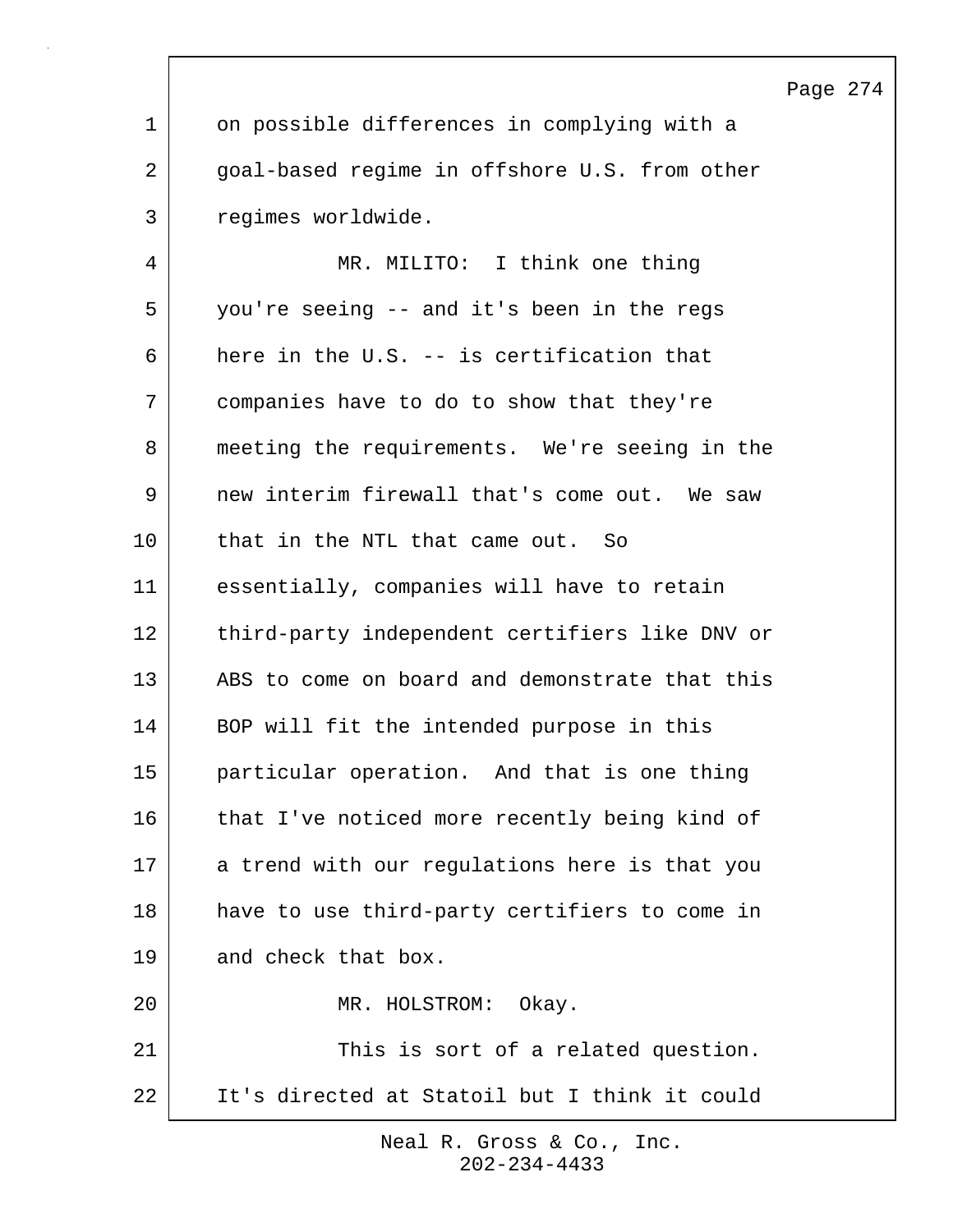on possible differences in complying with a goal-based regime in offshore U.S. from other regimes worldwide.

MR. MILITO: I think one thing you're seeing -- and it's been in the regs here in the U.S. -- is certification that companies have to do to show that they're meeting the requirements. We're seeing in the new interim firewall that's come out. We saw that in the NTL that came out. So essentially, companies will have to retain third-party independent certifiers like DNV or ABS to come on board and demonstrate that this BOP will fit the intended purpose in this particular operation. And that is one thing that I've noticed more recently being kind of a trend with our regulations here is that you have to use third-party certifiers to come in and check that box.

MR. HOLSTROM: Okay.

This is sort of a related question. It's directed at Statoil but I think it could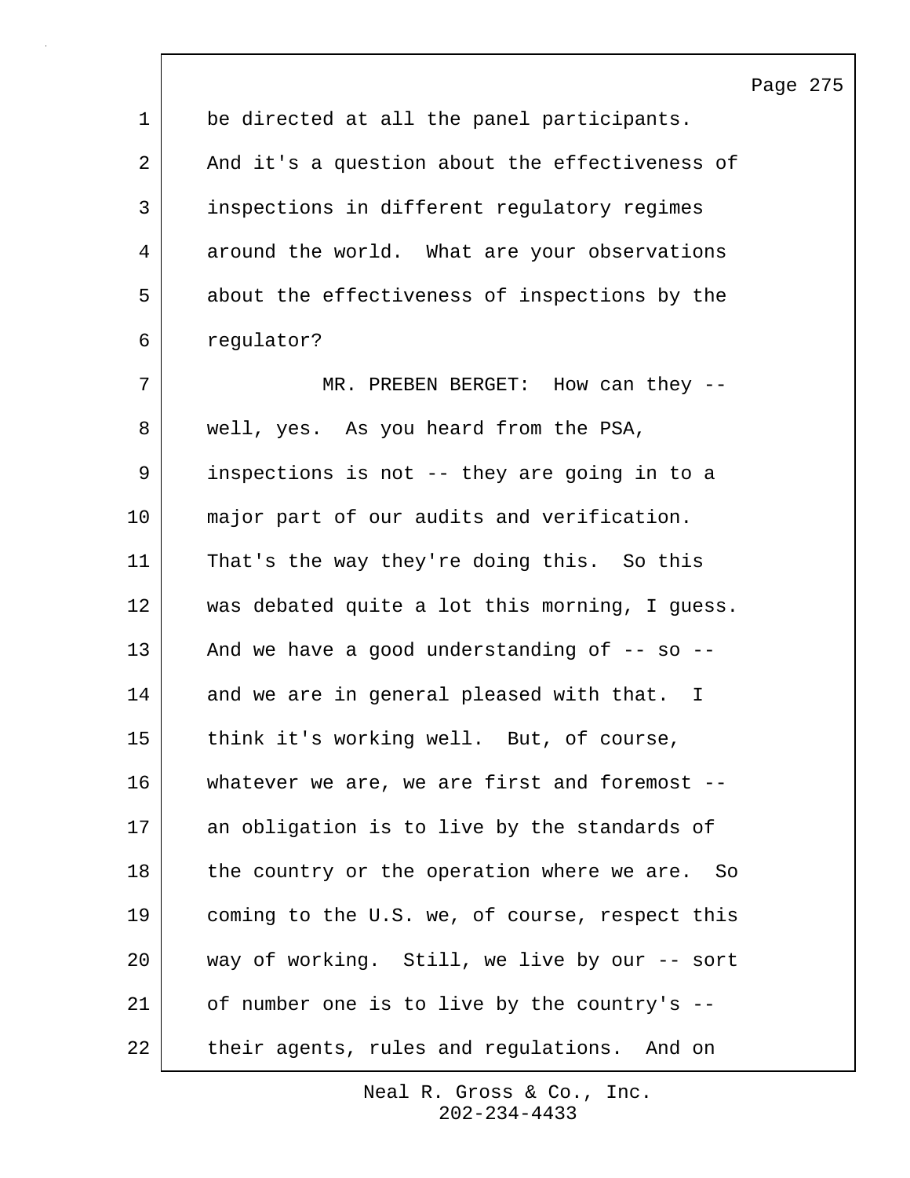be directed at all the panel participants. And it's a question about the effectiveness of inspections in different regulatory regimes around the world. What are your observations about the effectiveness of inspections by the regulator?

MR. PREBEN BERGET: How can they -- well, yes. As you heard from the PSA, inspections is not -- they are going in to a major part of our audits and verification. That's the way they're doing this. So this was debated quite a lot this morning, I guess. And we have a good understanding of -- so -- and we are in general pleased with that. I think it's working well. But, of course, whatever we are, we are first and foremost -- an obligation is to live by the standards of the country or the operation where we are. So coming to the U.S. we, of course, respect this way of working. Still, we live by our -- sort of number one is to live by the country's -- their agents, rules and regulations. And on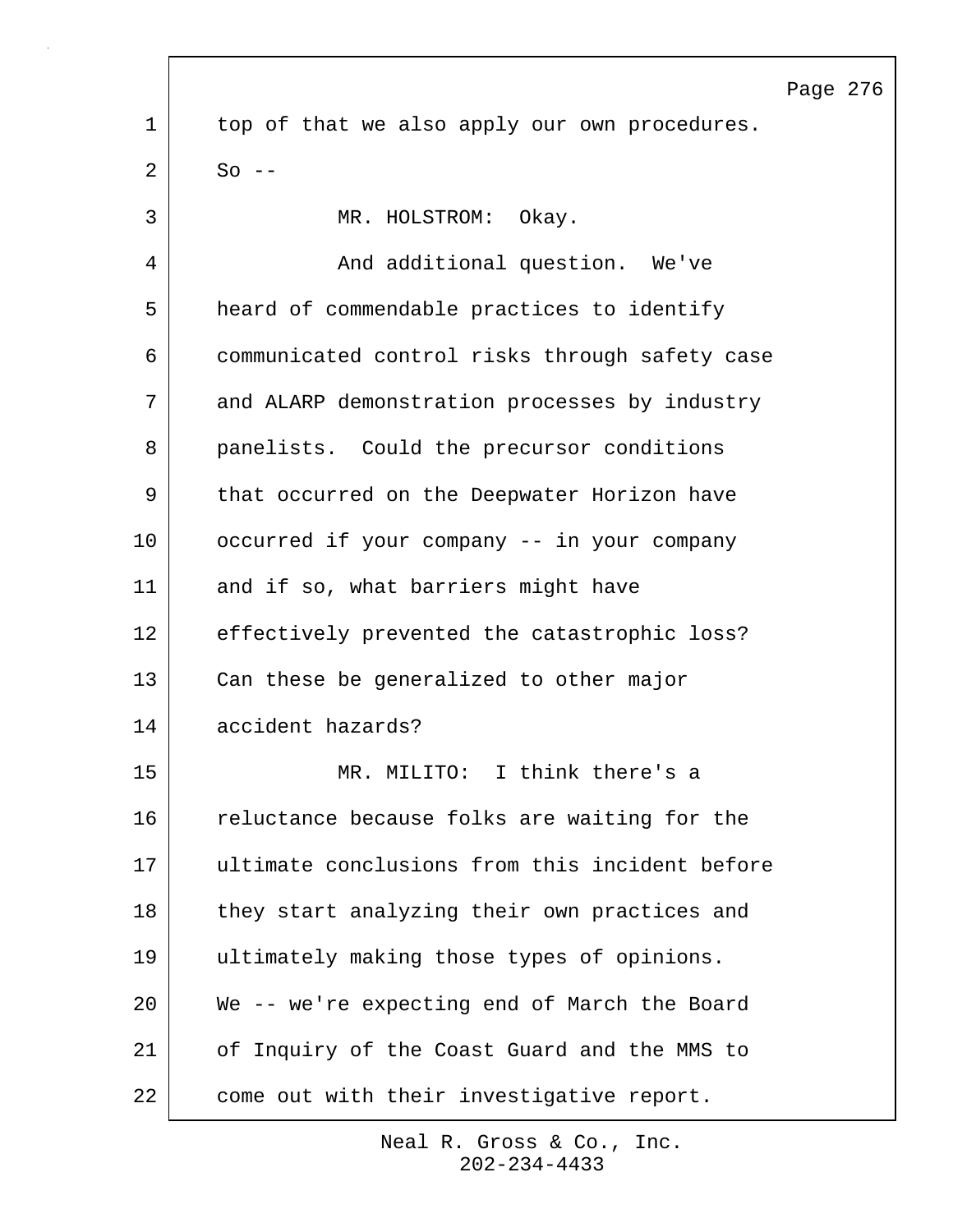top of that we also apply our own procedures. So --

MR. HOLSTROM: Okay.

And additional question. We've heard of commendable practices to identify communicated control risks through safety case and ALARP demonstration processes by industry panelists. Could the precursor conditions that occurred on the Deepwater Horizon have occurred if your company -- in your company and if so, what barriers might have effectively prevented the catastrophic loss? Can these be generalized to other major accident hazards?

MR. MILITO: I think there's a reluctance because folks are waiting for the ultimate conclusions from this incident before they start analyzing their own practices and ultimately making those types of opinions. We -- we're expecting end of March the Board of Inquiry of the Coast Guard and the MMS to come out with their investigative report.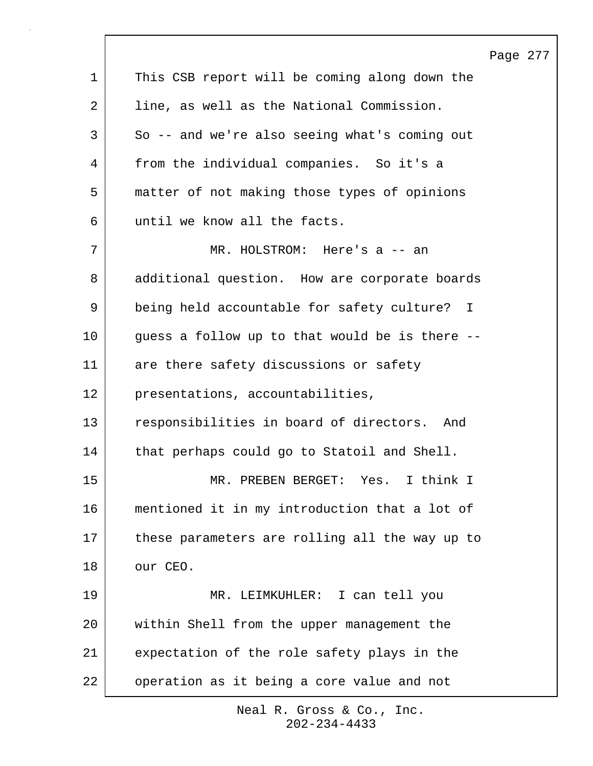This CSB report will be coming along down the line, as well as the National Commission. So -- and we're also seeing what's coming out from the individual companies. So it's a matter of not making those types of opinions until we know all the facts.

MR. HOLSTROM: Here's a -- an additional question. How are corporate boards being held accountable for safety culture? I guess a follow up to that would be is there -- are there safety discussions or safety presentations, accountabilities, responsibilities in board of directors. And that perhaps could go to Statoil and Shell.

MR. PREBEN BERGET: Yes. I think I mentioned it in my introduction that a lot of these parameters are rolling all the way up to our CEO.

MR. LEIMKUHLER: I can tell you within Shell from the upper management the expectation of the role safety plays in the operation as it being a core value and not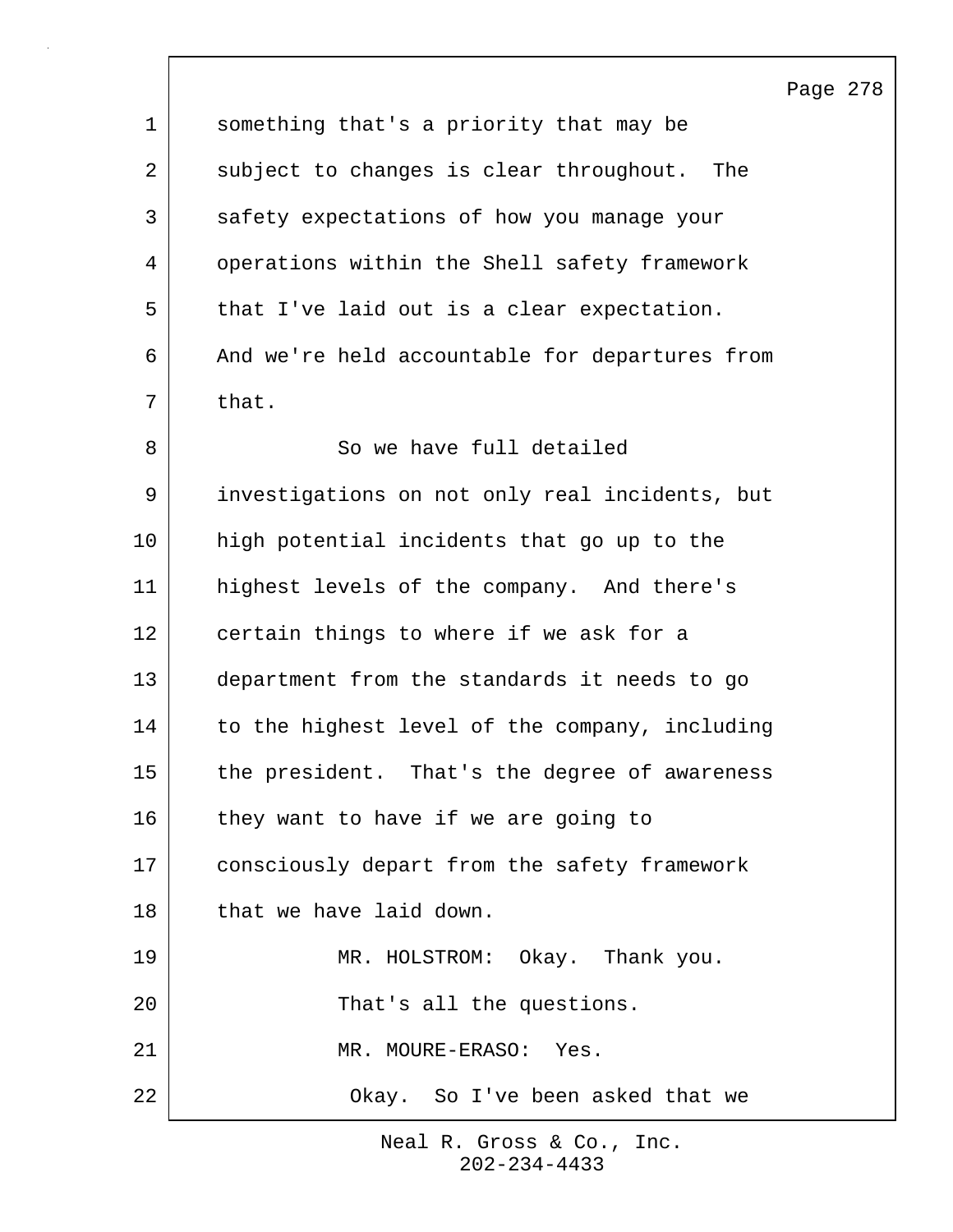something that's a priority that may be subject to changes is clear throughout. The safety expectations of how you manage your operations within the Shell safety framework that I've laid out is a clear expectation. And we're held accountable for departures from that.

So we have full detailed investigations on not only real incidents, but high potential incidents that go up to the highest levels of the company. And there's certain things to where if we ask for a department from the standards it needs to go to the highest level of the company, including the president. That's the degree of awareness they want to have if we are going to consciously depart from the safety framework that we have laid down.

MR. HOLSTROM: Okay. Thank you. That's all the questions.

MR. MOURE-ERASO: Yes.

Okay. So I've been asked that we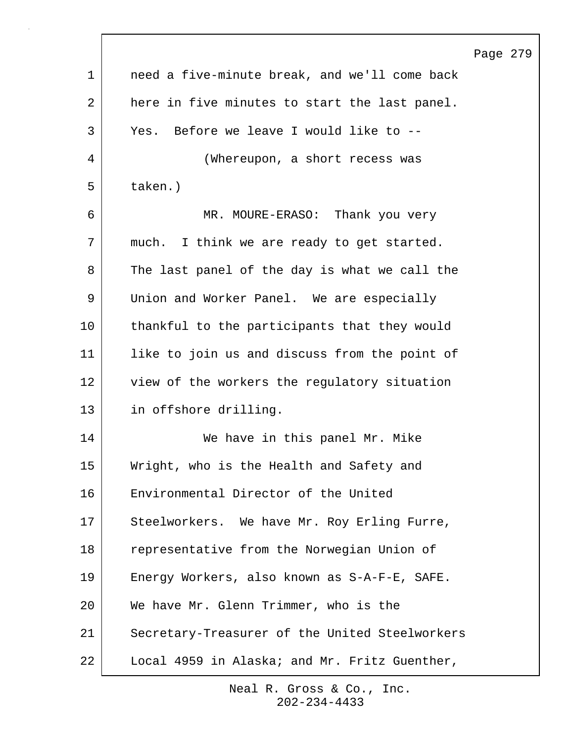need a five-minute break, and we'll come back here in five minutes to start the last panel. Yes. Before we leave I would like to --

(Whereupon, a short recess was taken.)

MR. MOURE-ERASO: Thank you very much. I think we are ready to get started. The last panel of the day is what we call the Union and Worker Panel. We are especially thankful to the participants that they would like to join us and discuss from the point of view of the workers the regulatory situation in offshore drilling.

We have in this panel Mr. Mike Wright, who is the Health and Safety and Environmental Director of the United Steelworkers. We have Mr. Roy Erling Furre, representative from the Norwegian Union of Energy Workers, also known as S-A-F-E, SAFE. We have Mr. Glenn Trimmer, who is the Secretary-Treasurer of the United Steelworkers Local 4959 in Alaska; and Mr. Fritz Guenther,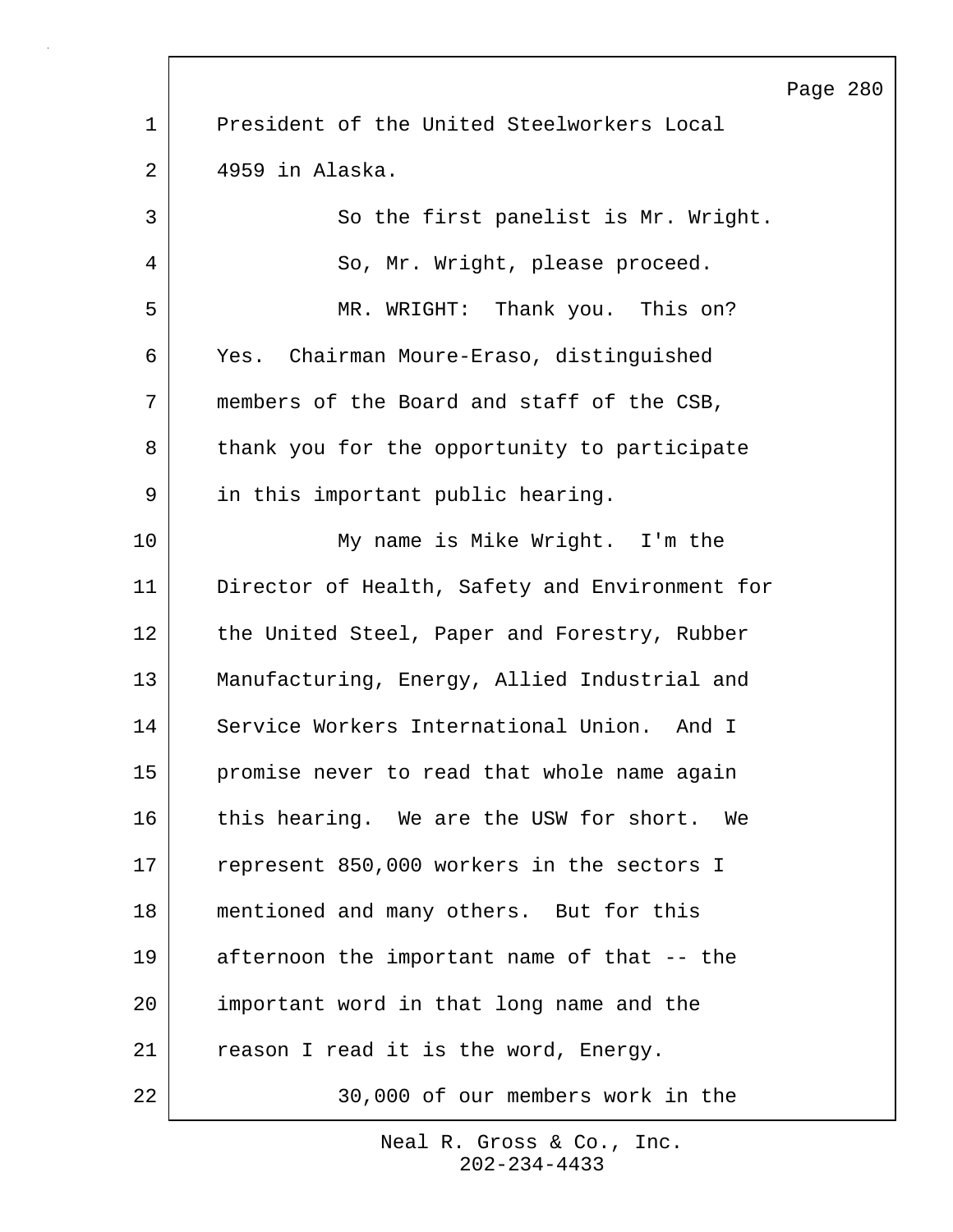President of the United Steelworkers Local 4959 in Alaska.

So the first panelist is Mr. Wright.

So, Mr. Wright, please proceed.

MR. WRIGHT: Thank you. This on? Yes. Chairman Moure-Eraso, distinguished members of the Board and staff of the CSB, thank you for the opportunity to participate in this important public hearing.

My name is Mike Wright. I'm the Director of Health, Safety and Environment for the United Steel, Paper and Forestry, Rubber Manufacturing, Energy, Allied Industrial and Service Workers International Union. And I promise never to read that whole name again this hearing. We are the USW for short. We represent 850,000 workers in the sectors I mentioned and many others. But for this afternoon the important name of that -- the important word in that long name and the reason I read it is the word, Energy.

30,000 of our members work in the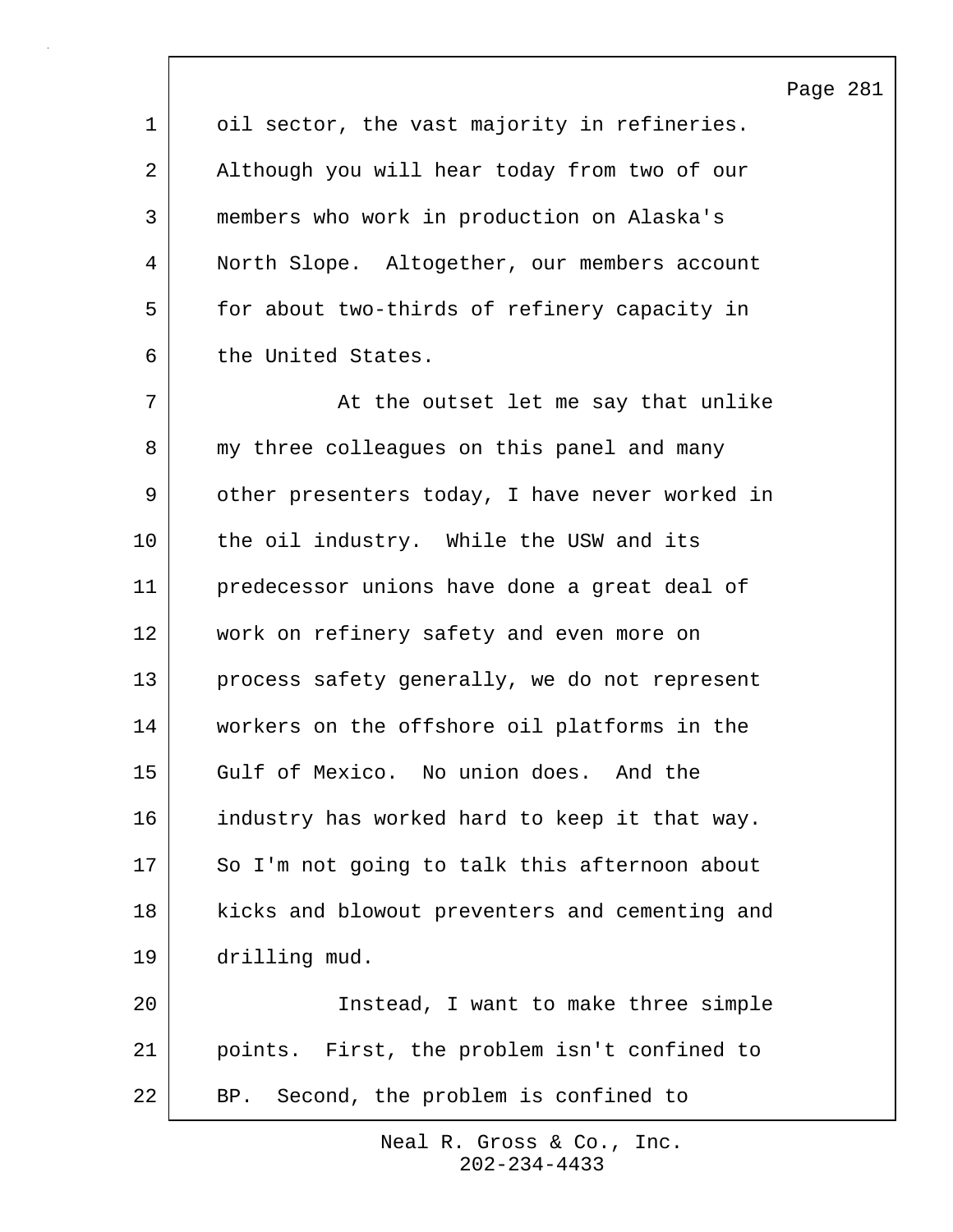oil sector, the vast majority in refineries. Although you will hear today from two of our members who work in production on Alaska's North Slope. Altogether, our members account for about two-thirds of refinery capacity in the United States.

At the outset let me say that unlike my three colleagues on this panel and many other presenters today, I have never worked in the oil industry. While the USW and its predecessor unions have done a great deal of work on refinery safety and even more on process safety generally, we do not represent workers on the offshore oil platforms in the Gulf of Mexico. No union does. And the industry has worked hard to keep it that way. So I'm not going to talk this afternoon about kicks and blowout preventers and cementing and drilling mud.

Instead, I want to make three simple points. First, the problem isn't confined to BP. Second, the problem is confined to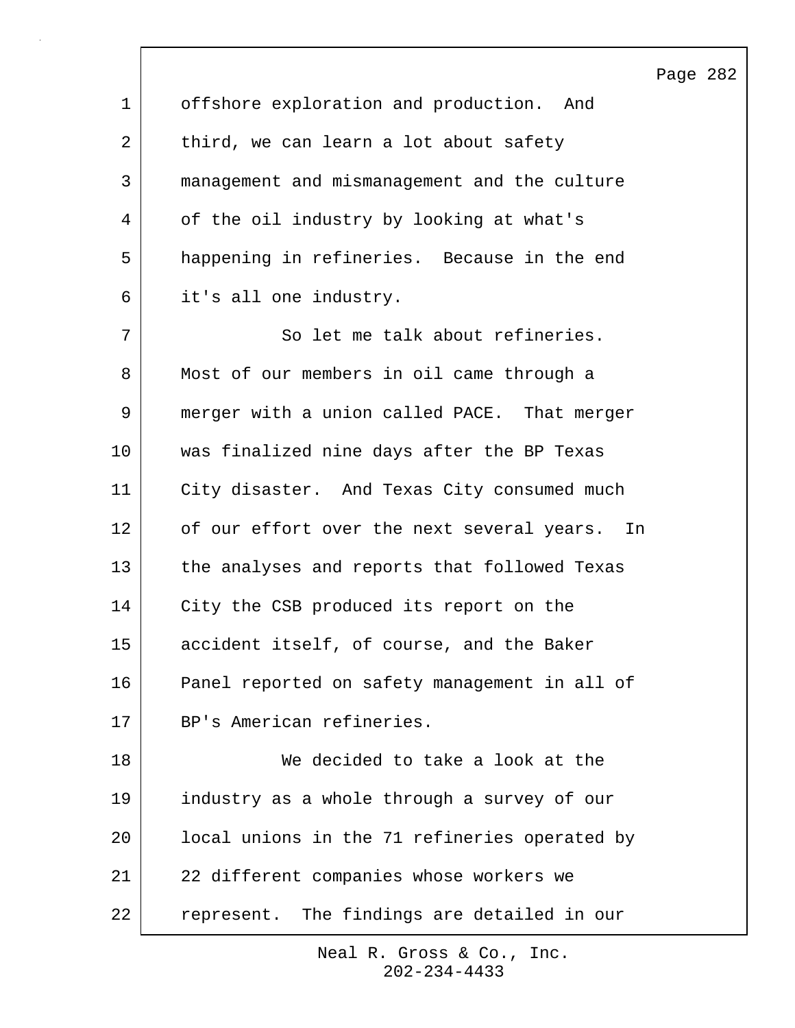offshore exploration and production. And third, we can learn a lot about safety management and mismanagement and the culture of the oil industry by looking at what's happening in refineries. Because in the end it's all one industry.

So let me talk about refineries. Most of our members in oil came through a merger with a union called PACE. That merger was finalized nine days after the BP Texas City disaster. And Texas City consumed much of our effort over the next several years. In the analyses and reports that followed Texas City the CSB produced its report on the accident itself, of course, and the Baker Panel reported on safety management in all of BP's American refineries.

We decided to take a look at the industry as a whole through a survey of our local unions in the 71 refineries operated by 22 different companies whose workers we represent. The findings are detailed in our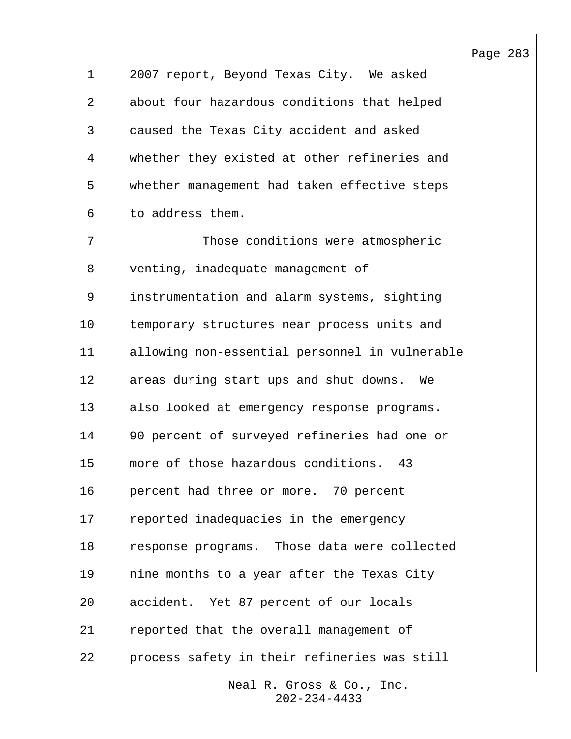2007 report, Beyond Texas City. We asked about four hazardous conditions that helped caused the Texas City accident and asked whether they existed at other refineries and whether management had taken effective steps to address them.

Those conditions were atmospheric venting, inadequate management of instrumentation and alarm systems, sighting temporary structures near process units and allowing non-essential personnel in vulnerable areas during start ups and shut downs. We also looked at emergency response programs. 90 percent of surveyed refineries had one or more of those hazardous conditions. 43 percent had three or more. 70 percent reported inadequacies in the emergency response programs. Those data were collected nine months to a year after the Texas City accident. Yet 87 percent of our locals reported that the overall management of process safety in their refineries was still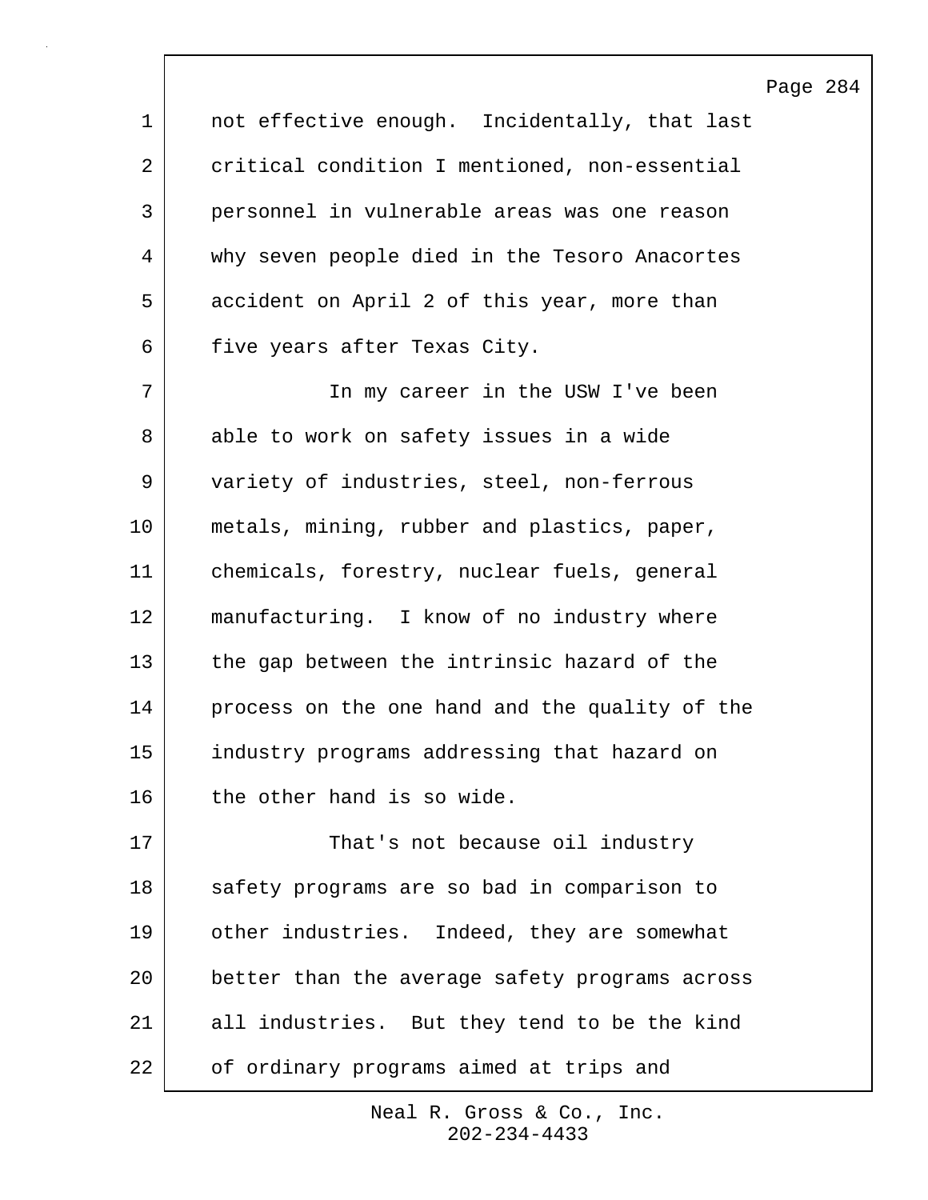not effective enough. Incidentally, that last critical condition I mentioned, non-essential personnel in vulnerable areas was one reason why seven people died in the Tesoro Anacortes accident on April 2 of this year, more than five years after Texas City.

In my career in the USW I've been able to work on safety issues in a wide variety of industries, steel, non-ferrous metals, mining, rubber and plastics, paper, chemicals, forestry, nuclear fuels, general manufacturing. I know of no industry where the gap between the intrinsic hazard of the process on the one hand and the quality of the industry programs addressing that hazard on the other hand is so wide.

That's not because oil industry safety programs are so bad in comparison to other industries. Indeed, they are somewhat better than the average safety programs across all industries. But they tend to be the kind of ordinary programs aimed at trips and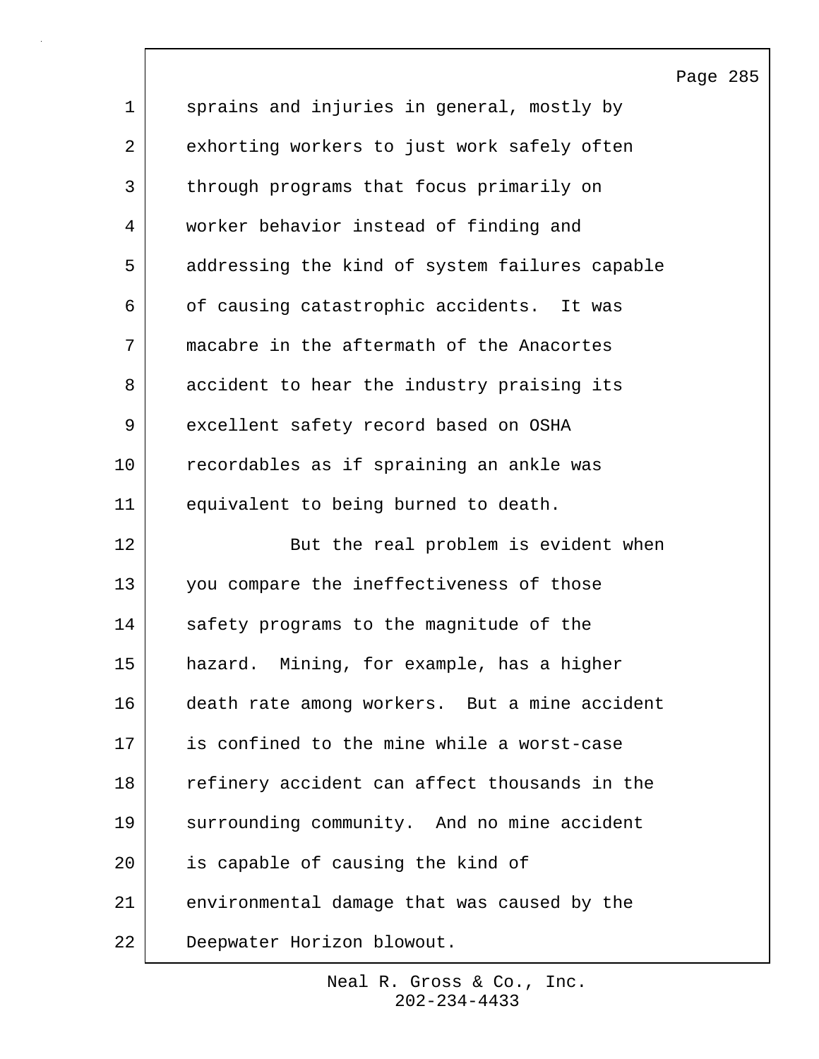sprains and injuries in general, mostly by exhorting workers to just work safely often through programs that focus primarily on worker behavior instead of finding and addressing the kind of system failures capable of causing catastrophic accidents. It was macabre in the aftermath of the Anacortes accident to hear the industry praising its excellent safety record based on OSHA recordables as if spraining an ankle was equivalent to being burned to death.

But the real problem is evident when you compare the ineffectiveness of those safety programs to the magnitude of the hazard. Mining, for example, has a higher death rate among workers. But a mine accident is confined to the mine while a worst-case refinery accident can affect thousands in the surrounding community. And no mine accident is capable of causing the kind of environmental damage that was caused by the Deepwater Horizon blowout.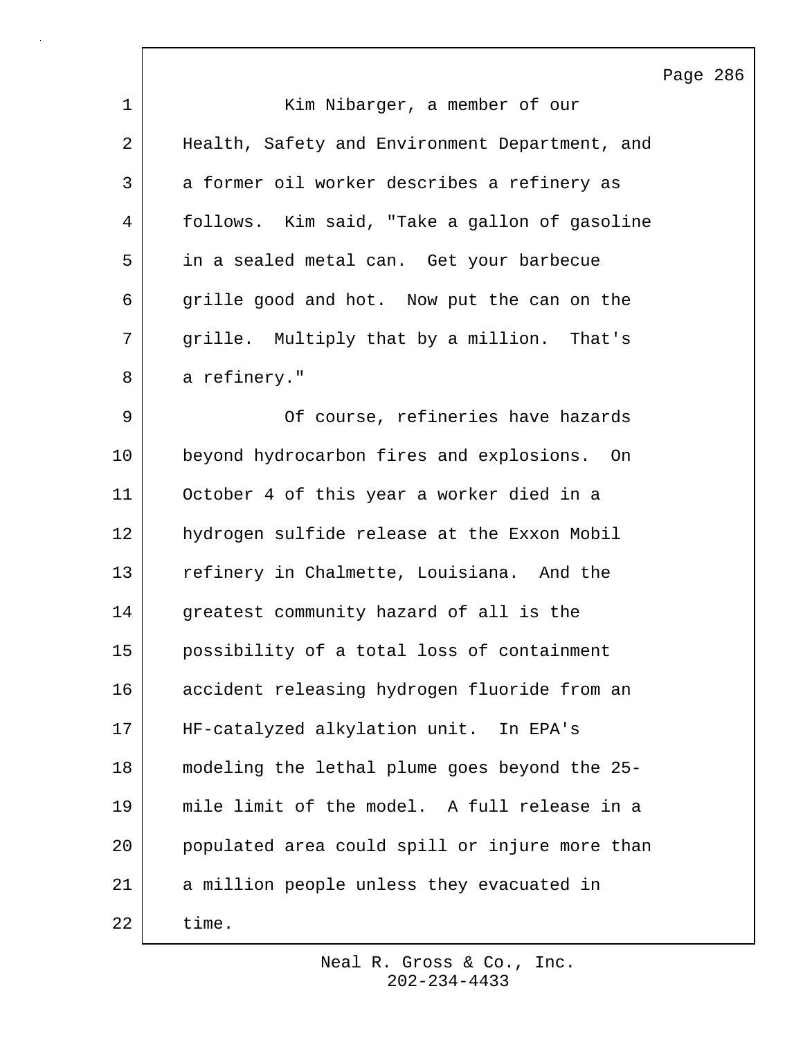Kim Nibarger, a member of our Health, Safety and Environment Department, and a former oil worker describes a refinery as follows. Kim said, "Take a gallon of gasoline in a sealed metal can. Get your barbecue grille good and hot. Now put the can on the grille. Multiply that by a million. That's a refinery."

Of course, refineries have hazards beyond hydrocarbon fires and explosions. On October 4 of this year a worker died in a hydrogen sulfide release at the Exxon Mobil refinery in Chalmette, Louisiana. And the greatest community hazard of all is the possibility of a total loss of containment accident releasing hydrogen fluoride from an HF-catalyzed alkylation unit. In EPA's modeling the lethal plume goes beyond the 25-mile limit of the model. A full release in a populated area could spill or injure more than a million people unless they evacuated in time.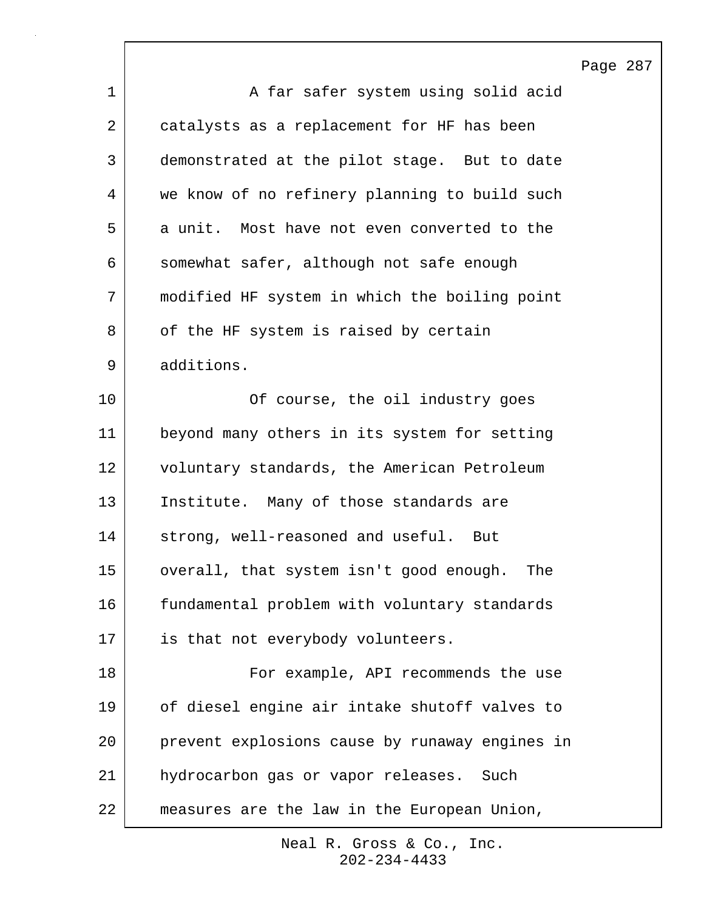A far safer system using solid acid catalysts as a replacement for HF has been demonstrated at the pilot stage. But to date we know of no refinery planning to build such a unit. Most have not even converted to the somewhat safer, although not safe enough modified HF system in which the boiling point of the HF system is raised by certain additions.

Of course, the oil industry goes beyond many others in its system for setting voluntary standards, the American Petroleum Institute. Many of those standards are strong, well-reasoned and useful. But overall, that system isn't good enough. The fundamental problem with voluntary standards is that not everybody volunteers.

For example, API recommends the use of diesel engine air intake shutoff valves to prevent explosions cause by runaway engines in hydrocarbon gas or vapor releases. Such measures are the law in the European Union,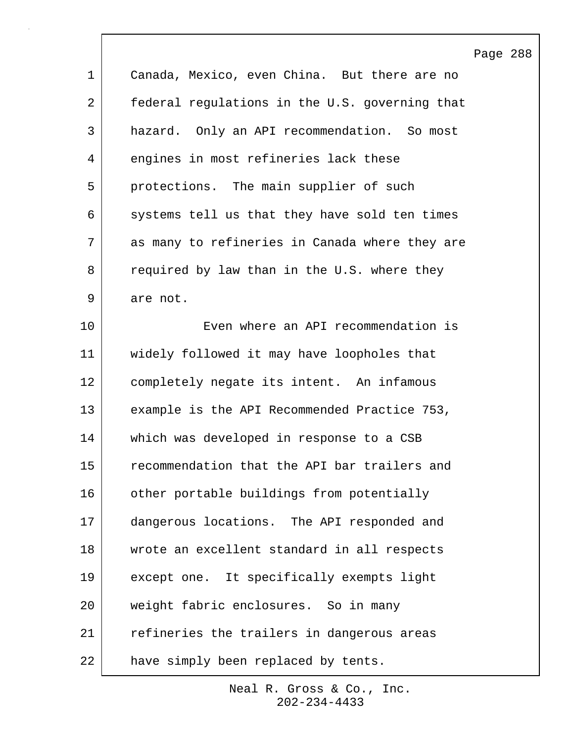Canada, Mexico, even China. But there are no federal regulations in the U.S. governing that hazard. Only an API recommendation. So most engines in most refineries lack these protections. The main supplier of such systems tell us that they have sold ten times as many to refineries in Canada where they are required by law than in the U.S. where they are not.

Even where an API recommendation is widely followed it may have loopholes that completely negate its intent. An infamous example is the API Recommended Practice 753, which was developed in response to a CSB recommendation that the API bar trailers and other portable buildings from potentially dangerous locations. The API responded and wrote an excellent standard in all respects except one. It specifically exempts light weight fabric enclosures. So in many refineries the trailers in dangerous areas have simply been replaced by tents.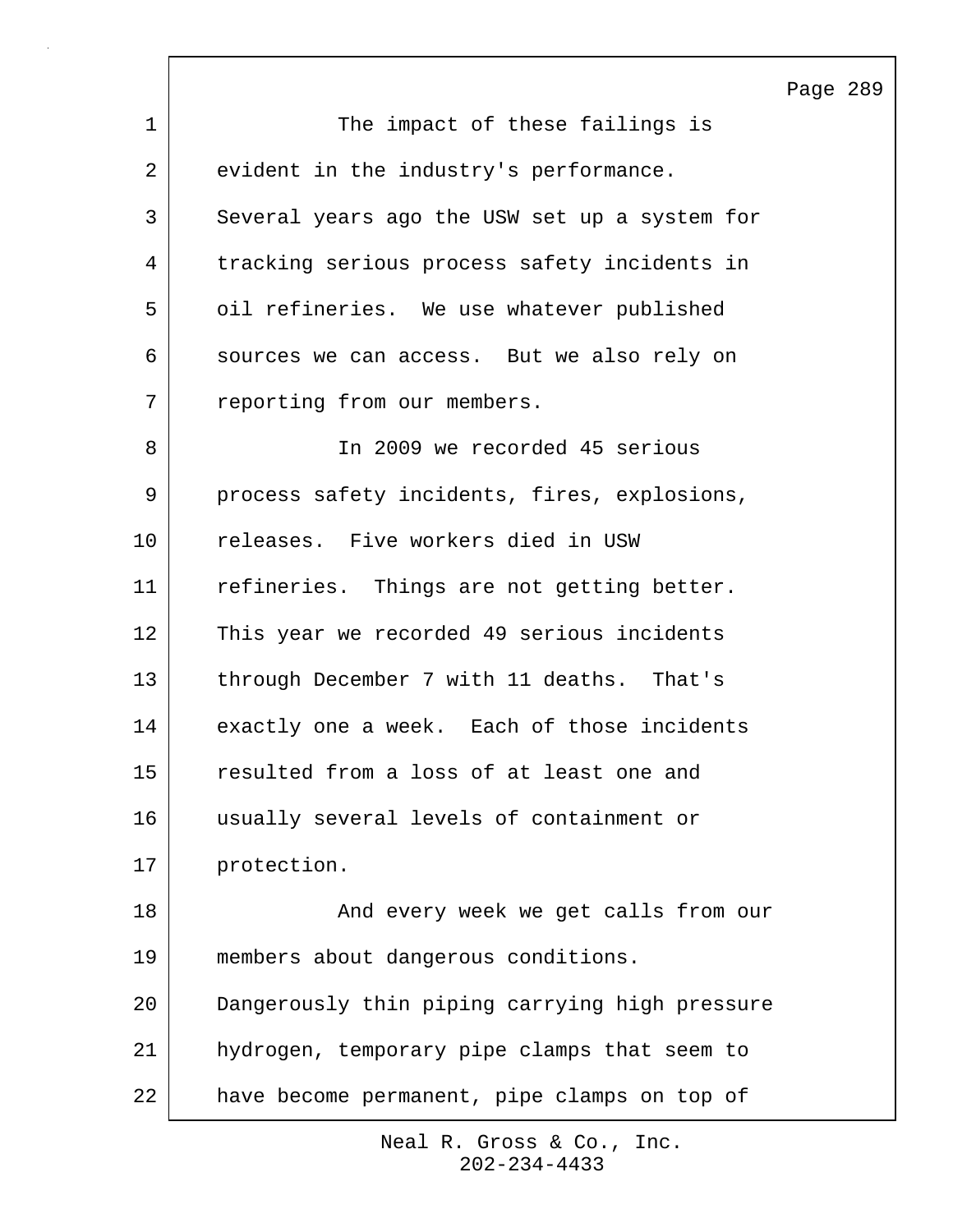The impact of these failings is evident in the industry's performance. Several years ago the USW set up a system for tracking serious process safety incidents in oil refineries. We use whatever published sources we can access. But we also rely on reporting from our members.

In 2009 we recorded 45 serious process safety incidents, fires, explosions, releases. Five workers died in USW refineries. Things are not getting better. This year we recorded 49 serious incidents through December 7 with 11 deaths. That's exactly one a week. Each of those incidents resulted from a loss of at least one and usually several levels of containment or protection.

And every week we get calls from our members about dangerous conditions. Dangerously thin piping carrying high pressure hydrogen, temporary pipe clamps that seem to have become permanent, pipe clamps on top of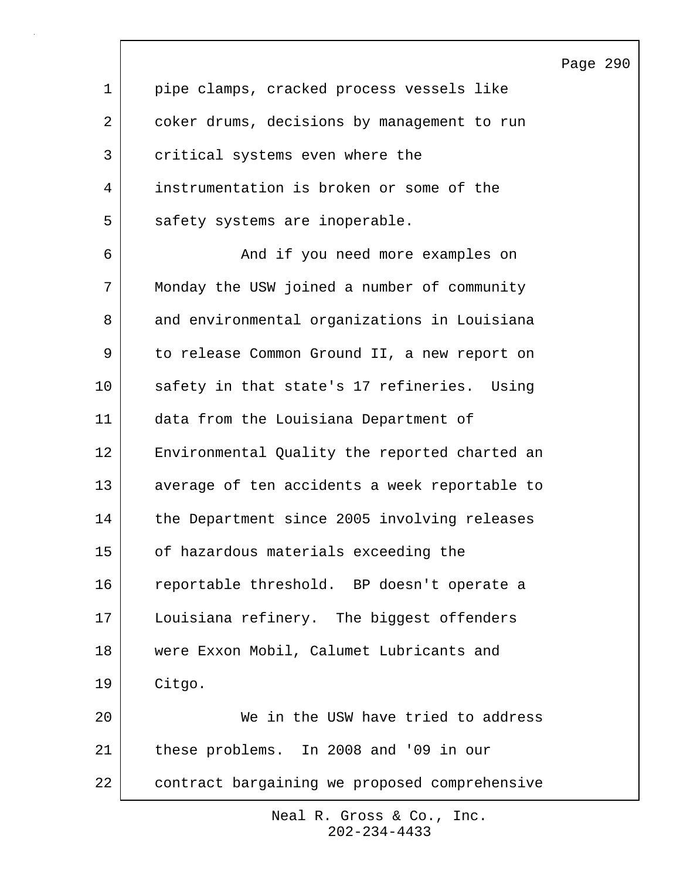pipe clamps, cracked process vessels like coker drums, decisions by management to run critical systems even where the instrumentation is broken or some of the safety systems are inoperable.

And if you need more examples on Monday the USW joined a number of community and environmental organizations in Louisiana to release Common Ground II, a new report on safety in that state's 17 refineries. Using data from the Louisiana Department of Environmental Quality the reported charted an average of ten accidents a week reportable to the Department since 2005 involving releases of hazardous materials exceeding the reportable threshold. BP doesn't operate a Louisiana refinery. The biggest offenders were Exxon Mobil, Calumet Lubricants and Citgo.

We in the USW have tried to address these problems. In 2008 and '09 in our contract bargaining we proposed comprehensive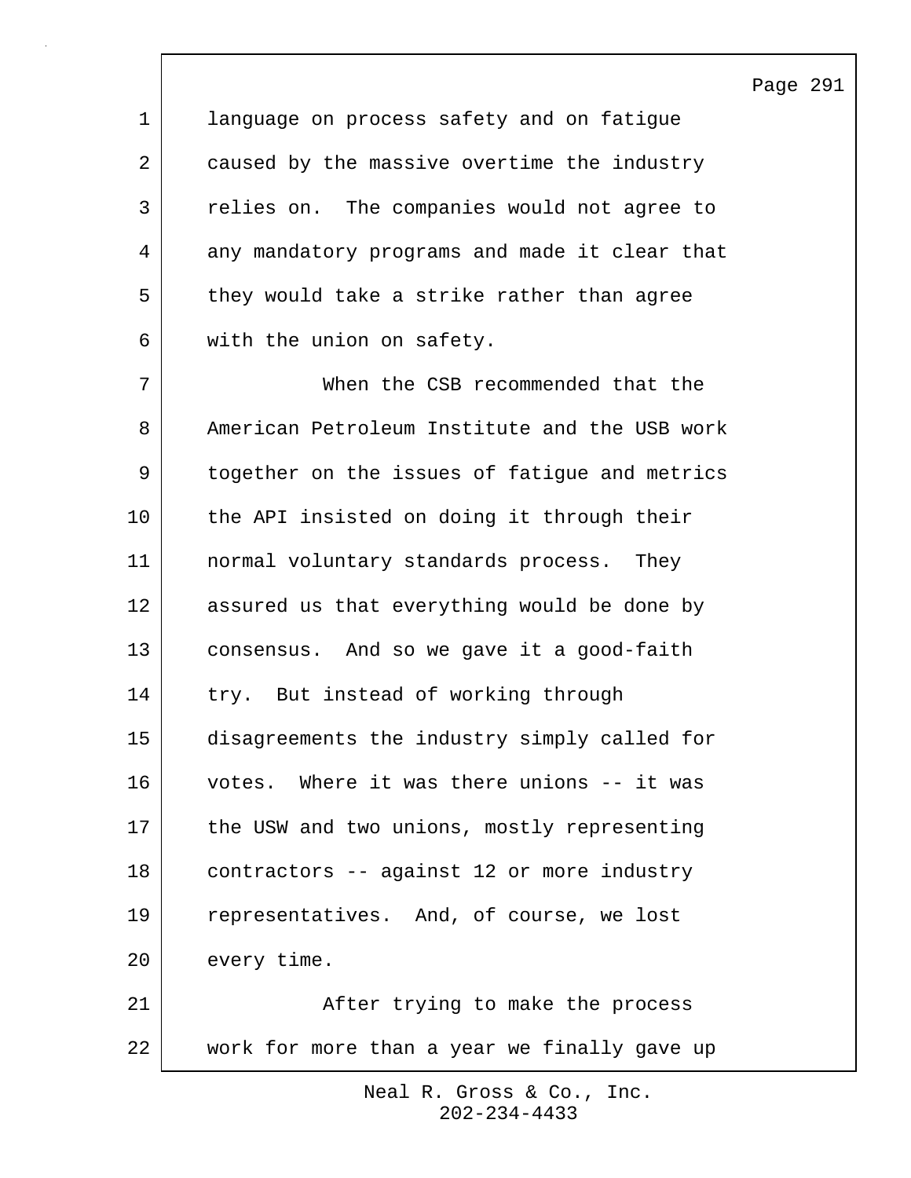language on process safety and on fatigue caused by the massive overtime the industry relies on. The companies would not agree to any mandatory programs and made it clear that they would take a strike rather than agree with the union on safety.

When the CSB recommended that the American Petroleum Institute and the USB work together on the issues of fatigue and metrics the API insisted on doing it through their normal voluntary standards process. They assured us that everything would be done by consensus. And so we gave it a good-faith try. But instead of working through disagreements the industry simply called for votes. Where it was there unions -- it was the USW and two unions, mostly representing contractors -- against 12 or more industry representatives. And, of course, we lost every time.

After trying to make the process work for more than a year we finally gave up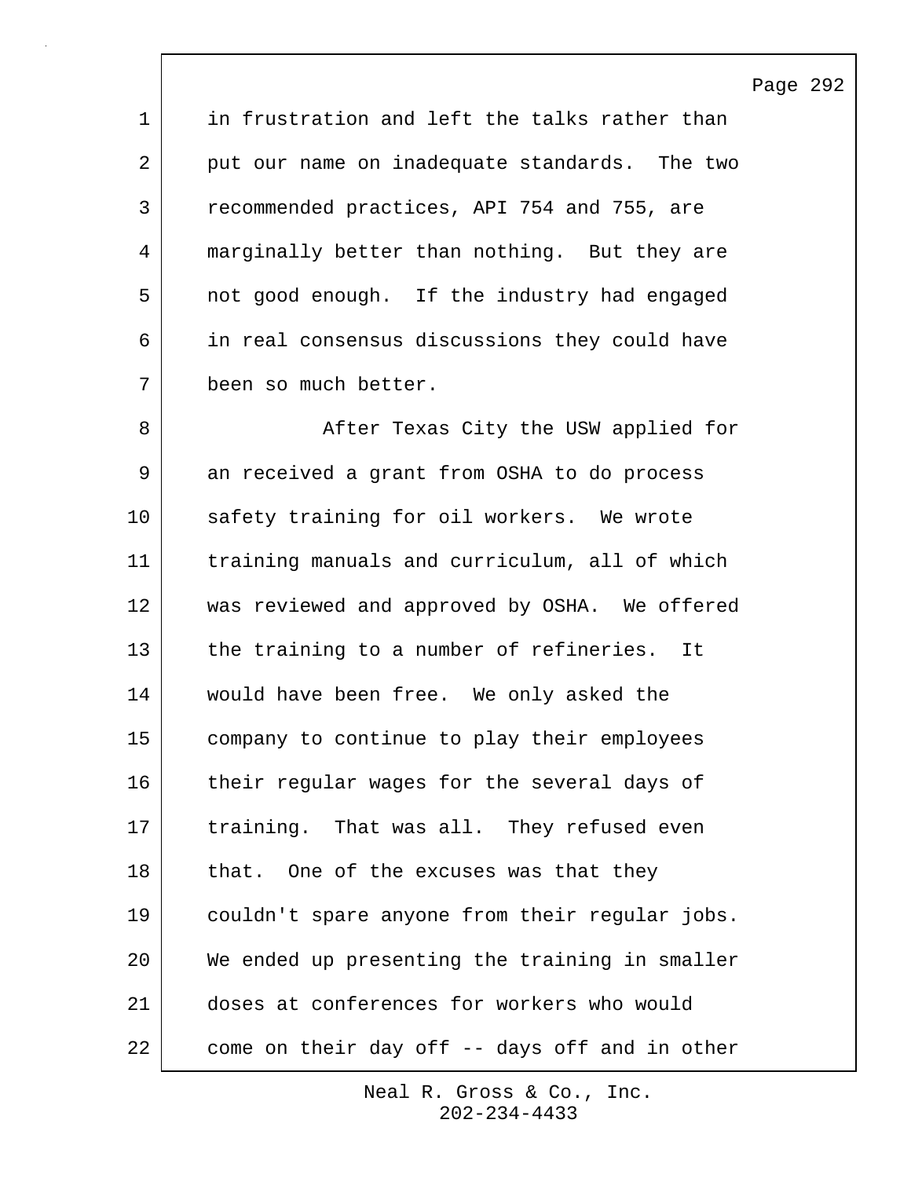in frustration and left the talks rather than put our name on inadequate standards. The two recommended practices, API 754 and 755, are marginally better than nothing. But they are not good enough. If the industry had engaged in real consensus discussions they could have been so much better.

After Texas City the USW applied for an received a grant from OSHA to do process safety training for oil workers. We wrote training manuals and curriculum, all of which was reviewed and approved by OSHA. We offered the training to a number of refineries. It would have been free. We only asked the company to continue to play their employees their regular wages for the several days of training. That was all. They refused even that. One of the excuses was that they couldn't spare anyone from their regular jobs. We ended up presenting the training in smaller doses at conferences for workers who would come on their day off -- days off and in other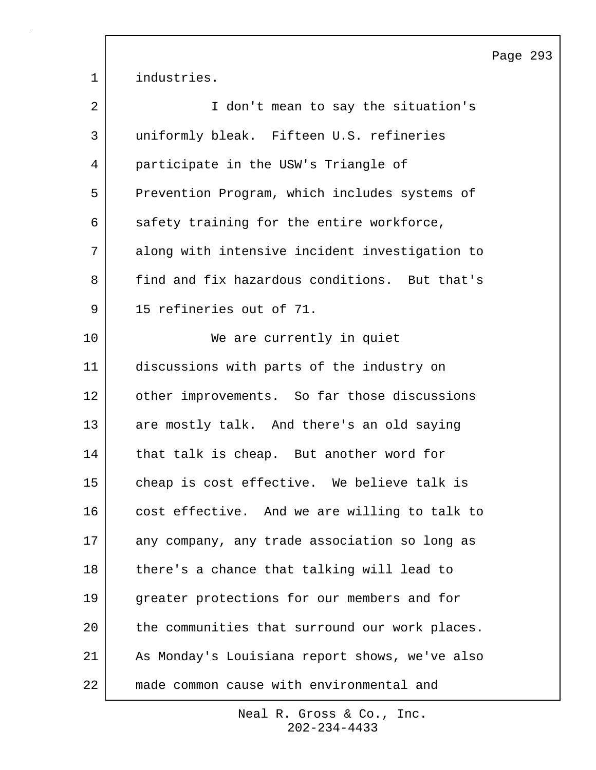industries.

I don't mean to say the situation's uniformly bleak. Fifteen U.S. refineries participate in the USW's Triangle of Prevention Program, which includes systems of safety training for the entire workforce, along with intensive incident investigation to find and fix hazardous conditions. But that's 15 refineries out of 71.

We are currently in quiet discussions with parts of the industry on other improvements. So far those discussions are mostly talk. And there's an old saying that talk is cheap. But another word for cheap is cost effective. We believe talk is cost effective. And we are willing to talk to any company, any trade association so long as there's a chance that talking will lead to greater protections for our members and for the communities that surround our work places. As Monday's Louisiana report shows, we've also made common cause with environmental and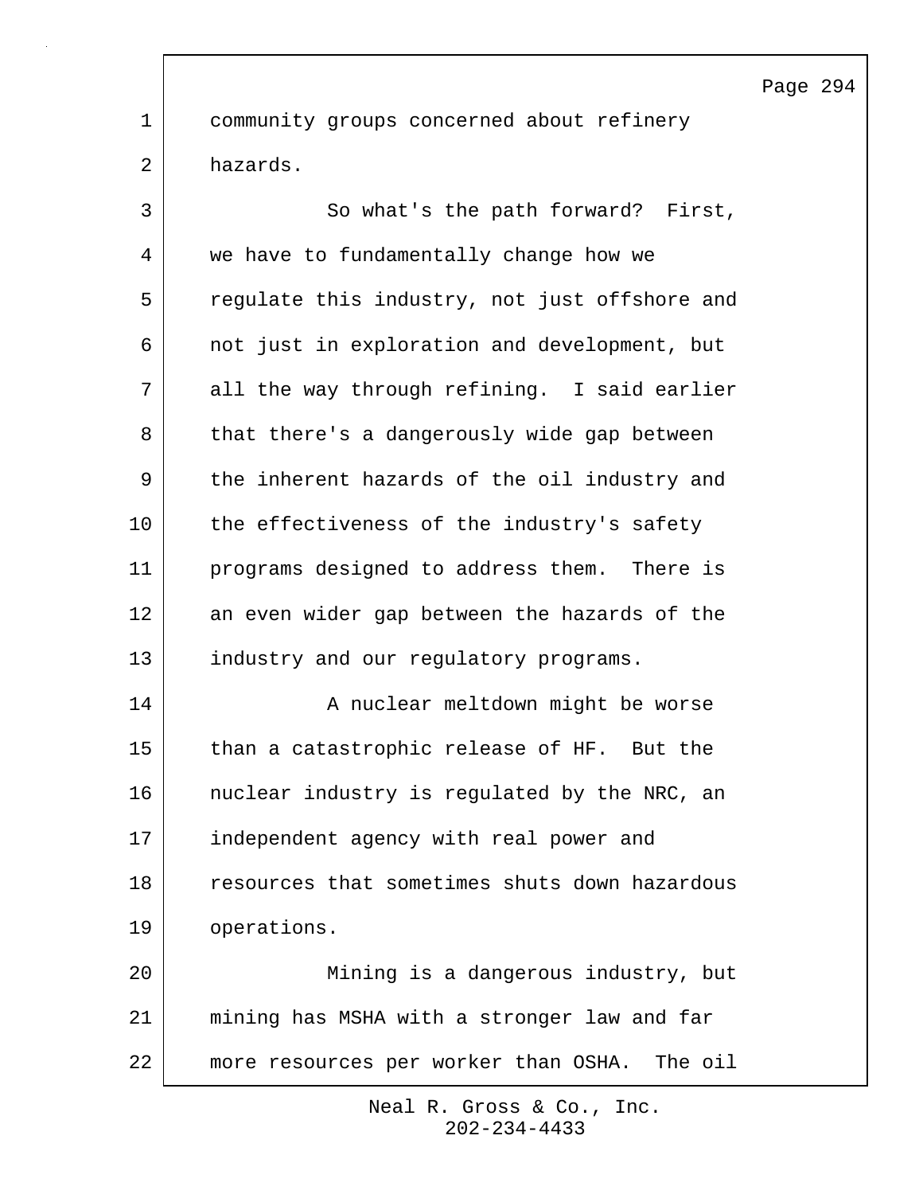community groups concerned about refinery hazards.

So what's the path forward? First, we have to fundamentally change how we regulate this industry, not just offshore and not just in exploration and development, but all the way through refining. I said earlier that there's a dangerously wide gap between the inherent hazards of the oil industry and the effectiveness of the industry's safety programs designed to address them. There is an even wider gap between the hazards of the industry and our regulatory programs.

A nuclear meltdown might be worse than a catastrophic release of HF. But the nuclear industry is regulated by the NRC, an independent agency with real power and resources that sometimes shuts down hazardous operations.

Mining is a dangerous industry, but mining has MSHA with a stronger law and far more resources per worker than OSHA. The oil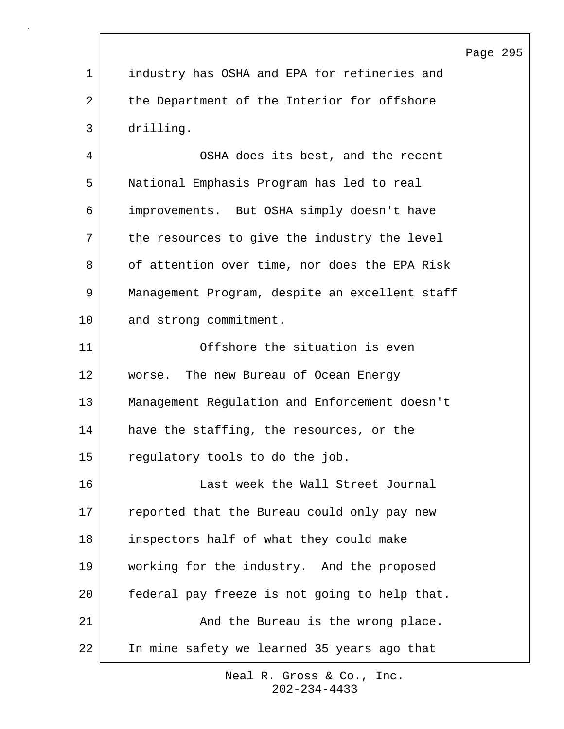industry has OSHA and EPA for refineries and the Department of the Interior for offshore drilling.

OSHA does its best, and the recent National Emphasis Program has led to real improvements. But OSHA simply doesn't have the resources to give the industry the level of attention over time, nor does the EPA Risk Management Program, despite an excellent staff and strong commitment.

Offshore the situation is even worse. The new Bureau of Ocean Energy Management Regulation and Enforcement doesn't have the staffing, the resources, or the regulatory tools to do the job.

Last week the Wall Street Journal reported that the Bureau could only pay new inspectors half of what they could make working for the industry. And the proposed federal pay freeze is not going to help that.

And the Bureau is the wrong place. In mine safety we learned 35 years ago that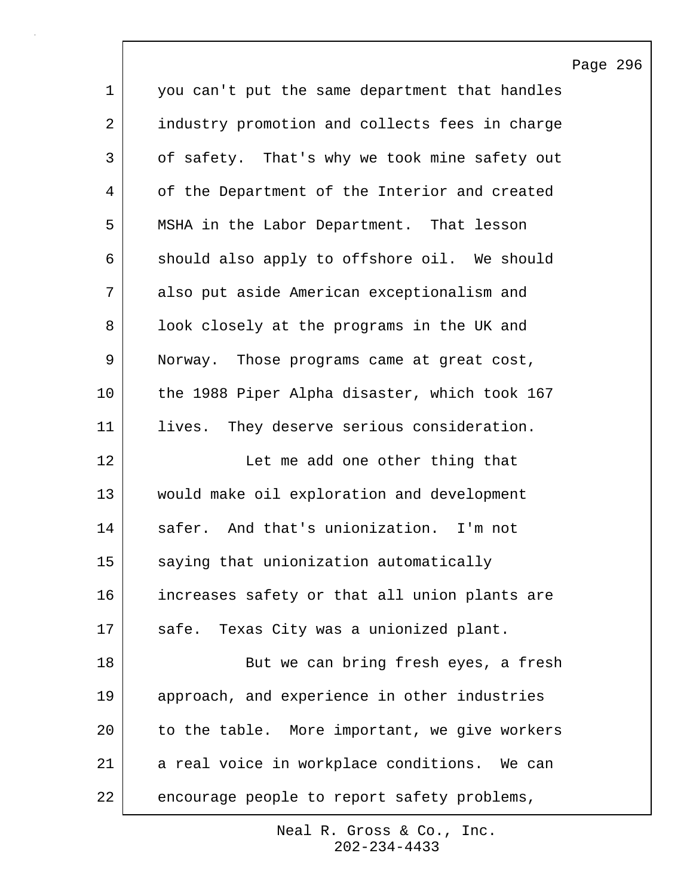you can't put the same department that handles industry promotion and collects fees in charge of safety. That's why we took mine safety out of the Department of the Interior and created MSHA in the Labor Department. That lesson should also apply to offshore oil. We should also put aside American exceptionalism and look closely at the programs in the UK and Norway. Those programs came at great cost, the 1988 Piper Alpha disaster, which took 167 lives. They deserve serious consideration.

Let me add one other thing that would make oil exploration and development safer. And that's unionization. I'm not saying that unionization automatically increases safety or that all union plants are safe. Texas City was a unionized plant.

But we can bring fresh eyes, a fresh approach, and experience in other industries to the table. More important, we give workers a real voice in workplace conditions. We can encourage people to report safety problems,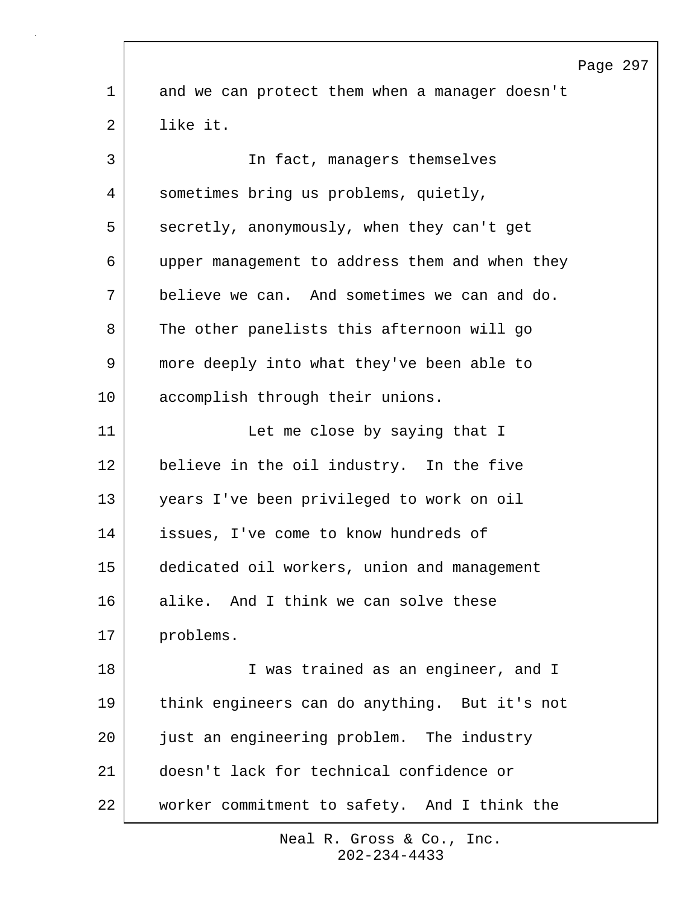and we can protect them when a manager doesn't like it.

In fact, managers themselves sometimes bring us problems, quietly, secretly, anonymously, when they can't get upper management to address them and when they believe we can. And sometimes we can and do. The other panelists this afternoon will go more deeply into what they've been able to accomplish through their unions.

Let me close by saying that I believe in the oil industry. In the five years I've been privileged to work on oil issues, I've come to know hundreds of dedicated oil workers, union and management alike. And I think we can solve these problems.

I was trained as an engineer, and I think engineers can do anything. But it's not just an engineering problem. The industry doesn't lack for technical confidence or worker commitment to safety. And I think the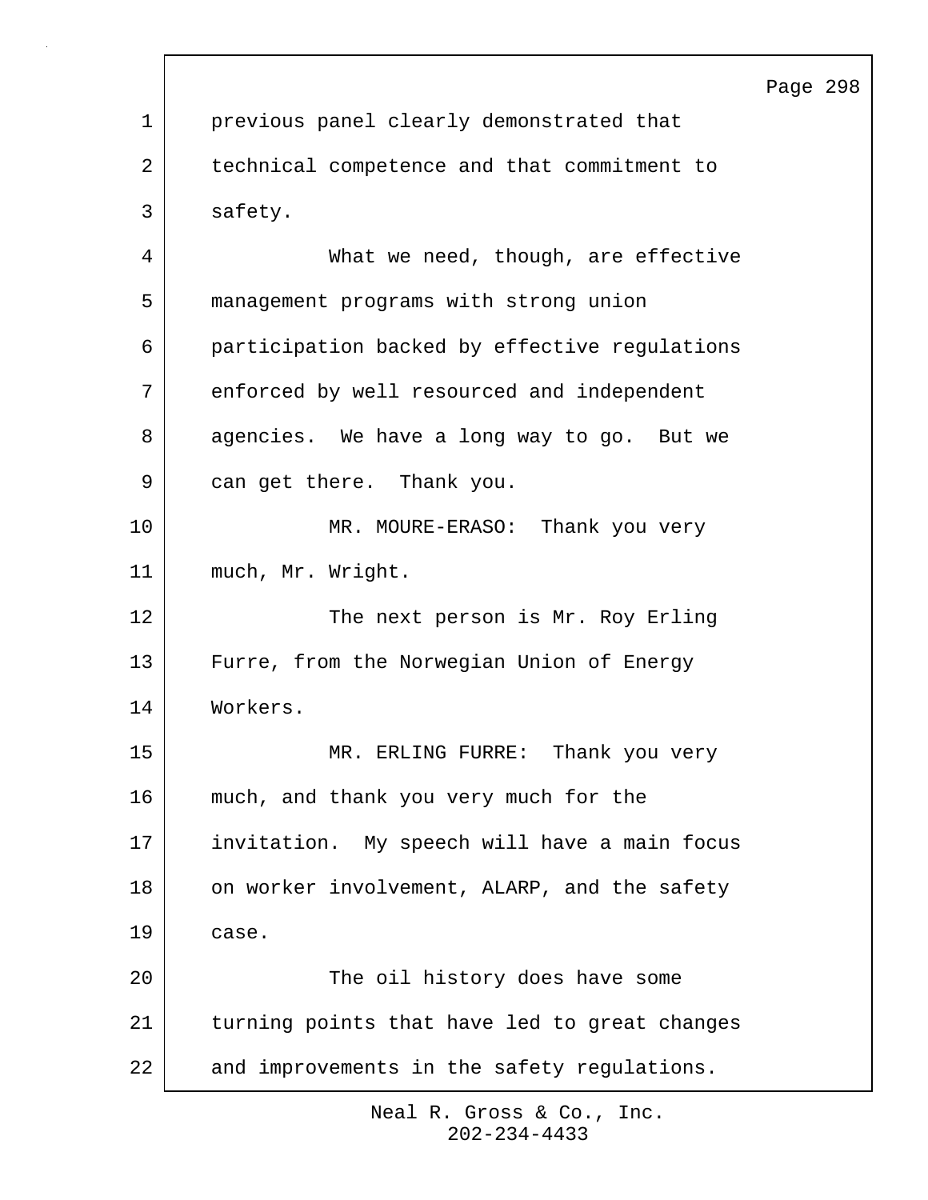previous panel clearly demonstrated that technical competence and that commitment to safety.

What we need, though, are effective management programs with strong union participation backed by effective regulations enforced by well resourced and independent agencies. We have a long way to go. But we can get there. Thank you.

MR. MOURE-ERASO: Thank you very much, Mr. Wright.

The next person is Mr. Roy Erling Furre, from the Norwegian Union of Energy Workers.

MR. ERLING FURRE: Thank you very much, and thank you very much for the invitation. My speech will have a main focus on worker involvement, ALARP, and the safety case.

The oil history does have some turning points that have led to great changes and improvements in the safety regulations.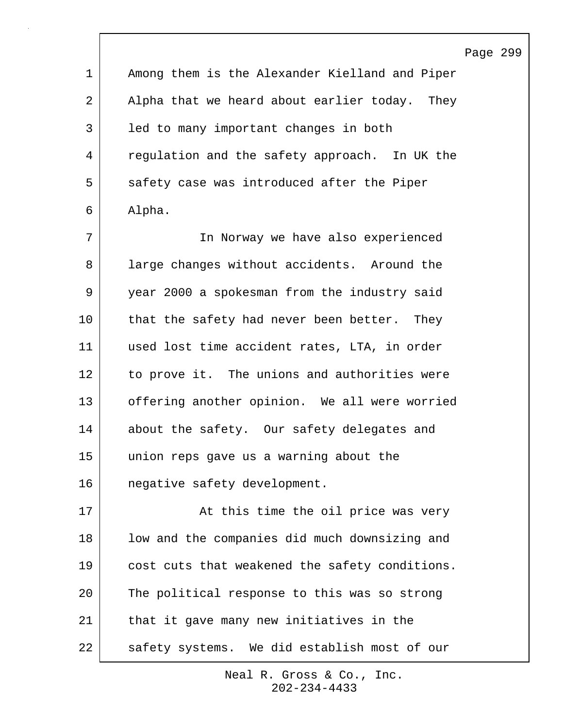Among them is the Alexander Kielland and Piper Alpha that we heard about earlier today. They led to many important changes in both regulation and the safety approach. In UK the safety case was introduced after the Piper Alpha.

In Norway we have also experienced large changes without accidents. Around the year 2000 a spokesman from the industry said that the safety had never been better. They used lost time accident rates, LTA, in order to prove it. The unions and authorities were offering another opinion. We all were worried about the safety. Our safety delegates and union reps gave us a warning about the negative safety development.

At this time the oil price was very low and the companies did much downsizing and cost cuts that weakened the safety conditions. The political response to this was so strong that it gave many new initiatives in the safety systems. We did establish most of our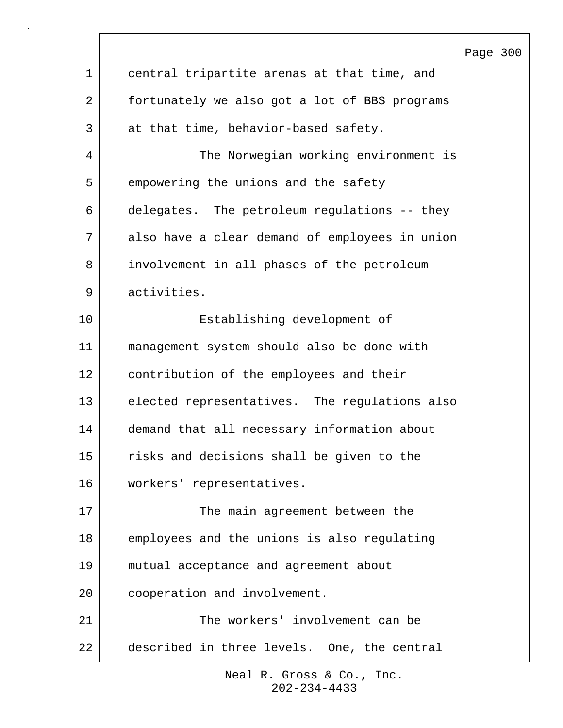central tripartite arenas at that time, and fortunately we also got a lot of BBS programs at that time, behavior-based safety.

The Norwegian working environment is empowering the unions and the safety delegates. The petroleum regulations -- they also have a clear demand of employees in union involvement in all phases of the petroleum activities.

Establishing development of management system should also be done with contribution of the employees and their elected representatives. The regulations also demand that all necessary information about risks and decisions shall be given to the workers' representatives.

The main agreement between the employees and the unions is also regulating mutual acceptance and agreement about cooperation and involvement.

The workers' involvement can be described in three levels. One, the central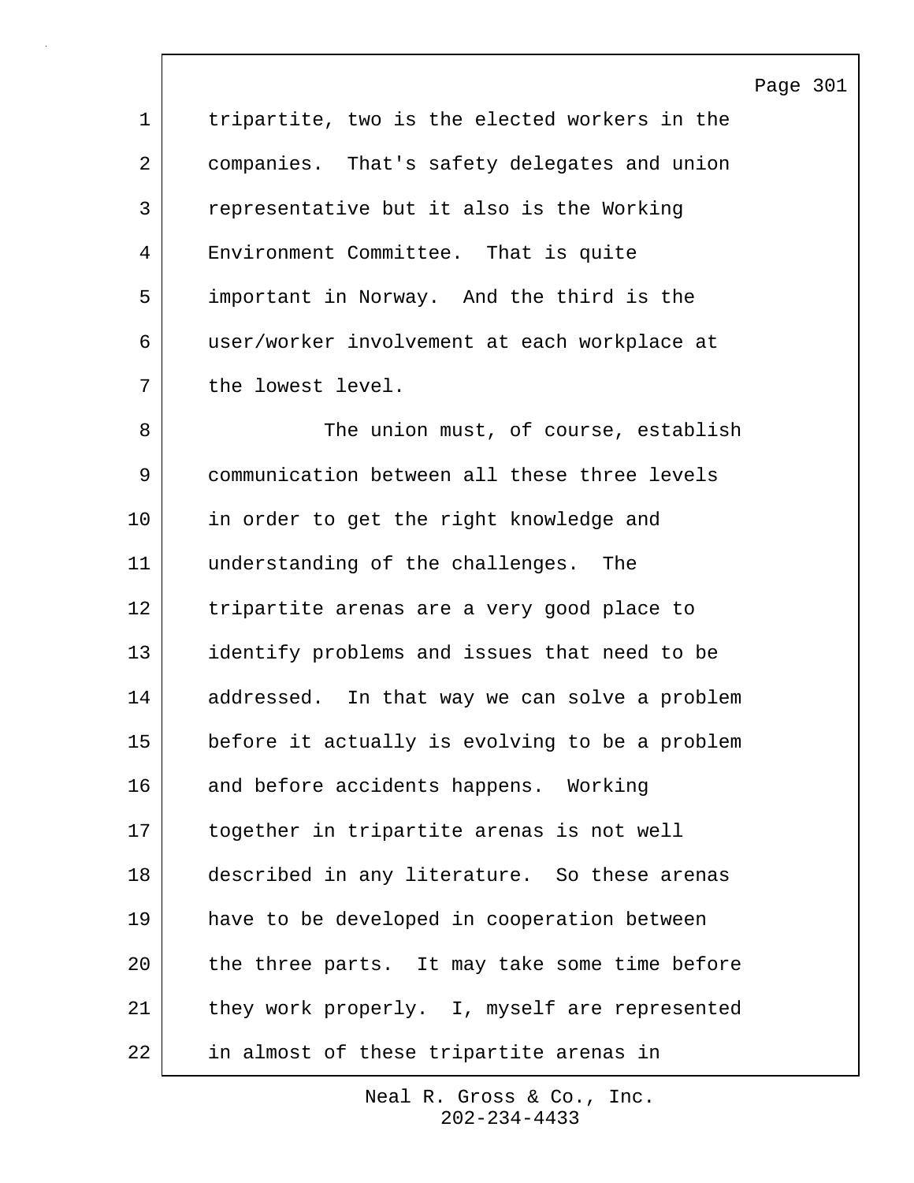tripartite, two is the elected workers in the companies. That's safety delegates and union representative but it also is the Working Environment Committee. That is quite important in Norway. And the third is the user/worker involvement at each workplace at the lowest level.

The union must, of course, establish communication between all these three levels in order to get the right knowledge and understanding of the challenges. The tripartite arenas are a very good place to identify problems and issues that need to be addressed. In that way we can solve a problem before it actually is evolving to be a problem and before accidents happens. Working together in tripartite arenas is not well described in any literature. So these arenas have to be developed in cooperation between the three parts. It may take some time before they work properly. I, myself are represented in almost of these tripartite arenas in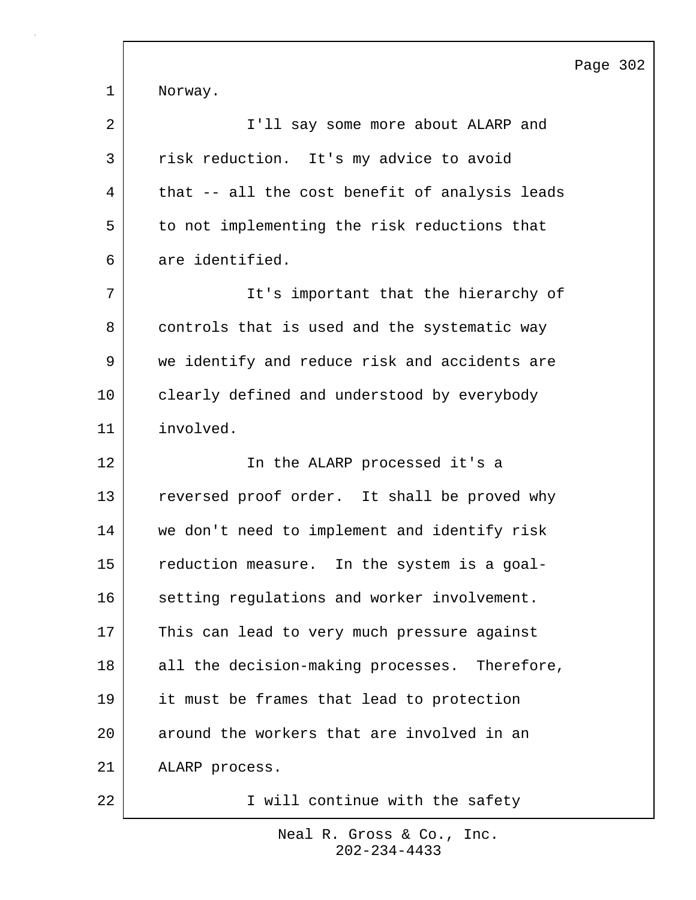Norway.

I'll say some more about ALARP and risk reduction. It's my advice to avoid that -- all the cost benefit of analysis leads to not implementing the risk reductions that are identified.

It's important that the hierarchy of controls that is used and the systematic way we identify and reduce risk and accidents are clearly defined and understood by everybody involved.

In the ALARP processed it's a reversed proof order. It shall be proved why we don't need to implement and identify risk reduction measure. In the system is a goal-setting regulations and worker involvement. This can lead to very much pressure against all the decision-making processes. Therefore, it must be frames that lead to protection around the workers that are involved in an ALARP process.

I will continue with the safety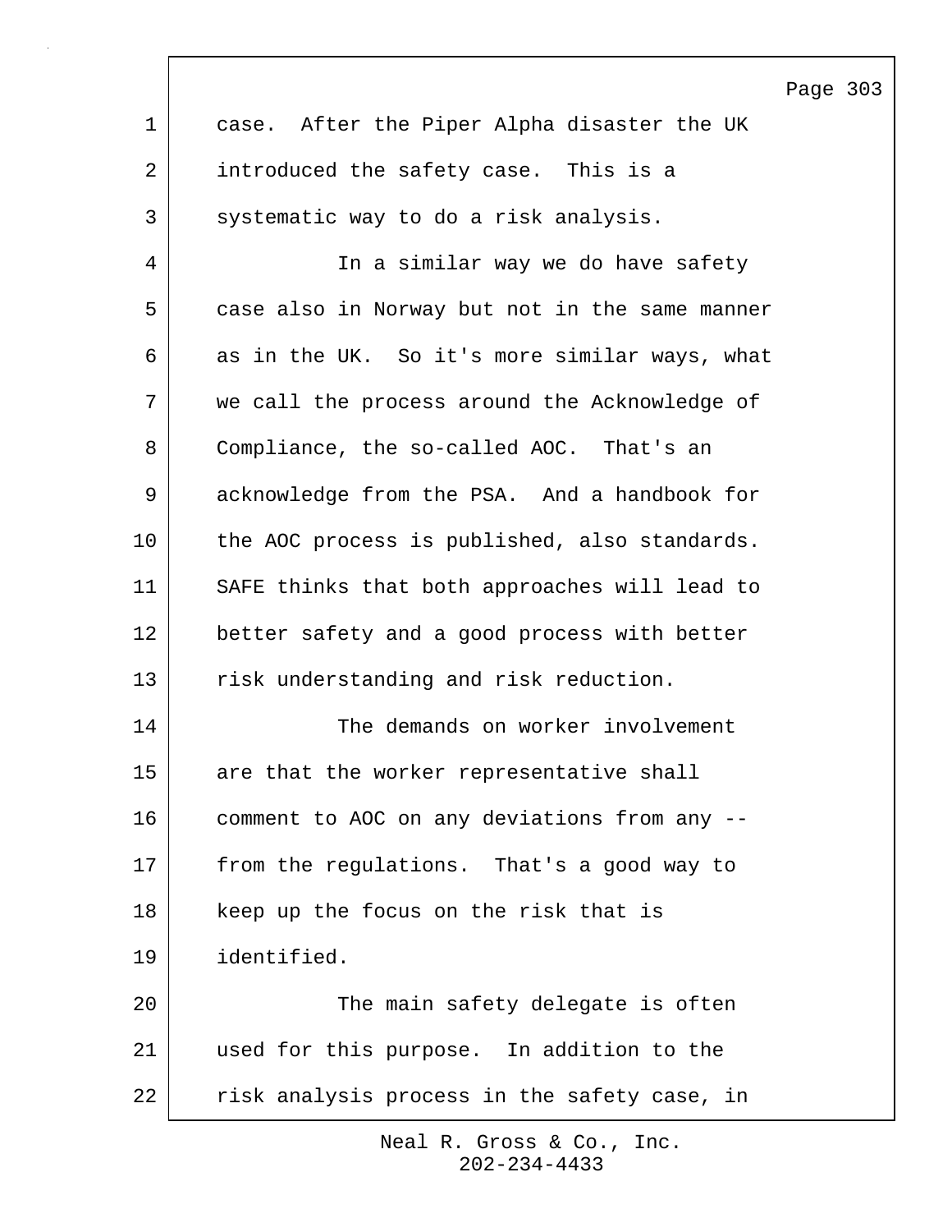case. After the Piper Alpha disaster the UK introduced the safety case. This is a systematic way to do a risk analysis.

In a similar way we do have safety case also in Norway but not in the same manner as in the UK. So it's more similar ways, what we call the process around the Acknowledge of Compliance, the so-called AOC. That's an acknowledge from the PSA. And a handbook for the AOC process is published, also standards. SAFE thinks that both approaches will lead to better safety and a good process with better risk understanding and risk reduction.

The demands on worker involvement are that the worker representative shall comment to AOC on any deviations from any -- from the regulations. That's a good way to keep up the focus on the risk that is identified.

The main safety delegate is often used for this purpose. In addition to the risk analysis process in the safety case, in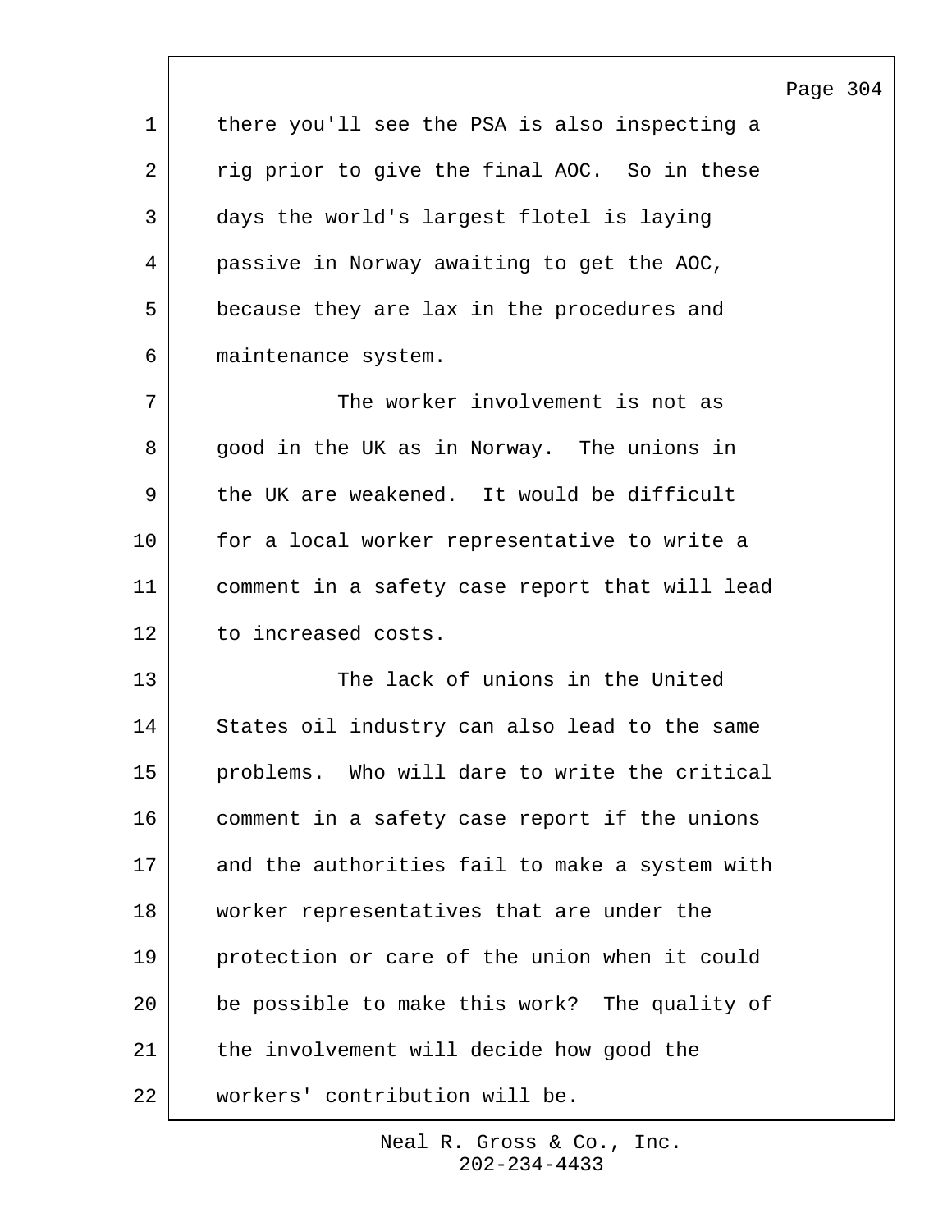there you'll see the PSA is also inspecting a rig prior to give the final AOC. So in these days the world's largest flotel is laying passive in Norway awaiting to get the AOC, because they are lax in the procedures and maintenance system.

The worker involvement is not as good in the UK as in Norway. The unions in the UK are weakened. It would be difficult for a local worker representative to write a comment in a safety case report that will lead to increased costs.

The lack of unions in the United States oil industry can also lead to the same problems. Who will dare to write the critical comment in a safety case report if the unions and the authorities fail to make a system with worker representatives that are under the protection or care of the union when it could be possible to make this work? The quality of the involvement will decide how good the workers' contribution will be.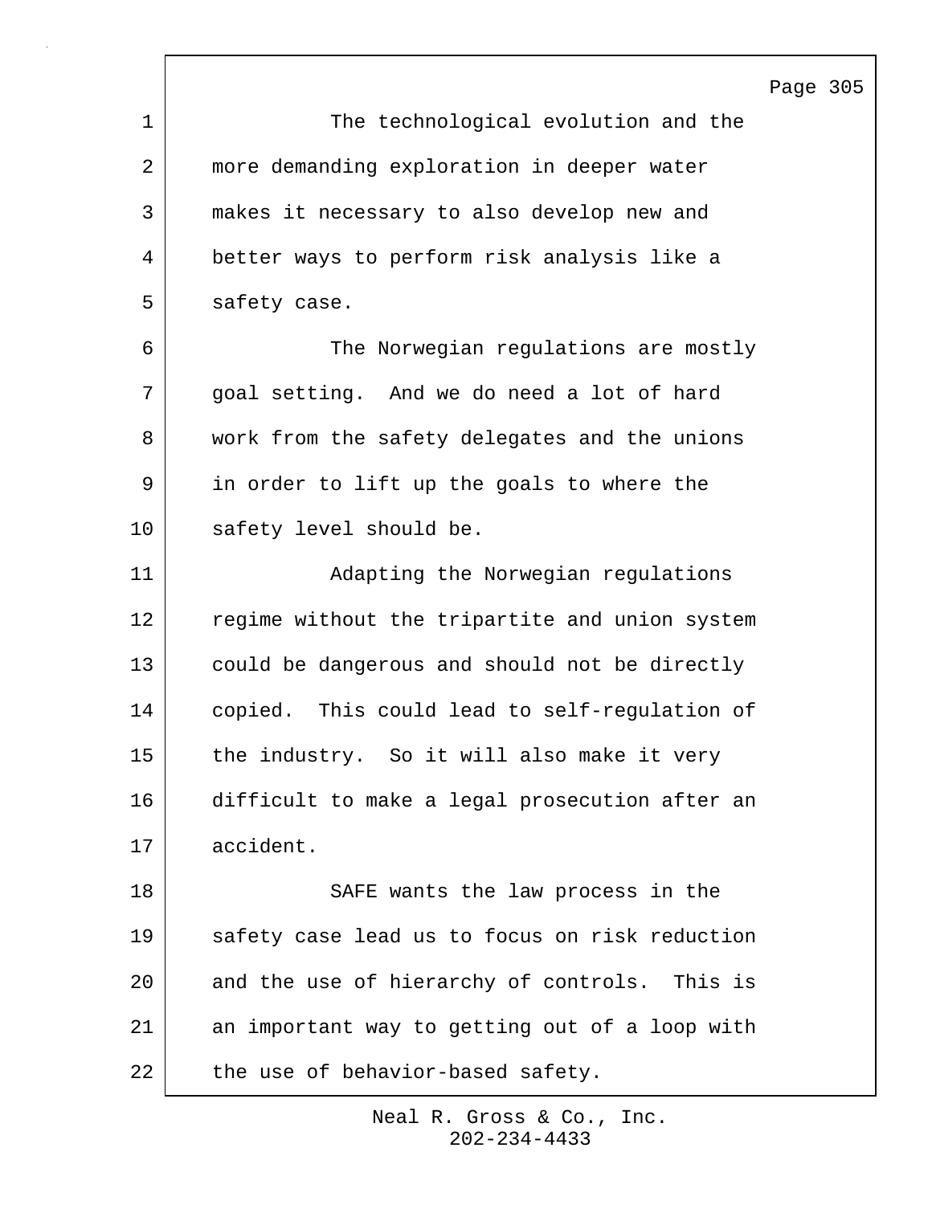The technological evolution and the more demanding exploration in deeper water makes it necessary to also develop new and better ways to perform risk analysis like a safety case.

The Norwegian regulations are mostly goal setting. And we do need a lot of hard work from the safety delegates and the unions in order to lift up the goals to where the safety level should be.

Adapting the Norwegian regulations regime without the tripartite and union system could be dangerous and should not be directly copied. This could lead to self-regulation of the industry. So it will also make it very difficult to make a legal prosecution after an accident.

SAFE wants the law process in the safety case lead us to focus on risk reduction and the use of hierarchy of controls. This is an important way to getting out of a loop with the use of behavior-based safety.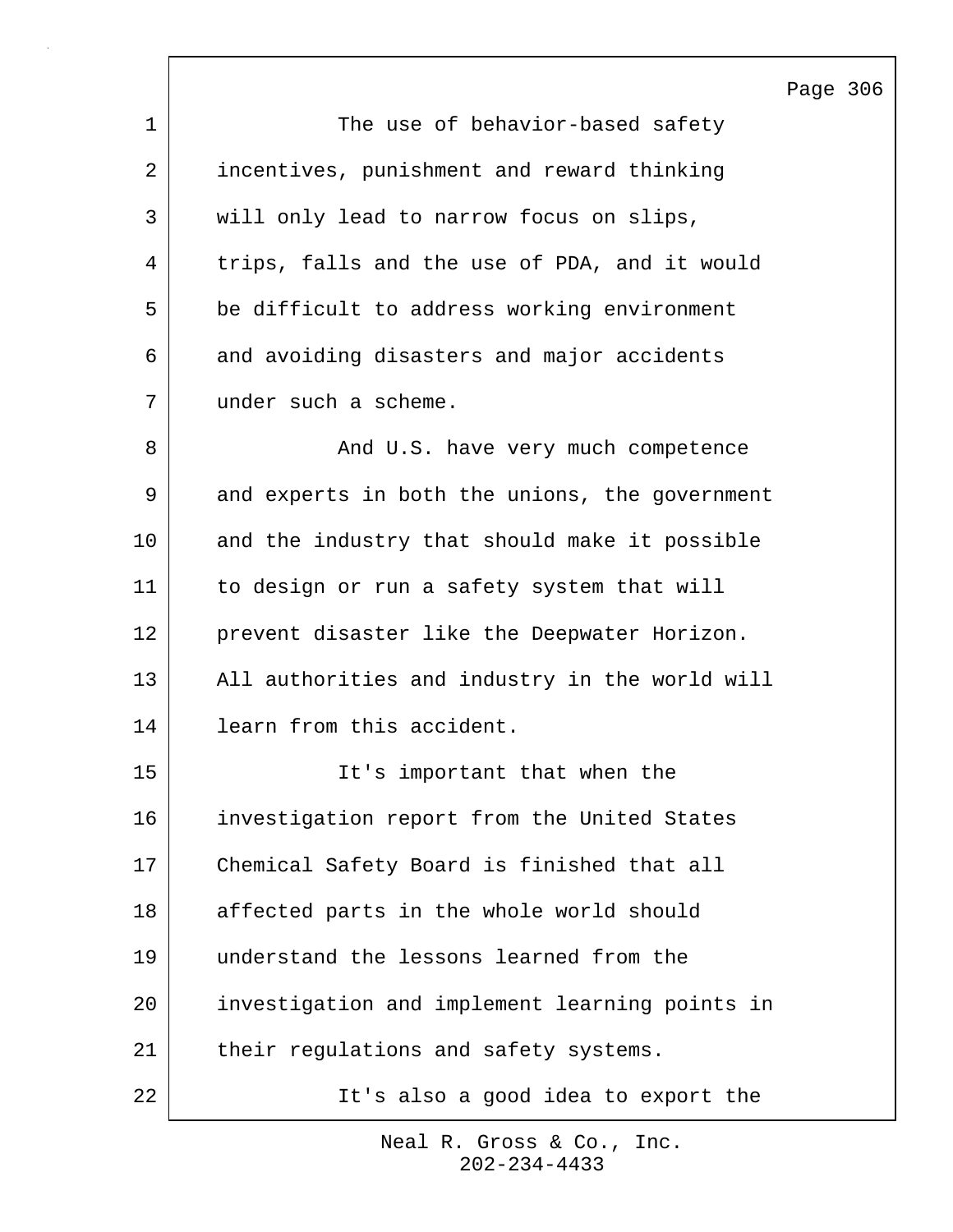The use of behavior-based safety incentives, punishment and reward thinking will only lead to narrow focus on slips, trips, falls and the use of PDA, and it would be difficult to address working environment and avoiding disasters and major accidents under such a scheme.

And U.S. have very much competence and experts in both the unions, the government and the industry that should make it possible to design or run a safety system that will prevent disaster like the Deepwater Horizon. All authorities and industry in the world will learn from this accident.

It's important that when the investigation report from the United States Chemical Safety Board is finished that all affected parts in the whole world should understand the lessons learned from the investigation and implement learning points in their regulations and safety systems.

It's also a good idea to export the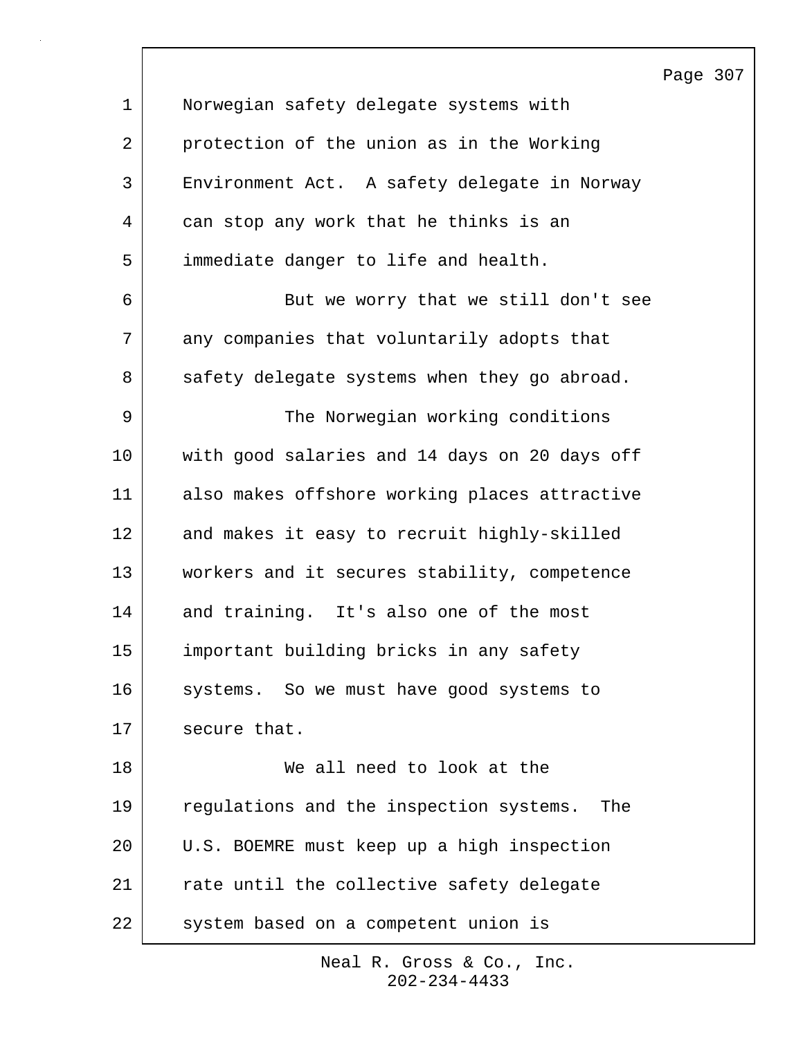Norwegian safety delegate systems with protection of the union as in the Working Environment Act. A safety delegate in Norway can stop any work that he thinks is an immediate danger to life and health.

But we worry that we still don't see any companies that voluntarily adopts that safety delegate systems when they go abroad.

The Norwegian working conditions with good salaries and 14 days on 20 days off also makes offshore working places attractive and makes it easy to recruit highly-skilled workers and it secures stability, competence and training. It's also one of the most important building bricks in any safety systems. So we must have good systems to secure that.

We all need to look at the regulations and the inspection systems. The U.S. BOEMRE must keep up a high inspection rate until the collective safety delegate system based on a competent union is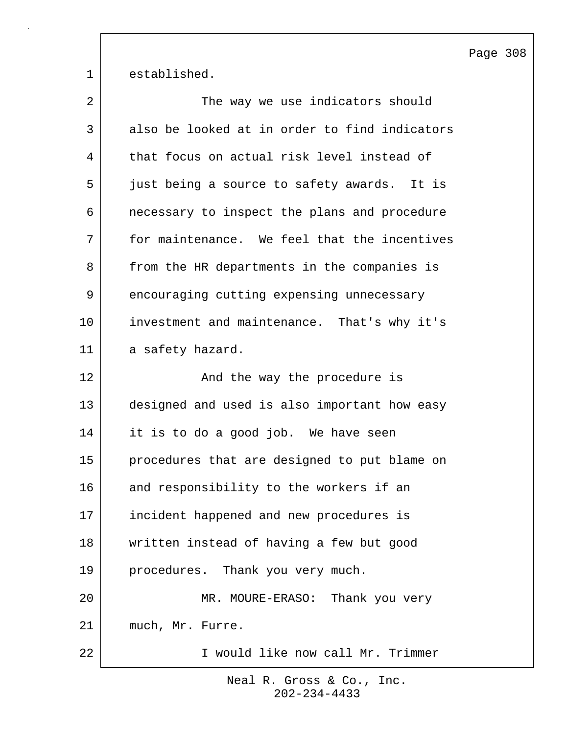established.

The way we use indicators should also be looked at in order to find indicators that focus on actual risk level instead of just being a source to safety awards. It is necessary to inspect the plans and procedure for maintenance. We feel that the incentives from the HR departments in the companies is encouraging cutting expensing unnecessary investment and maintenance. That's why it's a safety hazard.

And the way the procedure is designed and used is also important how easy it is to do a good job. We have seen procedures that are designed to put blame on and responsibility to the workers if an incident happened and new procedures is written instead of having a few but good procedures. Thank you very much.

MR. MOURE-ERASO: Thank you very much, Mr. Furre.

I would like now call Mr. Trimmer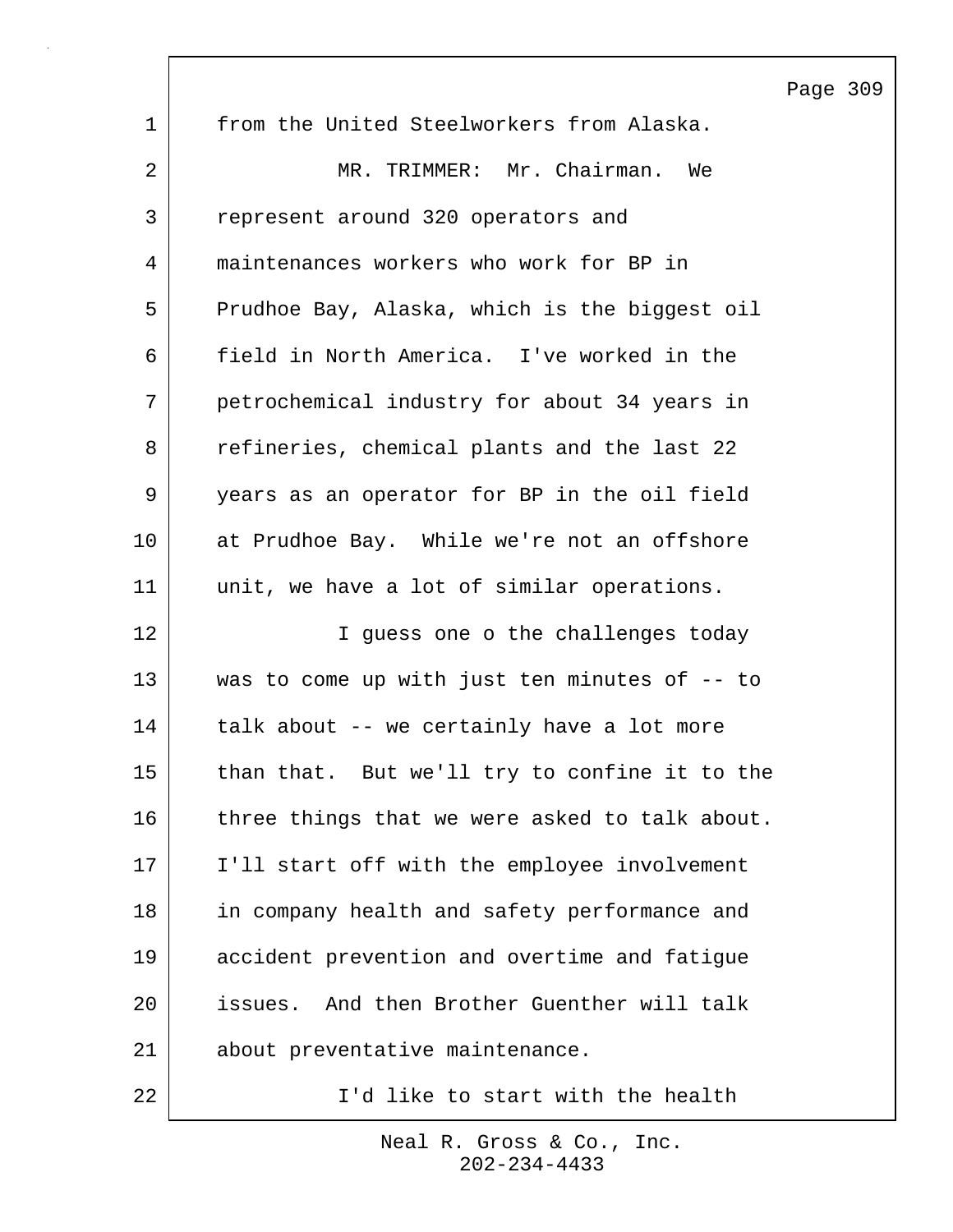from the United Steelworkers from Alaska.

MR. TRIMMER: Mr. Chairman. We represent around 320 operators and maintenances workers who work for BP in Prudhoe Bay, Alaska, which is the biggest oil field in North America. I've worked in the petrochemical industry for about 34 years in refineries, chemical plants and the last 22 years as an operator for BP in the oil field at Prudhoe Bay. While we're not an offshore unit, we have a lot of similar operations.

I guess one o the challenges today was to come up with just ten minutes of -- to talk about -- we certainly have a lot more than that. But we'll try to confine it to the three things that we were asked to talk about. I'll start off with the employee involvement in company health and safety performance and accident prevention and overtime and fatigue issues. And then Brother Guenther will talk about preventative maintenance.

I'd like to start with the health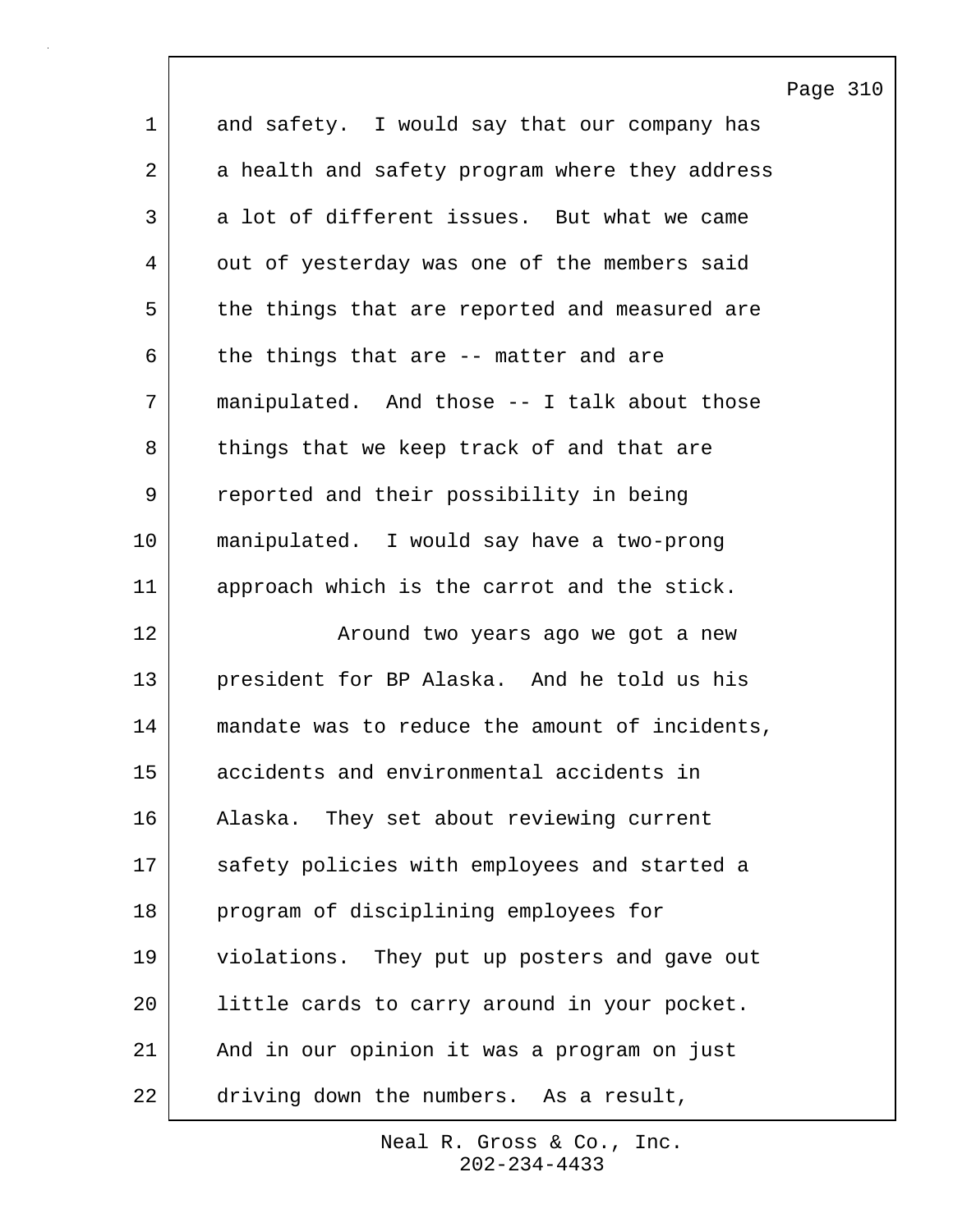and safety. I would say that our company has a health and safety program where they address a lot of different issues. But what we came out of yesterday was one of the members said the things that are reported and measured are the things that are -- matter and are manipulated. And those -- I talk about those things that we keep track of and that are reported and their possibility in being manipulated. I would say have a two-prong approach which is the carrot and the stick.

Around two years ago we got a new president for BP Alaska. And he told us his mandate was to reduce the amount of incidents, accidents and environmental accidents in Alaska. They set about reviewing current safety policies with employees and started a program of disciplining employees for violations. They put up posters and gave out little cards to carry around in your pocket. And in our opinion it was a program on just driving down the numbers. As a result,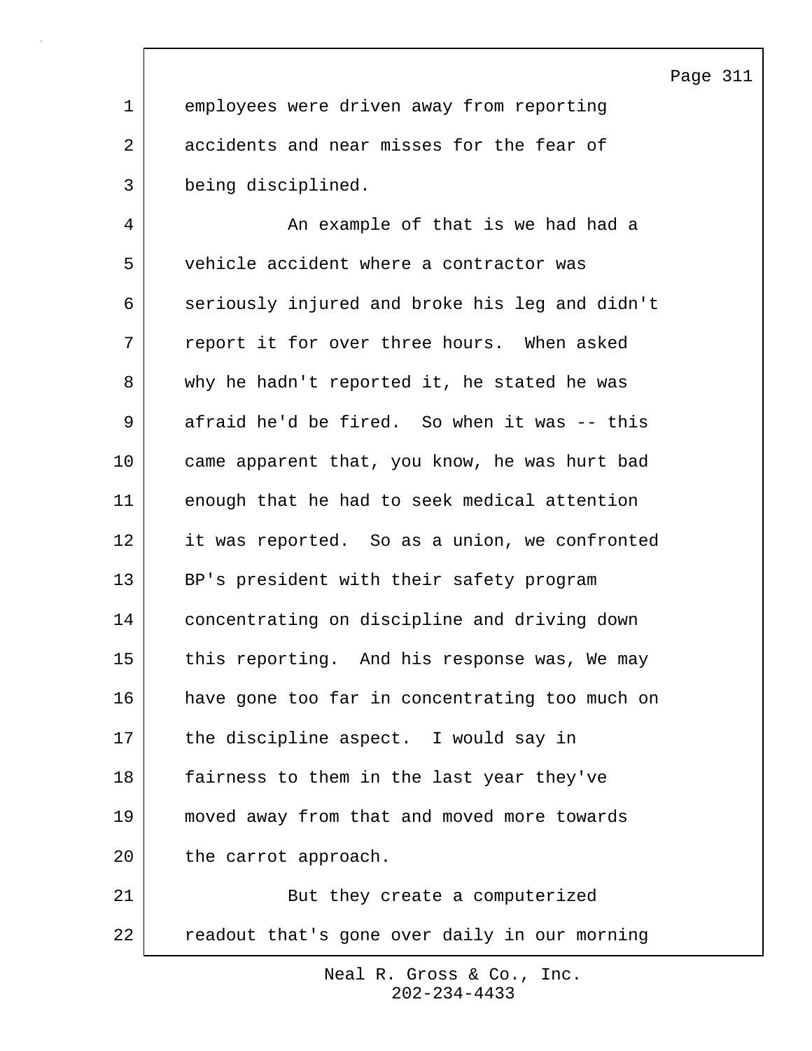employees were driven away from reporting accidents and near misses for the fear of being disciplined.

An example of that is we had had a vehicle accident where a contractor was seriously injured and broke his leg and didn't report it for over three hours. When asked why he hadn't reported it, he stated he was afraid he'd be fired. So when it was -- this came apparent that, you know, he was hurt bad enough that he had to seek medical attention it was reported. So as a union, we confronted BP's president with their safety program concentrating on discipline and driving down this reporting. And his response was, We may have gone too far in concentrating too much on the discipline aspect. I would say in fairness to them in the last year they've moved away from that and moved more towards the carrot approach.

But they create a computerized readout that's gone over daily in our morning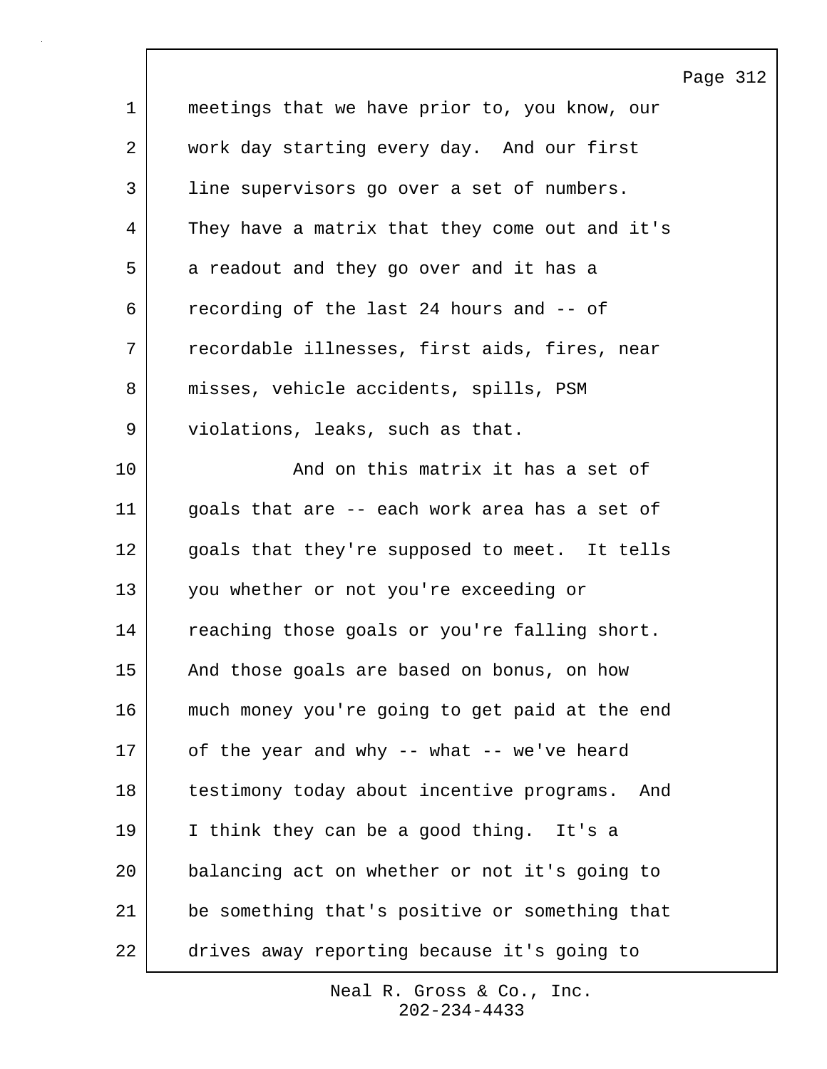meetings that we have prior to, you know, our work day starting every day. And our first line supervisors go over a set of numbers. They have a matrix that they come out and it's a readout and they go over and it has a recording of the last 24 hours and -- of recordable illnesses, first aids, fires, near misses, vehicle accidents, spills, PSM violations, leaks, such as that.

And on this matrix it has a set of goals that are -- each work area has a set of goals that they're supposed to meet. It tells you whether or not you're exceeding or reaching those goals or you're falling short. And those goals are based on bonus, on how much money you're going to get paid at the end of the year and why -- what -- we've heard testimony today about incentive programs. And I think they can be a good thing. It's a balancing act on whether or not it's going to be something that's positive or something that drives away reporting because it's going to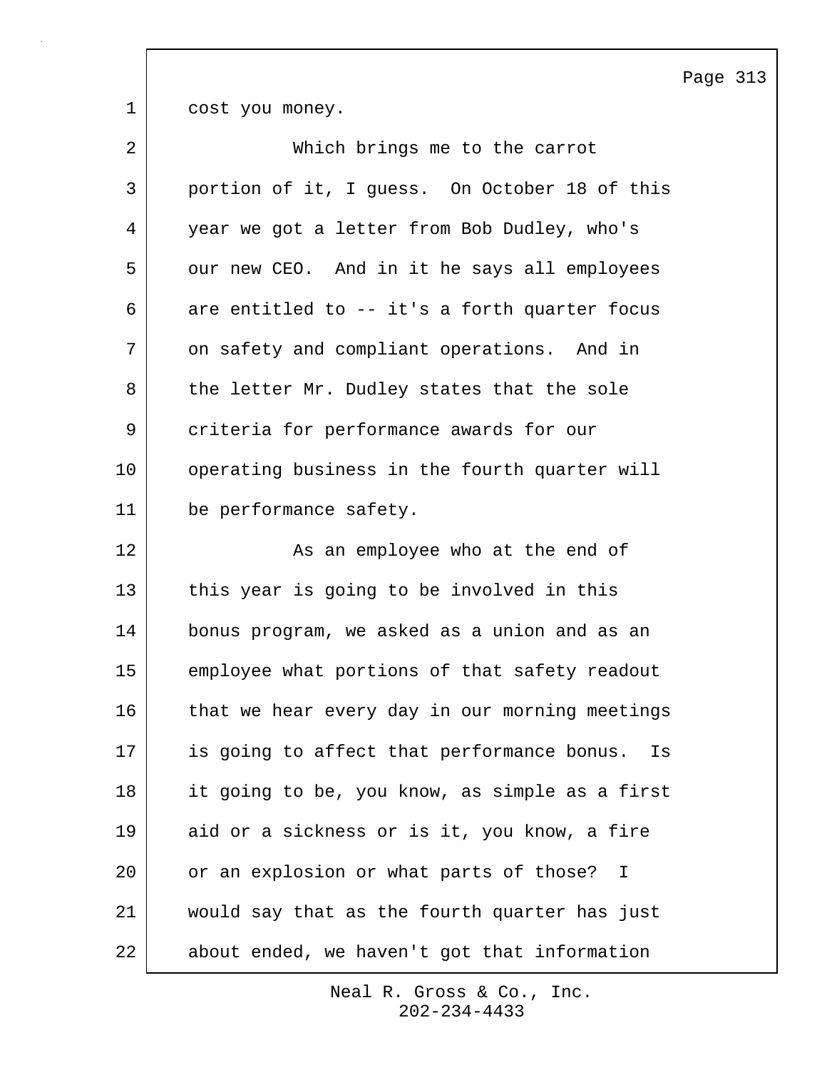cost you money.

Which brings me to the carrot portion of it, I guess. On October 18 of this year we got a letter from Bob Dudley, who's our new CEO. And in it he says all employees are entitled to -- it's a forth quarter focus on safety and compliant operations. And in the letter Mr. Dudley states that the sole criteria for performance awards for our operating business in the fourth quarter will be performance safety.

As an employee who at the end of this year is going to be involved in this bonus program, we asked as a union and as an employee what portions of that safety readout that we hear every day in our morning meetings is going to affect that performance bonus. Is it going to be, you know, as simple as a first aid or a sickness or is it, you know, a fire or an explosion or what parts of those? I would say that as the fourth quarter has just about ended, we haven't got that information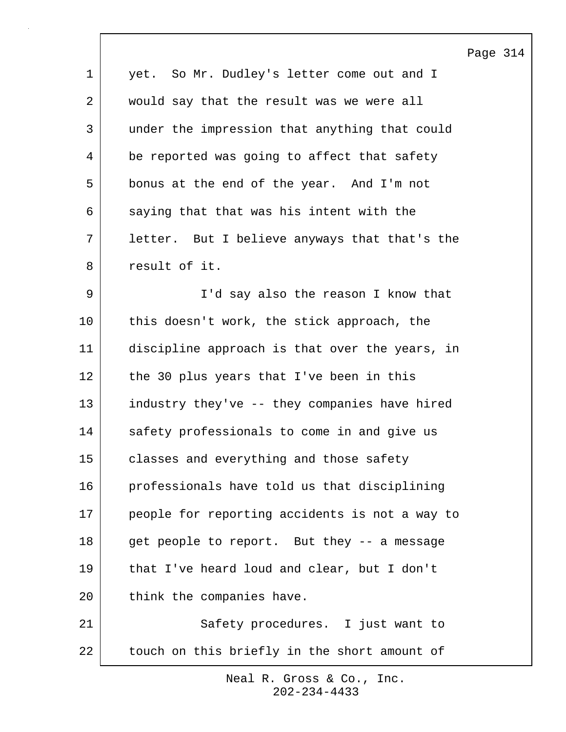yet. So Mr. Dudley's letter come out and I would say that the result was we were all under the impression that anything that could be reported was going to affect that safety bonus at the end of the year. And I'm not saying that that was his intent with the letter. But I believe anyways that that's the result of it.

I'd say also the reason I know that this doesn't work, the stick approach, the discipline approach is that over the years, in the 30 plus years that I've been in this industry they've -- they companies have hired safety professionals to come in and give us classes and everything and those safety professionals have told us that disciplining people for reporting accidents is not a way to get people to report. But they -- a message that I've heard loud and clear, but I don't think the companies have.

Safety procedures. I just want to touch on this briefly in the short amount of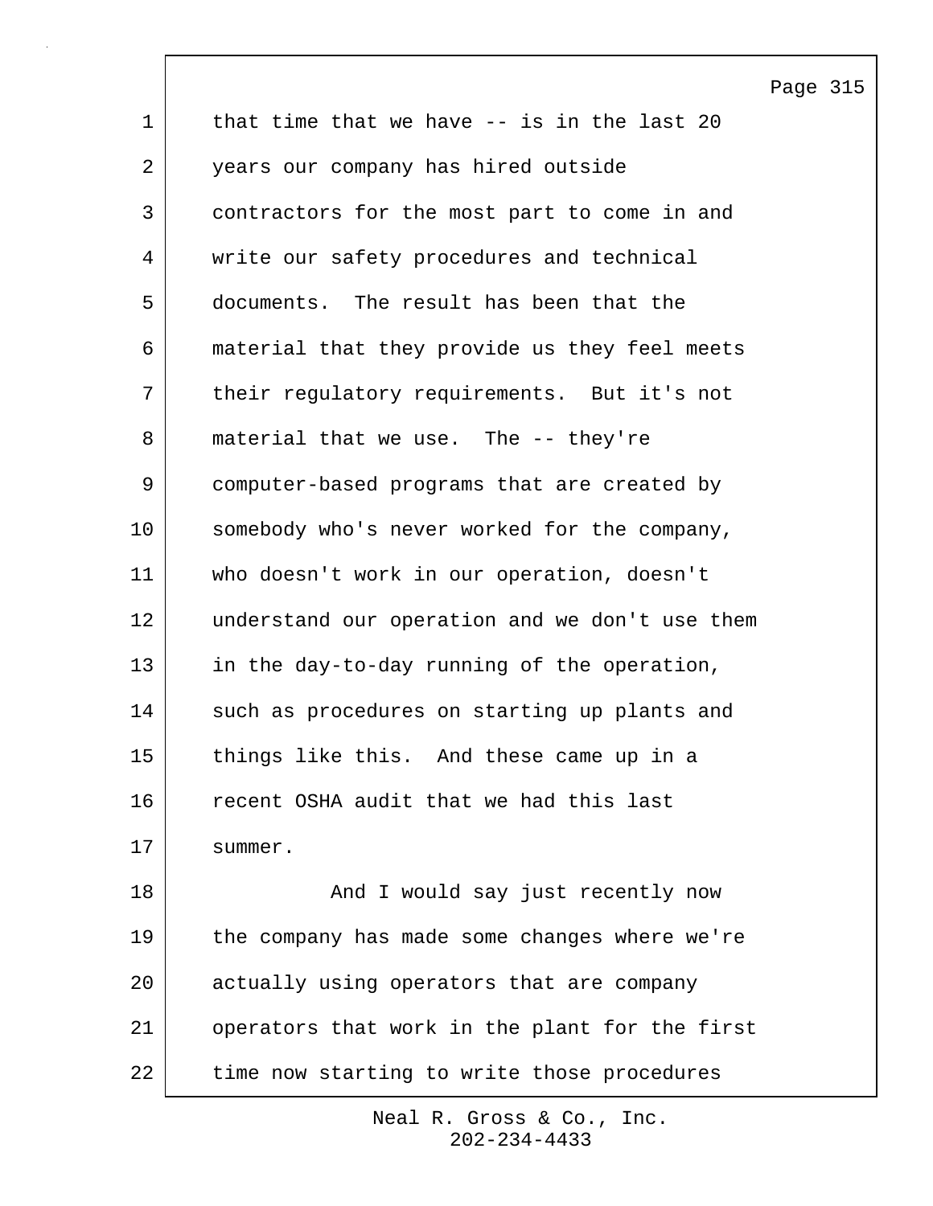that time that we have -- is in the last 20 years our company has hired outside contractors for the most part to come in and write our safety procedures and technical documents. The result has been that the material that they provide us they feel meets their regulatory requirements. But it's not material that we use. The -- they're computer-based programs that are created by somebody who's never worked for the company, who doesn't work in our operation, doesn't understand our operation and we don't use them in the day-to-day running of the operation, such as procedures on starting up plants and things like this. And these came up in a recent OSHA audit that we had this last summer.

And I would say just recently now the company has made some changes where we're actually using operators that are company operators that work in the plant for the first time now starting to write those procedures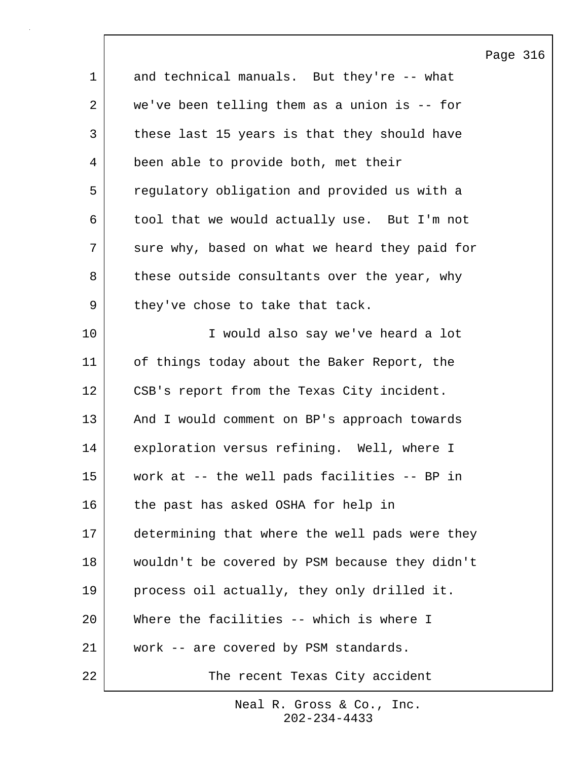and technical manuals. But they're -- what we've been telling them as a union is -- for these last 15 years is that they should have been able to provide both, met their regulatory obligation and provided us with a tool that we would actually use. But I'm not sure why, based on what we heard they paid for these outside consultants over the year, why they've chose to take that tack.

I would also say we've heard a lot of things today about the Baker Report, the CSB's report from the Texas City incident. And I would comment on BP's approach towards exploration versus refining. Well, where I work at -- the well pads facilities -- BP in the past has asked OSHA for help in determining that where the well pads were they wouldn't be covered by PSM because they didn't process oil actually, they only drilled it. Where the facilities -- which is where I work -- are covered by PSM standards.

The recent Texas City accident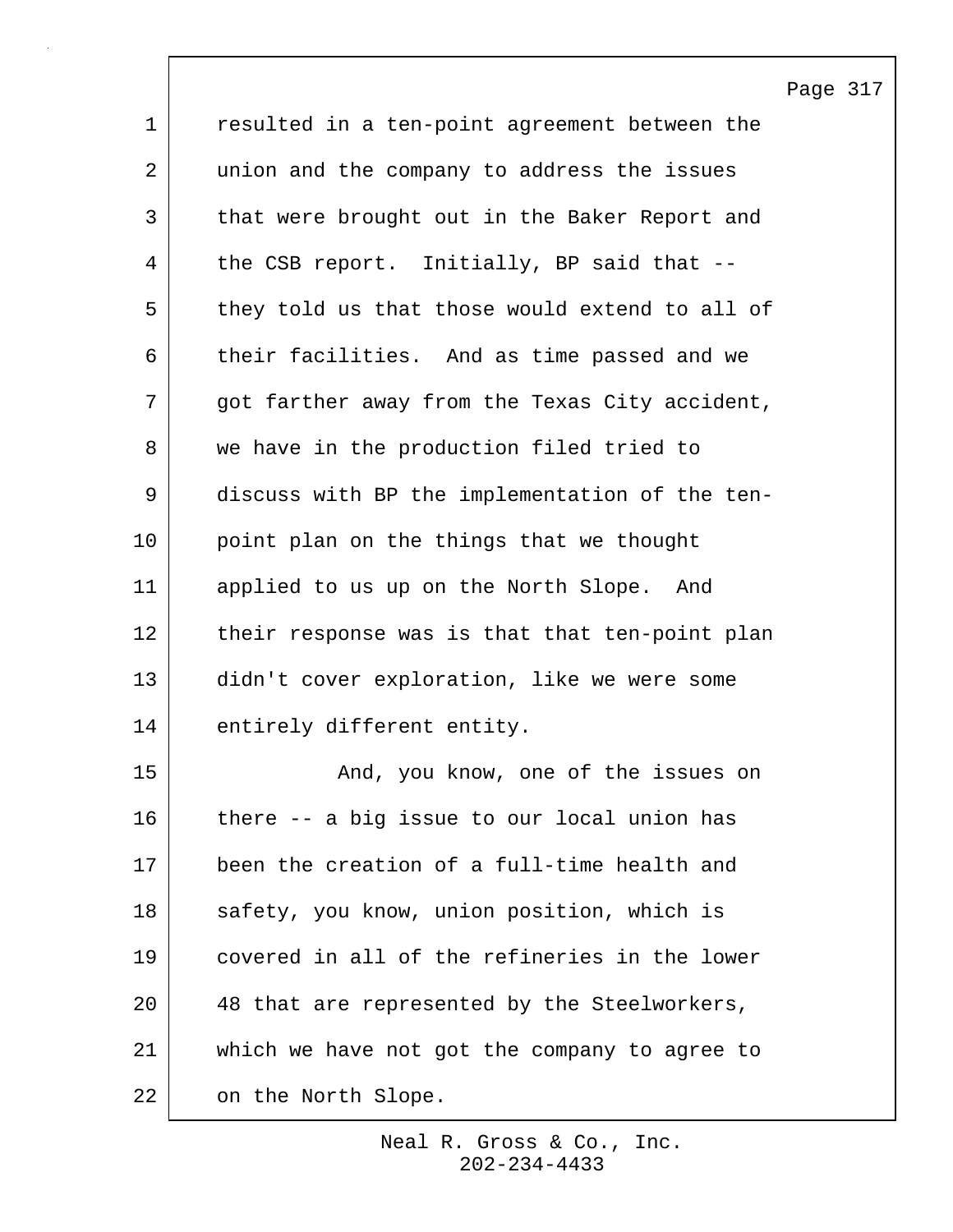resulted in a ten-point agreement between the union and the company to address the issues that were brought out in the Baker Report and the CSB report. Initially, BP said that -- they told us that those would extend to all of their facilities. And as time passed and we got farther away from the Texas City accident, we have in the production filed tried to discuss with BP the implementation of the ten-point plan on the things that we thought applied to us up on the North Slope. And their response was is that that ten-point plan didn't cover exploration, like we were some entirely different entity.

And, you know, one of the issues on there -- a big issue to our local union has been the creation of a full-time health and safety, you know, union position, which is covered in all of the refineries in the lower 48 that are represented by the Steelworkers, which we have not got the company to agree to on the North Slope.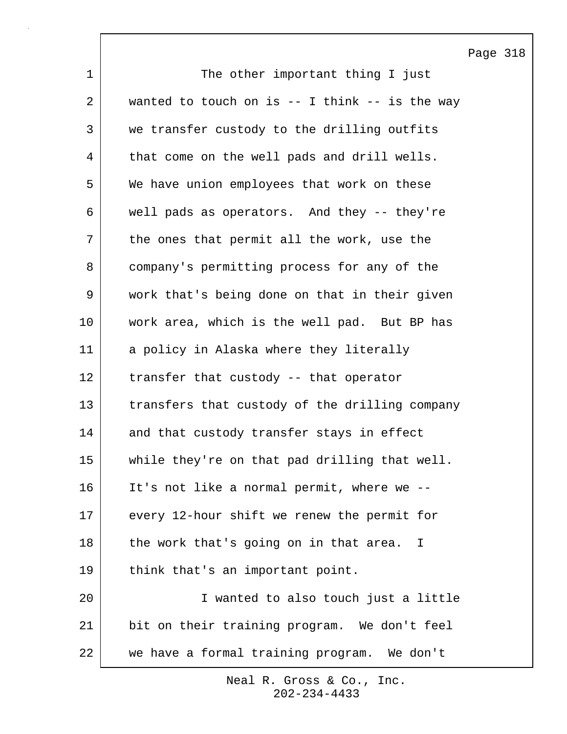The other important thing I just wanted to touch on is -- I think -- is the way we transfer custody to the drilling outfits that come on the well pads and drill wells. We have union employees that work on these well pads as operators. And they -- they're the ones that permit all the work, use the company's permitting process for any of the work that's being done on that in their given work area, which is the well pad. But BP has a policy in Alaska where they literally transfer that custody -- that operator transfers that custody of the drilling company and that custody transfer stays in effect while they're on that pad drilling that well. It's not like a normal permit, where we -- every 12-hour shift we renew the permit for the work that's going on in that area. I think that's an important point.

I wanted to also touch just a little bit on their training program. We don't feel we have a formal training program. We don't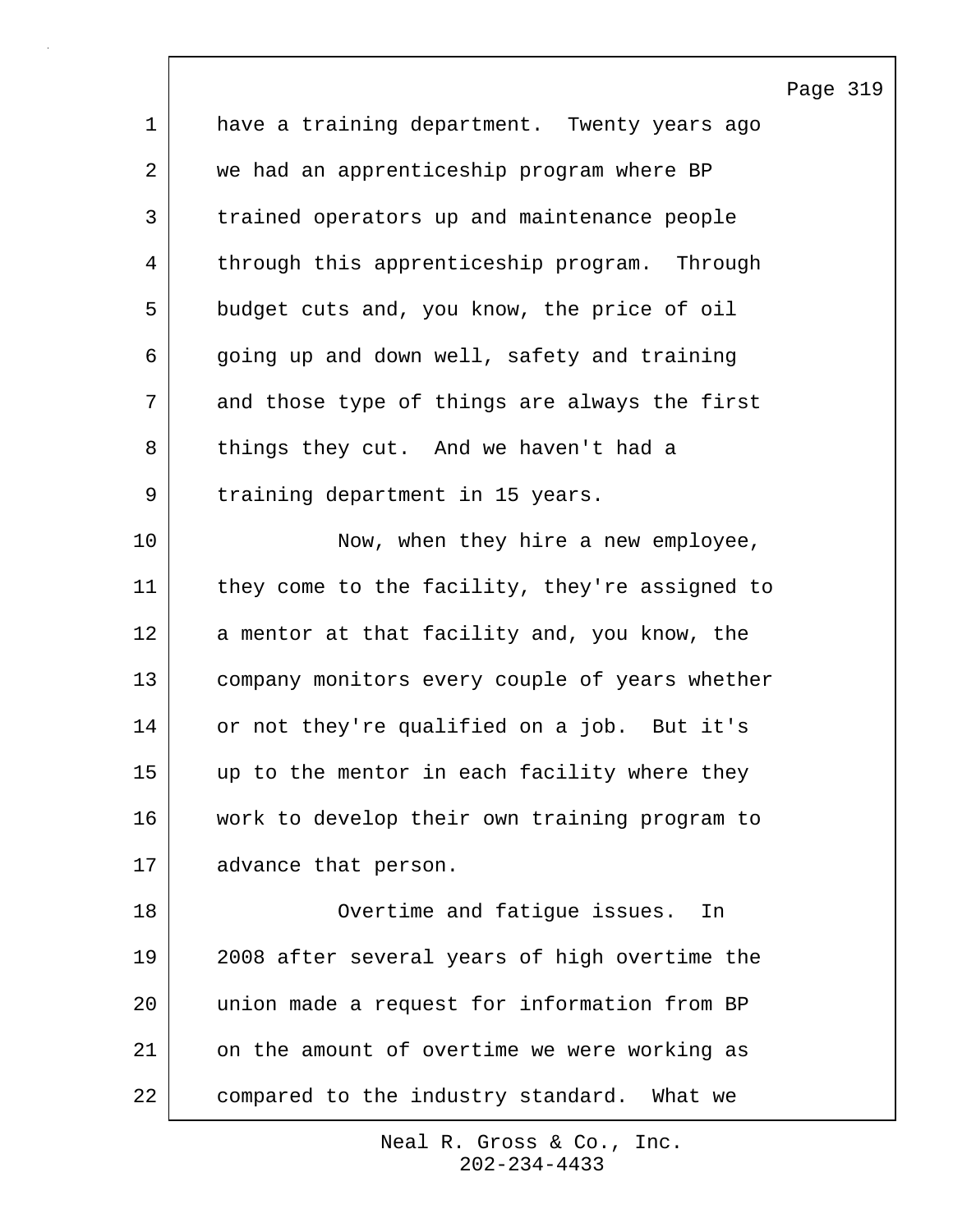have a training department. Twenty years ago we had an apprenticeship program where BP trained operators up and maintenance people through this apprenticeship program. Through budget cuts and, you know, the price of oil going up and down well, safety and training and those type of things are always the first things they cut. And we haven't had a training department in 15 years.

Now, when they hire a new employee, they come to the facility, they're assigned to a mentor at that facility and, you know, the company monitors every couple of years whether or not they're qualified on a job. But it's up to the mentor in each facility where they work to develop their own training program to advance that person.

Overtime and fatigue issues. In 2008 after several years of high overtime the union made a request for information from BP on the amount of overtime we were working as compared to the industry standard. What we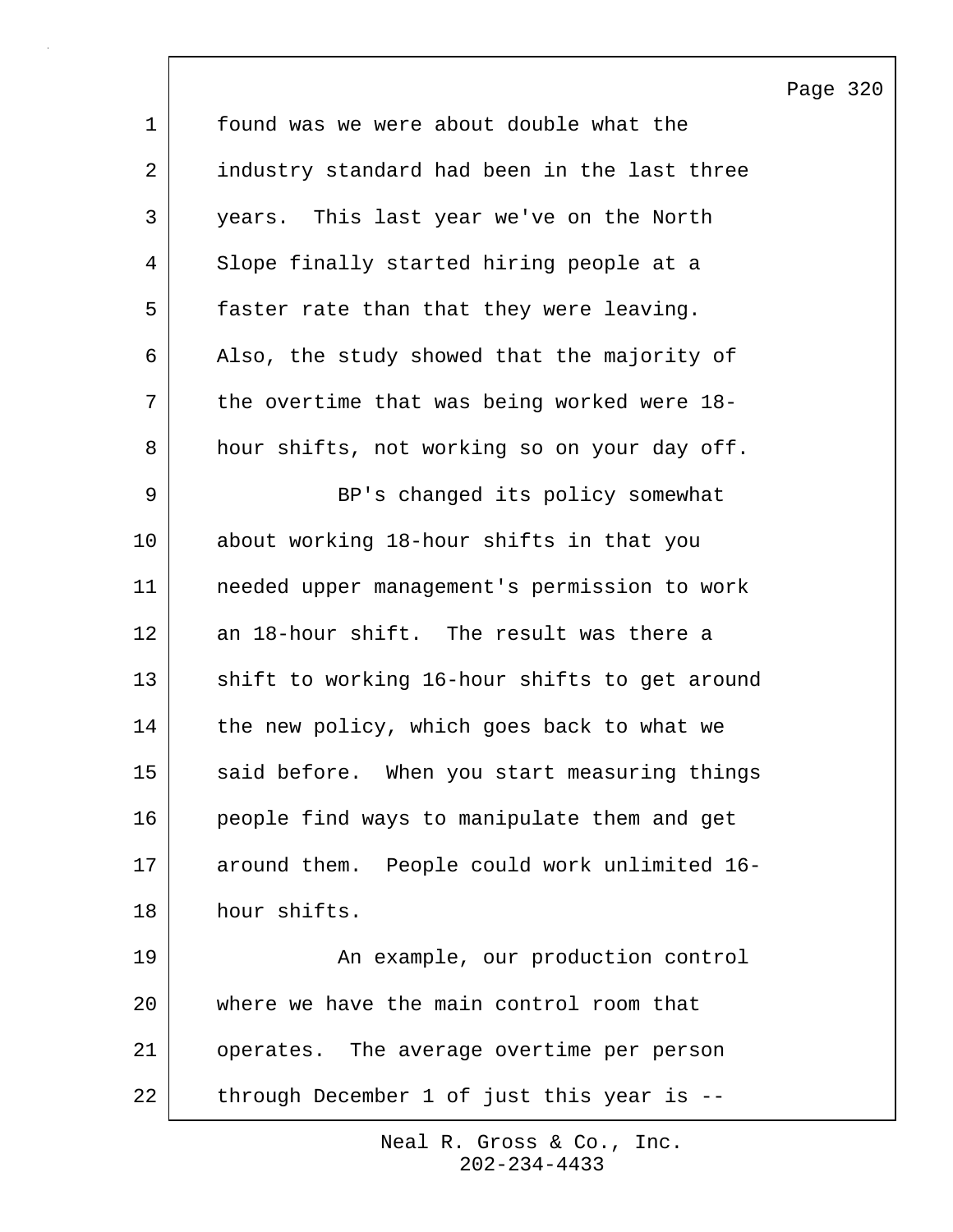found was we were about double what the industry standard had been in the last three years. This last year we've on the North Slope finally started hiring people at a faster rate than that they were leaving. Also, the study showed that the majority of the overtime that was being worked were 18-hour shifts, not working so on your day off.

BP's changed its policy somewhat about working 18-hour shifts in that you needed upper management's permission to work an 18-hour shift. The result was there a shift to working 16-hour shifts to get around the new policy, which goes back to what we said before. When you start measuring things people find ways to manipulate them and get around them. People could work unlimited 16-hour shifts.

An example, our production control where we have the main control room that operates. The average overtime per person through December 1 of just this year is --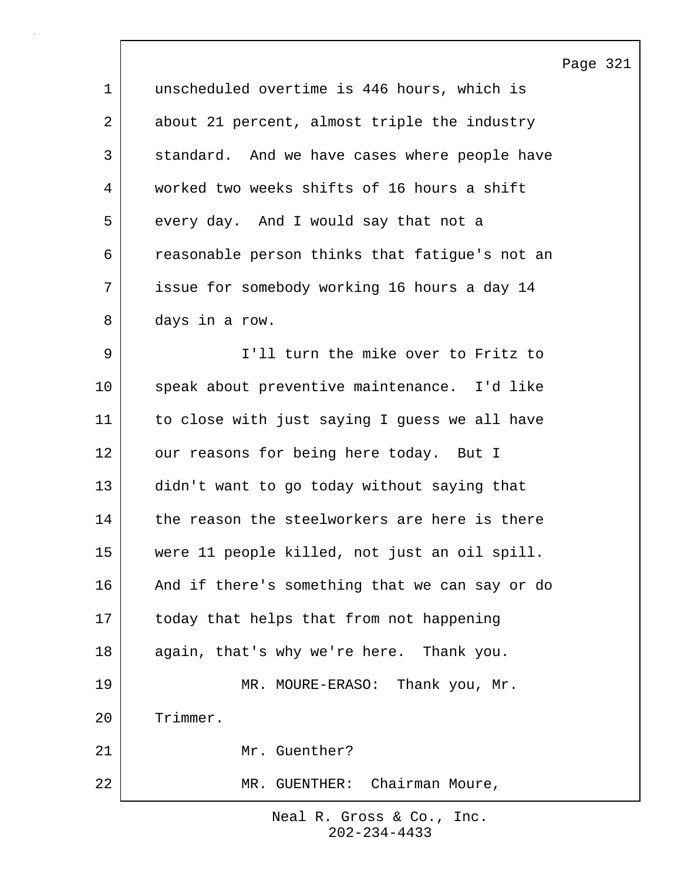unscheduled overtime is 446 hours, which is about 21 percent, almost triple the industry standard. And we have cases where people have worked two weeks shifts of 16 hours a shift every day. And I would say that not a reasonable person thinks that fatigue's not an issue for somebody working 16 hours a day 14 days in a row.

I'll turn the mike over to Fritz to speak about preventive maintenance. I'd like to close with just saying I guess we all have our reasons for being here today. But I didn't want to go today without saying that the reason the steelworkers are here is there were 11 people killed, not just an oil spill. And if there's something that we can say or do today that helps that from not happening again, that's why we're here. Thank you.

MR. MOURE-ERASO: Thank you, Mr. Trimmer.

Mr. Guenther?

MR. GUENTHER: Chairman Moure,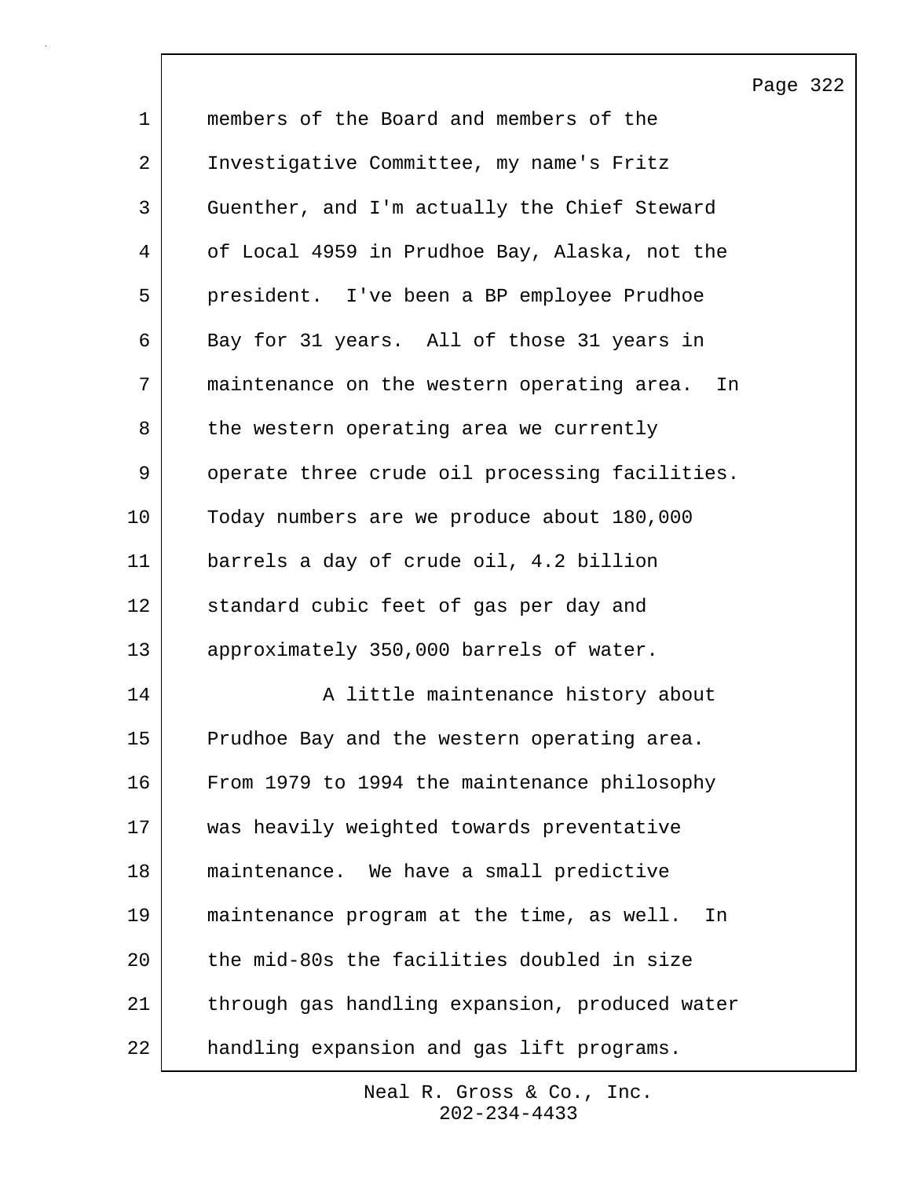members of the Board and members of the Investigative Committee, my name's Fritz Guenther, and I'm actually the Chief Steward of Local 4959 in Prudhoe Bay, Alaska, not the president. I've been a BP employee Prudhoe Bay for 31 years. All of those 31 years in maintenance on the western operating area. In the western operating area we currently operate three crude oil processing facilities. Today numbers are we produce about 180,000 barrels a day of crude oil, 4.2 billion standard cubic feet of gas per day and approximately 350,000 barrels of water.

A little maintenance history about Prudhoe Bay and the western operating area. From 1979 to 1994 the maintenance philosophy was heavily weighted towards preventative maintenance. We have a small predictive maintenance program at the time, as well. In the mid-80s the facilities doubled in size through gas handling expansion, produced water handling expansion and gas lift programs.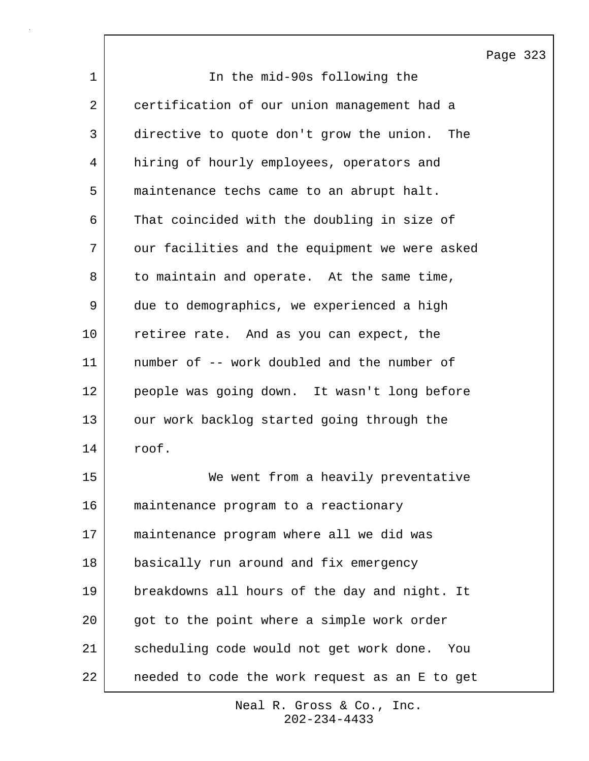In the mid-90s following the certification of our union management had a directive to quote don't grow the union. The hiring of hourly employees, operators and maintenance techs came to an abrupt halt. That coincided with the doubling in size of our facilities and the equipment we were asked to maintain and operate. At the same time, due to demographics, we experienced a high retiree rate. And as you can expect, the number of -- work doubled and the number of people was going down. It wasn't long before our work backlog started going through the roof.

We went from a heavily preventative maintenance program to a reactionary maintenance program where all we did was basically run around and fix emergency breakdowns all hours of the day and night. It got to the point where a simple work order scheduling code would not get work done. You needed to code the work request as an E to get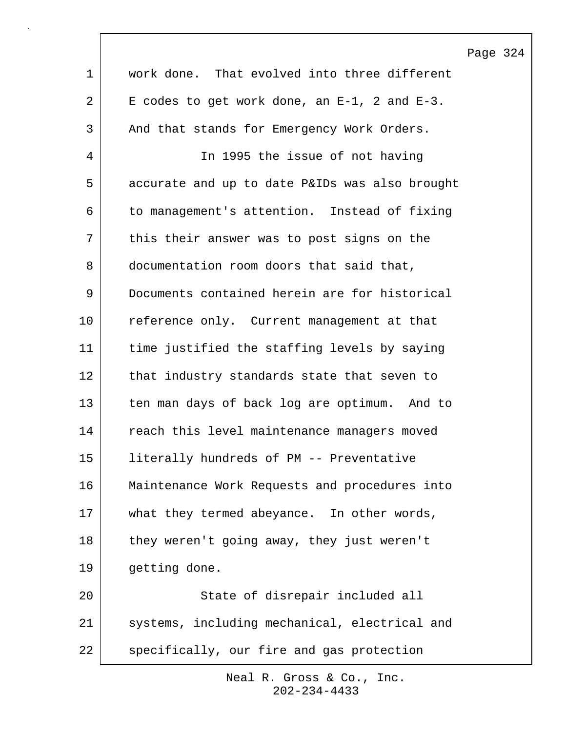work done. That evolved into three different E codes to get work done, an E-1, 2 and E-3. And that stands for Emergency Work Orders.

In 1995 the issue of not having accurate and up to date P&IDs was also brought to management's attention. Instead of fixing this their answer was to post signs on the documentation room doors that said that, Documents contained herein are for historical reference only. Current management at that time justified the staffing levels by saying that industry standards state that seven to ten man days of back log are optimum. And to reach this level maintenance managers moved literally hundreds of PM -- Preventative Maintenance Work Requests and procedures into what they termed abeyance. In other words, they weren't going away, they just weren't getting done.

State of disrepair included all systems, including mechanical, electrical and specifically, our fire and gas protection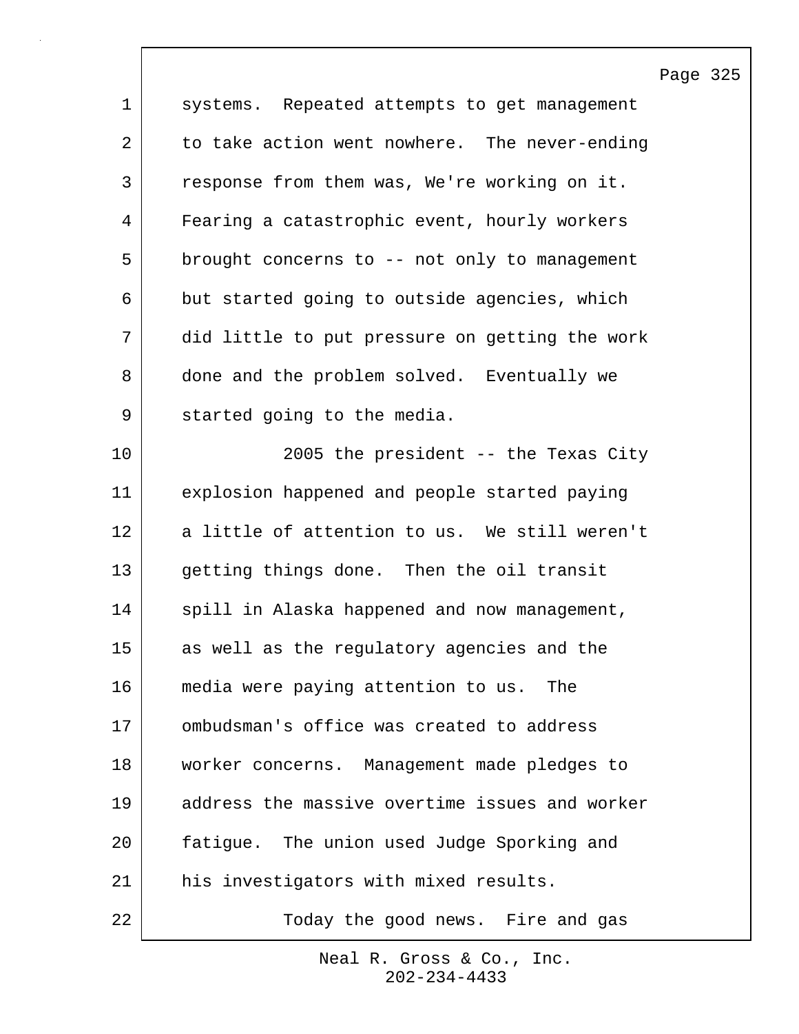systems. Repeated attempts to get management to take action went nowhere. The never-ending response from them was, We're working on it. Fearing a catastrophic event, hourly workers brought concerns to -- not only to management but started going to outside agencies, which did little to put pressure on getting the work done and the problem solved. Eventually we started going to the media.

2005 the president -- the Texas City explosion happened and people started paying a little of attention to us. We still weren't getting things done. Then the oil transit spill in Alaska happened and now management, as well as the regulatory agencies and the media were paying attention to us. The ombudsman's office was created to address worker concerns. Management made pledges to address the massive overtime issues and worker fatigue. The union used Judge Sporking and his investigators with mixed results.

Today the good news. Fire and gas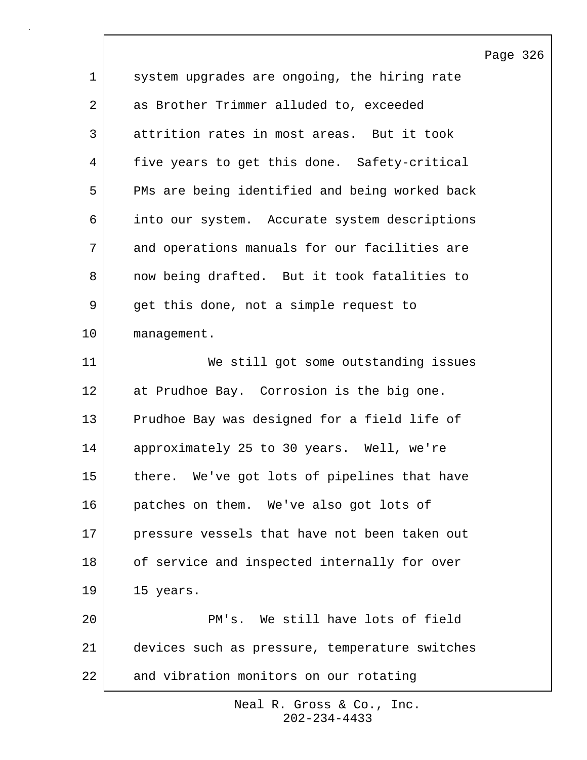system upgrades are ongoing, the hiring rate as Brother Trimmer alluded to, exceeded attrition rates in most areas. But it took five years to get this done. Safety-critical PMs are being identified and being worked back into our system. Accurate system descriptions and operations manuals for our facilities are now being drafted. But it took fatalities to get this done, not a simple request to management.

We still got some outstanding issues at Prudhoe Bay. Corrosion is the big one. Prudhoe Bay was designed for a field life of approximately 25 to 30 years. Well, we're there. We've got lots of pipelines that have patches on them. We've also got lots of pressure vessels that have not been taken out of service and inspected internally for over 15 years.

PM's. We still have lots of field devices such as pressure, temperature switches and vibration monitors on our rotating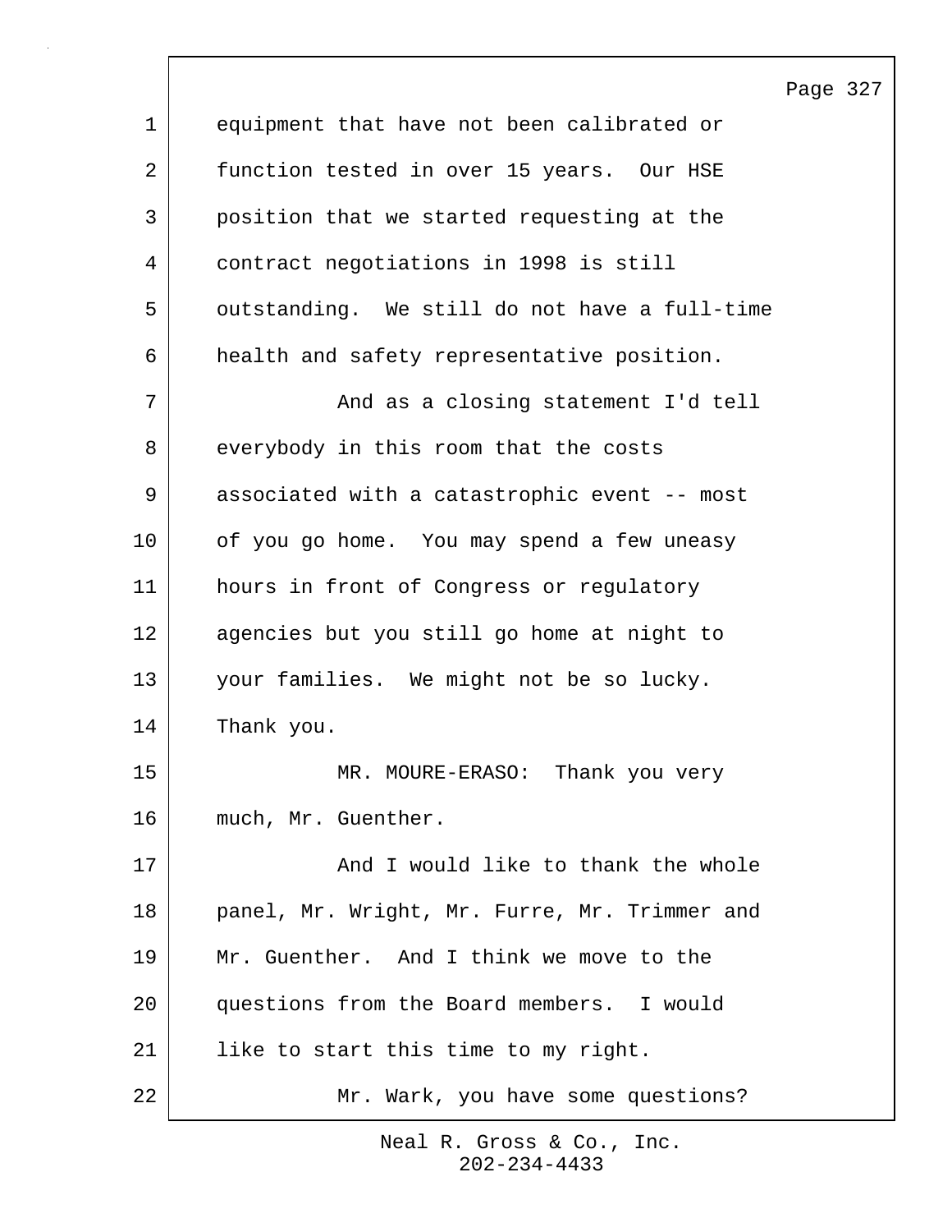equipment that have not been calibrated or function tested in over 15 years. Our HSE position that we started requesting at the contract negotiations in 1998 is still outstanding. We still do not have a full-time health and safety representative position.

And as a closing statement I'd tell everybody in this room that the costs associated with a catastrophic event -- most of you go home. You may spend a few uneasy hours in front of Congress or regulatory agencies but you still go home at night to your families. We might not be so lucky. Thank you.

MR. MOURE-ERASO: Thank you very much, Mr. Guenther.

And I would like to thank the whole panel, Mr. Wright, Mr. Furre, Mr. Trimmer and Mr. Guenther. And I think we move to the questions from the Board members. I would like to start this time to my right.

Mr. Wark, you have some questions?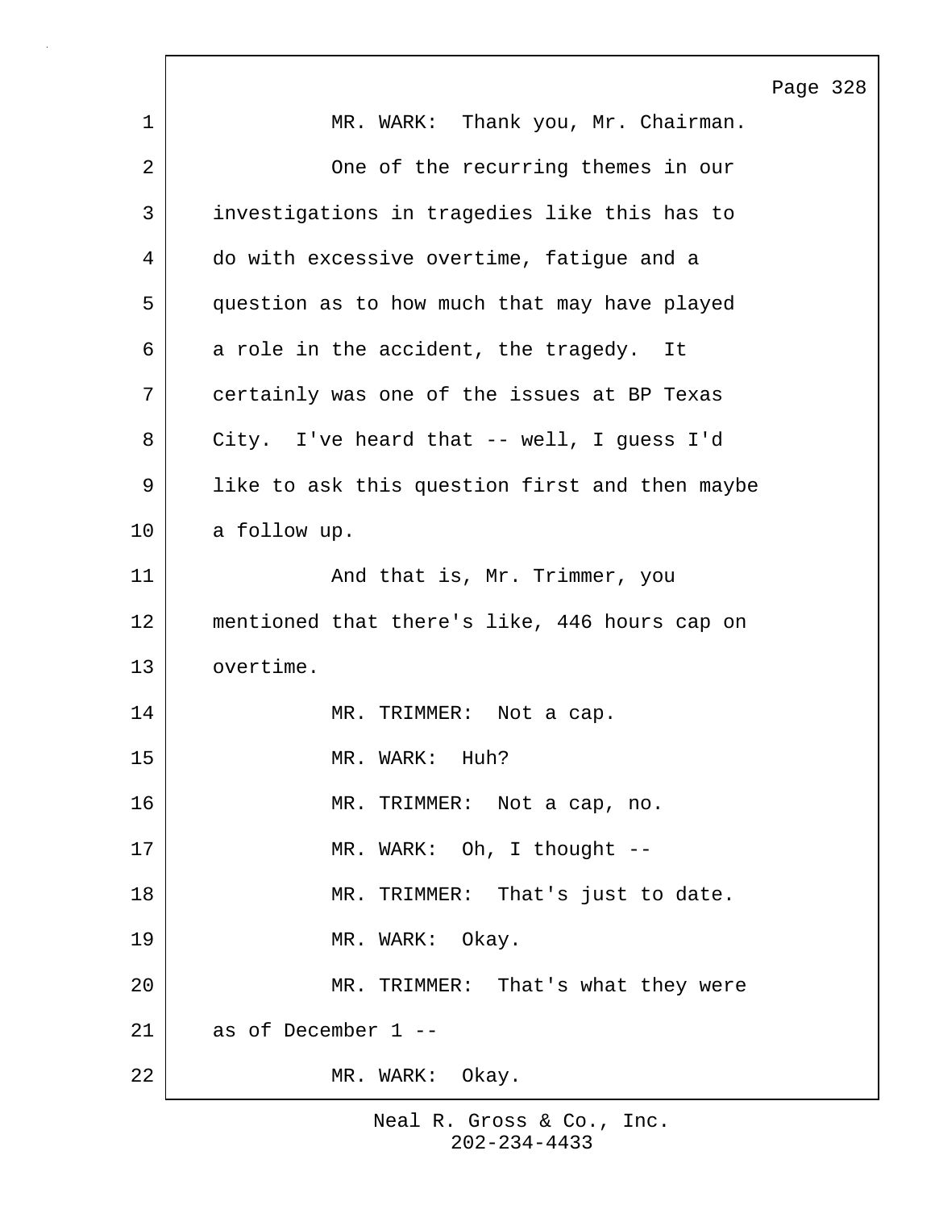MR. WARK: Thank you, Mr. Chairman.

One of the recurring themes in our investigations in tragedies like this has to do with excessive overtime, fatigue and a question as to how much that may have played a role in the accident, the tragedy. It certainly was one of the issues at BP Texas City. I've heard that -- well, I guess I'd like to ask this question first and then maybe a follow up.

And that is, Mr. Trimmer, you mentioned that there's like, 446 hours cap on overtime.

MR. TRIMMER: Not a cap.

MR. WARK: Huh?

MR. TRIMMER: Not a cap, no.

MR. WARK: Oh, I thought --

MR. TRIMMER: That's just to date.

MR. WARK: Okay.

MR. TRIMMER: That's what they were as of December 1 --

MR. WARK: Okay.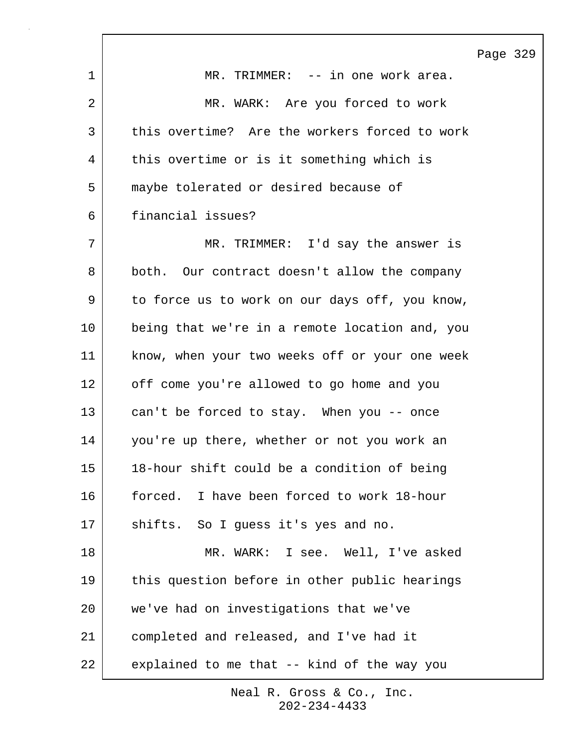MR. TRIMMER: -- in one work area.

MR. WARK: Are you forced to work this overtime? Are the workers forced to work this overtime or is it something which is maybe tolerated or desired because of financial issues?

MR. TRIMMER: I'd say the answer is both. Our contract doesn't allow the company to force us to work on our days off, you know, being that we're in a remote location and, you know, when your two weeks off or your one week off come you're allowed to go home and you can't be forced to stay. When you -- once you're up there, whether or not you work an 18-hour shift could be a condition of being forced. I have been forced to work 18-hour shifts. So I guess it's yes and no.

MR. WARK: I see. Well, I've asked this question before in other public hearings we've had on investigations that we've completed and released, and I've had it explained to me that -- kind of the way you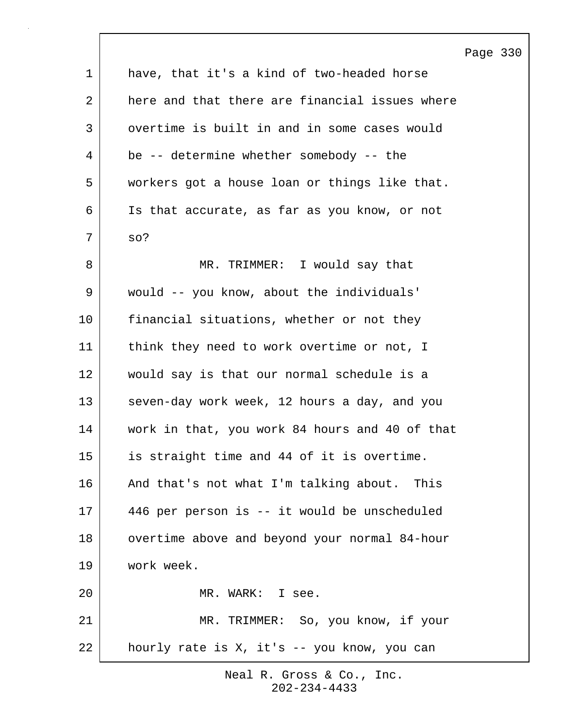have, that it's a kind of two-headed horse here and that there are financial issues where overtime is built in and in some cases would be -- determine whether somebody -- the workers got a house loan or things like that. Is that accurate, as far as you know, or not so?

MR. TRIMMER: I would say that would -- you know, about the individuals' financial situations, whether or not they think they need to work overtime or not, I would say is that our normal schedule is a seven-day work week, 12 hours a day, and you work in that, you work 84 hours and 40 of that is straight time and 44 of it is overtime. And that's not what I'm talking about. This 446 per person is -- it would be unscheduled overtime above and beyond your normal 84-hour work week.

MR. WARK: I see.

MR. TRIMMER: So, you know, if your hourly rate is X, it's -- you know, you can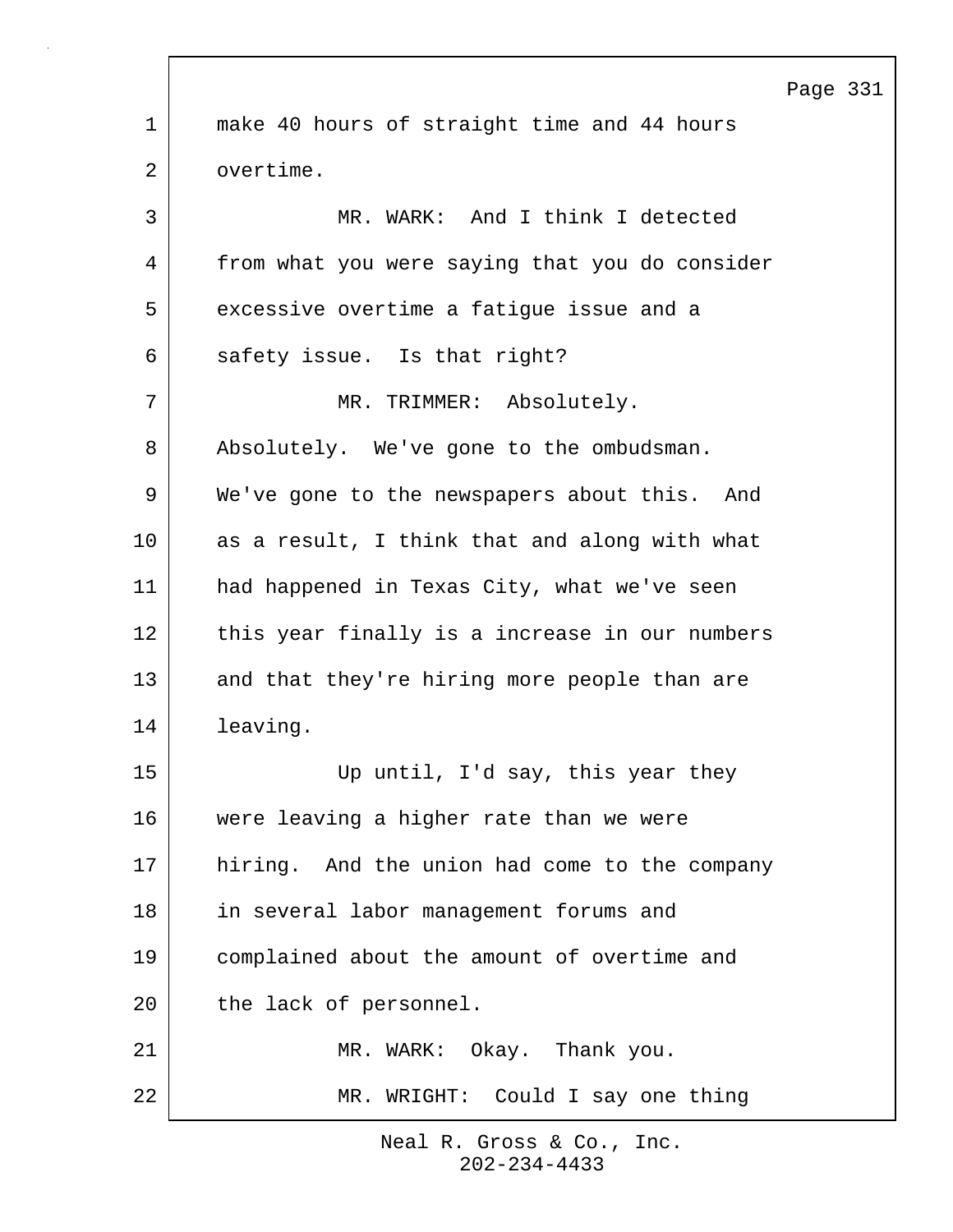make 40 hours of straight time and 44 hours overtime.

MR. WARK: And I think I detected from what you were saying that you do consider excessive overtime a fatigue issue and a safety issue. Is that right?

MR. TRIMMER: Absolutely. Absolutely. We've gone to the ombudsman. We've gone to the newspapers about this. And as a result, I think that and along with what had happened in Texas City, what we've seen this year finally is a increase in our numbers and that they're hiring more people than are leaving.

Up until, I'd say, this year they were leaving a higher rate than we were hiring. And the union had come to the company in several labor management forums and complained about the amount of overtime and the lack of personnel.

MR. WARK: Okay. Thank you.

MR. WRIGHT: Could I say one thing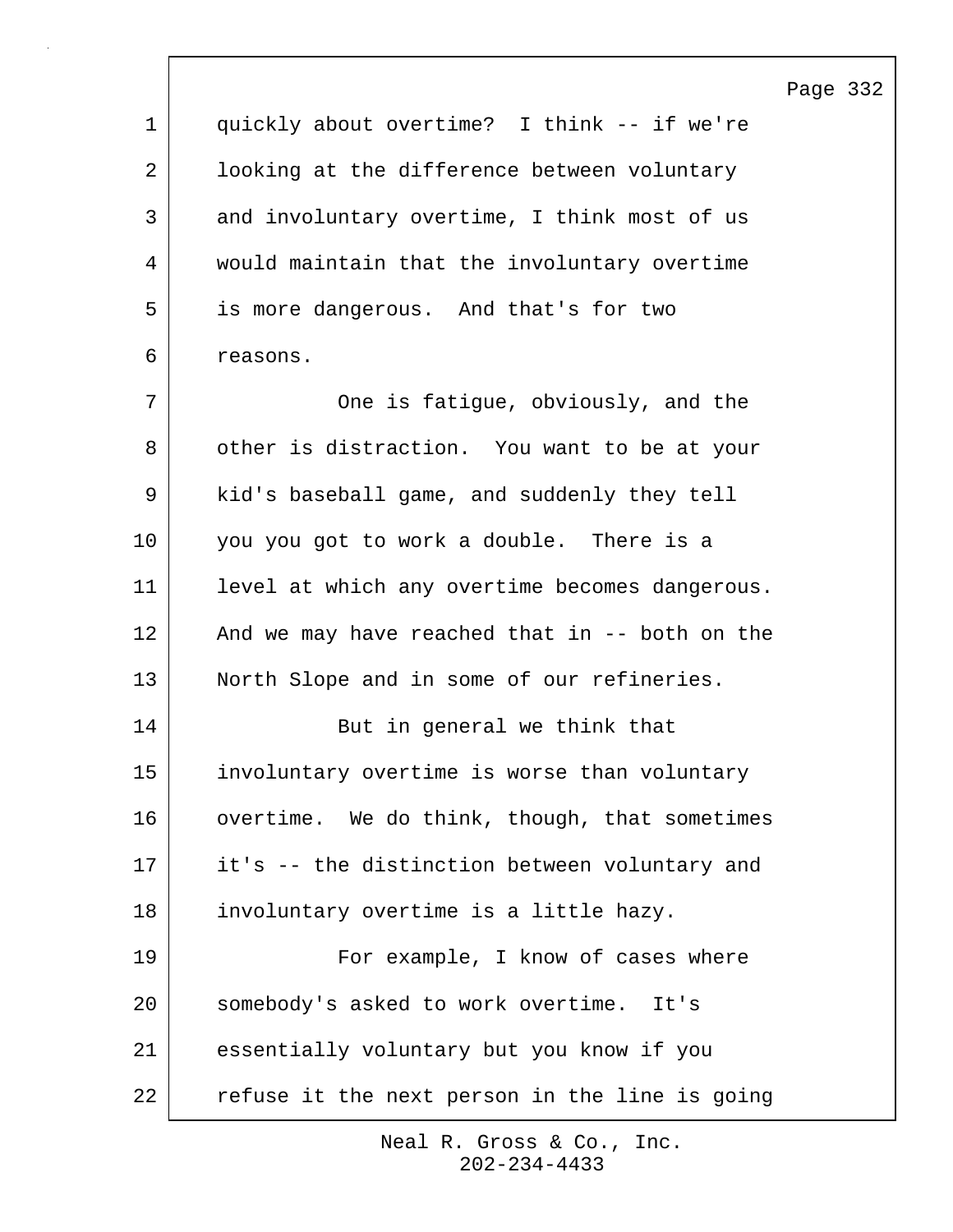quickly about overtime? I think -- if we're looking at the difference between voluntary and involuntary overtime, I think most of us would maintain that the involuntary overtime is more dangerous. And that's for two reasons.

One is fatigue, obviously, and the other is distraction. You want to be at your kid's baseball game, and suddenly they tell you you got to work a double. There is a level at which any overtime becomes dangerous. And we may have reached that in -- both on the North Slope and in some of our refineries.

But in general we think that involuntary overtime is worse than voluntary overtime. We do think, though, that sometimes it's -- the distinction between voluntary and involuntary overtime is a little hazy.

For example, I know of cases where somebody's asked to work overtime. It's essentially voluntary but you know if you refuse it the next person in the line is going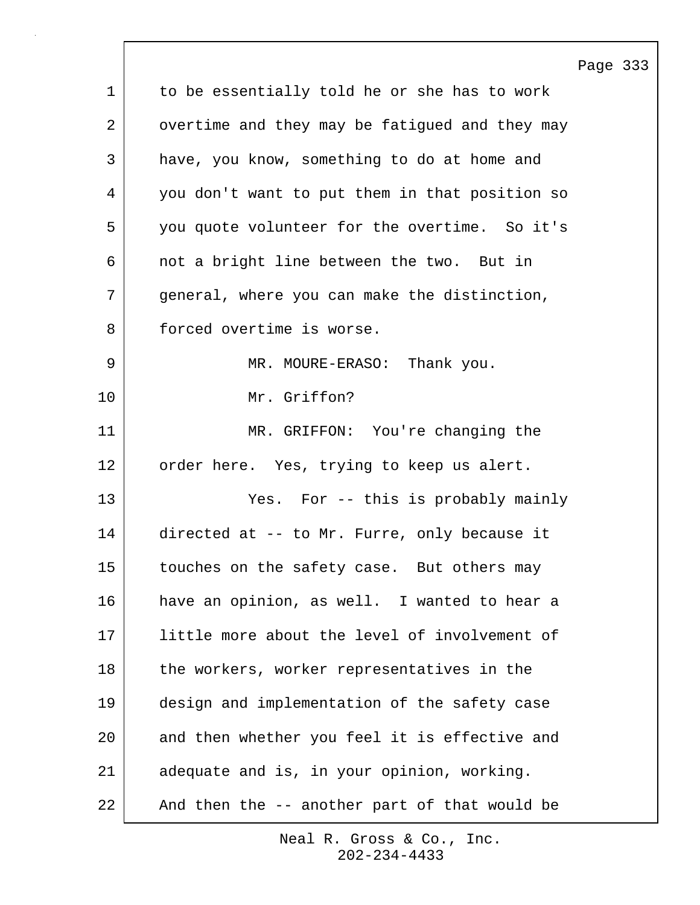to be essentially told he or she has to work overtime and they may be fatigued and they may have, you know, something to do at home and you don't want to put them in that position so you quote volunteer for the overtime. So it's not a bright line between the two. But in general, where you can make the distinction, forced overtime is worse.

MR. MOURE-ERASO: Thank you.

Mr. Griffon?

MR. GRIFFON: You're changing the order here. Yes, trying to keep us alert.

Yes. For -- this is probably mainly directed at -- to Mr. Furre, only because it touches on the safety case. But others may have an opinion, as well. I wanted to hear a little more about the level of involvement of the workers, worker representatives in the design and implementation of the safety case and then whether you feel it is effective and adequate and is, in your opinion, working. And then the -- another part of that would be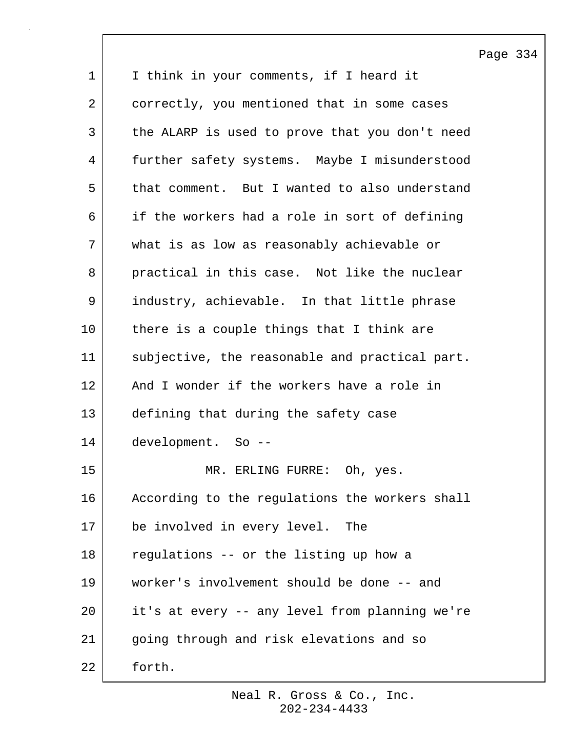I think in your comments, if I heard it correctly, you mentioned that in some cases the ALARP is used to prove that you don't need further safety systems. Maybe I misunderstood that comment. But I wanted to also understand if the workers had a role in sort of defining what is as low as reasonably achievable or practical in this case. Not like the nuclear industry, achievable. In that little phrase there is a couple things that I think are subjective, the reasonable and practical part. And I wonder if the workers have a role in defining that during the safety case development. So --

MR. ERLING FURRE: Oh, yes. According to the regulations the workers shall be involved in every level. The regulations -- or the listing up how a worker's involvement should be done -- and it's at every -- any level from planning we're going through and risk elevations and so forth.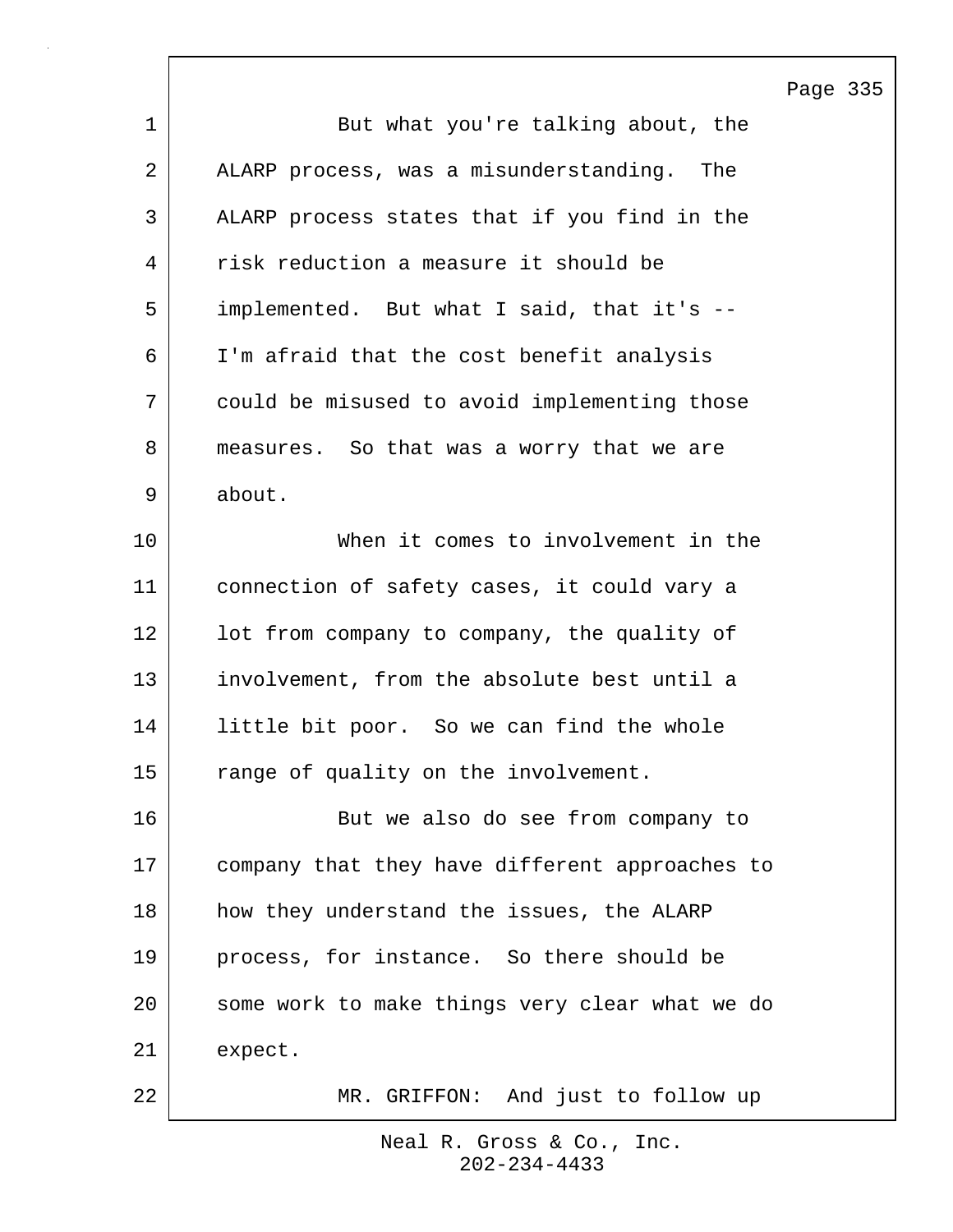But what you're talking about, the ALARP process, was a misunderstanding. The ALARP process states that if you find in the risk reduction a measure it should be implemented. But what I said, that it's -- I'm afraid that the cost benefit analysis could be misused to avoid implementing those measures. So that was a worry that we are about.

When it comes to involvement in the connection of safety cases, it could vary a lot from company to company, the quality of involvement, from the absolute best until a little bit poor. So we can find the whole range of quality on the involvement.

But we also do see from company to company that they have different approaches to how they understand the issues, the ALARP process, for instance. So there should be some work to make things very clear what we do expect.

MR. GRIFFON: And just to follow up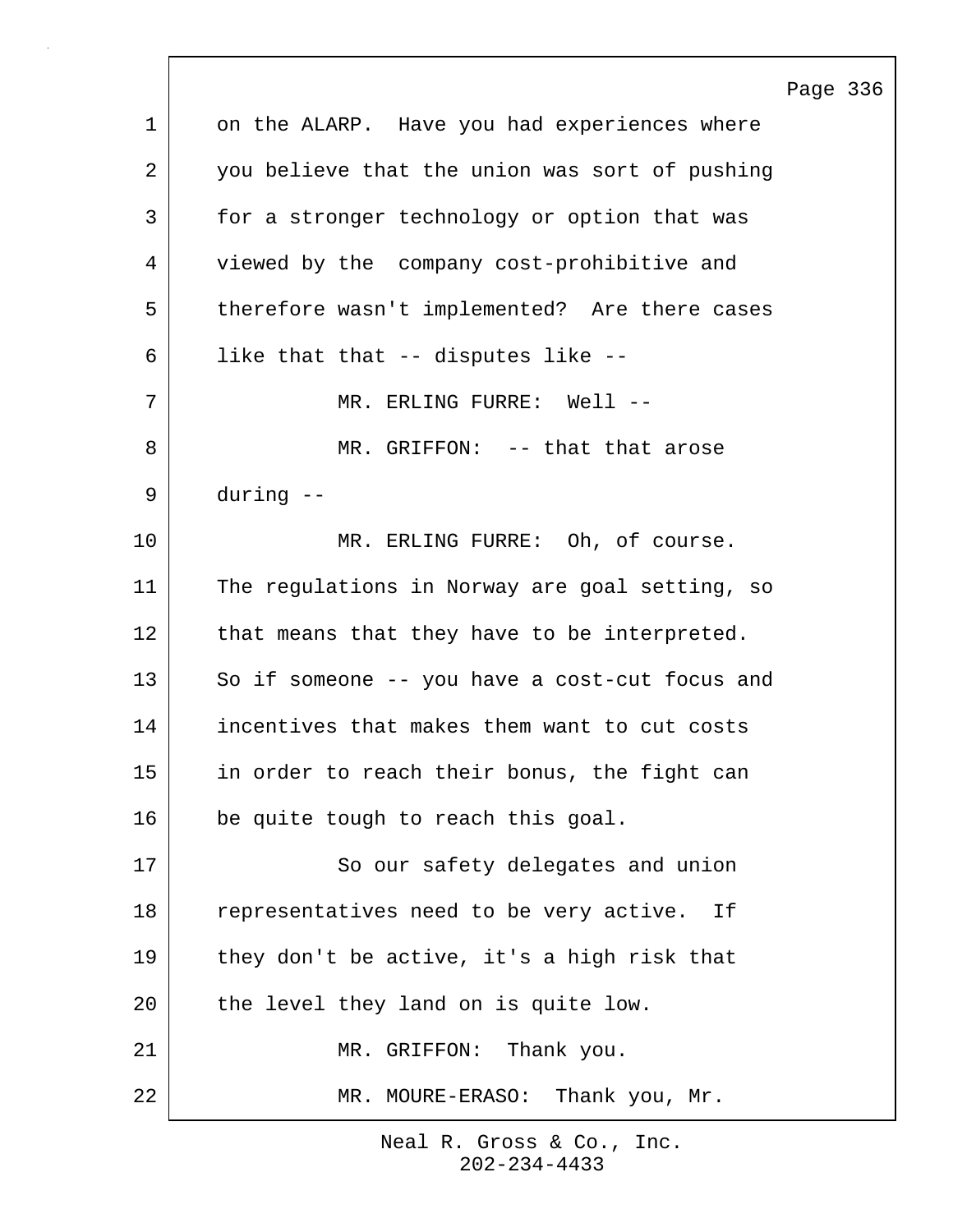on the ALARP. Have you had experiences where you believe that the union was sort of pushing for a stronger technology or option that was viewed by the company cost-prohibitive and therefore wasn't implemented? Are there cases like that that -- disputes like --

MR. ERLING FURRE: Well --

MR. GRIFFON: -- that that arose during --

MR. ERLING FURRE: Oh, of course. The regulations in Norway are goal setting, so that means that they have to be interpreted. So if someone -- you have a cost-cut focus and incentives that makes them want to cut costs in order to reach their bonus, the fight can be quite tough to reach this goal.

So our safety delegates and union representatives need to be very active. If they don't be active, it's a high risk that the level they land on is quite low.

MR. GRIFFON: Thank you.

MR. MOURE-ERASO: Thank you, Mr.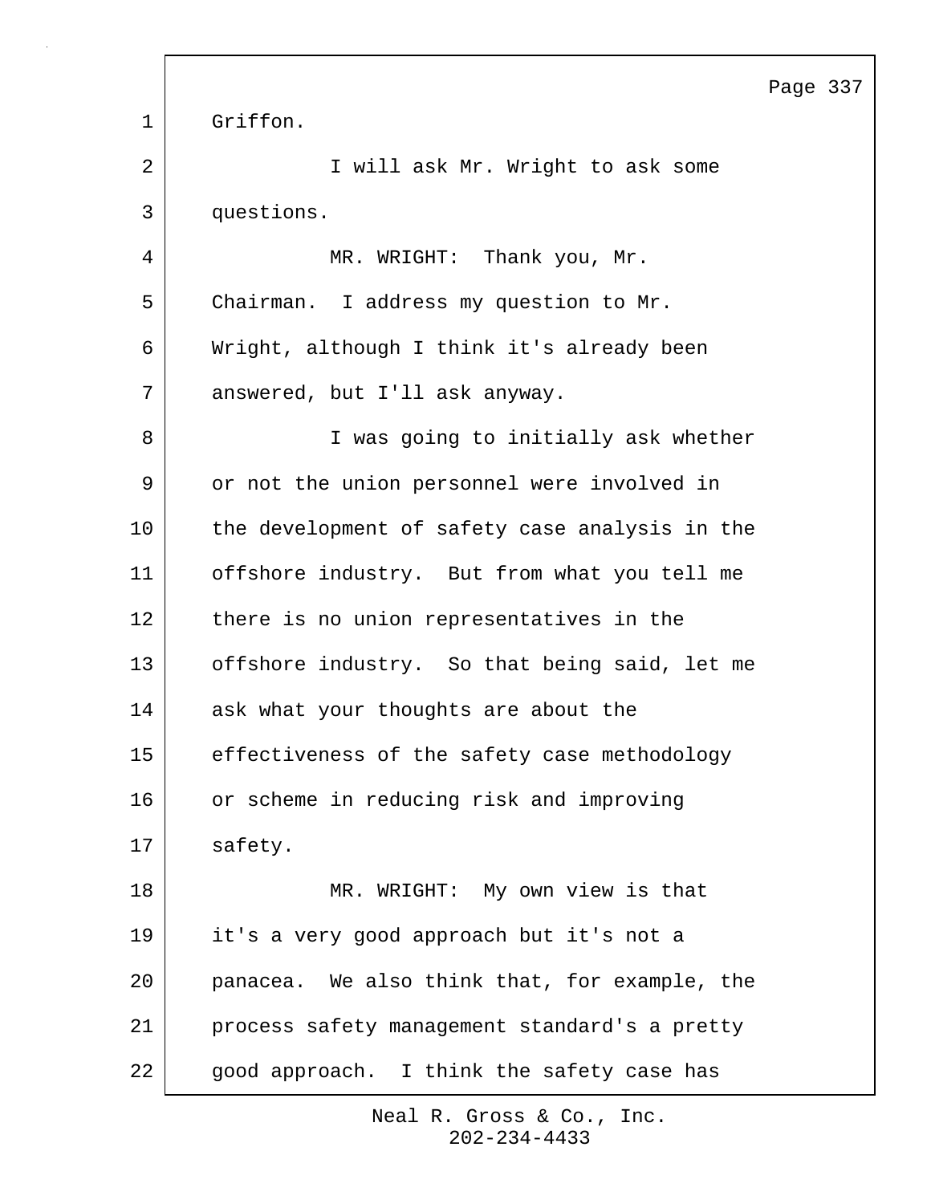Griffon.

I will ask Mr. Wright to ask some questions.

MR. WRIGHT: Thank you, Mr. Chairman. I address my question to Mr. Wright, although I think it's already been answered, but I'll ask anyway.

I was going to initially ask whether or not the union personnel were involved in the development of safety case analysis in the offshore industry. But from what you tell me there is no union representatives in the offshore industry. So that being said, let me ask what your thoughts are about the effectiveness of the safety case methodology or scheme in reducing risk and improving safety.

MR. WRIGHT: My own view is that it's a very good approach but it's not a panacea. We also think that, for example, the process safety management standard's a pretty good approach. I think the safety case has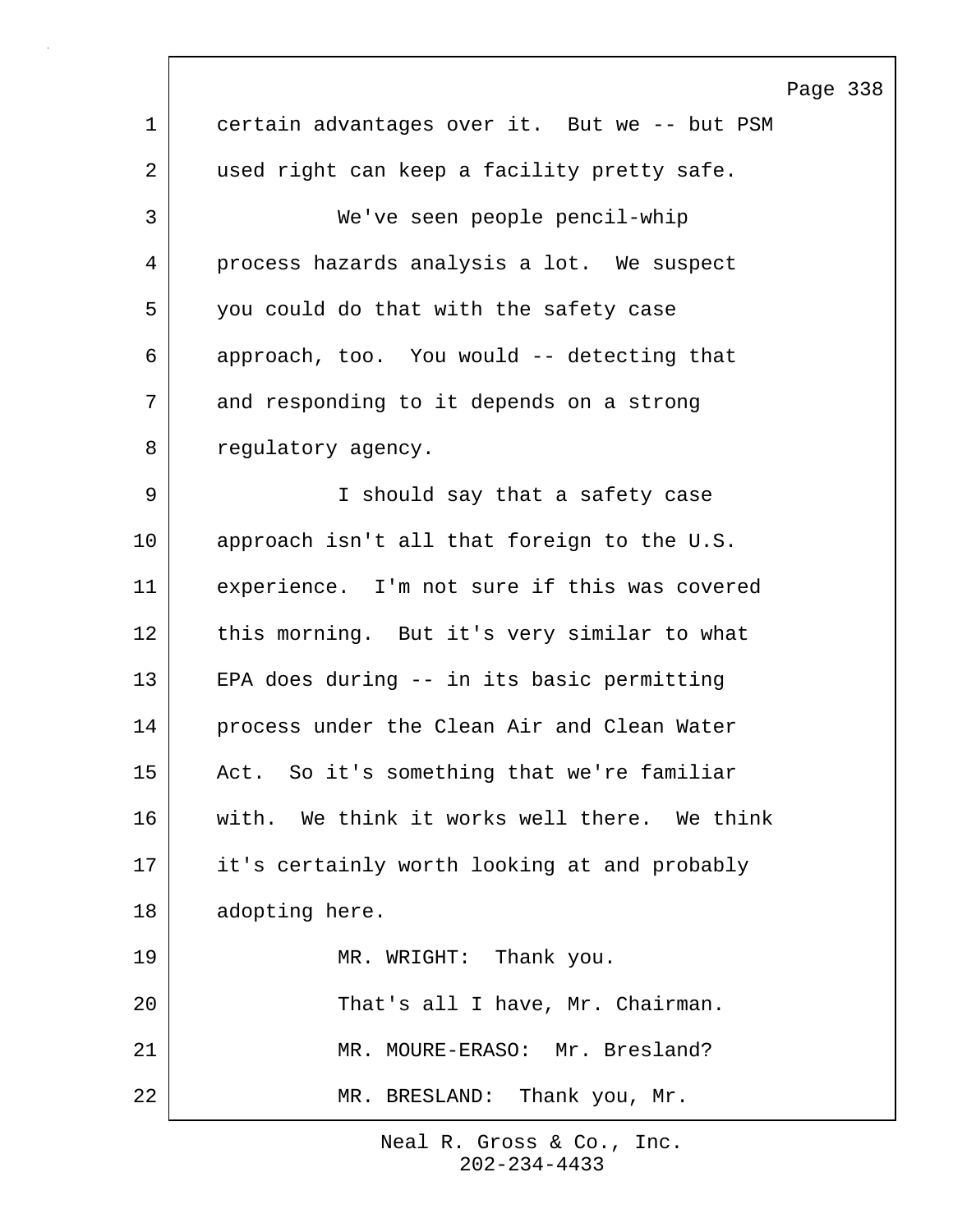certain advantages over it. But we -- but PSM used right can keep a facility pretty safe.

We've seen people pencil-whip process hazards analysis a lot. We suspect you could do that with the safety case approach, too. You would -- detecting that and responding to it depends on a strong regulatory agency.

I should say that a safety case approach isn't all that foreign to the U.S. experience. I'm not sure if this was covered this morning. But it's very similar to what EPA does during -- in its basic permitting process under the Clean Air and Clean Water Act. So it's something that we're familiar with. We think it works well there. We think it's certainly worth looking at and probably adopting here.

MR. WRIGHT: Thank you.

That's all I have, Mr. Chairman.

MR. MOURE-ERASO: Mr. Bresland?

MR. BRESLAND: Thank you, Mr.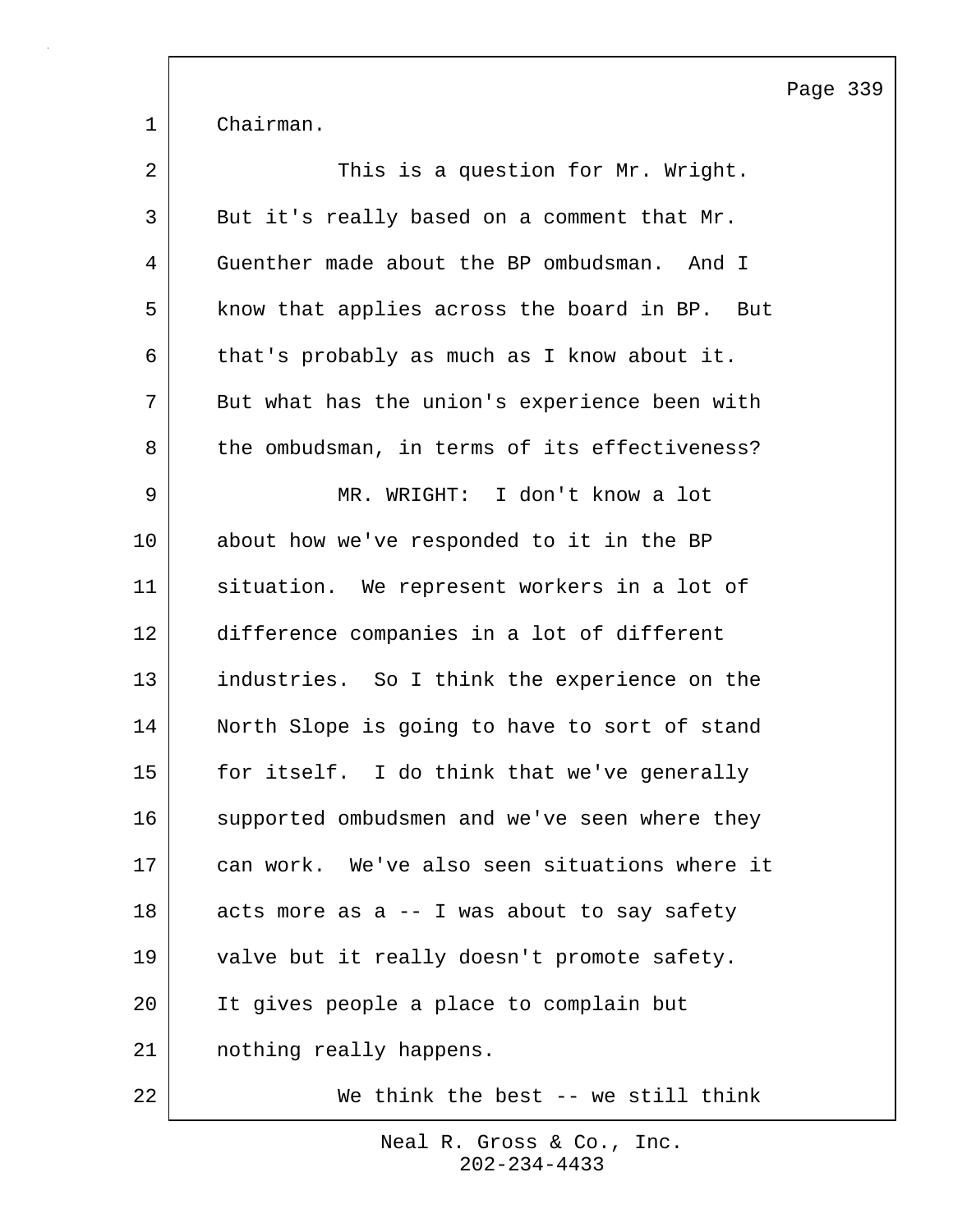Chairman.

This is a question for Mr. Wright. But it's really based on a comment that Mr. Guenther made about the BP ombudsman. And I know that applies across the board in BP. But that's probably as much as I know about it. But what has the union's experience been with the ombudsman, in terms of its effectiveness?

MR. WRIGHT: I don't know a lot about how we've responded to it in the BP situation. We represent workers in a lot of difference companies in a lot of different industries. So I think the experience on the North Slope is going to have to sort of stand for itself. I do think that we've generally supported ombudsmen and we've seen where they can work. We've also seen situations where it acts more as a -- I was about to say safety valve but it really doesn't promote safety. It gives people a place to complain but nothing really happens.

We think the best -- we still think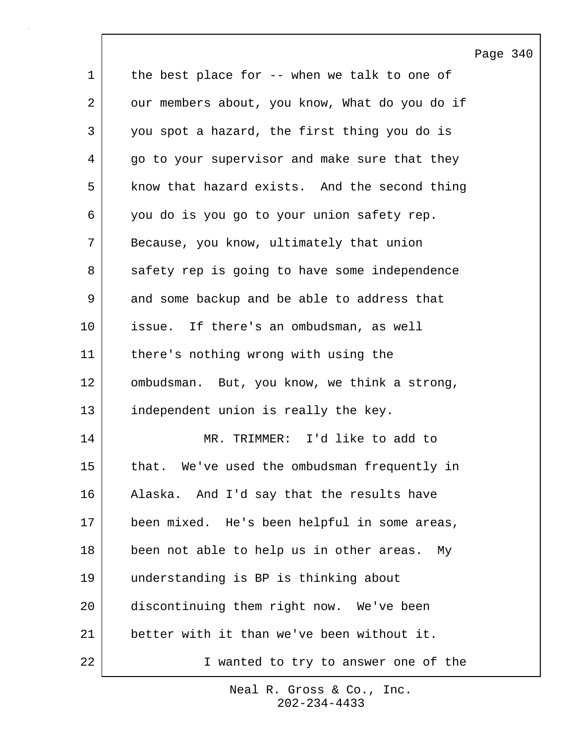the best place for -- when we talk to one of our members about, you know, What do you do if you spot a hazard, the first thing you do is go to your supervisor and make sure that they know that hazard exists. And the second thing you do is you go to your union safety rep. Because, you know, ultimately that union safety rep is going to have some independence and some backup and be able to address that issue. If there's an ombudsman, as well there's nothing wrong with using the ombudsman. But, you know, we think a strong, independent union is really the key.

MR. TRIMMER: I'd like to add to that. We've used the ombudsman frequently in Alaska. And I'd say that the results have been mixed. He's been helpful in some areas, been not able to help us in other areas. My understanding is BP is thinking about discontinuing them right now. We've been better with it than we've been without it.

I wanted to try to answer one of the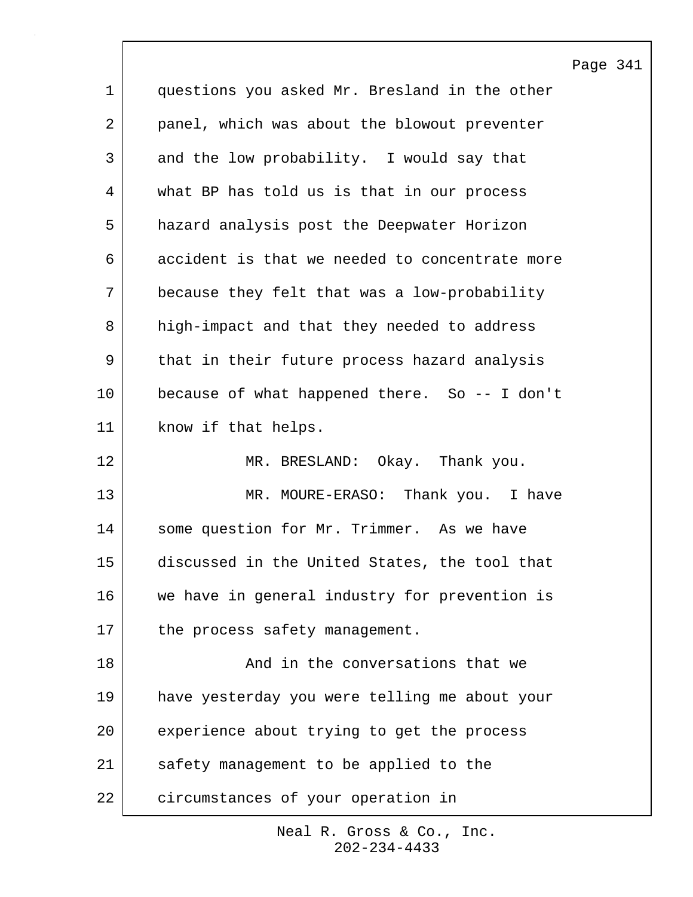questions you asked Mr. Bresland in the other panel, which was about the blowout preventer and the low probability. I would say that what BP has told us is that in our process hazard analysis post the Deepwater Horizon accident is that we needed to concentrate more because they felt that was a low-probability high-impact and that they needed to address that in their future process hazard analysis because of what happened there. So -- I don't know if that helps.

MR. BRESLAND: Okay. Thank you.

MR. MOURE-ERASO: Thank you. I have some question for Mr. Trimmer. As we have discussed in the United States, the tool that we have in general industry for prevention is the process safety management.

And in the conversations that we have yesterday you were telling me about your experience about trying to get the process safety management to be applied to the circumstances of your operation in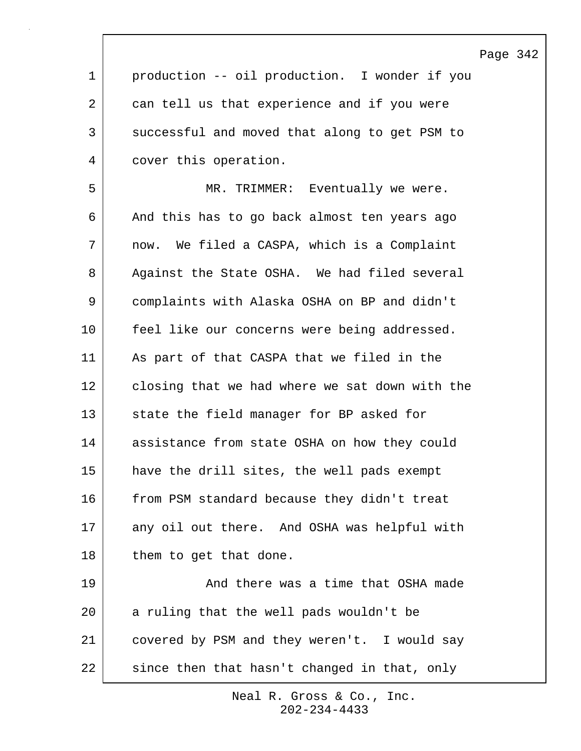production -- oil production. I wonder if you can tell us that experience and if you were successful and moved that along to get PSM to cover this operation.

MR. TRIMMER: Eventually we were. And this has to go back almost ten years ago now. We filed a CASPA, which is a Complaint Against the State OSHA. We had filed several complaints with Alaska OSHA on BP and didn't feel like our concerns were being addressed. As part of that CASPA that we filed in the closing that we had where we sat down with the state the field manager for BP asked for assistance from state OSHA on how they could have the drill sites, the well pads exempt from PSM standard because they didn't treat any oil out there. And OSHA was helpful with them to get that done.

And there was a time that OSHA made a ruling that the well pads wouldn't be covered by PSM and they weren't. I would say since then that hasn't changed in that, only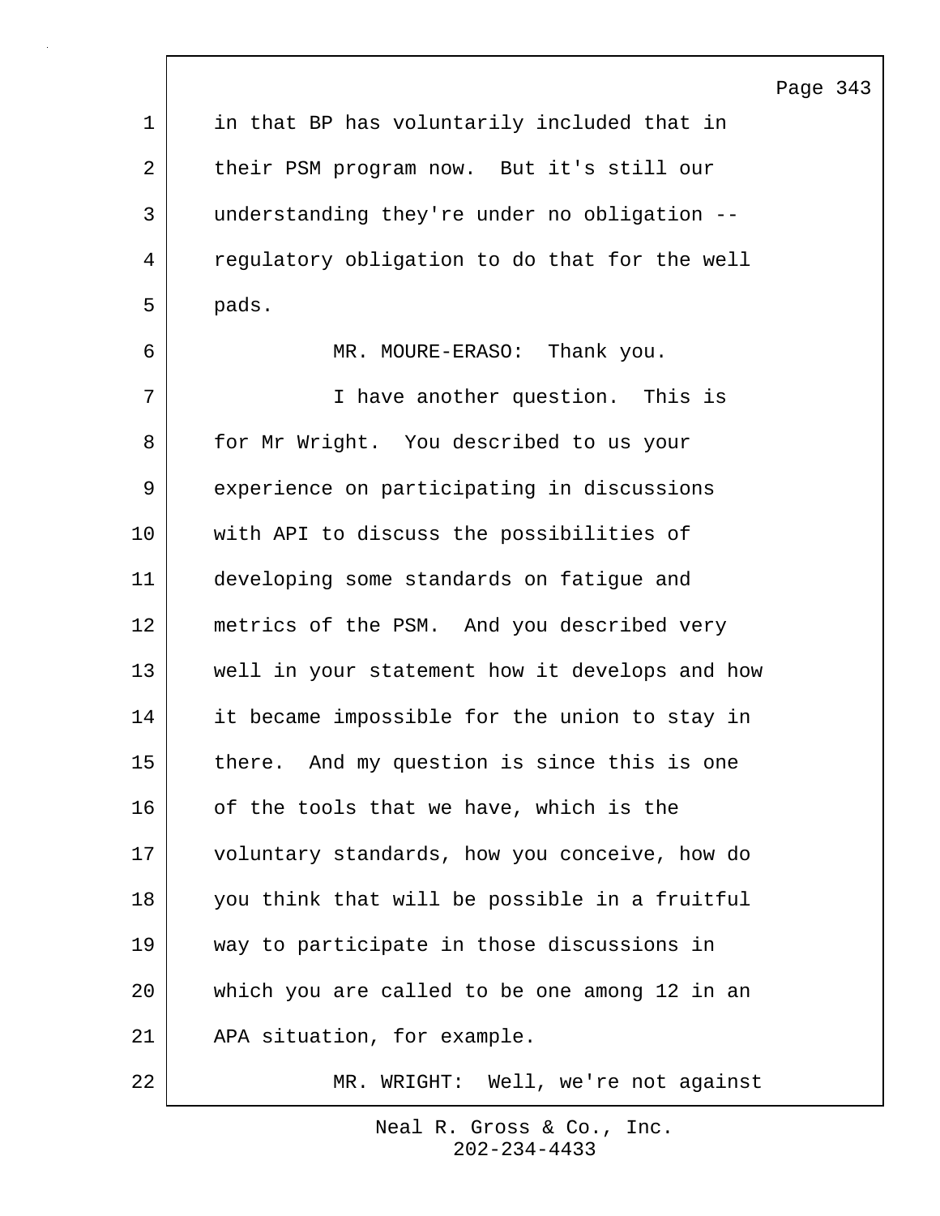in that BP has voluntarily included that in their PSM program now. But it's still our understanding they're under no obligation -- regulatory obligation to do that for the well pads.

MR. MOURE-ERASO: Thank you.

I have another question. This is for Mr Wright. You described to us your experience on participating in discussions with API to discuss the possibilities of developing some standards on fatigue and metrics of the PSM. And you described very well in your statement how it develops and how it became impossible for the union to stay in there. And my question is since this is one of the tools that we have, which is the voluntary standards, how you conceive, how do you think that will be possible in a fruitful way to participate in those discussions in which you are called to be one among 12 in an APA situation, for example.

MR. WRIGHT: Well, we're not against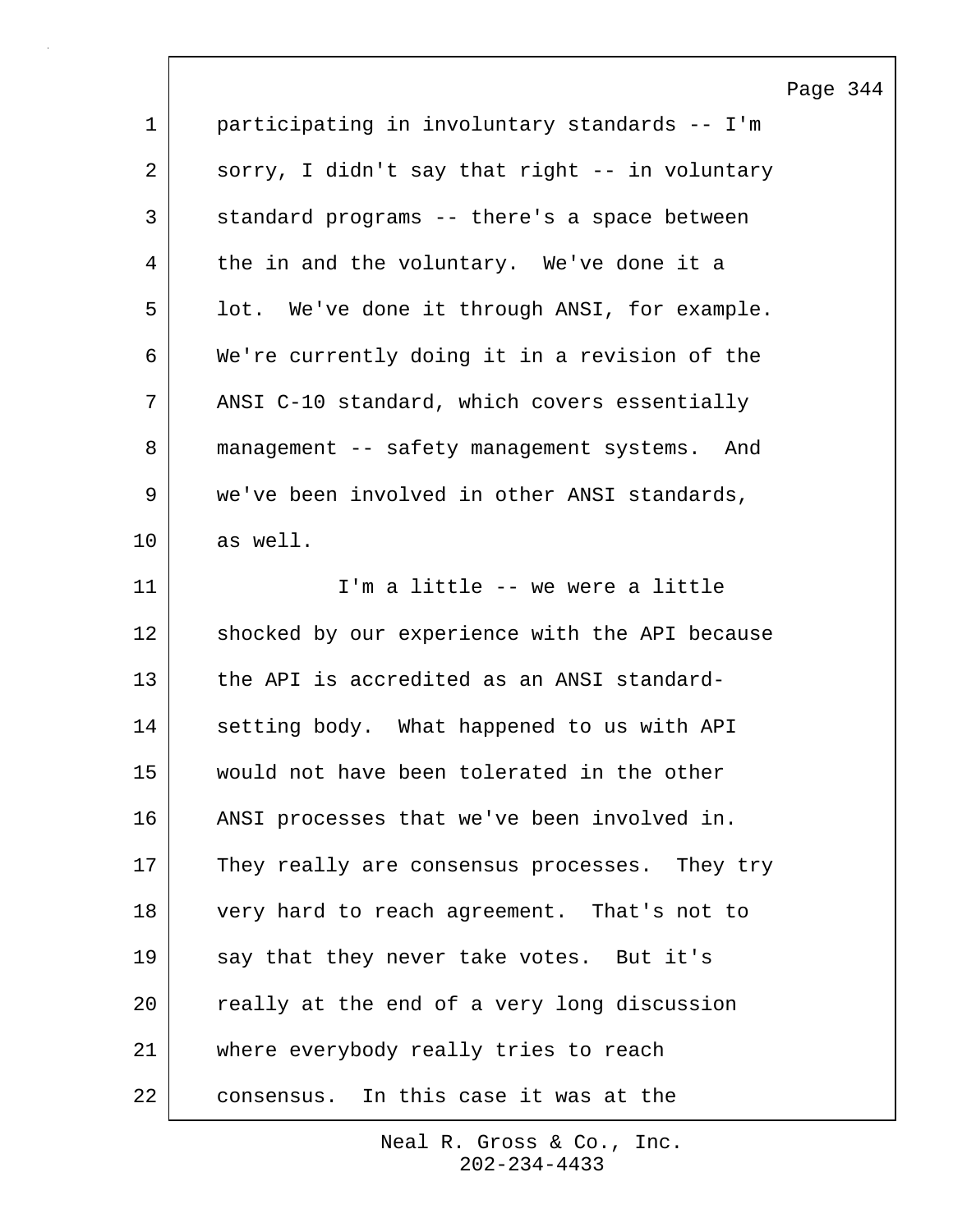participating in involuntary standards -- I'm sorry, I didn't say that right -- in voluntary standard programs -- there's a space between the in and the voluntary. We've done it a lot. We've done it through ANSI, for example. We're currently doing it in a revision of the ANSI C-10 standard, which covers essentially management -- safety management systems. And we've been involved in other ANSI standards, as well.

I'm a little -- we were a little shocked by our experience with the API because the API is accredited as an ANSI standard-setting body. What happened to us with API would not have been tolerated in the other ANSI processes that we've been involved in. They really are consensus processes. They try very hard to reach agreement. That's not to say that they never take votes. But it's really at the end of a very long discussion where everybody really tries to reach consensus. In this case it was at the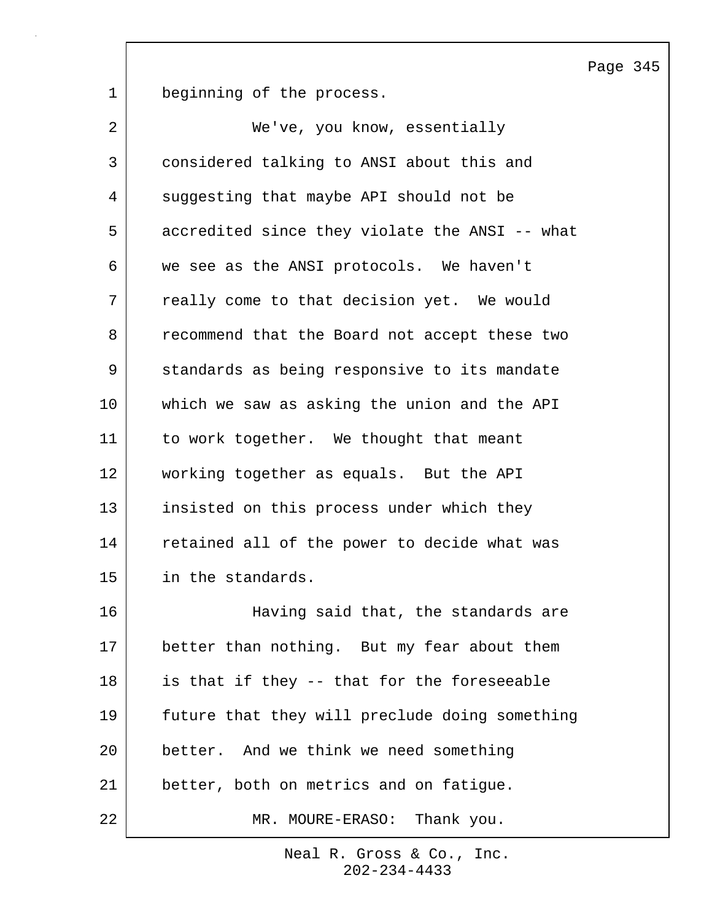beginning of the process.

We've, you know, essentially considered talking to ANSI about this and suggesting that maybe API should not be accredited since they violate the ANSI -- what we see as the ANSI protocols. We haven't really come to that decision yet. We would recommend that the Board not accept these two standards as being responsive to its mandate which we saw as asking the union and the API to work together. We thought that meant working together as equals. But the API insisted on this process under which they retained all of the power to decide what was in the standards.

Having said that, the standards are better than nothing. But my fear about them is that if they -- that for the foreseeable future that they will preclude doing something better. And we think we need something better, both on metrics and on fatigue.

MR. MOURE-ERASO: Thank you.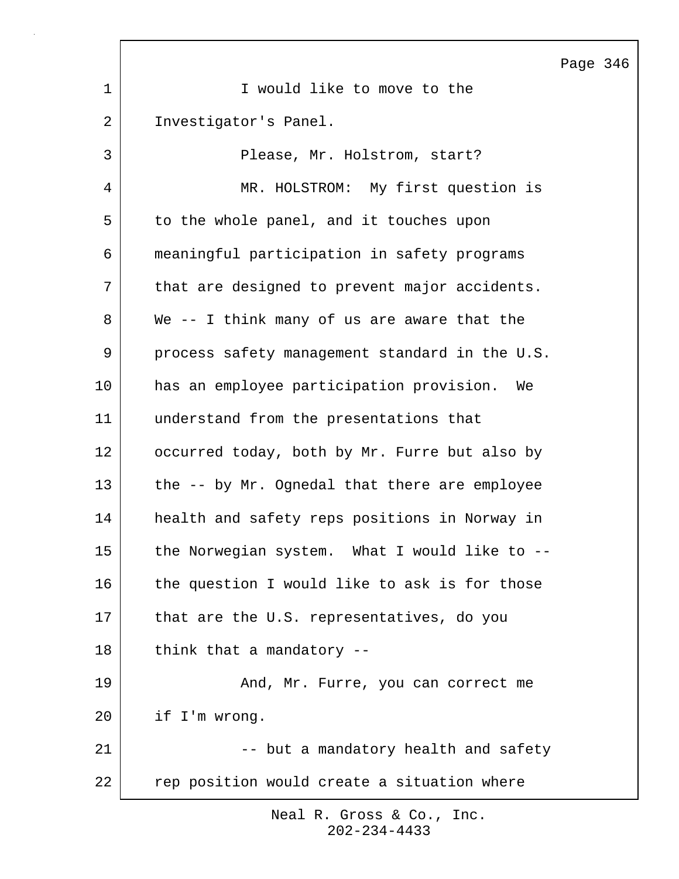I would like to move to the Investigator's Panel.

Please, Mr. Holstrom, start?

MR. HOLSTROM: My first question is to the whole panel, and it touches upon meaningful participation in safety programs that are designed to prevent major accidents. We -- I think many of us are aware that the process safety management standard in the U.S. has an employee participation provision. We understand from the presentations that occurred today, both by Mr. Furre but also by the -- by Mr. Ognedal that there are employee health and safety reps positions in Norway in the Norwegian system. What I would like to -- the question I would like to ask is for those that are the U.S. representatives, do you think that a mandatory --

And, Mr. Furre, you can correct me if I'm wrong.

-- but a mandatory health and safety rep position would create a situation where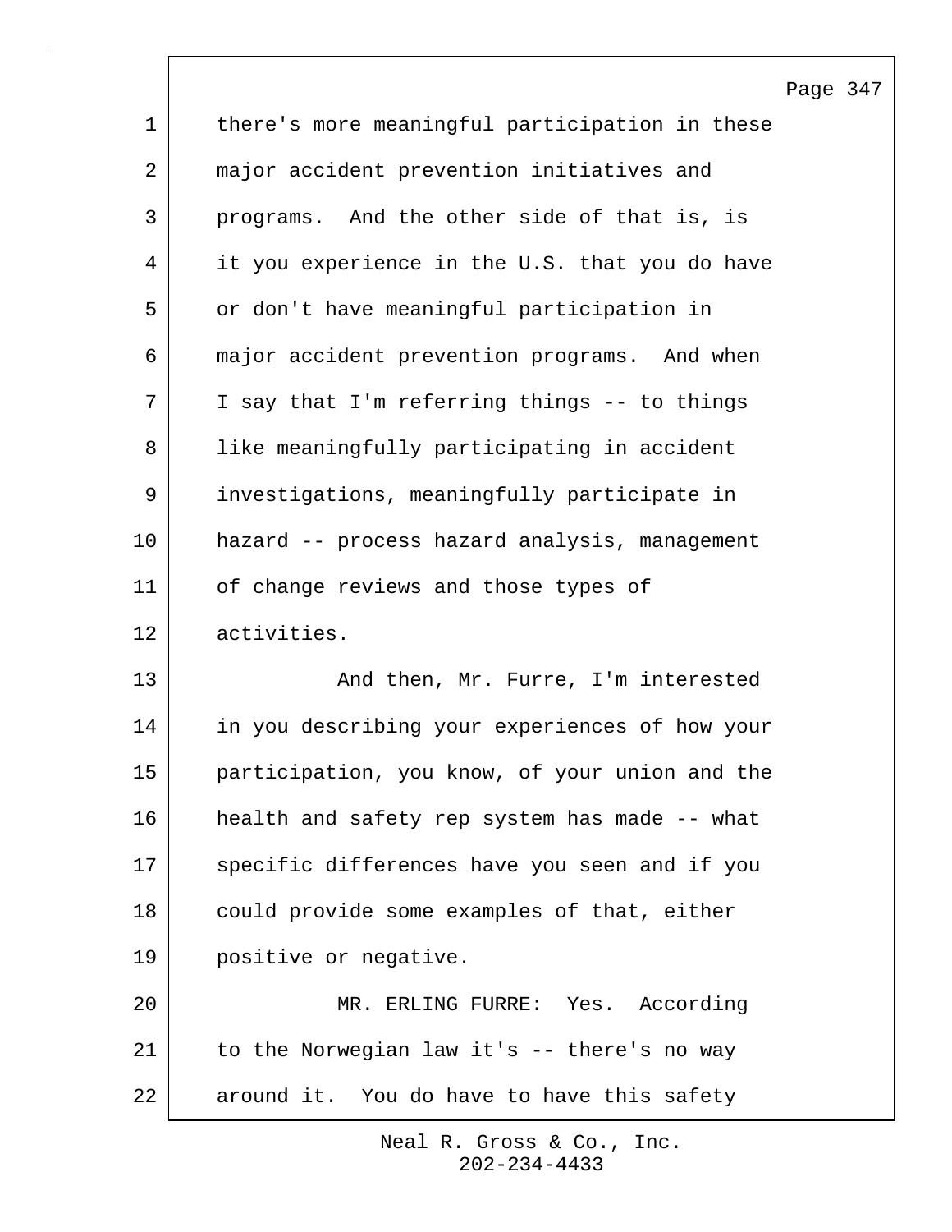there's more meaningful participation in these major accident prevention initiatives and programs. And the other side of that is, is it you experience in the U.S. that you do have or don't have meaningful participation in major accident prevention programs. And when I say that I'm referring things -- to things like meaningfully participating in accident investigations, meaningfully participate in hazard -- process hazard analysis, management of change reviews and those types of activities.

And then, Mr. Furre, I'm interested in you describing your experiences of how your participation, you know, of your union and the health and safety rep system has made -- what specific differences have you seen and if you could provide some examples of that, either positive or negative.

MR. ERLING FURRE: Yes. According to the Norwegian law it's -- there's no way around it. You do have to have this safety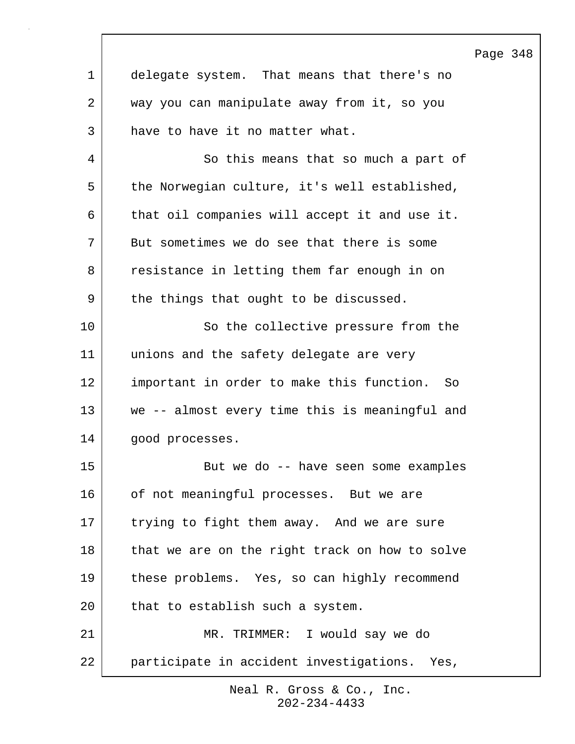delegate system. That means that there's no way you can manipulate away from it, so you have to have it no matter what.

So this means that so much a part of the Norwegian culture, it's well established, that oil companies will accept it and use it. But sometimes we do see that there is some resistance in letting them far enough in on the things that ought to be discussed.

So the collective pressure from the unions and the safety delegate are very important in order to make this function. So we -- almost every time this is meaningful and good processes.

But we do -- have seen some examples of not meaningful processes. But we are trying to fight them away. And we are sure that we are on the right track on how to solve these problems. Yes, so can highly recommend that to establish such a system.

MR. TRIMMER: I would say we do participate in accident investigations. Yes,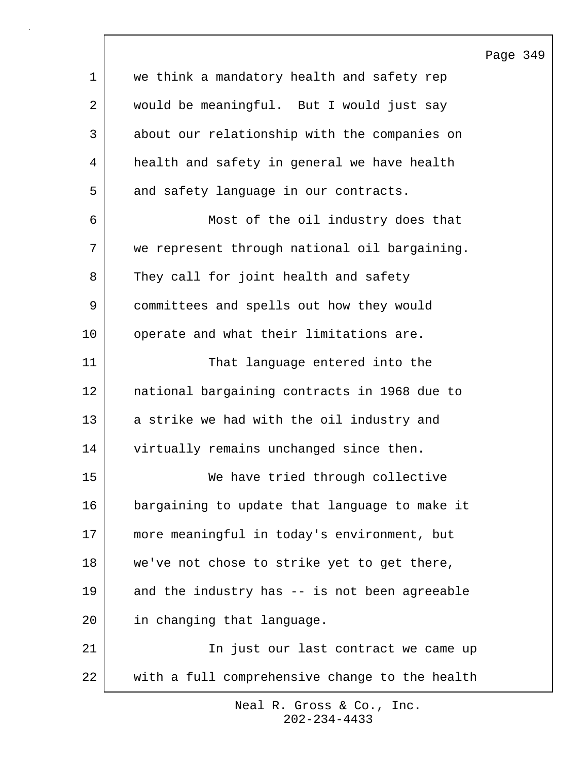we think a mandatory health and safety rep would be meaningful. But I would just say about our relationship with the companies on health and safety in general we have health and safety language in our contracts.

Most of the oil industry does that we represent through national oil bargaining. They call for joint health and safety committees and spells out how they would operate and what their limitations are.

That language entered into the national bargaining contracts in 1968 due to a strike we had with the oil industry and virtually remains unchanged since then.

We have tried through collective bargaining to update that language to make it more meaningful in today's environment, but we've not chose to strike yet to get there, and the industry has -- is not been agreeable in changing that language.

In just our last contract we came up with a full comprehensive change to the health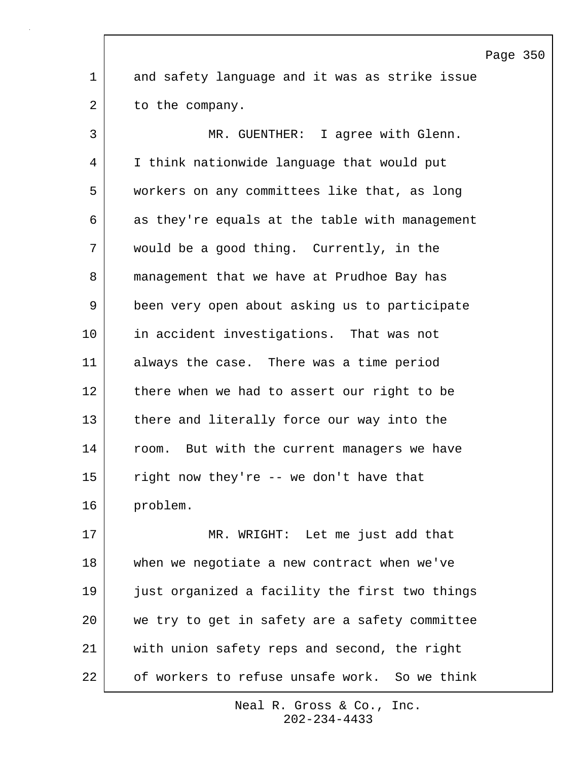and safety language and it was as strike issue to the company.

MR. GUENTHER: I agree with Glenn. I think nationwide language that would put workers on any committees like that, as long as they're equals at the table with management would be a good thing. Currently, in the management that we have at Prudhoe Bay has been very open about asking us to participate in accident investigations. That was not always the case. There was a time period there when we had to assert our right to be there and literally force our way into the room. But with the current managers we have right now they're -- we don't have that problem.

MR. WRIGHT: Let me just add that when we negotiate a new contract when we've just organized a facility the first two things we try to get in safety are a safety committee with union safety reps and second, the right of workers to refuse unsafe work. So we think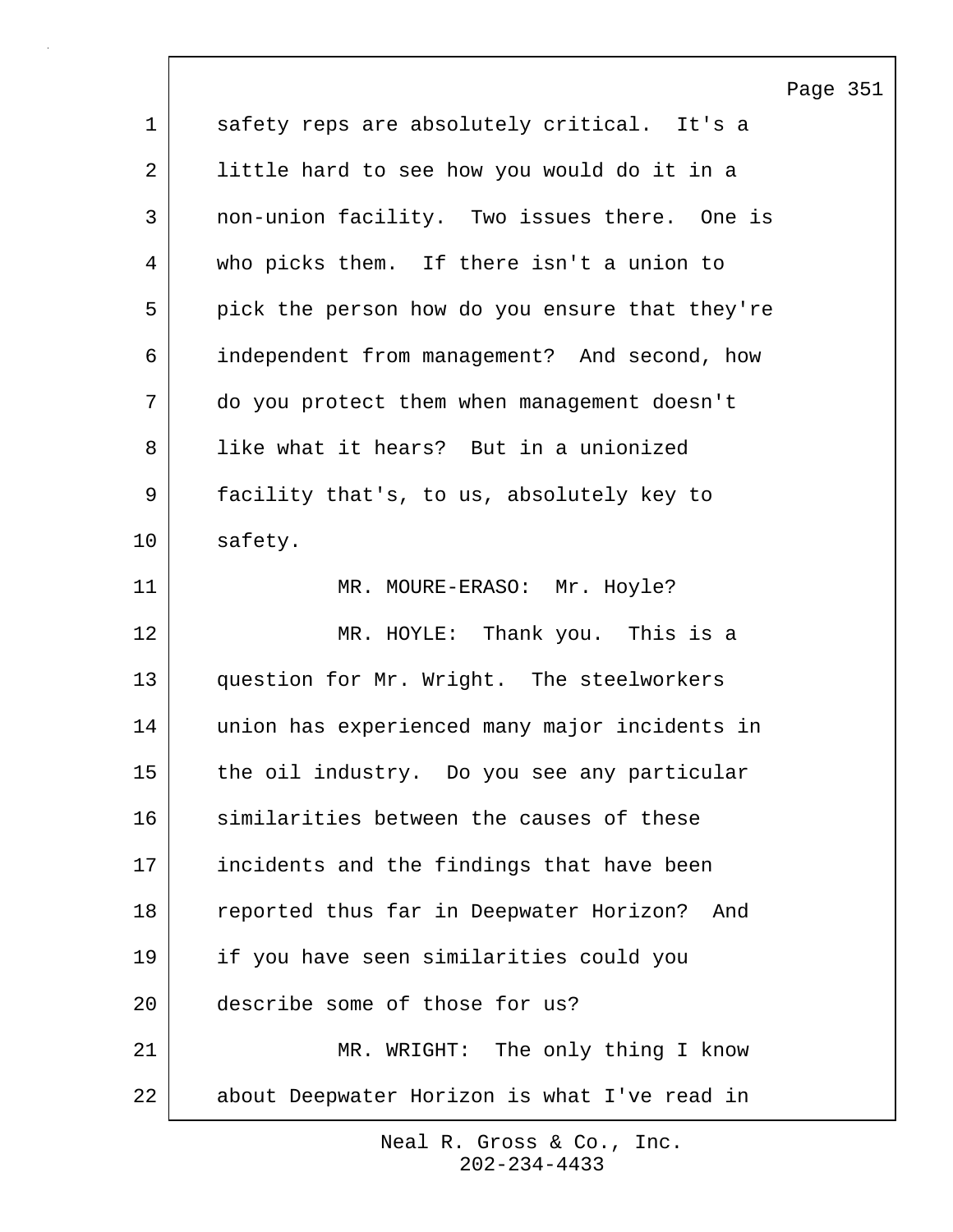safety reps are absolutely critical. It's a little hard to see how you would do it in a non-union facility. Two issues there. One is who picks them. If there isn't a union to pick the person how do you ensure that they're independent from management? And second, how do you protect them when management doesn't like what it hears? But in a unionized facility that's, to us, absolutely key to safety.

MR. MOURE-ERASO: Mr. Hoyle?

MR. HOYLE: Thank you. This is a question for Mr. Wright. The steelworkers union has experienced many major incidents in the oil industry. Do you see any particular similarities between the causes of these incidents and the findings that have been reported thus far in Deepwater Horizon? And if you have seen similarities could you describe some of those for us?

MR. WRIGHT: The only thing I know about Deepwater Horizon is what I've read in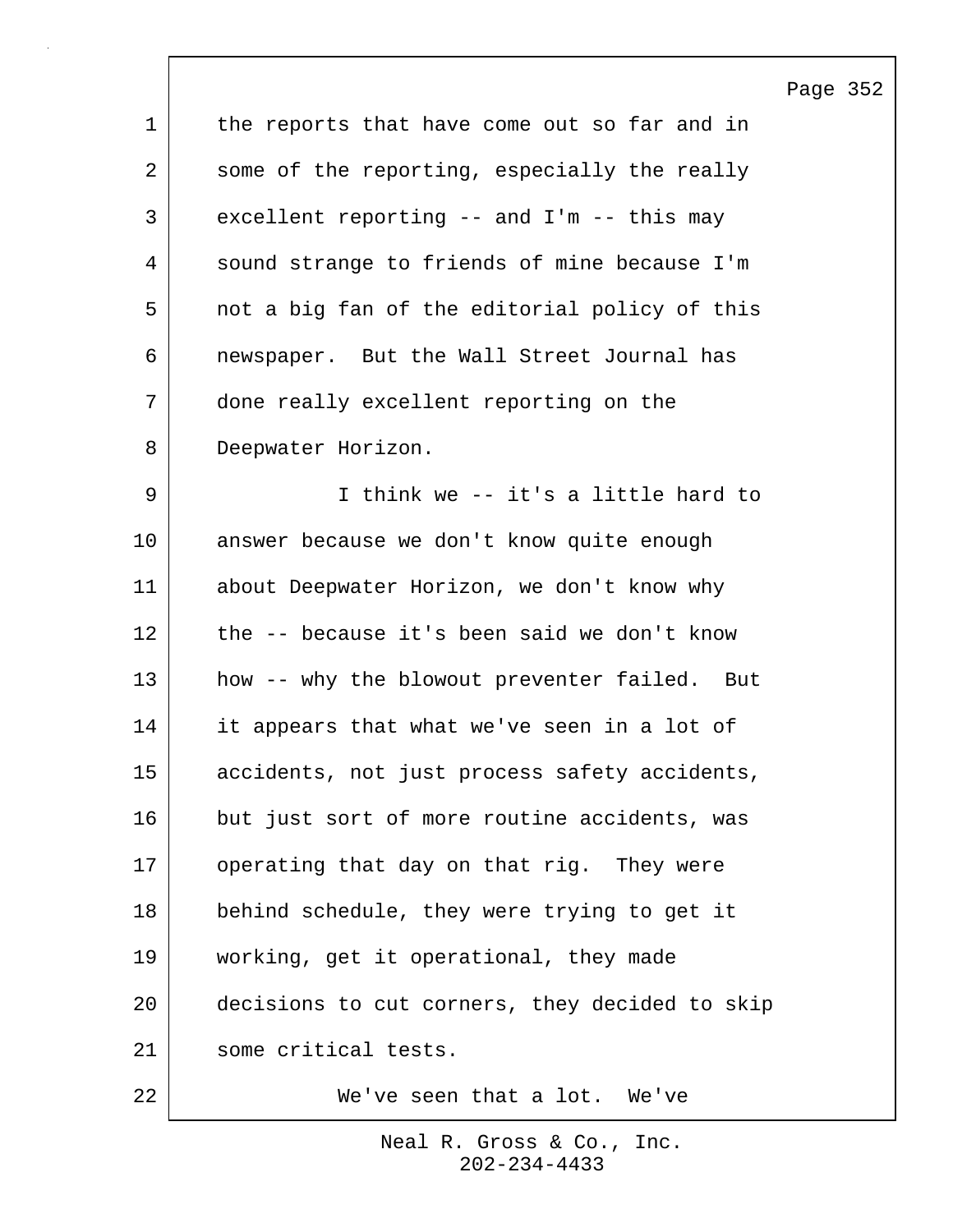the reports that have come out so far and in some of the reporting, especially the really excellent reporting -- and I'm -- this may sound strange to friends of mine because I'm not a big fan of the editorial policy of this newspaper. But the Wall Street Journal has done really excellent reporting on the Deepwater Horizon.

I think we -- it's a little hard to answer because we don't know quite enough about Deepwater Horizon, we don't know why the -- because it's been said we don't know how -- why the blowout preventer failed. But it appears that what we've seen in a lot of accidents, not just process safety accidents, but just sort of more routine accidents, was operating that day on that rig. They were behind schedule, they were trying to get it working, get it operational, they made decisions to cut corners, they decided to skip some critical tests.

We've seen that a lot. We've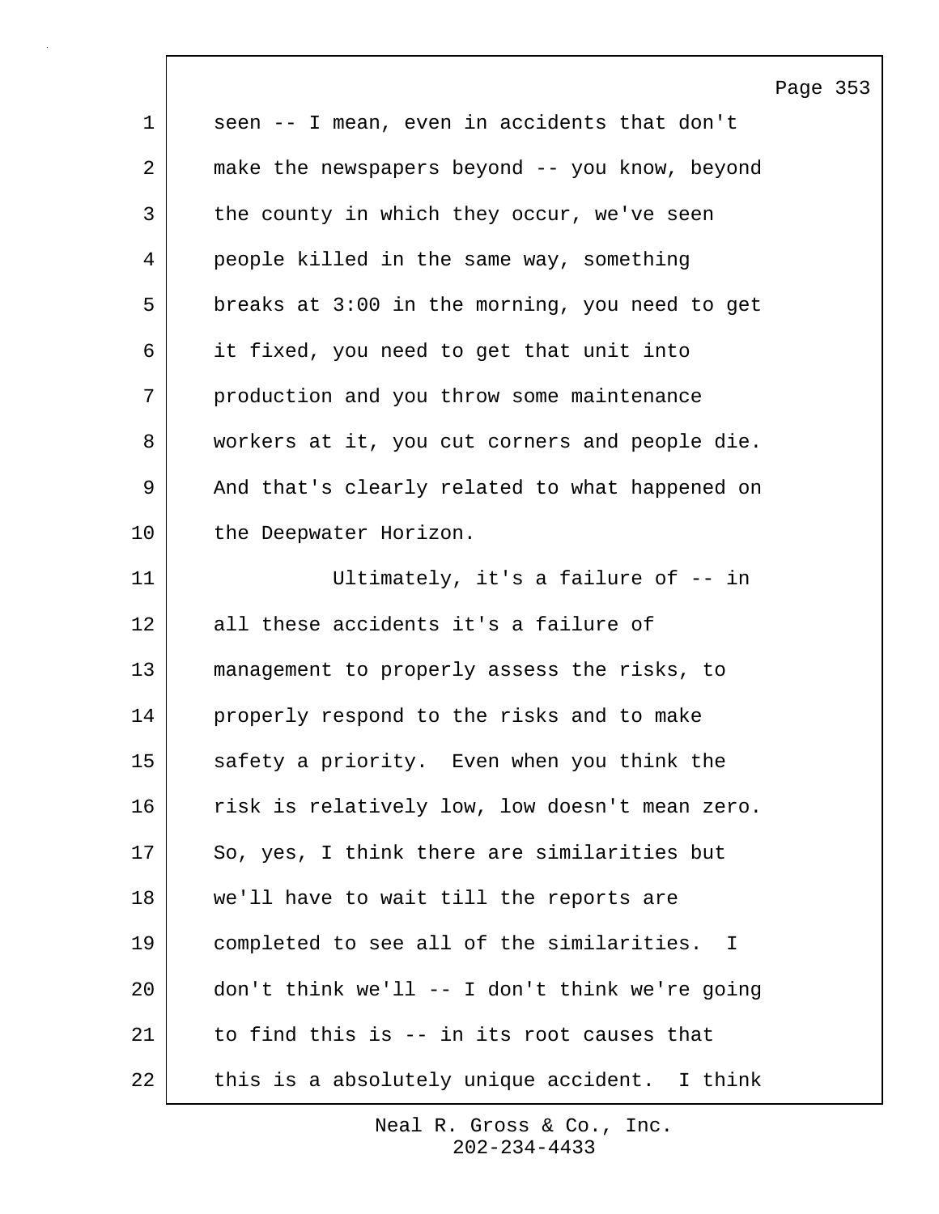seen -- I mean, even in accidents that don't make the newspapers beyond -- you know, beyond the county in which they occur, we've seen people killed in the same way, something breaks at 3:00 in the morning, you need to get it fixed, you need to get that unit into production and you throw some maintenance workers at it, you cut corners and people die. And that's clearly related to what happened on the Deepwater Horizon.

Ultimately, it's a failure of -- in all these accidents it's a failure of management to properly assess the risks, to properly respond to the risks and to make safety a priority. Even when you think the risk is relatively low, low doesn't mean zero. So, yes, I think there are similarities but we'll have to wait till the reports are completed to see all of the similarities. I don't think we'll -- I don't think we're going to find this is -- in its root causes that this is a absolutely unique accident. I think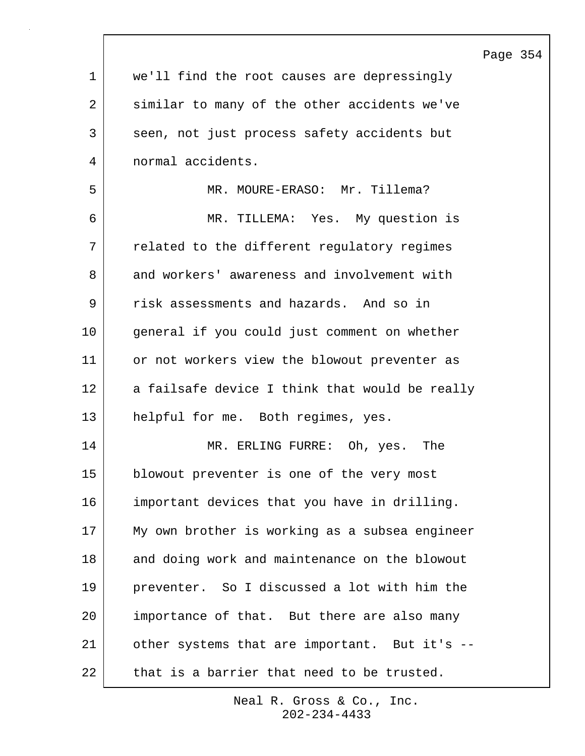we'll find the root causes are depressingly similar to many of the other accidents we've seen, not just process safety accidents but normal accidents.

MR. MOURE-ERASO: Mr. Tillema?

MR. TILLEMA: Yes. My question is related to the different regulatory regimes and workers' awareness and involvement with risk assessments and hazards. And so in general if you could just comment on whether or not workers view the blowout preventer as a failsafe device I think that would be really helpful for me. Both regimes, yes.

MR. ERLING FURRE: Oh, yes. The blowout preventer is one of the very most important devices that you have in drilling. My own brother is working as a subsea engineer and doing work and maintenance on the blowout preventer. So I discussed a lot with him the importance of that. But there are also many other systems that are important. But it's -- that is a barrier that need to be trusted.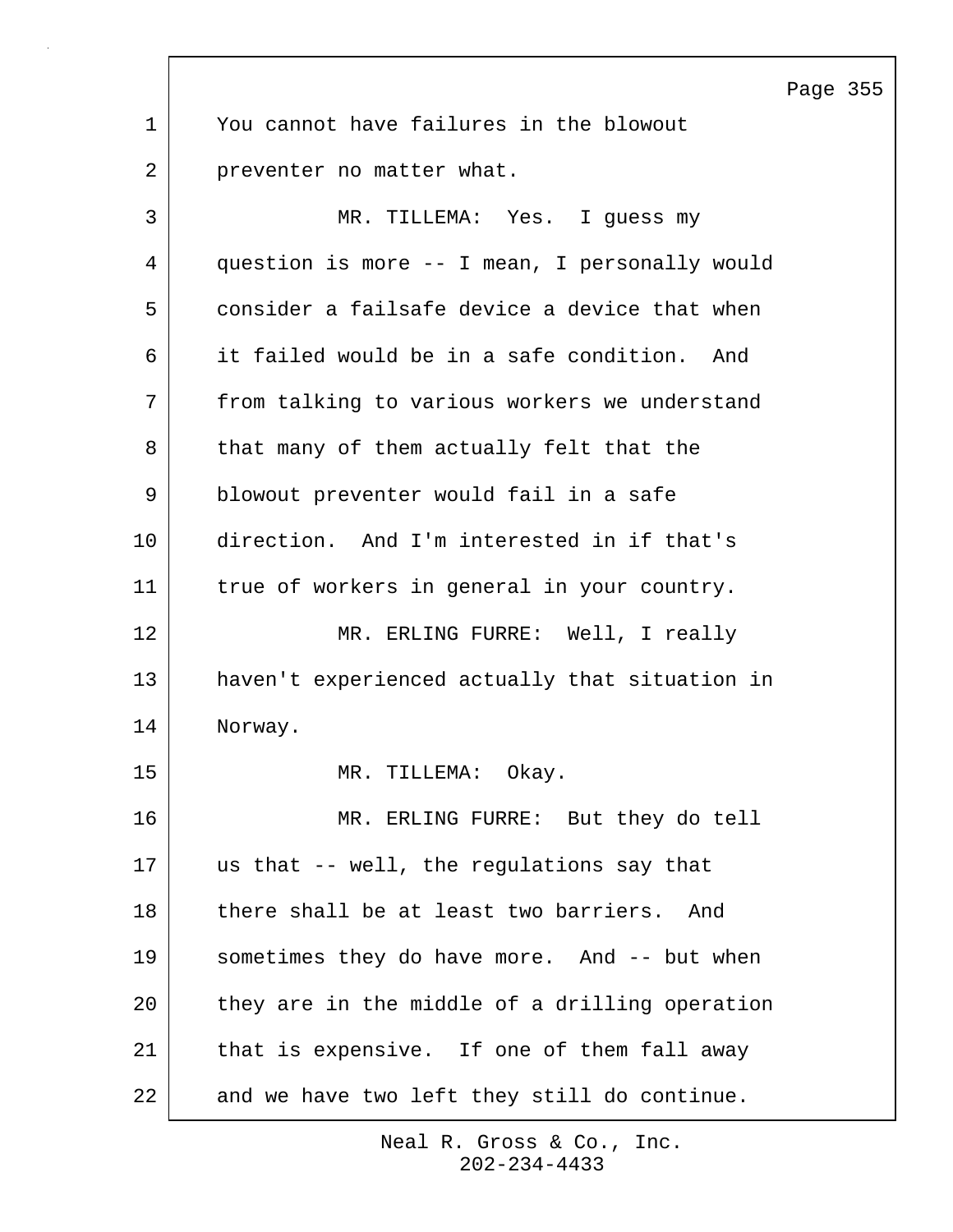You cannot have failures in the blowout preventer no matter what.

MR. TILLEMA: Yes. I guess my question is more -- I mean, I personally would consider a failsafe device a device that when it failed would be in a safe condition. And from talking to various workers we understand that many of them actually felt that the blowout preventer would fail in a safe direction. And I'm interested in if that's true of workers in general in your country.

MR. ERLING FURRE: Well, I really haven't experienced actually that situation in Norway.

MR. TILLEMA: Okay.

MR. ERLING FURRE: But they do tell us that -- well, the regulations say that there shall be at least two barriers. And sometimes they do have more. And -- but when they are in the middle of a drilling operation that is expensive. If one of them fall away and we have two left they still do continue.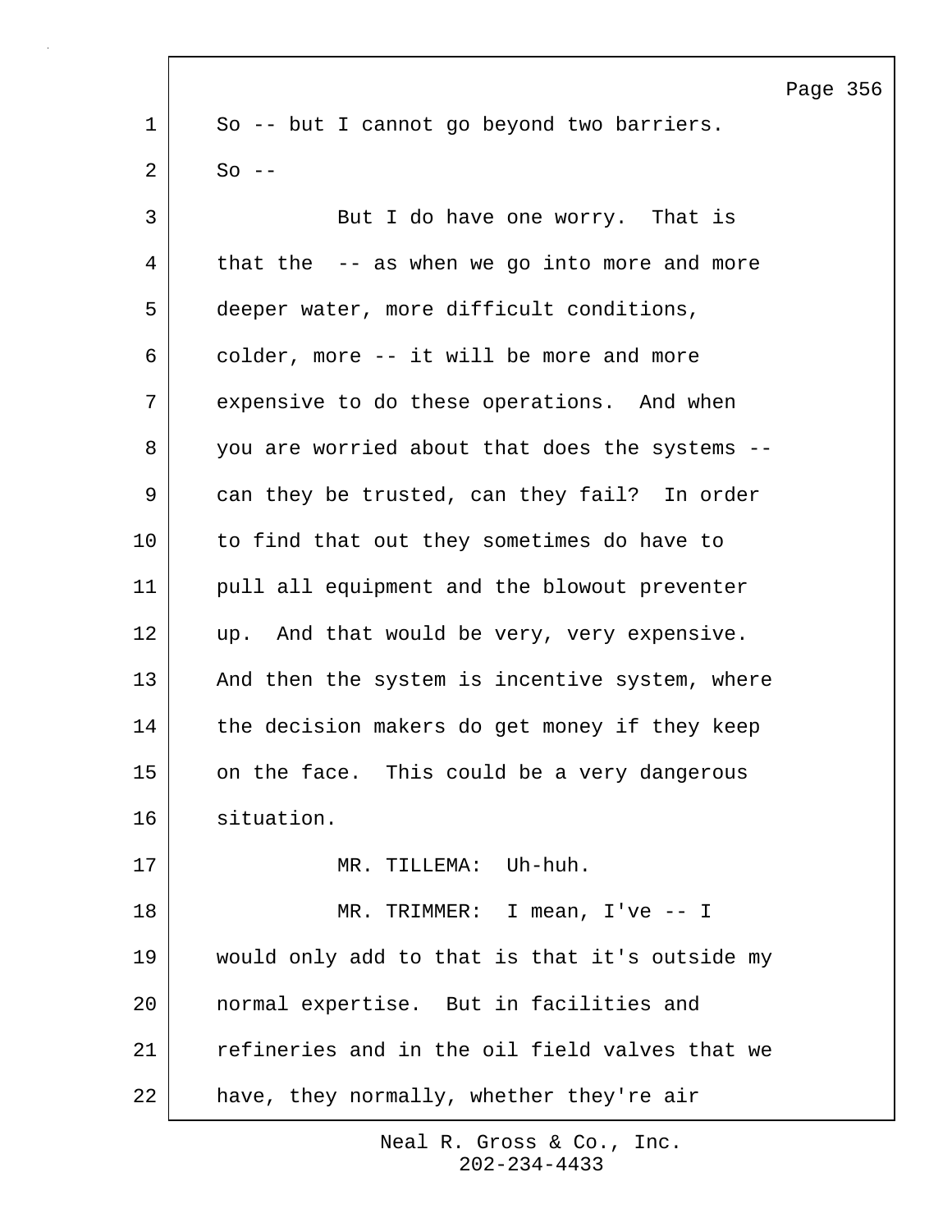So -- but I cannot go beyond two barriers. So --

But I do have one worry. That is that the -- as when we go into more and more deeper water, more difficult conditions, colder, more -- it will be more and more expensive to do these operations. And when you are worried about that does the systems -- can they be trusted, can they fail? In order to find that out they sometimes do have to pull all equipment and the blowout preventer up. And that would be very, very expensive. And then the system is incentive system, where the decision makers do get money if they keep on the face. This could be a very dangerous situation.

MR. TILLEMA: Uh-huh.

MR. TRIMMER: I mean, I've -- I would only add to that is that it's outside my normal expertise. But in facilities and refineries and in the oil field valves that we have, they normally, whether they're air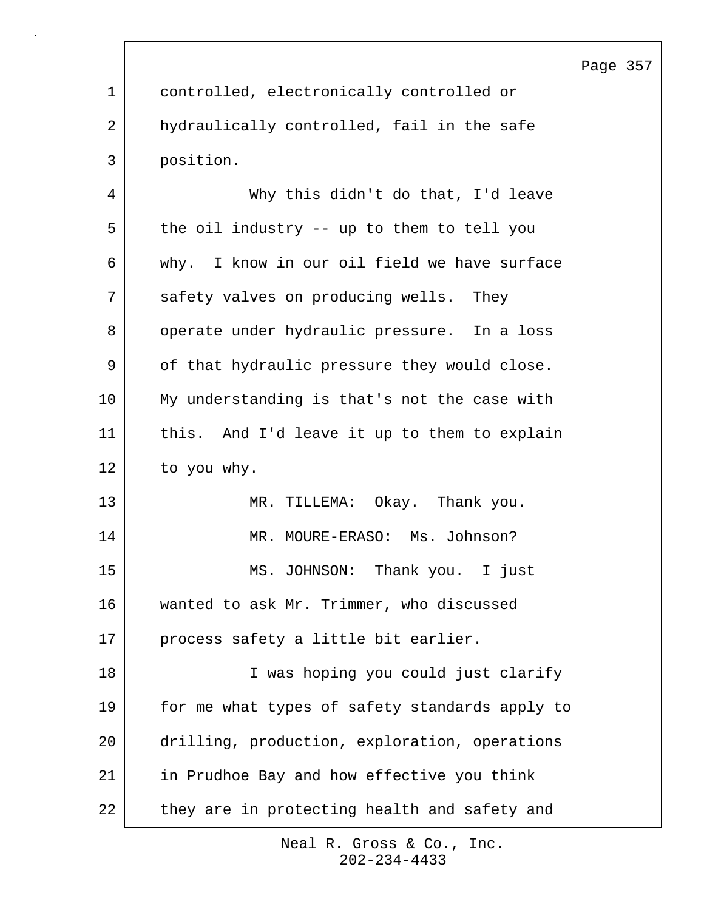controlled, electronically controlled or hydraulically controlled, fail in the safe position.

Why this didn't do that, I'd leave the oil industry -- up to them to tell you why. I know in our oil field we have surface safety valves on producing wells. They operate under hydraulic pressure. In a loss of that hydraulic pressure they would close. My understanding is that's not the case with this. And I'd leave it up to them to explain to you why.

MR. TILLEMA: Okay. Thank you.

MR. MOURE-ERASO: Ms. Johnson?

MS. JOHNSON: Thank you. I just wanted to ask Mr. Trimmer, who discussed process safety a little bit earlier.

I was hoping you could just clarify for me what types of safety standards apply to drilling, production, exploration, operations in Prudhoe Bay and how effective you think they are in protecting health and safety and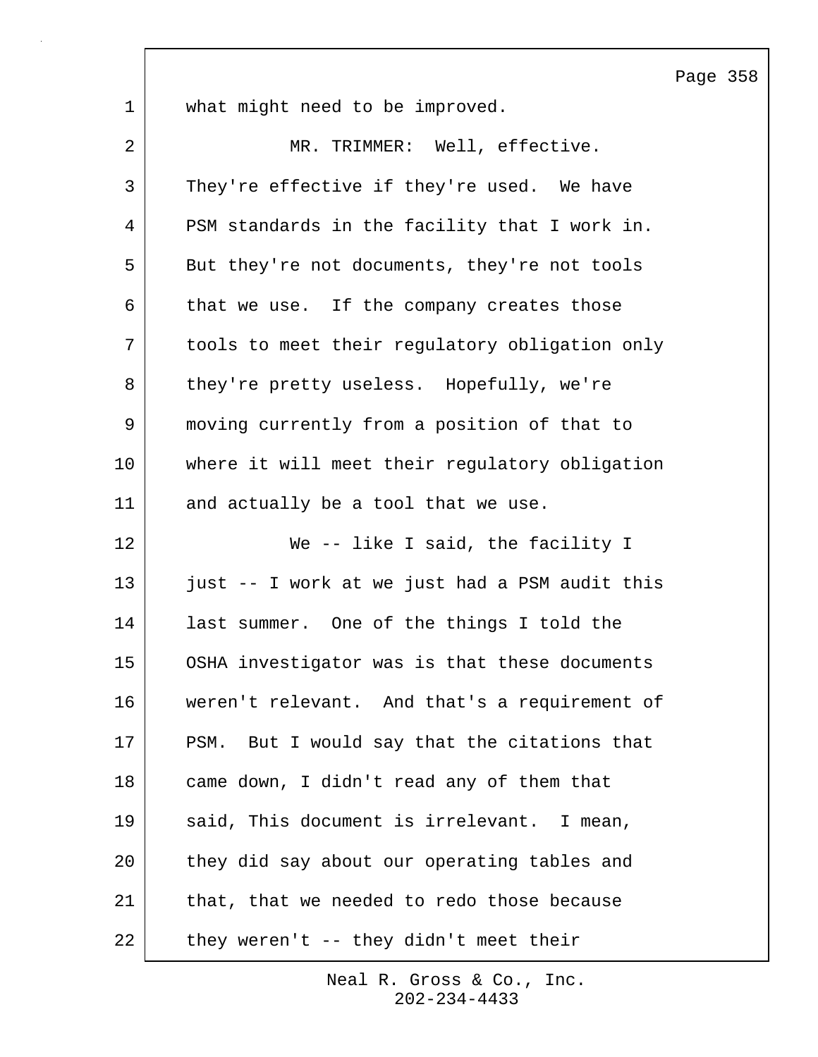what might need to be improved.

MR. TRIMMER: Well, effective. They're effective if they're used. We have PSM standards in the facility that I work in. But they're not documents, they're not tools that we use. If the company creates those tools to meet their regulatory obligation only they're pretty useless. Hopefully, we're moving currently from a position of that to where it will meet their regulatory obligation and actually be a tool that we use.

We -- like I said, the facility I just -- I work at we just had a PSM audit this last summer. One of the things I told the OSHA investigator was is that these documents weren't relevant. And that's a requirement of PSM. But I would say that the citations that came down, I didn't read any of them that said, This document is irrelevant. I mean, they did say about our operating tables and that, that we needed to redo those because they weren't -- they didn't meet their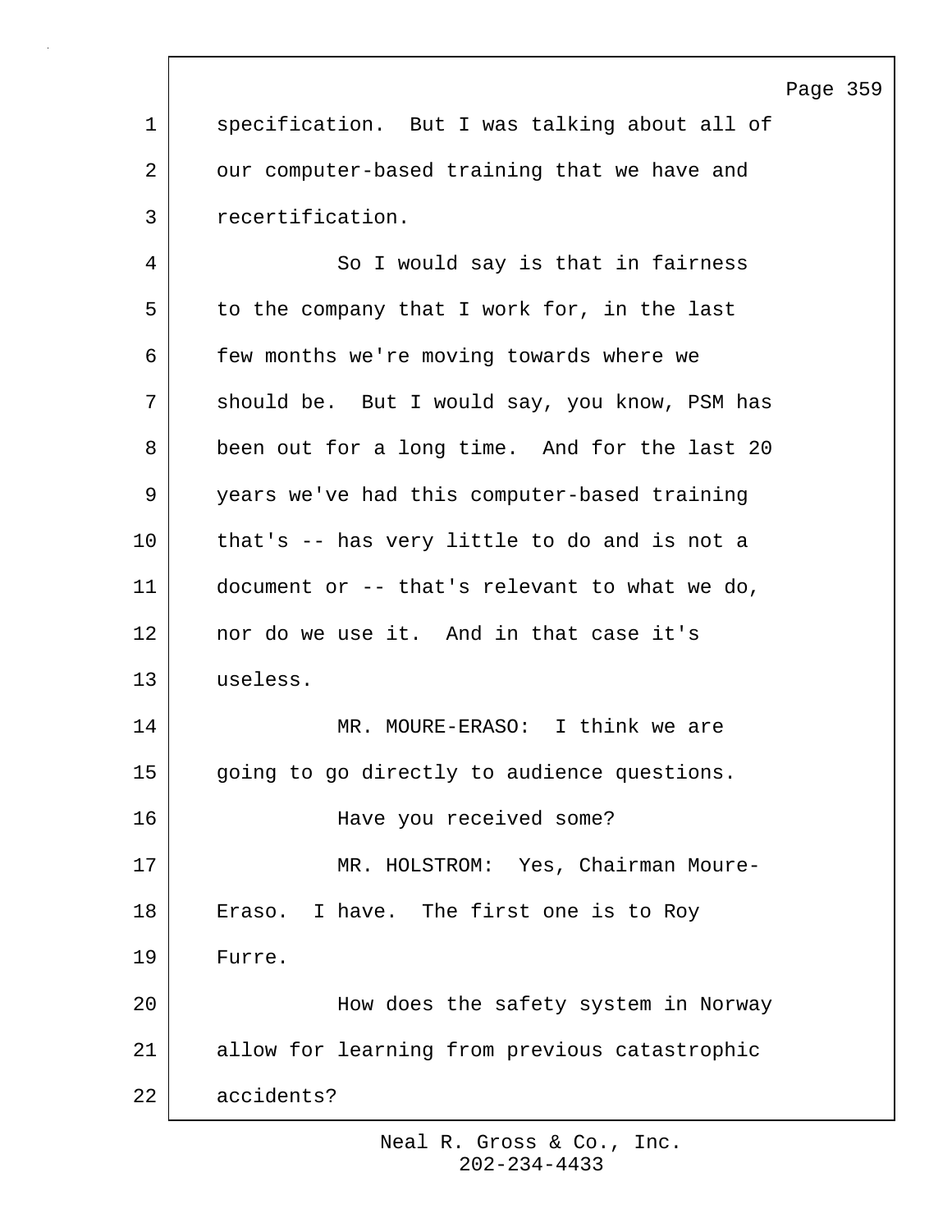specification. But I was talking about all of our computer-based training that we have and recertification.

So I would say is that in fairness to the company that I work for, in the last few months we're moving towards where we should be. But I would say, you know, PSM has been out for a long time. And for the last 20 years we've had this computer-based training that's -- has very little to do and is not a document or -- that's relevant to what we do, nor do we use it. And in that case it's useless.

MR. MOURE-ERASO: I think we are going to go directly to audience questions.

Have you received some?

MR. HOLSTROM: Yes, Chairman Moure-Eraso. I have. The first one is to Roy Furre.

How does the safety system in Norway allow for learning from previous catastrophic accidents?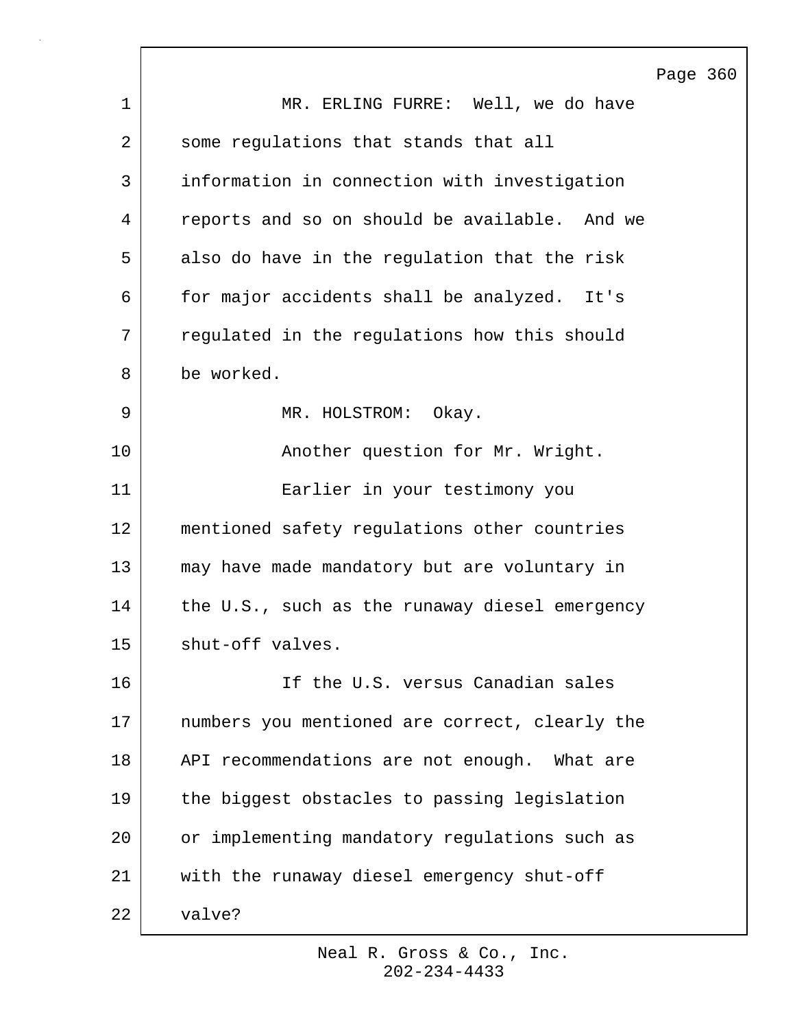MR. ERLING FURRE: Well, we do have some regulations that stands that all information in connection with investigation reports and so on should be available. And we also do have in the regulation that the risk for major accidents shall be analyzed. It's regulated in the regulations how this should be worked.

MR. HOLSTROM: Okay.

Another question for Mr. Wright.

Earlier in your testimony you mentioned safety regulations other countries may have made mandatory but are voluntary in the U.S., such as the runaway diesel emergency shut-off valves.

If the U.S. versus Canadian sales numbers you mentioned are correct, clearly the API recommendations are not enough. What are the biggest obstacles to passing legislation or implementing mandatory regulations such as with the runaway diesel emergency shut-off valve?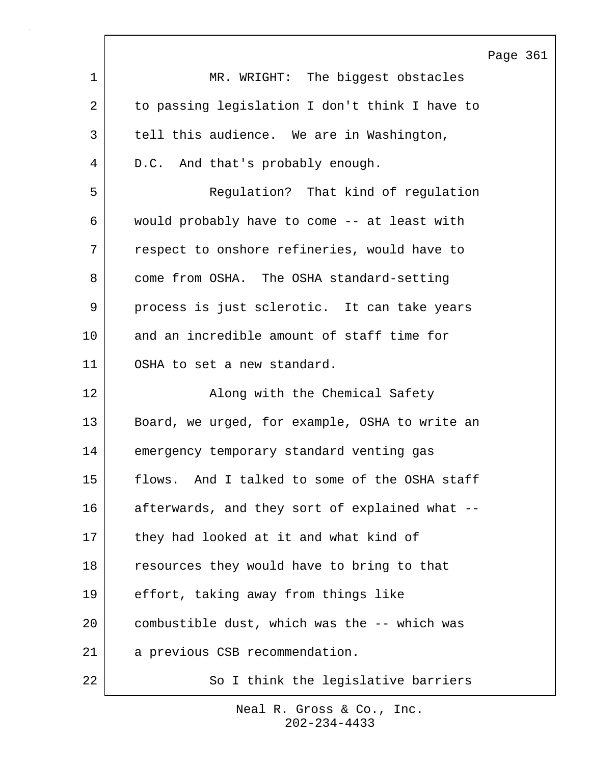MR. WRIGHT: The biggest obstacles to passing legislation I don't think I have to tell this audience. We are in Washington, D.C. And that's probably enough.

Regulation? That kind of regulation would probably have to come -- at least with respect to onshore refineries, would have to come from OSHA. The OSHA standard-setting process is just sclerotic. It can take years and an incredible amount of staff time for OSHA to set a new standard.

Along with the Chemical Safety Board, we urged, for example, OSHA to write an emergency temporary standard venting gas flows. And I talked to some of the OSHA staff afterwards, and they sort of explained what -- they had looked at it and what kind of resources they would have to bring to that effort, taking away from things like combustible dust, which was the -- which was a previous CSB recommendation.

So I think the legislative barriers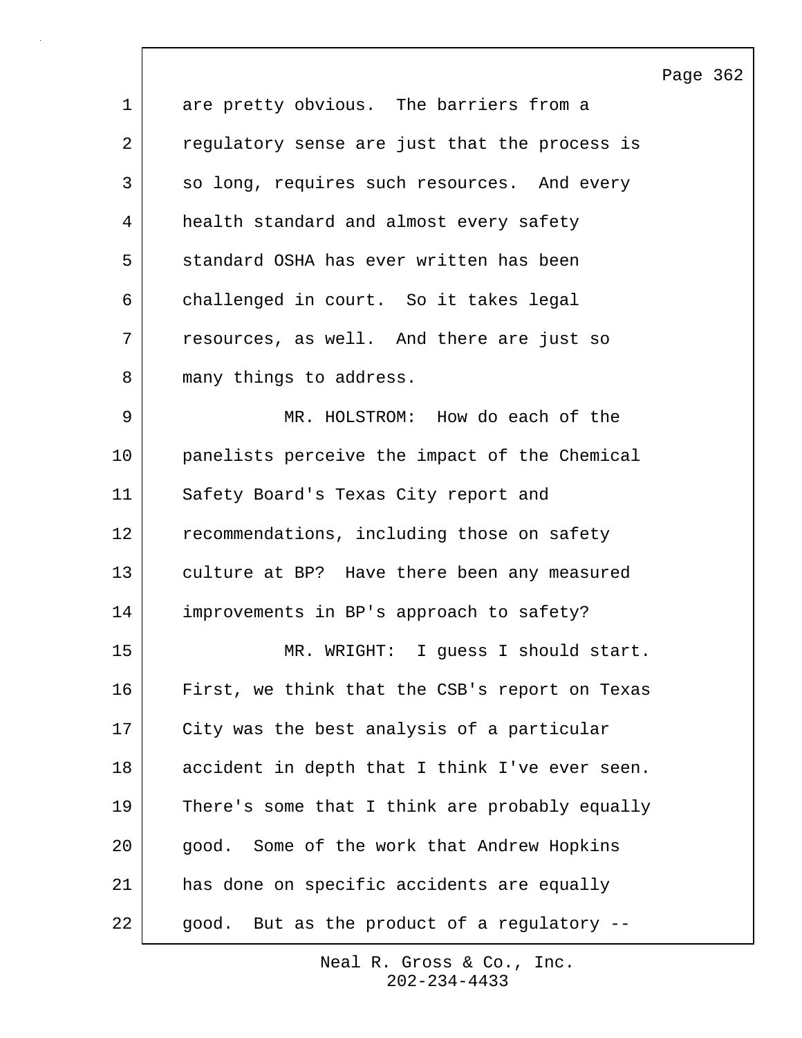are pretty obvious. The barriers from a regulatory sense are just that the process is so long, requires such resources. And every health standard and almost every safety standard OSHA has ever written has been challenged in court. So it takes legal resources, as well. And there are just so many things to address.

MR. HOLSTROM: How do each of the panelists perceive the impact of the Chemical Safety Board's Texas City report and recommendations, including those on safety culture at BP? Have there been any measured improvements in BP's approach to safety?

MR. WRIGHT: I guess I should start. First, we think that the CSB's report on Texas City was the best analysis of a particular accident in depth that I think I've ever seen. There's some that I think are probably equally good. Some of the work that Andrew Hopkins has done on specific accidents are equally good. But as the product of a regulatory --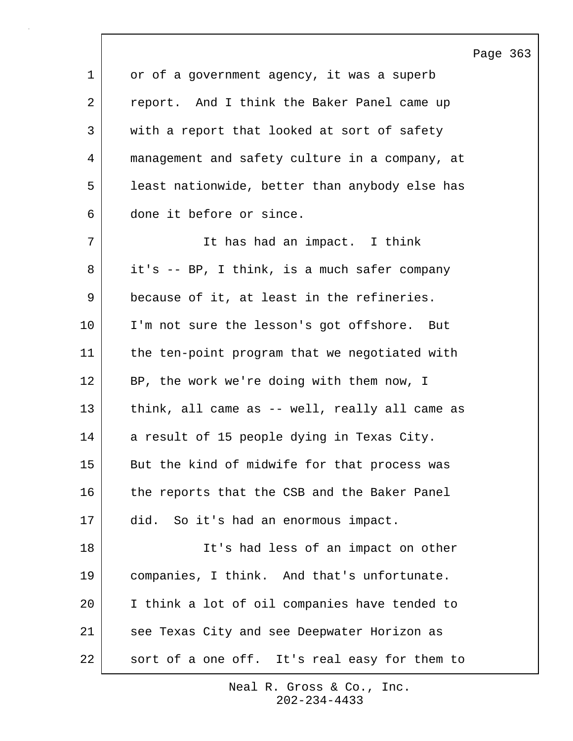or of a government agency, it was a superb report. And I think the Baker Panel came up with a report that looked at sort of safety management and safety culture in a company, at least nationwide, better than anybody else has done it before or since.

It has had an impact. I think it's -- BP, I think, is a much safer company because of it, at least in the refineries. I'm not sure the lesson's got offshore. But the ten-point program that we negotiated with BP, the work we're doing with them now, I think, all came as -- well, really all came as a result of 15 people dying in Texas City. But the kind of midwife for that process was the reports that the CSB and the Baker Panel did. So it's had an enormous impact.

It's had less of an impact on other companies, I think. And that's unfortunate. I think a lot of oil companies have tended to see Texas City and see Deepwater Horizon as sort of a one off. It's real easy for them to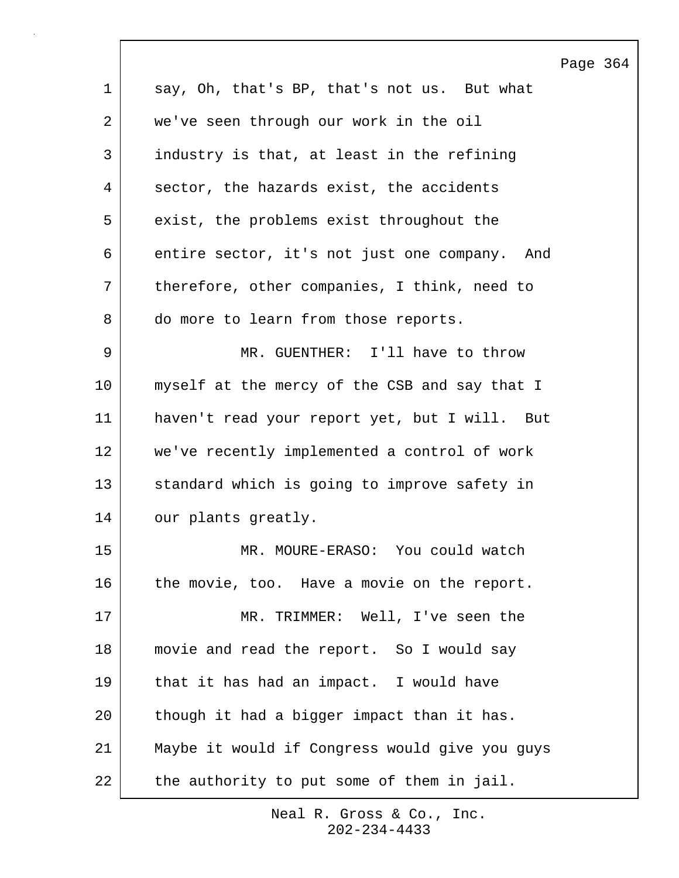say, Oh, that's BP, that's not us. But what we've seen through our work in the oil industry is that, at least in the refining sector, the hazards exist, the accidents exist, the problems exist throughout the entire sector, it's not just one company. And therefore, other companies, I think, need to do more to learn from those reports.

MR. GUENTHER: I'll have to throw myself at the mercy of the CSB and say that I haven't read your report yet, but I will. But we've recently implemented a control of work standard which is going to improve safety in our plants greatly.

MR. MOURE-ERASO: You could watch the movie, too. Have a movie on the report.

MR. TRIMMER: Well, I've seen the movie and read the report. So I would say that it has had an impact. I would have though it had a bigger impact than it has. Maybe it would if Congress would give you guys the authority to put some of them in jail.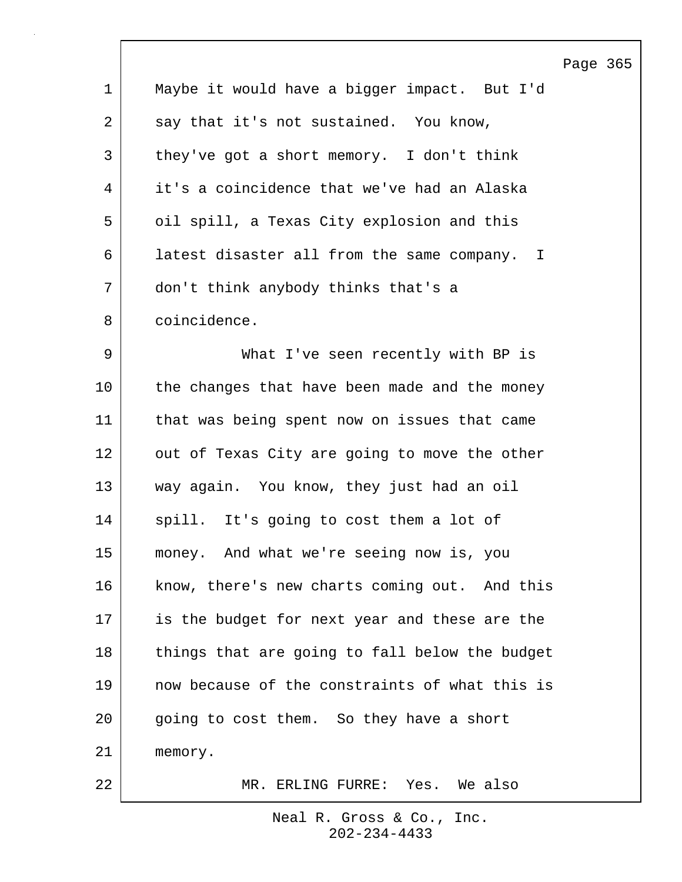Maybe it would have a bigger impact. But I'd say that it's not sustained. You know, they've got a short memory. I don't think it's a coincidence that we've had an Alaska oil spill, a Texas City explosion and this latest disaster all from the same company. I don't think anybody thinks that's a coincidence.

What I've seen recently with BP is the changes that have been made and the money that was being spent now on issues that came out of Texas City are going to move the other way again. You know, they just had an oil spill. It's going to cost them a lot of money. And what we're seeing now is, you know, there's new charts coming out. And this is the budget for next year and these are the things that are going to fall below the budget now because of the constraints of what this is going to cost them. So they have a short memory.

MR. ERLING FURRE: Yes. We also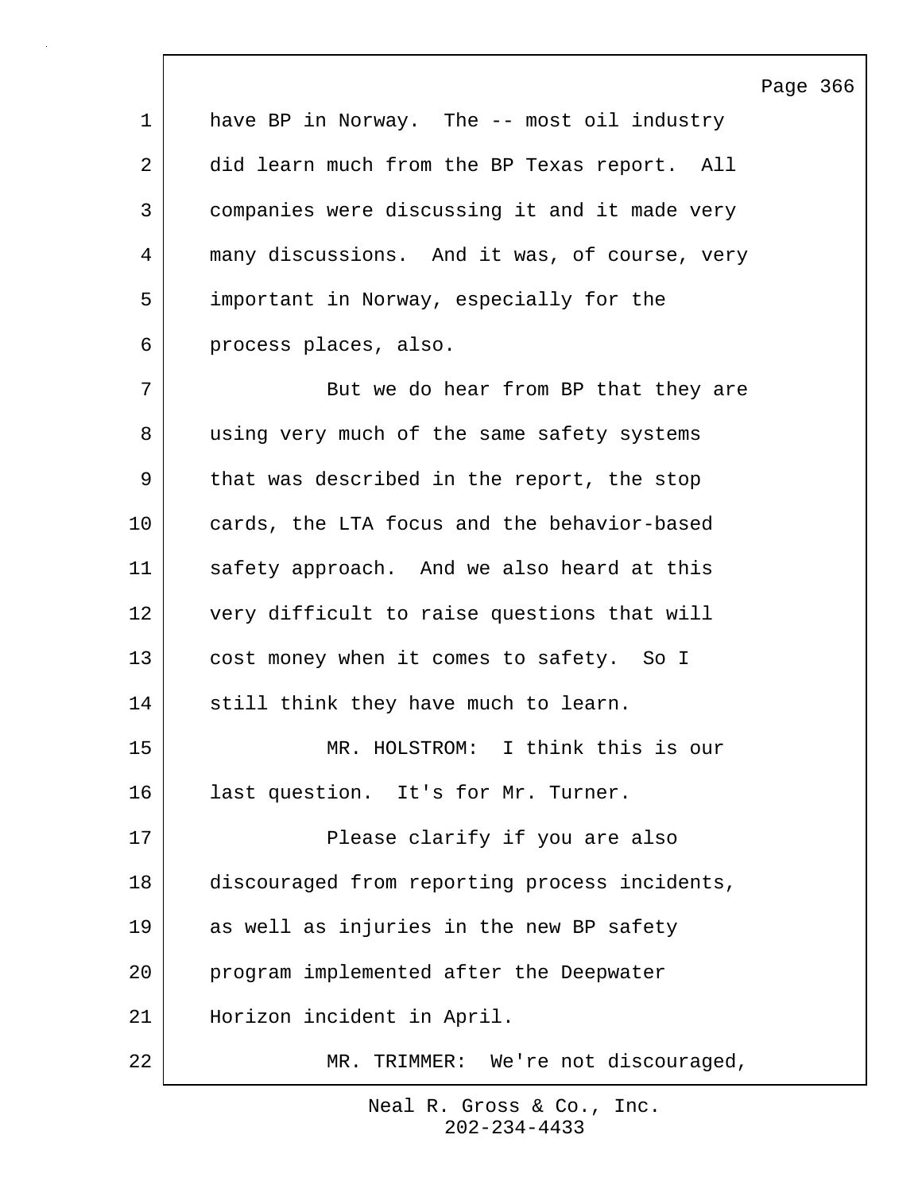have BP in Norway. The -- most oil industry did learn much from the BP Texas report. All companies were discussing it and it made very many discussions. And it was, of course, very important in Norway, especially for the process places, also.

But we do hear from BP that they are using very much of the same safety systems that was described in the report, the stop cards, the LTA focus and the behavior-based safety approach. And we also heard at this very difficult to raise questions that will cost money when it comes to safety. So I still think they have much to learn.

MR. HOLSTROM: I think this is our last question. It's for Mr. Turner.

Please clarify if you are also discouraged from reporting process incidents, as well as injuries in the new BP safety program implemented after the Deepwater Horizon incident in April.

MR. TRIMMER: We're not discouraged,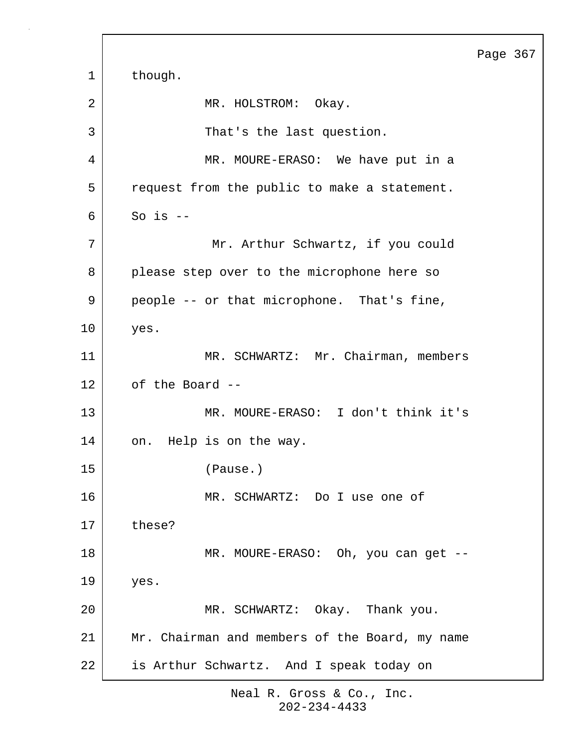though.

MR. HOLSTROM: Okay.

That's the last question.

MR. MOURE-ERASO: We have put in a request from the public to make a statement. So is --

Mr. Arthur Schwartz, if you could please step over to the microphone here so people -- or that microphone. That's fine, yes.

MR. SCHWARTZ: Mr. Chairman, members of the Board --

MR. MOURE-ERASO: I don't think it's on. Help is on the way.

(Pause.)

MR. SCHWARTZ: Do I use one of these?

MR. MOURE-ERASO: Oh, you can get -- yes.

MR. SCHWARTZ: Okay. Thank you. Mr. Chairman and members of the Board, my name is Arthur Schwartz. And I speak today on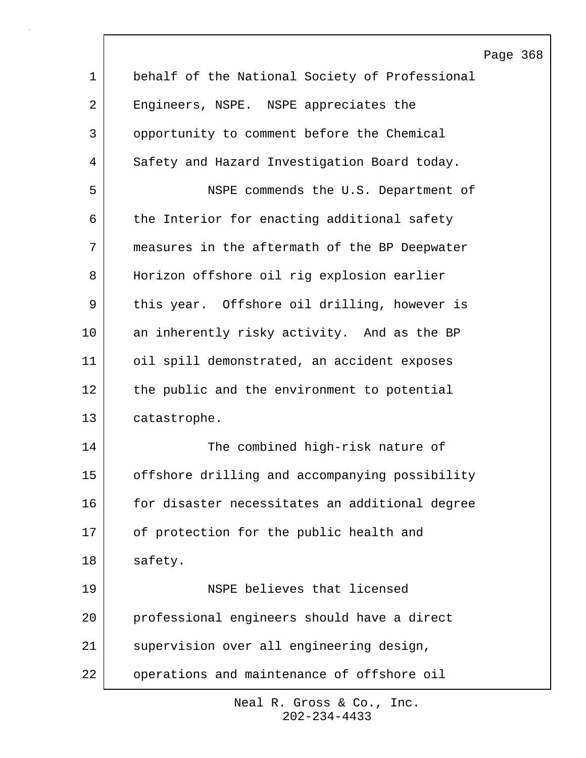behalf of the National Society of Professional Engineers, NSPE. NSPE appreciates the opportunity to comment before the Chemical Safety and Hazard Investigation Board today.

NSPE commends the U.S. Department of the Interior for enacting additional safety measures in the aftermath of the BP Deepwater Horizon offshore oil rig explosion earlier this year. Offshore oil drilling, however is an inherently risky activity. And as the BP oil spill demonstrated, an accident exposes the public and the environment to potential catastrophe.

The combined high-risk nature of offshore drilling and accompanying possibility for disaster necessitates an additional degree of protection for the public health and safety.

NSPE believes that licensed professional engineers should have a direct supervision over all engineering design, operations and maintenance of offshore oil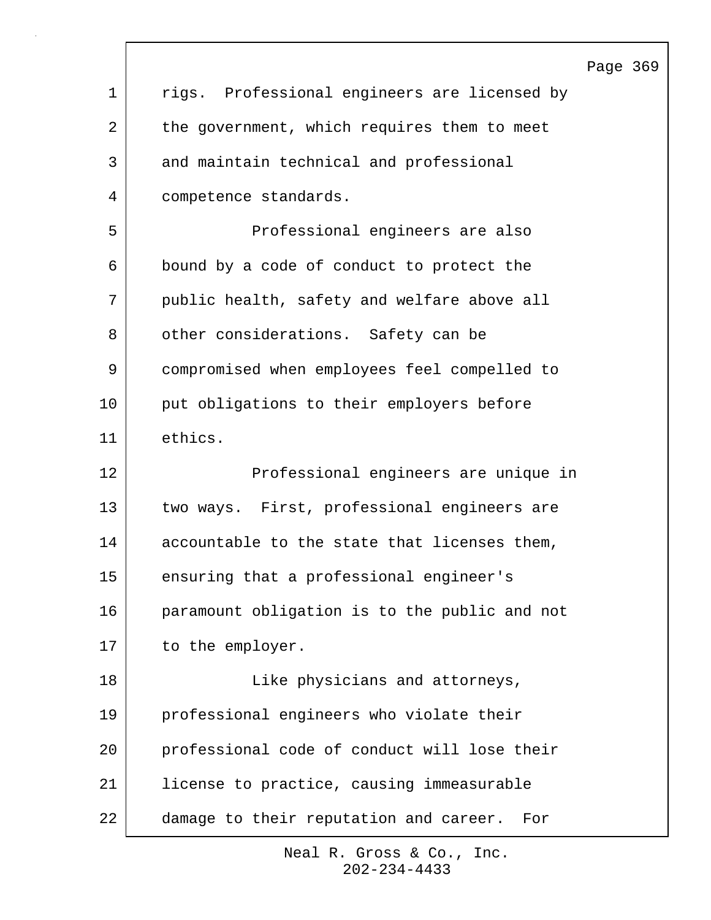rigs. Professional engineers are licensed by the government, which requires them to meet and maintain technical and professional competence standards.

Professional engineers are also bound by a code of conduct to protect the public health, safety and welfare above all other considerations. Safety can be compromised when employees feel compelled to put obligations to their employers before ethics.

Professional engineers are unique in two ways. First, professional engineers are accountable to the state that licenses them, ensuring that a professional engineer's paramount obligation is to the public and not to the employer.

Like physicians and attorneys, professional engineers who violate their professional code of conduct will lose their license to practice, causing immeasurable damage to their reputation and career. For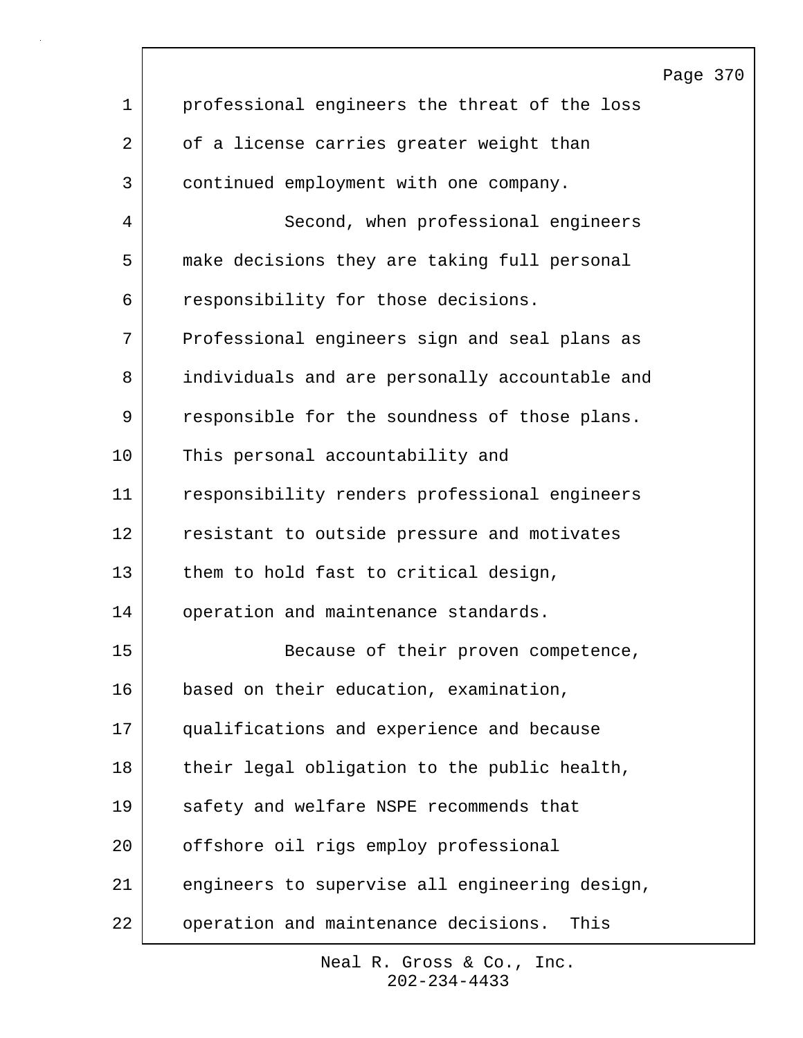professional engineers the threat of the loss of a license carries greater weight than continued employment with one company.

Second, when professional engineers make decisions they are taking full personal responsibility for those decisions. Professional engineers sign and seal plans as individuals and are personally accountable and responsible for the soundness of those plans. This personal accountability and responsibility renders professional engineers resistant to outside pressure and motivates them to hold fast to critical design, operation and maintenance standards.

Because of their proven competence, based on their education, examination, qualifications and experience and because their legal obligation to the public health, safety and welfare NSPE recommends that offshore oil rigs employ professional engineers to supervise all engineering design, operation and maintenance decisions. This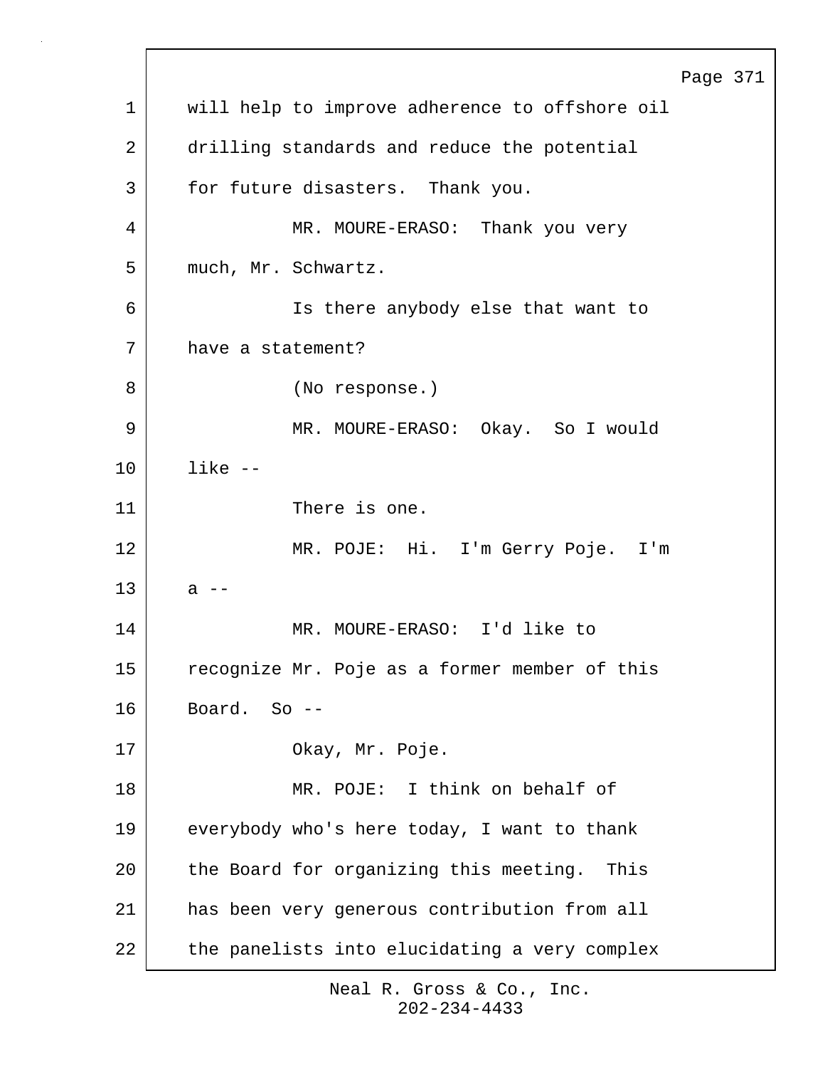will help to improve adherence to offshore oil drilling standards and reduce the potential for future disasters. Thank you.

MR. MOURE-ERASO: Thank you very much, Mr. Schwartz.

Is there anybody else that want to have a statement?

(No response.)

MR. MOURE-ERASO: Okay. So I would like --

There is one.

MR. POJE: Hi. I'm Gerry Poje. I'm a --

MR. MOURE-ERASO: I'd like to recognize Mr. Poje as a former member of this Board. So --

Okay, Mr. Poje.

MR. POJE: I think on behalf of everybody who's here today, I want to thank the Board for organizing this meeting. This has been very generous contribution from all the panelists into elucidating a very complex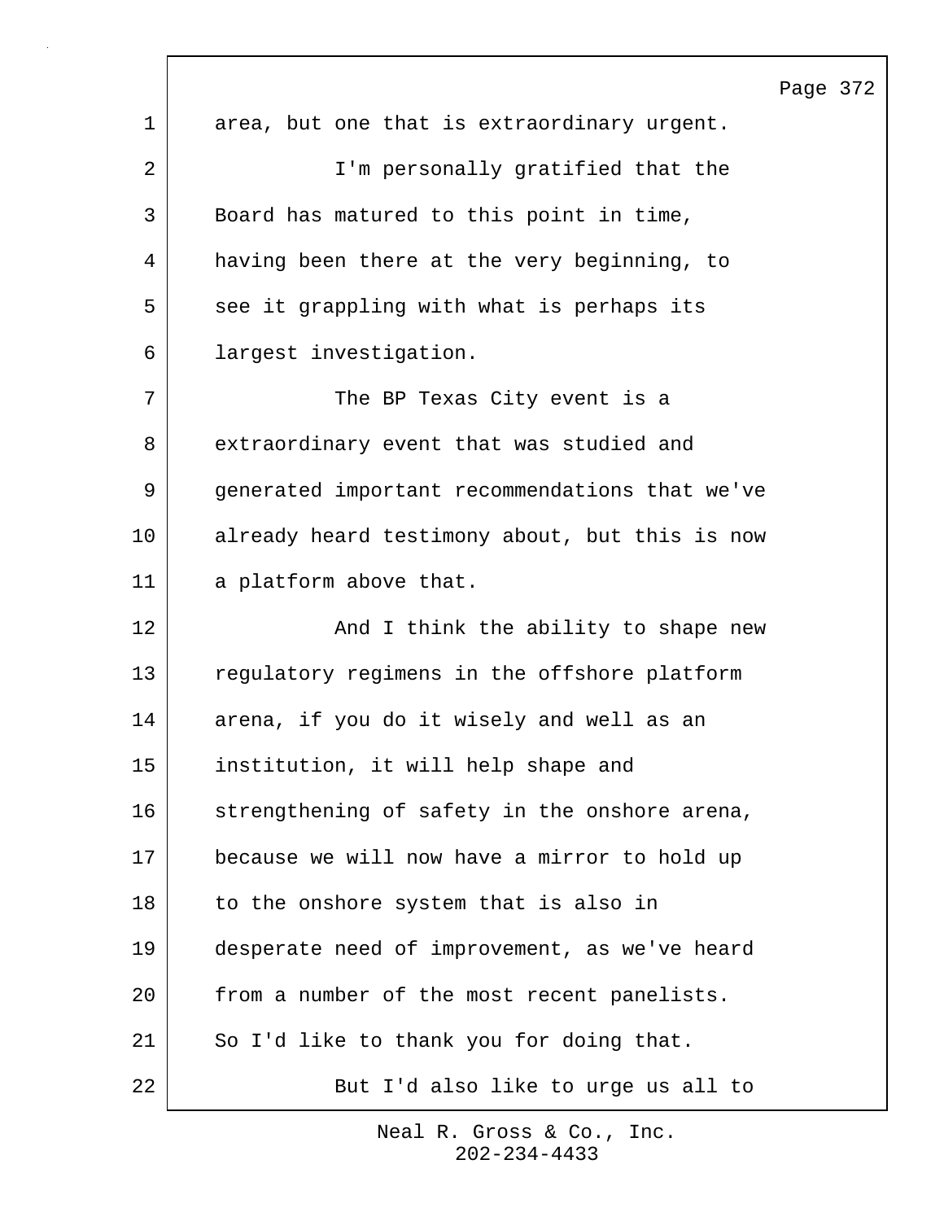area, but one that is extraordinary urgent.

I'm personally gratified that the Board has matured to this point in time, having been there at the very beginning, to see it grappling with what is perhaps its largest investigation.

The BP Texas City event is a extraordinary event that was studied and generated important recommendations that we've already heard testimony about, but this is now a platform above that.

And I think the ability to shape new regulatory regimens in the offshore platform arena, if you do it wisely and well as an institution, it will help shape and strengthening of safety in the onshore arena, because we will now have a mirror to hold up to the onshore system that is also in desperate need of improvement, as we've heard from a number of the most recent panelists. So I'd like to thank you for doing that.

But I'd also like to urge us all to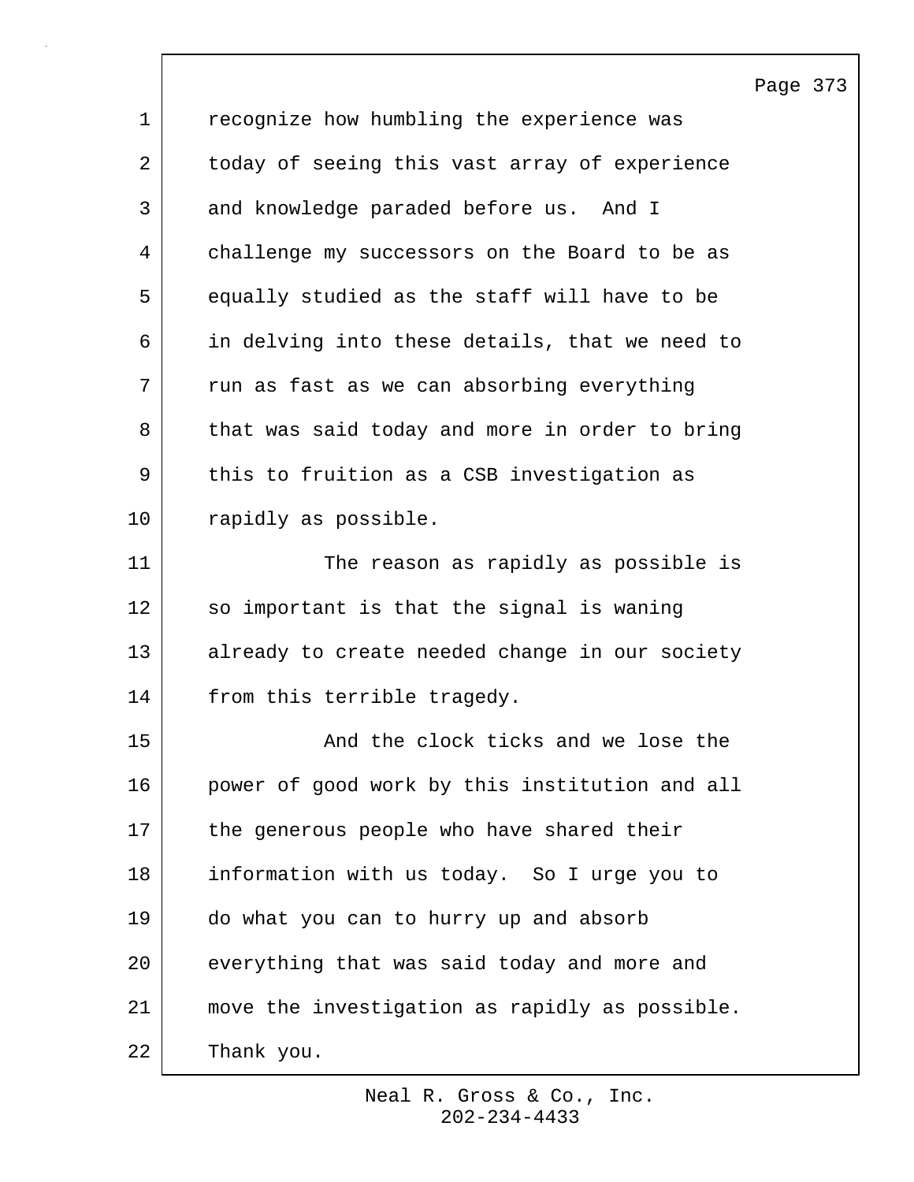recognize how humbling the experience was today of seeing this vast array of experience and knowledge paraded before us. And I challenge my successors on the Board to be as equally studied as the staff will have to be in delving into these details, that we need to run as fast as we can absorbing everything that was said today and more in order to bring this to fruition as a CSB investigation as rapidly as possible.

The reason as rapidly as possible is so important is that the signal is waning already to create needed change in our society from this terrible tragedy.

And the clock ticks and we lose the power of good work by this institution and all the generous people who have shared their information with us today. So I urge you to do what you can to hurry up and absorb everything that was said today and more and move the investigation as rapidly as possible. Thank you.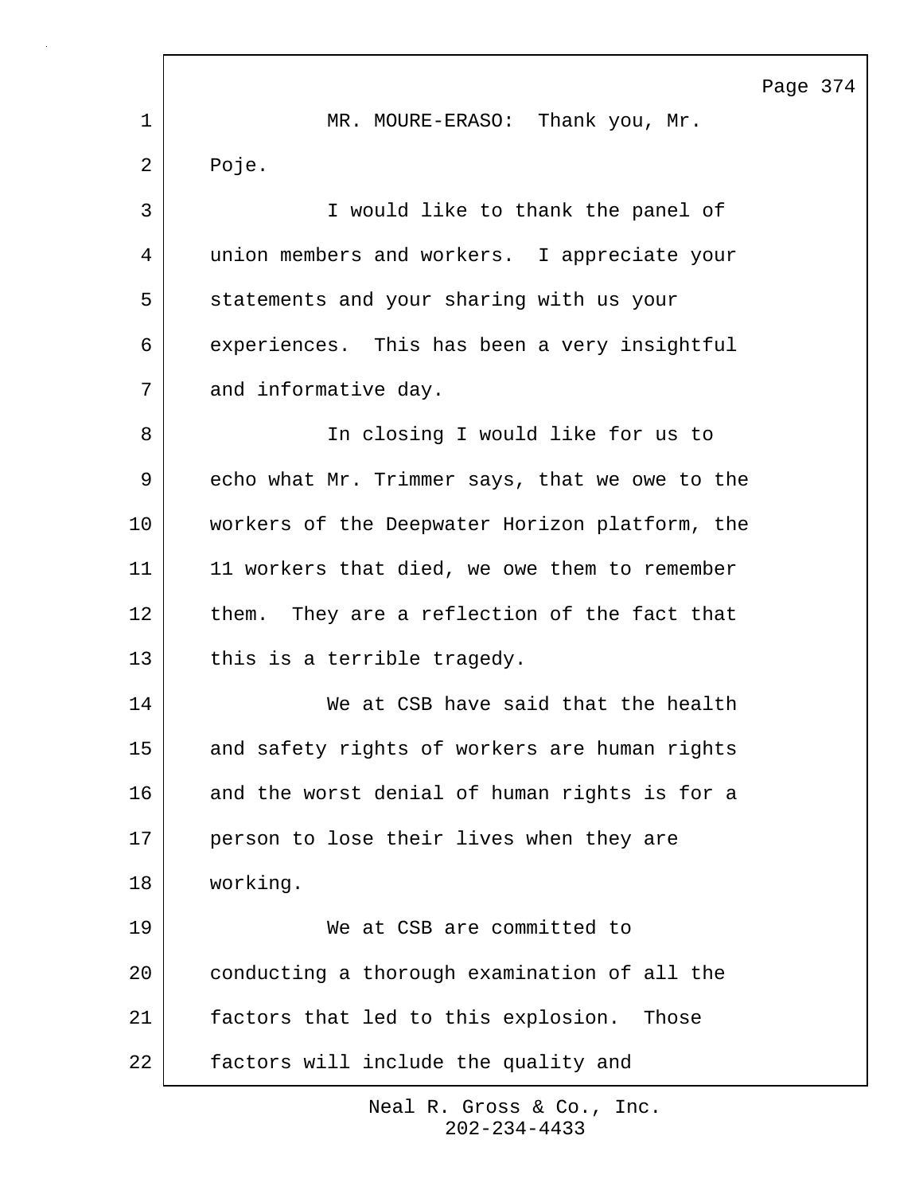MR. MOURE-ERASO: Thank you, Mr. Poje.

I would like to thank the panel of union members and workers. I appreciate your statements and your sharing with us your experiences. This has been a very insightful and informative day.

In closing I would like for us to echo what Mr. Trimmer says, that we owe to the workers of the Deepwater Horizon platform, the 11 workers that died, we owe them to remember them. They are a reflection of the fact that this is a terrible tragedy.

We at CSB have said that the health and safety rights of workers are human rights and the worst denial of human rights is for a person to lose their lives when they are working.

We at CSB are committed to conducting a thorough examination of all the factors that led to this explosion. Those factors will include the quality and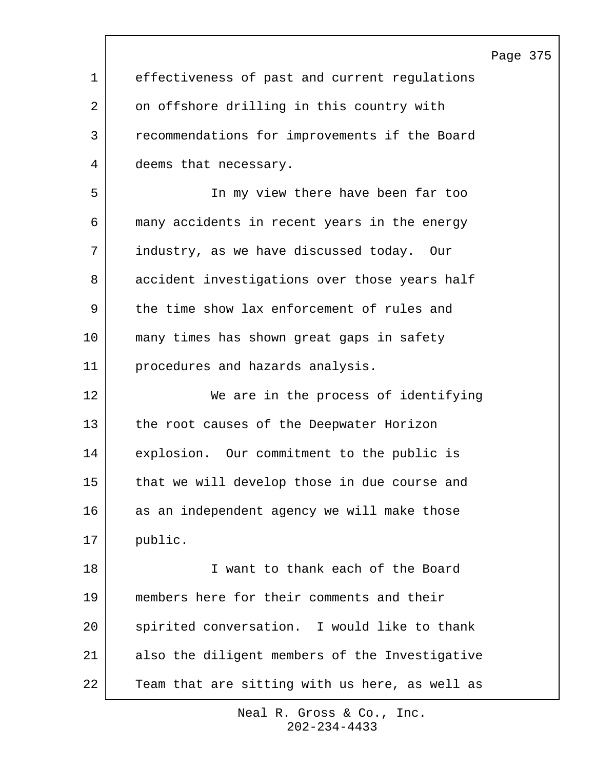effectiveness of past and current regulations on offshore drilling in this country with recommendations for improvements if the Board deems that necessary.

In my view there have been far too many accidents in recent years in the energy industry, as we have discussed today. Our accident investigations over those years half the time show lax enforcement of rules and many times has shown great gaps in safety procedures and hazards analysis.

We are in the process of identifying the root causes of the Deepwater Horizon explosion. Our commitment to the public is that we will develop those in due course and as an independent agency we will make those public.

I want to thank each of the Board members here for their comments and their spirited conversation. I would like to thank also the diligent members of the Investigative Team that are sitting with us here, as well as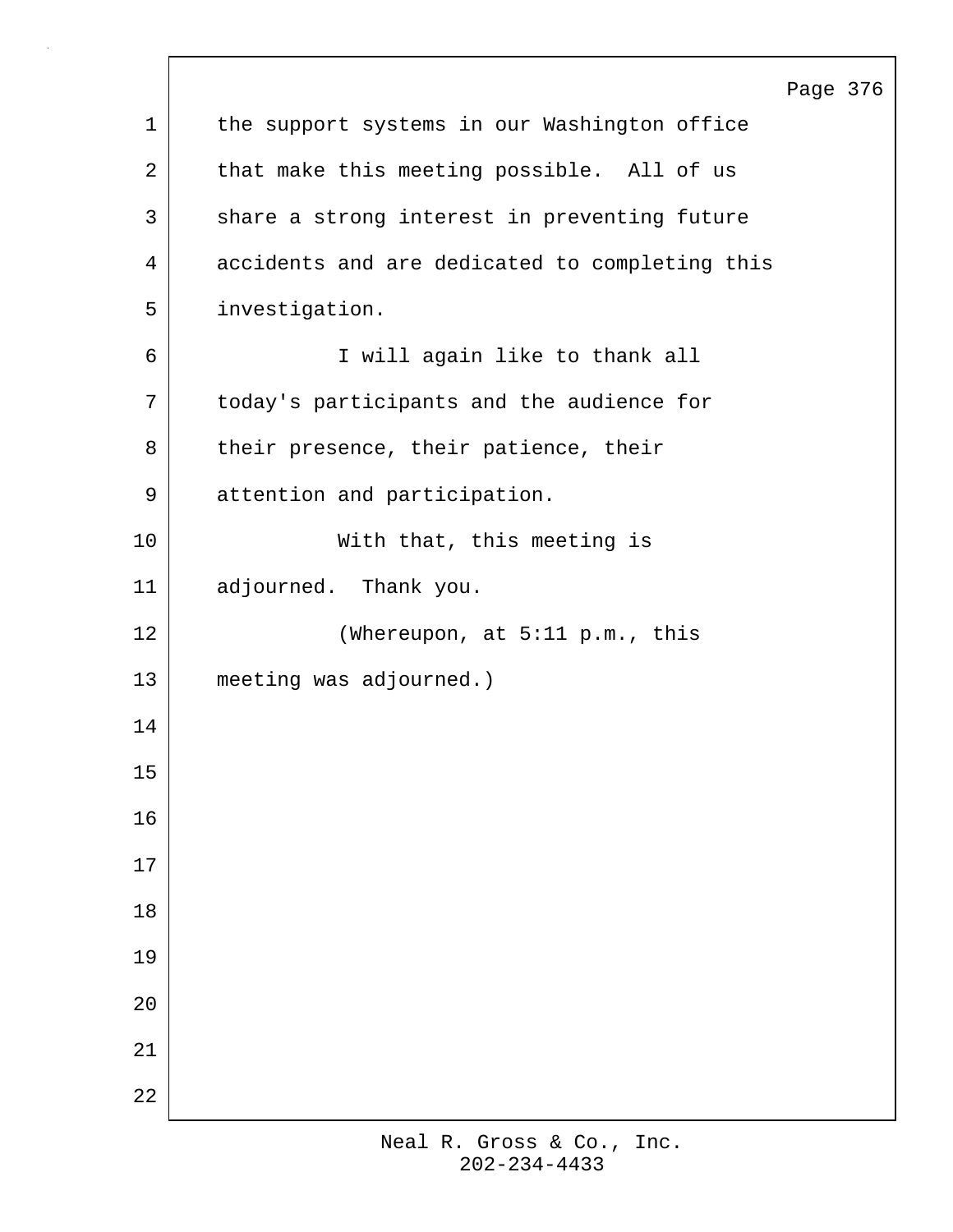the support systems in our Washington office that make this meeting possible. All of us share a strong interest in preventing future accidents and are dedicated to completing this investigation.

I will again like to thank all today's participants and the audience for their presence, their patience, their attention and participation.

With that, this meeting is adjourned. Thank you.

(Whereupon, at 5:11 p.m., this meeting was adjourned.)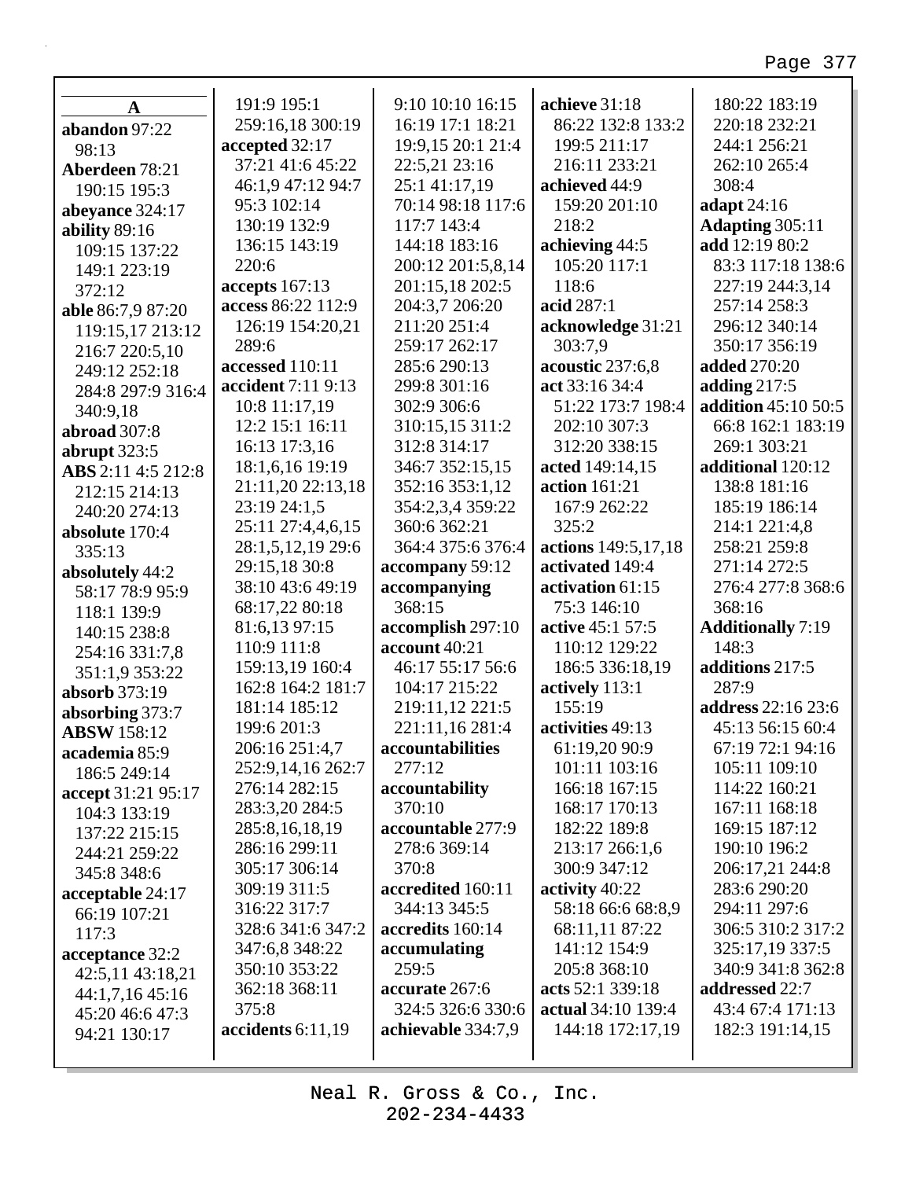**A**

**abandon** 97:22 98:13
**Aberdeen** 78:21 190:15 195:3
**abeyance** 324:17
**ability** 89:16 109:15 137:22 149:1 223:19 372:12
**able** 86:7,9 87:20 119:15,17 213:12 216:7 220:5,10 249:12 252:18 284:8 297:9 316:4 340:9,18
**abroad** 307:8
**abrupt** 323:5
**ABS** 2:11 4:5 212:8 212:15 214:13 240:20 274:13
**absolute** 170:4 335:13
**absolutely** 44:2 58:17 78:9 95:9 118:1 139:9 140:15 238:8 254:16 331:7,8 351:1,9 353:22
**absorb** 373:19
**absorbing** 373:7
**ABSW** 158:12
**academia** 85:9 186:5 249:14
**accept** 31:21 95:17 104:3 133:19 137:22 215:15 244:21 259:22 345:8 348:6
**acceptable** 24:17 66:19 107:21 117:3
**acceptance** 32:2 42:5,11 43:18,21 44:1,7,16 45:16 45:20 46:6 47:3 94:21 130:17 191:9 195:1 259:16,18 300:19
**accepted** 32:17 37:21 41:6 45:22 46:1,9 47:12 94:7 95:3 102:14 130:19 132:9 136:15 143:19 220:6
**accepts** 167:13
**access** 86:22 112:9 126:19 154:20,21 289:6
**accessed** 110:11
**accident** 7:11 9:13 10:8 11:17,19 12:2 15:1 16:11 16:13 17:3,16 18:1,6,16 19:19 21:11,20 22:13,18 23:19 24:1,5 25:11 27:4,4,6,15 28:1,5,12,19 29:6 29:15,18 30:8 38:10 43:6 49:19 68:17,22 80:18 81:6,13 97:15 110:9 111:8 159:13,19 160:4 162:8 164:2 181:7 181:14 185:12 199:6 201:3 206:16 251:4,7 252:9,14,16 262:7 276:14 282:15 283:3,20 284:5 285:8,16,18,19 286:16 299:11 305:17 306:14 309:19 311:5 316:22 317:7 328:6 341:6 347:2 347:6,8 348:22 350:10 353:22 362:18 368:11 375:8
**accidents** 6:11,19 9:10 10:10 16:15 16:19 17:1 18:21 19:9,15 20:1 21:4 22:5,21 23:16 25:1 41:17,19 70:14 98:18 117:6 117:7 143:4 144:18 183:16 200:12 201:5,8,14 201:15,18 202:5 204:3,7 206:20 211:20 251:4 259:17 262:17 285:6 290:13 299:8 301:16 302:9 306:6 310:15,15 311:2 312:8 314:17 346:7 352:15,15 352:16 353:1,12 354:2,3,4 359:22 360:6 362:21 364:4 375:6 376:4
**accompany** 59:12
**accompanying** 368:15
**accomplish** 297:10
**account** 40:21 46:17 55:17 56:6 104:17 215:22 219:11,12 221:5 221:11,16 281:4
**accountabilities** 277:12
**accountability** 370:10
**accountable** 277:9 278:6 369:14 370:8
**accredited** 160:11 344:13 345:5
**accredits** 160:14
**accumulating** 259:5
**accurate** 267:6 324:5 326:6 330:6
**achievable** 334:7,9
**achieve** 31:18 86:22 132:8 133:2 199:5 211:17 216:11 233:21
**achieved** 44:9 159:20 201:10 218:2
**achieving** 44:5 105:20 117:1 118:6
**acid** 287:1
**acknowledge** 31:21 303:7,9
**acoustic** 237:6,8
**act** 33:16 34:4 51:22 173:7 198:4 202:10 307:3 312:20 338:15
**acted** 149:14,15
**action** 161:21 167:9 262:22 325:2
**actions** 149:5,17,18
**activated** 149:4
**activation** 61:15 75:3 146:10
**active** 45:1 57:5 110:12 129:22 186:5 336:18,19
**actively** 113:1 155:19
**activities** 49:13 61:19,20 90:9 101:11 103:16 166:18 167:15 168:17 170:13 182:22 189:8 213:17 266:1,6 300:9 347:12
**activity** 40:22 58:18 66:6 68:8,9 68:11,11 87:22 141:12 154:9 205:8 368:10
**acts** 52:1 339:18
**actual** 34:10 139:4 144:18 172:17,19 180:22 183:19 220:18 232:21 244:1 256:21 262:10 265:4 308:4
**adapt** 24:16
**Adapting** 305:11
**add** 12:19 80:2 83:3 117:18 138:6 227:19 244:3,14 257:14 258:3 296:12 340:14 350:17 356:19
**added** 270:20
**adding** 217:5
**addition** 45:10 50:5 66:8 162:1 183:19 269:1 303:21
**additional** 120:12 138:8 181:16 185:19 186:14 214:1 221:4,8 258:21 259:8 271:14 272:5 276:4 277:8 368:6 368:16
**Additionally** 7:19 148:3
**additions** 217:5 287:9
**address** 22:16 23:6 45:13 56:15 60:4 67:19 72:1 94:16 105:11 109:10 114:22 160:21 167:11 168:18 169:15 187:12 190:10 196:2 206:17,21 244:8 283:6 290:20 294:11 297:6 306:5 310:2 317:2 325:17,19 337:5 340:9 341:8 362:8
**addressed** 22:7 43:4 67:4 171:13 182:3 191:14,15

Neal R. Gross & Co., Inc.
202-234-4433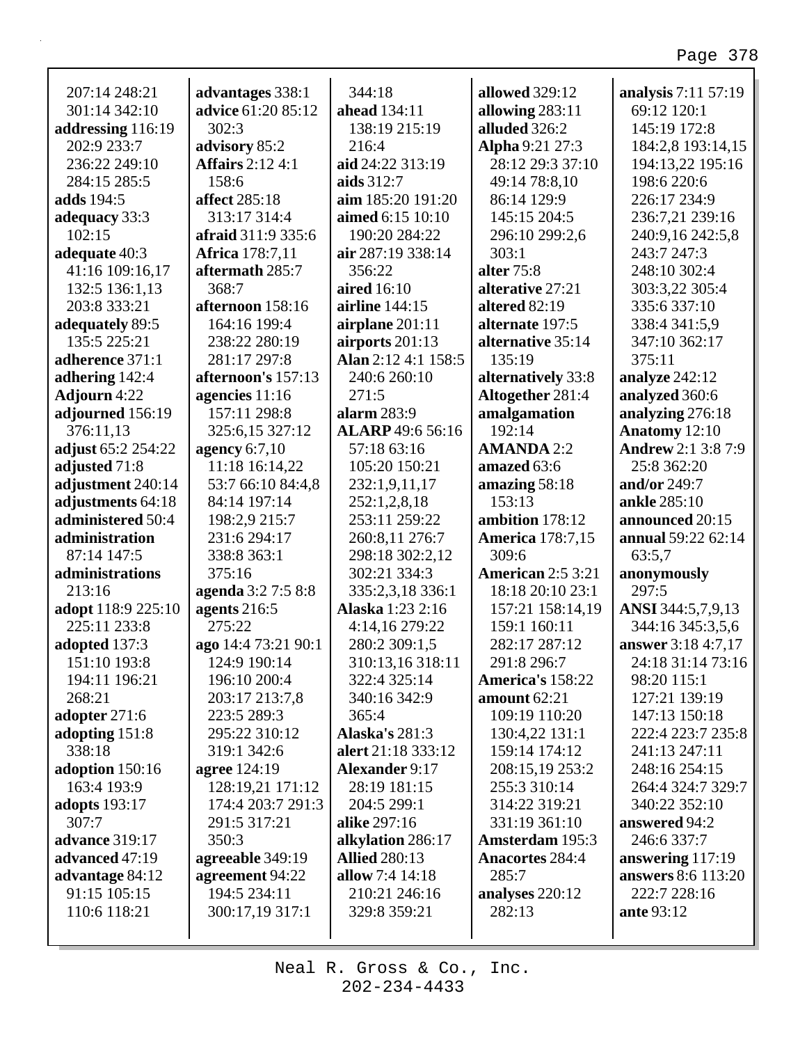207:14 248:21
301:14 342:10
**addressing** 116:19
202:9 233:7
236:22 249:10
284:15 285:5
**adds** 194:5
**adequacy** 33:3
102:15
**adequate** 40:3
41:16 109:16,17
132:5 136:1,13
203:8 333:21
**adequately** 89:5
135:5 225:21
**adherence** 371:1
**adhering** 142:4
**Adjourn** 4:22
**adjourned** 156:19
376:11,13
**adjust** 65:2 254:22
**adjusted** 71:8
**adjustment** 240:14
**adjustments** 64:18
**administered** 50:4
**administration**
87:14 147:5
**administrations**
213:16
**adopt** 118:9 225:10
225:11 233:8
**adopted** 137:3
151:10 193:8
194:11 196:21
268:21
**adopter** 271:6
**adopting** 151:8
338:18
**adoption** 150:16
163:4 193:9
**adopts** 193:17
307:7
**advance** 319:17
**advanced** 47:19
**advantage** 84:12
91:15 105:15
110:6 118:21
**advantages** 338:1
**advice** 61:20 85:12
302:3
**advisory** 85:2
**Affairs** 2:12 4:1
158:6
**affect** 285:18
313:17 314:4
**afraid** 311:9 335:6
**Africa** 178:7,11
**aftermath** 285:7
368:7
**afternoon** 158:16
164:16 199:4
238:22 280:19
281:17 297:8
**afternoon's** 157:13
**agencies** 11:16
157:11 298:8
325:6,15 327:12
**agency** 6:7,10
11:18 16:14,22
53:7 66:10 84:4,8
84:14 197:14
198:2,9 215:7
231:6 294:17
338:8 363:1
375:16
**agenda** 3:2 7:5 8:8
**agents** 216:5
275:22
**ago** 14:4 73:21 90:1
124:9 190:14
196:10 200:4
203:17 213:7,8
223:5 289:3
295:22 310:12
319:1 342:6
**agree** 124:19
128:19,21 171:12
174:4 203:7 291:3
291:5 317:21
350:3
**agreeable** 349:19
**agreement** 94:22
194:5 234:11
300:17,19 317:1
344:18
**ahead** 134:11
138:19 215:19
216:4
**aid** 24:22 313:19
**aids** 312:7
**aim** 185:20 191:20
**aimed** 6:15 10:10
190:20 284:22
**air** 287:19 338:14
356:22
**aired** 16:10
**airline** 144:15
**airplane** 201:11
**airports** 201:13
**Alan** 2:12 4:1 158:5
240:6 260:10
271:5
**alarm** 283:9
**ALARP** 49:6 56:16
57:18 63:16
105:20 150:21
232:1,9,11,17
252:1,2,8,18
253:11 259:22
260:8,11 276:7
298:18 302:2,12
302:21 334:3
335:2,3,18 336:1
**Alaska** 1:23 2:16
4:14,16 279:22
280:2 309:1,5
310:13,16 318:11
322:4 325:14
340:16 342:9
365:4
**Alaska's** 281:3
**alert** 21:18 333:12
**Alexander** 9:17
28:19 181:15
204:5 299:1
**alike** 297:16
**alkylation** 286:17
**Allied** 280:13
**allow** 7:4 14:18
210:21 246:16
329:8 359:21
**allowed** 329:12
**allowing** 283:11
**alluded** 326:2
**Alpha** 9:21 27:3
28:12 29:3 37:10
49:14 78:8,10
86:14 129:9
145:15 204:5
296:10 299:2,6
303:1
**alter** 75:8
**alterative** 27:21
**altered** 82:19
**alternate** 197:5
**alternative** 35:14
135:19
**alternatively** 33:8
**Altogether** 281:4
**amalgamation**
192:14
**AMANDA** 2:2
**amazed** 63:6
**amazing** 58:18
153:13
**ambition** 178:12
**America** 178:7,15
309:6
**American** 2:5 3:21
18:18 20:10 23:1
157:21 158:14,19
159:1 160:11
282:17 287:12
291:8 296:7
**America's** 158:22
**amount** 62:21
109:19 110:20
130:4,22 131:1
159:14 174:12
208:15,19 253:2
255:3 310:14
314:22 319:21
331:19 361:10
**Amsterdam** 195:3
**Anacortes** 284:4
285:7
**analyses** 220:12
282:13
**analysis** 7:11 57:19
69:12 120:1
145:19 172:8
184:2,8 193:14,15
194:13,22 195:16
198:6 220:6
226:17 234:9
236:7,21 239:16
240:9,16 242:5,8
243:7 247:3
248:10 302:4
303:3,22 305:4
335:6 337:10
338:4 341:5,9
347:10 362:17
375:11
**analyze** 242:12
**analyzed** 360:6
**analyzing** 276:18
**Anatomy** 12:10
**Andrew** 2:1 3:8 7:9
25:8 362:20
**and/or** 249:7
**ankle** 285:10
**announced** 20:15
**annual** 59:22 62:14
63:5,7
**anonymously**
297:5
**ANSI** 344:5,7,9,13
344:16 345:3,5,6
**answer** 3:18 4:7,17
24:18 31:14 73:16
98:20 115:1
127:21 139:19
147:13 150:18
222:4 223:7 235:8
241:13 247:11
248:16 254:15
264:4 324:7 329:7
340:22 352:10
**answered** 94:2
246:6 337:7
**answering** 117:19
**answers** 8:6 113:20
222:7 228:16
**ante** 93:12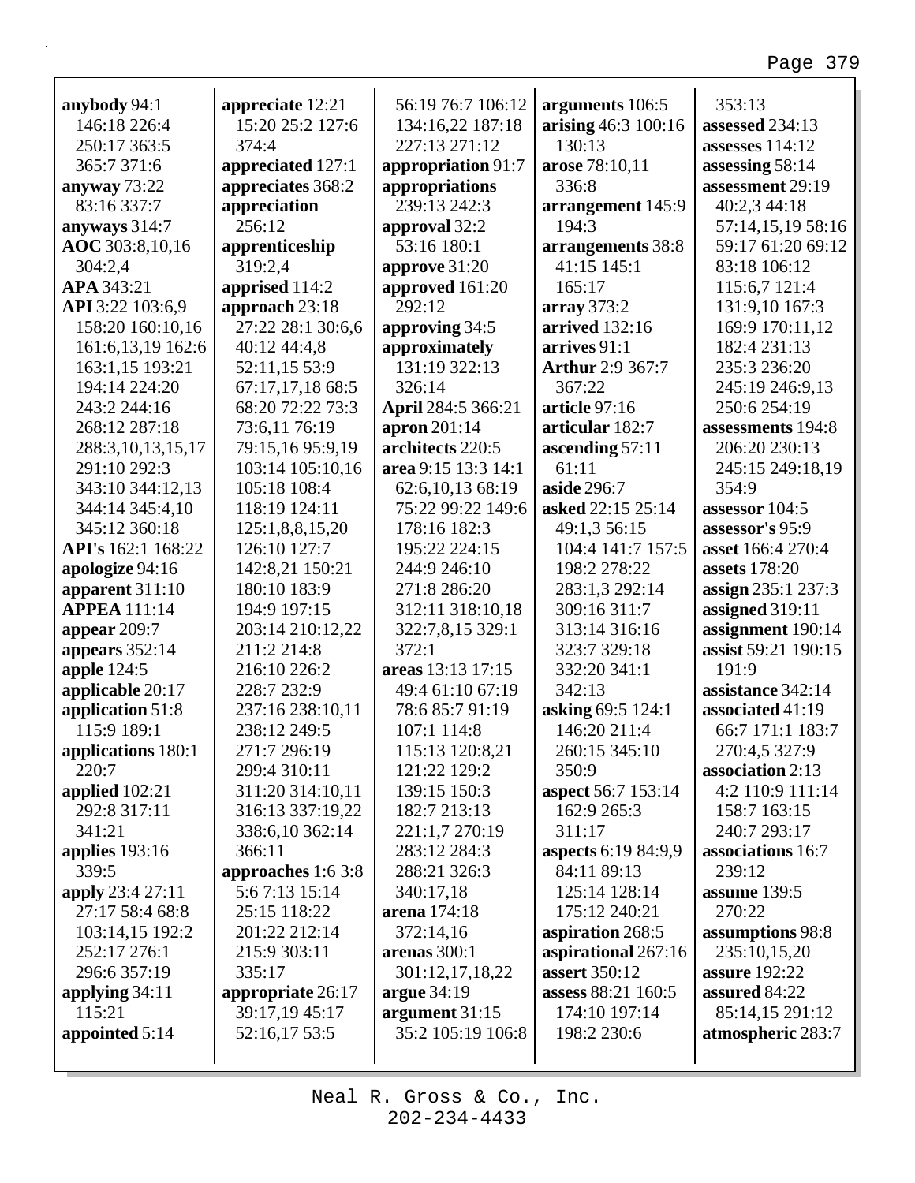**anybody** 94:1 146:18 226:4 250:17 363:5 365:7 371:6
**anyway** 73:22 83:16 337:7
**anyways** 314:7
**AOC** 303:8,10,16 304:2,4
**APA** 343:21
**API** 3:22 103:6,9 158:20 160:10,16 161:6,13,19 162:6 163:1,15 193:21 194:14 224:20 243:2 244:16 268:12 287:18 288:3,10,13,15,17 291:10 292:3 343:10 344:12,13 344:14 345:4,10 345:12 360:18
**API's** 162:1 168:22
**apologize** 94:16
**apparent** 311:10
**APPEA** 111:14
**appear** 209:7
**appears** 352:14
**apple** 124:5
**applicable** 20:17
**application** 51:8 115:9 189:1
**applications** 180:1 220:7
**applied** 102:21 292:8 317:11 341:21
**applies** 193:16 339:5
**apply** 23:4 27:11 27:17 58:4 68:8 103:14,15 192:2 252:17 276:1 296:6 357:19
**applying** 34:11 115:21
**appointed** 5:14
**appreciate** 12:21 15:20 25:2 127:6 374:4
**appreciated** 127:1
**appreciates** 368:2
**appreciation** 256:12
**apprenticeship** 319:2,4
**apprised** 114:2
**approach** 23:18 27:22 28:1 30:6,6 40:12 44:4,8 52:11,15 53:9 67:17,17,18 68:5 68:20 72:22 73:3 73:6,11 76:19 79:15,16 95:9,19 103:14 105:10,16 105:18 108:4 118:19 124:11 125:1,8,8,15,20 126:10 127:7 142:8,21 150:21 180:10 183:9 194:9 197:15 203:14 210:12,22 211:2 214:8 216:10 226:2 228:7 232:9 237:16 238:10,11 238:12 249:5 271:7 296:19 299:4 310:11 311:20 314:10,11 316:13 337:19,22 338:6,10 362:14 366:11
**approaches** 1:6 3:8 5:6 7:13 15:14 25:15 118:22 201:22 212:14 215:9 303:11 335:17
**appropriate** 26:17 39:17,19 45:17 52:16,17 53:5 56:19 76:7 106:12 134:16,22 187:18 227:13 271:12
**appropriation** 91:7
**appropriations** 239:13 242:3
**approval** 32:2 53:16 180:1
**approve** 31:20
**approved** 161:20 292:12
**approving** 34:5
**approximately** 131:19 322:13 326:14
**April** 284:5 366:21
**apron** 201:14
**architects** 220:5
**area** 9:15 13:3 14:1 62:6,10,13 68:19 75:22 99:22 149:6 178:16 182:3 195:22 224:15 244:9 246:10 271:8 286:20 312:11 318:10,18 322:7,8,15 329:1 372:1
**areas** 13:13 17:15 49:4 61:10 67:19 78:6 85:7 91:19 107:1 114:8 115:13 120:8,21 121:22 129:2 139:15 150:3 182:7 213:13 221:1,7 270:19 283:12 284:3 288:21 326:3 340:17,18
**arena** 174:18 372:14,16
**arenas** 300:1 301:12,17,18,22
**argue** 34:19
**argument** 31:15 35:2 105:19 106:8
**arguments** 106:5
**arising** 46:3 100:16 130:13
**arose** 78:10,11 336:8
**arrangement** 145:9 194:3
**arrangements** 38:8 41:15 145:1 165:17
**array** 373:2
**arrived** 132:16
**arrives** 91:1
**Arthur** 2:9 367:7 367:22
**article** 97:16
**articular** 182:7
**ascending** 57:11 61:11
**aside** 296:7
**asked** 22:15 25:14 49:1,3 56:15 104:4 141:7 157:5 198:2 278:22 283:1,3 292:14 309:16 311:7 313:14 316:16 323:7 329:18 332:20 341:1 342:13
**asking** 69:5 124:1 146:20 211:4 260:15 345:10 350:9
**aspect** 56:7 153:14 162:9 265:3 311:17
**aspects** 6:19 84:9,9 84:11 89:13 125:14 128:14 175:12 240:21
**aspiration** 268:5
**aspirational** 267:16
**assert** 350:12
**assess** 88:21 160:5 174:10 197:14 198:2 230:6 353:13
**assessed** 234:13
**assesses** 114:12
**assessing** 58:14
**assessment** 29:19 40:2,3 44:18 57:14,15,19 58:16 59:17 61:20 69:12 83:18 106:12 115:6,7 121:4 131:9,10 167:3 169:9 170:11,12 182:4 231:13 235:3 236:20 245:19 246:9,13 250:6 254:19
**assessments** 194:8 206:20 230:13 245:15 249:18,19 354:9
**assessor** 104:5
**assessor's** 95:9
**asset** 166:4 270:4
**assets** 178:20
**assign** 235:1 237:3
**assigned** 319:11
**assignment** 190:14
**assist** 59:21 190:15 191:9
**assistance** 342:14
**associated** 41:19 66:7 171:1 183:7 270:4,5 327:9
**association** 2:13 4:2 110:9 111:14 158:7 163:15 240:7 293:17
**associations** 16:7 239:12
**assume** 139:5 270:22
**assumptions** 98:8 235:10,15,20
**assure** 192:22
**assured** 84:22 85:14,15 291:12
**atmospheric** 283:7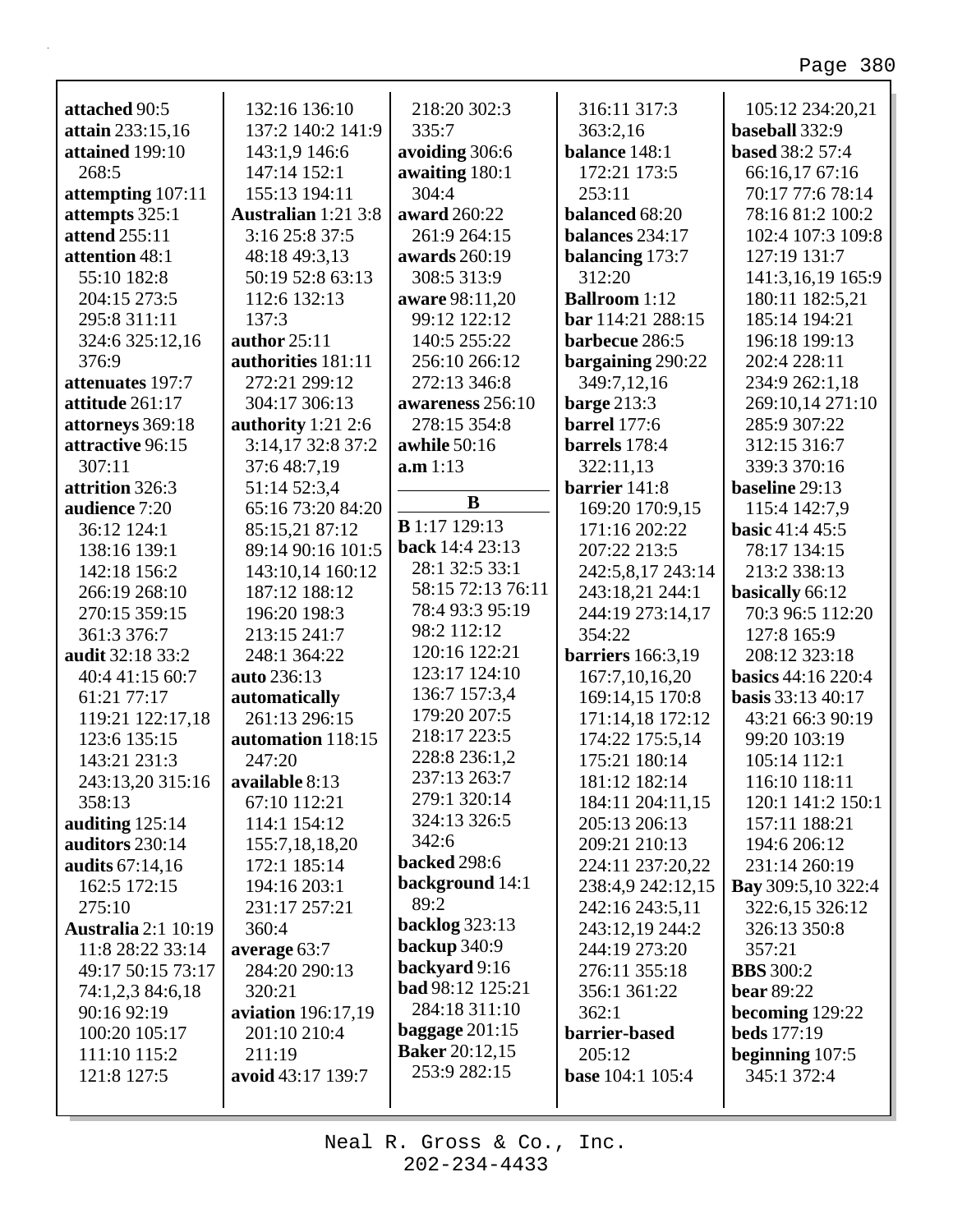**attached** 90:5
**attain** 233:15,16
**attained** 199:10 268:5
**attempting** 107:11
**attempts** 325:1
**attend** 255:11
**attention** 48:1 55:10 182:8 204:15 273:5 295:8 311:11 324:6 325:12,16 376:9
**attenuates** 197:7
**attitude** 261:17
**attorneys** 369:18
**attractive** 96:15 307:11
**attrition** 326:3
**audience** 7:20 36:12 124:1 138:16 139:1 142:18 156:2 266:19 268:10 270:15 359:15 361:3 376:7
**audit** 32:18 33:2 40:4 41:15 60:7 61:21 77:17 119:21 122:17,18 123:6 135:15 143:21 231:3 243:13,20 315:16 358:13
**auditing** 125:14
**auditors** 230:14
**audits** 67:14,16 162:5 172:15 275:10
**Australia** 2:1 10:19 11:8 28:22 33:14 49:17 50:15 73:17 74:1,2,3 84:6,18 90:16 92:19 100:20 105:17 111:10 115:2 121:8 127:5 132:16 136:10 137:2 140:2 141:9 143:1,9 146:6 147:14 152:1 155:13 194:11
**Australian** 1:21 3:8 3:16 25:8 37:5 48:18 49:3,13 50:19 52:8 63:13 112:6 132:13 137:3
**author** 25:11
**authorities** 181:11 272:21 299:12 304:17 306:13
**authority** 1:21 2:6 3:14,17 32:8 37:2 37:6 48:7,19 51:14 52:3,4 65:16 73:20 84:20 85:15,21 87:12 89:14 90:16 101:5 143:10,14 160:12 187:12 188:12 196:20 198:3 213:15 241:7 248:1 364:22
**auto** 236:13
**automatically** 261:13 296:15
**automation** 118:15 247:20
**available** 8:13 67:10 112:21 114:1 154:12 155:7,18,18,20 172:1 185:14 194:16 203:1 231:17 257:21 360:4
**average** 63:7 284:20 290:13 320:21
**aviation** 196:17,19 201:10 210:4 211:19
**avoid** 43:17 139:7 218:20 302:3 335:7
**avoiding** 306:6
**awaiting** 180:1 304:4
**award** 260:22 261:9 264:15
**awards** 260:19 308:5 313:9
**aware** 98:11,20 99:12 122:12 140:5 255:22 256:10 266:12 272:13 346:8
**awareness** 256:10 278:15 354:8
**awhile** 50:16
**a.m** 1:13

## B

**B** 1:17 129:13
**back** 14:4 23:13 28:1 32:5 33:1 58:15 72:13 76:11 78:4 93:3 95:19 98:2 112:12 120:16 122:21 123:17 124:10 136:7 157:3,4 179:20 207:5 218:17 223:5 228:8 236:1,2 237:13 263:7 279:1 320:14 324:13 326:5 342:6
**backed** 298:6
**background** 14:1 89:2
**backlog** 323:13
**backup** 340:9
**backyard** 9:16
**bad** 98:12 125:21 284:18 311:10
**baggage** 201:15
**Baker** 20:12,15 253:9 282:15
316:11 317:3 363:2,16
**balance** 148:1 172:21 173:5 253:11
**balanced** 68:20
**balances** 234:17
**balancing** 173:7 312:20
**Ballroom** 1:12
**bar** 114:21 288:15
**barbecue** 286:5
**bargaining** 290:22 349:7,12,16
**barge** 213:3
**barrel** 177:6
**barrels** 178:4 322:11,13
**barrier** 141:8 169:20 170:9,15 171:16 202:22 207:22 213:5 242:5,8,17 243:14 243:18,21 244:1 244:19 273:14,17 354:22
**barriers** 166:3,19 167:7,10,16,20 169:14,15 170:8 171:14,18 172:12 174:22 175:5,14 175:21 180:14 181:12 182:14 184:11 204:11,15 205:13 206:13 209:21 210:13 224:11 237:20,22 238:4,9 242:12,15 242:16 243:5,11 243:12,19 244:2 244:19 273:20 276:11 355:18 356:1 361:22 362:1
**barrier-based** 205:12
**base** 104:1 105:4 105:12 234:20,21
**baseball** 332:9
**based** 38:2 57:4 66:16,17 67:16 70:17 77:6 78:14 78:16 81:2 100:2 102:4 107:3 109:8 127:19 131:7 141:3,16,19 165:9 180:11 182:5,21 185:14 194:21 196:18 199:13 202:4 228:11 234:9 262:1,18 269:10,14 271:10 285:9 307:22 312:15 316:7 339:3 370:16
**baseline** 29:13 115:4 142:7,9
**basic** 41:4 45:5 78:17 134:15 213:2 338:13
**basically** 66:12 70:3 96:5 112:20 127:8 165:9 208:12 323:18
**basics** 44:16 220:4
**basis** 33:13 40:17 43:21 66:3 90:19 99:20 103:19 105:14 112:1 116:10 118:11 120:1 141:2 150:1 157:11 188:21 194:6 206:12 231:14 260:19
**Bay** 309:5,10 322:4 322:6,15 326:12 326:13 350:8 357:21
**BBS** 300:2
**bear** 89:22
**becoming** 129:22
**beds** 177:19
**beginning** 107:5 345:1 372:4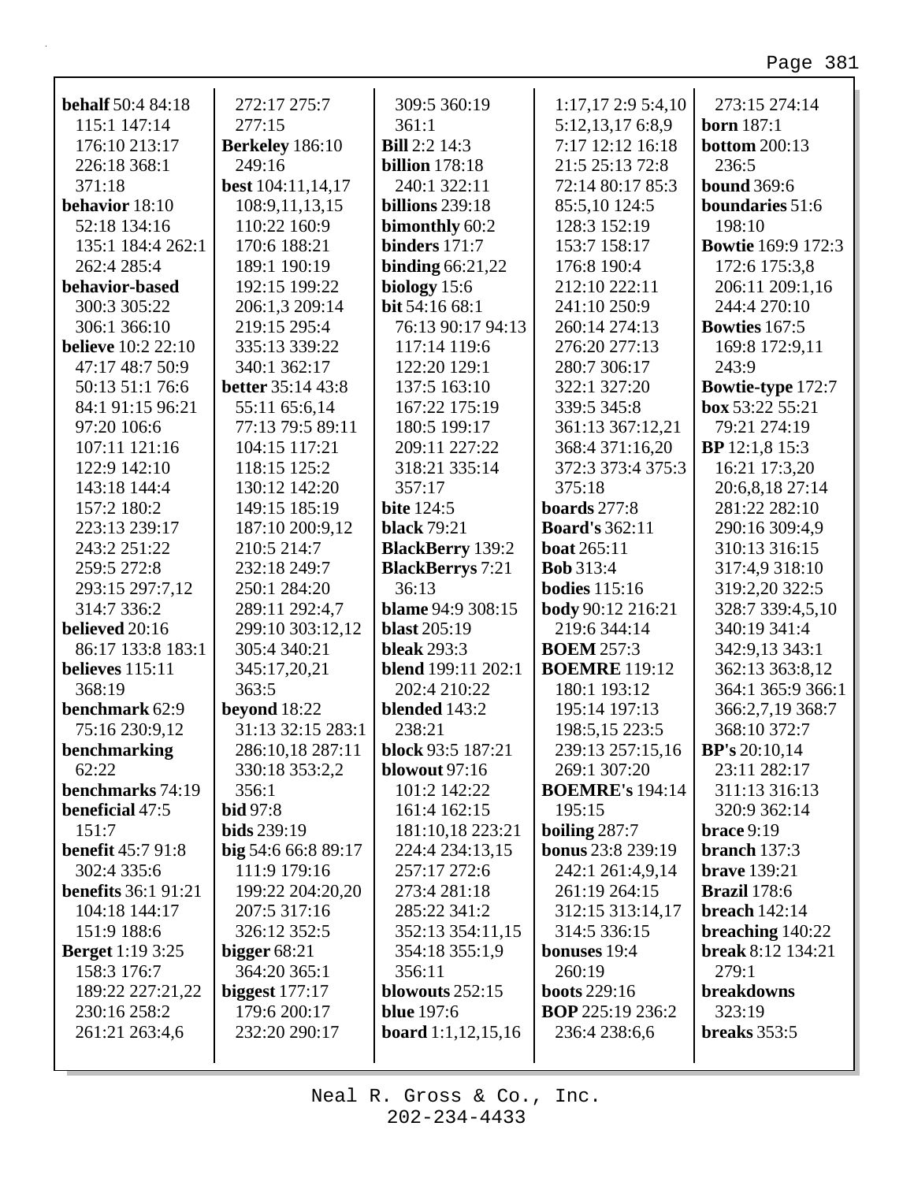**behalf** 50:4 84:18 115:1 147:14 176:10 213:17 226:18 368:1 371:18
**behavior** 18:10 52:18 134:16 135:1 184:4 262:1 262:4 285:4
**behavior-based** 300:3 305:22 306:1 366:10
**believe** 10:2 22:10 47:17 48:7 50:9 50:13 51:1 76:6 84:1 91:15 96:21 97:20 106:6 107:11 121:16 122:9 142:10 143:18 144:4 157:2 180:2 223:13 239:17 243:2 251:22 259:5 272:8 293:15 297:7,12 314:7 336:2
**believed** 20:16 86:17 133:8 183:1
**believes** 115:11 368:19
**benchmark** 62:9 75:16 230:9,12
**benchmarking** 62:22
**benchmarks** 74:19
**beneficial** 47:5 151:7
**benefit** 45:7 91:8 302:4 335:6
**benefits** 36:1 91:21 104:18 144:17 151:9 188:6
**Berget** 1:19 3:25 158:3 176:7 189:22 227:21,22 230:16 258:2 261:21 263:4,6 272:17 275:7 277:15
**Berkeley** 186:10 249:16
**best** 104:11,14,17 108:9,11,13,15 110:22 160:9 170:6 188:21 189:1 190:19 192:15 199:22 206:1,3 209:14 219:15 295:4 335:13 339:22 340:1 362:17
**better** 35:14 43:8 55:11 65:6,14 77:13 79:5 89:11 104:15 117:21 118:15 125:2 130:12 142:20 149:15 185:19 187:10 200:9,12 210:5 214:7 232:18 249:7 250:1 284:20 289:11 292:4,7 299:10 303:12,12 305:4 340:21 345:17,20,21 363:5
**beyond** 18:22 31:13 32:15 283:1 286:10,18 287:11 330:18 353:2,2 356:1
**bid** 97:8
**bids** 239:19
**big** 54:6 66:8 89:17 111:9 179:16 199:22 204:20,20 207:5 317:16 326:12 352:5
**bigger** 68:21 364:20 365:1
**biggest** 177:17 179:6 200:17 232:20 290:17 309:5 360:19 361:1
**Bill** 2:2 14:3
**billion** 178:18 240:1 322:11
**billions** 239:18
**bimonthly** 60:2
**binders** 171:7
**binding** 66:21,22
**biology** 15:6
**bit** 54:16 68:1 76:13 90:17 94:13 117:14 119:6 122:20 129:1 137:5 163:10 167:22 175:19 180:5 199:17 209:11 227:22 318:21 335:14 357:17
**bite** 124:5
**black** 79:21
**BlackBerry** 139:2
**BlackBerrys** 7:21 36:13
**blame** 94:9 308:15
**blast** 205:19
**bleak** 293:3
**blend** 199:11 202:1 202:4 210:22
**blended** 143:2 238:21
**block** 93:5 187:21
**blowout** 97:16 101:2 142:22 161:4 162:15 181:10,18 223:21 224:4 234:13,15 257:17 272:6 273:4 281:18 285:22 341:2 352:13 354:11,15 354:18 355:1,9 356:11
**blowouts** 252:15
**blue** 197:6
**board** 1:1,12,15,16 1:17,17 2:9 5:4,10 5:12,13,17 6:8,9 7:17 12:12 16:18 21:5 25:13 72:8 72:14 80:17 85:3 85:5,10 124:5 128:3 152:19 153:7 158:17 176:8 190:4 212:10 222:11 241:10 250:9 260:14 274:13 276:20 277:13 280:7 306:17 322:1 327:20 339:5 345:8 361:13 367:12,21 368:4 371:16,20 372:3 373:4 375:3 375:18
**boards** 277:8
**Board's** 362:11
**boat** 265:11
**Bob** 313:4
**bodies** 115:16
**body** 90:12 216:21 219:6 344:14
**BOEM** 257:3
**BOEMRE** 119:12 180:1 193:12 195:14 197:13 198:5,15 223:5 239:13 257:15,16 269:1 307:20
**BOEMRE's** 194:14 195:15
**boiling** 287:7
**bonus** 23:8 239:19 242:1 261:4,9,14 261:19 264:15 312:15 313:14,17 314:5 336:15
**bonuses** 19:4 260:19
**boots** 229:16
**BOP** 225:19 236:2 236:4 238:6,6 273:15 274:14
**born** 187:1
**bottom** 200:13 236:5
**bound** 369:6
**boundaries** 51:6 198:10
**Bowtie** 169:9 172:3 172:6 175:3,8 206:11 209:1,16 244:4 270:10
**Bowties** 167:5 169:8 172:9,11 243:9
**Bowtie-type** 172:7
**box** 53:22 55:21 79:21 274:19
**BP** 12:1,8 15:3 16:21 17:3,20 20:6,8,18 27:14 281:22 282:10 290:16 309:4,9 310:13 316:15 317:4,9 318:10 319:2,20 322:5 328:7 339:4,5,10 340:19 341:4 342:9,13 343:1 362:13 363:8,12 364:1 365:9 366:1 366:2,7,19 368:7 368:10 372:7
**BP's** 20:10,14 23:11 282:17 311:13 316:13 320:9 362:14
**brace** 9:19
**branch** 137:3
**brave** 139:21
**Brazil** 178:6
**breach** 142:14
**breaching** 140:22
**break** 8:12 134:21 279:1
**breakdowns** 323:19
**breaks** 353:5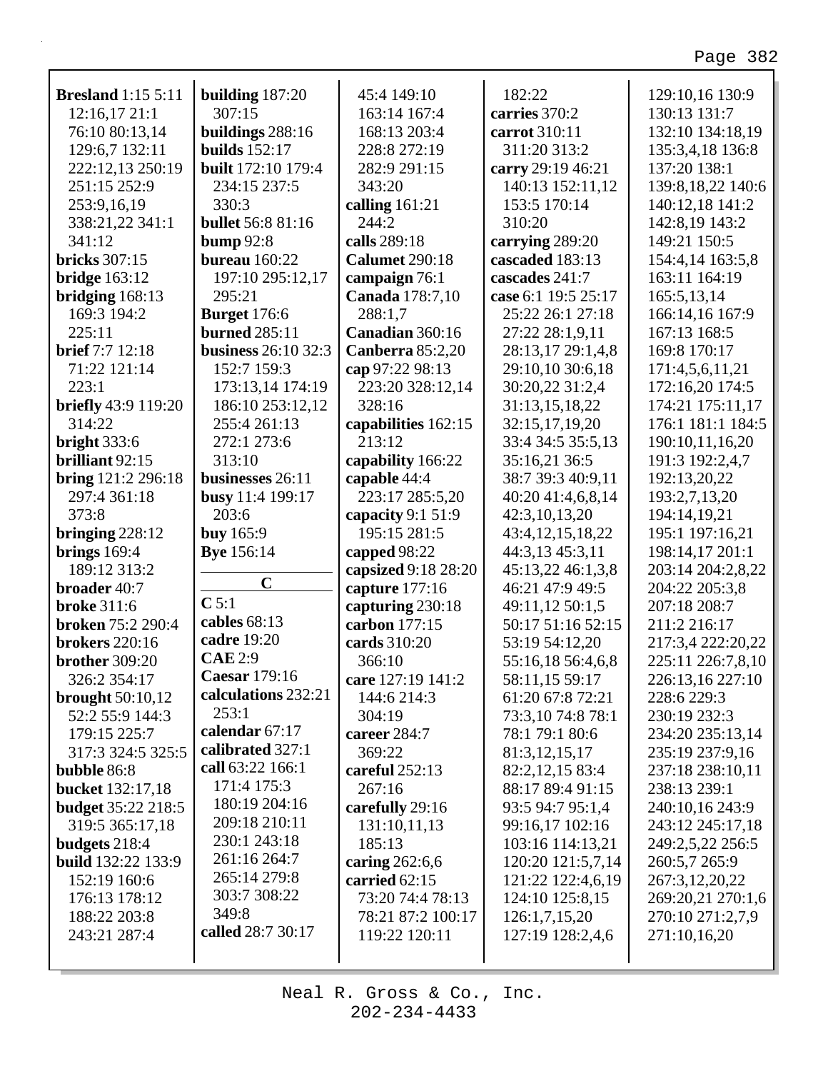**Bresland** 1:15 5:11 12:16,17 21:1 76:10 80:13,14 129:6,7 132:11 222:12,13 250:19 251:15 252:9 253:9,16,19 338:21,22 341:1 341:12
**bricks** 307:15
**bridge** 163:12
**bridging** 168:13 169:3 194:2 225:11
**brief** 7:7 12:18 71:22 121:14 223:1
**briefly** 43:9 119:20 314:22
**bright** 333:6
**brilliant** 92:15
**bring** 121:2 296:18 297:4 361:18 373:8
**bringing** 228:12
**brings** 169:4 189:12 313:2
**broader** 40:7
**broke** 311:6
**broken** 75:2 290:4
**brokers** 220:16
**brother** 309:20 326:2 354:17
**brought** 50:10,12 52:2 55:9 144:3 179:15 225:7 317:3 324:5 325:5
**bubble** 86:8
**bucket** 132:17,18
**budget** 35:22 218:5 319:5 365:17,18
**budgets** 218:4
**build** 132:22 133:9 152:19 160:6 176:13 178:12 188:22 203:8 243:21 287:4
**building** 187:20 307:15
**buildings** 288:16
**builds** 152:17
**built** 172:10 179:4 234:15 237:5 330:3
**bullet** 56:8 81:16
**bump** 92:8
**bureau** 160:22 197:10 295:12,17 295:21
**Burget** 176:6
**burned** 285:11
**business** 26:10 32:3 152:7 159:3 173:13,14 174:19 186:10 253:12,12 255:4 261:13 272:1 273:6 313:10
**businesses** 26:11
**busy** 11:4 199:17 203:6
**buy** 165:9
**Bye** 156:14

## C

**C** 5:1
**cables** 68:13
**cadre** 19:20
**CAE** 2:9
**Caesar** 179:16
**calculations** 232:21 253:1
**calendar** 67:17
**calibrated** 327:1
**call** 63:22 166:1 171:4 175:3 180:19 204:16 209:18 210:11 230:1 243:18 261:16 264:7 265:14 279:8 303:7 308:22 349:8
**called** 28:7 30:17 45:4 149:10 163:14 167:4 168:13 203:4 228:8 272:19 282:9 291:15 343:20
**calling** 161:21 244:2
**calls** 289:18
**Calumet** 290:18
**campaign** 76:1
**Canada** 178:7,10 288:1,7
**Canadian** 360:16
**Canberra** 85:2,20
**cap** 97:22 98:13 223:20 328:12,14 328:16
**capabilities** 162:15 213:12
**capability** 166:22
**capable** 44:4 223:17 285:5,20
**capacity** 9:1 51:9 195:15 281:5
**capped** 98:22
**capsized** 9:18 28:20
**capture** 177:16
**capturing** 230:18
**carbon** 177:15
**cards** 310:20 366:10
**care** 127:19 141:2 144:6 214:3 304:19
**career** 284:7 369:22
**careful** 252:13 267:16
**carefully** 29:16 131:10,11,13 185:13
**caring** 262:6,6
**carried** 62:15 73:20 74:4 78:13 78:21 87:2 100:17 119:22 120:11 182:22
**carries** 370:2
**carrot** 310:11 311:20 313:2
**carry** 29:19 46:21 140:13 152:11,12 153:5 170:14 310:20
**carrying** 289:20
**cascaded** 183:13
**cascades** 241:7
**case** 6:1 19:5 25:17 25:22 26:1 27:18 27:22 28:1,9,11 28:13,17 29:1,4,8 29:10,10 30:6,18 30:20,22 31:2,4 31:13,15,18,22 32:15,17,19,20 33:4 34:5 35:5,13 35:16,21 36:5 38:7 39:3 40:9,11 40:20 41:4,6,8,14 42:3,10,13,20 43:4,12,15,18,22 44:3,13 45:3,11 45:13,22 46:1,3,8 46:21 47:9 49:5 49:11,12 50:1,5 50:17 51:16 52:15 53:19 54:12,20 55:16,18 56:4,6,8 58:11,15 59:17 61:20 67:8 72:21 73:3,10 74:8 78:1 78:1 79:1 80:6 81:3,12,15,17 82:2,12,15 83:4 88:17 89:4 91:15 93:5 94:7 95:1,4 99:16,17 102:16 103:16 114:13,21 120:20 121:5,7,14 121:22 122:4,6,19 124:10 125:8,15 126:1,7,15,20 127:19 128:2,4,6 129:10,16 130:9 130:13 131:7 132:10 134:18,19 135:3,4,18 136:8 137:20 138:1 139:8,18,22 140:6 140:12,18 141:2 142:8,19 143:2 149:21 150:5 154:4,14 163:5,8 163:11 164:19 165:5,13,14 166:14,16 167:9 167:13 168:5 169:8 170:17 171:4,5,6,11,21 172:16,20 174:5 174:21 175:11,17 176:1 181:1 184:5 190:10,11,16,20 191:3 192:2,4,7 192:13,20,22 193:2,7,13,20 194:14,19,21 195:1 197:16,21 198:14,17 201:1 203:14 204:2,8,22 204:22 205:3,8 207:18 208:7 211:2 216:17 217:3,4 222:20,22 225:11 226:7,8,10 226:13,16 227:10 228:6 229:3 230:19 232:3 234:20 235:13,14 235:19 237:9,16 237:18 238:10,11 238:13 239:1 240:10,16 243:9 243:12 245:17,18 249:2,5,22 256:5 260:5,7 265:9 267:3,12,20,22 269:20,21 270:1,6 270:10 271:2,7,9 271:10,16,20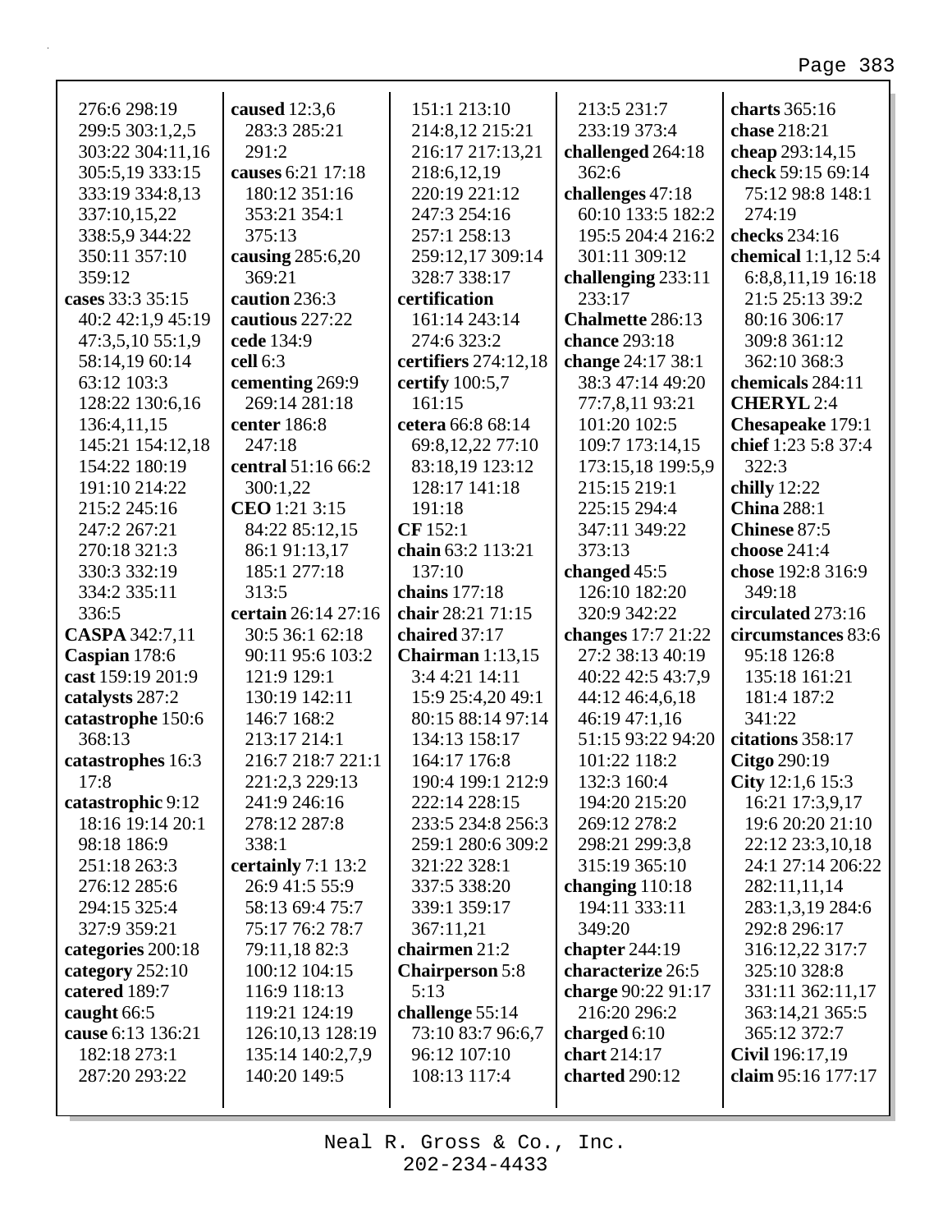276:6 298:19
299:5 303:1,2,5
303:22 304:11,16
305:5,19 333:15
333:19 334:8,13
337:10,15,22
338:5,9 344:22
350:11 357:10
359:12

**cases** 33:3 35:15
40:2 42:1,9 45:19
47:3,5,10 55:1,9
58:14,19 60:14
63:12 103:3
128:22 130:6,16
136:4,11,15
145:21 154:12,18
154:22 180:19
191:10 214:22
215:2 245:16
247:2 267:21
270:18 321:3
330:3 332:19
334:2 335:11
336:5

**CASPA** 342:7,11

**Caspian** 178:6

**cast** 159:19 201:9

**catalysts** 287:2

**catastrophe** 150:6
368:13

**catastrophes** 16:3
17:8

**catastrophic** 9:12
18:16 19:14 20:1
98:18 186:9
251:18 263:3
276:12 285:6
294:15 325:4
327:9 359:21

**categories** 200:18

**category** 252:10

**catered** 189:7

**caught** 66:5

**cause** 6:13 136:21
182:18 273:1
287:20 293:22

**caused** 12:3,6
283:3 285:21
291:2

**causes** 6:21 17:18
180:12 351:16
353:21 354:1
375:13

**causing** 285:6,20
369:21

**caution** 236:3

**cautious** 227:22

**cede** 134:9

**cell** 6:3

**cementing** 269:9
269:14 281:18

**center** 186:8
247:18

**central** 51:16 66:2
300:1,22

**CEO** 1:21 3:15
84:22 85:12,15
86:1 91:13,17
185:1 277:18
313:5

**certain** 26:14 27:16
30:5 36:1 62:18
90:11 95:6 103:2
121:9 129:1
130:19 142:11
146:7 168:2
213:17 214:1
216:7 218:7 221:1
221:2,3 229:13
241:9 246:16
278:12 287:8
338:1

**certainly** 7:1 13:2
26:9 41:5 55:9
58:13 69:4 75:7
75:17 76:2 78:7
79:11,18 82:3
100:12 104:15
116:9 118:13
119:21 124:19
126:10,13 128:19
135:14 140:2,7,9
140:20 149:5
151:1 213:10
214:8,12 215:21
216:17 217:13,21
218:6,12,19
220:19 221:12
247:3 254:16
257:1 258:13
259:12,17 309:14
328:7 338:17

**certification**
161:14 243:14
274:6 323:2

**certifiers** 274:12,18

**certify** 100:5,7
161:15

**cetera** 66:8 68:14
69:8,12,22 77:10
83:18,19 123:12
128:17 141:18
191:18

**CF** 152:1

**chain** 63:2 113:21
137:10

**chains** 177:18

**chair** 28:21 71:15

**chaired** 37:17

**Chairman** 1:13,15
3:4 4:21 14:11
15:9 25:4,20 49:1
80:15 88:14 97:14
134:13 158:17
164:17 176:8
190:4 199:1 212:9
222:14 228:15
233:5 234:8 256:3
259:1 280:6 309:2
321:22 328:1
337:5 338:20
339:1 359:17
367:11,21

**chairmen** 21:2

**Chairperson** 5:8
5:13

**challenge** 55:14
73:10 83:7 96:6,7
96:12 107:10
108:13 117:4
213:5 231:7
233:19 373:4

**challenged** 264:18
362:6

**challenges** 47:18
60:10 133:5 182:2
195:5 204:4 216:2
301:11 309:12

**challenging** 233:11
233:17

**Chalmette** 286:13

**chance** 293:18

**change** 24:17 38:1
38:3 47:14 49:20
77:7,8,11 93:21
101:20 102:5
109:7 173:14,15
173:15,18 199:5,9
215:15 219:1
225:15 294:4
347:11 349:22
373:13

**changed** 45:5
126:10 182:20
320:9 342:22

**changes** 17:7 21:22
27:2 38:13 40:19
40:22 42:5 43:7,9
44:12 46:4,6,18
46:19 47:1,16
51:15 93:22 94:20
101:22 118:2
132:3 160:4
194:20 215:20
269:12 278:2
298:21 299:3,8
315:19 365:10

**changing** 110:18
194:11 333:11
349:20

**chapter** 244:19

**characterize** 26:5

**charge** 90:22 91:17
216:20 296:2

**charged** 6:10

**chart** 214:17

**charted** 290:12

**charts** 365:16

**chase** 218:21

**cheap** 293:14,15

**check** 59:15 69:14
75:12 98:8 148:1
274:19

**checks** 234:16

**chemical** 1:1,12 5:4
6:8,8,11,19 16:18
21:5 25:13 39:2
80:16 306:17
309:8 361:12
362:10 368:3

**chemicals** 284:11

**CHERYL** 2:4

**Chesapeake** 179:1

**chief** 1:23 5:8 37:4
322:3

**chilly** 12:22

**China** 288:1

**Chinese** 87:5

**choose** 241:4

**chose** 192:8 316:9
349:18

**circulated** 273:16

**circumstances** 83:6
95:18 126:8
135:18 161:21
181:4 187:2
341:22

**citations** 358:17

**Citgo** 290:19

**City** 12:1,6 15:3
16:21 17:3,9,17
19:6 20:20 21:10
22:12 23:3,10,18
24:1 27:14 206:22
282:11,11,14
283:1,3,19 284:6
292:8 296:17
316:12,22 317:7
325:10 328:8
331:11 362:11,17
363:14,21 365:5
365:12 372:7

**Civil** 196:17,19

**claim** 95:16 177:17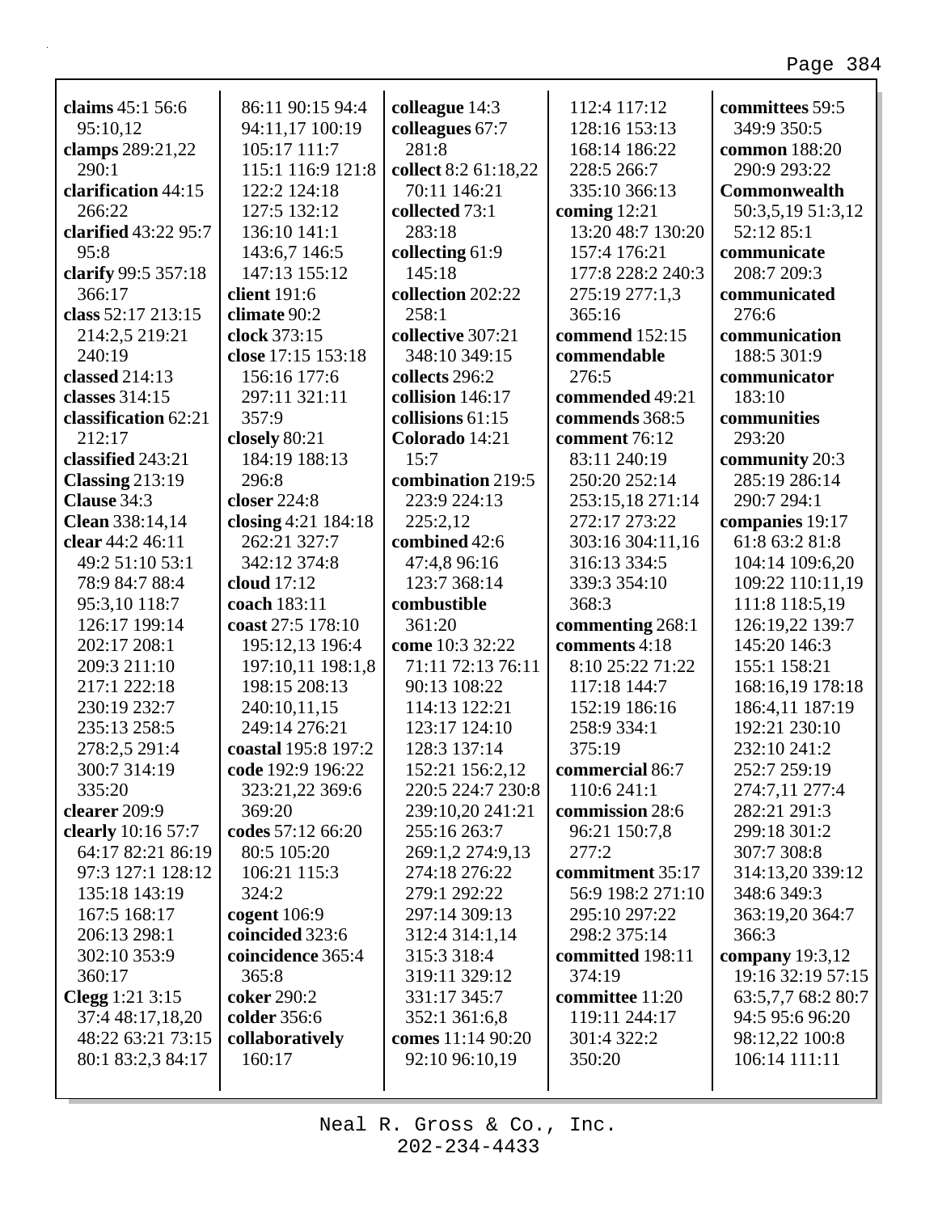**claims** 45:1 56:6 95:10,12
**clamps** 289:21,22 290:1
**clarification** 44:15 266:22
**clarified** 43:22 95:7 95:8
**clarify** 99:5 357:18 366:17
**class** 52:17 213:15 214:2,5 219:21 240:19
**classed** 214:13
**classes** 314:15
**classification** 62:21 212:17
**classified** 243:21
**Classing** 213:19
**Clause** 34:3
**Clean** 338:14,14
**clear** 44:2 46:11 49:2 51:10 53:1 78:9 84:7 88:4 95:3,10 118:7 126:17 199:14 202:17 208:1 209:3 211:10 217:1 222:18 230:19 232:7 235:13 258:5 278:2,5 291:4 300:7 314:19 335:20
**clearer** 209:9
**clearly** 10:16 57:7 64:17 82:21 86:19 97:3 127:1 128:12 135:18 143:19 167:5 168:17 206:13 298:1 302:10 353:9 360:17
**Clegg** 1:21 3:15 37:4 48:17,18,20 48:22 63:21 73:15 80:1 83:2,3 84:17 86:11 90:15 94:4 94:11,17 100:19 105:17 111:7 115:1 116:9 121:8 122:2 124:18 127:5 132:12 136:10 141:1 143:6,7 146:5 147:13 155:12
**client** 191:6
**climate** 90:2
**clock** 373:15
**close** 17:15 153:18 156:16 177:6 297:11 321:11 357:9
**closely** 80:21 184:19 188:13 296:8
**closer** 224:8
**closing** 4:21 184:18 262:21 327:7 342:12 374:8
**cloud** 17:12
**coach** 183:11
**coast** 27:5 178:10 195:12,13 196:4 197:10,11 198:1,8 198:15 208:13 240:10,11,15 249:14 276:21
**coastal** 195:8 197:2
**code** 192:9 196:22 323:21,22 369:6 369:20
**codes** 57:12 66:20 80:5 105:20 106:21 115:3 324:2
**cogent** 106:9
**coincided** 323:6
**coincidence** 365:4 365:8
**coker** 290:2
**colder** 356:6
**collaboratively** 160:17
**colleague** 14:3
**colleagues** 67:7 281:8
**collect** 8:2 61:18,22 70:11 146:21
**collected** 73:1 283:18
**collecting** 61:9 145:18
**collection** 202:22 258:1
**collective** 307:21 348:10 349:15
**collects** 296:2
**collision** 146:17
**collisions** 61:15
**Colorado** 14:21 15:7
**combination** 219:5 223:9 224:13 225:2,12
**combined** 42:6 47:4,8 96:16 123:7 368:14
**combustible** 361:20
**come** 10:3 32:22 71:11 72:13 76:11 90:13 108:22 114:13 122:21 123:17 124:10 128:3 137:14 152:21 156:2,12 220:5 224:7 230:8 239:10,20 241:21 255:16 263:7 269:1,2 274:9,13 274:18 276:22 279:1 292:22 297:14 309:13 312:4 314:1,14 315:3 318:4 319:11 329:12 331:17 345:7 352:1 361:6,8
**comes** 11:14 90:20 92:10 96:10,19 112:4 117:12 128:16 153:13 168:14 186:22 228:5 266:7 335:10 366:13
**coming** 12:21 13:20 48:7 130:20 157:4 176:21 177:8 228:2 240:3 275:19 277:1,3 365:16
**commend** 152:15
**commendable** 276:5
**commended** 49:21
**commends** 368:5
**comment** 76:12 83:11 240:19 250:20 252:14 253:15,18 271:14 272:17 273:22 303:16 304:11,16 316:13 334:5 339:3 354:10 368:3
**commenting** 268:1
**comments** 4:18 8:10 25:22 71:22 117:18 144:7 152:19 186:16 258:9 334:1 375:19
**commercial** 86:7 110:6 241:1
**commission** 28:6 96:21 150:7,8 277:2
**commitment** 35:17 56:9 198:2 271:10 295:10 297:22 298:2 375:14
**committed** 198:11 374:19
**committee** 11:20 119:11 244:17 301:4 322:2 350:20
**committees** 59:5 349:9 350:5
**common** 188:20 290:9 293:22
**Commonwealth** 50:3,5,19 51:3,12 52:12 85:1
**communicate** 208:7 209:3
**communicated** 276:6
**communication** 188:5 301:9
**communicator** 183:10
**communities** 293:20
**community** 20:3 285:19 286:14 290:7 294:1
**companies** 19:17 61:8 63:2 81:8 104:14 109:6,20 109:22 110:11,19 111:8 118:5,19 126:19,22 139:7 145:20 146:3 155:1 158:21 168:16,19 178:18 186:4,11 187:19 192:21 230:10 232:10 241:2 252:7 259:19 274:7,11 277:4 282:21 291:3 299:18 301:2 307:7 308:8 314:13,20 339:12 348:6 349:3 363:19,20 364:7 366:3
**company** 19:3,12 19:16 32:19 57:15 63:5,7,7 68:2 80:7 94:5 95:6 96:20 98:12,22 100:8 106:14 111:11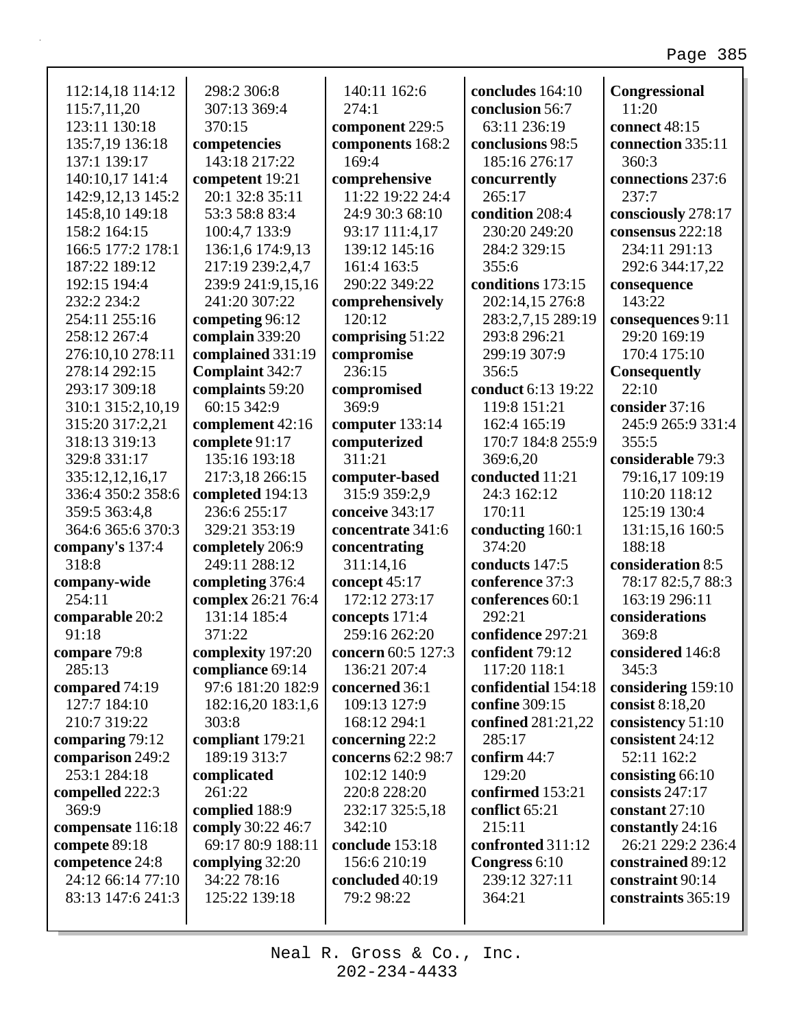112:14,18 114:12 115:7,11,20 123:11 130:18 135:7,19 136:18 137:1 139:17 140:10,17 141:4 142:9,12,13 145:2 145:8,10 149:18 158:2 164:15 166:5 177:2 178:1 187:22 189:12 192:15 194:4 232:2 234:2 254:11 255:16 258:12 267:4 276:10,10 278:11 278:14 292:15 293:17 309:18 310:1 315:2,10,19 315:20 317:2,21 318:13 319:13 329:8 331:17 335:12,12,16,17 336:4 350:2 358:6 359:5 363:4,8 364:6 365:6 370:3

**company's** 137:4 318:8

**company-wide** 254:11

**comparable** 20:2 91:18

**compare** 79:8 285:13

**compared** 74:19 127:7 184:10 210:7 319:22

**comparing** 79:12

**comparison** 249:2 253:1 284:18

**compelled** 222:3 369:9

**compensate** 116:18

**compete** 89:18

**competence** 24:8 24:12 66:14 77:10 83:13 147:6 241:3 298:2 306:8 307:13 369:4 370:15

**competencies** 143:18 217:22

**competent** 19:21 20:1 32:8 35:11 53:3 58:8 83:4 100:4,7 133:9 136:1,6 174:9,13 217:19 239:2,4,7 239:9 241:9,15,16 241:20 307:22

**competing** 96:12

**complain** 339:20

**complained** 331:19

**Complaint** 342:7

**complaints** 59:20 60:15 342:9

**complement** 42:16

**complete** 91:17 135:16 193:18 217:3,18 266:15

**completed** 194:13 236:6 255:17 329:21 353:19

**completely** 206:9 249:11 288:12

**completing** 376:4

**complex** 26:21 76:4 131:14 185:4 371:22

**complexity** 197:20

**compliance** 69:14 97:6 181:20 182:9 182:16,20 183:1,6 303:8

**compliant** 179:21 189:19 313:7

**complicated** 261:22

**complied** 188:9

**comply** 30:22 46:7 69:17 80:9 188:11

**complying** 32:20 34:22 78:16 125:22 139:18 140:11 162:6 274:1

**component** 229:5

**components** 168:2 169:4

**comprehensive** 11:22 19:22 24:4 24:9 30:3 68:10 93:17 111:4,17 139:12 145:16 161:4 163:5 290:22 349:22

**comprehensively** 120:12

**comprising** 51:22

**compromise** 236:15

**compromised** 369:9

**computer** 133:14

**computerized** 311:21

**computer-based** 315:9 359:2,9

**conceive** 343:17

**concentrate** 341:6

**concentrating** 311:14,16

**concept** 45:17 172:12 273:17

**concepts** 171:4 259:16 262:20

**concern** 60:5 127:3 136:21 207:4

**concerned** 36:1 109:13 127:9 168:12 294:1

**concerning** 22:2

**concerns** 62:2 98:7 102:12 140:9 220:8 228:20 232:17 325:5,18 342:10

**conclude** 153:18 156:6 210:19

**concluded** 40:19 79:2 98:22

**concludes** 164:10

**conclusion** 56:7 63:11 236:19

**conclusions** 98:5 185:16 276:17

**concurrently** 265:17

**condition** 208:4 230:20 249:20 284:2 329:15 355:6

**conditions** 173:15 202:14,15 276:8 283:2,7,15 289:19 293:8 296:21 299:19 307:9 356:5

**conduct** 6:13 19:22 119:8 151:21 162:4 165:19 170:7 184:8 255:9 369:6,20

**conducted** 11:21 24:3 162:12 170:11

**conducting** 160:1 374:20

**conducts** 147:5

**conference** 37:3

**conferences** 60:1 292:21

**confidence** 297:21

**confident** 79:12 117:20 118:1

**confidential** 154:18

**confine** 309:15

**confined** 281:21,22 285:17

**confirm** 44:7 129:20

**confirmed** 153:21

**conflict** 65:21 215:11

**confronted** 311:12

**Congress** 6:10 239:12 327:11 364:21

**Congressional** 11:20

**connect** 48:15

**connection** 335:11 360:3

**connections** 237:6 237:7

**consciously** 278:17

**consensus** 222:18 234:11 291:13 292:6 344:17,22

**consequence** 143:22

**consequences** 9:11 29:20 169:19 170:4 175:10

**Consequently** 22:10

**consider** 37:16 245:9 265:9 331:4 355:5

**considerable** 79:3 79:16,17 109:19 110:20 118:12 125:19 130:4 131:15,16 160:5 188:18

**consideration** 8:5 78:17 82:5,7 88:3 163:19 296:11

**considerations** 369:8

**considered** 146:8 345:3

**considering** 159:10

**consist** 8:18,20

**consistency** 51:10

**consistent** 24:12 52:11 162:2

**consisting** 66:10

**consists** 247:17

**constant** 27:10

**constantly** 24:16 26:21 229:2 236:4

**constrained** 89:12

**constraint** 90:14

**constraints** 365:19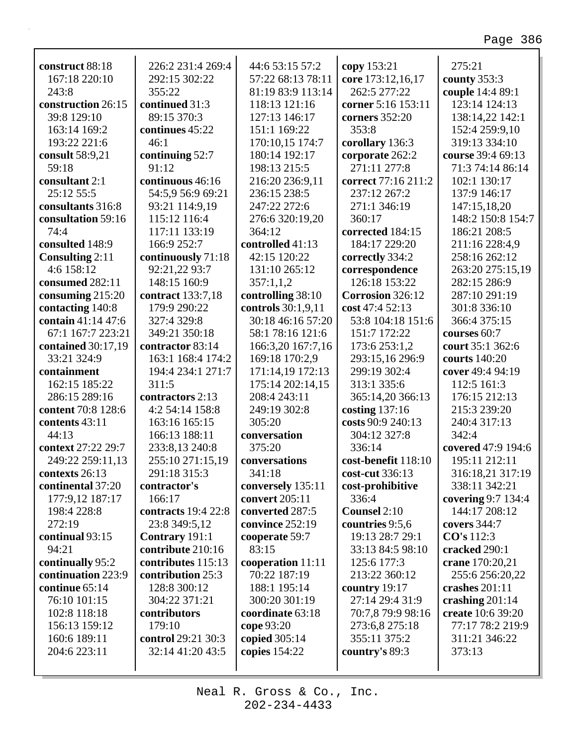**construct** 88:18 167:18 220:10 243:8
**construction** 26:15 39:8 129:10 163:14 169:2 193:22 221:6
**consult** 58:9,21 59:18
**consultant** 2:1 25:12 55:5
**consultants** 316:8
**consultation** 59:16 74:4
**consulted** 148:9
**Consulting** 2:11 4:6 158:12
**consumed** 282:11
**consuming** 215:20
**contacting** 140:8
**contain** 41:14 47:6 67:1 167:7 223:21
**contained** 30:17,19 33:21 324:9
**containment** 162:15 185:22 286:15 289:16
**content** 70:8 128:6
**contents** 43:11 44:13
**context** 27:22 29:7 249:22 259:11,13
**contexts** 26:13
**continental** 37:20 177:9,12 187:17 198:4 228:8 272:19
**continual** 93:15 94:21
**continually** 95:2
**continuation** 223:9
**continue** 65:14 76:10 101:15 102:8 118:18 156:13 159:12 160:6 189:11 204:6 223:11 226:2 231:4 269:4 292:15 302:22 355:22
**continued** 31:3 89:15 370:3
**continues** 45:22 46:1
**continuing** 52:7 91:12
**continuous** 46:16 54:5,9 56:9 69:21 93:21 114:9,19 115:12 116:4 117:11 133:19 166:9 252:7
**continuously** 71:18 92:21,22 93:7 148:15 160:9
**contract** 133:7,18 179:9 290:22 327:4 329:8 349:21 350:18
**contractor** 83:14 163:1 168:4 174:2 194:4 234:1 271:7 311:5
**contractors** 2:13 4:2 54:14 158:8 163:16 165:15 166:13 188:11 233:8,13 240:8 255:10 271:15,19 291:18 315:3
**contractor's** 166:17
**contracts** 19:4 22:8 23:8 349:5,12
**Contrary** 191:1
**contribute** 210:16
**contributes** 115:13
**contribution** 25:3 128:8 300:12 304:22 371:21
**contributors** 179:10
**control** 29:21 30:3 32:14 41:20 43:5 44:6 53:15 57:2 57:22 68:13 78:11 81:19 83:9 113:14 118:13 121:16 127:13 146:17 151:1 169:22 170:10,15 174:7 180:14 192:17 198:13 215:5 216:20 236:9,11 236:15 238:5 247:22 272:6 276:6 320:19,20 364:12
**controlled** 41:13 42:15 120:22 131:10 265:12 357:1,1,2
**controlling** 38:10
**controls** 30:1,9,11 30:18 46:16 57:20 58:1 78:16 121:6 166:3,20 167:7,16 169:18 170:2,9 171:14,19 172:13 175:14 202:14,15 208:4 243:11 249:19 302:8 305:20
**conversation** 375:20
**conversations** 341:18
**conversely** 135:11
**convert** 205:11
**converted** 287:5
**convince** 252:19
**cooperate** 59:7 83:15
**cooperation** 11:11 70:22 187:19 188:1 195:14 300:20 301:19
**coordinate** 63:18
**cope** 93:20
**copied** 305:14
**copies** 154:22
**copy** 153:21
**core** 173:12,16,17 262:5 277:22
**corner** 5:16 153:11
**corners** 352:20 353:8
**corollary** 136:3
**corporate** 262:2 271:11 277:8
**correct** 77:16 211:2 237:12 267:2 271:1 346:19 360:17
**corrected** 184:15 184:17 229:20
**correctly** 334:2
**correspondence** 126:18 153:22
**Corrosion** 326:12
**cost** 47:4 52:13 53:8 104:18 151:6 151:7 172:22 173:6 253:1,2 293:15,16 296:9 299:19 302:4 313:1 335:6 365:14,20 366:13
**costing** 137:16
**costs** 90:9 240:13 304:12 327:8 336:14
**cost-benefit** 118:10
**cost-cut** 336:13
**cost-prohibitive** 336:4
**Counsel** 2:10
**countries** 9:5,6 19:13 28:7 29:1 33:13 84:5 98:10 125:6 177:3 213:22 360:12
**country** 19:17 27:14 29:4 31:9 70:7,8 79:9 98:16 273:6,8 275:18 355:11 375:2
**country's** 89:3 275:21
**county** 353:3
**couple** 14:4 89:1 123:14 124:13 138:14,22 142:1 152:4 259:9,10 319:13 334:10
**course** 39:4 69:13 71:3 74:14 86:14 102:1 130:17 137:9 146:17 147:15,18,20 148:2 150:8 154:7 186:21 208:5 211:16 228:4,9 258:16 262:12 263:20 275:15,19 282:15 286:9 287:10 291:19 301:8 336:10 366:4 375:15
**courses** 60:7
**court** 35:1 362:6
**courts** 140:20
**cover** 49:4 94:19 112:5 161:3 176:15 212:13 215:3 239:20 240:4 317:13 342:4
**covered** 47:9 194:6 195:11 212:11 316:18,21 317:19 338:11 342:21
**covering** 9:7 134:4 144:17 208:12
**covers** 344:7
**CO's** 112:3
**cracked** 290:1
**crane** 170:20,21 255:6 256:20,22
**crashes** 201:11
**crashing** 201:14
**create** 10:6 39:20 77:17 78:2 219:9 311:21 346:22 373:13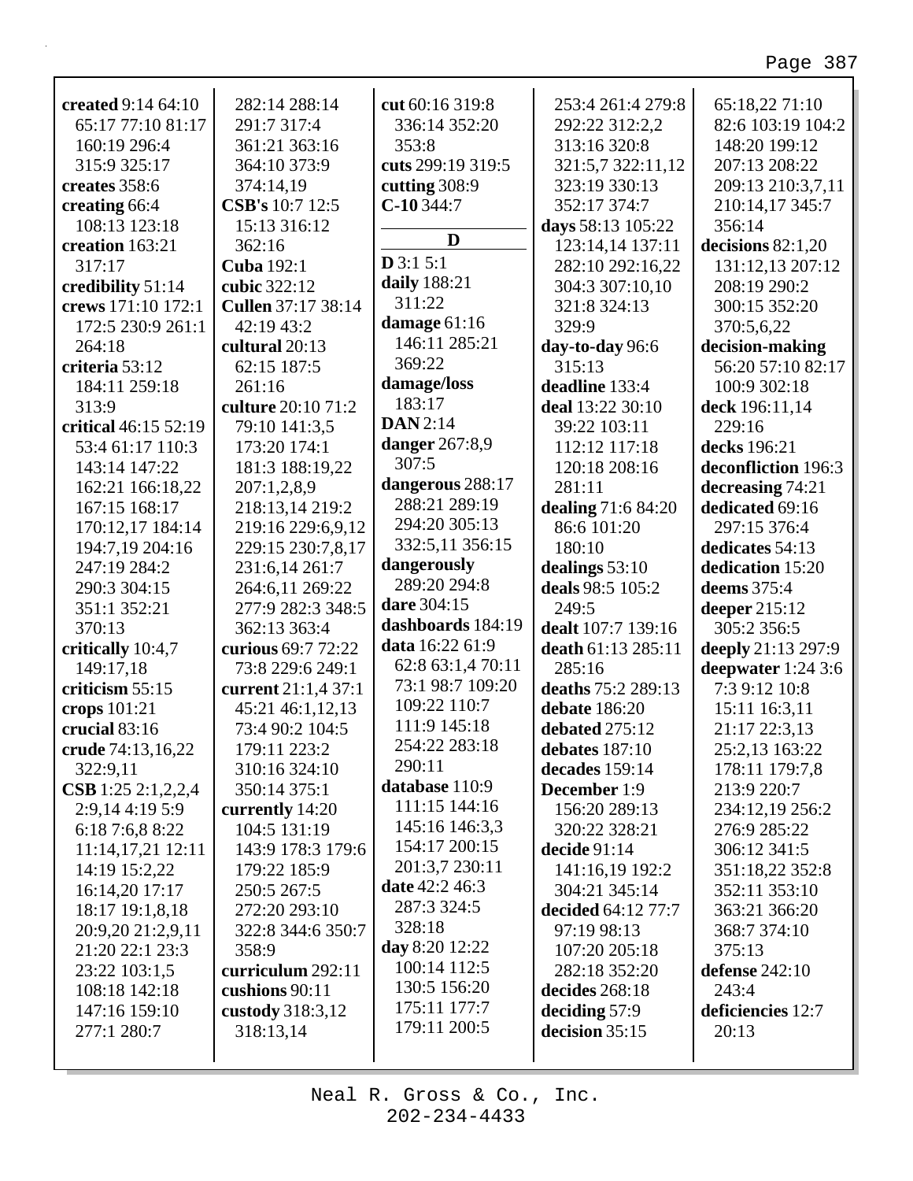**created** 9:14 64:10 65:17 77:10 81:17 160:19 296:4 315:9 325:17
**creates** 358:6
**creating** 66:4 108:13 123:18
**creation** 163:21 317:17
**credibility** 51:14
**crews** 171:10 172:1 172:5 230:9 261:1 264:18
**criteria** 53:12 184:11 259:18 313:9
**critical** 46:15 52:19 53:4 61:17 110:3 143:14 147:22 162:21 166:18,22 167:15 168:17 170:12,17 184:14 194:7,19 204:16 247:19 284:2 290:3 304:15 351:1 352:21 370:13
**critically** 10:4,7 149:17,18
**criticism** 55:15
**crops** 101:21
**crucial** 83:16
**crude** 74:13,16,22 322:9,11
**CSB** 1:25 2:1,2,2,4 2:9,14 4:19 5:9 6:18 7:6,8 8:22 11:14,17,21 12:11 14:19 15:2,22 16:14,20 17:17 18:17 19:1,8,18 20:9,20 21:2,9,11 21:20 22:1 23:3 23:22 103:1,5 108:18 142:18 147:16 159:10 277:1 280:7 282:14 288:14 291:7 317:4 361:21 363:16 364:10 373:9 374:14,19
**CSB's** 10:7 12:5 15:13 316:12 362:16
**Cuba** 192:1
**cubic** 322:12
**Cullen** 37:17 38:14 42:19 43:2
**cultural** 20:13 62:15 187:5 261:16
**culture** 20:10 71:2 79:10 141:3,5 173:20 174:1 181:3 188:19,22 207:1,2,8,9 218:13,14 219:2 219:16 229:6,9,12 229:15 230:7,8,17 231:6,14 261:7 264:6,11 269:22 277:9 282:3 348:5 362:13 363:4
**curious** 69:7 72:22 73:8 229:6 249:1
**current** 21:1,4 37:1 45:21 46:1,12,13 73:4 90:2 104:5 179:11 223:2 310:16 324:10 350:14 375:1
**currently** 14:20 104:5 131:19 143:9 178:3 179:6 179:22 185:9 250:5 267:5 272:20 293:10 322:8 344:6 350:7 358:9
**curriculum** 292:11
**cushions** 90:11
**custody** 318:3,12 318:13,14
**cut** 60:16 319:8 336:14 352:20 353:8
**cuts** 299:19 319:5
**cutting** 308:9
**C-10** 344:7

## D

**D** 3:1 5:1
**daily** 188:21 311:22
**damage** 61:16 146:11 285:21 369:22
**damage/loss** 183:17
**DAN** 2:14
**danger** 267:8,9 307:5
**dangerous** 288:17 288:21 289:19 294:20 305:13 332:5,11 356:15
**dangerously** 289:20 294:8
**dare** 304:15
**dashboards** 184:19
**data** 16:22 61:9 62:8 63:1,4 70:11 73:1 98:7 109:20 109:22 110:7 111:9 145:18 254:22 283:18 290:11
**database** 110:9 111:15 144:16 145:16 146:3,3 154:17 200:15 201:3,7 230:11
**date** 42:2 46:3 287:3 324:5 328:18
**day** 8:20 12:22 100:14 112:5 130:5 156:20 175:11 177:7 179:11 200:5 253:4 261:4 279:8 292:22 312:2,2 313:16 320:8 321:5,7 322:11,12 323:19 330:13 352:17 374:7
**days** 58:13 105:22 123:14,14 137:11 282:10 292:16,22 304:3 307:10,10 321:8 324:13 329:9
**day-to-day** 96:6 315:13
**deadline** 133:4
**deal** 13:22 30:10 39:22 103:11 112:18 117:18 120:18 208:16 281:11
**dealing** 71:6 84:20 86:6 101:20 180:10
**dealings** 53:10
**deals** 98:5 105:2 249:5
**dealt** 107:7 139:16
**death** 61:13 285:11 285:16
**deaths** 75:2 289:13
**debate** 186:20
**debated** 275:12
**debates** 187:10
**decades** 159:14
**December** 1:9 156:20 289:13 320:22 328:21
**decide** 91:14 141:16,19 192:2 304:21 345:14
**decided** 64:12 77:7 97:19 98:13 107:20 205:18 282:18 352:20
**decides** 268:18
**deciding** 57:9
**decision** 35:15 65:18,22 71:10 82:6 103:19 104:2 148:20 199:12 207:13 208:22 209:13 210:3,7,11 210:14,17 345:7 356:14
**decisions** 82:1,20 131:12,13 207:12 208:19 290:2 300:15 352:20 370:5,6,22
**decision-making** 56:20 57:10 82:17 100:9 302:18
**deck** 196:11,14 229:16
**decks** 196:21
**deconfliction** 196:3
**decreasing** 74:21
**dedicated** 69:16 297:15 376:4
**dedicates** 54:13
**dedication** 15:20
**deems** 375:4
**deeper** 215:12 305:2 356:5
**deeply** 21:13 297:9
**deepwater** 1:24 3:6 7:3 9:12 10:8 15:11 16:3,11 21:17 22:3,13 25:2,13 163:22 178:11 179:7,8 213:9 220:7 234:12,19 256:2 276:9 285:22 306:12 341:5 351:18,22 352:8 352:11 353:10 363:21 366:20 368:7 374:10 375:13
**defense** 242:10 243:4
**deficiencies** 12:7 20:13

Neal R. Gross & Co., Inc.
202-234-4433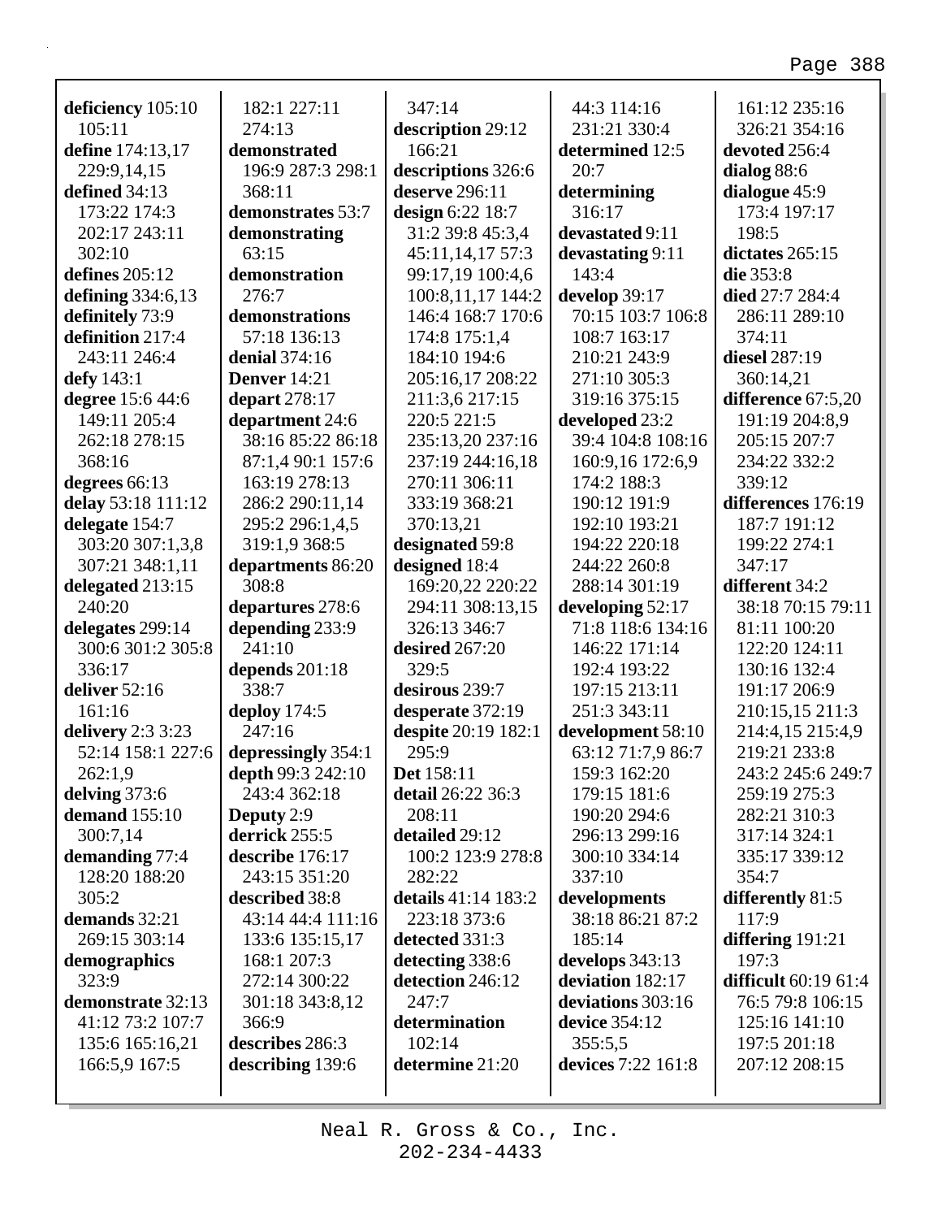**deficiency** 105:10 105:11
**define** 174:13,17 229:9,14,15
**defined** 34:13 173:22 174:3 202:17 243:11 302:10
**defines** 205:12
**defining** 334:6,13
**definitely** 73:9
**definition** 217:4 243:11 246:4
**defy** 143:1
**degree** 15:6 44:6 149:11 205:4 262:18 278:15 368:16
**degrees** 66:13
**delay** 53:18 111:12
**delegate** 154:7 303:20 307:1,3,8 307:21 348:1,11
**delegated** 213:15 240:20
**delegates** 299:14 300:6 301:2 305:8 336:17
**deliver** 52:16 161:16
**delivery** 2:3 3:23 52:14 158:1 227:6 262:1,9
**delving** 373:6
**demand** 155:10 300:7,14
**demanding** 77:4 128:20 188:20 305:2
**demands** 32:21 269:15 303:14
**demographics** 323:9
**demonstrate** 32:13 41:12 73:2 107:7 135:6 165:16,21 166:5,9 167:5 182:1 227:11 274:13
**demonstrated** 196:9 287:3 298:1 368:11
**demonstrates** 53:7
**demonstrating** 63:15
**demonstration** 276:7
**demonstrations** 57:18 136:13
**denial** 374:16
**Denver** 14:21
**depart** 278:17
**department** 24:6 38:16 85:22 86:18 87:1,4 90:1 157:6 163:19 278:13 286:2 290:11,14 295:2 296:1,4,5 319:1,9 368:5
**departments** 86:20 308:8
**departures** 278:6
**depending** 233:9 241:10
**depends** 201:18 338:7
**deploy** 174:5 247:16
**depressingly** 354:1
**depth** 99:3 242:10 243:4 362:18
**Deputy** 2:9
**derrick** 255:5
**describe** 176:17 243:15 351:20
**described** 38:8 43:14 44:4 111:16 133:6 135:15,17 168:1 207:3 272:14 300:22 301:18 343:8,12 366:9
**describes** 286:3
**describing** 139:6 347:14
**description** 29:12 166:21
**descriptions** 326:6
**deserve** 296:11
**design** 6:22 18:7 31:2 39:8 45:3,4 45:11,14,17 57:3 99:17,19 100:4,6 100:8,11,17 144:2 146:4 168:7 170:6 174:8 175:1,4 184:10 194:6 205:16,17 208:22 211:3,6 217:15 220:5 221:5 235:13,20 237:16 237:19 244:16,18 270:11 306:11 333:19 368:21 370:13,21
**designated** 59:8
**designed** 18:4 169:20,22 220:22 294:11 308:13,15 326:13 346:7
**desired** 267:20 329:5
**desirous** 239:7
**desperate** 372:19
**despite** 20:19 182:1 295:9
**Det** 158:11
**detail** 26:22 36:3 208:11
**detailed** 29:12 100:2 123:9 278:8 282:22
**details** 41:14 183:2 223:18 373:6
**detected** 331:3
**detecting** 338:6
**detection** 246:12 247:7
**determination** 102:14
**determine** 21:20 44:3 114:16 231:21 330:4
**determined** 12:5 20:7
**determining** 316:17
**devastated** 9:11
**devastating** 9:11 143:4
**develop** 39:17 70:15 103:7 106:8 108:7 163:17 210:21 243:9 271:10 305:3 319:16 375:15
**developed** 23:2 39:4 104:8 108:16 160:9,16 172:6,9 174:2 188:3 190:12 191:9 192:10 193:21 194:22 220:18 244:22 260:8 288:14 301:19
**developing** 52:17 71:8 118:6 134:16 146:22 171:14 192:4 193:22 197:15 213:11 251:3 343:11
**development** 58:10 63:12 71:7,9 86:7 159:3 162:20 179:15 181:6 190:20 294:6 296:13 299:16 300:10 334:14 337:10
**developments** 38:18 86:21 87:2 185:14
**develops** 343:13
**deviation** 182:17
**deviations** 303:16
**device** 354:12 355:5,5
**devices** 7:22 161:8 161:12 235:16 326:21 354:16
**devoted** 256:4
**dialog** 88:6
**dialogue** 45:9 173:4 197:17 198:5
**dictates** 265:15
**die** 353:8
**died** 27:7 284:4 286:11 289:10 374:11
**diesel** 287:19 360:14,21
**difference** 67:5,20 191:19 204:8,9 205:15 207:7 234:22 332:2 339:12
**differences** 176:19 187:7 191:12 199:22 274:1 347:17
**different** 34:2 38:18 70:15 79:11 81:11 100:20 122:20 124:11 130:16 132:4 191:17 206:9 210:15,15 211:3 214:4,15 215:4,9 219:21 233:8 243:2 245:6 249:7 259:19 275:3 282:21 310:3 317:14 324:1 335:17 339:12 354:7
**differently** 81:5 117:9
**differing** 191:21 197:3
**difficult** 60:19 61:4 76:5 79:8 106:15 125:16 141:10 197:5 201:18 207:12 208:15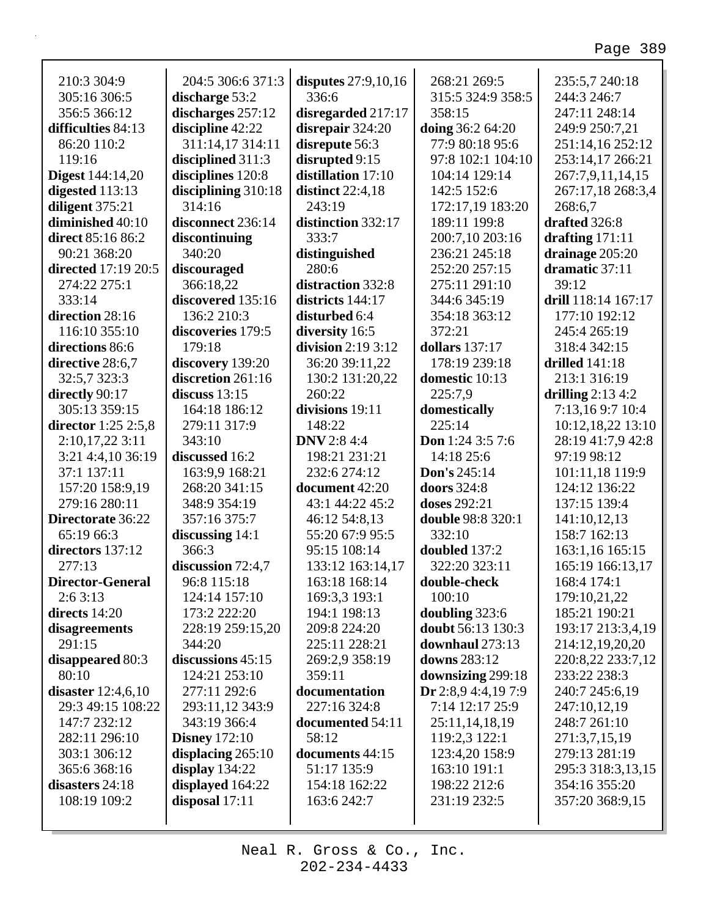210:3 304:9 305:16 306:5 356:5 366:12
**difficulties** 84:13 86:20 110:2 119:16
**Digest** 144:14,20
**digested** 113:13
**diligent** 375:21
**diminished** 40:10
**direct** 85:16 86:2 90:21 368:20
**directed** 17:19 20:5 274:22 275:1 333:14
**direction** 28:16 116:10 355:10
**directions** 86:6
**directive** 28:6,7 32:5,7 323:3
**directly** 90:17 305:13 359:15
**director** 1:25 2:5,8 2:10,17,22 3:11 3:21 4:4,10 36:19 37:1 137:11 157:20 158:9,19 279:16 280:11
**Directorate** 36:22 65:19 66:3
**directors** 137:12 277:13
**Director-General** 2:6 3:13
**directs** 14:20
**disagreements** 291:15
**disappeared** 80:3 80:10
**disaster** 12:4,6,10 29:3 49:15 108:22 147:7 232:12 282:11 296:10 303:1 306:12 365:6 368:16
**disasters** 24:18 108:19 109:2

204:5 306:6 371:3
**discharge** 53:2
**discharges** 257:12
**discipline** 42:22 311:14,17 314:11
**disciplined** 311:3
**disciplines** 120:8
**disciplining** 310:18 314:16
**disconnect** 236:14
**discontinuing** 340:20
**discouraged** 366:18,22
**discovered** 135:16 136:2 210:3
**discoveries** 179:5 179:18
**discovery** 139:20
**discretion** 261:16
**discuss** 13:15 164:18 186:12 279:11 317:9 343:10
**discussed** 16:2 163:9,9 168:21 268:20 341:15 348:9 354:19 357:16 375:7
**discussing** 14:1 366:3
**discussion** 72:4,7 96:8 115:18 124:14 157:10 173:2 222:20 228:19 259:15,20 344:20
**discussions** 45:15 124:21 253:10 277:11 292:6 293:11,12 343:9 343:19 366:4
**Disney** 172:10
**displacing** 265:10
**display** 134:22
**displayed** 164:22
**disposal** 17:11

**disputes** 27:9,10,16 336:6
**disregarded** 217:17
**disrepair** 324:20
**disrepute** 56:3
**disrupted** 9:15
**distillation** 17:10
**distinct** 22:4,18 243:19
**distinction** 332:17 333:7
**distinguished** 280:6
**distraction** 332:8
**districts** 144:17
**disturbed** 6:4
**diversity** 16:5
**division** 2:19 3:12 36:20 39:11,22 130:2 131:20,22 260:22
**divisions** 19:11 148:22
**DNV** 2:8 4:4 198:21 231:21 232:6 274:12
**document** 42:20 43:1 44:22 45:2 46:12 54:8,13 55:20 67:9 95:5 95:15 108:14 133:12 163:14,17 163:18 168:14 169:3,3 193:1 194:1 198:13 209:8 224:20 225:11 228:21 269:2,9 358:19 359:11
**documentation** 227:16 324:8
**documented** 54:11 58:12
**documents** 44:15 51:17 135:9 154:18 162:22 163:6 242:7

268:21 269:5 315:5 324:9 358:5 358:15
**doing** 36:2 64:20 77:9 80:18 95:6 97:8 102:1 104:10 104:14 129:14 142:5 152:6 172:17,19 183:20 189:11 199:8 200:7,10 203:16 236:21 245:18 252:20 257:15 275:11 291:10 344:6 345:19 354:18 363:12 372:21
**dollars** 137:17 178:19 239:18
**domestic** 10:13 225:7,9
**domestically** 225:14
**Don** 1:24 3:5 7:6 14:18 25:6
**Don's** 245:14
**doors** 324:8
**doses** 292:21
**double** 98:8 320:1 332:10
**doubled** 137:2 322:20 323:11
**double-check** 100:10
**doubling** 323:6
**doubt** 56:13 130:3
**downhaul** 273:13
**downs** 283:12
**downsizing** 299:18
**Dr** 2:8,9 4:4,19 7:9 7:14 12:17 25:9 25:11,14,18,19 119:2,3 122:1 123:4,20 158:9 163:10 191:1 198:22 212:6 231:19 232:5

235:5,7 240:18 244:3 246:7 247:11 248:14 249:9 250:7,21 251:14,16 252:12 253:14,17 266:21 267:7,9,11,14,15 267:17,18 268:3,4 268:6,7
**drafted** 326:8
**drafting** 171:11
**drainage** 205:20
**dramatic** 37:11 39:12
**drill** 118:14 167:17 177:10 192:12 245:4 265:19 318:4 342:15
**drilled** 141:18 213:1 316:19
**drilling** 2:13 4:2 7:13,16 9:7 10:4 10:12,18,22 13:10 28:19 41:7,9 42:8 97:19 98:12 101:11,18 119:9 124:12 136:22 137:15 139:4 141:10,12,13 158:7 162:13 163:1,16 165:15 165:19 166:13,17 168:4 174:1 179:10,21,22 185:21 190:21 193:17 213:3,4,19 214:12,19,20,20 220:8,22 233:7,12 233:22 238:3 240:7 245:6,19 247:10,12,19 248:7 261:10 271:3,7,15,19 279:13 281:19 295:3 318:3,13,15 354:16 355:20 357:20 368:9,15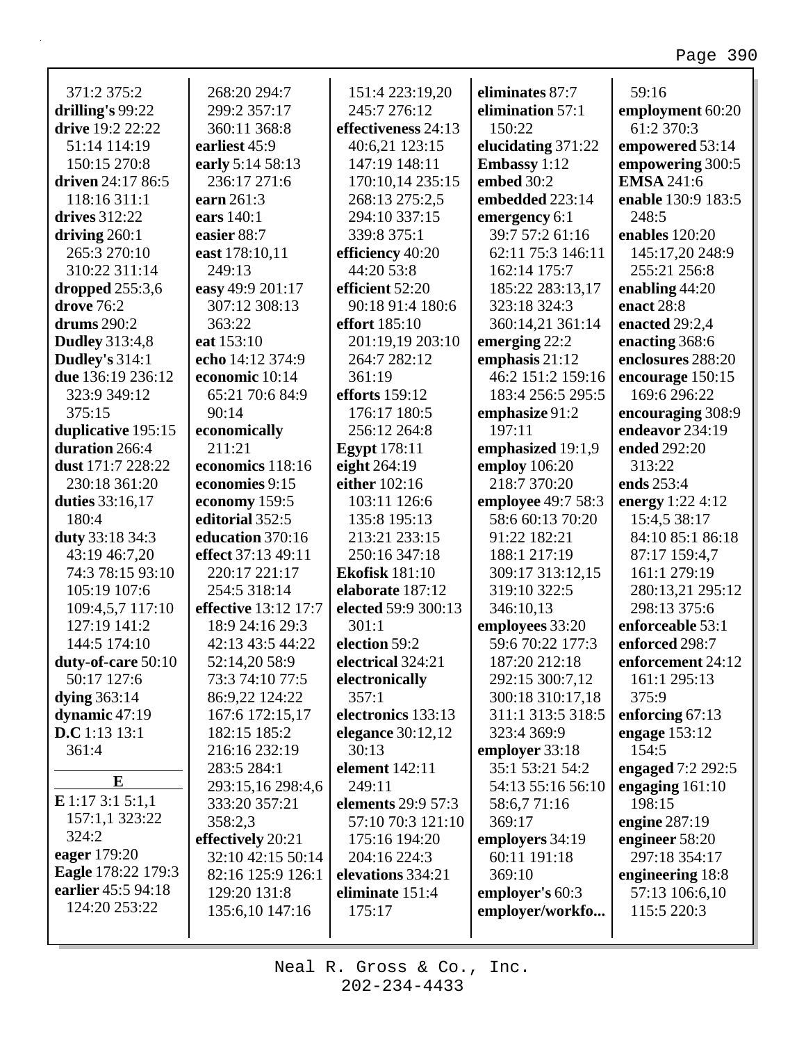371:2 375:2
**drilling's** 99:22
**drive** 19:2 22:22
51:14 114:19
150:15 270:8
**driven** 24:17 86:5
118:16 311:1
**drives** 312:22
**driving** 260:1
265:3 270:10
310:22 311:14
**dropped** 255:3,6
**drove** 76:2
**drums** 290:2
**Dudley** 313:4,8
**Dudley's** 314:1
**due** 136:19 236:12
323:9 349:12
375:15
**duplicative** 195:15
**duration** 266:4
**dust** 171:7 228:22
230:18 361:20
**duties** 33:16,17
180:4
**duty** 33:18 34:3
43:19 46:7,20
74:3 78:15 93:10
105:19 107:6
109:4,5,7 117:10
127:19 141:2
144:5 174:10
**duty-of-care** 50:10
50:17 127:6
**dying** 363:14
**dynamic** 47:19
**D.C** 1:13 13:1
361:4

## E

**E** 1:17 3:1 5:1,1
157:1,1 323:22
324:2
**eager** 179:20
**Eagle** 178:22 179:3
**earlier** 45:5 94:18
124:20 253:22
268:20 294:7
299:2 357:17
360:11 368:8
**earliest** 45:9
**early** 5:14 58:13
236:17 271:6
**earn** 261:3
**ears** 140:1
**easier** 88:7
**east** 178:10,11
249:13
**easy** 49:9 201:17
307:12 308:13
363:22
**eat** 153:10
**echo** 14:12 374:9
**economic** 10:14
65:21 70:6 84:9
90:14
**economically**
211:21
**economics** 118:16
**economies** 9:15
**economy** 159:5
**editorial** 352:5
**education** 370:16
**effect** 37:13 49:11
220:17 221:17
254:5 318:14
**effective** 13:12 17:7
18:9 24:16 29:3
42:13 43:5 44:22
52:14,20 58:9
73:3 74:10 77:5
86:9,22 124:22
167:6 172:15,17
182:15 185:2
216:16 232:19
283:5 284:1
293:15,16 298:4,6
333:20 357:21
358:2,3
**effectively** 20:21
32:10 42:15 50:14
82:16 125:9 126:1
129:20 131:8
135:6,10 147:16
151:4 223:19,20
245:7 276:12
**effectiveness** 24:13
40:6,21 123:15
147:19 148:11
170:10,14 235:15
268:13 275:2,5
294:10 337:15
339:8 375:1
**efficiency** 40:20
44:20 53:8
**efficient** 52:20
90:18 91:4 180:6
**effort** 185:10
201:19,19 203:10
264:7 282:12
361:19
**efforts** 159:12
176:17 180:5
256:12 264:8
**Egypt** 178:11
**eight** 264:19
**either** 102:16
103:11 126:6
135:8 195:13
213:21 233:15
250:16 347:18
**Ekofisk** 181:10
**elaborate** 187:12
**elected** 59:9 300:13
301:1
**election** 59:2
**electrical** 324:21
**electronically**
357:1
**electronics** 133:13
**elegance** 30:12,12
30:13
**element** 142:11
249:11
**elements** 29:9 57:3
57:10 70:3 121:10
175:16 194:20
204:16 224:3
**elevations** 334:21
**eliminate** 151:4
175:17
**eliminates** 87:7
**elimination** 57:1
150:22
**elucidating** 371:22
**Embassy** 1:12
**embed** 30:2
**embedded** 223:14
**emergency** 6:1
39:7 57:2 61:16
62:11 75:3 146:11
162:14 175:7
185:22 283:13,17
323:18 324:3
360:14,21 361:14
**emerging** 22:2
**emphasis** 21:12
46:2 151:2 159:16
183:4 256:5 295:5
**emphasize** 91:2
197:11
**emphasized** 19:1,9
**employ** 106:20
218:7 370:20
**employee** 49:7 58:3
58:6 60:13 70:20
91:22 182:21
188:1 217:19
309:17 313:12,15
319:10 322:5
346:10,13
**employees** 33:20
59:6 70:22 177:3
187:20 212:18
292:15 300:7,12
300:18 310:17,18
311:1 313:5 318:5
323:4 369:9
**employer** 33:18
35:1 53:21 54:2
54:13 55:16 56:10
58:6,7 71:16
369:17
**employers** 34:19
60:11 191:18
369:10
**employer's** 60:3
**employer/workfo...**
59:16
**employment** 60:20
61:2 370:3
**empowered** 53:14
**empowering** 300:5
**EMSA** 241:6
**enable** 130:9 183:5
248:5
**enables** 120:20
145:17,20 248:9
255:21 256:8
**enabling** 44:20
**enact** 28:8
**enacted** 29:2,4
**enacting** 368:6
**enclosures** 288:20
**encourage** 150:15
169:6 296:22
**encouraging** 308:9
**endeavor** 234:19
**ended** 292:20
313:22
**ends** 253:4
**energy** 1:22 4:12
15:4,5 38:17
84:10 85:1 86:18
87:17 159:4,7
161:1 279:19
280:13,21 295:12
298:13 375:6
**enforceable** 53:1
**enforced** 298:7
**enforcement** 24:12
161:1 295:13
375:9
**enforcing** 67:13
**engage** 153:12
154:5
**engaged** 7:2 292:5
**engaging** 161:10
198:15
**engine** 287:19
**engineer** 58:20
297:18 354:17
**engineering** 18:8
57:13 106:6,10
115:5 220:3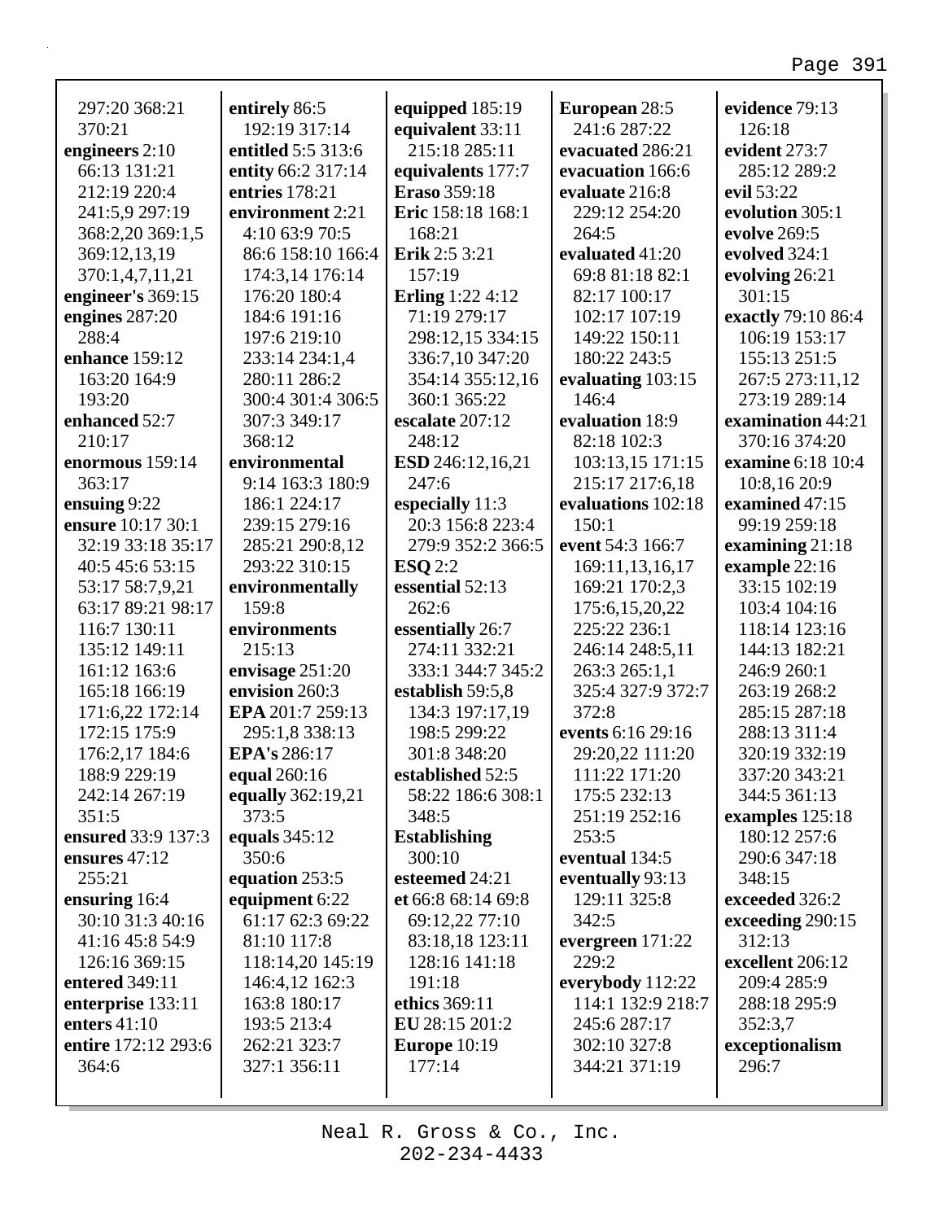297:20 368:21 370:21
**engineers** 2:10 66:13 131:21 212:19 220:4 241:5,9 297:19 368:2,20 369:1,5 369:12,13,19 370:1,4,7,11,21
**engineer's** 369:15
**engines** 287:20 288:4
**enhance** 159:12 163:20 164:9 193:20
**enhanced** 52:7 210:17
**enormous** 159:14 363:17
**ensuing** 9:22
**ensure** 10:17 30:1 32:19 33:18 35:17 40:5 45:6 53:15 53:17 58:7,9,21 63:17 89:21 98:17 116:7 130:11 135:12 149:11 161:12 163:6 165:18 166:19 171:6,22 172:14 172:15 175:9 176:2,17 184:6 188:9 229:19 242:14 267:19 351:5
**ensured** 33:9 137:3
**ensures** 47:12 255:21
**ensuring** 16:4 30:10 31:3 40:16 41:16 45:8 54:9 126:16 369:15
**entered** 349:11
**enterprise** 133:11
**enters** 41:10
**entire** 172:12 293:6 364:6
**entirely** 86:5 192:19 317:14
**entitled** 5:5 313:6
**entity** 66:2 317:14
**entries** 178:21
**environment** 2:21 4:10 63:9 70:5 86:6 158:10 166:4 174:3,14 176:14 176:20 180:4 184:6 191:16 197:6 219:10 233:14 234:1,4 280:11 286:2 300:4 301:4 306:5 307:3 349:17 368:12
**environmental** 9:14 163:3 180:9 186:1 224:17 239:15 279:16 285:21 290:8,12 293:22 310:15
**environmentally** 159:8
**environments** 215:13
**envisage** 251:20
**envision** 260:3
**EPA** 201:7 259:13 295:1,8 338:13
**EPA's** 286:17
**equal** 260:16
**equally** 362:19,21 373:5
**equals** 345:12 350:6
**equation** 253:5
**equipment** 6:22 61:17 62:3 69:22 81:10 117:8 118:14,20 145:19 146:4,12 162:3 163:8 180:17 193:5 213:4 262:21 323:7 327:1 356:11
**equipped** 185:19
**equivalent** 33:11 215:18 285:11
**equivalents** 177:7
**Eraso** 359:18
**Eric** 158:18 168:1 168:21
**Erik** 2:5 3:21 157:19
**Erling** 1:22 4:12 71:19 279:17 298:12,15 334:15 336:7,10 347:20 354:14 355:12,16 360:1 365:22
**escalate** 207:12 248:12
**ESD** 246:12,16,21 247:6
**especially** 11:3 20:3 156:8 223:4 279:9 352:2 366:5
**ESQ** 2:2
**essential** 52:13 262:6
**essentially** 26:7 274:11 332:21 333:1 344:7 345:2
**establish** 59:5,8 134:3 197:17,19 198:5 299:22 301:8 348:20
**established** 52:5 58:22 186:6 308:1 348:5
**Establishing** 300:10
**esteemed** 24:21
**et** 66:8 68:14 69:8 69:12,22 77:10 83:18,18 123:11 128:16 141:18 191:18
**ethics** 369:11
**EU** 28:15 201:2
**Europe** 10:19 177:14
**European** 28:5 241:6 287:22
**evacuated** 286:21
**evacuation** 166:6
**evaluate** 216:8 229:12 254:20 264:5
**evaluated** 41:20 69:8 81:18 82:1 82:17 100:17 102:17 107:19 149:22 150:11 180:22 243:5
**evaluating** 103:15 146:4
**evaluation** 18:9 82:18 102:3 103:13,15 171:15 215:17 217:6,18
**evaluations** 102:18 150:1
**event** 54:3 166:7 169:11,13,16,17 169:21 170:2,3 175:6,15,20,22 225:22 236:1 246:14 248:5,11 263:3 265:1,1 325:4 327:9 372:7 372:8
**events** 6:16 29:16 29:20,22 111:20 111:22 171:20 175:5 232:13 251:19 252:16 253:5
**eventual** 134:5
**eventually** 93:13 129:11 325:8 342:5
**evergreen** 171:22 229:2
**everybody** 112:22 114:1 132:9 218:7 245:6 287:17 302:10 327:8 344:21 371:19
**evidence** 79:13 126:18
**evident** 273:7 285:12 289:2
**evil** 53:22
**evolution** 305:1
**evolve** 269:5
**evolved** 324:1
**evolving** 26:21 301:15
**exactly** 79:10 86:4 106:19 153:17 155:13 251:5 267:5 273:11,12 273:19 289:14
**examination** 44:21 370:16 374:20
**examine** 6:18 10:4 10:8,16 20:9
**examined** 47:15 99:19 259:18
**examining** 21:18
**example** 22:16 33:15 102:19 103:4 104:16 118:14 123:16 144:13 182:21 246:9 260:1 263:19 268:2 285:15 287:18 288:13 311:4 320:19 332:19 337:20 343:21 344:5 361:13
**examples** 125:18 180:12 257:6 290:6 347:18 348:15
**exceeded** 326:2
**exceeding** 290:15 312:13
**excellent** 206:12 209:4 285:9 288:18 295:9 352:3,7
**exceptionalism** 296:7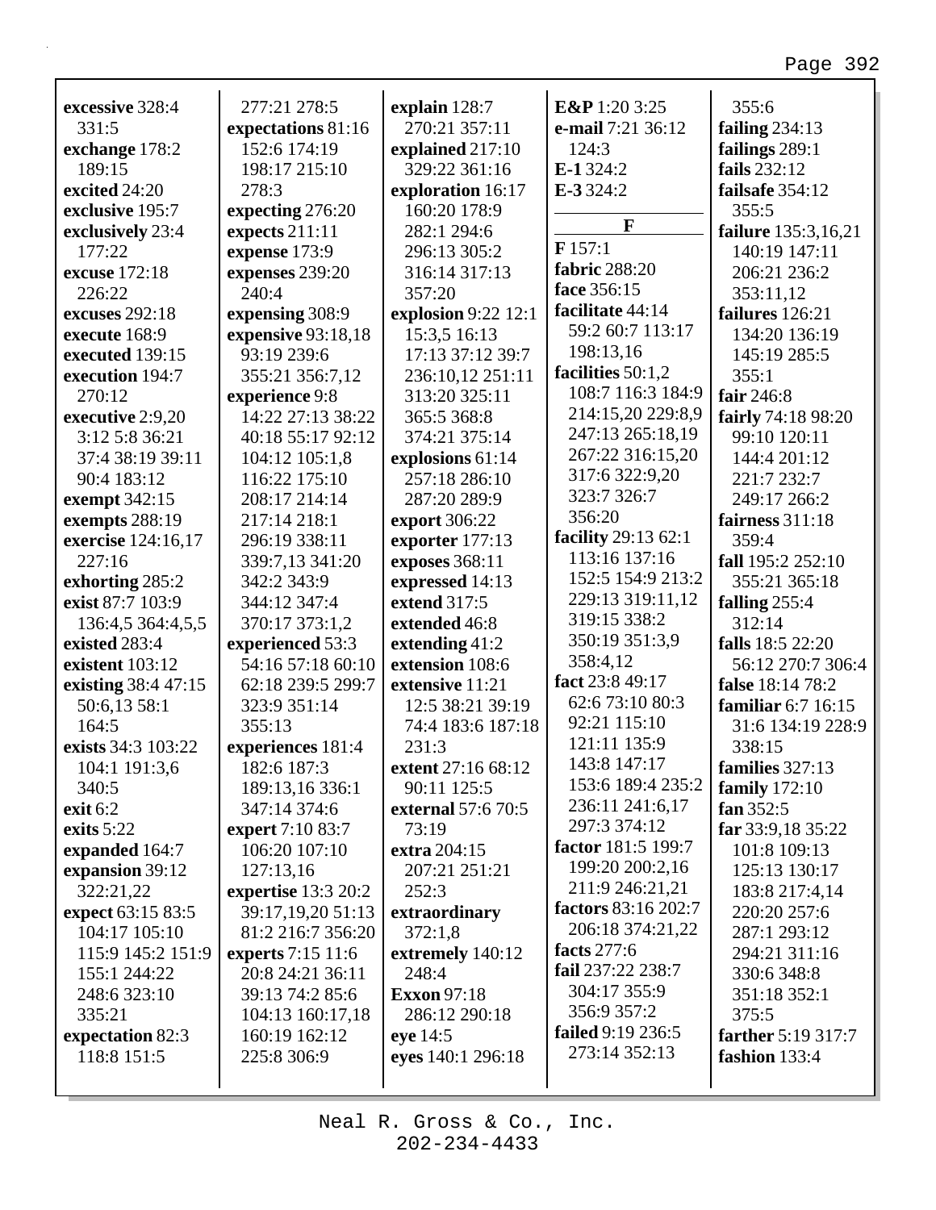**excessive** 328:4 331:5
**exchange** 178:2 189:15
**excited** 24:20
**exclusive** 195:7
**exclusively** 23:4 177:22
**excuse** 172:18 226:22
**excuses** 292:18
**execute** 168:9
**executed** 139:15
**execution** 194:7 270:12
**executive** 2:9,20 3:12 5:8 36:21 37:4 38:19 39:11 90:4 183:12
**exempt** 342:15
**exempts** 288:19
**exercise** 124:16,17 227:16
**exhorting** 285:2
**exist** 87:7 103:9 136:4,5 364:4,5,5
**existed** 283:4
**existent** 103:12
**existing** 38:4 47:15 50:6,13 58:1 164:5
**exists** 34:3 103:22 104:1 191:3,6 340:5
**exit** 6:2
**exits** 5:22
**expanded** 164:7
**expansion** 39:12 322:21,22
**expect** 63:15 83:5 104:17 105:10 115:9 145:2 151:9 155:1 244:22 248:6 323:10 335:21
**expectation** 82:3 118:8 151:5
277:21 278:5
**expectations** 81:16 152:6 174:19 198:17 215:10 278:3
**expecting** 276:20
**expects** 211:11
**expense** 173:9
**expenses** 239:20 240:4
**expensing** 308:9
**expensive** 93:18,18 93:19 239:6 355:21 356:7,12
**experience** 9:8 14:22 27:13 38:22 40:18 55:17 92:12 104:12 105:1,8 116:22 175:10 208:17 214:14 217:14 218:1 296:19 338:11 339:7,13 341:20 342:2 343:9 344:12 347:4 370:17 373:1,2
**experienced** 53:3 54:16 57:18 60:10 62:18 239:5 299:7 323:9 351:14 355:13
**experiences** 181:4 182:6 187:3 189:13,16 336:1 347:14 374:6
**expert** 7:10 83:7 106:20 107:10 127:13,16
**expertise** 13:3 20:2 39:17,19,20 51:13 81:2 216:7 356:20
**experts** 7:15 11:6 20:8 24:21 36:11 39:13 74:2 85:6 104:13 160:17,18 160:19 162:12 225:8 306:9
**explain** 128:7 270:21 357:11
**explained** 217:10 329:22 361:16
**exploration** 16:17 160:20 178:9 282:1 294:6 296:13 305:2 316:14 317:13 357:20
**explosion** 9:22 12:1 15:3,5 16:13 17:13 37:12 39:7 236:10,12 251:11 313:20 325:11 365:5 368:8 374:21 375:14
**explosions** 61:14 257:18 286:10 287:20 289:9
**export** 306:22
**exporter** 177:13
**exposes** 368:11
**expressed** 14:13
**extend** 317:5
**extended** 46:8
**extending** 41:2
**extension** 108:6
**extensive** 11:21 12:5 38:21 39:19 74:4 183:6 187:18 231:3
**extent** 27:16 68:12 90:11 125:5
**external** 57:6 70:5 73:19
**extra** 204:15 207:21 251:21 252:3
**extraordinary** 372:1,8
**extremely** 140:12 248:4
**Exxon** 97:18 286:12 290:18
**eye** 14:5
**eyes** 140:1 296:18
**E&P** 1:20 3:25
**e-mail** 7:21 36:12 124:3
**E-1** 324:2
**E-3** 324:2

## F

**F** 157:1
**fabric** 288:20
**face** 356:15
**facilitate** 44:14 59:2 60:7 113:17 198:13,16
**facilities** 50:1,2 108:7 116:3 184:9 214:15,20 229:8,9 247:13 265:18,19 267:22 316:15,20 317:6 322:9,20 323:7 326:7 356:20
**facility** 29:13 62:1 113:16 137:16 152:5 154:9 213:2 229:13 319:11,12 319:15 338:2 350:19 351:3,9 358:4,12
**fact** 23:8 49:17 62:6 73:10 80:3 92:21 115:10 121:11 135:9 143:8 147:17 153:6 189:4 235:2 236:11 241:6,17 297:3 374:12
**factor** 181:5 199:7 199:20 200:2,16 211:9 246:21,21
**factors** 83:16 202:7 206:18 374:21,22
**facts** 277:6
**fail** 237:22 238:7 304:17 355:9 356:9 357:2
**failed** 9:19 236:5 273:14 352:13
355:6
**failing** 234:13
**failings** 289:1
**fails** 232:12
**failsafe** 354:12 355:5
**failure** 135:3,16,21 140:19 147:11 206:21 236:2 353:11,12
**failures** 126:21 134:20 136:19 145:19 285:5 355:1
**fair** 246:8
**fairly** 74:18 98:20 99:10 120:11 144:4 201:12 221:7 232:7 249:17 266:2
**fairness** 311:18 359:4
**fall** 195:2 252:10 355:21 365:18
**falling** 255:4 312:14
**falls** 18:5 22:20 56:12 270:7 306:4
**false** 18:14 78:2
**familiar** 6:7 16:15 31:6 134:19 228:9 338:15
**families** 327:13
**family** 172:10
**fan** 352:5
**far** 33:9,18 35:22 101:8 109:13 125:13 130:17 183:8 217:4,14 220:20 257:6 287:1 293:12 294:21 311:16 330:6 348:8 351:18 352:1 375:5
**farther** 5:19 317:7
**fashion** 133:4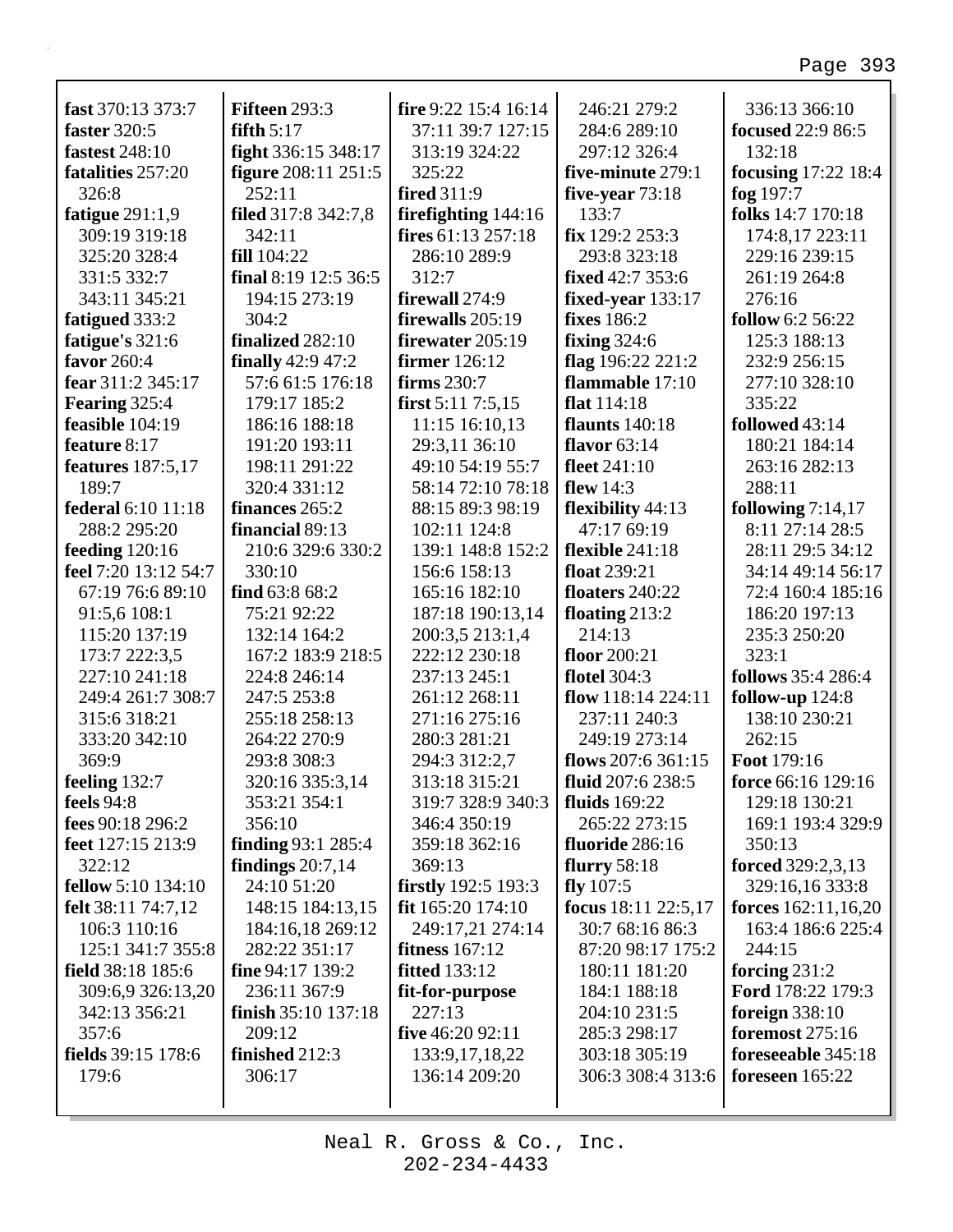**fast** 370:13 373:7
**faster** 320:5
**fastest** 248:10
**fatalities** 257:20 326:8
**fatigue** 291:1,9 309:19 319:18 325:20 328:4 331:5 332:7 343:11 345:21
**fatigued** 333:2
**fatigue's** 321:6
**favor** 260:4
**fear** 311:2 345:17
**Fearing** 325:4
**feasible** 104:19
**feature** 8:17
**features** 187:5,17 189:7
**federal** 6:10 11:18 288:2 295:20
**feeding** 120:16
**feel** 7:20 13:12 54:7 67:19 76:6 89:10 91:5,6 108:1 115:20 137:19 173:7 222:3,5 227:10 241:18 249:4 261:7 308:7 315:6 318:21 333:20 342:10 369:9
**feeling** 132:7
**feels** 94:8
**fees** 90:18 296:2
**feet** 127:15 213:9 322:12
**fellow** 5:10 134:10
**felt** 38:11 74:7,12 106:3 110:16 125:1 341:7 355:8
**field** 38:18 185:6 309:6,9 326:13,20 342:13 356:21 357:6
**fields** 39:15 178:6 179:6
**Fifteen** 293:3
**fifth** 5:17
**fight** 336:15 348:17
**figure** 208:11 251:5 252:11
**filed** 317:8 342:7,8 342:11
**fill** 104:22
**final** 8:19 12:5 36:5 194:15 273:19 304:2
**finalized** 282:10
**finally** 42:9 47:2 57:6 61:5 176:18 179:17 185:2 186:16 188:18 191:20 193:11 198:11 291:22 320:4 331:12
**finances** 265:2
**financial** 89:13 210:6 329:6 330:2 330:10
**find** 63:8 68:2 75:21 92:22 132:14 164:2 167:2 183:9 218:5 224:8 246:14 247:5 253:8 255:18 258:13 264:22 270:9 293:8 308:3 320:16 335:3,14 353:21 354:1 356:10
**finding** 93:1 285:4
**findings** 20:7,14 24:10 51:20 148:15 184:13,15 184:16,18 269:12 282:22 351:17
**fine** 94:17 139:2 236:11 367:9
**finish** 35:10 137:18 209:12
**finished** 212:3 306:17
**fire** 9:22 15:4 16:14 37:11 39:7 127:15 313:19 324:22 325:22
**fired** 311:9
**firefighting** 144:16
**fires** 61:13 257:18 286:10 289:9 312:7
**firewall** 274:9
**firewalls** 205:19
**firewater** 205:19
**firmer** 126:12
**firms** 230:7
**first** 5:11 7:5,15 11:15 16:10,13 29:3,11 36:10 49:10 54:19 55:7 58:14 72:10 78:18 88:15 89:3 98:19 102:11 124:8 139:1 148:8 152:2 156:6 158:13 165:16 182:10 187:18 190:13,14 200:3,5 213:1,4 222:12 230:18 237:13 245:1 261:12 268:11 271:16 275:16 280:3 281:21 294:3 312:2,7 313:18 315:21 319:7 328:9 340:3 346:4 350:19 359:18 362:16 369:13
**firstly** 192:5 193:3
**fit** 165:20 174:10 249:17,21 274:14
**fitness** 167:12
**fitted** 133:12
**fit-for-purpose** 227:13
**five** 46:20 92:11 133:9,17,18,22 136:14 209:20 246:21 279:2 284:6 289:10 297:12 326:4
**five-minute** 279:1
**five-year** 73:18 133:7
**fix** 129:2 253:3 293:8 323:18
**fixed** 42:7 353:6
**fixed-year** 133:17
**fixes** 186:2
**fixing** 324:6
**flag** 196:22 221:2
**flammable** 17:10
**flat** 114:18
**flaunts** 140:18
**flavor** 63:14
**fleet** 241:10
**flew** 14:3
**flexibility** 44:13 47:17 69:19
**flexible** 241:18
**float** 239:21
**floaters** 240:22
**floating** 213:2 214:13
**floor** 200:21
**flotel** 304:3
**flow** 118:14 224:11 237:11 240:3 249:19 273:14
**flows** 207:6 361:15
**fluid** 207:6 238:5
**fluids** 169:22 265:22 273:15
**fluoride** 286:16
**flurry** 58:18
**fly** 107:5
**focus** 18:11 22:5,17 30:7 68:16 86:3 87:20 98:17 175:2 180:11 181:20 184:1 188:18 204:10 231:5 285:3 298:17 303:18 305:19 306:3 308:4 313:6 336:13 366:10
**focused** 22:9 86:5 132:18
**focusing** 17:22 18:4
**fog** 197:7
**folks** 14:7 170:18 174:8,17 223:11 229:16 239:15 261:19 264:8 276:16
**follow** 6:2 56:22 125:3 188:13 232:9 256:15 277:10 328:10 335:22
**followed** 43:14 180:21 184:14 263:16 282:13 288:11
**following** 7:14,17 8:11 27:14 28:5 28:11 29:5 34:12 34:14 49:14 56:17 72:4 160:4 185:16 186:20 197:13 235:3 250:20 323:1
**follows** 35:4 286:4
**follow-up** 124:8 138:10 230:21 262:15
**Foot** 179:16
**force** 66:16 129:16 129:18 130:21 169:1 193:4 329:9 350:13
**forced** 329:2,3,13 329:16,16 333:8
**forces** 162:11,16,20 163:4 186:6 225:4 244:15
**forcing** 231:2
**Ford** 178:22 179:3
**foreign** 338:10
**foremost** 275:16
**foreseeable** 345:18
**foreseen** 165:22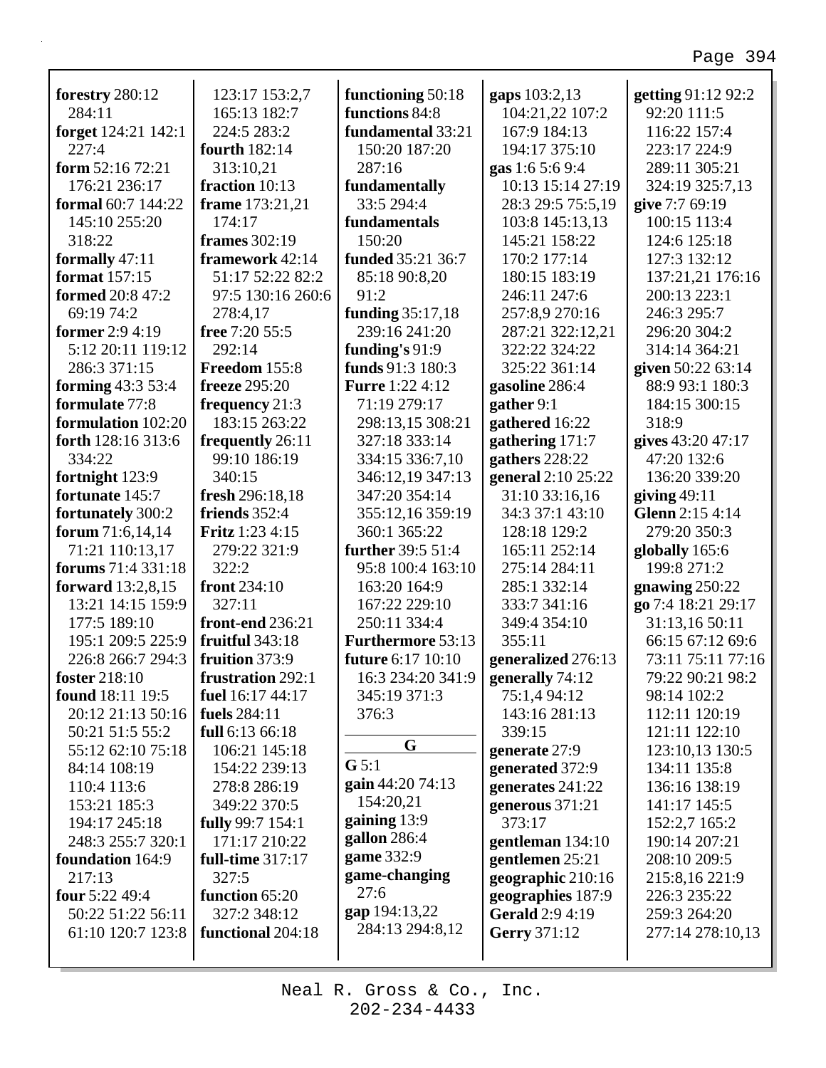**forestry** 280:12 284:11
**forget** 124:21 142:1 227:4
**form** 52:16 72:21 176:21 236:17
**formal** 60:7 144:22 145:10 255:20 318:22
**formally** 47:11
**format** 157:15
**formed** 20:8 47:2 69:19 74:2
**former** 2:9 4:19 5:12 20:11 119:12 286:3 371:15
**forming** 43:3 53:4
**formulate** 77:8
**formulation** 102:20
**forth** 128:16 313:6 334:22
**fortnight** 123:9
**fortunate** 145:7
**fortunately** 300:2
**forum** 71:6,14,14 71:21 110:13,17
**forums** 71:4 331:18
**forward** 13:2,8,15 13:21 14:15 159:9 177:5 189:10 195:1 209:5 225:9 226:8 266:7 294:3
**foster** 218:10
**found** 18:11 19:5 20:12 21:13 50:16 50:21 51:5 55:2 55:12 62:10 75:18 84:14 108:19 110:4 113:6 153:21 185:3 194:17 245:18 248:3 255:7 320:1
**foundation** 164:9 217:13
**four** 5:22 49:4 50:22 51:22 56:11 61:10 120:7 123:8 123:17 153:2,7 165:13 182:7 224:5 283:2
**fourth** 182:14 313:10,21
**fraction** 10:13
**frame** 173:21,21 174:17
**frames** 302:19
**framework** 42:14 51:17 52:22 82:2 97:5 130:16 260:6 278:4,17
**free** 7:20 55:5 292:14
**Freedom** 155:8
**freeze** 295:20
**frequency** 21:3 183:15 263:22
**frequently** 26:11 99:10 186:19 340:15
**fresh** 296:18,18
**friends** 352:4
**Fritz** 1:23 4:15 279:22 321:9 322:2
**front** 234:10 327:11
**front-end** 236:21
**fruitful** 343:18
**fruition** 373:9
**frustration** 292:1
**fuel** 16:17 44:17
**fuels** 284:11
**full** 6:13 66:18 106:21 145:18 154:22 239:13 278:8 286:19 349:22 370:5
**fully** 99:7 154:1 171:17 210:22
**full-time** 317:17 327:5
**function** 65:20 327:2 348:12
**functional** 204:18
**functioning** 50:18
**functions** 84:8
**fundamental** 33:21 150:20 187:20 287:16
**fundamentally** 33:5 294:4
**fundamentals** 150:20
**funded** 35:21 36:7 85:18 90:8,20 91:2
**funding** 35:17,18 239:16 241:20
**funding's** 91:9
**funds** 91:3 180:3
**Furre** 1:22 4:12 71:19 279:17 298:13,15 308:21 327:18 333:14 334:15 336:7,10 346:12,19 347:13 347:20 354:14 355:12,16 359:19 360:1 365:22
**further** 39:5 51:4 95:8 100:4 163:10 163:20 164:9 167:22 229:10 250:11 334:4
**Furthermore** 53:13
**future** 6:17 10:10 16:3 234:20 341:9 345:19 371:3 376:3

## G

**G** 5:1
**gain** 44:20 74:13 154:20,21
**gaining** 13:9
**gallon** 286:4
**game** 332:9
**game-changing** 27:6
**gap** 194:13,22 284:13 294:8,12
**gaps** 103:2,13 104:21,22 107:2 167:9 184:13 194:17 375:10
**gas** 1:6 5:6 9:4 10:13 15:14 27:19 28:3 29:5 75:5,19 103:8 145:13,13 145:21 158:22 170:2 177:14 180:15 183:19 246:11 247:6 257:8,9 270:16 287:21 322:12,21 322:22 324:22 325:22 361:14
**gasoline** 286:4
**gather** 9:1
**gathered** 16:22
**gathering** 171:7
**gathers** 228:22
**general** 2:10 25:22 31:10 33:16,16 34:3 37:1 43:10 128:18 129:2 165:11 252:14 275:14 284:11 285:1 332:14 333:7 341:16 349:4 354:10 355:11
**generalized** 276:13
**generally** 74:12 75:1,4 94:12 143:16 281:13 339:15
**generate** 27:9
**generated** 372:9
**generates** 241:22
**generous** 371:21 373:17
**gentleman** 134:10
**gentlemen** 25:21
**geographic** 210:16
**geographies** 187:9
**Gerald** 2:9 4:19
**Gerry** 371:12
**getting** 91:12 92:2 92:20 111:5 116:22 157:4 223:17 224:9 289:11 305:21 324:19 325:7,13
**give** 7:7 69:19 100:15 113:4 124:6 125:18 127:3 132:12 137:21,21 176:16 200:13 223:1 246:3 295:7 296:20 304:2 314:14 364:21
**given** 50:22 63:14 88:9 93:1 180:3 184:15 300:15 318:9
**gives** 43:20 47:17 47:20 132:6 136:20 339:20
**giving** 49:11
**Glenn** 2:15 4:14 279:20 350:3
**globally** 165:6 199:8 271:2
**gnawing** 250:22
**go** 7:4 18:21 29:17 31:13,16 50:11 66:15 67:12 69:6 73:11 75:11 77:16 79:22 90:21 98:2 98:14 102:2 112:11 120:19 121:11 122:10 123:10,13 130:5 134:11 135:8 136:16 138:19 141:17 145:5 152:2,7 165:2 190:14 207:21 208:10 209:5 215:8,16 221:9 226:3 235:22 259:3 264:20 277:14 278:10,13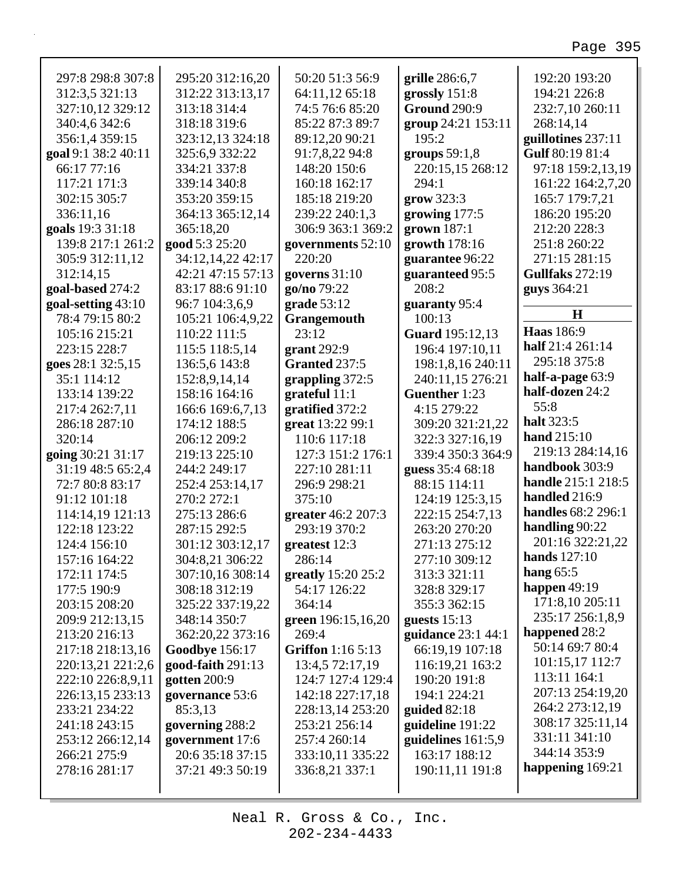297:8 298:8 307:8 312:3,5 321:13 327:10,12 329:12 340:4,6 342:6 356:1,4 359:15
**goal** 9:1 38:2 40:11 66:17 77:16 117:21 171:3 302:15 305:7 336:11,16
**goals** 19:3 31:18 139:8 217:1 261:2 305:9 312:11,12 312:14,15
**goal-based** 274:2
**goal-setting** 43:10 78:4 79:15 80:2 105:16 215:21 223:15 228:7
**goes** 28:1 32:5,15 35:1 114:12 133:14 139:22 217:4 262:7,11 286:18 287:10 320:14
**going** 30:21 31:17 31:19 48:5 65:2,4 72:7 80:8 83:17 91:12 101:18 114:14,19 121:13 122:18 123:22 124:4 156:10 157:16 164:22 172:11 174:5 177:5 190:9 203:15 208:20 209:9 212:13,15 213:20 216:13 217:18 218:13,16 220:13,21 221:2,6 222:10 226:8,9,11 226:13,15 233:13 233:21 234:22 241:18 243:15 253:12 266:12,14 266:21 275:9 278:16 281:17 295:20 312:16,20 312:22 313:13,17 313:18 314:4 318:18 319:6 323:12,13 324:18 325:6,9 332:22 334:21 337:8 339:14 340:8 353:20 359:15 364:13 365:12,14 365:18,20
**good** 5:3 25:20 34:12,14,22 42:17 42:21 47:15 57:13 83:17 88:6 91:10 96:7 104:3,6,9 105:21 106:4,9,22 110:22 111:5 115:5 118:5,14 136:5,6 143:8 152:8,9,14,14 158:16 164:16 166:6 169:6,7,13 174:12 188:5 206:12 209:2 219:13 225:10 244:2 249:17 252:4 253:14,17 270:2 272:1 275:13 286:6 287:15 292:5 301:12 303:12,17 304:8,21 306:22 307:10,16 308:14 308:18 312:19 325:22 337:19,22 348:14 350:7 362:20,22 373:16
**Goodbye** 156:17
**good-faith** 291:13
**gotten** 200:9
**governance** 53:6 85:3,13
**governing** 288:2
**government** 17:6 20:6 35:18 37:15 37:21 49:3 50:19 50:20 51:3 56:9 64:11,12 65:18 74:5 76:6 85:20 85:22 87:3 89:7 89:12,20 90:21 91:7,8,22 94:8 148:20 150:6 160:18 162:17 185:18 219:20 239:22 240:1,3 306:9 363:1 369:2
**governments** 52:10 220:20
**governs** 31:10
**go/no** 79:22
**grade** 53:12
**Grangemouth** 23:12
**grant** 292:9
**Granted** 237:5
**grappling** 372:5
**grateful** 11:1
**gratified** 372:2
**great** 13:22 99:1 110:6 117:18 127:3 151:2 176:1 227:10 281:11 296:9 298:21 375:10
**greater** 46:2 207:3 293:19 370:2
**greatest** 12:3 286:14
**greatly** 15:20 25:2 54:17 126:22 364:14
**green** 196:15,16,20 269:4
**Griffon** 1:16 5:13 13:4,5 72:17,19 124:7 127:4 129:4 142:18 227:17,18 228:13,14 253:20 253:21 256:14 257:4 260:14 333:10,11 335:22 336:8,21 337:1
**grille** 286:6,7
**grossly** 151:8
**Ground** 290:9
**group** 24:21 153:11 195:2
**groups** 59:1,8 220:15,15 268:12 294:1
**grow** 323:3
**growing** 177:5
**grown** 187:1
**growth** 178:16
**guarantee** 96:22
**guaranteed** 95:5 208:2
**guaranty** 95:4 100:13
**Guard** 195:12,13 196:4 197:10,11 198:1,8,16 240:11 240:11,15 276:21
**Guenther** 1:23 4:15 279:22 309:20 321:21,22 322:3 327:16,19 339:4 350:3 364:9
**guess** 35:4 68:18 88:15 114:11 124:19 125:3,15 222:15 254:7,13 263:20 270:20 271:13 275:12 277:10 309:12 313:3 321:11 328:8 329:17 355:3 362:15
**guests** 15:13
**guidance** 23:1 44:1 66:19,19 107:18 116:19,21 163:2 190:20 191:8 194:1 224:21
**guided** 82:18
**guideline** 191:22
**guidelines** 161:5,9 163:17 188:12 190:11,11 191:8 192:20 193:20 194:21 226:8 232:7,10 260:11 268:14,14
**guillotines** 237:11
**Gulf** 80:19 81:4 97:18 159:2,13,19 161:22 164:2,7,20 165:7 179:7,21 186:20 195:20 212:20 228:3 251:8 260:22 271:15 281:15
**Gullfaks** 272:19
**guys** 364:21

## H

**Haas** 186:9
**half** 21:4 261:14 295:18 375:8
**half-a-page** 63:9
**half-dozen** 24:2 55:8
**halt** 323:5
**hand** 215:10 219:13 284:14,16
**handbook** 303:9
**handle** 215:1 218:5
**handled** 216:9
**handles** 68:2 296:1
**handling** 90:22 201:16 322:21,22
**hands** 127:10
**hang** 65:5
**happen** 49:19 171:8,10 205:11 235:17 256:1,8,9
**happened** 28:2 50:14 69:7 80:4 101:15,17 112:7 113:11 164:1 207:13 254:19,20 264:2 273:12,19 308:17 325:11,14 331:11 341:10 344:14 353:9
**happening** 169:21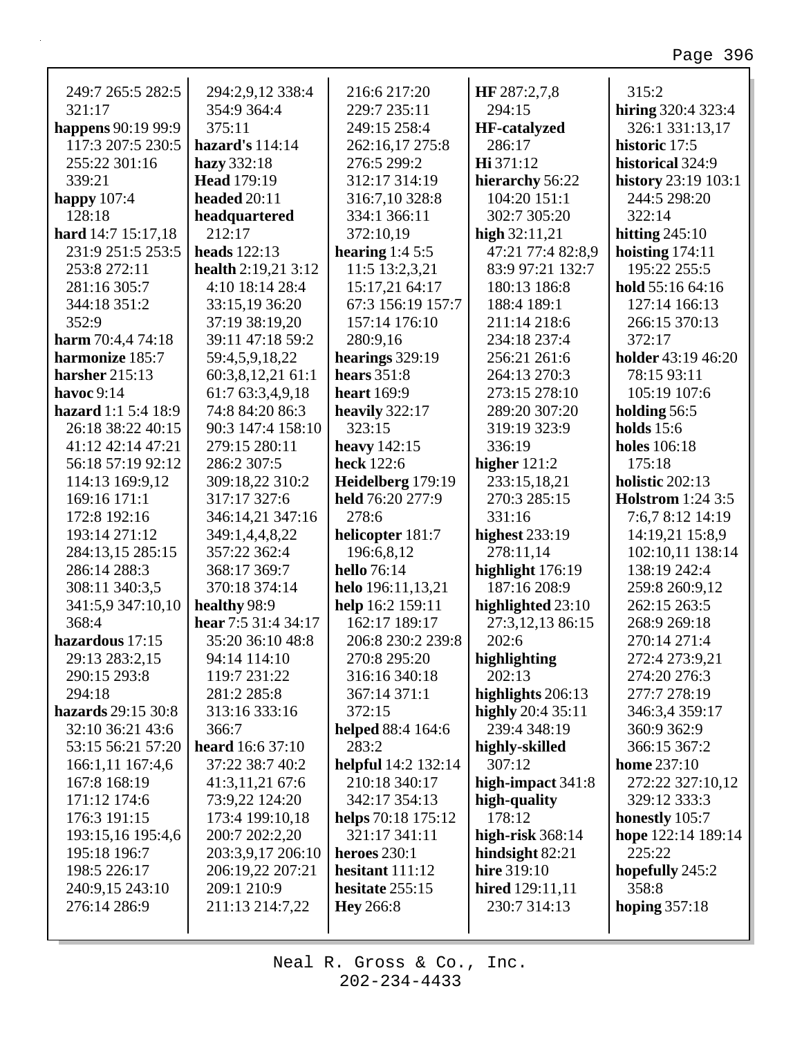249:7 265:5 282:5 321:17
**happens** 90:19 99:9 117:3 207:5 230:5 255:22 301:16 339:21
**happy** 107:4 128:18
**hard** 14:7 15:17,18 231:9 251:5 253:5 253:8 272:11 281:16 305:7 344:18 351:2 352:9
**harm** 70:4,4 74:18
**harmonize** 185:7
**harsher** 215:13
**havoc** 9:14
**hazard** 1:1 5:4 18:9 26:18 38:22 40:15 41:12 42:14 47:21 56:18 57:19 92:12 114:13 169:9,12 169:16 171:1 172:8 192:16 193:14 271:12 284:13,15 285:15 286:14 288:3 308:11 340:3,5 341:5,9 347:10,10 368:4
**hazardous** 17:15 29:13 283:2,15 290:15 293:8 294:18
**hazards** 29:15 30:8 32:10 36:21 43:6 53:15 56:21 57:20 166:1,11 167:4,6 167:8 168:19 171:12 174:6 176:3 191:15 193:15,16 195:4,6 195:18 196:7 198:5 226:17 240:9,15 243:10 276:14 286:9 294:2,9,12 338:4 354:9 364:4 375:11
**hazard's** 114:14
**hazy** 332:18
**Head** 179:19
**headed** 20:11
**headquartered** 212:17
**heads** 122:13
**health** 2:19,21 3:12 4:10 18:14 28:4 33:15,19 36:20 37:19 38:19,20 39:11 47:18 59:2 59:4,5,9,18,22 60:3,8,12,21 61:1 61:7 63:3,4,9,18 74:8 84:20 86:3 90:3 147:4 158:10 279:15 280:11 286:2 307:5 309:18,22 310:2 317:17 327:6 346:14,21 347:16 349:1,4,4,8,22 357:22 362:4 368:17 369:7 370:18 374:14
**healthy** 98:9
**hear** 7:5 31:4 34:17 35:20 36:10 48:8 94:14 114:10 119:7 231:22 281:2 285:8 313:16 333:16 366:7
**heard** 16:6 37:10 37:22 38:7 40:2 41:3,11,21 67:6 73:9,22 124:20 173:4 199:10,18 200:7 202:2,20 203:3,9,17 206:10 206:19,22 207:21 209:1 210:9 211:13 214:7,22 216:6 217:20 229:7 235:11 249:15 258:4 262:16,17 275:8 276:5 299:2 312:17 314:19 316:7,10 328:8 334:1 366:11 372:10,19
**hearing** 1:4 5:5 11:5 13:2,3,21 15:17,21 64:17 67:3 156:19 157:7 157:14 176:10 280:9,16
**hearings** 329:19
**hears** 351:8
**heart** 169:9
**heavily** 322:17 323:15
**heavy** 142:15
**heck** 122:6
**Heidelberg** 179:19
**held** 76:20 277:9 278:6
**helicopter** 181:7 196:6,8,12
**hello** 76:14
**helo** 196:11,13,21
**help** 16:2 159:11 162:17 189:17 206:8 230:2 239:8 270:8 295:20 316:16 340:18 367:14 371:1 372:15
**helped** 88:4 164:6 283:2
**helpful** 14:2 132:14 210:18 340:17 342:17 354:13
**helps** 70:18 175:12 321:17 341:11
**heroes** 230:1
**hesitant** 111:12
**hesitate** 255:15
**Hey** 266:8
**HF** 287:2,7,8 294:15
**HF-catalyzed** 286:17
**Hi** 371:12
**hierarchy** 56:22 104:20 151:1 302:7 305:20
**high** 32:11,21 47:21 77:4 82:8,9 83:9 97:21 132:7 180:13 186:8 188:4 189:1 211:14 218:6 234:18 237:4 256:21 261:6 264:13 270:3 273:15 278:10 289:20 307:20 319:19 323:9 336:19
**higher** 121:2 233:15,18,21 270:3 285:15 331:16
**highest** 233:19 278:11,14
**highlight** 176:19 187:16 208:9
**highlighted** 23:10 27:3,12,13 86:15 202:6
**highlighting** 202:13
**highlights** 206:13
**highly** 20:4 35:11 239:4 348:19
**highly-skilled** 307:12
**high-impact** 341:8
**high-quality** 178:12
**high-risk** 368:14
**hindsight** 82:21
**hire** 319:10
**hired** 129:11,11 230:7 314:13 315:2
**hiring** 320:4 323:4 326:1 331:13,17
**historic** 17:5
**historical** 324:9
**history** 23:19 103:1 244:5 298:20 322:14
**hitting** 245:10
**hoisting** 174:11 195:22 255:5
**hold** 55:16 64:16 127:14 166:13 266:15 370:13 372:17
**holder** 43:19 46:20 78:15 93:11 105:19 107:6
**holding** 56:5
**holds** 15:6
**holes** 106:18 175:18
**holistic** 202:13
**Holstrom** 1:24 3:5 7:6,7 8:12 14:19 14:19,21 15:8,9 102:10,11 138:14 138:19 242:4 259:8 260:9,12 262:15 263:5 268:9 269:18 270:14 271:4 272:4 273:9,21 274:20 276:3 277:7 278:19 346:3,4 359:17 360:9 362:9 366:15 367:2
**home** 237:10 272:22 327:10,12 329:12 333:3
**honestly** 105:7
**hope** 122:14 189:14 225:22
**hopefully** 245:2 358:8
**hoping** 357:18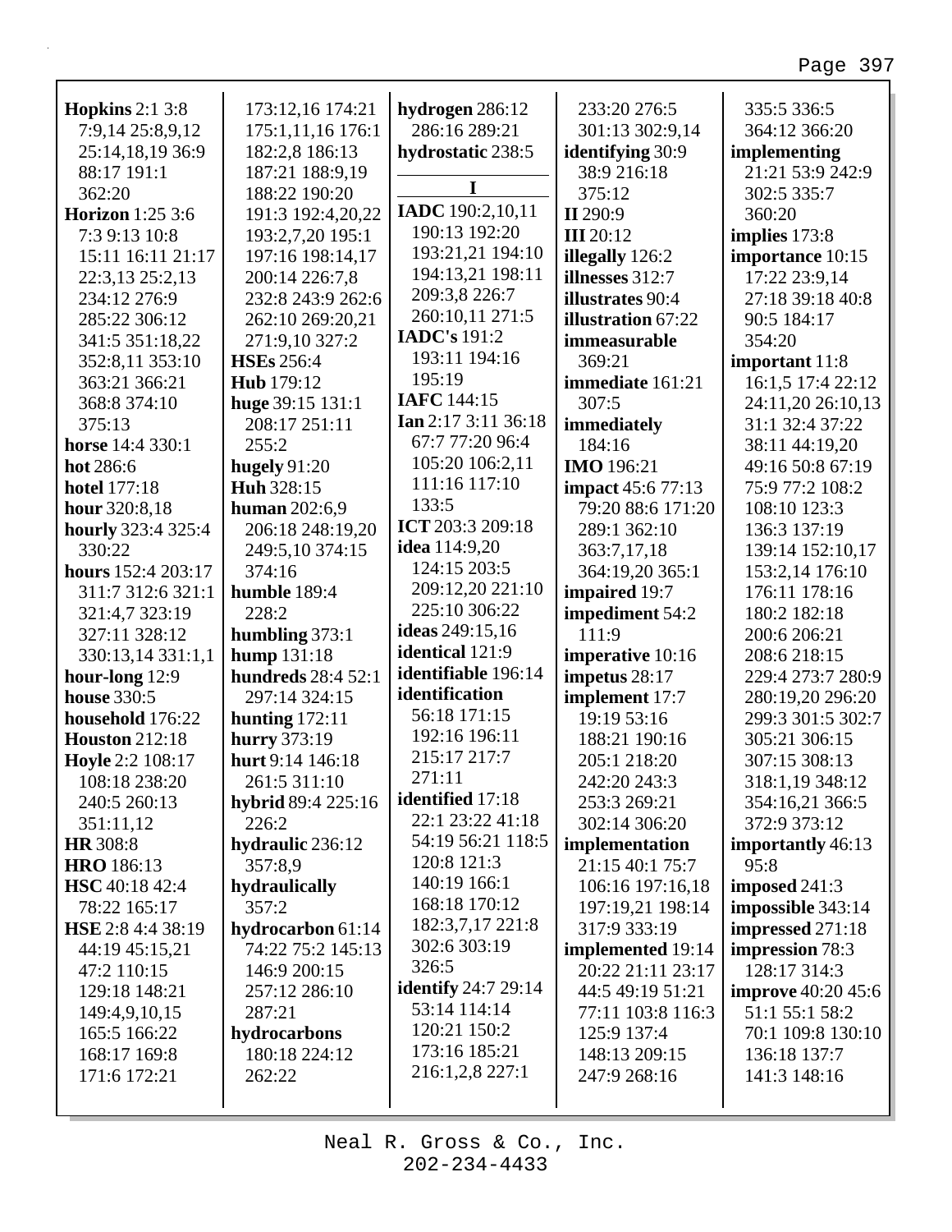**Hopkins** 2:1 3:8 7:9,14 25:8,9,12 25:14,18,19 36:9 88:17 191:1 362:20
**Horizon** 1:25 3:6 7:3 9:13 10:8 15:11 16:11 21:17 22:3,13 25:2,13 234:12 276:9 285:22 306:12 341:5 351:18,22 352:8,11 353:10 363:21 366:21 368:8 374:10 375:13
**horse** 14:4 330:1
**hot** 286:6
**hotel** 177:18
**hour** 320:8,18
**hourly** 323:4 325:4 330:22
**hours** 152:4 203:17 311:7 312:6 321:1 321:4,7 323:19 327:11 328:12 330:13,14 331:1,1
**hour-long** 12:9
**house** 330:5
**household** 176:22
**Houston** 212:18
**Hoyle** 2:2 108:17 108:18 238:20 240:5 260:13 351:11,12
**HR** 308:8
**HRO** 186:13
**HSC** 40:18 42:4 78:22 165:17
**HSE** 2:8 4:4 38:19 44:19 45:15,21 47:2 110:15 129:18 148:21 149:4,9,10,15 165:5 166:22 168:17 169:8 171:6 172:21 173:12,16 174:21 175:1,11,16 176:1 182:2,8 186:13 187:21 188:9,19 188:22 190:20 191:3 192:4,20,22 193:2,7,20 195:1 197:16 198:14,17 200:14 226:7,8 232:8 243:9 262:6 262:10 269:20,21 271:9,10 327:2
**HSEs** 256:4
**Hub** 179:12
**huge** 39:15 131:1 208:17 251:11 255:2
**hugely** 91:20
**Huh** 328:15
**human** 202:6,9 206:18 248:19,20 249:5,10 374:15 374:16
**humble** 189:4 228:2
**humbling** 373:1
**hump** 131:18
**hundreds** 28:4 52:1 297:14 324:15
**hunting** 172:11
**hurry** 373:19
**hurt** 9:14 146:18 261:5 311:10
**hybrid** 89:4 225:16 226:2
**hydraulic** 236:12 357:8,9
**hydraulically** 357:2
**hydrocarbon** 61:14 74:22 75:2 145:13 146:9 200:15 257:12 286:10 287:21
**hydrocarbons** 180:18 224:12 262:22
**hydrogen** 286:12 286:16 289:21
**hydrostatic** 238:5

**I**

**IADC** 190:2,10,11 190:13 192:20 193:21,21 194:10 194:13,21 198:11 209:3,8 226:7 260:10,11 271:5
**IADC's** 191:2 193:11 194:16 195:19
**IAFC** 144:15
**Ian** 2:17 3:11 36:18 67:7 77:20 96:4 105:20 106:2,11 111:16 117:10 133:5
**ICT** 203:3 209:18
**idea** 114:9,20 124:15 203:5 209:12,20 221:10 225:10 306:22
**ideas** 249:15,16
**identical** 121:9
**identifiable** 196:14
**identification** 56:18 171:15 192:16 196:11 215:17 217:7 271:11
**identified** 17:18 22:1 23:22 41:18 54:19 56:21 118:5 120:8 121:3 140:19 166:1 168:18 170:12 182:3,7,17 221:8 302:6 303:19 326:5
**identify** 24:7 29:14 53:14 114:14 120:21 150:2 173:16 185:21 216:1,2,8 227:1 233:20 276:5 301:13 302:9,14
**identifying** 30:9 38:9 216:18 375:12
**II** 290:9
**III** 20:12
**illegally** 126:2
**illnesses** 312:7
**illustrates** 90:4
**illustration** 67:22
**immeasurable** 369:21
**immediate** 161:21 307:5
**immediately** 184:16
**IMO** 196:21
**impact** 45:6 77:13 79:20 88:6 171:20 289:1 362:10 363:7,17,18 364:19,20 365:1
**impaired** 19:7
**impediment** 54:2 111:9
**imperative** 10:16
**impetus** 28:17
**implement** 17:7 19:19 53:16 188:21 190:16 205:1 218:20 242:20 243:3 253:3 269:21 302:14 306:20
**implementation** 21:15 40:1 75:7 106:16 197:16,18 197:19,21 198:14 317:9 333:19
**implemented** 19:14 20:22 21:11 23:17 44:5 49:19 51:21 77:11 103:8 116:3 125:9 137:4 148:13 209:15 247:9 268:16 335:5 336:5 364:12 366:20
**implementing** 21:21 53:9 242:9 302:5 335:7 360:20
**implies** 173:8
**importance** 10:15 17:22 23:9,14 27:18 39:18 40:8 90:5 184:17 354:20
**important** 11:8 16:1,5 17:4 22:12 24:11,20 26:10,13 31:1 32:4 37:22 38:11 44:19,20 49:16 50:8 67:19 75:9 77:2 108:2 108:10 123:3 136:3 137:19 139:14 152:10,17 153:2,14 176:10 176:11 178:16 180:2 182:18 200:6 206:21 208:6 218:15 229:4 273:7 280:9 280:19,20 296:20 299:3 301:5 302:7 305:21 306:15 307:15 308:13 318:1,19 348:12 354:16,21 366:5 372:9 373:12
**importantly** 46:13 95:8
**imposed** 241:3
**impossible** 343:14
**impressed** 271:18
**impression** 78:3 128:17 314:3
**improve** 40:20 45:6 51:1 55:1 58:2 70:1 109:8 130:10 136:18 137:7 141:3 148:16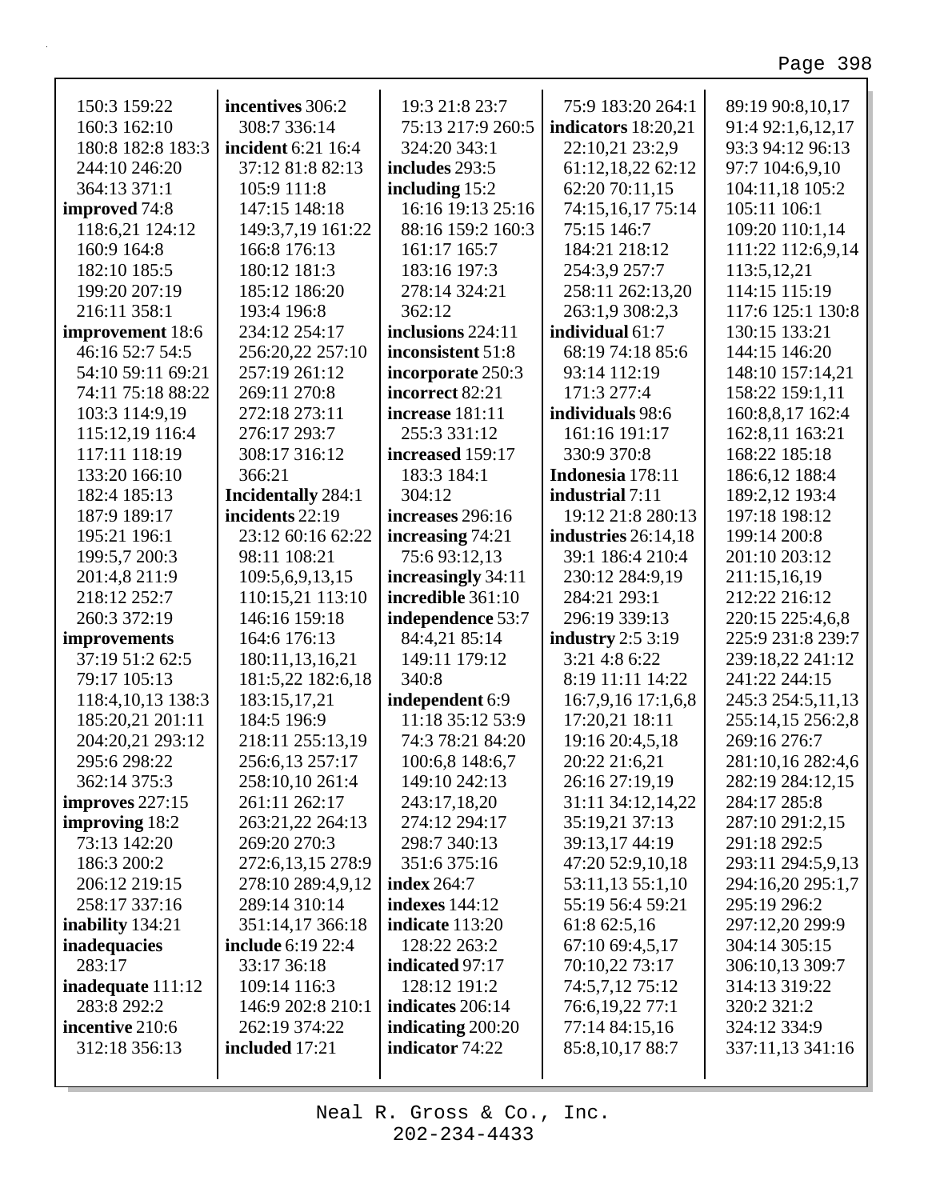150:3 159:22
160:3 162:10
180:8 182:8 183:3
244:10 246:20
364:13 371:1
**improved** 74:8
118:6,21 124:12
160:9 164:8
182:10 185:5
199:20 207:19
216:11 358:1
**improvement** 18:6
46:16 52:7 54:5
54:10 59:11 69:21
74:11 75:18 88:22
103:3 114:9,19
115:12,19 116:4
117:11 118:19
133:20 166:10
182:4 185:13
187:9 189:17
195:21 196:1
199:5,7 200:3
201:4,8 211:9
218:12 252:7
260:3 372:19
**improvements**
37:19 51:2 62:5
79:17 105:13
118:4,10,13 138:3
185:20,21 201:11
204:20,21 293:12
295:6 298:22
362:14 375:3
**improves** 227:15
**improving** 18:2
73:13 142:20
186:3 200:2
206:12 219:15
258:17 337:16
**inability** 134:21
**inadequacies**
283:17
**inadequate** 111:12
283:8 292:2
**incentive** 210:6
312:18 356:13
**incentives** 306:2
308:7 336:14
**incident** 6:21 16:4
37:12 81:8 82:13
105:9 111:8
147:15 148:18
149:3,7,19 161:22
166:8 176:13
180:12 181:3
185:12 186:20
193:4 196:8
234:12 254:17
256:20,22 257:10
257:19 261:12
269:11 270:8
272:18 273:11
276:17 293:7
308:17 316:12
366:21
**Incidentally** 284:1
**incidents** 22:19
23:12 60:16 62:22
98:11 108:21
109:5,6,9,13,15
110:15,21 113:10
146:16 159:18
164:6 176:13
180:11,13,16,21
181:5,22 182:6,18
183:15,17,21
184:5 196:9
218:11 255:13,19
256:6,13 257:17
258:10,10 261:4
261:11 262:17
263:21,22 264:13
269:20 270:3
272:6,13,15 278:9
278:10 289:4,9,12
289:14 310:14
351:14,17 366:18
**include** 6:19 22:4
33:17 36:18
109:14 116:3
146:9 202:8 210:1
262:19 374:22
**included** 17:21
19:3 21:8 23:7
75:13 217:9 260:5
324:20 343:1
**includes** 293:5
**including** 15:2
16:16 19:13 25:16
88:16 159:2 160:3
161:17 165:7
183:16 197:3
278:14 324:21
362:12
**inclusions** 224:11
**inconsistent** 51:8
**incorporate** 250:3
**incorrect** 82:21
**increase** 181:11
255:3 331:12
**increased** 159:17
183:3 184:1
304:12
**increases** 296:16
**increasing** 74:21
75:6 93:12,13
**increasingly** 34:11
**incredible** 361:10
**independence** 53:7
84:4,21 85:14
149:11 179:12
340:8
**independent** 6:9
11:18 35:12 53:9
74:3 78:21 84:20
100:6,8 148:6,7
149:10 242:13
243:17,18,20
274:12 294:17
298:7 340:13
351:6 375:16
**index** 264:7
**indexes** 144:12
**indicate** 113:20
128:22 263:2
**indicated** 97:17
128:12 191:2
**indicates** 206:14
**indicating** 200:20
**indicator** 74:22
75:9 183:20 264:1
**indicators** 18:20,21
22:10,21 23:2,9
61:12,18,22 62:12
62:20 70:11,15
74:15,16,17 75:14
75:15 146:7
184:21 218:12
254:3,9 257:7
258:11 262:13,20
263:1,9 308:2,3
**individual** 61:7
68:19 74:18 85:6
93:14 112:19
171:3 277:4
**individuals** 98:6
161:16 191:17
330:9 370:8
**Indonesia** 178:11
**industrial** 7:11
19:12 21:8 280:13
**industries** 26:14,18
39:1 186:4 210:4
230:12 284:9,19
284:21 293:1
296:19 339:13
**industry** 2:5 3:19
3:21 4:8 6:22
8:19 11:11 14:22
16:7,9,16 17:1,6,8
17:20,21 18:11
19:16 20:4,5,18
20:22 21:6,21
26:16 27:19,19
31:11 34:12,14,22
35:19,21 37:13
39:13,17 44:19
47:20 52:9,10,18
53:11,13 55:1,10
55:19 56:4 59:21
61:8 62:5,16
67:10 69:4,5,17
70:10,22 73:17
74:5,7,12 75:12
76:6,19,22 77:1
77:14 84:15,16
85:8,10,17 88:7
89:19 90:8,10,17
91:4 92:1,6,12,17
93:3 94:12 96:13
97:7 104:6,9,10
104:11,18 105:2
105:11 106:1
109:20 110:1,14
111:22 112:6,9,14
113:5,12,21
114:15 115:19
117:6 125:1 130:8
130:15 133:21
144:15 146:20
148:10 157:14,21
158:22 159:1,11
160:8,8,17 162:4
162:8,11 163:21
168:22 185:18
186:6,12 188:4
189:2,12 193:4
197:18 198:12
199:14 200:8
201:10 203:12
211:15,16,19
212:22 216:12
220:15 225:4,6,8
225:9 231:8 239:7
239:18,22 241:12
241:22 244:15
245:3 254:5,11,13
255:14,15 256:2,8
269:16 276:7
281:10,16 282:4,6
282:19 284:12,15
284:17 285:8
287:10 291:2,15
291:18 292:5
293:11 294:5,9,13
294:16,20 295:1,7
295:19 296:2
297:12,20 299:9
304:14 305:15
306:10,13 309:7
314:13 319:22
320:2 321:2
324:12 334:9
337:11,13 341:16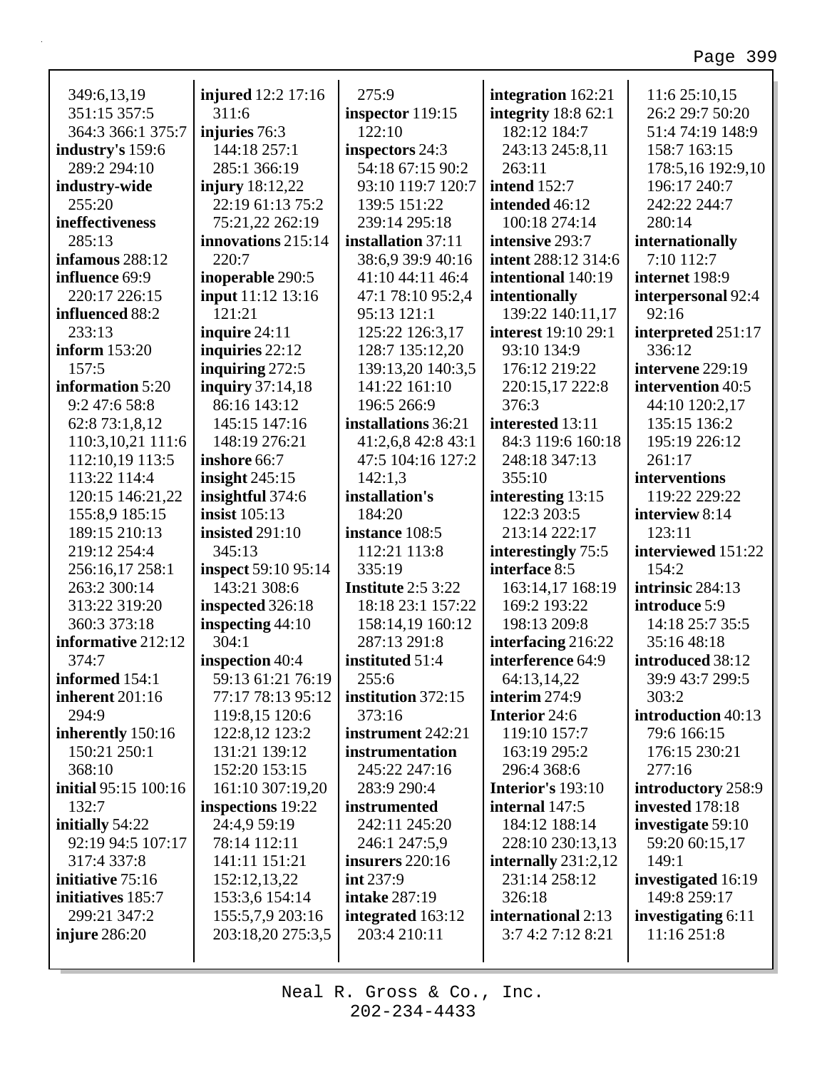349:6,13,19
351:15 357:5
364:3 366:1 375:7
**industry's** 159:6
289:2 294:10
**industry-wide**
255:20
**ineffectiveness**
285:13
**infamous** 288:12
**influence** 69:9
220:17 226:15
**influenced** 88:2
233:13
**inform** 153:20
157:5
**information** 5:20
9:2 47:6 58:8
62:8 73:1,8,12
110:3,10,21 111:6
112:10,19 113:5
113:22 114:4
120:15 146:21,22
155:8,9 185:15
189:15 210:13
219:12 254:4
256:16,17 258:1
263:2 300:14
313:22 319:20
360:3 373:18
**informative** 212:12
374:7
**informed** 154:1
**inherent** 201:16
294:9
**inherently** 150:16
150:21 250:1
368:10
**initial** 95:15 100:16
132:7
**initially** 54:22
92:19 94:5 107:17
317:4 337:8
**initiative** 75:16
**initiatives** 185:7
299:21 347:2
**injure** 286:20
**injured** 12:2 17:16
311:6
**injuries** 76:3
144:18 257:1
285:1 366:19
**injury** 18:12,22
22:19 61:13 75:2
75:21,22 262:19
**innovations** 215:14
220:7
**inoperable** 290:5
**input** 11:12 13:16
121:21
**inquire** 24:11
**inquiries** 22:12
**inquiring** 272:5
**inquiry** 37:14,18
86:16 143:12
145:15 147:16
148:19 276:21
**inshore** 66:7
**insight** 245:15
**insightful** 374:6
**insist** 105:13
**insisted** 291:10
345:13
**inspect** 59:10 95:14
143:21 308:6
**inspected** 326:18
**inspecting** 44:10
304:1
**inspection** 40:4
59:13 61:21 76:19
77:17 78:13 95:12
119:8,15 120:6
122:8,12 123:2
131:21 139:12
152:20 153:15
161:10 307:19,20
**inspections** 19:22
24:4,9 59:19
78:14 112:11
141:11 151:21
152:12,13,22
153:3,6 154:14
155:5,7,9 203:16
203:18,20 275:3,5
275:9
**inspector** 119:15
122:10
**inspectors** 24:3
54:18 67:15 90:2
93:10 119:7 120:7
139:5 151:22
239:14 295:18
**installation** 37:11
38:6,9 39:9 40:16
41:10 44:11 46:4
47:1 78:10 95:2,4
95:13 121:1
125:22 126:3,17
128:7 135:12,20
139:13,20 140:3,5
141:22 161:10
196:5 266:9
**installations** 36:21
41:2,6,8 42:8 43:1
47:5 104:16 127:2
142:1,3
**installation's**
184:20
**instance** 108:5
112:21 113:8
335:19
**Institute** 2:5 3:22
18:18 23:1 157:22
158:14,19 160:12
287:13 291:8
**instituted** 51:4
255:6
**institution** 372:15
373:16
**instrument** 242:21
**instrumentation**
245:22 247:16
283:9 290:4
**instrumented**
242:11 245:20
246:1 247:5,9
**insurers** 220:16
**int** 237:9
**intake** 287:19
**integrated** 163:12
203:4 210:11
**integration** 162:21
**integrity** 18:8 62:1
182:12 184:7
243:13 245:8,11
263:11
**intend** 152:7
**intended** 46:12
100:18 274:14
**intensive** 293:7
**intent** 288:12 314:6
**intentional** 140:19
**intentionally**
139:22 140:11,17
**interest** 19:10 29:1
93:10 134:9
176:12 219:22
220:15,17 222:8
376:3
**interested** 13:11
84:3 119:6 160:18
248:18 347:13
355:10
**interesting** 13:15
122:3 203:5
213:14 222:17
**interestingly** 75:5
**interface** 8:5
163:14,17 168:19
169:2 193:22
198:13 209:8
**interfacing** 216:22
**interference** 64:9
64:13,14,22
**interim** 274:9
**Interior** 24:6
119:10 157:7
163:19 295:2
296:4 368:6
**Interior's** 193:10
**internal** 147:5
184:12 188:14
228:10 230:13,13
**internally** 231:2,12
231:14 258:12
326:18
**international** 2:13
3:7 4:2 7:12 8:21
11:6 25:10,15
26:2 29:7 50:20
51:4 74:19 148:9
158:7 163:15
178:5,16 192:9,10
196:17 240:7
242:22 244:7
280:14
**internationally**
7:10 112:7
**internet** 198:9
**interpersonal** 92:4
92:16
**interpreted** 251:17
336:12
**intervene** 229:19
**intervention** 40:5
44:10 120:2,17
135:15 136:2
195:19 226:12
261:17
**interventions**
119:22 229:22
**interview** 8:14
123:11
**interviewed** 151:22
154:2
**intrinsic** 284:13
**introduce** 5:9
14:18 25:7 35:5
35:16 48:18
**introduced** 38:12
39:9 43:7 299:5
303:2
**introduction** 40:13
79:6 166:15
176:15 230:21
277:16
**introductory** 258:9
**invested** 178:18
**investigate** 59:10
59:20 60:15,17
149:1
**investigated** 16:19
149:8 259:17
**investigating** 6:11
11:16 251:8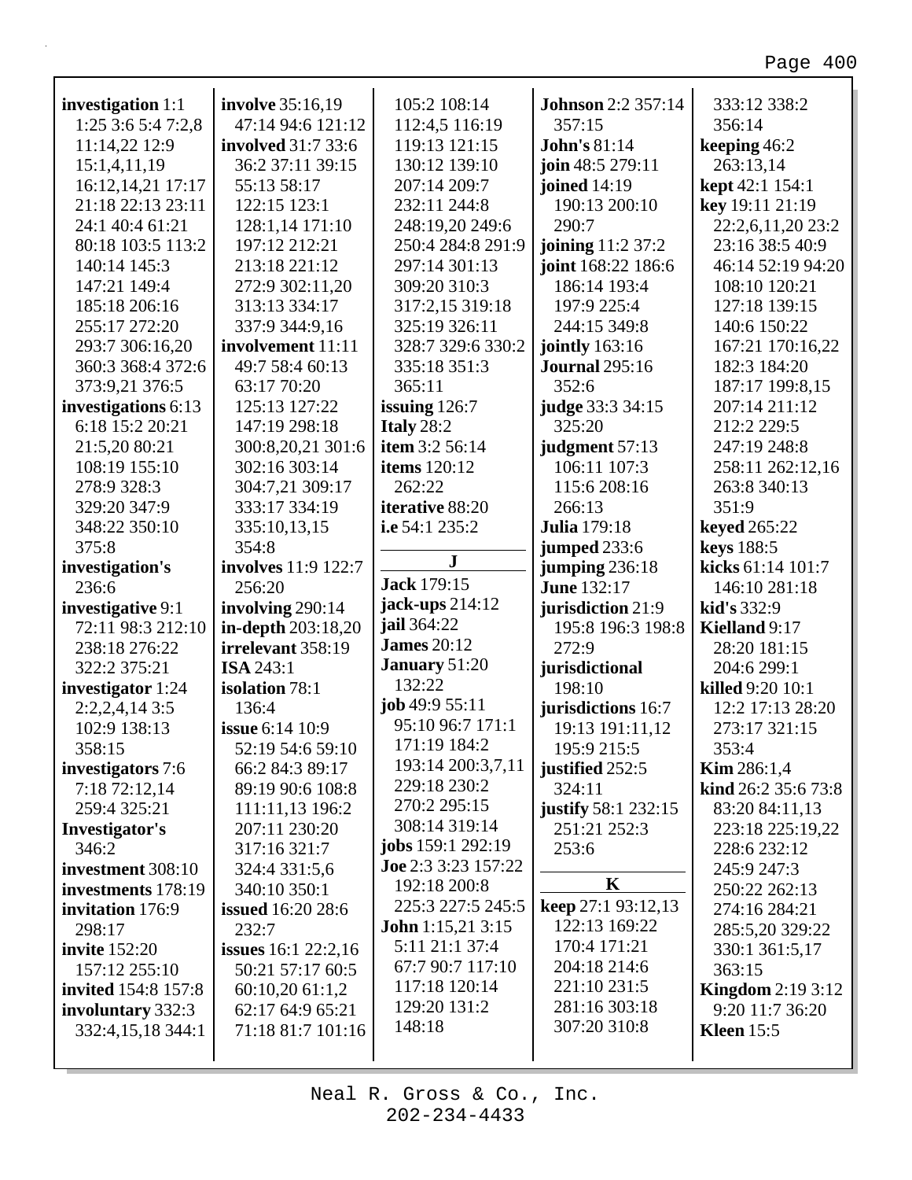**investigation** 1:1 1:25 3:6 5:4 7:2,8 11:14,22 12:9 15:1,4,11,19 16:12,14,21 17:17 21:18 22:13 23:11 24:1 40:4 61:21 80:18 103:5 113:2 140:14 145:3 147:21 149:4 185:18 206:16 255:17 272:20 293:7 306:16,20 360:3 368:4 372:6 373:9,21 376:5
**investigations** 6:13 6:18 15:2 20:21 21:5,20 80:21 108:19 155:10 278:9 328:3 329:20 347:9 348:22 350:10 375:8
**investigation's** 236:6
**investigative** 9:1 72:11 98:3 212:10 238:18 276:22 322:2 375:21
**investigator** 1:24 2:2,2,4,14 3:5 102:9 138:13 358:15
**investigators** 7:6 7:18 72:12,14 259:4 325:21
**Investigator's** 346:2
**investment** 308:10
**investments** 178:19
**invitation** 176:9 298:17
**invite** 152:20 157:12 255:10
**invited** 154:8 157:8
**involuntary** 332:3 332:4,15,18 344:1
**involve** 35:16,19 47:14 94:6 121:12
**involved** 31:7 33:6 36:2 37:11 39:15 55:13 58:17 122:15 123:1 128:1,14 171:10 197:12 212:21 213:18 221:12 272:9 302:11,20 313:13 334:17 337:9 344:9,16
**involvement** 11:11 49:7 58:4 60:13 63:17 70:20 125:13 127:22 147:19 298:18 300:8,20,21 301:6 302:16 303:14 304:7,21 309:17 333:17 334:19 335:10,13,15 354:8
**involves** 11:9 122:7 256:20
**involving** 290:14
**in-depth** 203:18,20
**irrelevant** 358:19
**ISA** 243:1
**isolation** 78:1 136:4
**issue** 6:14 10:9 52:19 54:6 59:10 66:2 84:3 89:17 89:19 90:6 108:8 111:11,13 196:2 207:11 230:20 317:16 321:7 324:4 331:5,6 340:10 350:1
**issued** 16:20 28:6 232:7
**issues** 16:1 22:2,16 50:21 57:17 60:5 60:10,20 61:1,2 62:17 64:9 65:21 71:18 81:7 101:16 105:2 108:14 112:4,5 116:19 119:13 121:15 130:12 139:10 207:14 209:7 232:11 244:8 248:19,20 249:6 250:4 284:8 291:9 297:14 301:13 309:20 310:3 317:2,15 319:18 325:19 326:11 328:7 329:6 330:2 335:18 351:3 365:11
**issuing** 126:7
**Italy** 28:2
**item** 3:2 56:14
**items** 120:12 262:22
**iterative** 88:20
**i.e** 54:1 235:2

## J

**Jack** 179:15
**jack-ups** 214:12
**jail** 364:22
**James** 20:12
**January** 51:20 132:22
**job** 49:9 55:11 95:10 96:7 171:1 171:19 184:2 193:14 200:3,7,11 229:18 230:2 270:2 295:15 308:14 319:14
**jobs** 159:1 292:19
**Joe** 2:3 3:23 157:22 192:18 200:8 225:3 227:5 245:5
**John** 1:15,21 3:15 5:11 21:1 37:4 67:7 90:7 117:10 117:18 120:14 129:20 131:2 148:18
**Johnson** 2:2 357:14 357:15
**John's** 81:14
**join** 48:5 279:11
**joined** 14:19 190:13 200:10 290:7
**joining** 11:2 37:2
**joint** 168:22 186:6 186:14 193:4 197:9 225:4 244:15 349:8
**jointly** 163:16
**Journal** 295:16 352:6
**judge** 33:3 34:15 325:20
**judgment** 57:13 106:11 107:3 115:6 208:16 266:13
**Julia** 179:18
**jumped** 233:6
**jumping** 236:18
**June** 132:17
**jurisdiction** 21:9 195:8 196:3 198:8 272:9
**jurisdictional** 198:10
**jurisdictions** 16:7 19:13 191:11,12 195:9 215:5
**justified** 252:5 324:11
**justify** 58:1 232:15 251:21 252:3 253:6

## K

**keep** 27:1 93:12,13 122:13 169:22 170:4 171:21 204:18 214:6 221:10 231:5 281:16 303:18 307:20 310:8 333:12 338:2 356:14
**keeping** 46:2 263:13,14
**kept** 42:1 154:1
**key** 19:11 21:19 22:2,6,11,20 23:2 23:16 38:5 40:9 46:14 52:19 94:20 108:10 120:21 127:18 139:15 140:6 150:22 167:21 170:16,22 182:3 184:20 187:17 199:8,15 207:14 211:12 212:2 229:5 247:19 248:8 258:11 262:12,16 263:8 340:13 351:9
**keyed** 265:22
**keys** 188:5
**kicks** 61:14 101:7 146:10 281:18
**kid's** 332:9
**Kielland** 9:17 28:20 181:15 204:6 299:1
**killed** 9:20 10:1 12:2 17:13 28:20 273:17 321:15 353:4
**Kim** 286:1,4
**kind** 26:2 35:6 73:8 83:20 84:11,13 223:18 225:19,22 228:6 232:12 245:9 247:3 250:22 262:13 274:16 284:21 285:5,20 329:22 330:1 361:5,17 363:15
**Kingdom** 2:19 3:12 9:20 11:7 36:20
**Kleen** 15:5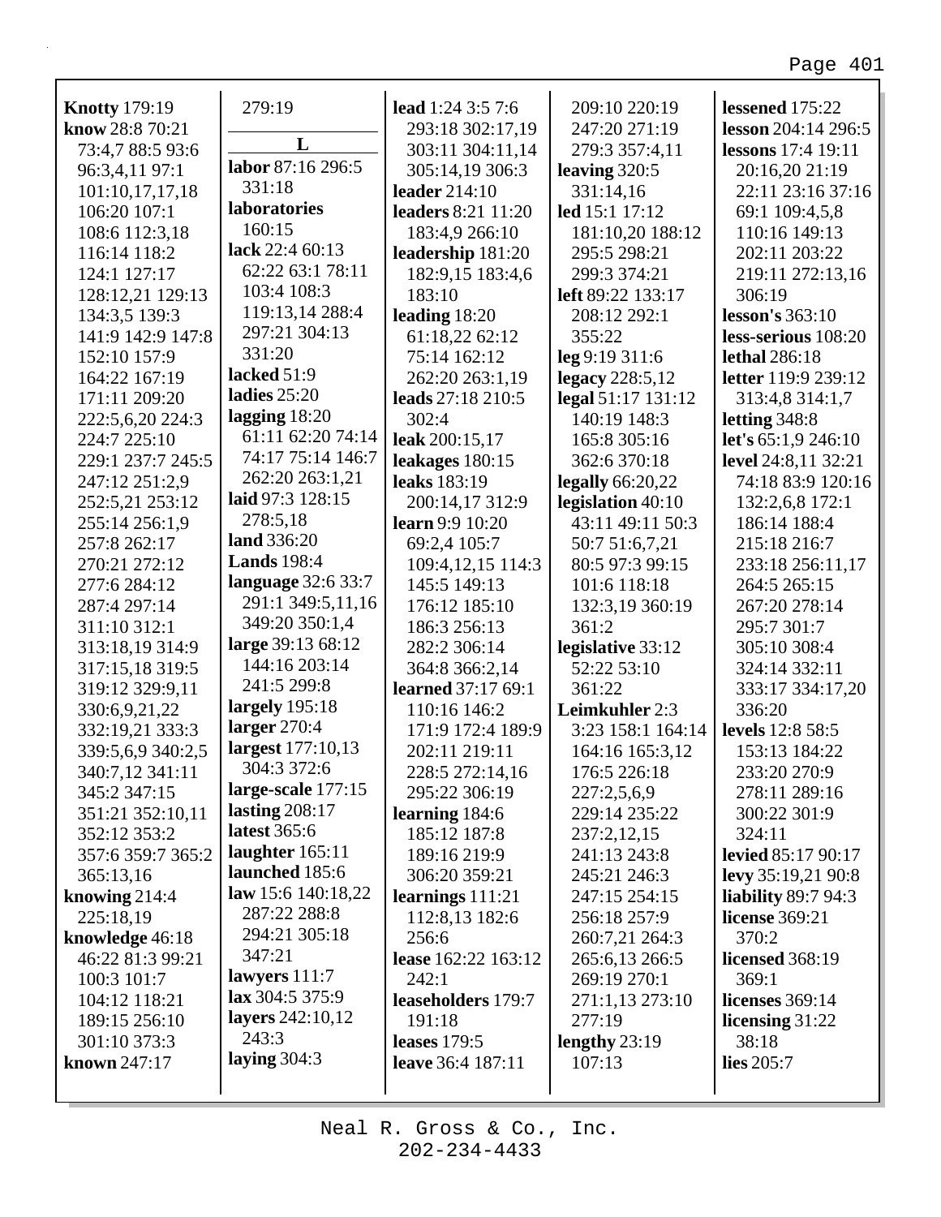**Knotty** 179:19
**know** 28:8 70:21 73:4,7 88:5 93:6 96:3,4,11 97:1 101:10,17,17,18 106:20 107:1 108:6 112:3,18 116:14 118:2 124:1 127:17 128:12,21 129:13 134:3,5 139:3 141:9 142:9 147:8 152:10 157:9 164:22 167:19 171:11 209:20 222:5,6,20 224:3 224:7 225:10 229:1 237:7 245:5 247:12 251:2,9 252:5,21 253:12 255:14 256:1,9 257:8 262:17 270:21 272:12 277:6 284:12 287:4 297:14 311:10 312:1 313:18,19 314:9 317:15,18 319:5 319:12 329:9,11 330:6,9,21,22 332:19,21 333:3 339:5,6,9 340:2,5 340:7,12 341:11 345:2 347:15 351:21 352:10,11 352:12 353:2 357:6 359:7 365:2 365:13,16
**knowing** 214:4 225:18,19
**knowledge** 46:18 46:22 81:3 99:21 100:3 101:7 104:12 118:21 189:15 256:10 301:10 373:3
**known** 247:17 279:19

## L

**labor** 87:16 296:5 331:18
**laboratories** 160:15
**lack** 22:4 60:13 62:22 63:1 78:11 103:4 108:3 119:13,14 288:4 297:21 304:13 331:20
**lacked** 51:9
**ladies** 25:20
**lagging** 18:20 61:11 62:20 74:14 74:17 75:14 146:7 262:20 263:1,21
**laid** 97:3 128:15 278:5,18
**land** 336:20
**Lands** 198:4
**language** 32:6 33:7 291:1 349:5,11,16 349:20 350:1,4
**large** 39:13 68:12 144:16 203:14 241:5 299:8
**largely** 195:18
**larger** 270:4
**largest** 177:10,13 304:3 372:6
**large-scale** 177:15
**lasting** 208:17
**latest** 365:6
**laughter** 165:11
**launched** 185:6
**law** 15:6 140:18,22 287:22 288:8 294:21 305:18 347:21
**lawyers** 111:7
**lax** 304:5 375:9
**layers** 242:10,12 243:3
**laying** 304:3
**lead** 1:24 3:5 7:6 293:18 302:17,19 303:11 304:11,14 305:14,19 306:3
**leader** 214:10
**leaders** 8:21 11:20 183:4,9 266:10
**leadership** 181:20 182:9,15 183:4,6 183:10
**leading** 18:20 61:18,22 62:12 75:14 162:12 262:20 263:1,19
**leads** 27:18 210:5 302:4
**leak** 200:15,17
**leakages** 180:15
**leaks** 183:19 200:14,17 312:9
**learn** 9:9 10:20 69:2,4 105:7 109:4,12,15 114:3 145:5 149:13 176:12 185:10 186:3 256:13 282:2 306:14 364:8 366:2,14
**learned** 37:17 69:1 110:16 146:2 171:9 172:4 189:9 202:11 219:11 228:5 272:14,16 295:22 306:19
**learning** 184:6 185:12 187:8 189:16 219:9 306:20 359:21
**learnings** 111:21 112:8,13 182:6 256:6
**lease** 162:22 163:12 242:1
**leaseholders** 179:7 191:18
**leases** 179:5
**leave** 36:4 187:11 209:10 220:19 247:20 271:19 279:3 357:4,11
**leaving** 320:5 331:14,16
**led** 15:1 17:12 181:10,20 188:12 295:5 298:21 299:3 374:21
**left** 89:22 133:17 208:12 292:1 355:22
**leg** 9:19 311:6
**legacy** 228:5,12
**legal** 51:17 131:12 140:19 148:3 165:8 305:16 362:6 370:18
**legally** 66:20,22
**legislation** 40:10 43:11 49:11 50:3 50:7 51:6,7,21 80:5 97:3 99:15 101:6 118:18 132:3,19 360:19 361:2
**legislative** 33:12 52:22 53:10 361:22
**Leimkuhler** 2:3 3:23 158:1 164:14 164:16 165:3,12 176:5 226:18 227:2,5,6,9 229:14 235:22 237:2,12,15 241:13 243:8 245:21 246:3 247:15 254:15 256:18 257:9 260:7,21 264:3 265:6,13 266:5 269:19 270:1 271:1,13 273:10 277:19
**lengthy** 23:19 107:13
**lessened** 175:22
**lesson** 204:14 296:5
**lessons** 17:4 19:11 20:16,20 21:19 22:11 23:16 37:16 69:1 109:4,5,8 110:16 149:13 202:11 203:22 219:11 272:13,16 306:19
**lesson's** 363:10
**less-serious** 108:20
**lethal** 286:18
**letter** 119:9 239:12 313:4,8 314:1,7
**letting** 348:8
**let's** 65:1,9 246:10
**level** 24:8,11 32:21 74:18 83:9 120:16 132:2,6,8 172:1 186:14 188:4 215:18 216:7 233:18 256:11,17 264:5 265:15 267:20 278:14 295:7 301:7 305:10 308:4 324:14 332:11 333:17 334:17,20 336:20
**levels** 12:8 58:5 153:13 184:22 233:20 270:9 278:11 289:16 300:22 301:9 324:11
**levied** 85:17 90:17
**levy** 35:19,21 90:8
**liability** 89:7 94:3
**license** 369:21 370:2
**licensed** 368:19 369:1
**licenses** 369:14
**licensing** 31:22 38:18
**lies** 205:7

Neal R. Gross & Co., Inc.
202-234-4433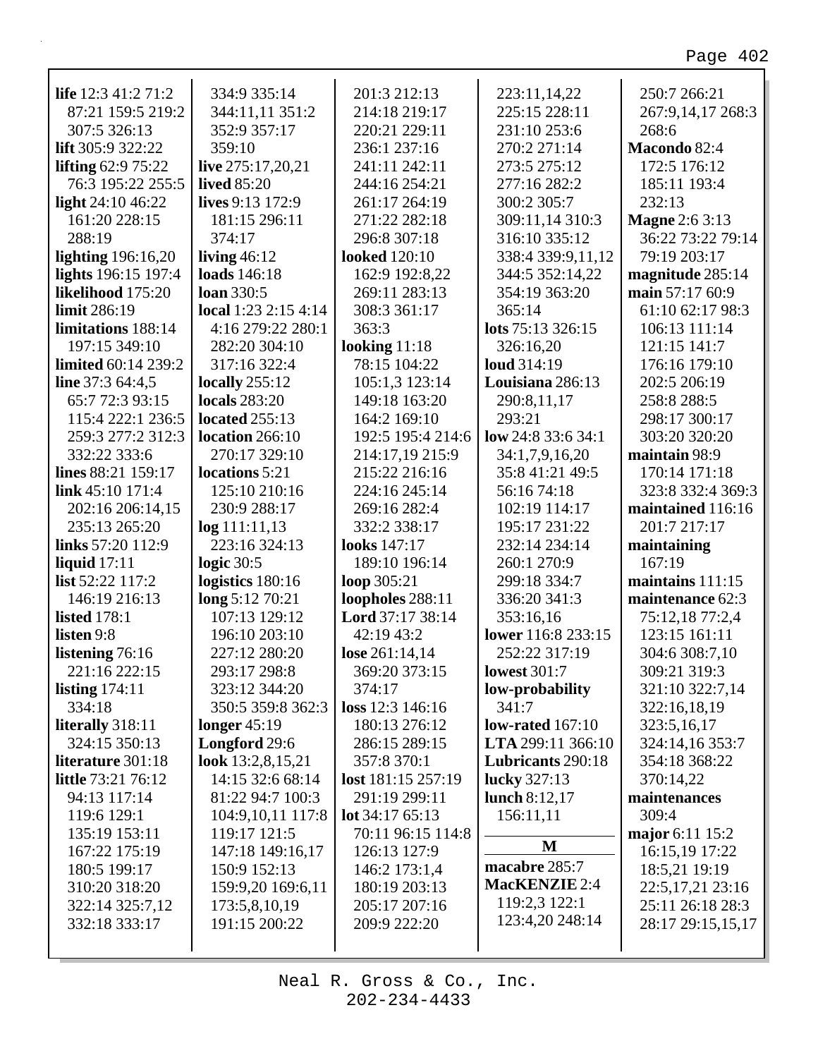**life** 12:3 41:2 71:2 87:21 159:5 219:2 307:5 326:13
**lift** 305:9 322:22
**lifting** 62:9 75:22 76:3 195:22 255:5
**light** 24:10 46:22 161:20 228:15 288:19
**lighting** 196:16,20
**lights** 196:15 197:4
**likelihood** 175:20
**limit** 286:19
**limitations** 188:14 197:15 349:10
**limited** 60:14 239:2
**line** 37:3 64:4,5 65:7 72:3 93:15 115:4 222:1 236:5 259:3 277:2 312:3 332:22 333:6
**lines** 88:21 159:17
**link** 45:10 171:4 202:16 206:14,15 235:13 265:20
**links** 57:20 112:9
**liquid** 17:11
**list** 52:22 117:2 146:19 216:13
**listed** 178:1
**listen** 9:8
**listening** 76:16 221:16 222:15
**listing** 174:11 334:18
**literally** 318:11 324:15 350:13
**literature** 301:18
**little** 73:21 76:12 94:13 117:14 119:6 129:1 135:19 153:11 167:22 175:19 180:5 199:17 310:20 318:20 322:14 325:7,12 332:18 333:17 334:9 335:14 344:11,11 351:2 352:9 357:17 359:10
**live** 275:17,20,21
**lived** 85:20
**lives** 9:13 172:9 181:15 296:11 374:17
**living** 46:12
**loads** 146:18
**loan** 330:5
**local** 1:23 2:15 4:14 4:16 279:22 280:1 282:20 304:10 317:16 322:4
**locally** 255:12
**locals** 283:20
**located** 255:13
**location** 266:10 270:17 329:10
**locations** 5:21 125:10 210:16 230:9 288:17
**log** 111:11,13 223:16 324:13
**logic** 30:5
**logistics** 180:16
**long** 5:12 70:21 107:13 129:12 196:10 203:10 227:12 280:20 293:17 298:8 323:12 344:20 350:5 359:8 362:3
**longer** 45:19
**Longford** 29:6
**look** 13:2,8,15,21 14:15 32:6 68:14 81:22 94:7 100:3 104:9,10,11 117:8 119:17 121:5 147:18 149:16,17 150:9 152:13 159:9,20 169:6,11 173:5,8,10,19 191:15 200:22 201:3 212:13 214:18 219:17 220:21 229:11 236:1 237:16 241:11 242:11 244:16 254:21 261:17 264:19 271:22 282:18 296:8 307:18
**looked** 120:10 162:9 192:8,22 269:11 283:13 308:3 361:17 363:3
**looking** 11:18 78:15 104:22 105:1,3 123:14 149:18 163:20 164:2 169:10 192:5 195:4 214:6 214:17,19 215:9 215:22 216:16 224:16 245:14 269:16 282:4 332:2 338:17
**looks** 147:17 189:10 196:14
**loop** 305:21
**loopholes** 288:11
**Lord** 37:17 38:14 42:19 43:2
**lose** 261:14,14 369:20 373:15 374:17
**loss** 12:3 146:16 180:13 276:12 286:15 289:15 357:8 370:1
**lost** 181:15 257:19 291:19 299:11
**lot** 34:17 65:13 70:11 96:15 114:8 126:13 127:9 146:2 173:1,4 180:19 203:13 205:17 207:16 209:9 222:20 223:11,14,22 225:15 228:11 231:10 253:6 270:2 271:14 273:5 275:12 277:16 282:2 300:2 305:7 309:11,14 310:3 316:10 335:12 338:4 339:9,11,12 344:5 352:14,22 354:19 363:20 365:14
**lots** 75:13 326:15 326:16,20
**loud** 314:19
**Louisiana** 286:13 290:8,11,17 293:21
**low** 24:8 33:6 34:1 34:1,7,9,16,20 35:8 41:21 49:5 56:16 74:18 102:19 114:17 195:17 231:22 232:14 234:14 260:1 270:9 299:18 334:7 336:20 341:3 353:16,16
**lower** 116:8 233:15 252:22 317:19
**lowest** 301:7
**low-probability** 341:7
**low-rated** 167:10
**LTA** 299:11 366:10
**Lubricants** 290:18
**lucky** 327:13
**lunch** 8:12,17 156:11,11

## M

**macabre** 285:7
**MacKENZIE** 2:4 119:2,3 122:1 123:4,20 248:14 250:7 266:21 267:9,14,17 268:3 268:6
**Macondo** 82:4 172:5 176:12 185:11 193:4 232:13
**Magne** 2:6 3:13 36:22 73:22 79:14 79:19 203:17
**magnitude** 285:14
**main** 57:17 60:9 61:10 62:17 98:3 106:13 111:14 121:15 141:7 176:16 179:10 202:5 206:19 258:8 288:5 298:17 300:17 303:20 320:20
**maintain** 98:9 170:14 171:18 323:8 332:4 369:3
**maintained** 116:16 201:7 217:17
**maintaining** 167:19
**maintains** 111:15
**maintenance** 62:3 75:12,18 77:2,4 123:15 161:11 304:6 308:7,10 309:21 319:3 321:10 322:7,14 322:16,18,19 323:5,16,17 324:14,16 353:7 354:18 368:22 370:14,22
**maintenances** 309:4
**major** 6:11 15:2 16:15,19 17:22 18:5,21 19:19 22:5,17,21 23:16 25:11 26:18 28:3 28:17 29:15,15,17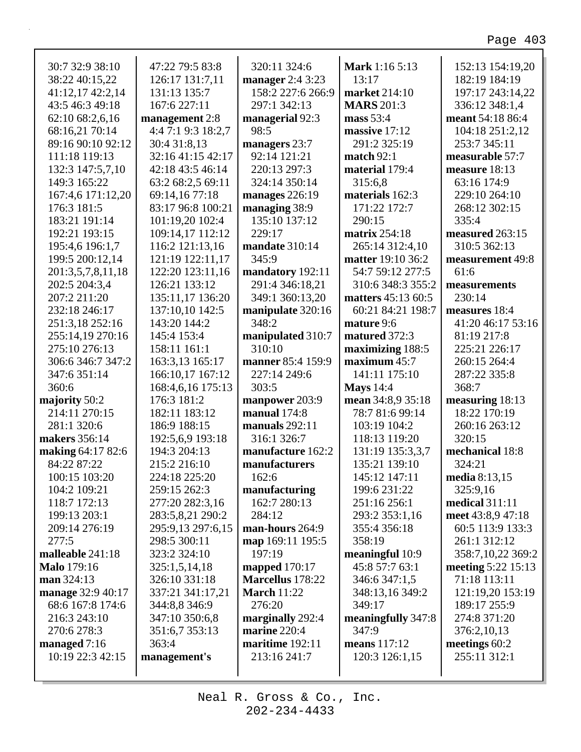30:7 32:9 38:10 38:22 40:15,22 41:12,17 42:2,14 43:5 46:3 49:18 62:10 68:2,6,16 68:16,21 70:14 89:16 90:10 92:12 111:18 119:13 132:3 147:5,7,10 149:3 165:22 167:4,6 171:12,20 176:3 181:5 183:21 191:14 192:21 193:15 195:4,6 196:1,7 199:5 200:12,14 201:3,5,7,8,11,18 202:5 204:3,4 207:2 211:20 232:18 246:17 251:3,18 252:16 255:14,19 270:16 275:10 276:13 306:6 346:7 347:2 347:6 351:14 360:6

**majority** 50:2 214:11 270:15 281:1 320:6

**makers** 356:14

**making** 64:17 82:6 84:22 87:22 100:15 103:20 104:2 109:21 118:7 172:13 199:13 203:1 209:14 276:19 277:5

**malleable** 241:18

**Malo** 179:16

**man** 324:13

**manage** 32:9 40:17 68:6 167:8 174:6 216:3 243:10 270:6 278:3

**managed** 7:16 10:19 22:3 42:15 47:22 79:5 83:8 126:17 131:7,11 131:13 135:7 167:6 227:11

**management** 2:8 4:4 7:1 9:3 18:2,7 30:4 31:8,13 32:16 41:15 42:17 42:18 43:5 46:14 63:2 68:2,5 69:11 69:14,16 77:18 83:17 96:8 100:21 101:19,20 102:4 109:14,17 112:12 116:2 121:13,16 121:19 122:11,17 122:20 123:11,16 126:21 133:12 135:11,17 136:20 137:10,10 142:5 143:20 144:2 145:4 153:4 158:11 161:1 163:3,13 165:17 166:10,17 167:12 168:4,6,16 175:13 176:3 181:2 182:11 183:12 186:9 188:15 192:5,6,9 193:18 194:3 204:13 215:2 216:10 224:18 225:20 259:15 262:3 277:20 282:3,16 283:5,8,21 290:2 295:9,13 297:6,15 298:5 300:11 323:2 324:10 325:1,5,14,18 326:10 331:18 337:21 341:17,21 344:8,8 346:9 347:10 350:6,8 351:6,7 353:13 363:4

**management's** 320:11 324:6

**manager** 2:4 3:23 158:2 227:6 266:9 297:1 342:13

**managerial** 92:3 98:5

**managers** 23:7 92:14 121:21 220:13 297:3 324:14 350:14

**manages** 226:19

**managing** 38:9 135:10 137:12 229:17

**mandate** 310:14 345:9

**mandatory** 192:11 291:4 346:18,21 349:1 360:13,20

**manipulate** 320:16 348:2

**manipulated** 310:7 310:10

**manner** 85:4 159:9 227:14 249:6 303:5

**manpower** 203:9

**manual** 174:8

**manuals** 292:11 316:1 326:7

**manufacture** 162:2

**manufacturers** 162:6

**manufacturing** 162:7 280:13 284:12

**man-hours** 264:9

**map** 169:11 195:5 197:19

**mapped** 170:17

**Marcellus** 178:22

**March** 11:22 276:20

**marginally** 292:4

**marine** 220:4

**maritime** 192:11 213:16 241:7

**Mark** 1:16 5:13 13:17

**market** 214:10

**MARS** 201:3

**mass** 53:4

**massive** 17:12 291:2 325:19

**match** 92:1

**material** 179:4 315:6,8

**materials** 162:3 171:22 172:7 290:15

**matrix** 254:18 265:14 312:4,10

**matter** 19:10 36:2 54:7 59:12 277:5 310:6 348:3 355:2

**matters** 45:13 60:5 60:21 84:21 198:7

**mature** 9:6

**matured** 372:3

**maximizing** 188:5

**maximum** 45:7 141:11 175:10

**Mays** 14:4

**mean** 34:8,9 35:18 78:7 81:6 99:14 103:19 104:2 118:13 119:20 131:19 135:3,3,7 135:21 139:10 145:12 147:11 199:6 231:22 251:16 256:1 293:2 353:1,16 355:4 356:18 358:19

**meaningful** 10:9 45:8 57:7 63:1 346:6 347:1,5 348:13,16 349:2 349:17

**meaningfully** 347:8 347:9

**means** 117:12 120:3 126:1,15 152:13 154:19,20 182:19 184:19 197:17 243:14,22 336:12 348:1,4

**meant** 54:18 86:4 104:18 251:2,12 253:7 345:11

**measurable** 57:7

**measure** 18:13 63:16 174:9 229:10 264:10 268:12 302:15 335:4

**measured** 263:15 310:5 362:13

**measurement** 49:8 61:6

**measurements** 230:14

**measures** 18:4 41:20 46:17 53:16 81:19 217:8 225:21 226:17 260:15 264:4 287:22 335:8 368:7

**measuring** 18:13 18:22 170:19 260:16 263:12 320:15

**mechanical** 18:8 324:21

**media** 8:13,15 325:9,16

**medical** 311:11

**meet** 43:8,9 47:18 60:5 113:9 133:3 261:1 312:12 358:7,10,22 369:2

**meeting** 5:22 15:13 71:18 113:11 121:19,20 153:19 189:17 255:9 274:8 371:20 376:2,10,13

**meetings** 60:2 255:11 312:1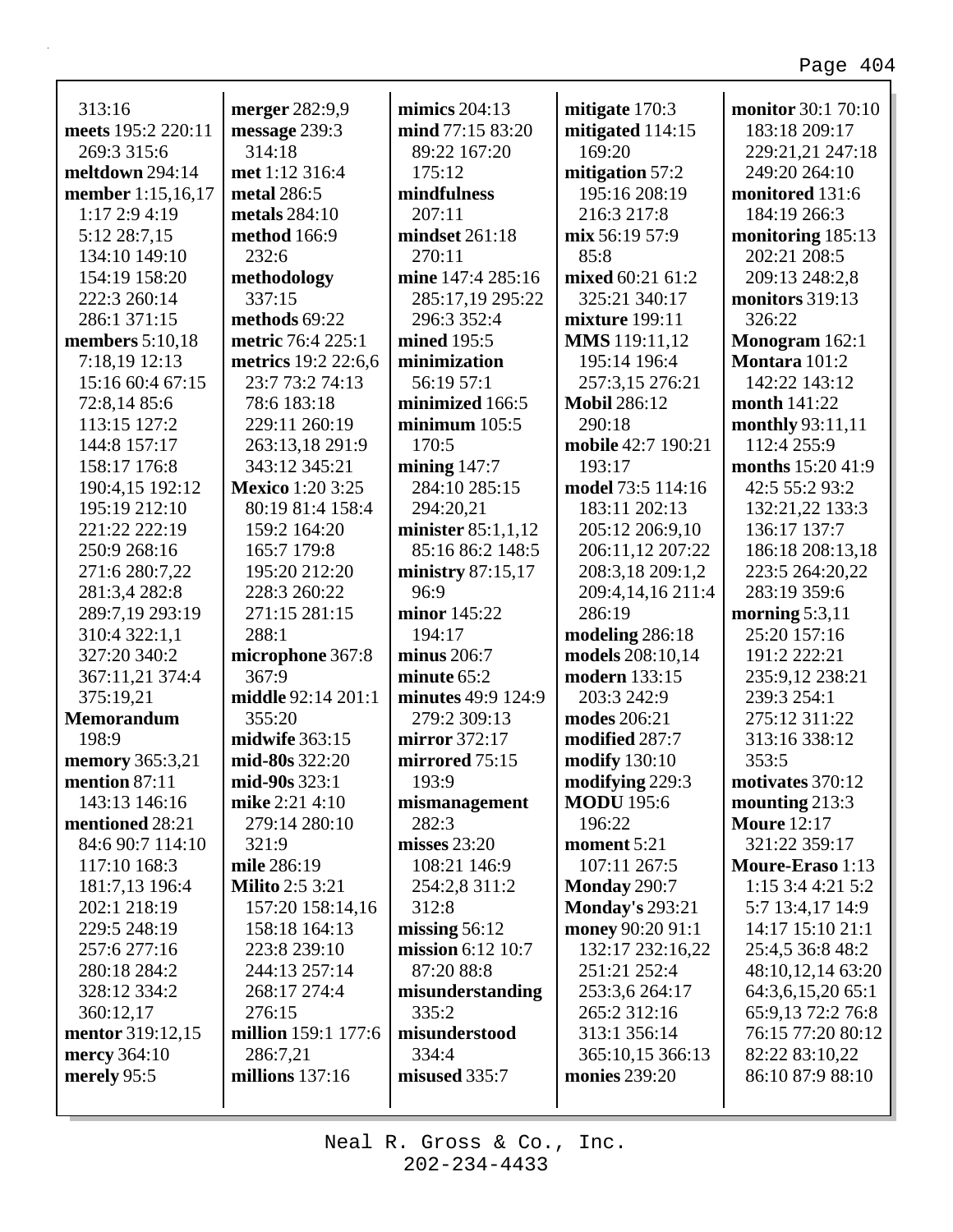313:16
**meets** 195:2 220:11 269:3 315:6
**meltdown** 294:14
**member** 1:15,16,17 1:17 2:9 4:19 5:12 28:7,15 134:10 149:10 154:19 158:20 222:3 260:14 286:1 371:15
**members** 5:10,18 7:18,19 12:13 15:16 60:4 67:15 72:8,14 85:6 113:15 127:2 144:8 157:17 158:17 176:8 190:4,15 192:12 195:19 212:10 221:22 222:19 250:9 268:16 271:6 280:7,22 281:3,4 282:8 289:7,19 293:19 310:4 322:1,1 327:20 340:2 367:11,21 374:4 375:19,21
**Memorandum** 198:9
**memory** 365:3,21
**mention** 87:11 143:13 146:16
**mentioned** 28:21 84:6 90:7 114:10 117:10 168:3 181:7,13 196:4 202:1 218:19 229:5 248:19 257:6 277:16 280:18 284:2 328:12 334:2 360:12,17
**mentor** 319:12,15
**mercy** 364:10
**merely** 95:5
**merger** 282:9,9
**message** 239:3 314:18
**met** 1:12 316:4
**metal** 286:5
**metals** 284:10
**method** 166:9 232:6
**methodology** 337:15
**methods** 69:22
**metric** 76:4 225:1
**metrics** 19:2 22:6,6 23:7 73:2 74:13 78:6 183:18 229:11 260:19 263:13,18 291:9 343:12 345:21
**Mexico** 1:20 3:25 80:19 81:4 158:4 159:2 164:20 165:7 179:8 195:20 212:20 228:3 260:22 271:15 281:15 288:1
**microphone** 367:8 367:9
**middle** 92:14 201:1 355:20
**midwife** 363:15
**mid-80s** 322:20
**mid-90s** 323:1
**mike** 2:21 4:10 279:14 280:10 321:9
**mile** 286:19
**Milito** 2:5 3:21 157:20 158:14,16 158:18 164:13 223:8 239:10 244:13 257:14 268:17 274:4 276:15
**million** 159:1 177:6 286:7,21
**millions** 137:16
**mimics** 204:13
**mind** 77:15 83:20 89:22 167:20 175:12
**mindfulness** 207:11
**mindset** 261:18 270:11
**mine** 147:4 285:16 285:17,19 295:22 296:3 352:4
**mined** 195:5
**minimization** 56:19 57:1
**minimized** 166:5
**minimum** 105:5 170:5
**mining** 147:7 284:10 285:15 294:20,21
**minister** 85:1,1,12 85:16 86:2 148:5
**ministry** 87:15,17 96:9
**minor** 145:22 194:17
**minus** 206:7
**minute** 65:2
**minutes** 49:9 124:9 279:2 309:13
**mirror** 372:17
**mirrored** 75:15 193:9
**mismanagement** 282:3
**misses** 23:20 108:21 146:9 254:2,8 311:2 312:8
**missing** 56:12
**mission** 6:12 10:7 87:20 88:8
**misunderstanding** 335:2
**misunderstood** 334:4
**misused** 335:7
**mitigate** 170:3
**mitigated** 114:15 169:20
**mitigation** 57:2 195:16 208:19 216:3 217:8
**mix** 56:19 57:9 85:8
**mixed** 60:21 61:2 325:21 340:17
**mixture** 199:11
**MMS** 119:11,12 195:14 196:4 257:3,15 276:21
**Mobil** 286:12 290:18
**mobile** 42:7 190:21 193:17
**model** 73:5 114:16 183:11 202:13 205:12 206:9,10 206:11,12 207:22 208:3,18 209:1,2 209:4,14,16 211:4 286:19
**modeling** 286:18
**models** 208:10,14
**modern** 133:15 203:3 242:9
**modes** 206:21
**modified** 287:7
**modify** 130:10
**modifying** 229:3
**MODU** 195:6 196:22
**moment** 5:21 107:11 267:5
**Monday** 290:7
**Monday's** 293:21
**money** 90:20 91:1 132:17 232:16,22 251:21 252:4 253:3,6 264:17 265:2 312:16 313:1 356:14 365:10,15 366:13
**monies** 239:20
**monitor** 30:1 70:10 183:18 209:17 229:21,21 247:18 249:20 264:10
**monitored** 131:6 184:19 266:3
**monitoring** 185:13 202:21 208:5 209:13 248:2,8
**monitors** 319:13 326:22
**Monogram** 162:1
**Montara** 101:2 142:22 143:12
**month** 141:22
**monthly** 93:11,11 112:4 255:9
**months** 15:20 41:9 42:5 55:2 93:2 132:21,22 133:3 136:17 137:7 186:18 208:13,18 223:5 264:20,22 283:19 359:6
**morning** 5:3,11 25:20 157:16 191:2 222:21 235:9,12 238:21 239:3 254:1 275:12 311:22 313:16 338:12 353:5
**motivates** 370:12
**mounting** 213:3
**Moure** 12:17 321:22 359:17
**Moure-Eraso** 1:13 1:15 3:4 4:21 5:2 5:7 13:4,17 14:9 14:17 15:10 21:1 25:4,5 36:8 48:2 48:10,12,14 63:20 64:3,6,15,20 65:1 65:9,13 72:2 76:8 76:15 77:20 80:12 82:22 83:10,22 86:10 87:9 88:10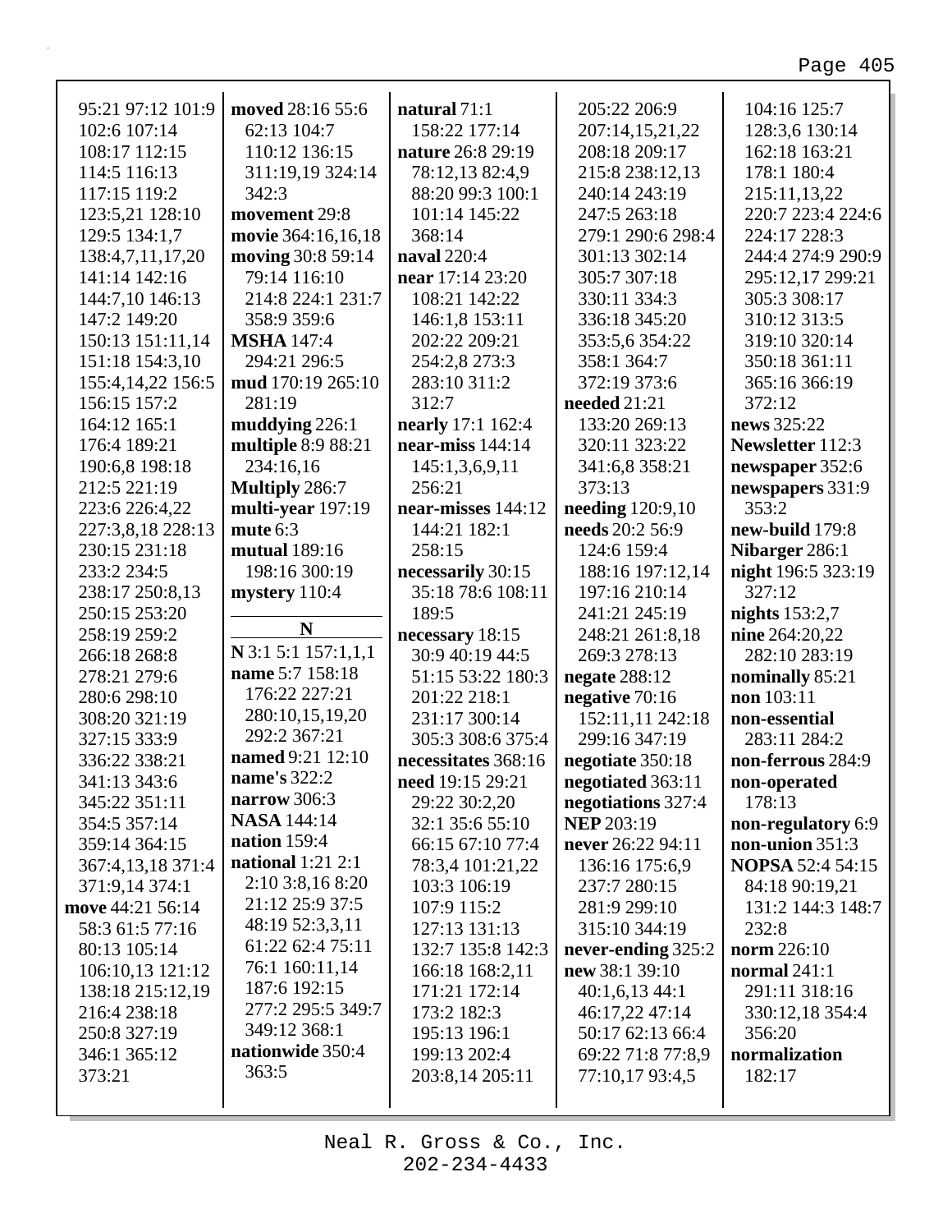95:21 97:12 101:9
102:6 107:14
108:17 112:15
114:5 116:13
117:15 119:2
123:5,21 128:10
129:5 134:1,7
138:4,7,11,17,20
141:14 142:16
144:7,10 146:13
147:2 149:20
150:13 151:11,14
151:18 154:3,10
155:4,14,22 156:5
156:15 157:2
164:12 165:1
176:4 189:21
190:6,8 198:18
212:5 221:19
223:6 226:4,22
227:3,8,18 228:13
230:15 231:18
233:2 234:5
238:17 250:8,13
250:15 253:20
258:19 259:2
266:18 268:8
278:21 279:6
280:6 298:10
308:20 321:19
327:15 333:9
336:22 338:21
341:13 343:6
345:22 351:11
354:5 357:14
359:14 364:15
367:4,13,18 371:4
371:9,14 374:1

**move** 44:21 56:14
58:3 61:5 77:16
80:13 105:14
106:10,13 121:12
138:18 215:12,19
216:4 238:18
250:8 327:19
346:1 365:12
373:21

**moved** 28:16 55:6
62:13 104:7
110:12 136:15
311:19,19 324:14
342:3

**movement** 29:8

**movie** 364:16,16,18

**moving** 30:8 59:14
79:14 116:10
214:8 224:1 231:7
358:9 359:6

**MSHA** 147:4
294:21 296:5

**mud** 170:19 265:10
281:19

**muddying** 226:1

**multiple** 8:9 88:21
234:16,16

**Multiply** 286:7

**multi-year** 197:19

**mute** 6:3

**mutual** 189:16
198:16 300:19

**mystery** 110:4

## N

**N** 3:1 5:1 157:1,1,1

**name** 5:7 158:18
176:22 227:21
280:10,15,19,20
292:2 367:21

**named** 9:21 12:10

**name's** 322:2

**narrow** 306:3

**NASA** 144:14

**nation** 159:4

**national** 1:21 2:1
2:10 3:8,16 8:20
21:12 25:9 37:5
48:19 52:3,3,11
61:22 62:4 75:11
76:1 160:11,14
187:6 192:15
277:2 295:5 349:7
349:12 368:1

**nationwide** 350:4
363:5

**natural** 71:1
158:22 177:14

**nature** 26:8 29:19
78:12,13 82:4,9
88:20 99:3 100:1
101:14 145:22
368:14

**naval** 220:4

**near** 17:14 23:20
108:21 142:22
146:1,8 153:11
202:22 209:21
254:2,8 273:3
283:10 311:2
312:7

**nearly** 17:1 162:4

**near-miss** 144:14
145:1,3,6,9,11
256:21

**near-misses** 144:12
144:21 182:1
258:15

**necessarily** 30:15
35:18 78:6 108:11
189:5

**necessary** 18:15
30:9 40:19 44:5
51:15 53:22 180:3
201:22 218:1
231:17 300:14
305:3 308:6 375:4

**necessitates** 368:16

**need** 19:15 29:21
29:22 30:2,20
32:1 35:6 55:10
66:15 67:10 77:4
78:3,4 101:21,22
103:3 106:19
107:9 115:2
127:13 131:13
132:7 135:8 142:3
166:18 168:2,11
171:21 172:14
173:2 182:3
195:13 196:1
199:13 202:4
203:8,14 205:11
205:22 206:9
207:14,15,21,22
208:18 209:17
215:8 238:12,13
240:14 243:19
247:5 263:18
279:1 290:6 298:4
301:13 302:14
305:7 307:18
330:11 334:3
336:18 345:20
353:5,6 354:22
358:1 364:7
372:19 373:6

**needed** 21:21
133:20 269:13
320:11 323:22
341:6,8 358:21
373:13

**needing** 120:9,10

**needs** 20:2 56:9
124:6 159:4
188:16 197:12,14
197:16 210:14
241:21 245:19
248:21 261:8,18
269:3 278:13

**negate** 288:12

**negative** 70:16
152:11,11 242:18
299:16 347:19

**negotiate** 350:18

**negotiated** 363:11

**negotiations** 327:4

**NEP** 203:19

**never** 26:22 94:11
136:16 175:6,9
237:7 280:15
281:9 299:10
315:10 344:19

**never-ending** 325:2

**new** 38:1 39:10
40:1,6,13 44:1
46:17,22 47:14
50:17 62:13 66:4
69:22 71:8 77:8,9
77:10,17 93:4,5
104:16 125:7
128:3,6 130:14
162:18 163:21
178:1 180:4
215:11,13,22
220:7 223:4 224:6
224:17 228:3
244:4 274:9 290:9
295:12,17 299:21
305:3 308:17
310:12 313:5
319:10 320:14
350:18 361:11
365:16 366:19
372:12

**news** 325:22

**Newsletter** 112:3

**newspaper** 352:6

**newspapers** 331:9
353:2

**new-build** 179:8

**Nibarger** 286:1

**night** 196:5 323:19
327:12

**nights** 153:2,7

**nine** 264:20,22
282:10 283:19

**nominally** 85:21

**non** 103:11

**non-essential**
283:11 284:2

**non-ferrous** 284:9

**non-operated**
178:13

**non-regulatory** 6:9

**non-union** 351:3

**NOPSA** 52:4 54:15
84:18 90:19,21
131:2 144:3 148:7
232:8

**norm** 226:10

**normal** 241:1
291:11 318:16
330:12,18 354:4
356:20

**normalization**
182:17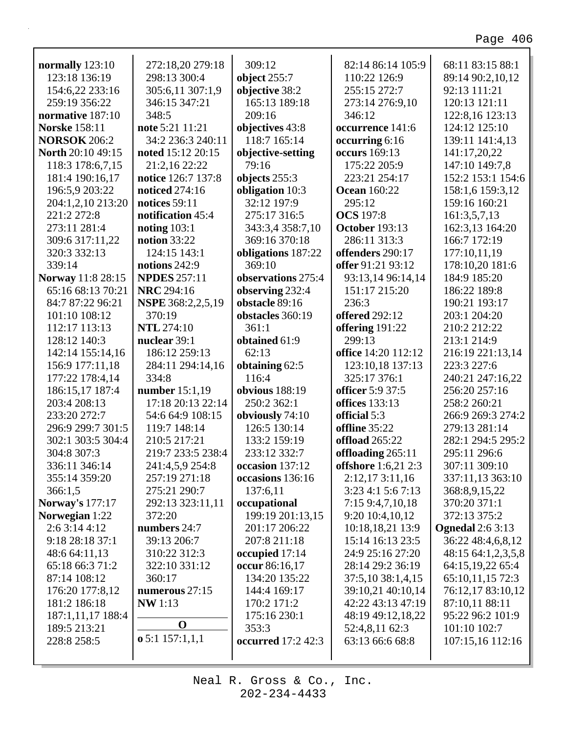**normally** 123:10 123:18 136:19 154:6,22 233:16 259:19 356:22
**normative** 187:10
**Norske** 158:11
**NORSOK** 206:2
**North** 20:10 49:15 118:3 178:6,7,15 181:4 190:16,17 196:5,9 203:22 204:1,2,10 213:20 221:2 272:8 273:11 281:4 309:6 317:11,22 320:3 332:13 339:14
**Norway** 11:8 28:15 65:16 68:13 70:21 84:7 87:22 96:21 101:10 108:12 112:17 113:13 128:12 140:3 142:14 155:14,16 156:9 177:11,18 177:22 178:4,14 186:15,17 187:4 203:4 208:13 233:20 272:7 296:9 299:7 301:5 302:1 303:5 304:4 304:8 307:3 336:11 346:14 355:14 359:20 366:1,5
**Norway's** 177:17
**Norwegian** 1:22 2:6 3:14 4:12 9:18 28:18 37:1 48:6 64:11,13 65:18 66:3 71:2 87:14 108:12 176:20 177:8,12 181:2 186:18 187:1,11,17 188:4 189:5 213:21 228:8 258:5 272:18,20 279:18 298:13 300:4 305:6,11 307:1,9 346:15 347:21 348:5
**note** 5:21 11:21 34:2 236:3 240:11
**noted** 15:12 20:15 21:2,16 22:22
**notice** 126:7 137:8
**noticed** 274:16
**notices** 59:11
**notification** 45:4
**noting** 103:1
**notion** 33:22 124:15 143:1
**notions** 242:9
**NPDES** 257:11
**NRC** 294:16
**NSPE** 368:2,2,5,19 370:19
**NTL** 274:10
**nuclear** 39:1 186:12 259:13 284:11 294:14,16 334:8
**number** 15:1,19 17:18 20:13 22:14 54:6 64:9 108:15 119:7 148:14 210:5 217:21 219:7 233:5 238:4 241:4,5,9 254:8 257:19 271:18 275:21 290:7 292:13 323:11,11 372:20
**numbers** 24:7 39:13 206:7 310:22 312:3 322:10 331:12 360:17
**numerous** 27:15
**NW** 1:13

## O

**o** 5:1 157:1,1,1 309:12
**object** 255:7
**objective** 38:2 165:13 189:18 209:16
**objectives** 43:8 118:7 165:14
**objective-setting** 79:16
**objects** 255:3
**obligation** 10:3 32:12 197:9 275:17 316:5 343:3,4 358:7,10 369:16 370:18
**obligations** 187:22 369:10
**observations** 275:4
**observing** 232:4
**obstacle** 89:16
**obstacles** 360:19 361:1
**obtained** 61:9 62:13
**obtaining** 62:5 116:4
**obvious** 188:19 250:2 362:1
**obviously** 74:10 126:5 130:14 133:2 159:19 233:12 332:7
**occasion** 137:12
**occasions** 136:16 137:6,11
**occupational** 199:19 201:13,15 201:17 206:22 207:8 211:18
**occupied** 17:14
**occur** 86:16,17 134:20 135:22 144:4 169:17 170:2 171:2 175:16 230:1 353:3
**occurred** 17:2 42:3 82:14 86:14 105:9 110:22 126:9 255:15 272:7 273:14 276:9,10 346:12
**occurrence** 141:6
**occurring** 6:16
**occurs** 169:13 175:22 205:9 223:21 254:17
**Ocean** 160:22 295:12
**OCS** 197:8
**October** 193:13 286:11 313:3
**offenders** 290:17
**offer** 91:21 93:12 93:13,14 96:14,14 151:17 215:20 236:3
**offered** 292:12
**offering** 191:22 299:13
**office** 14:20 112:12 123:10,18 137:13 325:17 376:1
**officer** 5:9 37:5
**offices** 133:13
**official** 5:3
**offline** 35:22
**offload** 265:22
**offloading** 265:11
**offshore** 1:6,21 2:3 2:12,17 3:11,16 3:23 4:1 5:6 7:13 7:15 9:4,7,10,18 9:20 10:4,10,12 10:18,18,21 13:9 15:14 16:13 23:5 24:9 25:16 27:20 28:14 29:2 36:19 37:5,10 38:1,4,15 39:10,21 40:10,14 42:22 43:13 47:19 48:19 49:12,18,22 52:4,8,11 62:3 63:13 66:6 68:8 68:11 83:15 88:1 89:14 90:2,10,12 92:13 111:21 120:13 121:11 122:8,16 123:13 124:12 125:10 139:11 141:4,13 141:17,20,22 147:10 149:7,8 152:2 153:1 154:6 158:1,6 159:3,12 159:16 160:21 161:3,5,7,13 162:3,13 164:20 166:7 172:19 177:10,11,19 178:10,20 181:6 184:9 185:20 186:22 189:8 190:21 193:17 203:1 204:20 210:2 212:22 213:1 214:9 216:19 221:13,14 223:3 227:6 240:21 247:16,22 256:20 257:16 258:2 260:21 266:9 269:3 274:2 279:13 281:14 282:1 294:5 295:2 295:11 296:6 307:11 309:10 337:11,13 363:10 368:8,9,15,22 370:20 371:1 372:13 375:2
**Ognedal** 2:6 3:13 36:22 48:4,6,8,12 48:15 64:1,2,3,5,8 64:15,19,22 65:4 65:10,11,15 72:3 76:12,17 83:10,12 87:10,11 88:11 95:22 96:2 101:9 101:10 102:7 107:15,16 112:16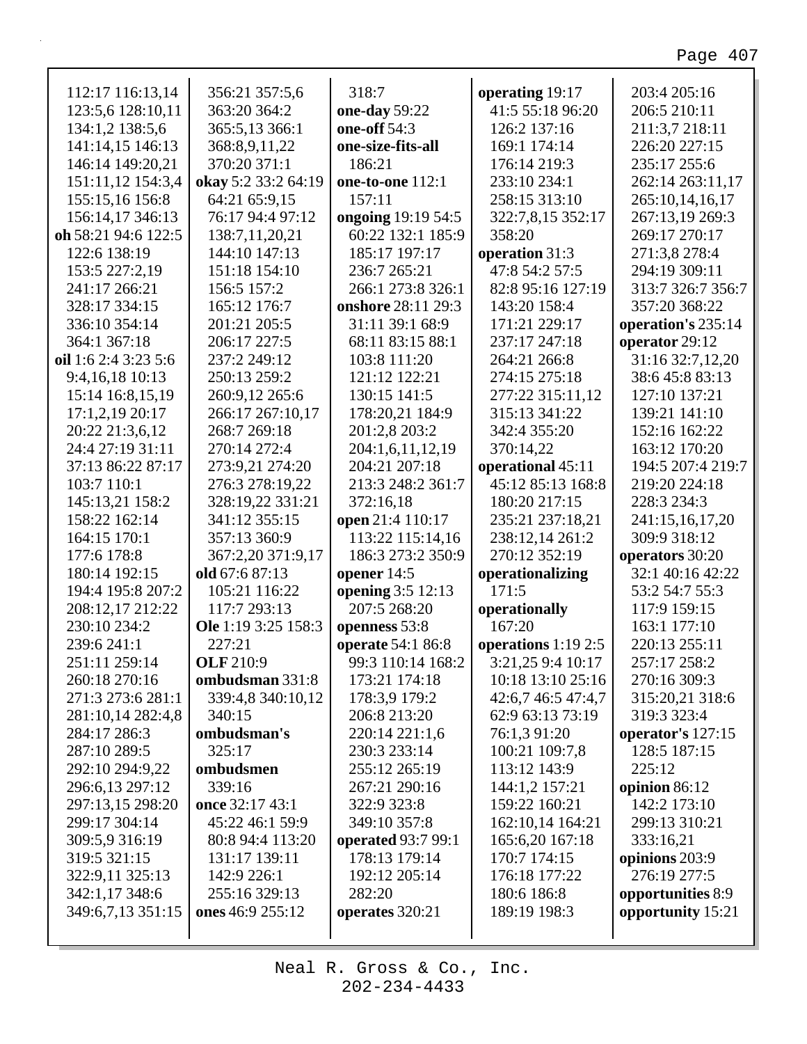112:17 116:13,14
123:5,6 128:10,11
134:1,2 138:5,6
141:14,15 146:13
146:14 149:20,21
151:11,12 154:3,4
155:15,16 156:8
156:14,17 346:13

**oh** 58:21 94:6 122:5
122:6 138:19
153:5 227:2,19
241:17 266:21
328:17 334:15
336:10 354:14
364:1 367:18

**oil** 1:6 2:4 3:23 5:6
9:4,16,18 10:13
15:14 16:8,15,19
17:1,2,19 20:17
20:22 21:3,6,12
24:4 27:19 31:11
37:13 86:22 87:17
103:7 110:1
145:13,21 158:2
158:22 162:14
164:15 170:1
177:6 178:8
180:14 192:15
194:4 195:8 207:2
208:12,17 212:22
230:10 234:2
239:6 241:1
251:11 259:14
260:18 270:16
271:3 273:6 281:1
281:10,14 282:4,8
284:17 286:3
287:10 289:5
292:10 294:9,22
296:6,13 297:12
297:13,15 298:20
299:17 304:14
309:5,9 316:19
319:5 321:15
322:9,11 325:13
342:1,17 348:6
349:6,7,13 351:15
356:21 357:5,6
363:20 364:2
365:5,13 366:1
368:8,9,11,22
370:20 371:1

**okay** 5:2 33:2 64:19
64:21 65:9,15
76:17 94:4 97:12
138:7,11,20,21
144:10 147:13
151:18 154:10
156:5 157:2
165:12 176:7
201:21 205:5
206:17 227:5
237:2 249:12
250:13 259:2
260:9,12 265:6
266:17 267:10,17
268:7 269:18
270:14 272:4
273:9,21 274:20
276:3 278:19,22
328:19,22 331:21
341:12 355:15
357:13 360:9
367:2,20 371:9,17

**old** 67:6 87:13
105:21 116:22
117:7 293:13

**Ole** 1:19 3:25 158:3
227:21

**OLF** 210:9

**ombudsman** 331:8
339:4,8 340:10,12
340:15

**ombudsman's**
325:17

**ombudsmen**
339:16

**once** 32:17 43:1
45:22 46:1 59:9
80:8 94:4 113:20
131:17 139:11
142:9 226:1
255:16 329:13

**ones** 46:9 255:12
318:7

**one-day** 59:22

**one-off** 54:3

**one-size-fits-all**
186:21

**one-to-one** 112:1
157:11

**ongoing** 19:19 54:5
60:22 132:1 185:9
185:17 197:17
236:7 265:21
266:1 273:8 326:1

**onshore** 28:11 29:3
31:11 39:1 68:9
68:11 83:15 88:1
103:8 111:20
121:12 122:21
130:15 141:5
178:20,21 184:9
201:2,8 203:2
204:1,6,11,12,19
204:21 207:18
213:3 248:2 361:7
372:16,18

**open** 21:4 110:17
113:22 115:14,16
186:3 273:2 350:9

**opener** 14:5

**opening** 3:5 12:13
207:5 268:20

**openness** 53:8

**operate** 54:1 86:8
99:3 110:14 168:2
173:21 174:18
178:3,9 179:2
206:8 213:20
220:14 221:1,6
230:3 233:14
255:12 265:19
267:21 290:16
322:9 323:8
349:10 357:8

**operated** 93:7 99:1
178:13 179:14
192:12 205:14
282:20

**operates** 320:21

**operating** 19:17
41:5 55:18 96:20
126:2 137:16
169:1 174:14
176:14 219:3
233:10 234:1
258:15 313:10
322:7,8,15 352:17
358:20

**operation** 31:3
47:8 54:2 57:5
82:8 95:16 127:19
143:20 158:4
171:21 229:17
237:17 247:18
264:21 266:8
274:15 275:18
277:22 315:11,12
315:13 341:22
342:4 355:20
370:14,22

**operational** 45:11
45:12 85:13 168:8
180:20 217:15
235:21 237:18,21
238:12,14 261:2
270:12 352:19

**operationalizing**
171:5

**operationally**
167:20

**operations** 1:19 2:5
3:21,25 9:4 10:17
10:18 13:10 25:16
42:6,7 46:5 47:4,7
62:9 63:13 73:19
76:1,3 91:20
100:21 109:7,8
113:12 143:9
144:1,2 157:21
159:22 160:21
162:10,14 164:21
165:6,20 167:18
170:7 174:15
176:18 177:22
180:6 186:8
189:19 198:3
203:4 205:16
206:5 210:11
211:3,7 218:11
226:20 227:15
235:17 255:6
262:14 263:11,17
265:10,14,16,17
267:13,19 269:3
269:17 270:17
271:3,8 278:4
294:19 309:11
313:7 326:7 356:7
357:20 368:22

**operation's** 235:14

**operator** 29:12
31:16 32:7,12,20
38:6 45:8 83:13
127:10 137:21
139:21 141:10
152:16 162:22
163:12 170:20
194:5 207:4 219:7
219:20 224:18
228:3 234:3
241:15,16,17,20
309:9 318:12

**operators** 30:20
32:1 40:16 42:22
53:2 54:7 55:3
117:9 159:15
163:1 177:10
220:13 255:11
257:17 258:2
270:16 309:3
315:20,21 318:6
319:3 323:4

**operator's** 127:15
128:5 187:15
225:12

**opinion** 86:12
142:2 173:10
299:13 310:21
333:16,21

**opinions** 203:9
276:19 277:5

**opportunities** 8:9

**opportunity** 15:21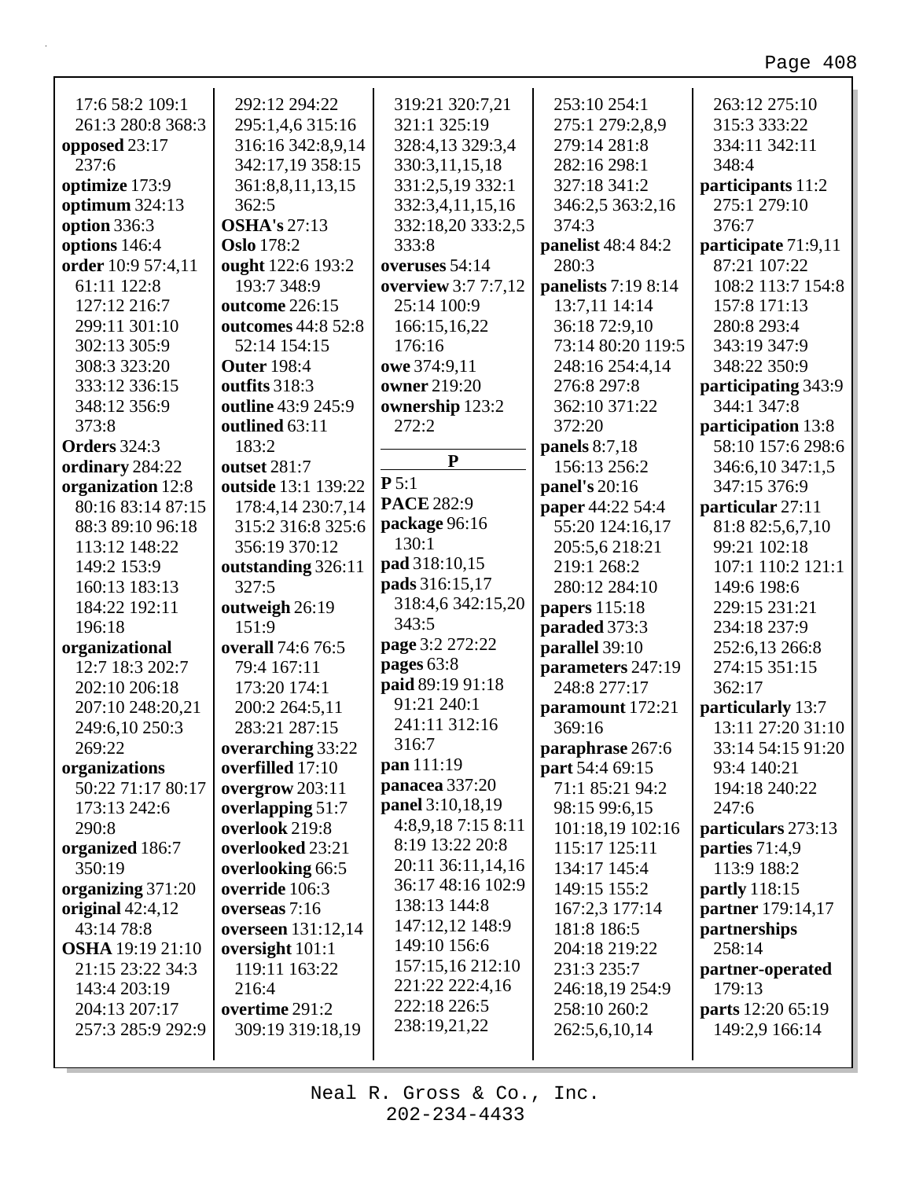17:6 58:2 109:1 261:3 280:8 368:3
**opposed** 23:17 237:6
**optimize** 173:9
**optimum** 324:13
**option** 336:3
**options** 146:4
**order** 10:9 57:4,11 61:11 122:8 127:12 216:7 299:11 301:10 302:13 305:9 308:3 323:20 333:12 336:15 348:12 356:9 373:8
**Orders** 324:3
**ordinary** 284:22
**organization** 12:8 80:16 83:14 87:15 88:3 89:10 96:18 113:12 148:22 149:2 153:9 160:13 183:13 184:22 192:11 196:18
**organizational** 12:7 18:3 202:7 202:10 206:18 207:10 248:20,21 249:6,10 250:3 269:22
**organizations** 50:22 71:17 80:17 173:13 242:6 290:8
**organized** 186:7 350:19
**organizing** 371:20
**original** 42:4,12 43:14 78:8
**OSHA** 19:19 21:10 21:15 23:22 34:3 143:4 203:19 204:13 207:17 257:3 285:9 292:9 292:12 294:22 295:1,4,6 315:16 316:16 342:8,9,14 342:17,19 358:15 361:8,8,11,13,15 362:5
**OSHA's** 27:13
**Oslo** 178:2
**ought** 122:6 193:2 193:7 348:9
**outcome** 226:15
**outcomes** 44:8 52:8 52:14 154:15
**Outer** 198:4
**outfits** 318:3
**outline** 43:9 245:9
**outlined** 63:11 183:2
**outset** 281:7
**outside** 13:1 139:22 178:4,14 230:7,14 315:2 316:8 325:6 356:19 370:12
**outstanding** 326:11 327:5
**outweigh** 26:19 151:9
**overall** 74:6 76:5 79:4 167:11 173:20 174:1 200:2 264:5,11 283:21 287:15
**overarching** 33:22
**overfilled** 17:10
**overgrow** 203:11
**overlapping** 51:7
**overlook** 219:8
**overlooked** 23:21
**overlooking** 66:5
**override** 106:3
**overseas** 7:16
**overseen** 131:12,14
**oversight** 101:1 119:11 163:22 216:4
**overtime** 291:2 309:19 319:18,19 319:21 320:7,21 321:1 325:19 328:4,13 329:3,4 330:3,11,15,18 331:2,5,19 332:1 332:3,4,11,15,16 332:18,20 333:2,5 333:8
**overuses** 54:14
**overview** 3:7 7:7,12 25:14 100:9 166:15,16,22 176:16
**owe** 374:9,11
**owner** 219:20
**ownership** 123:2 272:2

## P

**P** 5:1
**PACE** 282:9
**package** 96:16 130:1
**pad** 318:10,15
**pads** 316:15,17 318:4,6 342:15,20 343:5
**page** 3:2 272:22
**pages** 63:8
**paid** 89:19 91:18 91:21 240:1 241:11 312:16 316:7
**pan** 111:19
**panacea** 337:20
**panel** 3:10,18,19 4:8,9,18 7:15 8:11 8:19 13:22 20:8 20:11 36:11,14,16 36:17 48:16 102:9 138:13 144:8 147:12,12 148:9 149:10 156:6 157:15,16 212:10 221:22 222:4,16 222:18 226:5 238:19,21,22 253:10 254:1 275:1 279:2,8,9 279:14 281:8 282:16 298:1 327:18 341:2 346:2,5 363:2,16 374:3
**panelist** 48:4 84:2 280:3
**panelists** 7:19 8:14 13:7,11 14:14 36:18 72:9,10 73:14 80:20 119:5 248:16 254:4,14 276:8 297:8 362:10 371:22 372:20
**panels** 8:7,18 156:13 256:2
**panel's** 20:16
**paper** 44:22 54:4 55:20 124:16,17 205:5,6 218:21 219:1 268:2 280:12 284:10
**papers** 115:18
**paraded** 373:3
**parallel** 39:10
**parameters** 247:19 248:8 277:17
**paramount** 172:21 369:16
**paraphrase** 267:6
**part** 54:4 69:15 71:1 85:21 94:2 98:15 99:6,15 101:18,19 102:16 115:17 125:11 134:17 145:4 149:15 155:2 167:2,3 177:14 181:8 186:5 204:18 219:22 231:3 235:7 246:18,19 254:9 258:10 260:2 262:5,6,10,14 263:12 275:10 315:3 333:22 334:11 342:11 348:4
**participants** 11:2 275:1 279:10 376:7
**participate** 71:9,11 87:21 107:22 108:2 113:7 154:8 157:8 171:13 280:8 293:4 343:19 347:9 348:22 350:9
**participating** 343:9 344:1 347:8
**participation** 13:8 58:10 157:6 298:6 346:6,10 347:1,5 347:15 376:9
**particular** 27:11 81:8 82:5,6,7,10 99:21 102:18 107:1 110:2 121:1 149:6 198:6 229:15 231:21 234:18 237:9 252:6,13 266:8 274:15 351:15 362:17
**particularly** 13:7 13:11 27:20 31:10 33:14 54:15 91:20 93:4 140:21 194:18 240:22 247:6
**particulars** 273:13
**parties** 71:4,9 113:9 188:2
**partly** 118:15
**partner** 179:14,17
**partnerships** 258:14
**partner-operated** 179:13
**parts** 12:20 65:19 149:2,9 166:14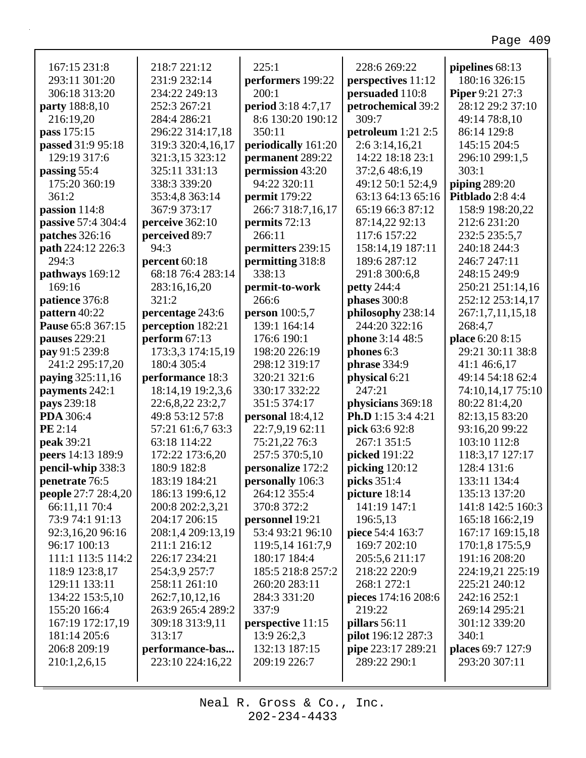167:15 231:8 293:11 301:20 306:18 313:20
**party** 188:8,10 216:19,20
**pass** 175:15
**passed** 31:9 95:18 129:19 317:6
**passing** 55:4 175:20 360:19 361:2
**passion** 114:8
**passive** 57:4 304:4
**patches** 326:16
**path** 224:12 226:3 294:3
**pathways** 169:12 169:16
**patience** 376:8
**pattern** 40:22
**Pause** 65:8 367:15
**pauses** 229:21
**pay** 91:5 239:8 241:2 295:17,20
**paying** 325:11,16
**payments** 242:1
**pays** 239:18
**PDA** 306:4
**PE** 2:14
**peak** 39:21
**peers** 14:13 189:9
**pencil-whip** 338:3
**penetrate** 76:5
**people** 27:7 28:4,20 66:11,11 70:4 73:9 74:1 91:13 92:3,16,20 96:16 96:17 100:13 111:1 113:5 114:2 118:9 123:8,17 129:11 133:11 134:22 153:5,10 155:20 166:4 167:19 172:17,19 181:14 205:6 206:8 209:19 210:1,2,6,15 218:7 221:12 231:9 232:14 234:22 249:13 252:3 267:21 284:4 286:21 296:22 314:17,18 319:3 320:4,16,17 321:3,15 323:12 325:11 331:13 338:3 339:20 353:4,8 363:14 367:9 373:17
**perceive** 362:10
**perceived** 89:7 94:3
**percent** 60:18 68:18 76:4 283:14 283:16,16,20 321:2
**percentage** 243:6
**perception** 182:21
**perform** 67:13 173:3,3 174:15,19 180:4 305:4
**performance** 18:3 18:14,19 19:2,3,6 22:6,8,22 23:2,7 49:8 53:12 57:8 57:21 61:6,7 63:3 63:18 114:22 172:22 173:6,20 180:9 182:8 183:19 184:21 186:13 199:6,12 200:8 202:2,3,21 204:17 206:15 208:1,4 209:13,19 211:1 216:12 226:17 234:21 254:3,9 257:7 258:11 261:10 262:7,10,12,16 263:9 265:4 289:2 309:18 313:9,11 313:17
**performance-bas...** 223:10 224:16,22 225:1
**performers** 199:22 200:1
**period** 3:18 4:7,17 8:6 130:20 190:12 350:11
**periodically** 161:20
**permanent** 289:22
**permission** 43:20 94:22 320:11
**permit** 179:22 266:7 318:7,16,17
**permits** 72:13 266:11
**permitters** 239:15
**permitting** 318:8 338:13
**permit-to-work** 266:6
**person** 100:5,7 139:1 164:14 176:6 190:1 198:20 226:19 298:12 319:17 320:21 321:6 330:17 332:22 351:5 374:17
**personal** 18:4,12 22:7,9,19 62:11 75:21,22 76:3 257:5 370:5,10
**personalize** 172:2
**personally** 106:3 264:12 355:4 370:8 372:2
**personnel** 19:21 53:4 93:21 96:10 119:5,14 161:7,9 180:17 184:4 185:5 218:8 257:2 260:20 283:11 284:3 331:20 337:9
**perspective** 11:15 13:9 26:2,3 132:13 187:15 209:19 226:7 228:6 269:22
**perspectives** 11:12
**persuaded** 110:8
**petrochemical** 39:2 309:7
**petroleum** 1:21 2:5 2:6 3:14,16,21 14:22 18:18 23:1 37:2,6 48:6,19 49:12 50:1 52:4,9 63:13 64:13 65:16 65:19 66:3 87:12 87:14,22 92:13 117:6 157:22 158:14,19 187:11 189:6 287:12 291:8 300:6,8
**petty** 244:4
**phases** 300:8
**philosophy** 238:14 244:20 322:16
**phone** 3:14 48:5
**phones** 6:3
**phrase** 334:9
**physical** 6:21 247:21
**physicians** 369:18
**Ph.D** 1:15 3:4 4:21
**pick** 63:6 92:8 267:1 351:5
**picked** 191:22
**picking** 120:12
**picks** 351:4
**picture** 18:14 141:19 147:1 196:5,13
**piece** 54:4 163:7 169:7 202:10 205:5,6 211:17 218:22 220:9 268:1 272:1
**pieces** 174:16 208:6 219:22
**pillars** 56:11
**pilot** 196:12 287:3
**pipe** 223:17 289:21 289:22 290:1
**pipelines** 68:13 180:16 326:15
**Piper** 9:21 27:3 28:12 29:2 37:10 49:14 78:8,10 86:14 129:8 145:15 204:5 296:10 299:1,5 303:1
**piping** 289:20
**Pitblado** 2:8 4:4 158:9 198:20,22 212:6 231:20 232:5 235:5,7 240:18 244:3 246:7 247:11 248:15 249:9 250:21 251:14,16 252:12 253:14,17 267:1,7,11,15,18 268:4,7
**place** 6:20 8:15 29:21 30:11 38:8 41:1 46:6,17 49:14 54:18 62:4 74:10,14,17 75:10 80:22 81:4,20 82:13,15 83:20 93:16,20 99:22 103:10 112:8 118:3,17 127:17 128:4 131:6 133:11 134:4 135:13 137:20 141:8 142:5 160:3 165:18 166:2,19 167:17 169:15,18 170:1,8 175:5,9 191:16 208:20 224:19,21 225:19 225:21 240:12 242:16 252:1 269:14 295:21 301:12 339:20 340:1
**places** 69:7 127:9 293:20 307:11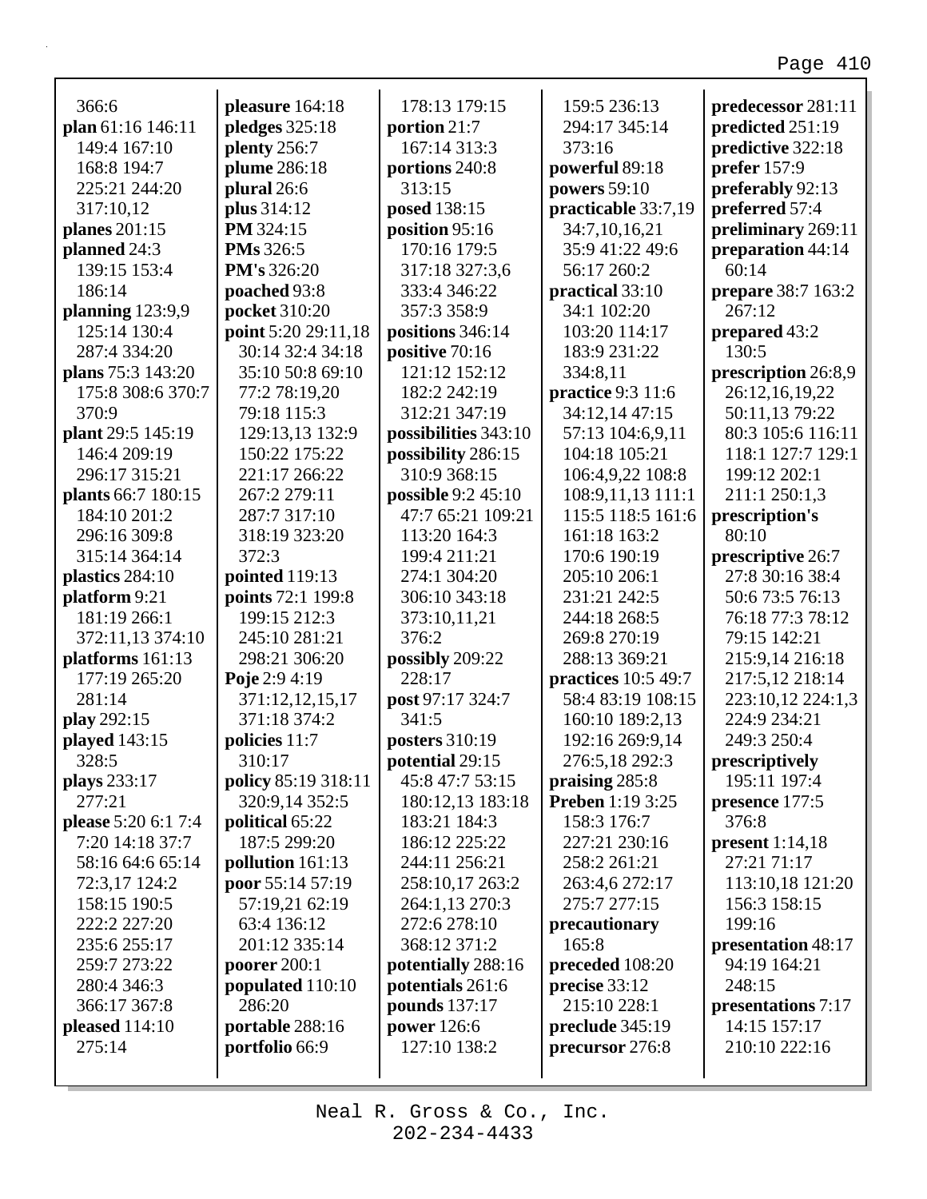366:6
**plan** 61:16 146:11 149:4 167:10 168:8 194:7 225:21 244:20 317:10,12
**planes** 201:15
**planned** 24:3 139:15 153:4 186:14
**planning** 123:9,9 125:14 130:4 287:4 334:20
**plans** 75:3 143:20 175:8 308:6 370:7 370:9
**plant** 29:5 145:19 146:4 209:19 296:17 315:21
**plants** 66:7 180:15 184:10 201:2 296:16 309:8 315:14 364:14
**plastics** 284:10
**platform** 9:21 181:19 266:1 372:11,13 374:10
**platforms** 161:13 177:19 265:20 281:14
**play** 292:15
**played** 143:15 328:5
**plays** 233:17 277:21
**please** 5:20 6:1 7:4 7:20 14:18 37:7 58:16 64:6 65:14 72:3,17 124:2 158:15 190:5 222:2 227:20 235:6 255:17 259:7 273:22 280:4 346:3 366:17 367:8
**pleased** 114:10 275:14
**pleasure** 164:18
**pledges** 325:18
**plenty** 256:7
**plume** 286:18
**plural** 26:6
**plus** 314:12
**PM** 324:15
**PMs** 326:5
**PM's** 326:20
**poached** 93:8
**pocket** 310:20
**point** 5:20 29:11,18 30:14 32:4 34:18 35:10 50:8 69:10 77:2 78:19,20 79:18 115:3 129:13,13 132:9 150:22 175:22 221:17 266:22 267:2 279:11 287:7 317:10 318:19 323:20 372:3
**pointed** 119:13
**points** 72:1 199:8 199:15 212:3 245:10 281:21 298:21 306:20
**Poje** 2:9 4:19 371:12,12,15,17 371:18 374:2
**policies** 11:7 310:17
**policy** 85:19 318:11 320:9,14 352:5
**political** 65:22 187:5 299:20
**pollution** 161:13
**poor** 55:14 57:19 57:19,21 62:19 63:4 136:12 201:12 335:14
**poorer** 200:1
**populated** 110:10 286:20
**portable** 288:16
**portfolio** 66:9
178:13 179:15
**portion** 21:7 167:14 313:3
**portions** 240:8 313:15
**posed** 138:15
**position** 95:16 170:16 179:5 317:18 327:3,6 333:4 346:22 357:3 358:9
**positions** 346:14
**positive** 70:16 121:12 152:12 182:2 242:19 312:21 347:19
**possibilities** 343:10
**possibility** 286:15 310:9 368:15
**possible** 9:2 45:10 47:7 65:21 109:21 113:20 164:3 199:4 211:21 274:1 304:20 306:10 343:18 373:10,11,21 376:2
**possibly** 209:22 228:17
**post** 97:17 324:7 341:5
**posters** 310:19
**potential** 29:15 45:8 47:7 53:15 180:12,13 183:18 183:21 184:3 186:12 225:22 244:11 256:21 258:10,17 263:2 264:1,13 270:3 272:6 278:10 368:12 371:2
**potentially** 288:16
**potentials** 261:6
**pounds** 137:17
**power** 126:6 127:10 138:2
159:5 236:13 294:17 345:14 373:16
**powerful** 89:18
**powers** 59:10
**practicable** 33:7,19 34:7,10,16,21 35:9 41:22 49:6 56:17 260:2
**practical** 33:10 34:1 102:20 103:20 114:17 183:9 231:22 334:8,11
**practice** 9:3 11:6 34:12,14 47:15 57:13 104:6,9,11 104:18 105:21 106:4,9,22 108:8 108:9,11,13 111:1 115:5 118:5 161:6 161:18 163:2 170:6 190:19 205:10 206:1 231:21 242:5 244:18 268:5 269:8 270:19 288:13 369:21
**practices** 10:5 49:7 58:4 83:19 108:15 160:10 189:2,13 192:16 269:9,14 276:5,18 292:3
**praising** 285:8
**Preben** 1:19 3:25 158:3 176:7 227:21 230:16 258:2 261:21 263:4,6 272:17 275:7 277:15
**precautionary** 165:8
**preceded** 108:20
**precise** 33:12 215:10 228:1
**preclude** 345:19
**precursor** 276:8
**predecessor** 281:11
**predicted** 251:19
**predictive** 322:18
**prefer** 157:9
**preferably** 92:13
**preferred** 57:4
**preliminary** 269:11
**preparation** 44:14 60:14
**prepare** 38:7 163:2 267:12
**prepared** 43:2 130:5
**prescription** 26:8,9 26:12,16,19,22 50:11,13 79:22 80:3 105:6 116:11 118:1 127:7 129:1 199:12 202:1 211:1 250:1,3
**prescription's** 80:10
**prescriptive** 26:7 27:8 30:16 38:4 50:6 73:5 76:13 76:18 77:3 78:12 79:15 142:21 215:9,14 216:18 217:5,12 218:14 223:10,12 224:1,3 224:9 234:21 249:3 250:4
**prescriptively** 195:11 197:4
**presence** 177:5 376:8
**present** 1:14,18 27:21 71:17 113:10,18 121:20 156:3 158:15 199:16
**presentation** 48:17 94:19 164:21 248:15
**presentations** 7:17 14:15 157:17 210:10 222:16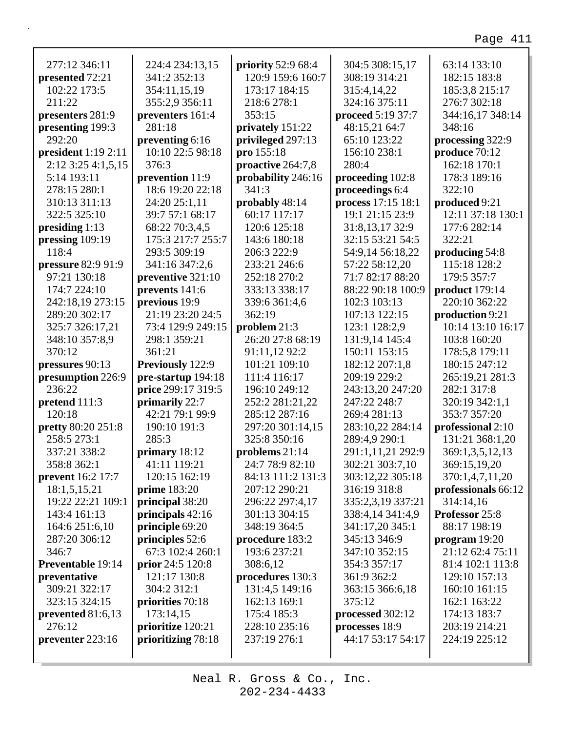277:12 346:11
**presented** 72:21 102:22 173:5 211:22
**presenters** 281:9
**presenting** 199:3 292:20
**president** 1:19 2:11 2:12 3:25 4:1,5,15 5:14 193:11 278:15 280:1 310:13 311:13 322:5 325:10
**presiding** 1:13
**pressing** 109:19 118:4
**pressure** 82:9 91:9 97:21 130:18 174:7 224:10 242:18,19 273:15 289:20 302:17 325:7 326:17,21 348:10 357:8,9 370:12
**pressures** 90:13
**presumption** 226:9 236:22
**pretend** 111:3 120:18
**pretty** 80:20 251:8 258:5 273:1 337:21 338:2 358:8 362:1
**prevent** 16:2 17:7 18:1,5,15,21 19:22 22:21 109:1 143:4 161:13 164:6 251:6,10 287:20 306:12 346:7
**Preventable** 19:14
**preventative** 309:21 322:17 323:15 324:15
**prevented** 81:6,13 276:12
**preventer** 223:16
224:4 234:13,15 341:2 352:13 354:11,15,19 355:2,9 356:11
**preventers** 161:4 281:18
**preventing** 6:16 10:10 22:5 98:18 376:3
**prevention** 11:9 18:6 19:20 22:18 24:20 25:1,11 39:7 57:1 68:17 68:22 70:3,4,5 175:3 217:7 255:7 293:5 309:19 341:16 347:2,6
**preventive** 321:10
**prevents** 141:6
**previous** 19:9 21:19 23:20 24:5 73:4 129:9 249:15 298:1 359:21 361:21
**Previously** 122:9
**pre-startup** 194:18
**price** 299:17 319:5
**primarily** 22:7 42:21 79:1 99:9 190:10 191:3 285:3
**primary** 18:12 41:11 119:21 120:15 162:19
**prime** 183:20
**principal** 38:20
**principals** 42:16
**principle** 69:20
**principles** 52:6 67:3 102:4 260:1
**prior** 24:5 120:8 121:17 130:8 304:2 312:1
**priorities** 70:18 173:14,15
**prioritize** 120:21
**prioritizing** 78:18
**priority** 52:9 68:4 120:9 159:6 160:7 173:17 184:15 218:6 278:1 353:15
**privately** 151:22
**privileged** 297:13
**pro** 155:18
**proactive** 264:7,8
**probability** 246:16 341:3
**probably** 48:14 60:17 117:17 120:6 125:18 143:6 180:18 206:3 222:9 233:21 246:6 252:18 270:2 333:13 338:17 339:6 361:4,6 362:19
**problem** 21:3 26:20 27:8 68:19 91:11,12 92:2 101:21 109:10 111:4 116:17 196:10 249:12 252:2 281:21,22 285:12 287:16 297:20 301:14,15 325:8 350:16
**problems** 21:14 24:7 78:9 82:10 84:13 111:2 131:3 207:12 290:21 296:22 297:4,17 301:13 304:15 348:19 364:5
**procedure** 183:2 193:6 237:21 308:6,12
**procedures** 130:3 131:4,5 149:16 162:13 169:1 175:4 185:3 228:10 235:16 237:19 276:1
304:5 308:15,17 308:19 314:21 315:4,14,22 324:16 375:11
**proceed** 5:19 37:7 48:15,21 64:7 65:10 123:22 156:10 238:1 280:4
**proceeding** 102:8
**proceedings** 6:4
**process** 17:15 18:1 19:1 21:15 23:9 31:8,13,17 32:9 32:15 53:21 54:5 54:9,14 56:18,22 57:22 58:12,20 71:7 82:17 88:20 88:22 90:18 100:9 102:3 103:13 107:13 122:15 123:1 128:2,9 131:9,14 145:4 150:11 153:15 182:12 207:1,8 209:19 229:2 243:13,20 247:20 247:22 248:7 269:4 281:13 283:10,22 284:14 289:4,9 290:1 291:1,11,21 292:9 302:21 303:7,10 303:12,22 305:18 316:19 318:8 335:2,3,19 337:21 338:4,14 341:4,9 341:17,20 345:1 345:13 346:9 347:10 352:15 354:3 357:17 361:9 362:2 363:15 366:6,18 375:12
**processed** 302:12
**processes** 18:9 44:17 53:17 54:17
63:14 133:10 182:15 183:8 185:3,8 215:17 276:7 302:18 344:16,17 348:14 348:16
**processing** 322:9
**produce** 70:12 162:18 170:1 178:3 189:16 322:10
**produced** 9:21 12:11 37:18 130:1 177:6 282:14 322:21
**producing** 54:8 115:18 128:2 179:5 357:7
**product** 179:14 220:10 362:22
**production** 9:21 10:14 13:10 16:17 103:8 160:20 178:5,8 179:11 180:15 247:12 265:19,21 281:3 282:1 317:8 320:19 342:1,1 353:7 357:20
**professional** 2:10 131:21 368:1,20 369:1,3,5,12,13 369:15,19,20 370:1,4,7,11,20
**professionals** 66:12 314:14,16
**Professor** 25:8 88:17 198:19
**program** 19:20 21:12 62:4 75:11 81:4 102:1 113:8 129:10 157:13 160:10 161:15 162:1 163:22 174:13 183:7 203:19 214:21 224:19 225:12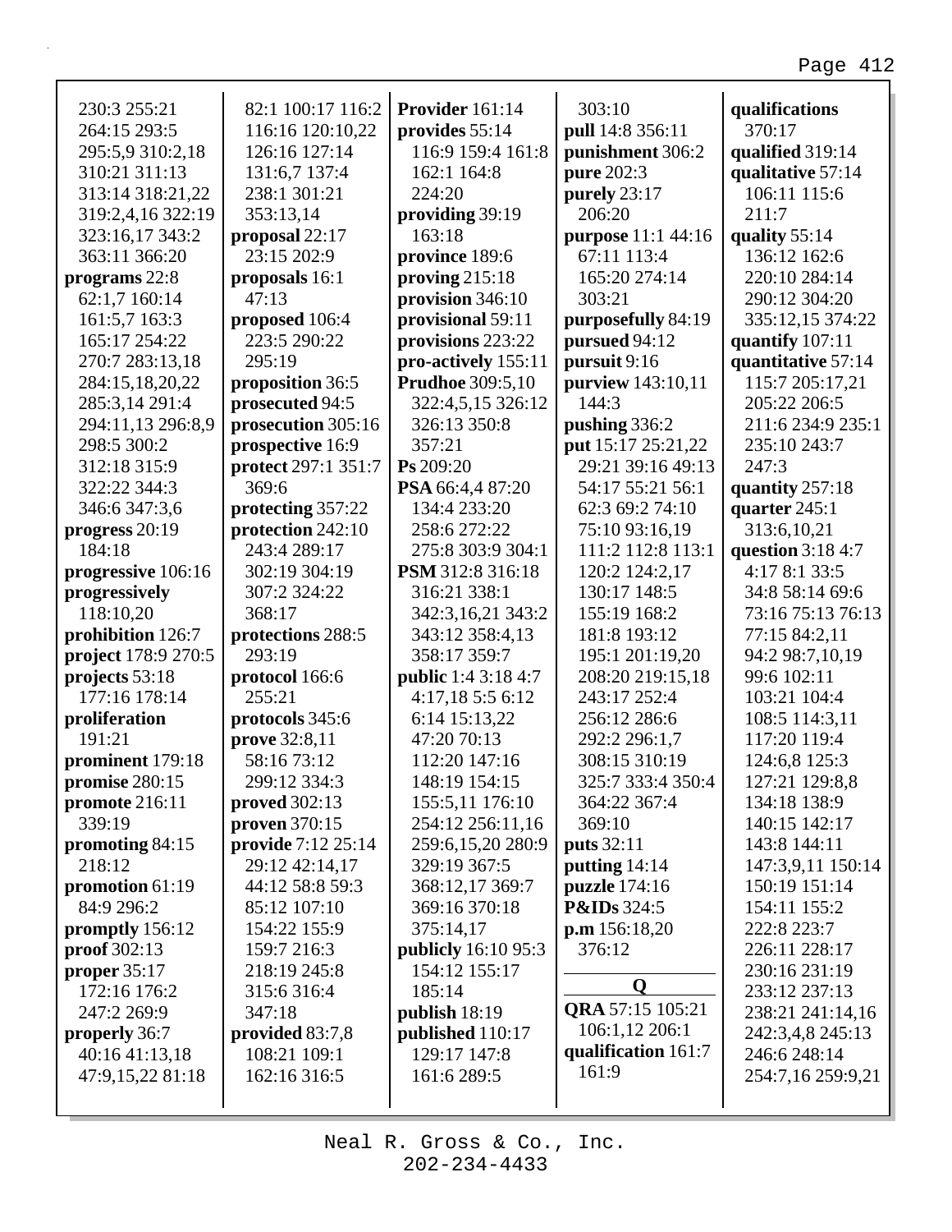230:3 255:21
264:15 293:5
295:5,9 310:2,18
310:21 311:13
313:14 318:21,22
319:2,4,16 322:19
323:16,17 343:2
363:11 366:20
**programs** 22:8
62:1,7 160:14
161:5,7 163:3
165:17 254:22
270:7 283:13,18
284:15,18,20,22
285:3,14 291:4
294:11,13 296:8,9
298:5 300:2
312:18 315:9
322:22 344:3
346:6 347:3,6
**progress** 20:19
184:18
**progressive** 106:16
**progressively**
118:10,20
**prohibition** 126:7
**project** 178:9 270:5
**projects** 53:18
177:16 178:14
**proliferation**
191:21
**prominent** 179:18
**promise** 280:15
**promote** 216:11
339:19
**promoting** 84:15
218:12
**promotion** 61:19
84:9 296:2
**promptly** 156:12
**proof** 302:13
**proper** 35:17
172:16 176:2
247:2 269:9
**properly** 36:7
40:16 41:13,18
47:9,15,22 81:18
82:1 100:17 116:2
116:16 120:10,22
126:16 127:14
131:6,7 137:4
238:1 301:21
353:13,14
**proposal** 22:17
23:15 202:9
**proposals** 16:1
47:13
**proposed** 106:4
223:5 290:22
295:19
**proposition** 36:5
**prosecuted** 94:5
**prosecution** 305:16
**prospective** 16:9
**protect** 297:1 351:7
369:6
**protecting** 357:22
**protection** 242:10
243:4 289:17
302:19 304:19
307:2 324:22
368:17
**protections** 288:5
293:19
**protocol** 166:6
255:21
**protocols** 345:6
**prove** 32:8,11
58:16 73:12
299:12 334:3
**proved** 302:13
**proven** 370:15
**provide** 7:12 25:14
29:12 42:14,17
44:12 58:8 59:3
85:12 107:10
154:22 155:9
159:7 216:3
218:19 245:8
315:6 316:4
347:18
**provided** 83:7,8
108:21 109:1
162:16 316:5
**Provider** 161:14
**provides** 55:14
116:9 159:4 161:8
162:1 164:8
224:20
**providing** 39:19
163:18
**province** 189:6
**proving** 215:18
**provision** 346:10
**provisional** 59:11
**provisions** 223:22
**pro-actively** 155:11
**Prudhoe** 309:5,10
322:4,5,15 326:12
326:13 350:8
357:21
**Ps** 209:20
**PSA** 66:4,4 87:20
134:4 233:20
258:6 272:22
275:8 303:9 304:1
**PSM** 312:8 316:18
316:21 338:1
342:3,16,21 343:2
343:12 358:4,13
358:17 359:7
**public** 1:4 3:18 4:7
4:17,18 5:5 6:12
6:14 15:13,22
47:20 70:13
112:20 147:16
148:19 154:15
155:5,11 176:10
254:12 256:11,16
259:6,15,20 280:9
329:19 367:5
368:12,17 369:7
369:16 370:18
375:14,17
**publicly** 16:10 95:3
154:12 155:17
185:14
**publish** 18:19
**published** 110:17
129:17 147:8
161:6 289:5
303:10
**pull** 14:8 356:11
**punishment** 306:2
**pure** 202:3
**purely** 23:17
206:20
**purpose** 11:1 44:16
67:11 113:4
165:20 274:14
303:21
**purposefully** 84:19
**pursued** 94:12
**pursuit** 9:16
**purview** 143:10,11
144:3
**pushing** 336:2
**put** 15:17 25:21,22
29:21 39:16 49:13
54:17 55:21 56:1
62:3 69:2 74:10
75:10 93:16,19
111:2 112:8 113:1
120:2 124:2,17
130:17 148:5
155:19 168:2
181:8 193:12
195:1 201:19,20
208:20 219:15,18
243:17 252:4
256:12 286:6
292:2 296:1,7
308:15 310:19
325:7 333:4 350:4
364:22 367:4
369:10
**puts** 32:11
**putting** 14:14
**puzzle** 174:16
**P&IDs** 324:5
**p.m** 156:18,20
376:12

**Q**

**QRA** 57:15 105:21
106:1,12 206:1
**qualification** 161:7
161:9
**qualifications**
370:17
**qualified** 319:14
**qualitative** 57:14
106:11 115:6
211:7
**quality** 55:14
136:12 162:6
220:10 284:14
290:12 304:20
335:12,15 374:22
**quantify** 107:11
**quantitative** 57:14
115:7 205:17,21
205:22 206:5
211:6 234:9 235:1
235:10 243:7
247:3
**quantity** 257:18
**quarter** 245:1
313:6,10,21
**question** 3:18 4:7
4:17 8:1 33:5
34:8 58:14 69:6
73:16 75:13 76:13
77:15 84:2,11
94:2 98:7,10,19
99:6 102:11
103:21 104:4
108:5 114:3,11
117:20 119:4
124:6,8 125:3
127:21 129:8,8
134:18 138:9
140:15 142:17
143:8 144:11
147:3,9,11 150:14
150:19 151:14
154:11 155:2
222:8 223:7
226:11 228:17
230:16 231:19
233:12 237:13
238:21 241:14,16
242:3,4,8 245:13
246:6 248:14
254:7,16 259:9,21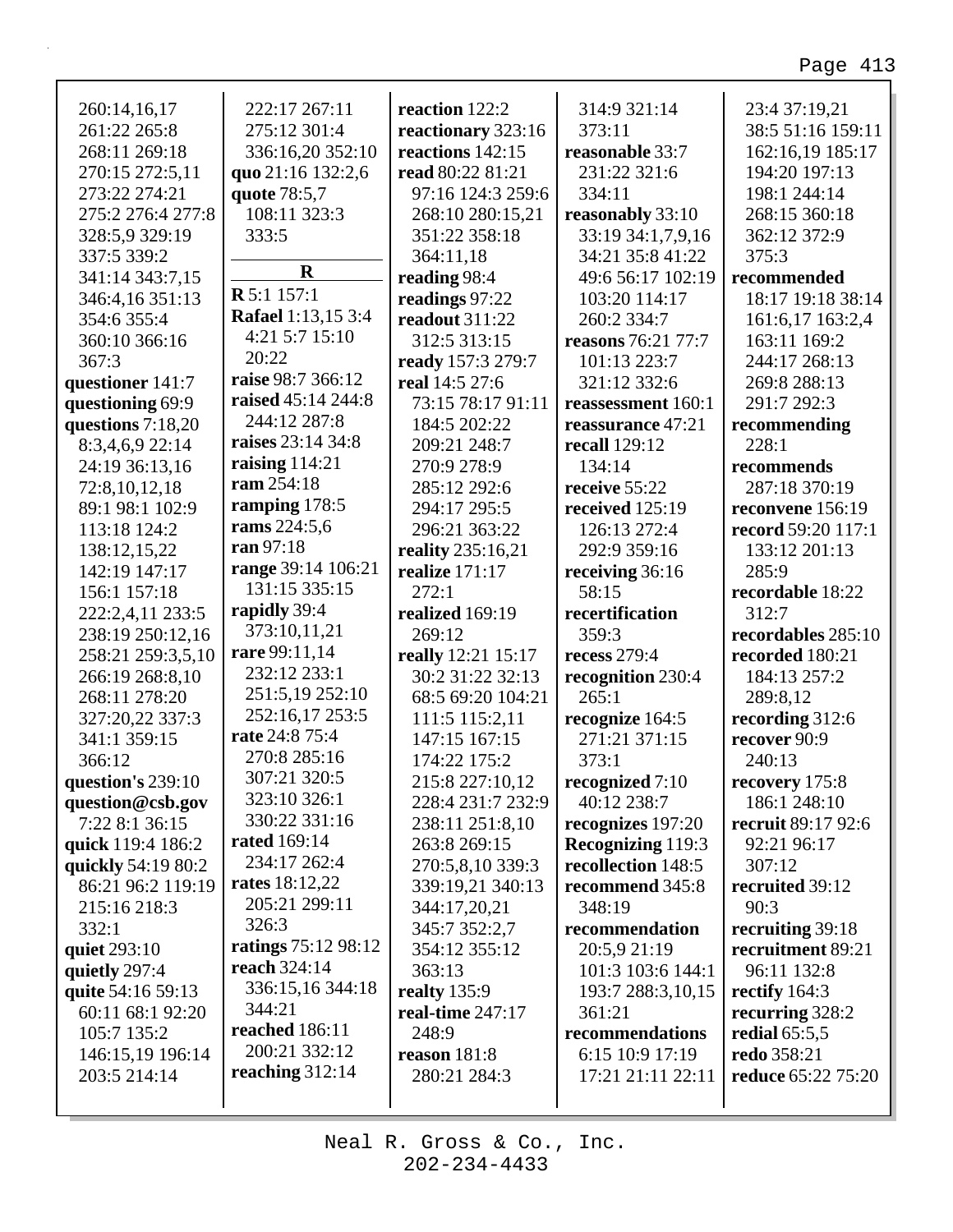260:14,16,17
261:22 265:8
268:11 269:18
270:15 272:5,11
273:22 274:21
275:2 276:4 277:8
328:5,9 329:19
337:5 339:2
341:14 343:7,15
346:4,16 351:13
354:6 355:4
360:10 366:16
367:3

**questioner** 141:7
**questioning** 69:9
**questions** 7:18,20
8:3,4,6,9 22:14
24:19 36:13,16
72:8,10,12,18
89:1 98:1 102:9
113:18 124:2
138:12,15,22
142:19 147:17
156:1 157:18
222:2,4,11 233:5
238:19 250:12,16
258:21 259:3,5,10
266:19 268:8,10
268:11 278:20
327:20,22 337:3
341:1 359:15
366:12

**question's** 239:10
**question@csb.gov**
7:22 8:1 36:15
**quick** 119:4 186:2
**quickly** 54:19 80:2
86:21 96:2 119:19
215:16 218:3
332:1
**quiet** 293:10
**quietly** 297:4
**quite** 54:16 59:13
60:11 68:1 92:20
105:7 135:2
146:15,19 196:14
203:5 214:14
222:17 267:11
275:12 301:4
336:16,20 352:10
**quo** 21:16 132:2,6
**quote** 78:5,7
108:11 323:3
333:5

## R

**R** 5:1 157:1
**Rafael** 1:13,15 3:4
4:21 5:7 15:10
20:22
**raise** 98:7 366:12
**raised** 45:14 244:8
244:12 287:8
**raises** 23:14 34:8
**raising** 114:21
**ram** 254:18
**ramping** 178:5
**rams** 224:5,6
**ran** 97:18
**range** 39:14 106:21
131:15 335:15
**rapidly** 39:4
373:10,11,21
**rare** 99:11,14
232:12 233:1
251:5,19 252:10
252:16,17 253:5
**rate** 24:8 75:4
270:8 285:16
307:21 320:5
323:10 326:1
330:22 331:16
**rated** 169:14
234:17 262:4
**rates** 18:12,22
205:21 299:11
326:3
**ratings** 75:12 98:12
**reach** 324:14
336:15,16 344:18
344:21
**reached** 186:11
200:21 332:12
**reaching** 312:14
**reaction** 122:2
**reactionary** 323:16
**reactions** 142:15
**read** 80:22 81:21
97:16 124:3 259:6
268:10 280:15,21
351:22 358:18
364:11,18
**reading** 98:4
**readings** 97:22
**readout** 311:22
312:5 313:15
**ready** 157:3 279:7
**real** 14:5 27:6
73:15 78:17 91:11
184:5 202:22
209:21 248:7
270:9 278:9
285:12 292:6
294:17 295:5
296:21 363:22
**reality** 235:16,21
**realize** 171:17
272:1
**realized** 169:19
269:12
**really** 12:21 15:17
30:2 31:22 32:13
68:5 69:20 104:21
111:5 115:2,11
147:15 167:15
174:22 175:2
215:8 227:10,12
228:4 231:7 232:9
238:11 251:8,10
263:8 269:15
270:5,8,10 339:3
339:19,21 340:13
344:17,20,21
345:7 352:2,7
354:12 355:12
363:13
**realty** 135:9
**real-time** 247:17
248:9
**reason** 181:8
280:21 284:3
314:9 321:14
373:11
**reasonable** 33:7
231:22 321:6
334:11
**reasonably** 33:10
33:19 34:1,7,9,16
34:21 35:8 41:22
49:6 56:17 102:19
103:20 114:17
260:2 334:7
**reasons** 76:21 77:7
101:13 223:7
321:12 332:6
**reassessment** 160:1
**reassurance** 47:21
**recall** 129:12
134:14
**receive** 55:22
**received** 125:19
126:13 272:4
292:9 359:16
**receiving** 36:16
58:15
**recertification**
359:3
**recess** 279:4
**recognition** 230:4
265:1
**recognize** 164:5
271:21 371:15
373:1
**recognized** 7:10
40:12 238:7
**recognizes** 197:20
**Recognizing** 119:3
**recollection** 148:5
**recommend** 345:8
348:19
**recommendation**
20:5,9 21:19
101:3 103:6 144:1
193:7 288:3,10,15
361:21
**recommendations**
6:15 10:9 17:19
17:21 21:11 22:11
23:4 37:19,21
38:5 51:16 159:11
162:16,19 185:17
194:20 197:13
198:1 244:14
268:15 360:18
362:12 372:9
375:3
**recommended**
18:17 19:18 38:14
161:6,17 163:2,4
163:11 169:2
244:17 268:13
269:8 288:13
291:7 292:3
**recommending**
228:1
**recommends**
287:18 370:19
**reconvene** 156:19
**record** 59:20 117:1
133:12 201:13
285:9
**recordable** 18:22
312:7
**recordables** 285:10
**recorded** 180:21
184:13 257:2
289:8,12
**recording** 312:6
**recover** 90:9
240:13
**recovery** 175:8
186:1 248:10
**recruit** 89:17 92:6
92:21 96:17
307:12
**recruited** 39:12
90:3
**recruiting** 39:18
**recruitment** 89:21
96:11 132:8
**rectify** 164:3
**recurring** 328:2
**redial** 65:5,5
**redo** 358:21
**reduce** 65:22 75:20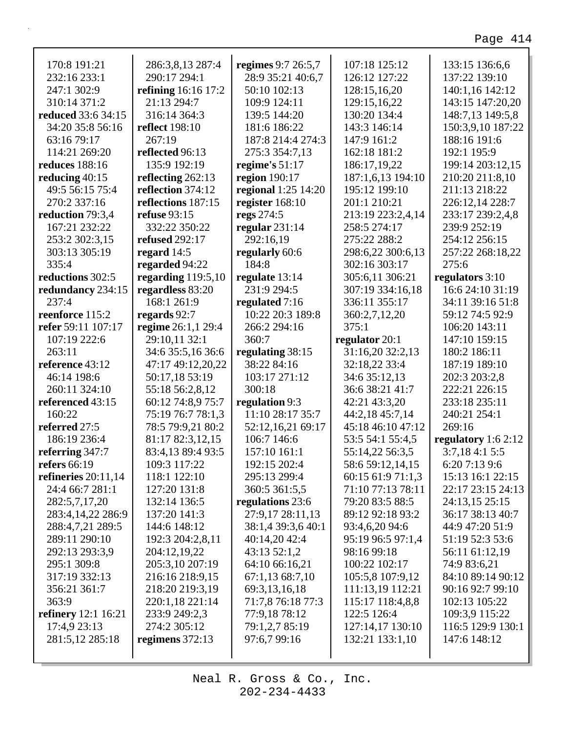170:8 191:21
232:16 233:1
247:1 302:9
310:14 371:2
**reduced** 33:6 34:15
34:20 35:8 56:16
63:16 79:17
114:21 269:20
**reduces** 188:16
**reducing** 40:15
49:5 56:15 75:4
270:2 337:16
**reduction** 79:3,4
167:21 232:22
253:2 302:3,15
303:13 305:19
335:4
**reductions** 302:5
**redundancy** 234:15
237:4
**reenforce** 115:2
**refer** 59:11 107:17
107:19 222:6
263:11
**reference** 43:12
46:14 198:6
260:11 324:10
**referenced** 43:15
160:22
**referred** 27:5
186:19 236:4
**referring** 347:7
**refers** 66:19
**refineries** 20:11,14
24:4 66:7 281:1
282:5,7,17,20
283:4,14,22 286:9
288:4,7,21 289:5
289:11 290:10
292:13 293:3,9
295:1 309:8
317:19 332:13
356:21 361:7
363:9
**refinery** 12:1 16:21
17:4,9 23:13
281:5,12 285:18
286:3,8,13 287:4
290:17 294:1
**refining** 16:16 17:2
21:13 294:7
316:14 364:3
**reflect** 198:10
267:19
**reflected** 96:13
135:9 192:19
**reflecting** 262:13
**reflection** 374:12
**reflections** 187:15
**refuse** 93:15
332:22 350:22
**refused** 292:17
**regard** 14:5
**regarded** 94:22
**regarding** 119:5,10
**regardless** 83:20
168:1 261:9
**regards** 92:7
**regime** 26:1,1 29:4
29:10,11 32:1
34:6 35:5,16 36:6
47:17 49:12,20,22
50:17,18 53:19
55:18 56:2,8,12
60:12 74:8,9 75:7
75:19 76:7 78:1,3
78:5 79:9,21 80:2
81:17 82:3,12,15
83:4,13 89:4 93:5
109:3 117:22
118:1 122:10
127:20 131:8
132:14 136:5
137:20 141:3
144:6 148:12
192:3 204:2,8,11
204:12,19,22
205:3,10 207:19
216:16 218:9,15
218:20 219:3,19
220:1,18 221:14
233:9 249:2,3
274:2 305:12
**regimens** 372:13
**regimes** 9:7 26:5,7
28:9 35:21 40:6,7
50:10 102:13
109:9 124:11
139:5 144:20
181:6 186:22
187:8 214:4 274:3
275:3 354:7,13
**regime's** 51:17
**region** 190:17
**regional** 1:25 14:20
**register** 168:10
**regs** 274:5
**regular** 231:14
292:16,19
**regularly** 60:6
184:8
**regulate** 13:14
231:9 294:5
**regulated** 7:16
10:22 20:3 189:8
266:2 294:16
360:7
**regulating** 38:15
38:22 84:16
103:17 271:12
300:18
**regulation** 9:3
11:10 28:17 35:7
52:12,16,21 69:17
106:7 146:6
157:10 161:1
192:15 202:4
295:13 299:4
360:5 361:5,5
**regulations** 23:6
27:9,17 28:11,13
38:1,4 39:3,6 40:1
40:14,20 42:4
43:13 52:1,2
64:10 66:16,21
67:1,13 68:7,10
69:3,13,16,18
71:7,8 76:18 77:3
77:9,18 78:12
79:1,2,7 85:19
97:6,7 99:16
107:18 125:12
126:12 127:22
128:15,16,20
129:15,16,22
130:20 134:4
143:3 146:14
147:9 161:2
162:18 181:2
186:17,19,22
187:1,6,13 194:10
195:12 199:10
201:1 210:21
213:19 223:2,4,14
258:5 274:17
275:22 288:2
298:6,22 300:6,13
302:16 303:17
305:6,11 306:21
307:19 334:16,18
336:11 355:17
360:2,7,12,20
375:1
**regulator** 20:1
31:16,20 32:2,13
32:18,22 33:4
34:6 35:12,13
36:6 38:21 41:7
42:21 43:3,20
44:2,18 45:7,14
45:18 46:10 47:12
53:5 54:1 55:4,5
55:14,22 56:3,5
58:6 59:12,14,15
60:15 61:9 71:1,3
71:10 77:13 78:11
79:20 83:5 88:5
89:12 92:18 93:2
93:4,6,20 94:6
95:19 96:5 97:1,4
98:16 99:18
100:22 102:17
105:5,8 107:9,12
111:13,19 112:21
115:17 118:4,8,8
122:5 126:4
127:14,17 130:10
132:21 133:1,10
133:15 136:6,6
137:22 139:10
140:1,16 142:12
143:15 147:20,20
148:7,13 149:5,8
150:3,9,10 187:22
188:16 191:6
192:1 195:9
199:14 203:12,15
210:20 211:8,10
211:13 218:22
226:12,14 228:7
233:17 239:2,4,8
239:9 252:19
254:12 256:15
257:22 268:18,22
275:6
**regulators** 3:10
16:6 24:10 31:19
34:11 39:16 51:8
59:12 74:5 92:9
106:20 143:11
147:10 159:15
180:2 186:11
187:19 189:10
202:3 203:2,8
222:21 226:15
233:18 235:11
240:21 254:1
269:16
**regulatory** 1:6 2:12
3:7,18 4:1 5:5
6:20 7:13 9:6
15:13 16:1 22:15
22:17 23:15 24:13
24:13,15 25:15
36:17 38:13 40:7
44:9 47:20 51:9
51:19 52:3 53:6
56:11 61:12,19
74:9 83:6,21
84:10 89:14 90:12
90:16 92:7 99:10
102:13 105:22
109:3,9 115:22
116:5 129:9 130:1
147:6 148:12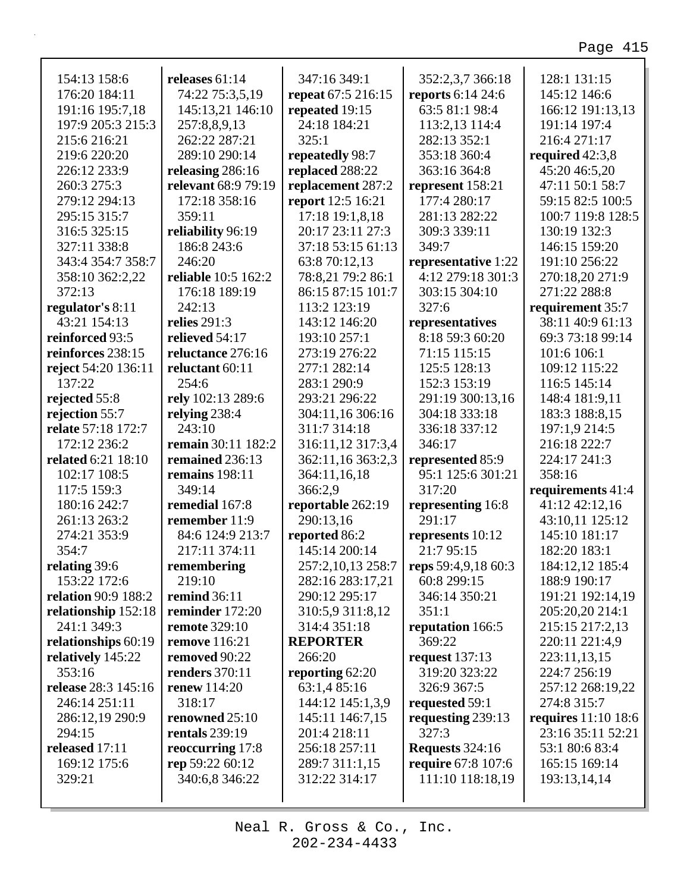154:13 158:6 176:20 184:11 191:16 195:7,18 197:9 205:3 215:3 215:6 216:21 219:6 220:20 226:12 233:9 260:3 275:3 279:12 294:13 295:15 315:7 316:5 325:15 327:11 338:8 343:4 354:7 358:7 358:10 362:2,22 372:13

**regulator's** 8:11 43:21 154:13

**reinforced** 93:5

**reinforces** 238:15

**reject** 54:20 136:11 137:22

**rejected** 55:8

**rejection** 55:7

**relate** 57:18 172:7 172:12 236:2

**related** 6:21 18:10 102:17 108:5 117:5 159:3 180:16 242:7 261:13 263:2 274:21 353:9 354:7

**relating** 39:6 153:22 172:6

**relation** 90:9 188:2

**relationship** 152:18 241:1 349:3

**relationships** 60:19

**relatively** 145:22 353:16

**release** 28:3 145:16 246:14 251:11 286:12,19 290:9 294:15

**released** 17:11 169:12 175:6 329:21

**releases** 61:14 74:22 75:3,5,19 145:13,21 146:10 257:8,8,9,13 262:22 287:21 289:10 290:14

**releasing** 286:16

**relevant** 68:9 79:19 172:18 358:16 359:11

**reliability** 96:19 186:8 243:6 246:20

**reliable** 10:5 162:2 176:18 189:19 242:13

**relies** 291:3

**relieved** 54:17

**reluctance** 276:16

**reluctant** 60:11 254:6

**rely** 102:13 289:6

**relying** 238:4 243:10

**remain** 30:11 182:2

**remained** 236:13

**remains** 198:11 349:14

**remedial** 167:8

**remember** 11:9 84:6 124:9 213:7 217:11 374:11

**remembering** 219:10

**remind** 36:11

**reminder** 172:20

**remote** 329:10

**remove** 116:21

**removed** 90:22

**renders** 370:11

**renew** 114:20 318:17

**renowned** 25:10

**rentals** 239:19

**reoccurring** 17:8

**rep** 59:22 60:12 340:6,8 346:22

347:16 349:1

**repeat** 67:5 216:15

**repeated** 19:15 24:18 184:21 325:1

**repeatedly** 98:7

**replaced** 288:22

**replacement** 287:2

**report** 12:5 16:21 17:18 19:1,8,18 20:17 23:11 27:3 37:18 53:15 61:13 63:8 70:12,13 78:8,21 79:2 86:1 86:15 87:15 101:7 113:2 123:19 143:12 146:20 193:10 257:1 273:19 276:22 277:1 282:14 283:1 290:9 293:21 296:22 304:11,16 306:16 311:7 314:18 316:11,12 317:3,4 362:11,16 363:2,3 364:11,16,18 366:2,9

**reportable** 262:19 290:13,16

**reported** 86:2 145:14 200:14 257:2,10,13 258:7 282:16 283:17,21 290:12 295:17 310:5,9 311:8,12 314:4 351:18

**REPORTER** 266:20

**reporting** 62:20 63:1,4 85:16 144:12 145:1,3,9 145:11 146:7,15 201:4 218:11 256:18 257:11 289:7 311:1,15 312:22 314:17

352:2,3,7 366:18

**reports** 6:14 24:6 63:5 81:1 98:4 113:2,13 114:4 282:13 352:1 353:18 360:4 363:16 364:8

**represent** 158:21 177:4 280:17 281:13 282:22 309:3 339:11 349:7

**representative** 1:22 4:12 279:18 301:3 303:15 304:10 327:6

**representatives** 8:18 59:3 60:20 71:15 115:15 125:5 128:13 152:3 153:19 291:19 300:13,16 304:18 333:18 336:18 337:12 346:17

**represented** 85:9 95:1 125:6 301:21 317:20

**representing** 16:8 291:17

**represents** 10:12 21:7 95:15

**reps** 59:4,9,18 60:3 60:8 299:15 346:14 350:21 351:1

**reputation** 166:5 369:22

**request** 137:13 319:20 323:22 326:9 367:5

**requested** 59:1

**requesting** 239:13 327:3

**Requests** 324:16

**require** 67:8 107:6 111:10 118:18,19

128:1 131:15 145:12 146:6 166:12 191:13,13 191:14 197:4 216:4 271:17

**required** 42:3,8 45:20 46:5,20 47:11 50:1 58:7 59:15 82:5 100:5 100:7 119:8 128:5 130:19 132:3 146:15 159:20 191:10 256:22 270:18,20 271:9 271:22 288:8

**requirement** 35:7 38:11 40:9 61:13 69:3 73:18 99:14 101:6 106:1 109:12 115:22 116:5 145:14 148:4 181:9,11 183:3 188:8,15 197:1,9 214:5 216:18 222:7 224:17 241:3 358:16

**requirements** 41:4 41:12 42:12,16 43:10,11 125:12 145:10 181:17 182:20 183:1 184:12,12 185:4 188:9 190:17 191:21 192:14,19 205:20,20 214:1 215:15 217:2,13 220:11 221:4,9 223:11,13,15 224:7 256:19 257:12 268:19,22 274:8 315:7

**requires** 11:10 18:6 23:16 35:11 52:21 53:1 80:6 83:4 165:15 169:14 193:13,14,14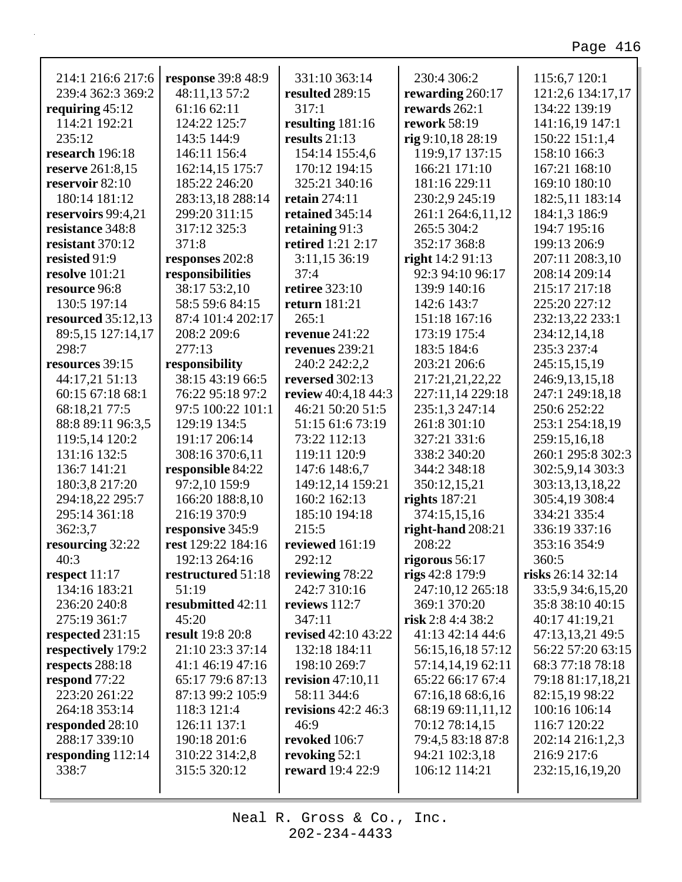214:1 216:6 217:6
239:4 362:3 369:2
**requiring** 45:12
114:21 192:21
235:12
**research** 196:18
**reserve** 261:8,15
**reservoir** 82:10
180:14 181:12
**reservoirs** 99:4,21
**resistance** 348:8
**resistant** 370:12
**resisted** 91:9
**resolve** 101:21
**resource** 96:8
130:5 197:14
**resourced** 35:12,13
89:5,15 127:14,17
298:7
**resources** 39:15
44:17,21 51:13
60:15 67:18 68:1
68:18,21 77:5
88:8 89:11 96:3,5
119:5,14 120:2
131:16 132:5
136:7 141:21
180:3,8 217:20
294:18,22 295:7
295:14 361:18
362:3,7
**resourcing** 32:22
40:3
**respect** 11:17
134:16 183:21
236:20 240:8
275:19 361:7
**respected** 231:15
**respectively** 179:2
**respects** 288:18
**respond** 77:22
223:20 261:22
264:18 353:14
**responded** 28:10
288:17 339:10
**responding** 112:14
338:7
**response** 39:8 48:9
48:11,13 57:2
61:16 62:11
124:22 125:7
143:5 144:9
146:11 156:4
162:14,15 175:7
185:22 246:20
283:13,18 288:14
299:20 311:15
317:12 325:3
371:8
**responses** 202:8
**responsibilities**
38:17 53:2,10
58:5 59:6 84:15
87:4 101:4 202:17
208:2 209:6
277:13
**responsibility**
38:15 43:19 66:5
76:22 95:18 97:2
97:5 100:22 101:1
129:19 134:5
191:17 206:14
308:16 370:6,11
**responsible** 84:22
97:2,10 159:9
166:20 188:8,10
216:19 370:9
**responsive** 345:9
**rest** 129:22 184:16
192:13 264:16
**restructured** 51:18
51:19
**resubmitted** 42:11
45:20
**result** 19:8 20:8
21:10 23:3 37:14
41:1 46:19 47:16
65:17 79:6 87:13
87:13 99:2 105:9
118:3 121:4
126:11 137:1
190:18 201:6
310:22 314:2,8
315:5 320:12
331:10 363:14
**resulted** 289:15
317:1
**resulting** 181:16
**results** 21:13
154:14 155:4,6
170:12 194:15
325:21 340:16
**retain** 274:11
**retained** 345:14
**retaining** 91:3
**retired** 1:21 2:17
3:11,15 36:19
37:4
**retiree** 323:10
**return** 181:21
265:1
**revenue** 241:22
**revenues** 239:21
240:2 242:2,2
**reversed** 302:13
**review** 40:4,18 44:3
46:21 50:20 51:5
51:15 61:6 73:19
73:22 112:13
119:11 120:9
147:6 148:6,7
149:12,14 159:21
160:2 162:13
185:10 194:18
215:5
**reviewed** 161:19
292:12
**reviewing** 78:22
242:7 310:16
**reviews** 112:7
347:11
**revised** 42:10 43:22
132:18 184:11
198:10 269:7
**revision** 47:10,11
58:11 344:6
**revisions** 42:2 46:3
46:9
**revoked** 106:7
**revoking** 52:1
**reward** 19:4 22:9
230:4 306:2
**rewarding** 260:17
**rewards** 262:1
**rework** 58:19
**rig** 9:10,18 28:19
119:9,17 137:15
166:21 171:10
181:16 229:11
230:2,9 245:19
261:1 264:6,11,12
265:5 304:2
352:17 368:8
**right** 14:2 91:13
92:3 94:10 96:17
139:9 140:16
142:6 143:7
151:18 167:16
173:19 175:4
183:5 184:6
203:21 206:6
217:21,21,22,22
227:11,14 229:18
235:1,3 247:14
261:8 301:10
327:21 331:6
338:2 340:20
344:2 348:18
350:12,15,21
**rights** 187:21
374:15,15,16
**right-hand** 208:21
208:22
**rigorous** 56:17
**rigs** 42:8 179:9
247:10,12 265:18
369:1 370:20
**risk** 2:8 4:4 38:2
41:13 42:14 44:6
56:15,16,18 57:12
57:14,14,19 62:11
65:22 66:17 67:4
67:16,18 68:6,16
68:19 69:11,11,12
70:12 78:14,15
79:4,5 83:18 87:8
94:21 102:3,18
106:12 114:21
115:6,7 120:1
121:2,6 134:17,17
134:22 139:19
141:16,19 147:1
150:22 151:1,4
158:10 166:3
167:21 168:10
169:10 180:10
182:5,11 183:14
184:1,3 186:9
194:7 195:16
199:13 206:9
207:11 208:3,10
208:14 209:14
215:17 217:18
225:20 227:12
232:13,22 233:1
234:12,14,18
235:3 237:4
245:15,15,19
246:9,13,15,18
247:1 249:18,18
250:6 252:22
253:1 254:18,19
259:15,16,18
260:1 295:8 302:3
302:5,9,14 303:3
303:13,13,18,22
305:4,19 308:4
334:21 335:4
336:19 337:16
353:16 354:9
360:5
**risks** 26:14 32:14
33:5,9 34:6,15,20
35:8 38:10 40:15
40:17 41:19,21
47:13,13,21 49:5
56:22 57:20 63:15
68:3 77:18 78:18
79:18 81:17,18,21
82:15,19 98:22
100:16 106:14
116:7 120:22
202:14 216:1,2,3
216:9 217:6
232:15,16,19,20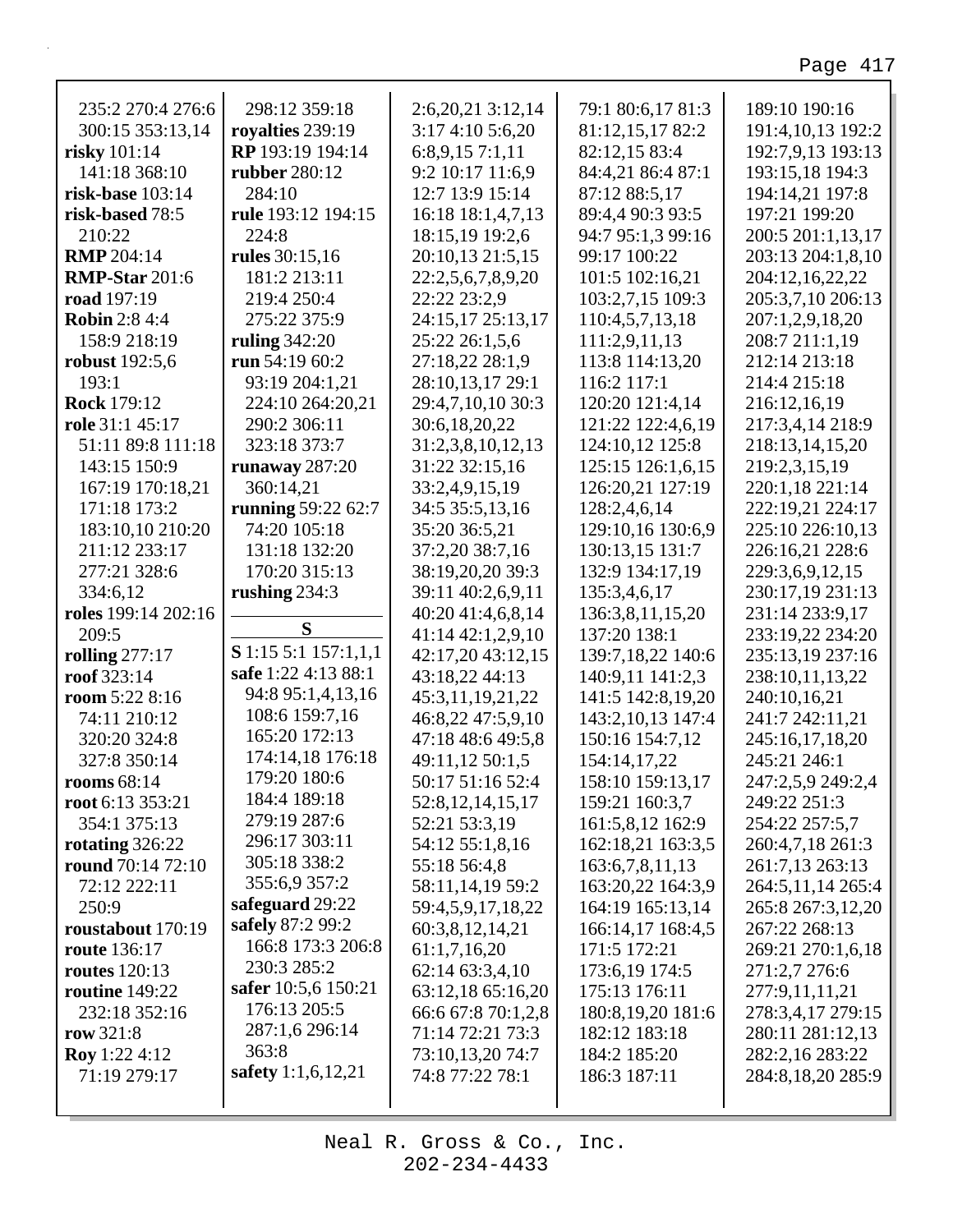235:2 270:4 276:6 300:15 353:13,14
**risky** 101:14 141:18 368:10
**risk-base** 103:14
**risk-based** 78:5 210:22
**RMP** 204:14
**RMP-Star** 201:6
**road** 197:19
**Robin** 2:8 4:4 158:9 218:19
**robust** 192:5,6 193:1
**Rock** 179:12
**role** 31:1 45:17 51:11 89:8 111:18 143:15 150:9 167:19 170:18,21 171:18 173:2 183:10,10 210:20 211:12 233:17 277:21 328:6 334:6,12
**roles** 199:14 202:16 209:5
**rolling** 277:17
**roof** 323:14
**room** 5:22 8:16 74:11 210:12 320:20 324:8 327:8 350:14
**rooms** 68:14
**root** 6:13 353:21 354:1 375:13
**rotating** 326:22
**round** 70:14 72:10 72:12 222:11 250:9
**roustabout** 170:19
**route** 136:17
**routes** 120:13
**routine** 149:22 232:18 352:16
**row** 321:8
**Roy** 1:22 4:12 71:19 279:17
298:12 359:18
**royalties** 239:19
**RP** 193:19 194:14
**rubber** 280:12 284:10
**rule** 193:12 194:15 224:8
**rules** 30:15,16 181:2 213:11 219:4 250:4 275:22 375:9
**ruling** 342:20
**run** 54:19 60:2 93:19 204:1,21 224:10 264:20,21 290:2 306:11 323:18 373:7
**runaway** 287:20 360:14,21
**running** 59:22 62:7 74:20 105:18 131:18 132:20 170:20 315:13
**rushing** 234:3

## S

**S** 1:15 5:1 157:1,1,1
**safe** 1:22 4:13 88:1 94:8 95:1,4,13,16 108:6 159:7,16 165:20 172:13 174:14,18 176:18 179:20 180:6 184:4 189:18 279:19 287:6 296:17 303:11 305:18 338:2 355:6,9 357:2
**safeguard** 29:22
**safely** 87:2 99:2 166:8 173:3 206:8 230:3 285:2
**safer** 10:5,6 150:21 176:13 205:5 287:1,6 296:14 363:8
**safety** 1:1,6,12,21 2:6,20,21 3:12,14 3:17 4:10 5:6,20 6:8,9,15 7:1,11 9:2 10:17 11:6,9 12:7 13:9 15:14 16:18 18:1,4,7,13 18:15,19 19:2,6 20:10,13 21:5,15 22:2,5,6,7,8,9,20 22:22 23:2,9 24:15,17 25:13,17 25:22 26:1,5,6 27:18,22 28:1,9 28:10,13,17 29:1 29:4,7,10,10 30:3 30:6,18,20,22 31:2,3,8,10,12,13 31:22 32:15,16 33:2,4,9,15,19 34:5 35:5,13,16 35:20 36:5,21 37:2,20 38:7,16 38:19,20,20 39:3 39:11 40:2,6,9,11 40:20 41:4,6,8,14 41:14 42:1,2,9,10 42:17,20 43:12,15 43:18,22 44:13 45:3,11,19,21,22 46:8,22 47:5,9,10 47:18 48:6 49:5,8 49:11,12 50:1,5 50:17 51:16 52:4 52:8,12,14,15,17 52:21 53:3,19 54:12 55:1,8,16 55:18 56:4,8 58:11,14,19 59:2 59:4,5,9,17,18,22 60:3,8,12,14,21 61:1,7,16,20 62:14 63:3,4,10 63:12,18 65:16,20 66:6 67:8 70:1,2,8 71:14 72:21 73:3 73:10,13,20 74:7 74:8 77:22 78:1 79:1 80:6,17 81:3 81:12,15,17 82:2 82:12,15 83:4 84:4,21 86:4 87:1 87:12 88:5,17 89:4,4 90:3 93:5 94:7 95:1,3 99:16 99:17 100:22 101:5 102:16,21 103:2,7,15 109:3 110:4,5,7,13,18 111:2,9,11,13 113:8 114:13,20 116:2 117:1 120:20 121:4,14 121:22 122:4,6,19 124:10,12 125:8 125:15 126:1,6,15 126:20,21 127:19 128:2,4,6,14 129:10,16 130:6,9 130:13,15 131:7 132:9 134:17,19 135:3,4,6,17 136:3,8,11,15,20 137:20 138:1 139:7,18,22 140:6 140:9,11 141:2,3 141:5 142:8,19,20 143:2,10,13 147:4 150:16 154:7,12 154:14,17,22 158:10 159:13,17 159:21 160:3,7 161:5,8,12 162:9 162:18,21 163:3,5 163:6,7,8,11,13 163:20,22 164:3,9 164:19 165:13,14 166:14,17 168:4,5 171:5 172:21 173:6,19 174:5 175:13 176:11 180:8,19,20 181:6 182:12 183:18 184:2 185:20 186:3 187:11 189:10 190:16 191:4,10,13 192:2 192:7,9,13 193:13 193:15,18 194:3 194:14,21 197:8 197:21 199:20 200:5 201:1,13,17 203:13 204:1,8,10 204:12,16,22,22 205:3,7,10 206:13 207:1,2,9,18,20 208:7 211:1,19 212:14 213:18 214:4 215:18 216:12,16,19 217:3,4,14 218:9 218:13,14,15,20 219:2,3,15,19 220:1,18 221:14 222:19,21 224:17 225:10 226:10,13 226:16,21 228:6 229:3,6,9,12,15 230:17,19 231:13 231:14 233:9,17 233:19,22 234:20 235:13,19 237:16 238:10,11,13,22 240:10,16,21 241:7 242:11,21 245:16,17,18,20 245:21 246:1 247:2,5,9 249:2,4 249:22 251:3 254:22 257:5,7 260:4,7,18 261:3 261:7,13 263:13 264:5,11,14 265:4 265:8 267:3,12,20 267:22 268:13 269:21 270:1,6,18 271:2,7 276:6 277:9,11,11,21 278:3,4,17 279:15 280:11 281:12,13 282:2,16 283:22 284:8,18,20 285:9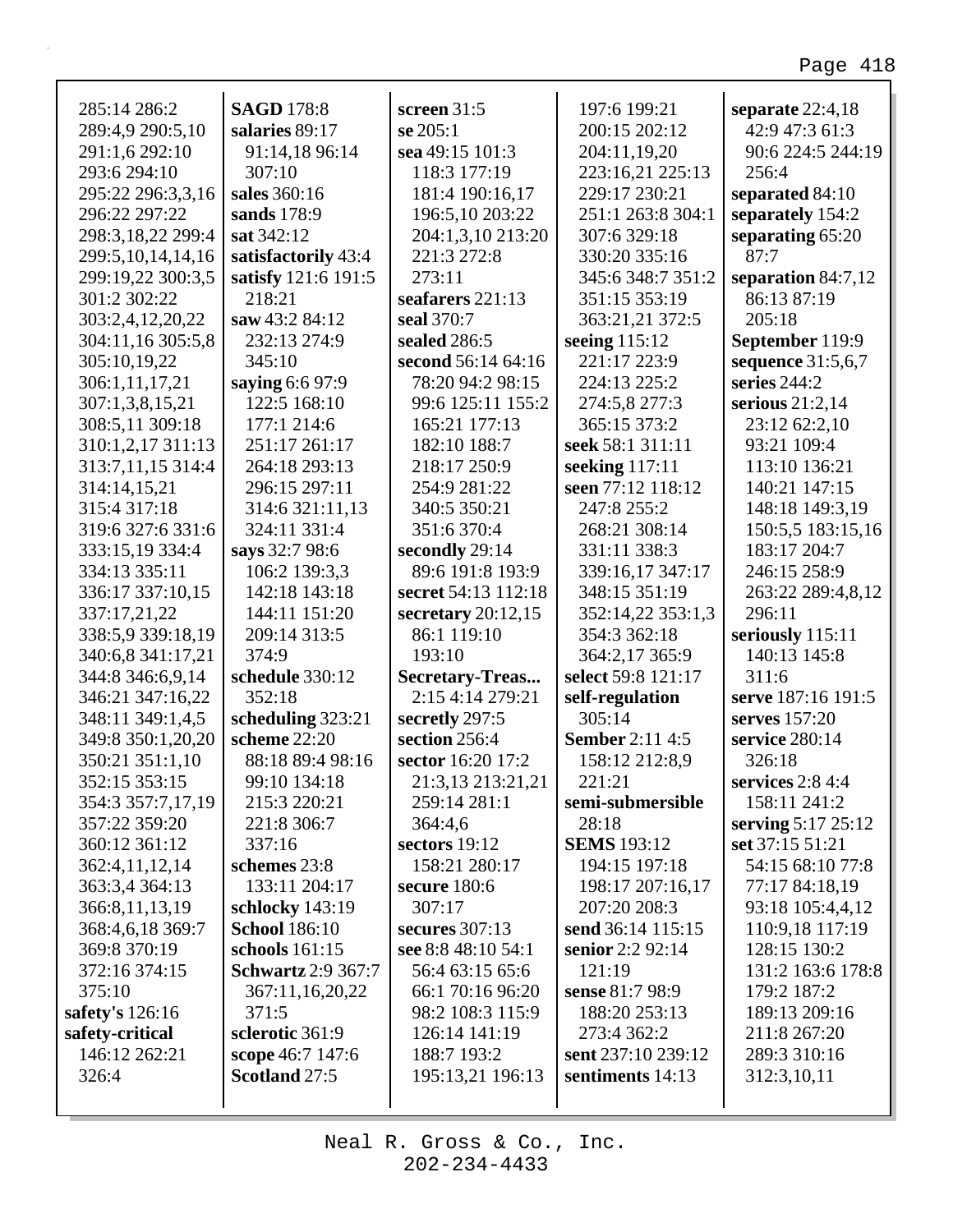285:14 286:2
289:4,9 290:5,10
291:1,6 292:10
293:6 294:10
295:22 296:3,3,16
296:22 297:22
298:3,18,22 299:4
299:5,10,14,14,16
299:19,22 300:3,5
301:2 302:22
303:2,4,12,20,22
304:11,16 305:5,8
305:10,19,22
306:1,11,17,21
307:1,3,8,15,21
308:5,11 309:18
310:1,2,17 311:13
313:7,11,15 314:4
314:14,15,21
315:4 317:18
319:6 327:6 331:6
333:15,19 334:4
334:13 335:11
336:17 337:10,15
337:17,21,22
338:5,9 339:18,19
340:6,8 341:17,21
344:8 346:6,9,14
346:21 347:16,22
348:11 349:1,4,5
349:8 350:1,20,20
350:21 351:1,10
352:15 353:15
354:3 357:7,17,19
357:22 359:20
360:12 361:12
362:4,11,12,14
363:3,4 364:13
366:8,11,13,19
368:4,6,18 369:7
369:8 370:19
372:16 374:15
375:10

**safety's** 126:16
**safety-critical** 146:12 262:21 326:4
**SAGD** 178:8
**salaries** 89:17 91:14,18 96:14 307:10
**sales** 360:16
**sands** 178:9
**sat** 342:12
**satisfactorily** 43:4
**satisfy** 121:6 191:5 218:21
**saw** 43:2 84:12 232:13 274:9 345:10
**saying** 6:6 97:9 122:5 168:10 177:1 214:6 251:17 261:17 264:18 293:13 296:15 297:11 314:6 321:11,13 324:11 331:4
**says** 32:7 98:6 106:2 139:3,3 142:18 143:18 144:11 151:20 209:14 313:5 374:9
**schedule** 330:12 352:18
**scheduling** 323:21
**scheme** 22:20 88:18 89:4 98:16 99:10 134:18 215:3 220:21 221:8 306:7 337:16
**schemes** 23:8 133:11 204:17
**schlocky** 143:19
**School** 186:10
**schools** 161:15
**Schwartz** 2:9 367:7 367:11,16,20,22 371:5
**sclerotic** 361:9
**scope** 46:7 147:6
**Scotland** 27:5
**screen** 31:5
**se** 205:1
**sea** 49:15 101:3 118:3 177:19 181:4 190:16,17 196:5,10 203:22 204:1,3,10 213:20 221:3 272:8 273:11
**seafarers** 221:13
**seal** 370:7
**sealed** 286:5
**second** 56:14 64:16 78:20 94:2 98:15 99:6 125:11 155:2 165:21 177:13 182:10 188:7 218:17 250:9 254:9 281:22 340:5 350:21 351:6 370:4
**secondly** 29:14 89:6 191:8 193:9
**secret** 54:13 112:18
**secretary** 20:12,15 86:1 119:10 193:10
**Secretary-Treas...** 2:15 4:14 279:21
**secretly** 297:5
**section** 256:4
**sector** 16:20 17:2 21:3,13 213:21,21 259:14 281:1 364:4,6
**sectors** 19:12 158:21 280:17
**secure** 180:6 307:17
**secures** 307:13
**see** 8:8 48:10 54:1 56:4 63:15 65:6 66:1 70:16 96:20 98:2 108:3 115:9 126:14 141:19 188:7 193:2 195:13,21 196:13 197:6 199:21 200:15 202:12 204:11,19,20 223:16,21 225:13 229:17 230:21 251:1 263:8 304:1 307:6 329:18 330:20 335:16 345:6 348:7 351:2 351:15 353:19 363:21,21 372:5
**seeing** 115:12 221:17 223:9 224:13 225:2 274:5,8 277:3 365:15 373:2
**seek** 58:1 311:11
**seeking** 117:11
**seen** 77:12 118:12 247:8 255:2 268:21 308:14 331:11 338:3 339:16,17 347:17 348:15 351:19 352:14,22 353:1,3 354:3 362:18 364:2,17 365:9
**select** 59:8 121:17
**self-regulation** 305:14
**Sember** 2:11 4:5 158:12 212:8,9 221:21
**semi-submersible** 28:18
**SEMS** 193:12 194:15 197:18 198:17 207:16,17 207:20 208:3
**send** 36:14 115:15
**senior** 2:2 92:14 121:19
**sense** 81:7 98:9 188:20 253:13 273:4 362:2
**sent** 237:10 239:12
**sentiments** 14:13
**separate** 22:4,18 42:9 47:3 61:3 90:6 224:5 244:19 256:4
**separated** 84:10
**separately** 154:2
**separating** 65:20 87:7
**separation** 84:7,12 86:13 87:19 205:18
**September** 119:9
**sequence** 31:5,6,7
**series** 244:2
**serious** 21:2,14 23:12 62:2,10 93:21 109:4 113:10 136:21 140:21 147:15 148:18 149:3,19 150:5,5 183:15,16 183:17 204:7 246:15 258:9 263:22 289:4,8,12 296:11
**seriously** 115:11 140:13 145:8 311:6
**serve** 187:16 191:5
**serves** 157:20
**service** 280:14 326:18
**services** 2:8 4:4 158:11 241:2
**serving** 5:17 25:12
**set** 37:15 51:21 54:15 68:10 77:8 77:17 84:18,19 93:18 105:4,4,12 110:9,18 117:19 128:15 130:2 131:2 163:6 178:8 179:2 187:2 189:13 209:16 211:8 267:20 289:3 310:16 312:3,10,11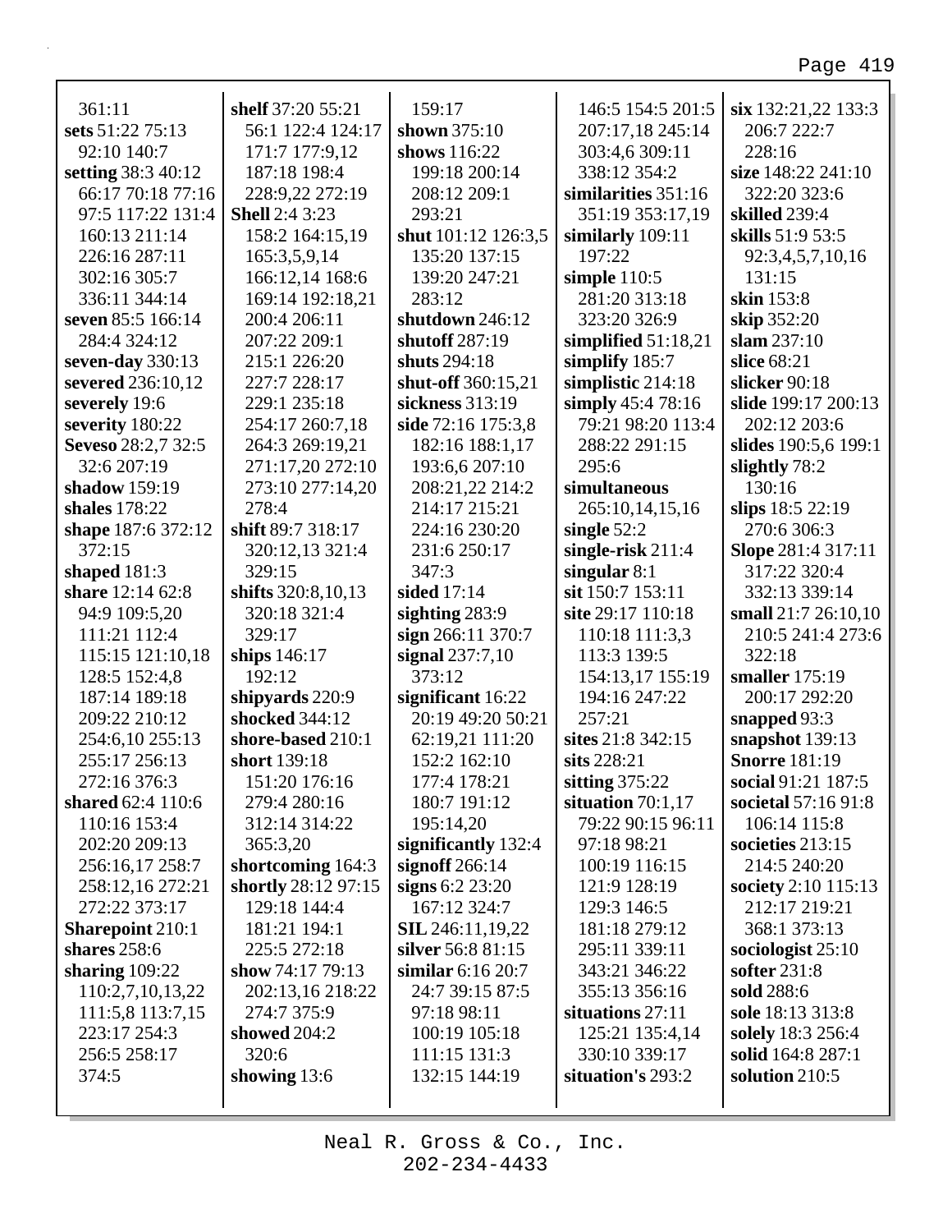361:11
**sets** 51:22 75:13 92:10 140:7
**setting** 38:3 40:12 66:17 70:18 77:16 97:5 117:22 131:4 160:13 211:14 226:16 287:11 302:16 305:7 336:11 344:14
**seven** 85:5 166:14 284:4 324:12
**seven-day** 330:13
**severed** 236:10,12
**severely** 19:6
**severity** 180:22
**Seveso** 28:2,7 32:5 32:6 207:19
**shadow** 159:19
**shales** 178:22
**shape** 187:6 372:12 372:15
**shaped** 181:3
**share** 12:14 62:8 94:9 109:5,20 111:21 112:4 115:15 121:10,18 128:5 152:4,8 187:14 189:18 209:22 210:12 254:6,10 255:13 255:17 256:13 272:16 376:3
**shared** 62:4 110:6 110:16 153:4 202:20 209:13 256:16,17 258:7 258:12,16 272:21 272:22 373:17
**Sharepoint** 210:1
**shares** 258:6
**sharing** 109:22 110:2,7,10,13,22 111:5,8 113:7,15 223:17 254:3 256:5 258:17 374:5
**shelf** 37:20 55:21 56:1 122:4 124:17 171:7 177:9,12 187:18 198:4 228:9,22 272:19
**Shell** 2:4 3:23 158:2 164:15,19 165:3,5,9,14 166:12,14 168:6 169:14 192:18,21 200:4 206:11 207:22 209:1 215:1 226:20 227:7 228:17 229:1 235:18 254:17 260:7,18 264:3 269:19,21 271:17,20 272:10 273:10 277:14,20 278:4
**shift** 89:7 318:17 320:12,13 321:4 329:15
**shifts** 320:8,10,13 320:18 321:4 329:17
**ships** 146:17 192:12
**shipyards** 220:9
**shocked** 344:12
**shore-based** 210:1
**short** 139:18 151:20 176:16 279:4 280:16 312:14 314:22 365:3,20
**shortcoming** 164:3
**shortly** 28:12 97:15 129:18 144:4 181:21 194:1 225:5 272:18
**show** 74:17 79:13 202:13,16 218:22 274:7 375:9
**showed** 204:2 320:6
**showing** 13:6
159:17
**shown** 375:10
**shows** 116:22 199:18 200:14 208:12 209:1 293:21
**shut** 101:12 126:3,5 135:20 137:15 139:20 247:21 283:12
**shutdown** 246:12
**shutoff** 287:19
**shuts** 294:18
**shut-off** 360:15,21
**sickness** 313:19
**side** 72:16 175:3,8 182:16 188:1,17 193:6,6 207:10 208:21,22 214:2 214:17 215:21 224:16 230:20 231:6 250:17 347:3
**sided** 17:14
**sighting** 283:9
**sign** 266:11 370:7
**signal** 237:7,10 373:12
**significant** 16:22 20:19 49:20 50:21 62:19,21 111:20 152:2 162:10 177:4 178:21 180:7 191:12 195:14,20
**significantly** 132:4
**signoff** 266:14
**signs** 6:2 23:20 167:12 324:7
**SIL** 246:11,19,22
**silver** 56:8 81:15
**similar** 6:16 20:7 24:7 39:15 87:5 97:18 98:11 100:19 105:18 111:15 131:3 132:15 144:19
146:5 154:5 201:5 207:17,18 245:14 303:4,6 309:11 338:12 354:2
**similarities** 351:16 351:19 353:17,19
**similarly** 109:11 197:22
**simple** 110:5 281:20 313:18 323:20 326:9
**simplified** 51:18,21
**simplify** 185:7
**simplistic** 214:18
**simply** 45:4 78:16 79:21 98:20 113:4 288:22 291:15 295:6
**simultaneous** 265:10,14,15,16
**single** 52:2
**single-risk** 211:4
**singular** 8:1
**sit** 150:7 153:11
**site** 29:17 110:18 110:18 111:3,3 113:3 139:5 154:13,17 155:19 194:16 247:22 257:21
**sites** 21:8 342:15
**sits** 228:21
**sitting** 375:22
**situation** 70:1,17 79:22 90:15 96:11 97:18 98:21 100:19 116:15 121:9 128:19 129:3 146:5 181:18 279:12 295:11 339:11 343:21 346:22 355:13 356:16
**situations** 27:11 125:21 135:4,14 330:10 339:17
**situation's** 293:2
**six** 132:21,22 133:3 206:7 222:7 228:16
**size** 148:22 241:10 322:20 323:6
**skilled** 239:4
**skills** 51:9 53:5 92:3,4,5,7,10,16 131:15
**skin** 153:8
**skip** 352:20
**slam** 237:10
**slice** 68:21
**slicker** 90:18
**slide** 199:17 200:13 202:12 203:6
**slides** 190:5,6 199:1
**slightly** 78:2 130:16
**slips** 18:5 22:19 270:6 306:3
**Slope** 281:4 317:11 317:22 320:4 332:13 339:14
**small** 21:7 26:10,10 210:5 241:4 273:6 322:18
**smaller** 175:19 200:17 292:20
**snapped** 93:3
**snapshot** 139:13
**Snorre** 181:19
**social** 91:21 187:5
**societal** 57:16 91:8 106:14 115:8
**societies** 213:15 214:5 240:20
**society** 2:10 115:13 212:17 219:21 368:1 373:13
**sociologist** 25:10
**softer** 231:8
**sold** 288:6
**sole** 18:13 313:8
**solely** 18:3 256:4
**solid** 164:8 287:1
**solution** 210:5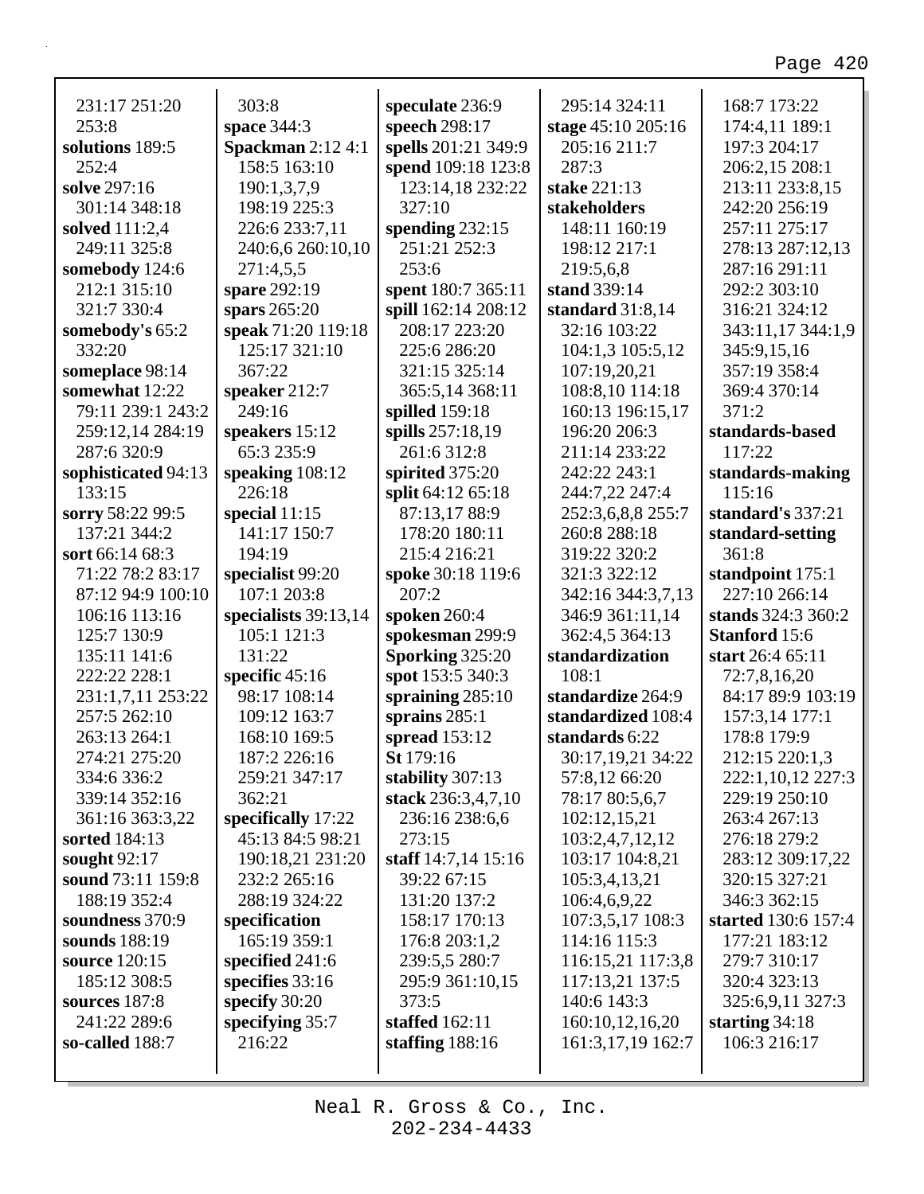231:17 251:20 253:8
**solutions** 189:5 252:4
**solve** 297:16 301:14 348:18
**solved** 111:2,4 249:11 325:8
**somebody** 124:6 212:1 315:10 321:7 330:4
**somebody's** 65:2 332:20
**someplace** 98:14
**somewhat** 12:22 79:11 239:1 243:2 259:12,14 284:19 287:6 320:9
**sophisticated** 94:13 133:15
**sorry** 58:22 99:5 137:21 344:2
**sort** 66:14 68:3 71:22 78:2 83:17 87:12 94:9 100:10 106:16 113:16 125:7 130:9 135:11 141:6 222:22 228:1 231:1,7,11 253:22 257:5 262:10 263:13 264:1 274:21 275:20 334:6 336:2 339:14 352:16 361:16 363:3,22
**sorted** 184:13
**sought** 92:17
**sound** 73:11 159:8 188:19 352:4
**soundness** 370:9
**sounds** 188:19
**source** 120:15 185:12 308:5
**sources** 187:8 241:22 289:6
**so-called** 188:7

303:8
**space** 344:3
**Spackman** 2:12 4:1 158:5 163:10 190:1,3,7,9 198:19 225:3 226:6 233:7,11 240:6,6 260:10,10 271:4,5,5
**spare** 292:19
**spars** 265:20
**speak** 71:20 119:18 125:17 321:10 367:22
**speaker** 212:7 249:16
**speakers** 15:12 65:3 235:9
**speaking** 108:12 226:18
**special** 11:15 141:17 150:7 194:19
**specialist** 99:20 107:1 203:8
**specialists** 39:13,14 105:1 121:3 131:22
**specific** 45:16 98:17 108:14 109:12 163:7 168:10 169:5 187:2 226:16 259:21 347:17 362:21
**specifically** 17:22 45:13 84:5 98:21 190:18,21 231:20 232:2 265:16 288:19 324:22
**specification** 165:19 359:1
**specified** 241:6
**specifies** 33:16
**specify** 30:20
**specifying** 35:7 216:22

**speculate** 236:9
**speech** 298:17
**spells** 201:21 349:9
**spend** 109:18 123:8 123:14,18 232:22 327:10
**spending** 232:15 251:21 252:3 253:6
**spent** 180:7 365:11
**spill** 162:14 208:12 208:17 223:20 225:6 286:20 321:15 325:14 365:5,14 368:11
**spilled** 159:18
**spills** 257:18,19 261:6 312:8
**spirited** 375:20
**split** 64:12 65:18 87:13,17 88:9 178:20 180:11 215:4 216:21
**spoke** 30:18 119:6 207:2
**spoken** 260:4
**spokesman** 299:9
**Sporking** 325:20
**spot** 153:5 340:3
**spraining** 285:10
**sprains** 285:1
**spread** 153:12
**St** 179:16
**stability** 307:13
**stack** 236:3,4,7,10 236:16 238:6,6 273:15
**staff** 14:7,14 15:16 39:22 67:15 131:20 137:2 158:17 170:13 176:8 203:1,2 239:5,5 280:7 295:9 361:10,15 373:5
**staffed** 162:11
**staffing** 188:16

295:14 324:11
**stage** 45:10 205:16 205:16 211:7 287:3
**stake** 221:13
**stakeholders** 148:11 160:19 198:12 217:1 219:5,6,8
**stand** 339:14
**standard** 31:8,14 32:16 103:22 104:1,3 105:5,12 107:19,20,21 108:8,10 114:18 160:13 196:15,17 196:20 206:3 211:14 233:22 242:22 243:1 244:7,22 247:4 252:3,6,8,8 255:7 260:8 288:18 319:22 320:2 321:3 322:12 342:16 344:3,7,13 346:9 361:11,14 362:4,5 364:13
**standardization** 108:1
**standardize** 264:9
**standardized** 108:4
**standards** 6:22 30:17,19,21 34:22 57:8,12 66:20 78:17 80:5,6,7 102:12,15,21 103:2,4,7,12,12 103:17 104:8,21 105:3,4,13,21 106:4,6,9,22 107:3,5,17 108:3 114:16 115:3 116:15,21 117:3,8 117:13,21 137:5 140:6 143:3 160:10,12,16,20 161:3,17,19 162:7

168:7 173:22 174:4,11 189:1 197:3 204:17 206:2,15 208:1 213:11 233:8,15 242:20 256:19 257:11 275:17 278:13 287:12,13 287:16 291:11 292:2 303:10 316:21 324:12 343:11,17 344:1,9 345:9,15,16 357:19 358:4 369:4 370:14 371:2
**standards-based** 117:22
**standards-making** 115:16
**standard's** 337:21
**standard-setting** 361:8
**standpoint** 175:1 227:10 266:14
**stands** 324:3 360:2
**Stanford** 15:6
**start** 26:4 65:11 72:7,8,16,20 84:17 89:9 103:19 157:3,14 177:1 178:8 179:9 212:15 220:1,3 222:1,10,12 227:3 229:19 250:10 263:4 267:13 276:18 279:2 283:12 309:17,22 320:15 327:21 346:3 362:15
**started** 130:6 157:4 177:21 183:12 279:7 310:17 320:4 323:13 325:6,9,11 327:3
**starting** 34:18 106:3 216:17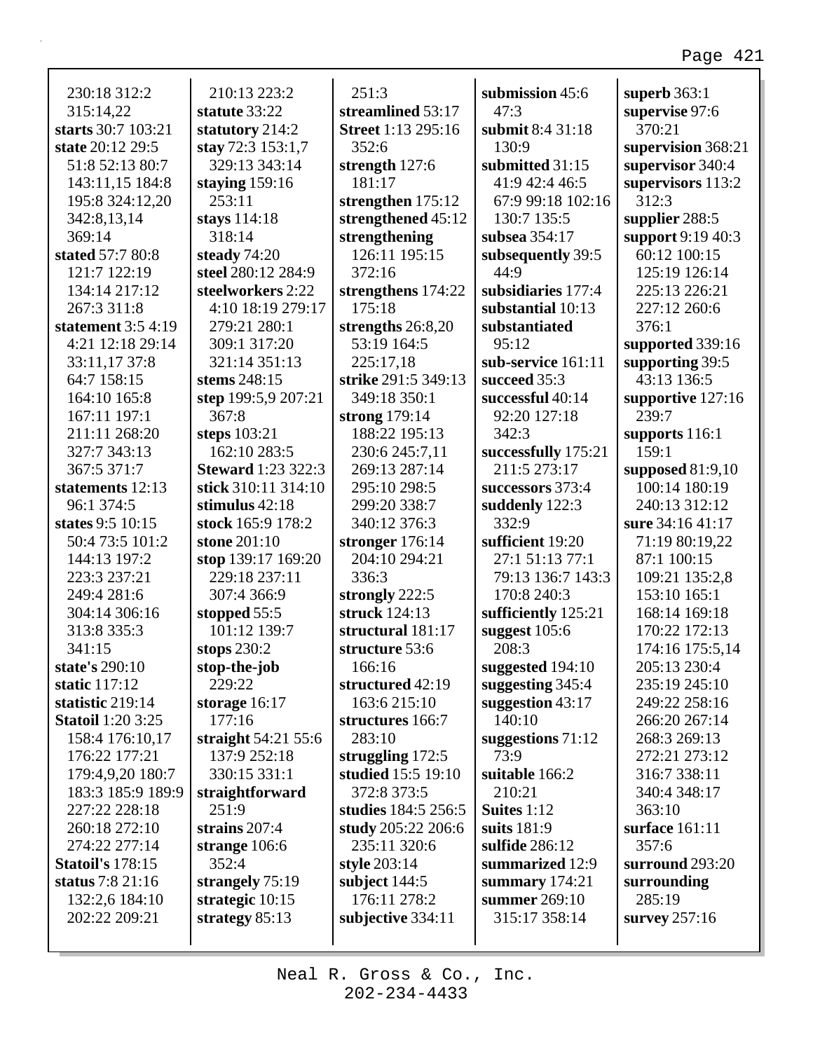230:18 312:2
315:14,22
**starts** 30:7 103:21
**state** 20:12 29:5
51:8 52:13 80:7
143:11,15 184:8
195:8 324:12,20
342:8,13,14
369:14
**stated** 57:7 80:8
121:7 122:19
134:14 217:12
267:3 311:8
**statement** 3:5 4:19
4:21 12:18 29:14
33:11,17 37:8
64:7 158:15
164:10 165:8
167:11 197:1
211:11 268:20
327:7 343:13
367:5 371:7
**statements** 12:13
96:1 374:5
**states** 9:5 10:15
50:4 73:5 101:2
144:13 197:2
223:3 237:21
249:4 281:6
304:14 306:16
313:8 335:3
341:15
**state's** 290:10
**static** 117:12
**statistic** 219:14
**Statoil** 1:20 3:25
158:4 176:10,17
176:22 177:21
179:4,9,20 180:7
183:3 185:9 189:9
227:22 228:18
260:18 272:10
274:22 277:14
**Statoil's** 178:15
**status** 7:8 21:16
132:2,6 184:10
202:22 209:21

210:13 223:2
**statute** 33:22
**statutory** 214:2
**stay** 72:3 153:1,7
329:13 343:14
**staying** 159:16
253:11
**stays** 114:18
318:14
**steady** 74:20
**steel** 280:12 284:9
**steelworkers** 2:22
4:10 18:19 279:17
279:21 280:1
309:1 317:20
321:14 351:13
**stems** 248:15
**step** 199:5,9 207:21
367:8
**steps** 103:21
162:10 283:5
**Steward** 1:23 322:3
**stick** 310:11 314:10
**stimulus** 42:18
**stock** 165:9 178:2
**stone** 201:10
**stop** 139:17 169:20
229:18 237:11
307:4 366:9
**stopped** 55:5
101:12 139:7
**stops** 230:2
**stop-the-job**
229:22
**storage** 16:17
177:16
**straight** 54:21 55:6
137:9 252:18
330:15 331:1
**straightforward**
251:9
**strains** 207:4
**strange** 106:6
352:4
**strangely** 75:19
**strategic** 10:15
**strategy** 85:13

251:3
**streamlined** 53:17
**Street** 1:13 295:16
352:6
**strength** 127:6
181:17
**strengthen** 175:12
**strengthened** 45:12
**strengthening**
126:11 195:15
372:16
**strengthens** 174:22
175:18
**strengths** 26:8,20
53:19 164:5
225:17,18
**strike** 291:5 349:13
349:18 350:1
**strong** 179:14
188:22 195:13
230:6 245:7,11
269:13 287:14
295:10 298:5
299:20 338:7
340:12 376:3
**stronger** 176:14
204:10 294:21
336:3
**strongly** 222:5
**struck** 124:13
**structural** 181:17
**structure** 53:6
166:16
**structured** 42:19
163:6 215:10
**structures** 166:7
283:10
**struggling** 172:5
**studied** 15:5 19:10
372:8 373:5
**studies** 184:5 256:5
**study** 205:22 206:6
235:11 320:6
**style** 203:14
**subject** 144:5
176:11 278:2
**subjective** 334:11

**submission** 45:6
47:3
**submit** 8:4 31:18
130:9
**submitted** 31:15
41:9 42:4 46:5
67:9 99:18 102:16
130:7 135:5
**subsea** 354:17
**subsequently** 39:5
44:9
**subsidiaries** 177:4
**substantial** 10:13
**substantiated**
95:12
**sub-service** 161:11
**succeed** 35:3
**successful** 40:14
92:20 127:18
342:3
**successfully** 175:21
211:5 273:17
**successors** 373:4
**suddenly** 122:3
332:9
**sufficient** 19:20
27:1 51:13 77:1
79:13 136:7 143:3
170:8 240:3
**sufficiently** 125:21
**suggest** 105:6
208:3
**suggested** 194:10
**suggesting** 345:4
**suggestion** 43:17
140:10
**suggestions** 71:12
73:9
**suitable** 166:2
210:21
**Suites** 1:12
**suits** 181:9
**sulfide** 286:12
**summarized** 12:9
**summary** 174:21
**summer** 269:10
315:17 358:14

**superb** 363:1
**supervise** 97:6
370:21
**supervision** 368:21
**supervisor** 340:4
**supervisors** 113:2
312:3
**supplier** 288:5
**support** 9:19 40:3
60:12 100:15
125:19 126:14
225:13 226:21
227:12 260:6
376:1
**supported** 339:16
**supporting** 39:5
43:13 136:5
**supportive** 127:16
239:7
**supports** 116:1
159:1
**supposed** 81:9,10
100:14 180:19
240:13 312:12
**sure** 34:16 41:17
71:19 80:19,22
87:1 100:15
109:21 135:2,8
153:10 165:1
168:14 169:18
170:22 172:13
174:16 175:5,14
205:13 230:4
235:19 245:10
249:22 258:16
266:20 267:14
268:3 269:13
272:21 273:12
316:7 338:11
340:4 348:17
363:10
**surface** 161:11
357:6
**surround** 293:20
**surrounding**
285:19
**survey** 257:16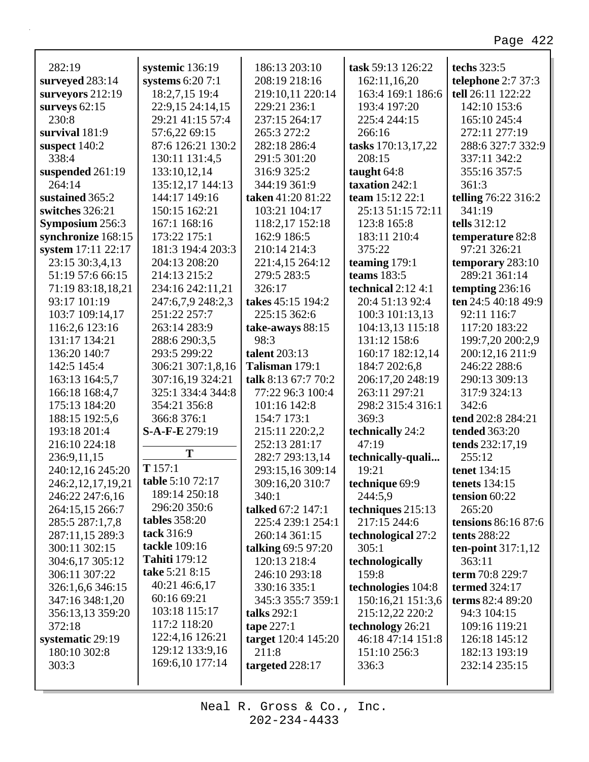282:19
**surveyed** 283:14
**surveyors** 212:19
**surveys** 62:15 230:8
**survival** 181:9
**suspect** 140:2 338:4
**suspended** 261:19 264:14
**sustained** 365:2
**switches** 326:21
**Symposium** 256:3
**synchronize** 168:15
**system** 17:11 22:17 23:15 30:3,4,13 51:19 57:6 66:15 71:19 83:18,18,21 93:17 101:19 103:7 109:14,17 116:2,6 123:16 131:17 134:21 136:20 140:7 142:5 145:4 163:13 164:5,7 166:18 168:4,7 175:13 184:20 188:15 192:5,6 193:18 201:4 216:10 224:18 236:9,11,15 240:12,16 245:20 246:2,12,17,19,21 246:22 247:6,16 264:15,15 266:7 285:5 287:1,7,8 287:11,15 289:3 300:11 302:15 304:6,17 305:12 306:11 307:22 326:1,6,6 346:15 347:16 348:1,20 356:13,13 359:20 372:18
**systematic** 29:19 180:10 302:8 303:3
**systemic** 136:19
**systems** 6:20 7:1 18:2,7,15 19:4 22:9,15 24:14,15 29:21 41:15 57:4 57:6,22 69:15 87:6 126:21 130:2 130:11 131:4,5 133:10,12,14 135:12,17 144:13 144:17 149:16 150:15 162:21 167:1 168:16 173:22 175:1 181:3 194:4 203:3 204:13 208:20 214:13 215:2 234:16 242:11,21 247:6,7,9 248:2,3 251:22 257:7 263:14 283:9 288:6 290:3,5 293:5 299:22 306:21 307:1,8,16 307:16,19 324:21 325:1 334:4 344:8 354:21 356:8 366:8 376:1
**S-A-F-E** 279:19

## T

**T** 157:1
**table** 5:10 72:17 189:14 250:18 296:20 350:6
**tables** 358:20
**tack** 316:9
**tackle** 109:16
**Tahiti** 179:12
**take** 5:21 8:15 40:21 46:6,17 60:16 69:21 103:18 115:17 117:2 118:20 122:4,16 126:21 129:12 133:9,16 169:6,10 177:14 186:13 203:10 208:19 218:16 219:10,11 220:14 229:21 236:1 237:15 264:17 265:3 272:2 282:18 286:4 291:5 301:20 316:9 325:2 344:19 361:9
**taken** 41:20 81:22 103:21 104:17 118:2,17 152:18 162:9 186:5 210:14 214:3 221:4,15 264:12 279:5 283:5 326:17
**takes** 45:15 194:2 225:15 362:6
**take-aways** 88:15 98:3
**talent** 203:13
**Talisman** 179:1
**talk** 8:13 67:7 70:2 77:22 96:3 100:4 101:16 142:8 154:7 173:1 215:11 220:2,2 252:13 281:17 282:7 293:13,14 293:15,16 309:14 309:16,20 310:7 340:1
**talked** 67:2 147:1 225:4 239:1 254:1 260:14 361:15
**talking** 69:5 97:20 120:13 218:4 246:10 293:18 330:16 335:1 345:3 355:7 359:1
**talks** 292:1
**tape** 227:1
**target** 120:4 145:20 211:8
**targeted** 228:17
**task** 59:13 126:22 162:11,16,20 163:4 169:1 186:6 193:4 197:20 225:4 244:15 266:16
**tasks** 170:13,17,22 208:15
**taught** 64:8
**taxation** 242:1
**team** 15:12 22:1 25:13 51:15 72:11 123:8 165:8 183:11 210:4 375:22
**teaming** 179:1
**teams** 183:5
**technical** 2:12 4:1 20:4 51:13 92:4 100:3 101:13,13 104:13,13 115:18 131:12 158:6 160:17 182:12,14 184:7 202:6,8 206:17,20 248:19 263:11 297:21 298:2 315:4 316:1 369:3
**technically** 24:2 47:19
**technically-quali...** 19:21
**technique** 69:9 244:5,9
**techniques** 215:13 217:15 244:6
**technological** 27:2 305:1
**technologically** 159:8
**technologies** 104:8 150:16,21 151:3,6 215:12,22 220:2
**technology** 26:21 46:18 47:14 151:8 151:10 256:3 336:3
**techs** 323:5
**telephone** 2:7 37:3
**tell** 26:11 122:22 142:10 153:6 165:10 245:4 272:11 277:19 288:6 327:7 332:9 337:11 342:2 355:16 357:5 361:3
**telling** 76:22 316:2 341:19
**tells** 312:12
**temperature** 82:8 97:21 326:21
**temporary** 283:10 289:21 361:14
**tempting** 236:16
**ten** 24:5 40:18 49:9 92:11 116:7 117:20 183:22 199:7,20 200:2,9 200:12,16 211:9 246:22 288:6 290:13 309:13 317:9 324:13 342:6
**tend** 202:8 284:21
**tended** 363:20
**tends** 232:17,19 255:12
**tenet** 134:15
**tenets** 134:15
**tension** 60:22 265:20
**tensions** 86:16 87:6
**tents** 288:22
**ten-point** 317:1,12 363:11
**term** 70:8 229:7
**termed** 324:17
**terms** 82:4 89:20 94:3 104:15 109:16 119:21 126:18 145:12 182:13 193:19 232:14 235:15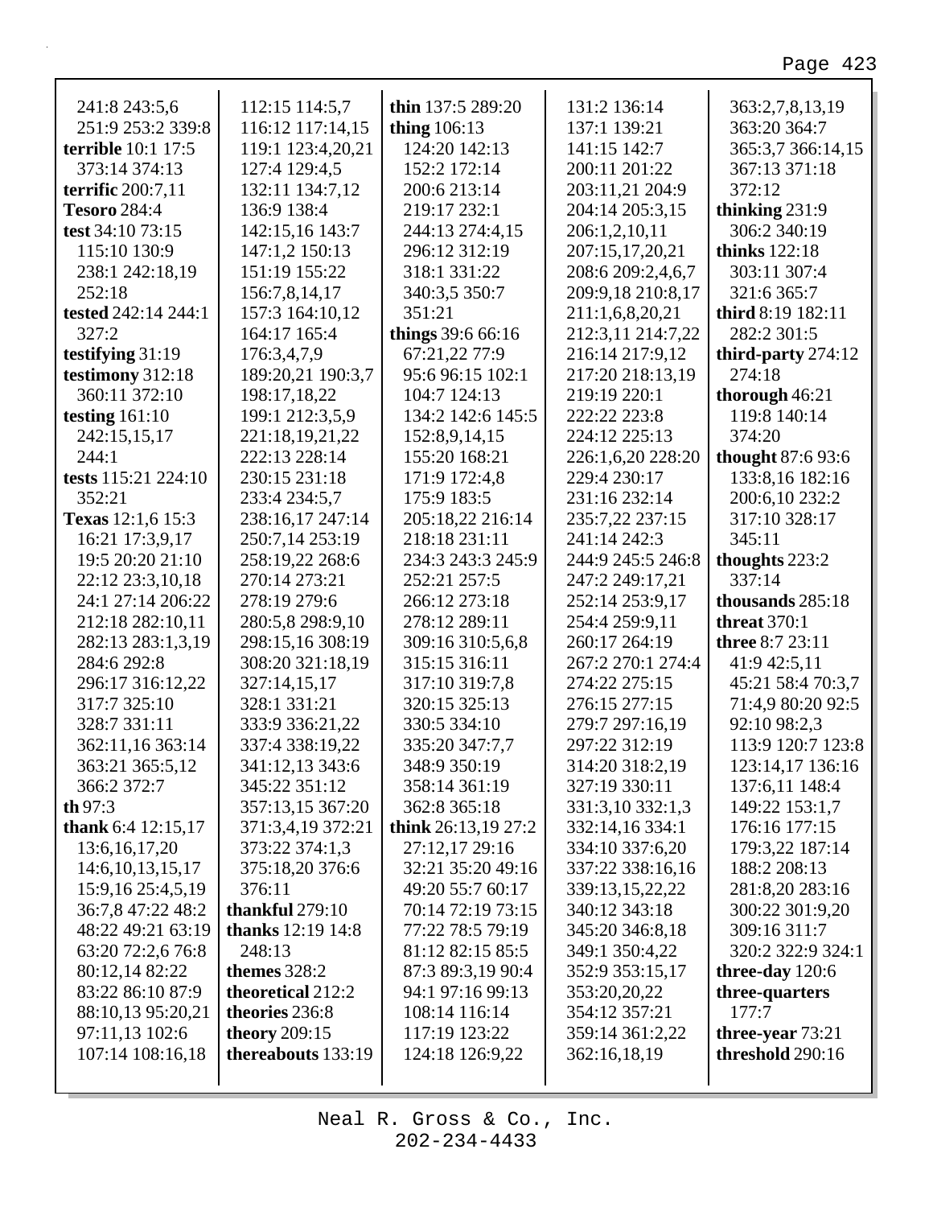241:8 243:5,6
251:9 253:2 339:8
**terrible** 10:1 17:5
373:14 374:13
**terrific** 200:7,11
**Tesoro** 284:4
**test** 34:10 73:15
115:10 130:9
238:1 242:18,19
252:18
**tested** 242:14 244:1
327:2
**testifying** 31:19
**testimony** 312:18
360:11 372:10
**testing** 161:10
242:15,15,17
244:1
**tests** 115:21 224:10
352:21
**Texas** 12:1,6 15:3
16:21 17:3,9,17
19:5 20:20 21:10
22:12 23:3,10,18
24:1 27:14 206:22
212:18 282:10,11
282:13 283:1,3,19
284:6 292:8
296:17 316:12,22
317:7 325:10
328:7 331:11
362:11,16 363:14
363:21 365:5,12
366:2 372:7
**th** 97:3
**thank** 6:4 12:15,17
13:6,16,17,20
14:6,10,13,15,17
15:9,16 25:4,5,19
36:7,8 47:22 48:2
48:22 49:21 63:19
63:20 72:2,6 76:8
80:12,14 82:22
83:22 86:10 87:9
88:10,13 95:20,21
97:11,13 102:6
107:14 108:16,18
112:15 114:5,7
116:12 117:14,15
119:1 123:4,20,21
127:4 129:4,5
132:11 134:7,12
136:9 138:4
142:15,16 143:7
147:1,2 150:13
151:19 155:22
156:7,8,14,17
157:3 164:10,12
164:17 165:4
176:3,4,7,9
189:20,21 190:3,7
198:17,18,22
199:1 212:3,5,9
221:18,19,21,22
222:13 228:14
230:15 231:18
233:4 234:5,7
238:16,17 247:14
250:7,14 253:19
258:19,22 268:6
270:14 273:21
278:19 279:6
280:5,8 298:9,10
298:15,16 308:19
308:20 321:18,19
327:14,15,17
328:1 331:21
333:9 336:21,22
337:4 338:19,22
341:12,13 343:6
345:22 351:12
357:13,15 367:20
371:3,4,19 372:21
373:22 374:1,3
375:18,20 376:6
376:11
**thankful** 279:10
**thanks** 12:19 14:8
248:13
**themes** 328:2
**theoretical** 212:2
**theories** 236:8
**theory** 209:15
**thereabouts** 133:19
**thin** 137:5 289:20
**thing** 106:13
124:20 142:13
152:2 172:14
200:6 213:14
219:17 232:1
244:13 274:4,15
296:12 312:19
318:1 331:22
340:3,5 350:7
351:21
**things** 39:6 66:16
67:21,22 77:9
95:6 96:15 102:1
104:7 124:13
134:2 142:6 145:5
152:8,9,14,15
155:20 168:21
171:9 172:4,8
175:9 183:5
205:18,22 216:14
218:18 231:11
234:3 243:3 245:9
252:21 257:5
266:12 273:18
278:12 289:11
309:16 310:5,6,8
315:15 316:11
317:10 319:7,8
320:15 325:13
330:5 334:10
335:20 347:7,7
348:9 350:19
358:14 361:19
362:8 365:18
**think** 26:13,19 27:2
27:12,17 29:16
32:21 35:20 49:16
49:20 55:7 60:17
70:14 72:19 73:15
77:22 78:5 79:19
81:12 82:15 85:5
87:3 89:3,19 90:4
94:1 97:16 99:13
108:14 116:14
117:19 123:22
124:18 126:9,22
131:2 136:14
137:1 139:21
141:15 142:7
200:11 201:22
203:11,21 204:9
204:14 205:3,15
206:1,2,10,11
207:15,17,20,21
208:6 209:2,4,6,7
209:9,18 210:8,17
211:1,6,8,20,21
212:3,11 214:7,22
216:14 217:9,12
217:20 218:13,19
219:19 220:1
222:22 223:8
224:12 225:13
226:1,6,20 228:20
229:4 230:17
231:16 232:14
235:7,22 237:15
241:14 242:3
244:9 245:5 246:8
247:2 249:17,21
252:14 253:9,17
254:4 259:9,11
260:17 264:19
267:2 270:1 274:4
274:22 275:15
276:15 277:15
279:7 297:16,19
297:22 312:19
314:20 318:2,19
327:19 330:11
331:3,10 332:1,3
332:14,16 334:1
334:10 337:6,20
337:22 338:16,16
339:13,15,22,22
340:12 343:18
345:20 346:8,18
349:1 350:4,22
352:9 353:15,17
353:20,20,22
354:12 357:21
359:14 361:2,22
362:16,18,19
363:2,7,8,13,19
363:20 364:7
365:3,7 366:14,15
367:13 371:18
372:12
**thinking** 231:9
306:2 340:19
**thinks** 122:18
303:11 307:4
321:6 365:7
**third** 8:19 182:11
282:2 301:5
**third-party** 274:12
274:18
**thorough** 46:21
119:8 140:14
374:20
**thought** 87:6 93:6
133:8,16 182:16
200:6,10 232:2
317:10 328:17
345:11
**thoughts** 223:2
337:14
**thousands** 285:18
**threat** 370:1
**three** 8:7 23:11
41:9 42:5,11
45:21 58:4 70:3,7
71:4,9 80:20 92:5
92:10 98:2,3
113:9 120:7 123:8
123:14,17 136:16
137:6,11 148:4
149:22 153:1,7
176:16 177:15
179:3,22 187:14
188:2 208:13
281:8,20 283:16
300:22 301:9,20
309:16 311:7
320:2 322:9 324:1
**three-day** 120:6
**three-quarters**
177:7
**three-year** 73:21
**threshold** 290:16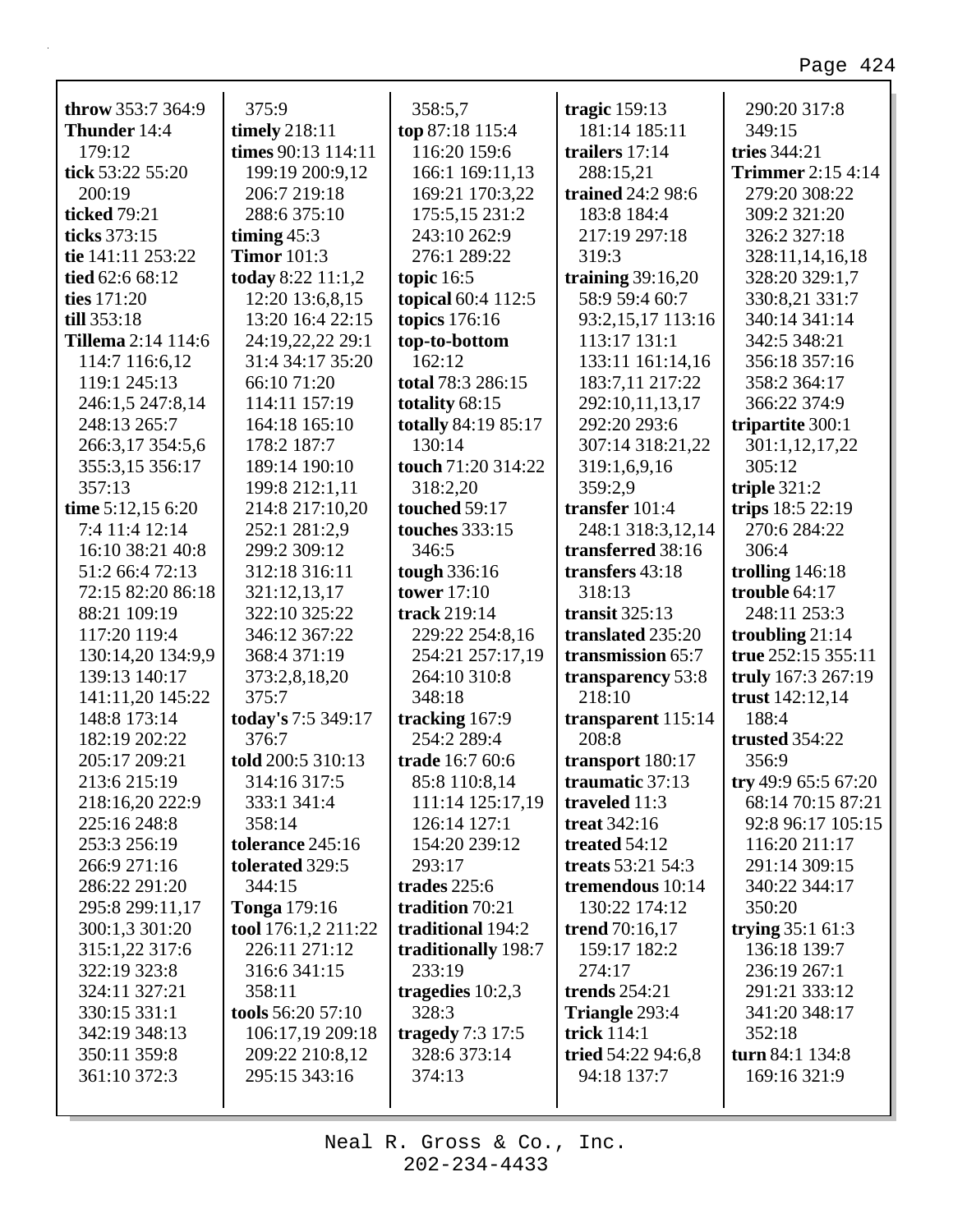**throw** 353:7 364:9
**Thunder** 14:4 179:12
**tick** 53:22 55:20 200:19
**ticked** 79:21
**ticks** 373:15
**tie** 141:11 253:22
**tied** 62:6 68:12
**ties** 171:20
**till** 353:18
**Tillema** 2:14 114:6 114:7 116:6,12 119:1 245:13 246:1,5 247:8,14 248:13 265:7 266:3,17 354:5,6 355:3,15 356:17 357:13
**time** 5:12,15 6:20 7:4 11:4 12:14 16:10 38:21 40:8 51:2 66:4 72:13 72:15 82:20 86:18 88:21 109:19 117:20 119:4 130:14,20 134:9,9 139:13 140:17 141:11,20 145:22 148:8 173:14 182:19 202:22 205:17 209:21 213:6 215:19 218:16,20 222:9 225:16 248:8 253:3 256:19 266:9 271:16 286:22 291:20 295:8 299:11,17 300:1,3 301:20 315:1,22 317:6 322:19 323:8 324:11 327:21 330:15 331:1 342:19 348:13 350:11 359:8 361:10 372:3 375:9
**timely** 218:11
**times** 90:13 114:11 199:19 200:9,12 206:7 219:18 288:6 375:10
**timing** 45:3
**Timor** 101:3
**today** 8:22 11:1,2 12:20 13:6,8,15 13:20 16:4 22:15 24:19,22,22 29:1 31:4 34:17 35:20 66:10 71:20 114:11 157:19 164:18 165:10 178:2 187:7 189:14 190:10 199:8 212:1,11 214:8 217:10,20 252:1 281:2,9 299:2 309:12 312:18 316:11 321:12,13,17 322:10 325:22 346:12 367:22 368:4 371:19 373:2,8,18,20 375:7
**today's** 7:5 349:17 376:7
**told** 200:5 310:13 314:16 317:5 333:1 341:4 358:14
**tolerance** 245:16
**tolerated** 329:5 344:15
**Tonga** 179:16
**tool** 176:1,2 211:22 226:11 271:12 316:6 341:15 358:11
**tools** 56:20 57:10 106:17,19 209:18 209:22 210:8,12 295:15 343:16 358:5,7
**top** 87:18 115:4 116:20 159:6 166:1 169:11,13 169:21 170:3,22 175:5,15 231:2 243:10 262:9 276:1 289:22
**topic** 16:5
**topical** 60:4 112:5
**topics** 176:16
**top-to-bottom** 162:12
**total** 78:3 286:15
**totality** 68:15
**totally** 84:19 85:17 130:14
**touch** 71:20 314:22 318:2,20
**touched** 59:17
**touches** 333:15 346:5
**tough** 336:16
**tower** 17:10
**track** 219:14 229:22 254:8,16 254:21 257:17,19 264:10 310:8 348:18
**tracking** 167:9 254:2 289:4
**trade** 16:7 60:6 85:8 110:8,14 111:14 125:17,19 126:14 127:1 154:20 239:12 293:17
**trades** 225:6
**tradition** 70:21
**traditional** 194:2
**traditionally** 198:7 233:19
**tragedies** 10:2,3 328:3
**tragedy** 7:3 17:5 328:6 373:14 374:13
**tragic** 159:13 181:14 185:11
**trailers** 17:14 288:15,21
**trained** 24:2 98:6 183:8 184:4 217:19 297:18 319:3
**training** 39:16,20 58:9 59:4 60:7 93:2,15,17 113:16 113:17 131:1 133:11 161:14,16 183:7,11 217:22 292:10,11,13,17 292:20 293:6 307:14 318:21,22 319:1,6,9,16 359:2,9
**transfer** 101:4 248:1 318:3,12,14
**transferred** 38:16
**transfers** 43:18 318:13
**transit** 325:13
**translated** 235:20
**transmission** 65:7
**transparency** 53:8 218:10
**transparent** 115:14 208:8
**transport** 180:17
**traumatic** 37:13
**traveled** 11:3
**treat** 342:16
**treated** 54:12
**treats** 53:21 54:3
**tremendous** 10:14 130:22 174:12
**trend** 70:16,17 159:17 182:2 274:17
**trends** 254:21
**Triangle** 293:4
**trick** 114:1
**tried** 54:22 94:6,8 94:18 137:7 290:20 317:8 349:15
**tries** 344:21
**Trimmer** 2:15 4:14 279:20 308:22 309:2 321:20 326:2 327:18 328:11,14,16,18 328:20 329:1,7 330:8,21 331:7 340:14 341:14 342:5 348:21 356:18 357:16 358:2 364:17 366:22 374:9
**tripartite** 300:1 301:1,12,17,22 305:12
**triple** 321:2
**trips** 18:5 22:19 270:6 284:22 306:4
**trolling** 146:18
**trouble** 64:17 248:11 253:3
**troubling** 21:14
**true** 252:15 355:11
**truly** 167:3 267:19
**trust** 142:12,14 188:4
**trusted** 354:22 356:9
**try** 49:9 65:5 67:20 68:14 70:15 87:21 92:8 96:17 105:15 116:20 211:17 291:14 309:15 340:22 344:17 350:20
**trying** 35:1 61:3 136:18 139:7 236:19 267:1 291:21 333:12 341:20 348:17 352:18
**turn** 84:1 134:8 169:16 321:9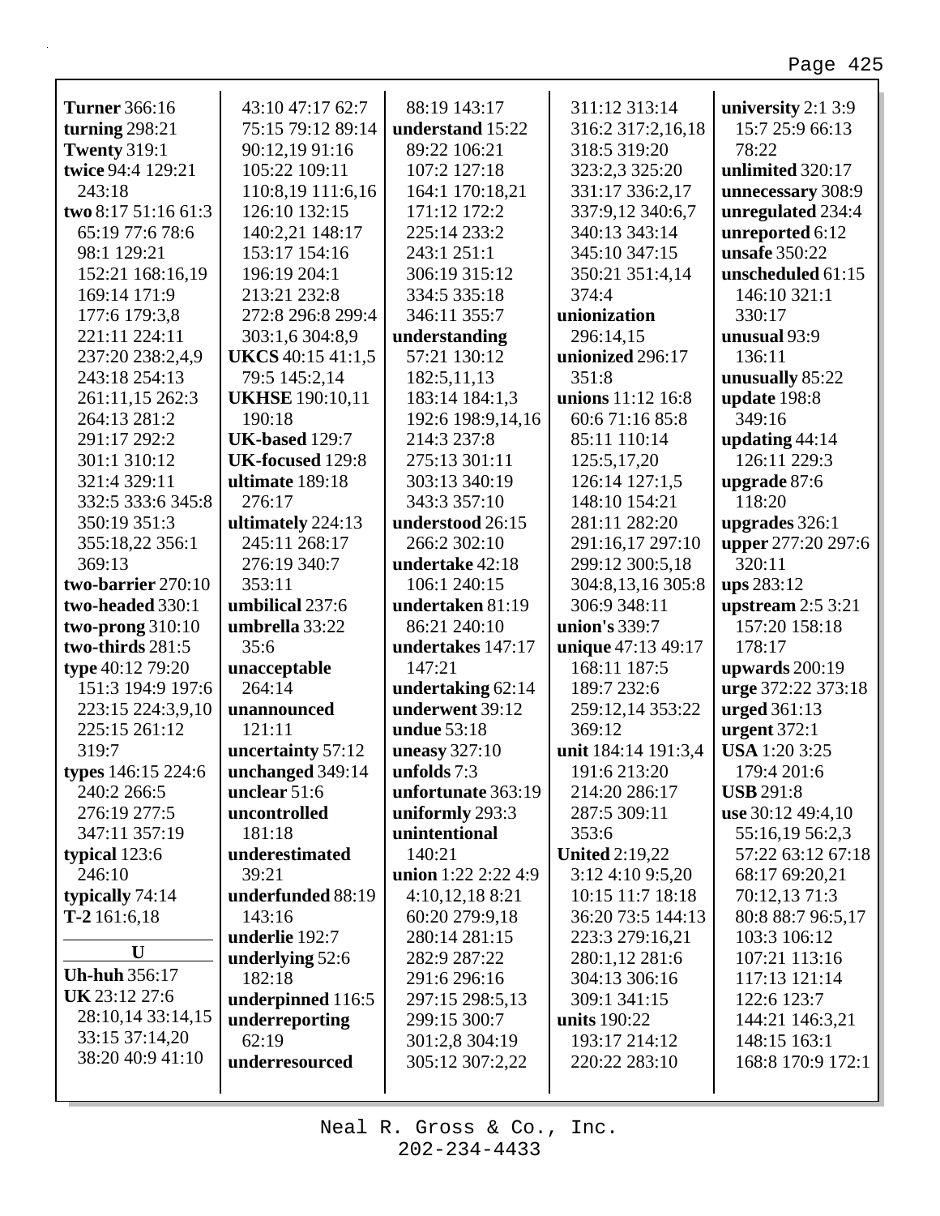**Turner** 366:16
**turning** 298:21
**Twenty** 319:1
**twice** 94:4 129:21 243:18
**two** 8:17 51:16 61:3 65:19 77:6 78:6 98:1 129:21 152:21 168:16,19 169:14 171:9 177:6 179:3,8 221:11 224:11 237:20 238:2,4,9 243:18 254:13 261:11,15 262:3 264:13 281:2 291:17 292:2 301:1 310:12 321:4 329:11 332:5 333:6 345:8 350:19 351:3 355:18,22 356:1 369:13
**two-barrier** 270:10
**two-headed** 330:1
**two-prong** 310:10
**two-thirds** 281:5
**type** 40:12 79:20 151:3 194:9 197:6 223:15 224:3,9,10 225:15 261:12 319:7
**types** 146:15 224:6 240:2 266:5 276:19 277:5 347:11 357:19
**typical** 123:6 246:10
**typically** 74:14
**T-2** 161:6,18

**U**

**Uh-huh** 356:17
**UK** 23:12 27:6 28:10,14 33:14,15 33:15 37:14,20 38:20 40:9 41:10 43:10 47:17 62:7 75:15 79:12 89:14 90:12,19 91:16 105:22 109:11 110:8,19 111:6,16 126:10 132:15 140:2,21 148:17 153:17 154:16 196:19 204:1 213:21 232:8 272:8 296:8 299:4 303:1,6 304:8,9
**UKCS** 40:15 41:1,5 79:5 145:2,14
**UKHSE** 190:10,11 190:18
**UK-based** 129:7
**UK-focused** 129:8
**ultimate** 189:18 276:17
**ultimately** 224:13 245:11 268:17 276:19 340:7 353:11
**umbilical** 237:6
**umbrella** 33:22 35:6
**unacceptable** 264:14
**unannounced** 121:11
**uncertainty** 57:12
**unchanged** 349:14
**unclear** 51:6
**uncontrolled** 181:18
**underestimated** 39:21
**underfunded** 88:19 143:16
**underlie** 192:7
**underlying** 52:6 182:18
**underpinned** 116:5
**underreporting** 62:19
**underresourced** 88:19 143:17
**understand** 15:22 89:22 106:21 107:2 127:18 164:1 170:18,21 171:12 172:2 225:14 233:2 243:1 251:1 306:19 315:12 334:5 335:18 346:11 355:7
**understanding** 57:21 130:12 182:5,11,13 183:14 184:1,3 192:6 198:9,14,16 214:3 237:8 275:13 301:11 303:13 340:19 343:3 357:10
**understood** 26:15 266:2 302:10
**undertake** 42:18 106:1 240:15
**undertaken** 81:19 86:21 240:10
**undertakes** 147:17 147:21
**undertaking** 62:14
**underwent** 39:12
**undue** 53:18
**uneasy** 327:10
**unfolds** 7:3
**unfortunate** 363:19
**uniformly** 293:3
**unintentional** 140:21
**union** 1:22 2:22 4:9 4:10,12,18 8:21 60:20 279:9,18 280:14 281:15 282:9 287:22 291:6 296:16 297:15 298:5,13 299:15 300:7 301:2,8 304:19 305:12 307:2,22 311:12 313:14 316:2 317:2,16,18 318:5 319:20 323:2,3 325:20 331:17 336:2,17 337:9,12 340:6,7 340:13 343:14 345:10 347:15 350:21 351:4,14 374:4
**unionization** 296:14,15
**unionized** 296:17 351:8
**unions** 11:12 16:8 60:6 71:16 85:8 85:11 110:14 125:5,17,20 126:14 127:1,5 148:10 154:21 281:11 282:20 291:16,17 297:10 299:12 300:5,18 304:8,13,16 305:8 306:9 348:11
**union's** 339:7
**unique** 47:13 49:17 168:11 187:5 189:7 232:6 259:12,14 353:22 369:12
**unit** 184:14 191:3,4 191:6 213:20 214:20 286:17 287:5 309:11 353:6
**United** 2:19,22 3:12 4:10 9:5,20 10:15 11:7 18:18 36:20 73:5 144:13 223:3 279:16,21 280:1,12 281:6 304:13 306:16 309:1 341:15
**units** 190:22 193:17 214:12 220:22 283:10
**university** 2:1 3:9 15:7 25:9 66:13 78:22
**unlimited** 320:17
**unnecessary** 308:9
**unregulated** 234:4
**unreported** 6:12
**unsafe** 350:22
**unscheduled** 61:15 146:10 321:1 330:17
**unusual** 93:9 136:11
**unusually** 85:22
**update** 198:8 349:16
**updating** 44:14 126:11 229:3
**upgrade** 87:6 118:20
**upgrades** 326:1
**upper** 277:20 297:6 320:11
**ups** 283:12
**upstream** 2:5 3:21 157:20 158:18 178:17
**upwards** 200:19
**urge** 372:22 373:18
**urged** 361:13
**urgent** 372:1
**USA** 1:20 3:25 179:4 201:6
**USB** 291:8
**use** 30:12 49:4,10 55:16,19 56:2,3 57:22 63:12 67:18 68:17 69:20,21 70:12,13 71:3 80:8 88:7 96:5,17 103:3 106:12 107:21 113:16 117:13 121:14 122:6 123:7 144:21 146:3,21 148:15 163:1 168:8 170:9 172:1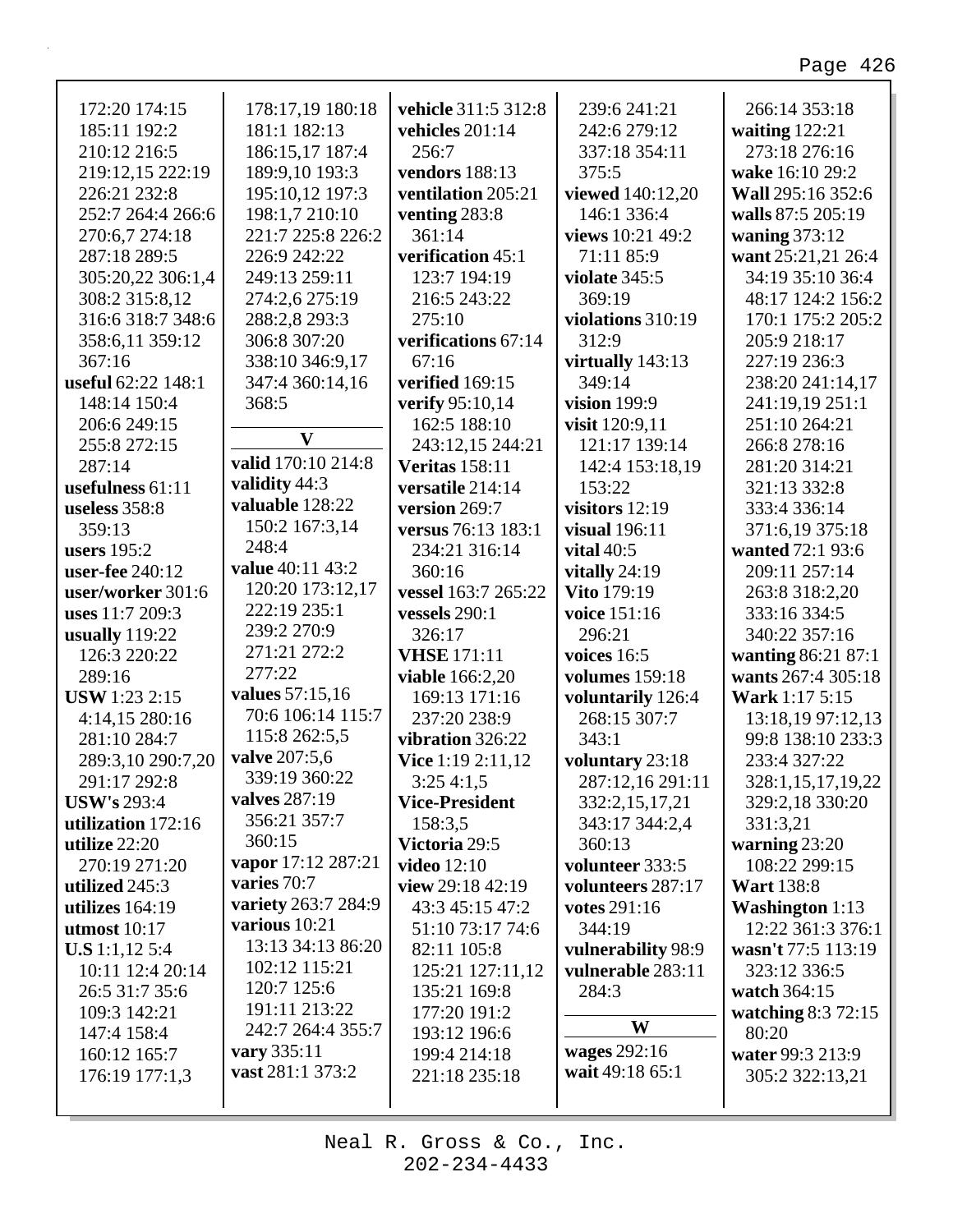172:20 174:15
185:11 192:2
210:12 216:5
219:12,15 222:19
226:21 232:8
252:7 264:4 266:6
270:6,7 274:18
287:18 289:5
305:20,22 306:1,4
308:2 315:8,12
316:6 318:7 348:6
358:6,11 359:12
367:16
**useful** 62:22 148:1
148:14 150:4
206:6 249:15
255:8 272:15
287:14
**usefulness** 61:11
**useless** 358:8
359:13
**users** 195:2
**user-fee** 240:12
**user/worker** 301:6
**uses** 11:7 209:3
**usually** 119:22
126:3 220:22
289:16
**USW** 1:23 2:15
4:14,15 280:16
281:10 284:7
289:3,10 290:7,20
291:17 292:8
**USW's** 293:4
**utilization** 172:16
**utilize** 22:20
270:19 271:20
**utilized** 245:3
**utilizes** 164:19
**utmost** 10:17
**U.S** 1:1,12 5:4
10:11 12:4 20:14
26:5 31:7 35:6
109:3 142:21
147:4 158:4
160:12 165:7
176:19 177:1,3

178:17,19 180:18
181:1 182:13
186:15,17 187:4
189:9,10 193:3
195:10,12 197:3
198:1,7 210:10
221:7 225:8 226:2
226:9 242:22
249:13 259:11
274:2,6 275:19
288:2,8 293:3
306:8 307:20
338:10 346:9,17
347:4 360:14,16
368:5

## V

**valid** 170:10 214:8
**validity** 44:3
**valuable** 128:22
150:2 167:3,14
248:4
**value** 40:11 43:2
120:20 173:12,17
222:19 235:1
239:2 270:9
271:21 272:2
277:22
**values** 57:15,16
70:6 106:14 115:7
115:8 262:5,5
**valve** 207:5,6
339:19 360:22
**valves** 287:19
356:21 357:7
360:15
**vapor** 17:12 287:21
**varies** 70:7
**variety** 263:7 284:9
**various** 10:21
13:13 34:13 86:20
102:12 115:21
120:7 125:6
191:11 213:22
242:7 264:4 355:7
**vary** 335:11
**vast** 281:1 373:2

**vehicle** 311:5 312:8
**vehicles** 201:14
256:7
**vendors** 188:13
**ventilation** 205:21
**venting** 283:8
361:14
**verification** 45:1
123:7 194:19
216:5 243:22
275:10
**verifications** 67:14
67:16
**verified** 169:15
**verify** 95:10,14
162:5 188:10
243:12,15 244:21
**Veritas** 158:11
**versatile** 214:14
**version** 269:7
**versus** 76:13 183:1
234:21 316:14
360:16
**vessel** 163:7 265:22
**vessels** 290:1
326:17
**VHSE** 171:11
**viable** 166:2,20
169:13 171:16
237:20 238:9
**vibration** 326:22
**Vice** 1:19 2:11,12
3:25 4:1,5
**Vice-President**
158:3,5
**Victoria** 29:5
**video** 12:10
**view** 29:18 42:19
43:3 45:15 47:2
51:10 73:17 74:6
82:11 105:8
125:21 127:11,12
135:21 169:8
177:20 191:2
193:12 196:6
199:4 214:18
221:18 235:18

239:6 241:21
242:6 279:12
337:18 354:11
375:5
**viewed** 140:12,20
146:1 336:4
**views** 10:21 49:2
71:11 85:9
**violate** 345:5
369:19
**violations** 310:19
312:9
**virtually** 143:13
349:14
**vision** 199:9
**visit** 120:9,11
121:17 139:14
142:4 153:18,19
153:22
**visitors** 12:19
**visual** 196:11
**vital** 40:5
**vitally** 24:19
**Vito** 179:19
**voice** 151:16
296:21
**voices** 16:5
**volumes** 159:18
**voluntarily** 126:4
268:15 307:7
343:1
**voluntary** 23:18
287:12,16 291:11
332:2,15,17,21
343:17 344:2,4
360:13
**volunteer** 333:5
**volunteers** 287:17
**votes** 291:16
344:19
**vulnerability** 98:9
**vulnerable** 283:11
284:3

## W

**wages** 292:16
**wait** 49:18 65:1

266:14 353:18
**waiting** 122:21
273:18 276:16
**wake** 16:10 29:2
**Wall** 295:16 352:6
**walls** 87:5 205:19
**waning** 373:12
**want** 25:21,21 26:4
34:19 35:10 36:4
48:17 124:2 156:2
170:1 175:2 205:2
205:9 218:17
227:19 236:3
238:20 241:14,17
241:19,19 251:1
251:10 264:21
266:8 278:16
281:20 314:21
321:13 332:8
333:4 336:14
371:6,19 375:18
**wanted** 72:1 93:6
209:11 257:14
263:8 318:2,20
333:16 334:5
340:22 357:16
**wanting** 86:21 87:1
**wants** 267:4 305:18
**Wark** 1:17 5:15
13:18,19 97:12,13
99:8 138:10 233:3
233:4 327:22
328:1,15,17,19,22
329:2,18 330:20
331:3,21
**warning** 23:20
108:22 299:15
**Wart** 138:8
**Washington** 1:13
12:22 361:3 376:1
**wasn't** 77:5 113:19
323:12 336:5
**watch** 364:15
**watching** 8:3 72:15
80:20
**water** 99:3 213:9
305:2 322:13,21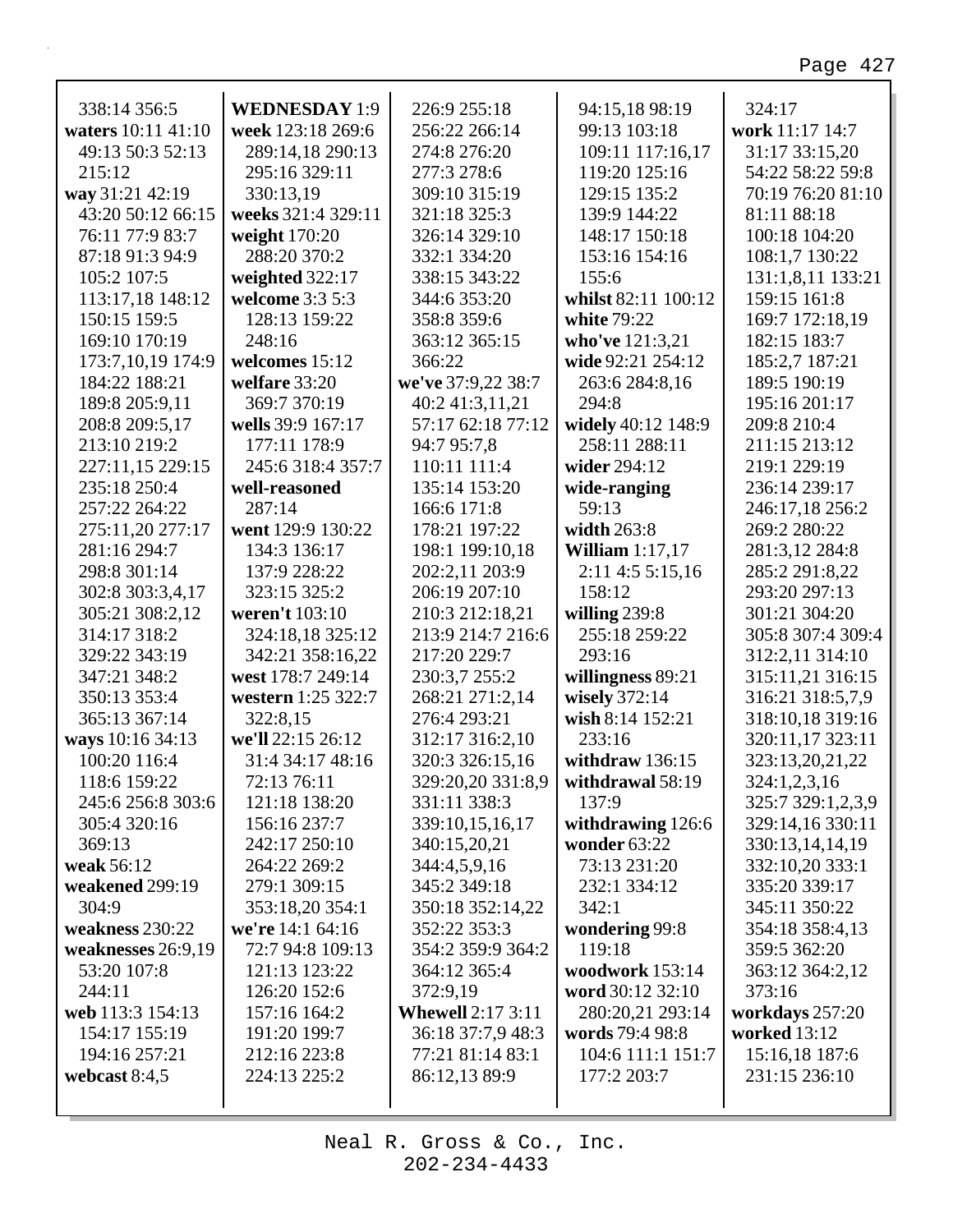338:14 356:5
**waters** 10:11 41:10
49:13 50:3 52:13
215:12
**way** 31:21 42:19
43:20 50:12 66:15
76:11 77:9 83:7
87:18 91:3 94:9
105:2 107:5
113:17,18 148:12
150:15 159:5
169:10 170:19
173:7,10,19 174:9
184:22 188:21
189:8 205:9,11
208:8 209:5,17
213:10 219:2
227:11,15 229:15
235:18 250:4
257:22 264:22
275:11,20 277:17
281:16 294:7
298:8 301:14
302:8 303:3,4,17
305:21 308:2,12
314:17 318:2
329:22 343:19
347:21 348:2
350:13 353:4
365:13 367:14
**ways** 10:16 34:13
100:20 116:4
118:6 159:22
245:6 256:8 303:6
305:4 320:16
369:13
**weak** 56:12
**weakened** 299:19
304:9
**weakness** 230:22
**weaknesses** 26:9,19
53:20 107:8
244:11
**web** 113:3 154:13
154:17 155:19
194:16 257:21
**webcast** 8:4,5
**WEDNESDAY** 1:9
**week** 123:18 269:6
289:14,18 290:13
295:16 329:11
330:13,19
**weeks** 321:4 329:11
**weight** 170:20
288:20 370:2
**weighted** 322:17
**welcome** 3:3 5:3
128:13 159:22
248:16
**welcomes** 15:12
**welfare** 33:20
369:7 370:19
**wells** 39:9 167:17
177:11 178:9
245:6 318:4 357:7
**well-reasoned**
287:14
**went** 129:9 130:22
134:3 136:17
137:9 228:22
323:15 325:2
**weren't** 103:10
324:18,18 325:12
342:21 358:16,22
**west** 178:7 249:14
**western** 1:25 322:7
322:8,15
**we'll** 22:15 26:12
31:4 34:17 48:16
72:13 76:11
121:18 138:20
156:16 237:7
242:17 250:10
264:22 269:2
279:1 309:15
353:18,20 354:1
**we're** 14:1 64:16
72:7 94:8 109:13
121:13 123:22
126:20 152:6
157:16 164:2
191:20 199:7
212:16 223:8
224:13 225:2
226:9 255:18
256:22 266:14
274:8 276:20
277:3 278:6
309:10 315:19
321:18 325:3
326:14 329:10
332:1 334:20
338:15 343:22
344:6 353:20
358:8 359:6
363:12 365:15
366:22
**we've** 37:9,22 38:7
40:2 41:3,11,21
57:17 62:18 77:12
94:7 95:7,8
110:11 111:4
135:14 153:20
166:6 171:8
178:21 197:22
198:1 199:10,18
202:2,11 203:9
206:19 207:10
210:3 212:18,21
213:9 214:7 216:6
217:20 229:7
230:3,7 255:2
268:21 271:2,14
276:4 293:21
312:17 316:2,10
320:3 326:15,16
329:20,20 331:8,9
331:11 338:3
339:10,15,16,17
340:15,20,21
344:4,5,9,16
345:2 349:18
350:18 352:14,22
352:22 353:3
354:2 359:9 364:2
364:12 365:4
372:9,19
**Whewell** 2:17 3:11
36:18 37:7,9 48:3
77:21 81:14 83:1
86:12,13 89:9
94:15,18 98:19
99:13 103:18
109:11 117:16,17
119:20 125:16
129:15 135:2
139:9 144:22
148:17 150:18
153:16 154:16
155:6
**whilst** 82:11 100:12
**white** 79:22
**who've** 121:3,21
**wide** 92:21 254:12
263:6 284:8,16
294:8
**widely** 40:12 148:9
258:11 288:11
**wider** 294:12
**wide-ranging**
59:13
**width** 263:8
**William** 1:17,17
2:11 4:5 5:15,16
158:12
**willing** 239:8
255:18 259:22
293:16
**willingness** 89:21
**wisely** 372:14
**wish** 8:14 152:21
233:16
**withdraw** 136:15
**withdrawal** 58:19
137:9
**withdrawing** 126:6
**wonder** 63:22
73:13 231:20
232:1 334:12
342:1
**wondering** 99:8
119:18
**woodwork** 153:14
**word** 30:12 32:10
280:20,21 293:14
**words** 79:4 98:8
104:6 111:1 151:7
177:2 203:7
324:17
**work** 11:17 14:7
31:17 33:15,20
54:22 58:22 59:8
70:19 76:20 81:10
81:11 88:18
100:18 104:20
108:1,7 130:22
131:1,8,11 133:21
159:15 161:8
169:7 172:18,19
182:15 183:7
185:2,7 187:21
189:5 190:19
195:16 201:17
209:8 210:4
211:15 213:12
219:1 229:19
236:14 239:17
246:17,18 256:2
269:2 280:22
281:3,12 284:8
285:2 291:8,22
293:20 297:13
301:21 304:20
305:8 307:4 309:4
312:2,11 314:10
315:11,21 316:15
316:21 318:5,7,9
318:10,18 319:16
320:11,17 323:11
323:13,20,21,22
324:1,2,3,16
325:7 329:1,2,3,9
329:14,16 330:11
330:13,14,14,19
332:10,20 333:1
335:20 339:17
345:11 350:22
354:18 358:4,13
359:5 362:20
363:12 364:2,12
373:16
**workdays** 257:20
**worked** 13:12
15:16,18 187:6
231:15 236:10

Neal R. Gross & Co., Inc.
202-234-4433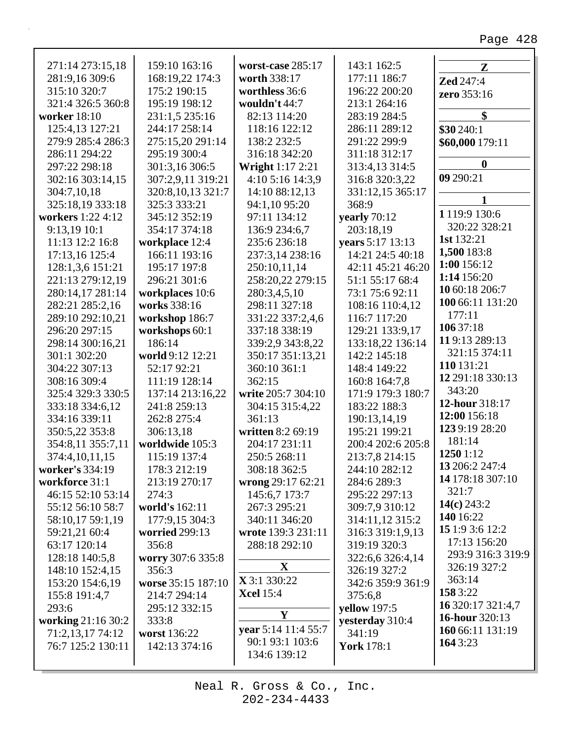271:14 273:15,18
281:9,16 309:6
315:10 320:7
321:4 326:5 360:8

**worker** 18:10
125:4,13 127:21
279:9 285:4 286:3
286:11 294:22
297:22 298:18
302:16 303:14,15
304:7,10,18
325:18,19 333:18

**workers** 1:22 4:12
9:13,19 10:1
11:13 12:2 16:8
17:13,16 125:4
128:1,3,6 151:21
221:13 279:12,19
280:14,17 281:14
282:21 285:2,16
289:10 292:10,21
296:20 297:15
298:14 300:16,21
301:1 302:20
304:22 307:13
308:16 309:4
325:4 329:3 330:5
333:18 334:6,12
334:16 339:11
350:5,22 353:8
354:8,11 355:7,11
374:4,10,11,15

**worker's** 334:19

**workforce** 31:1
46:15 52:10 53:14
55:12 56:10 58:7
58:10,17 59:1,19
59:21,21 60:4
63:17 120:14
128:18 140:5,8
148:10 152:4,15
153:20 154:6,19
155:8 191:4,7
293:6

**working** 21:16 30:2
71:2,13,17 74:12
76:7 125:2 130:11
159:10 163:16
168:19,22 174:3
175:2 190:15
195:19 198:12
231:1,5 235:16
244:17 258:14
275:15,20 291:14
295:19 300:4
301:3,16 306:5
307:2,9,11 319:21
320:8,10,13 321:7
325:3 333:21
345:12 352:19
354:17 374:18

**workplace** 12:4
166:11 193:16
195:17 197:8
296:21 301:6

**workplaces** 10:6

**works** 338:16

**workshop** 186:7

**workshops** 60:1
186:14

**world** 9:12 12:21
52:17 92:21
111:19 128:14
137:14 213:16,22
241:8 259:13
262:8 275:4
306:13,18

**worldwide** 105:3
115:19 137:4
178:3 212:19
213:19 270:17
274:3

**world's** 162:11
177:9,15 304:3

**worried** 299:13
356:8

**worry** 307:6 335:8
356:3

**worse** 35:15 187:10
214:7 294:14
295:12 332:15
333:8

**worst** 136:22
142:13 374:16

**worst-case** 285:17

**worth** 338:17

**worthless** 36:6

**wouldn't** 44:7
82:13 114:20
118:16 122:12
138:2 232:5
316:18 342:20

**Wright** 1:17 2:21
4:10 5:16 14:3,9
14:10 88:12,13
94:1,10 95:20
97:11 134:12
136:9 234:6,7
235:6 236:18
237:3,14 238:16
250:10,11,14
258:20,22 279:15
280:3,4,5,10
298:11 327:18
331:22 337:2,4,6
337:18 338:19
339:2,9 343:8,22
350:17 351:13,21
360:10 361:1
362:15

**write** 205:7 304:10
304:15 315:4,22
361:13

**written** 8:2 69:19
204:17 231:11
250:5 268:11
308:18 362:5

**wrong** 29:17 62:21
145:6,7 173:7
267:3 295:21
340:11 346:20

**wrote** 139:3 231:11
288:18 292:10

**X**

**X** 3:1 330:22

**Xcel** 15:4

**Y**

**year** 5:14 11:4 55:7
90:1 93:1 103:6
134:6 139:12
143:1 162:5
177:11 186:7
196:22 200:20
213:1 264:16
283:19 284:5
286:11 289:12
291:22 299:9
311:18 312:17
313:4,13 314:5
316:8 320:3,22
331:12,15 365:17
368:9

**yearly** 70:12
203:18,19

**years** 5:17 13:13
14:21 24:5 40:18
42:11 45:21 46:20
51:1 55:17 68:4
73:1 75:6 92:11
108:16 110:4,12
116:7 117:20
129:21 133:9,17
133:18,22 136:14
142:2 145:18
148:4 149:22
160:8 164:7,8
171:9 179:3 180:7
183:22 188:3
190:13,14,19
195:21 199:21
200:4 202:6 205:8
213:7,8 214:15
244:10 282:12
284:6 289:3
295:22 297:13
309:7,9 310:12
314:11,12 315:2
316:3 319:1,9,13
319:19 320:3
322:6,6 326:4,14
326:19 327:2
342:6 359:9 361:9
375:6,8

**yellow** 197:5

**yesterday** 310:4
341:19

**York** 178:1

**Z**

**Zed** 247:4

**zero** 353:16

**$**

**$30** 240:1

**$60,000** 179:11

**0**

**09** 290:21

**1**

**1** 119:9 130:6
320:22 328:21

**1st** 132:21

**1,500** 183:8

**1:00** 156:12

**1:14** 156:20

**10** 60:18 206:7

**100** 66:11 131:20
177:11

**106** 37:18

**11** 9:13 289:13
321:15 374:11

**110** 131:21

**12** 291:18 330:13
343:20

**12-hour** 318:17

**12:00** 156:18

**123** 9:19 28:20
181:14

**1250** 1:12

**13** 206:2 247:4

**14** 178:18 307:10
321:7

**14(c)** 243:2

**140** 16:22

**15** 1:9 3:6 12:2
17:13 156:20
293:9 316:3 319:9
326:19 327:2
363:14

**158** 3:22

**16** 320:17 321:4,7

**16-hour** 320:13

**160** 66:11 131:19

**164** 3:23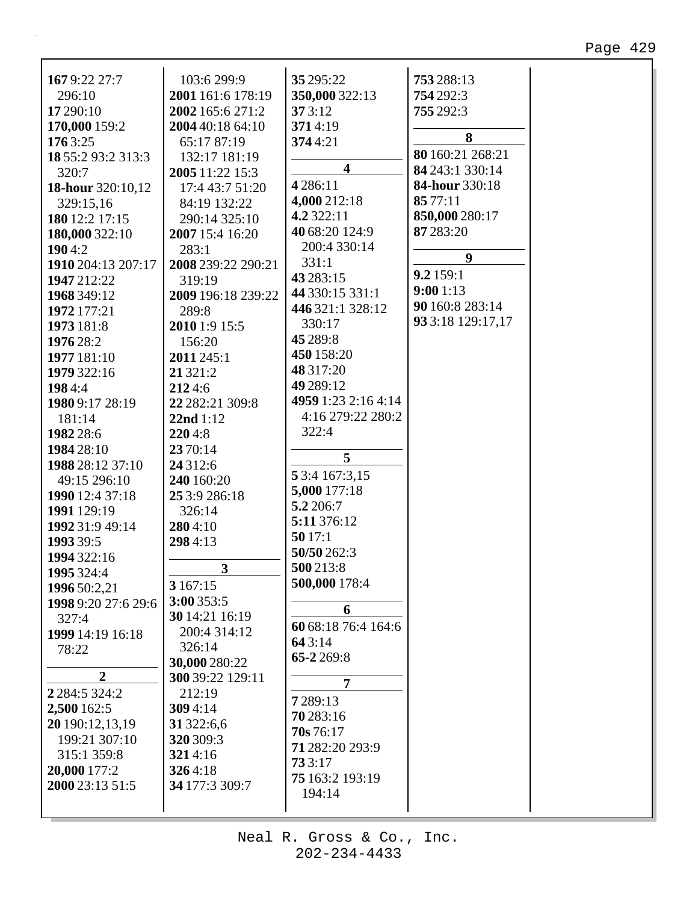**167** 9:22 27:7 296:10
**17** 290:10
**170,000** 159:2
**176** 3:25
**18** 55:2 93:2 313:3 320:7
**18-hour** 320:10,12 329:15,16
**180** 12:2 17:15
**180,000** 322:10
**190** 4:2
**1910** 204:13 207:17
**1947** 212:22
**1968** 349:12
**1972** 177:21
**1973** 181:8
**1976** 28:2
**1977** 181:10
**1979** 322:16
**198** 4:4
**1980** 9:17 28:19 181:14
**1982** 28:6
**1984** 28:10
**1988** 28:12 37:10 49:15 296:10
**1990** 12:4 37:18
**1991** 129:19
**1992** 31:9 49:14
**1993** 39:5
**1994** 322:16
**1995** 324:4
**1996** 50:2,21
**1998** 9:20 27:6 29:6 327:4
**1999** 14:19 16:18 78:22

## 2

**2** 284:5 324:2
**2,500** 162:5
**20** 190:12,13,19 199:21 307:10 315:1 359:8
**20,000** 177:2
**2000** 23:13 51:5 103:6 299:9
**2001** 161:6 178:19
**2002** 165:6 271:2
**2004** 40:18 64:10 65:17 87:19 132:17 181:19
**2005** 11:22 15:3 17:4 43:7 51:20 84:19 132:22 290:14 325:10
**2007** 15:4 16:20 283:1
**2008** 239:22 290:21 319:19
**2009** 196:18 239:22 289:8
**2010** 1:9 15:5 156:20
**2011** 245:1
**21** 321:2
**212** 4:6
**22** 282:21 309:8
**22nd** 1:12
**220** 4:8
**23** 70:14
**24** 312:6
**240** 160:20
**25** 3:9 286:18 326:14
**280** 4:10
**298** 4:13

## 3

**3** 167:15
**3:00** 353:5
**30** 14:21 16:19 200:4 314:12 326:14
**30,000** 280:22
**300** 39:22 129:11 212:19
**309** 4:14
**31** 322:6,6
**320** 309:3
**321** 4:16
**326** 4:18
**34** 177:3 309:7
**35** 295:22
**350,000** 322:13
**37** 3:12
**371** 4:19
**374** 4:21

## 4

**4** 286:11
**4,000** 212:18
**4.2** 322:11
**40** 68:20 124:9 200:4 330:14 331:1
**43** 283:15
**44** 330:15 331:1
**446** 321:1 328:12 330:17
**45** 289:8
**450** 158:20
**48** 317:20
**49** 289:12
**4959** 1:23 2:16 4:14 4:16 279:22 280:2 322:4

## 5

**5** 3:4 167:3,15
**5,000** 177:18
**5.2** 206:7
**5:11** 376:12
**50** 17:1
**50/50** 262:3
**500** 213:8
**500,000** 178:4

## 6

**60** 68:18 76:4 164:6
**64** 3:14
**65-2** 269:8

## 7

**7** 289:13
**70** 283:16
**70s** 76:17
**71** 282:20 293:9
**73** 3:17
**75** 163:2 193:19 194:14
**753** 288:13
**754** 292:3
**755** 292:3

## 8

**80** 160:21 268:21
**84** 243:1 330:14
**84-hour** 330:18
**85** 77:11
**850,000** 280:17
**87** 283:20

## 9

**9.2** 159:1
**9:00** 1:13
**90** 160:8 283:14
**93** 3:18 129:17,17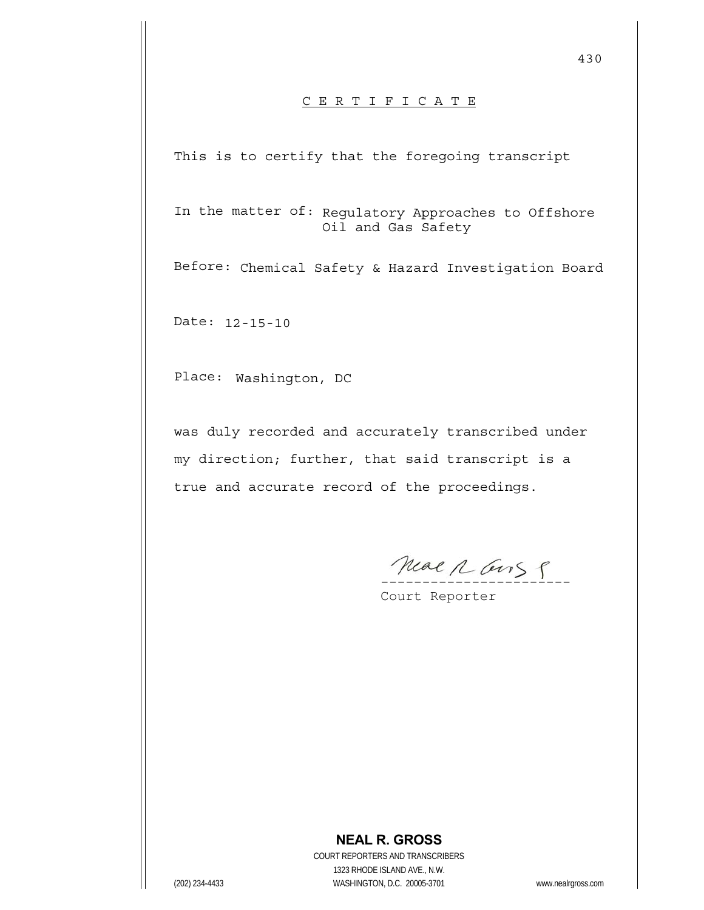# C E R T I F I C A T E

This is to certify that the foregoing transcript

In the matter of: Regulatory Approaches to Offshore Oil and Gas Safety

Before: Chemical Safety & Hazard Investigation Board

Date: 12-15-10

Place: Washington, DC

was duly recorded and accurately transcribed under my direction; further, that said transcript is a true and accurate record of the proceedings.

-----------------------

Court Reporter

**NEAL R. GROSS**

COURT REPORTERS AND TRANSCRIBERS

1323 RHODE ISLAND AVE., N.W.

(202) 234-4433 WASHINGTON, D.C. 20005-3701 www.nealrgross.com